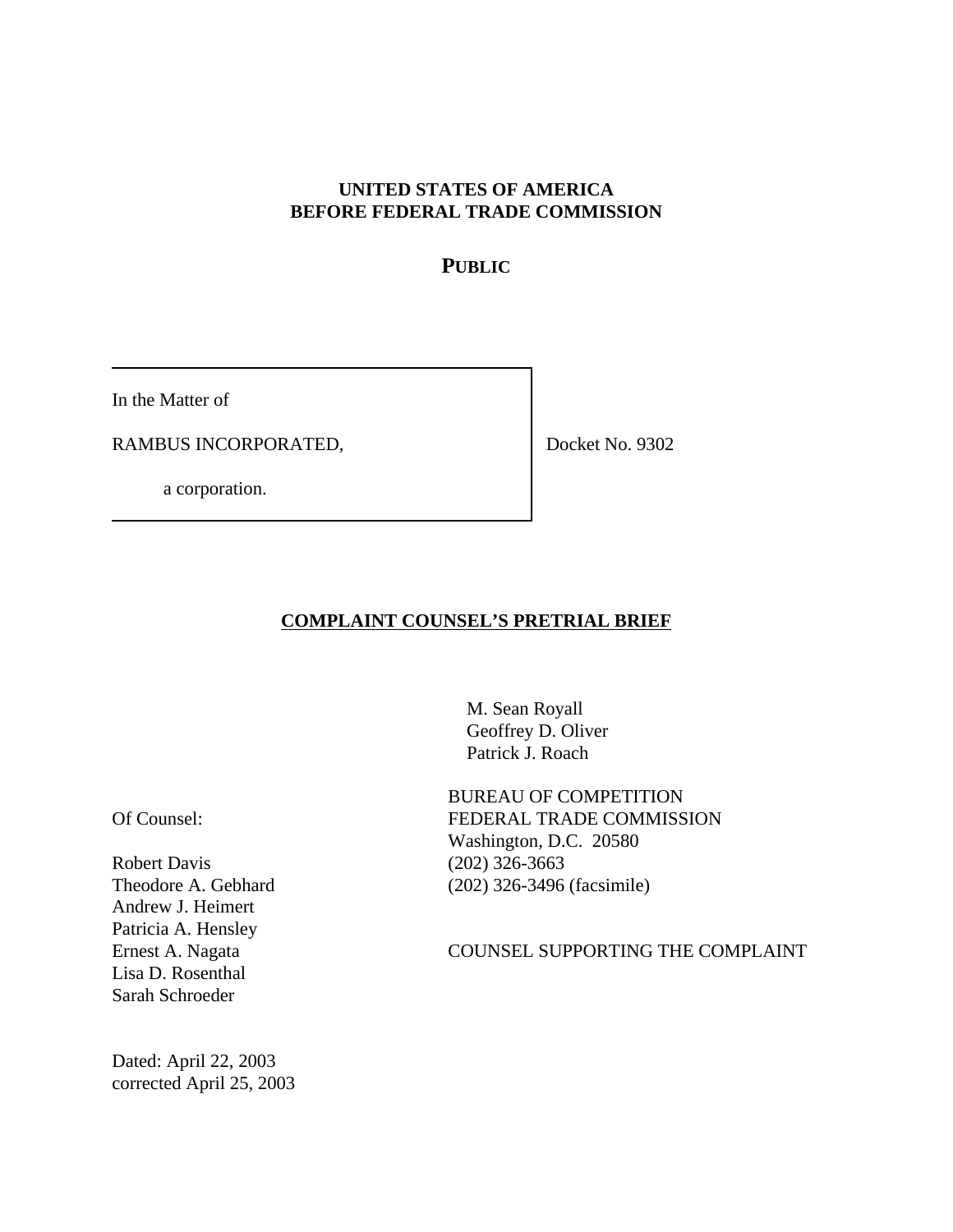**UNITED STATES OF AMERICA**
**BEFORE FEDERAL TRADE COMMISSION**

**PUBLIC**

| | |
|---|---|
| In the Matter of<br><br>RAMBUS INCORPORATED,<br><br>a corporation. | Docket No. 9302 |

## COMPLAINT COUNSEL'S PRETRIAL BRIEF

M. Sean Royall
Geoffrey D. Oliver
Patrick J. Roach

BUREAU OF COMPETITION
FEDERAL TRADE COMMISSION
Washington, D.C. 20580
(202) 326-3663
(202) 326-3496 (facsimile)

COUNSEL SUPPORTING THE COMPLAINT

Of Counsel:

Robert Davis
Theodore A. Gebhard
Andrew J. Heimert
Patricia A. Hensley
Ernest A. Nagata
Lisa D. Rosenthal
Sarah Schroeder

Dated: April 22, 2003
corrected April 25, 2003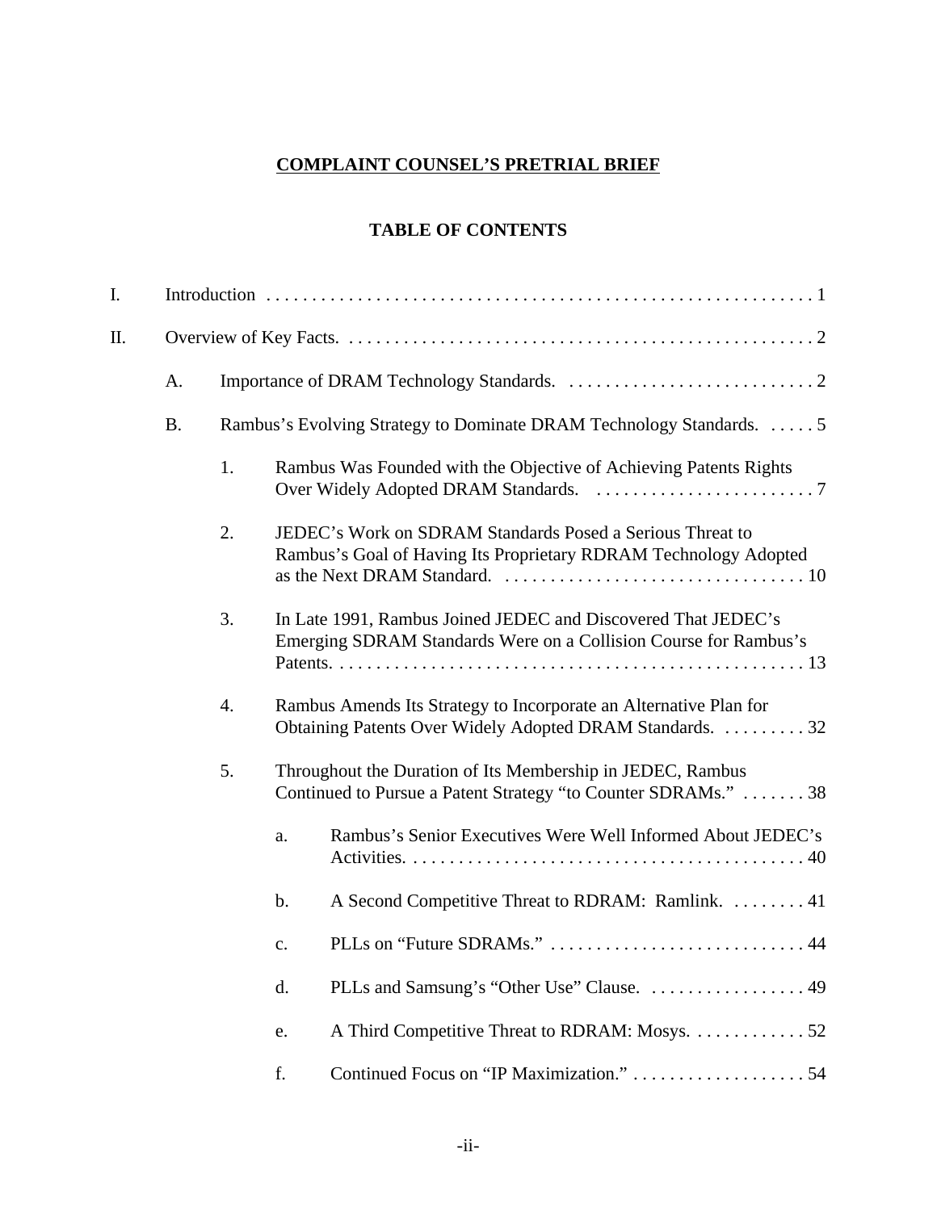**COMPLAINT COUNSEL'S PRETRIAL BRIEF**

**TABLE OF CONTENTS**

I. Introduction . . . . . . . . . . . . . . . . . . . . . . . . . . . . . . . . . . . . . . . . . . . . . . . . . . . . . . . . . . . . 1

II. Overview of Key Facts. . . . . . . . . . . . . . . . . . . . . . . . . . . . . . . . . . . . . . . . . . . . . . . . . . . . 2

- A. Importance of DRAM Technology Standards. . . . . . . . . . . . . . . . . . . . . . . . . . . . 2
- B. Rambus's Evolving Strategy to Dominate DRAM Technology Standards. . . . . . 5
  - 1. Rambus Was Founded with the Objective of Achieving Patents Rights Over Widely Adopted DRAM Standards. . . . . . . . . . . . . . . . . . . . . . . . . 7
  - 2. JEDEC's Work on SDRAM Standards Posed a Serious Threat to Rambus's Goal of Having Its Proprietary RDRAM Technology Adopted as the Next DRAM Standard. . . . . . . . . . . . . . . . . . . . . . . . . . . . . . . . . . 10
  - 3. In Late 1991, Rambus Joined JEDEC and Discovered That JEDEC's Emerging SDRAM Standards Were on a Collision Course for Rambus's Patents. . . . . . . . . . . . . . . . . . . . . . . . . . . . . . . . . . . . . . . . . . . . . . . . . . . . 13
  - 4. Rambus Amends Its Strategy to Incorporate an Alternative Plan for Obtaining Patents Over Widely Adopted DRAM Standards. . . . . . . . . . 32
  - 5. Throughout the Duration of Its Membership in JEDEC, Rambus Continued to Pursue a Patent Strategy "to Counter SDRAMs." . . . . . . . 38
    - a. Rambus's Senior Executives Were Well Informed About JEDEC's Activities. . . . . . . . . . . . . . . . . . . . . . . . . . . . . . . . . . . . . . . . . . . . 40
    - b. A Second Competitive Threat to RDRAM: Ramlink. . . . . . . . . 41
    - c. PLLs on "Future SDRAMs." . . . . . . . . . . . . . . . . . . . . . . . . . . . . . 44
    - d. PLLs and Samsung's "Other Use" Clause. . . . . . . . . . . . . . . . . . 49
    - e. A Third Competitive Threat to RDRAM: Mosys. . . . . . . . . . . . . 52
    - f. Continued Focus on "IP Maximization." . . . . . . . . . . . . . . . . . . . 54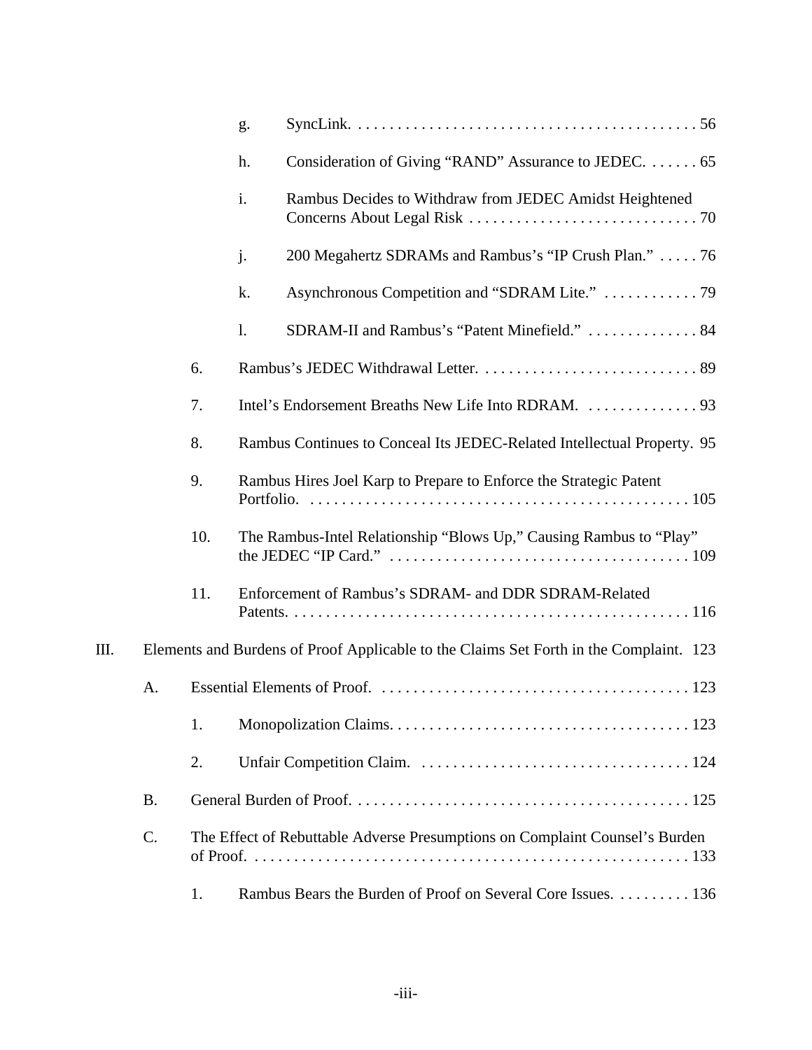g. SyncLink. . . . . . . . . . . . . . . . . . . . . . . . . . . . . . . . . . . . . . . . . . . 56

h. Consideration of Giving "RAND" Assurance to JEDEC. . . . . . . 65

i. Rambus Decides to Withdraw from JEDEC Amidst Heightened Concerns About Legal Risk . . . . . . . . . . . . . . . . . . . . . . . . . . . . . 70

j. 200 Megahertz SDRAMs and Rambus's "IP Crush Plan." . . . . . 76

k. Asynchronous Competition and "SDRAM Lite." . . . . . . . . . . . . 79

l. SDRAM-II and Rambus's "Patent Minefield." . . . . . . . . . . . . . . 84

6. Rambus's JEDEC Withdrawal Letter. . . . . . . . . . . . . . . . . . . . . . . . . . . . 89

7. Intel's Endorsement Breaths New Life Into RDRAM. . . . . . . . . . . . . . . 93

8. Rambus Continues to Conceal Its JEDEC-Related Intellectual Property. 95

9. Rambus Hires Joel Karp to Prepare to Enforce the Strategic Patent Portfolio. . . . . . . . . . . . . . . . . . . . . . . . . . . . . . . . . . . . . . . . . . . . . . . . 105

10. The Rambus-Intel Relationship "Blows Up," Causing Rambus to "Play" the JEDEC "IP Card." . . . . . . . . . . . . . . . . . . . . . . . . . . . . . . . . . . . . . . 109

11. Enforcement of Rambus's SDRAM- and DDR SDRAM-Related Patents. . . . . . . . . . . . . . . . . . . . . . . . . . . . . . . . . . . . . . . . . . . . . . . . . . 116

III. Elements and Burdens of Proof Applicable to the Claims Set Forth in the Complaint. 123

A. Essential Elements of Proof. . . . . . . . . . . . . . . . . . . . . . . . . . . . . . . . . . . . . . . 123

1. Monopolization Claims. . . . . . . . . . . . . . . . . . . . . . . . . . . . . . . . . . . . . . 123

2. Unfair Competition Claim. . . . . . . . . . . . . . . . . . . . . . . . . . . . . . . . . . . 124

B. General Burden of Proof. . . . . . . . . . . . . . . . . . . . . . . . . . . . . . . . . . . . . . . . . . . 125

C. The Effect of Rebuttable Adverse Presumptions on Complaint Counsel's Burden of Proof. . . . . . . . . . . . . . . . . . . . . . . . . . . . . . . . . . . . . . . . . . . . . . . . . . . . . . . 133

1. Rambus Bears the Burden of Proof on Several Core Issues. . . . . . . . . . 136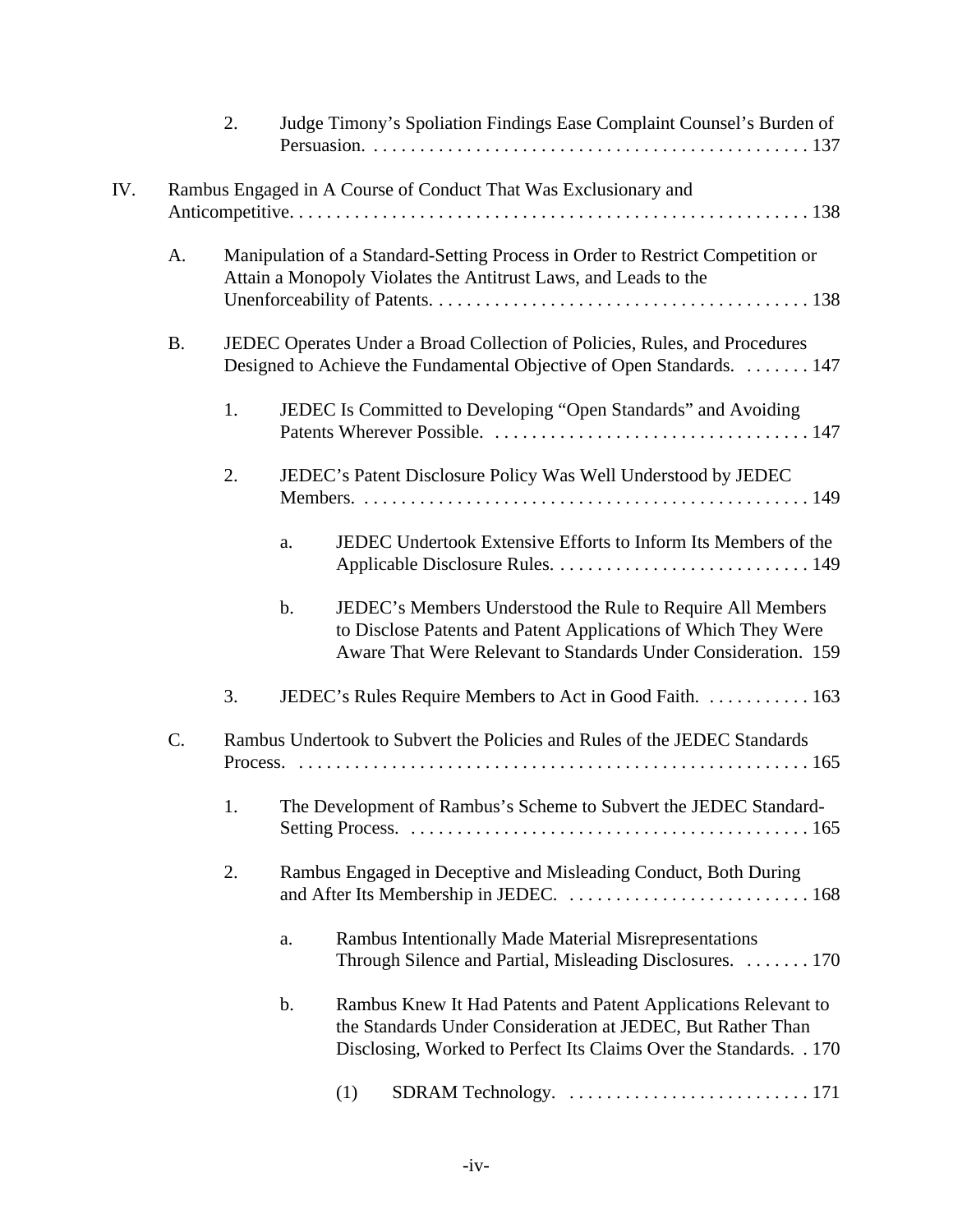2. Judge Timony's Spoliation Findings Ease Complaint Counsel's Burden of Persuasion. . . . . . . . . . . . . . . . . . . . . . . . . . . . . . . . . . . . . . . . . . . . . . . 137

IV. Rambus Engaged in A Course of Conduct That Was Exclusionary and Anticompetitive. . . . . . . . . . . . . . . . . . . . . . . . . . . . . . . . . . . . . . . . . . . . . . . . . . . . . . 138

A. Manipulation of a Standard-Setting Process in Order to Restrict Competition or Attain a Monopoly Violates the Antitrust Laws, and Leads to the Unenforceability of Patents. . . . . . . . . . . . . . . . . . . . . . . . . . . . . . . . . . . . . . . . 138

B. JEDEC Operates Under a Broad Collection of Policies, Rules, and Procedures Designed to Achieve the Fundamental Objective of Open Standards. . . . . . . . 147

1. JEDEC Is Committed to Developing "Open Standards" and Avoiding Patents Wherever Possible. . . . . . . . . . . . . . . . . . . . . . . . . . . . . . . . . . . 147

2. JEDEC's Patent Disclosure Policy Was Well Understood by JEDEC Members. . . . . . . . . . . . . . . . . . . . . . . . . . . . . . . . . . . . . . . . . . . . . . . . 149

a. JEDEC Undertook Extensive Efforts to Inform Its Members of the Applicable Disclosure Rules. . . . . . . . . . . . . . . . . . . . . . . . . . . . 149

b. JEDEC's Members Understood the Rule to Require All Members to Disclose Patents and Patent Applications of Which They Were Aware That Were Relevant to Standards Under Consideration. 159

3. JEDEC's Rules Require Members to Act in Good Faith. . . . . . . . . . . . 163

C. Rambus Undertook to Subvert the Policies and Rules of the JEDEC Standards Process. . . . . . . . . . . . . . . . . . . . . . . . . . . . . . . . . . . . . . . . . . . . . . . . . . . . . 165

1. The Development of Rambus's Scheme to Subvert the JEDEC Standard-Setting Process. . . . . . . . . . . . . . . . . . . . . . . . . . . . . . . . . . . . . . . . . . . 165

2. Rambus Engaged in Deceptive and Misleading Conduct, Both During and After Its Membership in JEDEC. . . . . . . . . . . . . . . . . . . . . . . . . . . 168

a. Rambus Intentionally Made Material Misrepresentations Through Silence and Partial, Misleading Disclosures. . . . . . . . 170

b. Rambus Knew It Had Patents and Patent Applications Relevant to the Standards Under Consideration at JEDEC, But Rather Than Disclosing, Worked to Perfect Its Claims Over the Standards. . 170

(1) SDRAM Technology. . . . . . . . . . . . . . . . . . . . . . . . . . . 171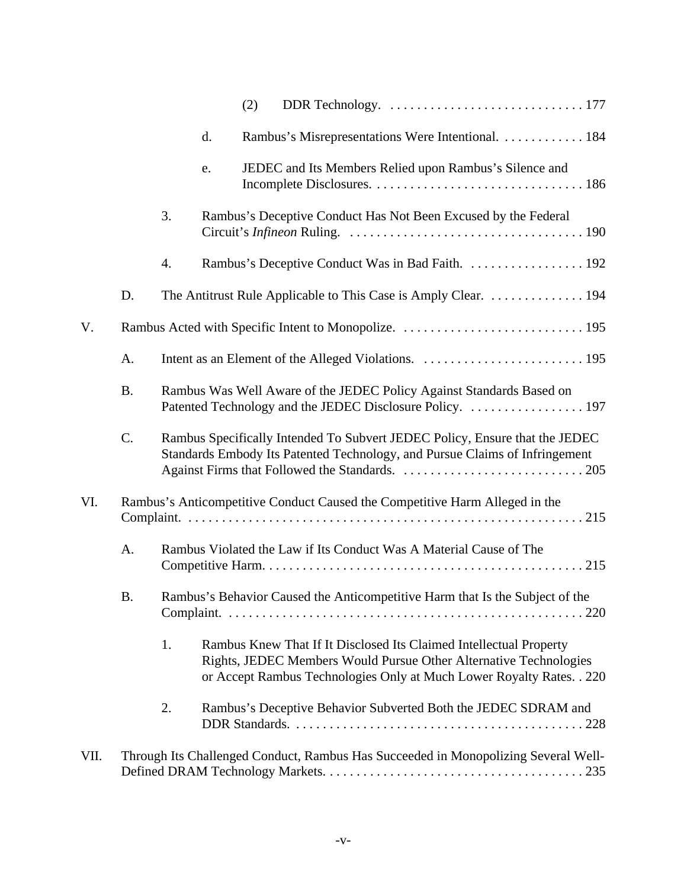(2) DDR Technology. . . . . . . . . . . . . . . . . . . . . . . . . . . . . . 177

d. Rambus's Misrepresentations Were Intentional. . . . . . . . . . . . . 184

e. JEDEC and Its Members Relied upon Rambus's Silence and Incomplete Disclosures. . . . . . . . . . . . . . . . . . . . . . . . . . . . . . . . 186

3. Rambus's Deceptive Conduct Has Not Been Excused by the Federal Circuit's *Infineon* Ruling. . . . . . . . . . . . . . . . . . . . . . . . . . . . . . . . . . . . 190

4. Rambus's Deceptive Conduct Was in Bad Faith. . . . . . . . . . . . . . . . . . 192

D. The Antitrust Rule Applicable to This Case is Amply Clear. . . . . . . . . . . . . . . 194

V. Rambus Acted with Specific Intent to Monopolize. . . . . . . . . . . . . . . . . . . . . . . . . . . . 195

A. Intent as an Element of the Alleged Violations. . . . . . . . . . . . . . . . . . . . . . . . . 195

B. Rambus Was Well Aware of the JEDEC Policy Against Standards Based on Patented Technology and the JEDEC Disclosure Policy. . . . . . . . . . . . . . . . . . 197

C. Rambus Specifically Intended To Subvert JEDEC Policy, Ensure that the JEDEC Standards Embody Its Patented Technology, and Pursue Claims of Infringement Against Firms that Followed the Standards. . . . . . . . . . . . . . . . . . . . . . . . . . . 205

VI. Rambus's Anticompetitive Conduct Caused the Competitive Harm Alleged in the Complaint. . . . . . . . . . . . . . . . . . . . . . . . . . . . . . . . . . . . . . . . . . . . . . . . . . . . . . . . . . . . 215

A. Rambus Violated the Law if Its Conduct Was A Material Cause of The Competitive Harm. . . . . . . . . . . . . . . . . . . . . . . . . . . . . . . . . . . . . . . . . . . . . . . . 215

B. Rambus's Behavior Caused the Anticompetitive Harm that Is the Subject of the Complaint. . . . . . . . . . . . . . . . . . . . . . . . . . . . . . . . . . . . . . . . . . . . . . . . . . . . . 220

1. Rambus Knew That If It Disclosed Its Claimed Intellectual Property Rights, JEDEC Members Would Pursue Other Alternative Technologies or Accept Rambus Technologies Only at Much Lower Royalty Rates. . 220

2. Rambus's Deceptive Behavior Subverted Both the JEDEC SDRAM and DDR Standards. . . . . . . . . . . . . . . . . . . . . . . . . . . . . . . . . . . . . . . . . . . . 228

VII. Through Its Challenged Conduct, Rambus Has Succeeded in Monopolizing Several Well-Defined DRAM Technology Markets. . . . . . . . . . . . . . . . . . . . . . . . . . . . . . . . . . . . . . . 235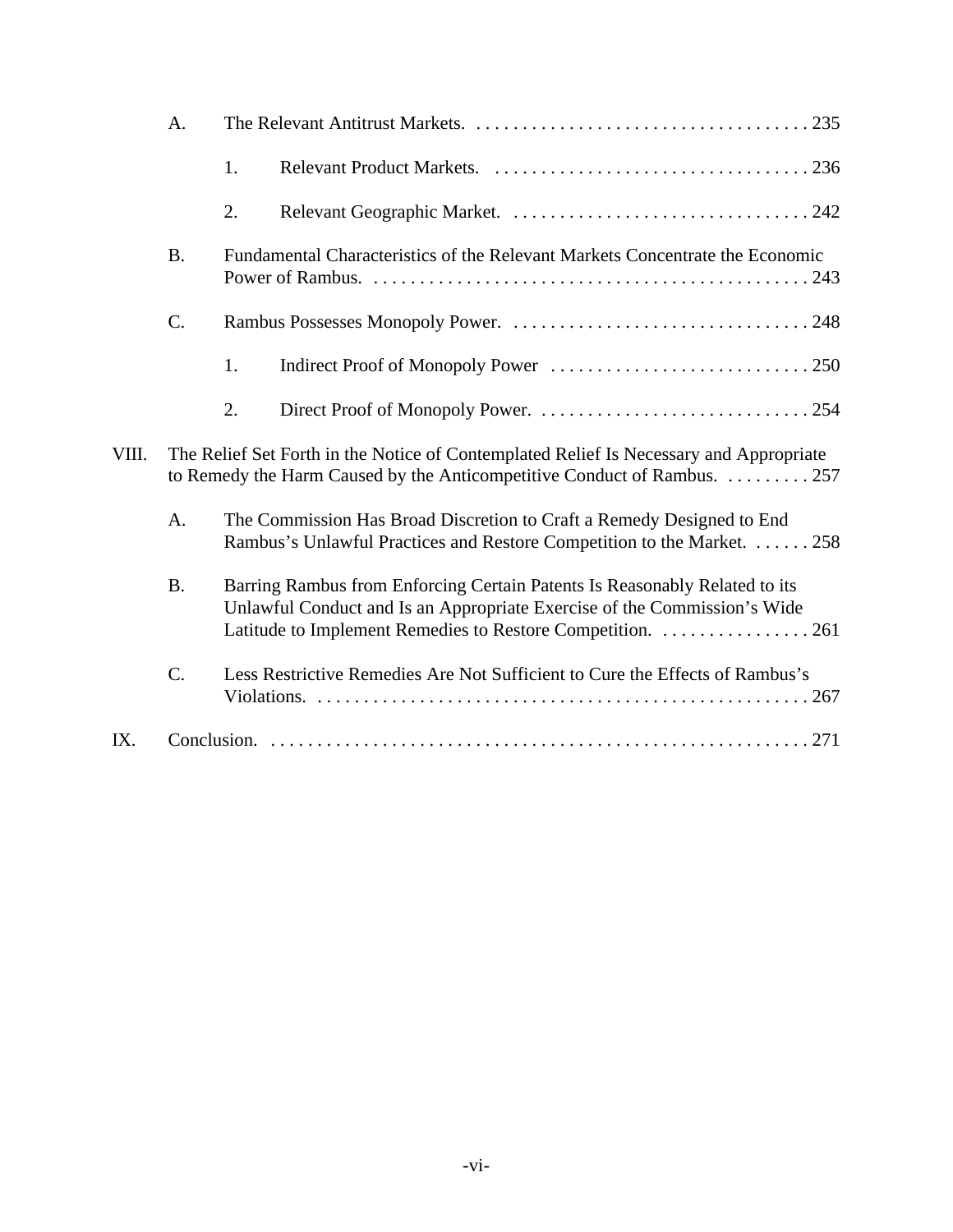- A. The Relevant Antitrust Markets. . . . . . . . . . . . . . . . . . . . . . . . . . . . . . . . . . . . . 235
  - 1. Relevant Product Markets. . . . . . . . . . . . . . . . . . . . . . . . . . . . . . . . . . . . 236
  - 2. Relevant Geographic Market. . . . . . . . . . . . . . . . . . . . . . . . . . . . . . . . . 242
- B. Fundamental Characteristics of the Relevant Markets Concentrate the Economic Power of Rambus. . . . . . . . . . . . . . . . . . . . . . . . . . . . . . . . . . . . . . . . . . . . . . . . 243
- C. Rambus Possesses Monopoly Power. . . . . . . . . . . . . . . . . . . . . . . . . . . . . . . . . 248
  - 1. Indirect Proof of Monopoly Power . . . . . . . . . . . . . . . . . . . . . . . . . . . . . 250
  - 2. Direct Proof of Monopoly Power. . . . . . . . . . . . . . . . . . . . . . . . . . . . . . . 254

VIII. The Relief Set Forth in the Notice of Contemplated Relief Is Necessary and Appropriate to Remedy the Harm Caused by the Anticompetitive Conduct of Rambus. . . . . . . . . . 257

- A. The Commission Has Broad Discretion to Craft a Remedy Designed to End Rambus's Unlawful Practices and Restore Competition to the Market. . . . . . . 258
- B. Barring Rambus from Enforcing Certain Patents Is Reasonably Related to its Unlawful Conduct and Is an Appropriate Exercise of the Commission's Wide Latitude to Implement Remedies to Restore Competition. . . . . . . . . . . . . . . . . 261
- C. Less Restrictive Remedies Are Not Sufficient to Cure the Effects of Rambus's Violations. . . . . . . . . . . . . . . . . . . . . . . . . . . . . . . . . . . . . . . . . . . . . . . . . . . . . 267

IX. Conclusion. . . . . . . . . . . . . . . . . . . . . . . . . . . . . . . . . . . . . . . . . . . . . . . . . . . . . . . . . 271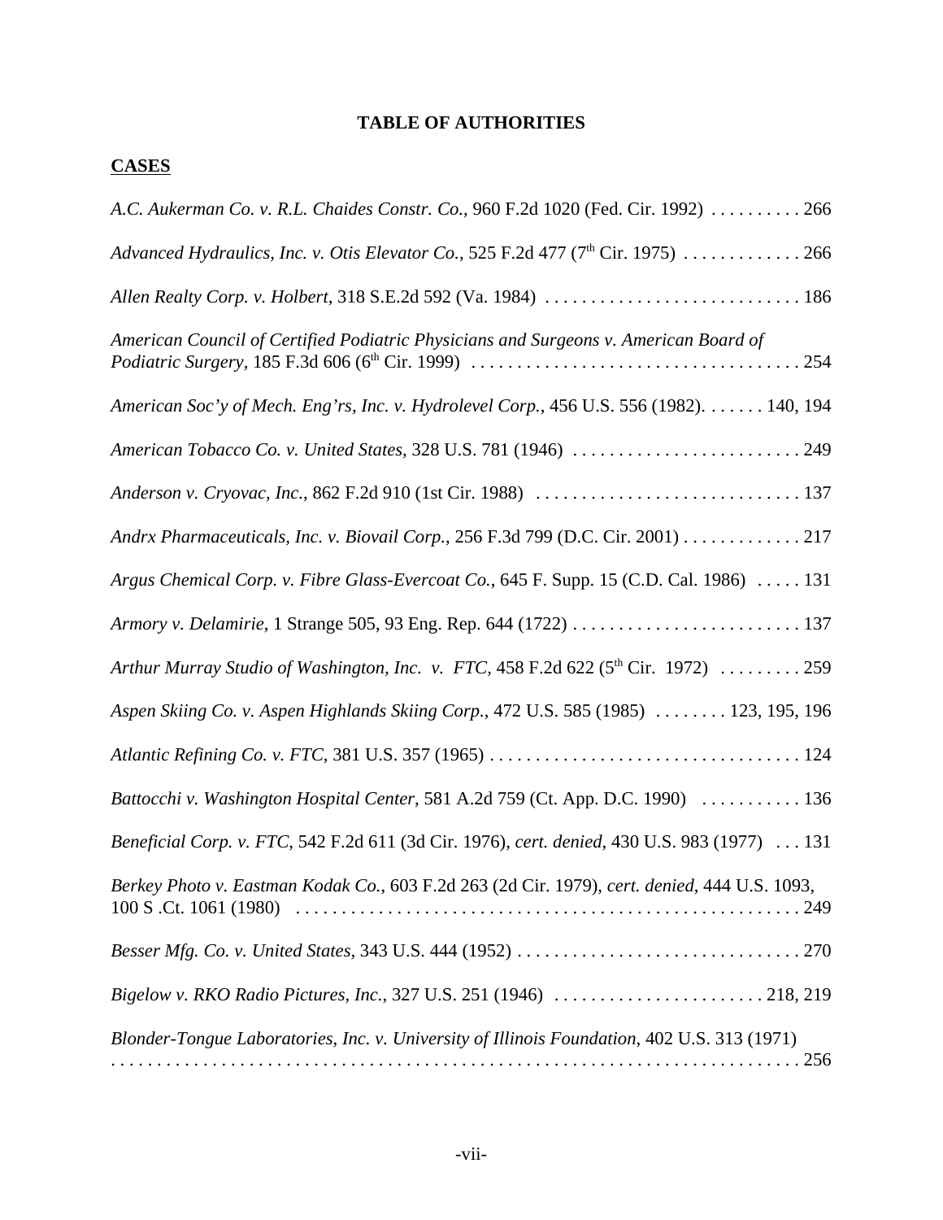# TABLE OF AUTHORITIES

## CASES

*A.C. Aukerman Co. v. R.L. Chaides Constr. Co.*, 960 F.2d 1020 (Fed. Cir. 1992) . . . . . . . . . . 266

*Advanced Hydraulics, Inc. v. Otis Elevator Co.*, 525 F.2d 477 (7th Cir. 1975) . . . . . . . . . . . . . 266

*Allen Realty Corp. v. Holbert*, 318 S.E.2d 592 (Va. 1984) . . . . . . . . . . . . . . . . . . . . . . . . . . . . 186

*American Council of Certified Podiatric Physicians and Surgeons v. American Board of Podiatric Surgery*, 185 F.3d 606 (6th Cir. 1999) . . . . . . . . . . . . . . . . . . . . . . . . . . . . . . . . . . . . 254

*American Soc'y of Mech. Eng'rs, Inc. v. Hydrolevel Corp.*, 456 U.S. 556 (1982). . . . . . . 140, 194

*American Tobacco Co. v. United States*, 328 U.S. 781 (1946) . . . . . . . . . . . . . . . . . . . . . . . . . . 249

*Anderson v. Cryovac, Inc.*, 862 F.2d 910 (1st Cir. 1988) . . . . . . . . . . . . . . . . . . . . . . . . . . . . . 137

*Andrx Pharmaceuticals, Inc. v. Biovail Corp.*, 256 F.3d 799 (D.C. Cir. 2001) . . . . . . . . . . . . . 217

*Argus Chemical Corp. v. Fibre Glass-Evercoat Co.*, 645 F. Supp. 15 (C.D. Cal. 1986) . . . . . 131

*Armory v. Delamirie*, 1 Strange 505, 93 Eng. Rep. 644 (1722) . . . . . . . . . . . . . . . . . . . . . . . . . 137

*Arthur Murray Studio of Washington, Inc. v. FTC*, 458 F.2d 622 (5th Cir. 1972) . . . . . . . . . 259

*Aspen Skiing Co. v. Aspen Highlands Skiing Corp.*, 472 U.S. 585 (1985) . . . . . . . . 123, 195, 196

*Atlantic Refining Co. v. FTC*, 381 U.S. 357 (1965) . . . . . . . . . . . . . . . . . . . . . . . . . . . . . . . . . . 124

*Battocchi v. Washington Hospital Center*, 581 A.2d 759 (Ct. App. D.C. 1990) . . . . . . . . . . . 136

*Beneficial Corp. v. FTC*, 542 F.2d 611 (3d Cir. 1976), *cert. denied*, 430 U.S. 983 (1977) . . . 131

*Berkey Photo v. Eastman Kodak Co.*, 603 F.2d 263 (2d Cir. 1979), *cert. denied*, 444 U.S. 1093, 100 S .Ct. 1061 (1980) . . . . . . . . . . . . . . . . . . . . . . . . . . . . . . . . . . . . . . . . . . . . . . . . . . . . . . . 249

*Besser Mfg. Co. v. United States*, 343 U.S. 444 (1952) . . . . . . . . . . . . . . . . . . . . . . . . . . . . . . . 270

*Bigelow v. RKO Radio Pictures, Inc.*, 327 U.S. 251 (1946) . . . . . . . . . . . . . . . . . . . . . . . 218, 219

*Blonder-Tongue Laboratories, Inc. v. University of Illinois Foundation*, 402 U.S. 313 (1971) . . . . . . . . . . . . . . . . . . . . . . . . . . . . . . . . . . . . . . . . . . . . . . . . . . . . . . . . . . . . . . . . . . . . . . . . . 256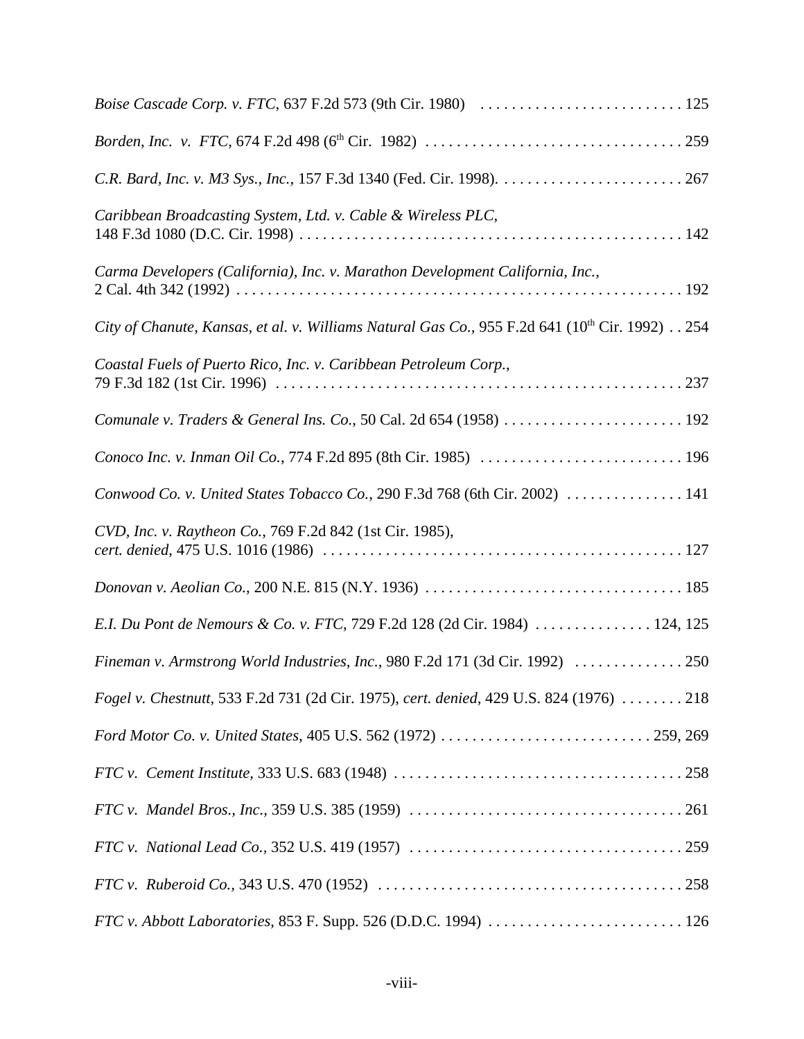*Boise Cascade Corp. v. FTC*, 637 F.2d 573 (9th Cir. 1980) . . . . . . . . . . . . . . . . . . . . . . . . . . 125

*Borden, Inc. v. FTC*, 674 F.2d 498 (6th Cir. 1982) . . . . . . . . . . . . . . . . . . . . . . . . . . . . . . . . . 259

*C.R. Bard, Inc. v. M3 Sys., Inc.*, 157 F.3d 1340 (Fed. Cir. 1998). . . . . . . . . . . . . . . . . . . . . . . . 267

*Caribbean Broadcasting System, Ltd. v. Cable & Wireless PLC*, 148 F.3d 1080 (D.C. Cir. 1998) . . . . . . . . . . . . . . . . . . . . . . . . . . . . . . . . . . . . . . . . . . . . . . . . . 142

*Carma Developers (California), Inc. v. Marathon Development California, Inc.*, 2 Cal. 4th 342 (1992) . . . . . . . . . . . . . . . . . . . . . . . . . . . . . . . . . . . . . . . . . . . . . . . . . . . . . . . . 192

*City of Chanute, Kansas, et al. v. Williams Natural Gas Co.*, 955 F.2d 641 (10th Cir. 1992) . . 254

*Coastal Fuels of Puerto Rico, Inc. v. Caribbean Petroleum Corp.*, 79 F.3d 182 (1st Cir. 1996) . . . . . . . . . . . . . . . . . . . . . . . . . . . . . . . . . . . . . . . . . . . . . . . . . . . . 237

*Comunale v. Traders & General Ins. Co.*, 50 Cal. 2d 654 (1958) . . . . . . . . . . . . . . . . . . . . . . . . 192

*Conoco Inc. v. Inman Oil Co.*, 774 F.2d 895 (8th Cir. 1985) . . . . . . . . . . . . . . . . . . . . . . . . . . 196

*Conwood Co. v. United States Tobacco Co.*, 290 F.3d 768 (6th Cir. 2002) . . . . . . . . . . . . . . . 141

*CVD, Inc. v. Raytheon Co.*, 769 F.2d 842 (1st Cir. 1985), *cert. denied*, 475 U.S. 1016 (1986) . . . . . . . . . . . . . . . . . . . . . . . . . . . . . . . . . . . . . . . . . . . . . . 127

*Donovan v. Aeolian Co.*, 200 N.E. 815 (N.Y. 1936) . . . . . . . . . . . . . . . . . . . . . . . . . . . . . . . . . 185

*E.I. Du Pont de Nemours & Co. v. FTC*, 729 F.2d 128 (2d Cir. 1984) . . . . . . . . . . . . . . . 124, 125

*Fineman v. Armstrong World Industries, Inc.*, 980 F.2d 171 (3d Cir. 1992) . . . . . . . . . . . . . . 250

*Fogel v. Chestnutt*, 533 F.2d 731 (2d Cir. 1975), *cert. denied*, 429 U.S. 824 (1976) . . . . . . . . 218

*Ford Motor Co. v. United States*, 405 U.S. 562 (1972) . . . . . . . . . . . . . . . . . . . . . . . . . . . 259, 269

*FTC v. Cement Institute*, 333 U.S. 683 (1948) . . . . . . . . . . . . . . . . . . . . . . . . . . . . . . . . . . . . . 258

*FTC v. Mandel Bros., Inc.*, 359 U.S. 385 (1959) . . . . . . . . . . . . . . . . . . . . . . . . . . . . . . . . . . . 261

*FTC v. National Lead Co.*, 352 U.S. 419 (1957) . . . . . . . . . . . . . . . . . . . . . . . . . . . . . . . . . . . 259

*FTC v. Ruberoid Co.*, 343 U.S. 470 (1952) . . . . . . . . . . . . . . . . . . . . . . . . . . . . . . . . . . . . . . . 258

*FTC v. Abbott Laboratories*, 853 F. Supp. 526 (D.D.C. 1994) . . . . . . . . . . . . . . . . . . . . . . . . . 126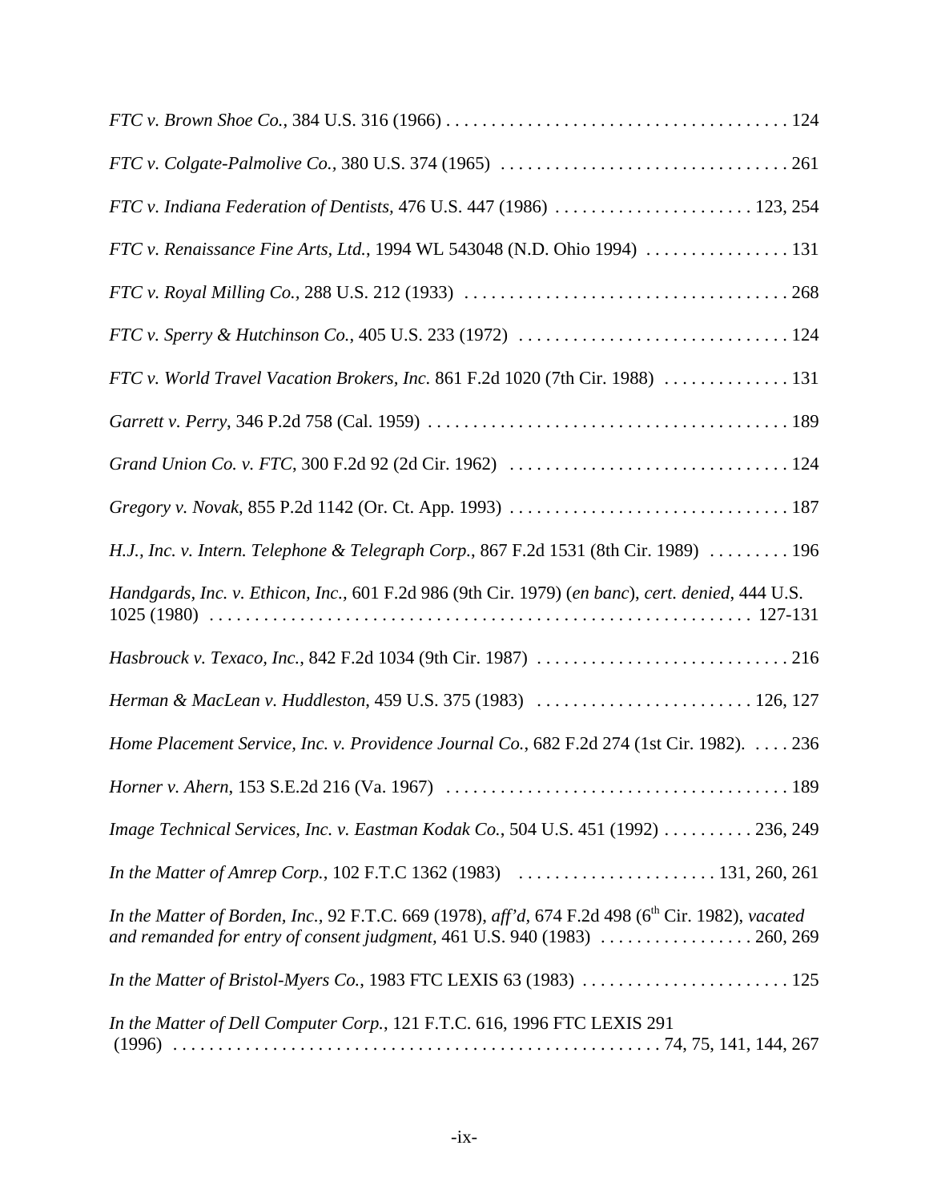*FTC v. Brown Shoe Co.*, 384 U.S. 316 (1966) . . . . . . . . . . . . . . . . . . . . . . . . . . . . . . . . . . . . . . 124

*FTC v. Colgate-Palmolive Co.*, 380 U.S. 374 (1965) . . . . . . . . . . . . . . . . . . . . . . . . . . . . . . . . 261

*FTC v. Indiana Federation of Dentists*, 476 U.S. 447 (1986) . . . . . . . . . . . . . . . . . . . . . . 123, 254

*FTC v. Renaissance Fine Arts, Ltd.*, 1994 WL 543048 (N.D. Ohio 1994) . . . . . . . . . . . . . . . . 131

*FTC v. Royal Milling Co.*, 288 U.S. 212 (1933) . . . . . . . . . . . . . . . . . . . . . . . . . . . . . . . . . . . . 268

*FTC v. Sperry & Hutchinson Co.*, 405 U.S. 233 (1972) . . . . . . . . . . . . . . . . . . . . . . . . . . . . . . 124

*FTC v. World Travel Vacation Brokers, Inc.* 861 F.2d 1020 (7th Cir. 1988) . . . . . . . . . . . . . . 131

*Garrett v. Perry*, 346 P.2d 758 (Cal. 1959) . . . . . . . . . . . . . . . . . . . . . . . . . . . . . . . . . . . . . . . . 189

*Grand Union Co. v. FTC*, 300 F.2d 92 (2d Cir. 1962) . . . . . . . . . . . . . . . . . . . . . . . . . . . . . . . 124

*Gregory v. Novak*, 855 P.2d 1142 (Or. Ct. App. 1993) . . . . . . . . . . . . . . . . . . . . . . . . . . . . . . . 187

*H.J., Inc. v. Intern. Telephone & Telegraph Corp.*, 867 F.2d 1531 (8th Cir. 1989) . . . . . . . . . 196

*Handgards, Inc. v. Ethicon, Inc.*, 601 F.2d 986 (9th Cir. 1979) (*en banc*), *cert. denied*, 444 U.S. 1025 (1980) . . . . . . . . . . . . . . . . . . . . . . . . . . . . . . . . . . . . . . . . . . . . . . . . . . . . . . . . . . 127-131

*Hasbrouck v. Texaco, Inc.*, 842 F.2d 1034 (9th Cir. 1987) . . . . . . . . . . . . . . . . . . . . . . . . . . . . 216

*Herman & MacLean v. Huddleston*, 459 U.S. 375 (1983) . . . . . . . . . . . . . . . . . . . . . . . . 126, 127

*Home Placement Service, Inc. v. Providence Journal Co.*, 682 F.2d 274 (1st Cir. 1982). . . . . 236

*Horner v. Ahern*, 153 S.E.2d 216 (Va. 1967) . . . . . . . . . . . . . . . . . . . . . . . . . . . . . . . . . . . . . . 189

*Image Technical Services, Inc. v. Eastman Kodak Co.*, 504 U.S. 451 (1992) . . . . . . . . . . 236, 249

*In the Matter of Amrep Corp.*, 102 F.T.C 1362 (1983) . . . . . . . . . . . . . . . . . . . . . . 131, 260, 261

*In the Matter of Borden, Inc.*, 92 F.T.C. 669 (1978), *aff'd*, 674 F.2d 498 (6th Cir. 1982), *vacated and remanded for entry of consent judgment*, 461 U.S. 940 (1983) . . . . . . . . . . . . . . . . . 260, 269

*In the Matter of Bristol-Myers Co.*, 1983 FTC LEXIS 63 (1983) . . . . . . . . . . . . . . . . . . . . . . . 125

*In the Matter of Dell Computer Corp.*, 121 F.T.C. 616, 1996 FTC LEXIS 291 (1996) . . . . . . . . . . . . . . . . . . . . . . . . . . . . . . . . . . . . . . . . . . . . . . . . . . . . 74, 75, 141, 144, 267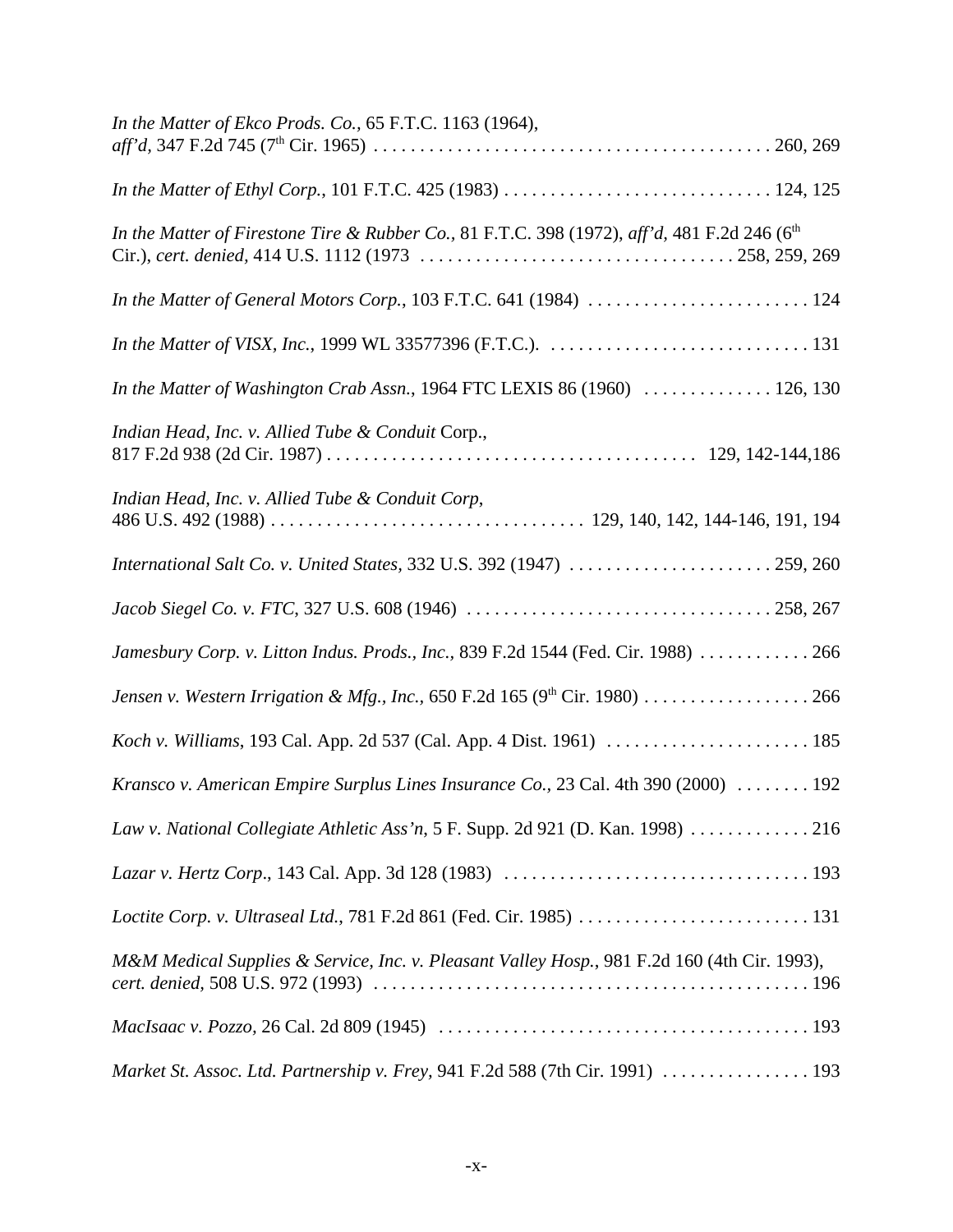*In the Matter of Ekco Prods. Co.*, 65 F.T.C. 1163 (1964), *aff'd*, 347 F.2d 745 (7th Cir. 1965) . . . . . . . . . . . . . . . . . . . . . . . . . . . . . . . . . . . . . . . . . . 260, 269

*In the Matter of Ethyl Corp.*, 101 F.T.C. 425 (1983) . . . . . . . . . . . . . . . . . . . . . . . . . . . . . 124, 125

*In the Matter of Firestone Tire & Rubber Co.*, 81 F.T.C. 398 (1972), *aff'd*, 481 F.2d 246 (6th Cir.), *cert. denied*, 414 U.S. 1112 (1973 . . . . . . . . . . . . . . . . . . . . . . . . . . . . . . . . . . 258, 259, 269

*In the Matter of General Motors Corp.*, 103 F.T.C. 641 (1984) . . . . . . . . . . . . . . . . . . . . . . . . 124

*In the Matter of VISX, Inc.*, 1999 WL 33577396 (F.T.C.). . . . . . . . . . . . . . . . . . . . . . . . . . . . . 131

*In the Matter of Washington Crab Assn.*, 1964 FTC LEXIS 86 (1960) . . . . . . . . . . . . . . 126, 130

*Indian Head, Inc. v. Allied Tube & Conduit* Corp., 817 F.2d 938 (2d Cir. 1987) . . . . . . . . . . . . . . . . . . . . . . . . . . . . . . . . . . . . . . . 129, 142-144,186

*Indian Head, Inc. v. Allied Tube & Conduit Corp*, 486 U.S. 492 (1988) . . . . . . . . . . . . . . . . . . . . . . . . . . . . . . . . . 129, 140, 142, 144-146, 191, 194

*International Salt Co. v. United States*, 332 U.S. 392 (1947) . . . . . . . . . . . . . . . . . . . . . . 259, 260

*Jacob Siegel Co. v. FTC*, 327 U.S. 608 (1946) . . . . . . . . . . . . . . . . . . . . . . . . . . . . . . . . . 258, 267

*Jamesbury Corp. v. Litton Indus. Prods., Inc.*, 839 F.2d 1544 (Fed. Cir. 1988) . . . . . . . . . . . . 266

*Jensen v. Western Irrigation & Mfg., Inc.*, 650 F.2d 165 (9th Cir. 1980) . . . . . . . . . . . . . . . . . . 266

*Koch v. Williams*, 193 Cal. App. 2d 537 (Cal. App. 4 Dist. 1961) . . . . . . . . . . . . . . . . . . . . . . 185

*Kransco v. American Empire Surplus Lines Insurance Co.*, 23 Cal. 4th 390 (2000) . . . . . . . . 192

*Law v. National Collegiate Athletic Ass'n*, 5 F. Supp. 2d 921 (D. Kan. 1998) . . . . . . . . . . . . . 216

*Lazar v. Hertz Corp*., 143 Cal. App. 3d 128 (1983) . . . . . . . . . . . . . . . . . . . . . . . . . . . . . . . . 193

*Loctite Corp. v. Ultraseal Ltd.*, 781 F.2d 861 (Fed. Cir. 1985) . . . . . . . . . . . . . . . . . . . . . . . . . 131

*M&M Medical Supplies & Service, Inc. v. Pleasant Valley Hosp.*, 981 F.2d 160 (4th Cir. 1993), *cert. denied*, 508 U.S. 972 (1993) . . . . . . . . . . . . . . . . . . . . . . . . . . . . . . . . . . . . . . . . . . . . . . . 196

*MacIsaac v. Pozzo*, 26 Cal. 2d 809 (1945) . . . . . . . . . . . . . . . . . . . . . . . . . . . . . . . . . . . . . . . . 193

*Market St. Assoc. Ltd. Partnership v. Frey*, 941 F.2d 588 (7th Cir. 1991) . . . . . . . . . . . . . . . . 193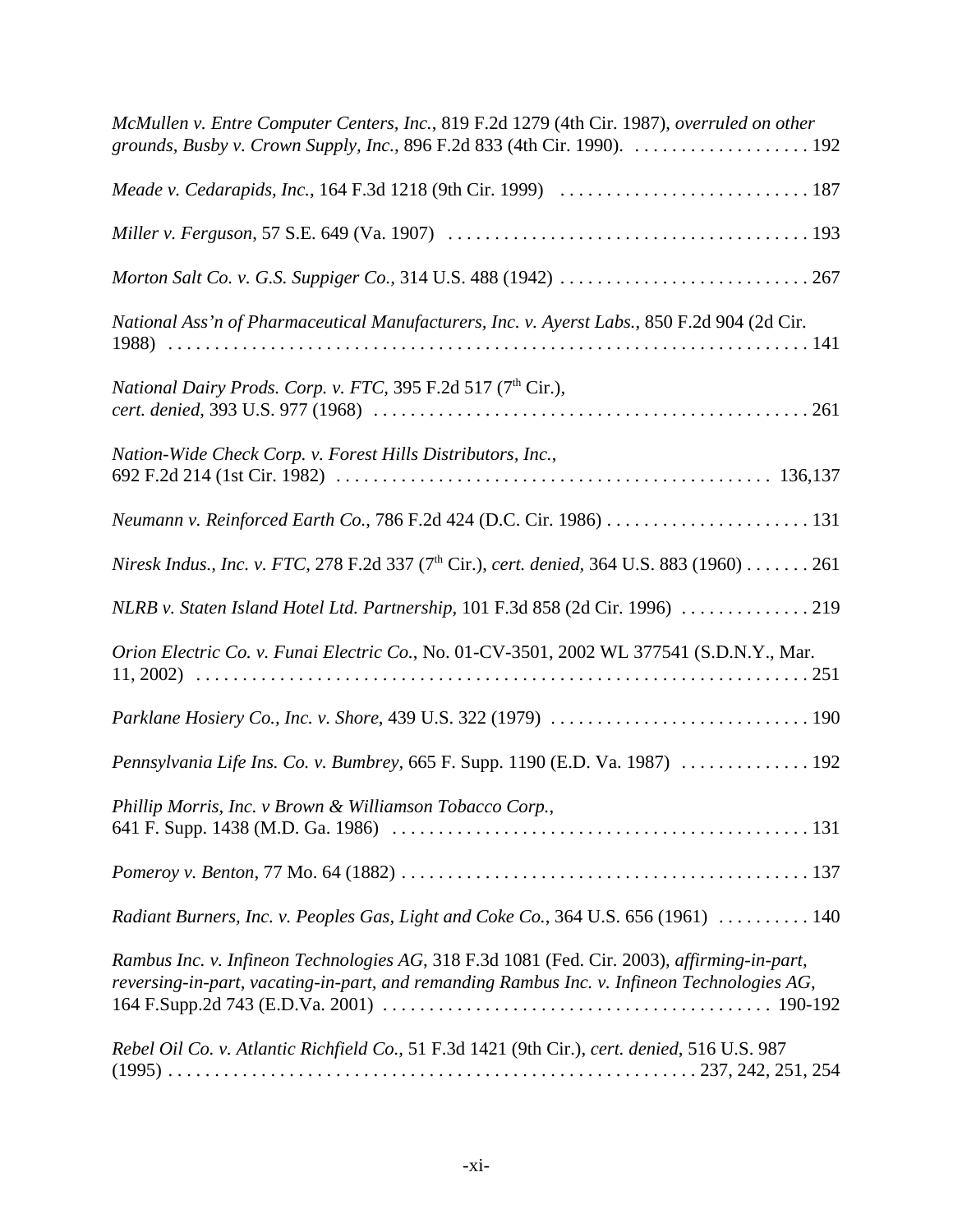*McMullen v. Entre Computer Centers, Inc.*, 819 F.2d 1279 (4th Cir. 1987), *overruled on other grounds, Busby v. Crown Supply, Inc.*, 896 F.2d 833 (4th Cir. 1990). . . . . . . . . . . . . . . . . . . . 192

*Meade v. Cedarapids, Inc.*, 164 F.3d 1218 (9th Cir. 1999) . . . . . . . . . . . . . . . . . . . . . . . . . . . 187

*Miller v. Ferguson*, 57 S.E. 649 (Va. 1907) . . . . . . . . . . . . . . . . . . . . . . . . . . . . . . . . . . . . . . . 193

*Morton Salt Co. v. G.S. Suppiger Co.*, 314 U.S. 488 (1942) . . . . . . . . . . . . . . . . . . . . . . . . . . . 267

*National Ass'n of Pharmaceutical Manufacturers, Inc. v. Ayerst Labs.*, 850 F.2d 904 (2d Cir. 1988) . . . . . . . . . . . . . . . . . . . . . . . . . . . . . . . . . . . . . . . . . . . . . . . . . . . . . . . . . . . . . . . . . . 141

*National Dairy Prods. Corp. v. FTC*, 395 F.2d 517 (7th Cir.), *cert. denied*, 393 U.S. 977 (1968) . . . . . . . . . . . . . . . . . . . . . . . . . . . . . . . . . . . . . . . . . . . . . . . . 261

*Nation-Wide Check Corp. v. Forest Hills Distributors, Inc.*, 692 F.2d 214 (1st Cir. 1982) . . . . . . . . . . . . . . . . . . . . . . . . . . . . . . . . . . . . . . . . . . . . . . . 136,137

*Neumann v. Reinforced Earth Co.*, 786 F.2d 424 (D.C. Cir. 1986) . . . . . . . . . . . . . . . . . . . . . . . 131

*Niresk Indus., Inc. v. FTC*, 278 F.2d 337 (7th Cir.), *cert. denied*, 364 U.S. 883 (1960) . . . . . . . 261

*NLRB v. Staten Island Hotel Ltd. Partnership*, 101 F.3d 858 (2d Cir. 1996) . . . . . . . . . . . . . . 219

*Orion Electric Co. v. Funai Electric Co.*, No. 01-CV-3501, 2002 WL 377541 (S.D.N.Y., Mar. 11, 2002) . . . . . . . . . . . . . . . . . . . . . . . . . . . . . . . . . . . . . . . . . . . . . . . . . . . . . . . . . . . . . . . 251

*Parklane Hosiery Co., Inc. v. Shore*, 439 U.S. 322 (1979) . . . . . . . . . . . . . . . . . . . . . . . . . . . . 190

*Pennsylvania Life Ins. Co. v. Bumbrey*, 665 F. Supp. 1190 (E.D. Va. 1987) . . . . . . . . . . . . . . 192

*Phillip Morris, Inc. v Brown & Williamson Tobacco Corp.*, 641 F. Supp. 1438 (M.D. Ga. 1986) . . . . . . . . . . . . . . . . . . . . . . . . . . . . . . . . . . . . . . . . . . . . . 131

*Pomeroy v. Benton*, 77 Mo. 64 (1882) . . . . . . . . . . . . . . . . . . . . . . . . . . . . . . . . . . . . . . . . . . . . 137

*Radiant Burners, Inc. v. Peoples Gas, Light and Coke Co.*, 364 U.S. 656 (1961) . . . . . . . . . . 140

*Rambus Inc. v. Infineon Technologies AG*, 318 F.3d 1081 (Fed. Cir. 2003), *affirming-in-part, reversing-in-part, vacating-in-part, and remanding Rambus Inc. v. Infineon Technologies AG*, 164 F.Supp.2d 743 (E.D.Va. 2001) . . . . . . . . . . . . . . . . . . . . . . . . . . . . . . . . . . . . . . . . . 190-192

*Rebel Oil Co. v. Atlantic Richfield Co.*, 51 F.3d 1421 (9th Cir.), *cert. denied*, 516 U.S. 987 (1995) . . . . . . . . . . . . . . . . . . . . . . . . . . . . . . . . . . . . . . . . . . . . . . . . . . . . . . . 237, 242, 251, 254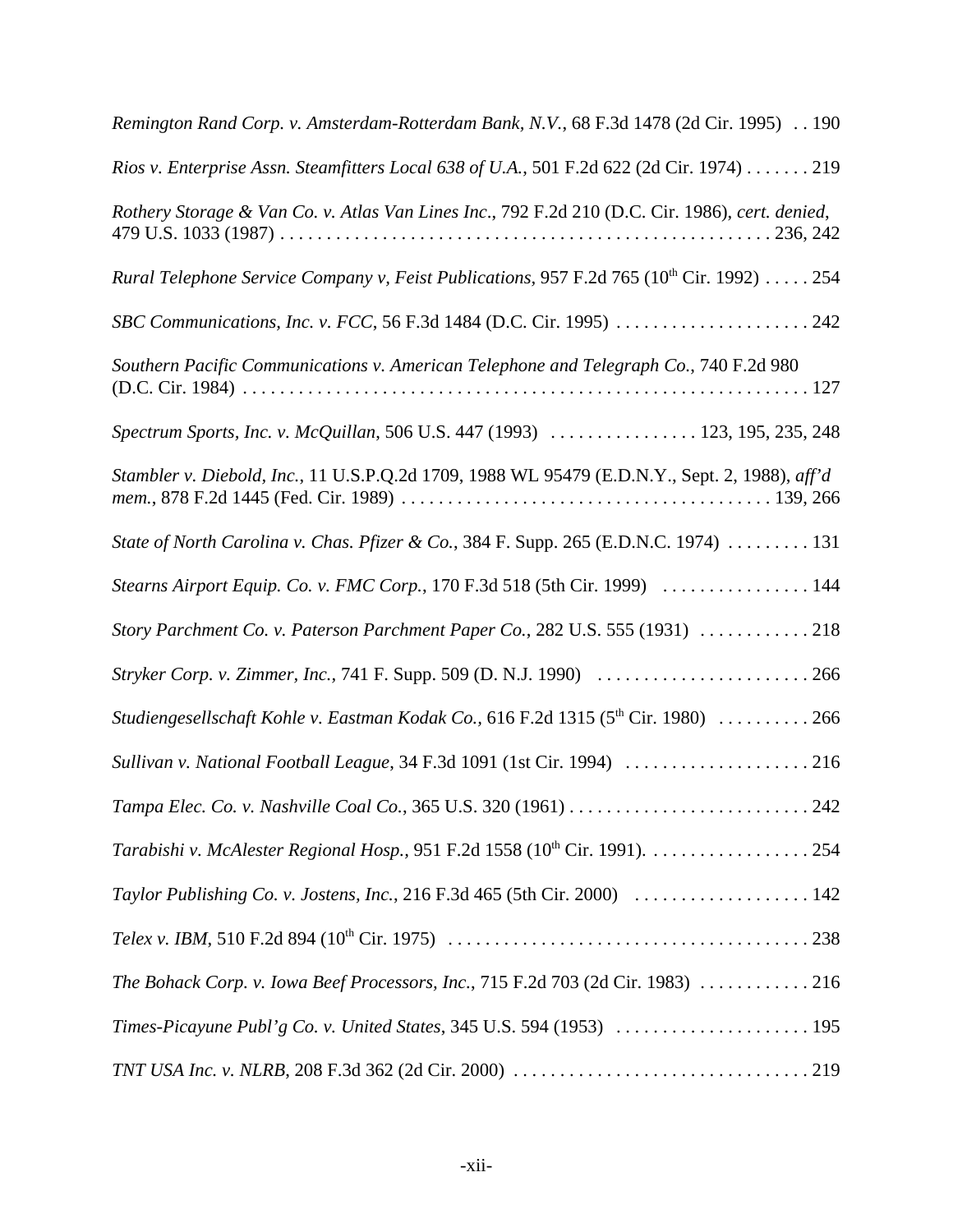*Remington Rand Corp. v. Amsterdam-Rotterdam Bank, N.V.*, 68 F.3d 1478 (2d Cir. 1995) . . 190

*Rios v. Enterprise Assn. Steamfitters Local 638 of U.A.*, 501 F.2d 622 (2d Cir. 1974) . . . . . . . 219

*Rothery Storage & Van Co. v. Atlas Van Lines Inc*., 792 F.2d 210 (D.C. Cir. 1986), *cert. denied*, 479 U.S. 1033 (1987) . . . . . . . . . . . . . . . . . . . . . . . . . . . . . . . . . . . . . . . . . . . . . . . . . . . 236, 242

*Rural Telephone Service Company v, Feist Publications*, 957 F.2d 765 (10th Cir. 1992) . . . . . 254

*SBC Communications, Inc. v. FCC*, 56 F.3d 1484 (D.C. Cir. 1995) . . . . . . . . . . . . . . . . . . . . . 242

*Southern Pacific Communications v. American Telephone and Telegraph Co.*, 740 F.2d 980 (D.C. Cir. 1984) . . . . . . . . . . . . . . . . . . . . . . . . . . . . . . . . . . . . . . . . . . . . . . . . . . . . . . . . . . . . 127

*Spectrum Sports, Inc. v. McQuillan*, 506 U.S. 447 (1993) . . . . . . . . . . . . . . . . 123, 195, 235, 248

*Stambler v. Diebold, Inc.*, 11 U.S.P.Q.2d 1709, 1988 WL 95479 (E.D.N.Y., Sept. 2, 1988), *aff'd mem.*, 878 F.2d 1445 (Fed. Cir. 1989) . . . . . . . . . . . . . . . . . . . . . . . . . . . . . . . . . . . . . . . . 139, 266

*State of North Carolina v. Chas. Pfizer & Co.*, 384 F. Supp. 265 (E.D.N.C. 1974) . . . . . . . . . 131

*Stearns Airport Equip. Co. v. FMC Corp.*, 170 F.3d 518 (5th Cir. 1999) . . . . . . . . . . . . . . . . 144

*Story Parchment Co. v. Paterson Parchment Paper Co.*, 282 U.S. 555 (1931) . . . . . . . . . . . . 218

*Stryker Corp. v. Zimmer, Inc.*, 741 F. Supp. 509 (D. N.J. 1990) . . . . . . . . . . . . . . . . . . . . . . . . 266

*Studiengesellschaft Kohle v. Eastman Kodak Co.*, 616 F.2d 1315 (5th Cir. 1980) . . . . . . . . . . 266

*Sullivan v. National Football League*, 34 F.3d 1091 (1st Cir. 1994) . . . . . . . . . . . . . . . . . . . . 216

*Tampa Elec. Co. v. Nashville Coal Co.*, 365 U.S. 320 (1961) . . . . . . . . . . . . . . . . . . . . . . . . . . 242

*Tarabishi v. McAlester Regional Hosp.*, 951 F.2d 1558 (10th Cir. 1991). . . . . . . . . . . . . . . . . . 254

*Taylor Publishing Co. v. Jostens, Inc.*, 216 F.3d 465 (5th Cir. 2000) . . . . . . . . . . . . . . . . . . . 142

*Telex v. IBM*, 510 F.2d 894 (10th Cir. 1975) . . . . . . . . . . . . . . . . . . . . . . . . . . . . . . . . . . . . . . . . 238

*The Bohack Corp. v. Iowa Beef Processors, Inc.*, 715 F.2d 703 (2d Cir. 1983) . . . . . . . . . . . . 216

*Times-Picayune Publ'g Co. v. United States*, 345 U.S. 594 (1953) . . . . . . . . . . . . . . . . . . . . . 195

*TNT USA Inc. v. NLRB*, 208 F.3d 362 (2d Cir. 2000) . . . . . . . . . . . . . . . . . . . . . . . . . . . . . . . . 219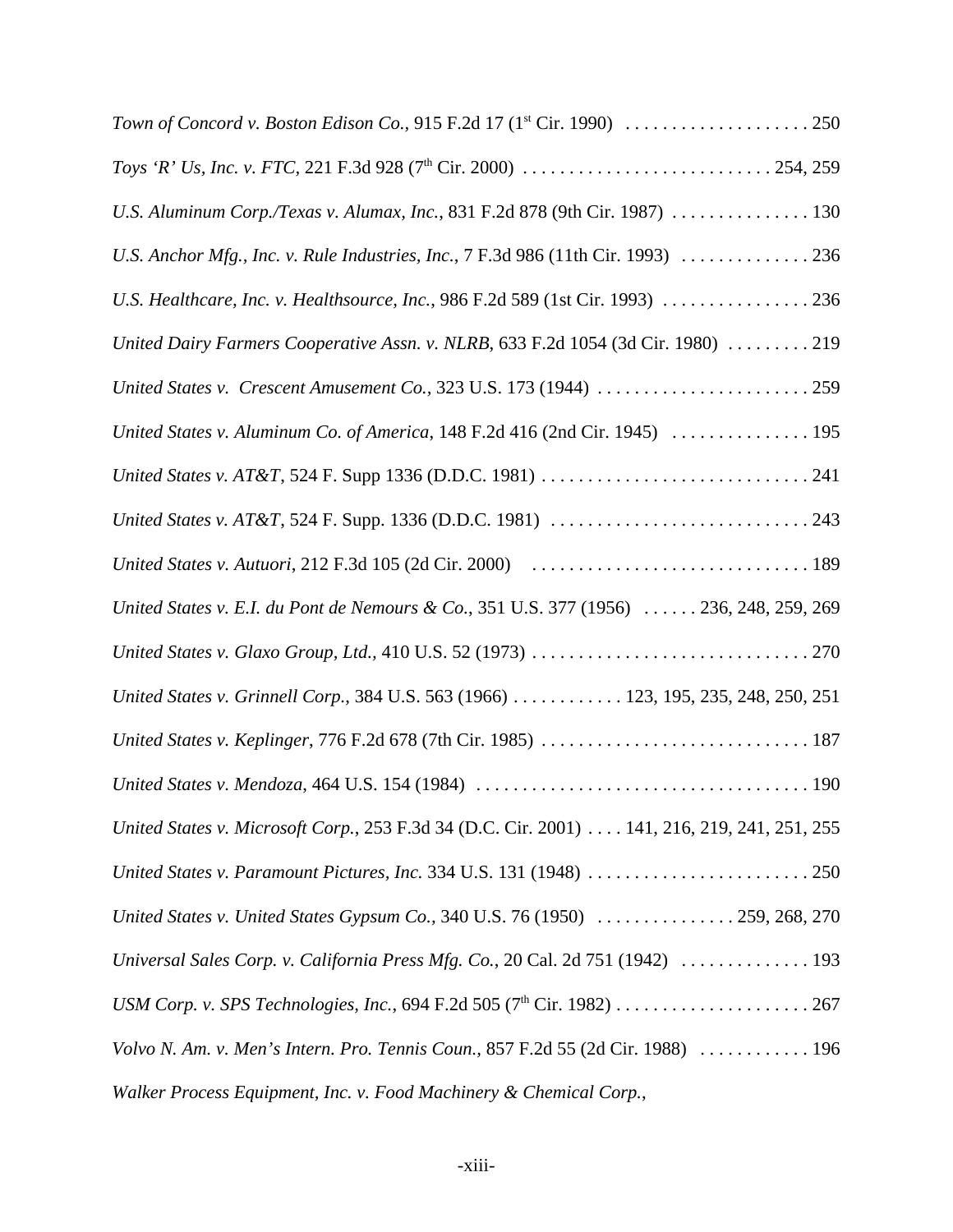*Town of Concord v. Boston Edison Co.,* 915 F.2d 17 (1st Cir. 1990) . . . . . . . . . . . . . . . . . . . . 250

*Toys 'R' Us, Inc. v. FTC,* 221 F.3d 928 (7th Cir. 2000) . . . . . . . . . . . . . . . . . . . . . . . . . . . 254, 259

*U.S. Aluminum Corp./Texas v. Alumax, Inc.*, 831 F.2d 878 (9th Cir. 1987) . . . . . . . . . . . . . . . 130

*U.S. Anchor Mfg., Inc. v. Rule Industries, Inc.*, 7 F.3d 986 (11th Cir. 1993) . . . . . . . . . . . . . . 236

*U.S. Healthcare, Inc. v. Healthsource, Inc.*, 986 F.2d 589 (1st Cir. 1993) . . . . . . . . . . . . . . . . 236

*United Dairy Farmers Cooperative Assn. v. NLRB*, 633 F.2d 1054 (3d Cir. 1980) . . . . . . . . . 219

*United States v. Crescent Amusement Co.*, 323 U.S. 173 (1944) . . . . . . . . . . . . . . . . . . . . . . . 259

*United States v. Aluminum Co. of America*, 148 F.2d 416 (2nd Cir. 1945) . . . . . . . . . . . . . . . 195

*United States v. AT&T*, 524 F. Supp 1336 (D.D.C. 1981) . . . . . . . . . . . . . . . . . . . . . . . . . . . . . 241

*United States v. AT&T*, 524 F. Supp. 1336 (D.D.C. 1981) . . . . . . . . . . . . . . . . . . . . . . . . . . . . 243

*United States v. Autuori*, 212 F.3d 105 (2d Cir. 2000) . . . . . . . . . . . . . . . . . . . . . . . . . . . . . . 189

*United States v. E.I. du Pont de Nemours & Co.*, 351 U.S. 377 (1956) . . . . . . 236, 248, 259, 269

*United States v. Glaxo Group, Ltd.*, 410 U.S. 52 (1973) . . . . . . . . . . . . . . . . . . . . . . . . . . . . . . 270

*United States v. Grinnell Corp.*, 384 U.S. 563 (1966) . . . . . . . . . . . . 123, 195, 235, 248, 250, 251

*United States v. Keplinger*, 776 F.2d 678 (7th Cir. 1985) . . . . . . . . . . . . . . . . . . . . . . . . . . . . . 187

*United States v. Mendoza*, 464 U.S. 154 (1984) . . . . . . . . . . . . . . . . . . . . . . . . . . . . . . . . . . . . 190

*United States v. Microsoft Corp.*, 253 F.3d 34 (D.C. Cir. 2001) . . . . 141, 216, 219, 241, 251, 255

*United States v. Paramount Pictures, Inc.* 334 U.S. 131 (1948) . . . . . . . . . . . . . . . . . . . . . . . . . 250

*United States v. United States Gypsum Co.*, 340 U.S. 76 (1950) . . . . . . . . . . . . . . . 259, 268, 270

*Universal Sales Corp. v. California Press Mfg. Co.*, 20 Cal. 2d 751 (1942) . . . . . . . . . . . . . . 193

*USM Corp. v. SPS Technologies, Inc.*, 694 F.2d 505 (7th Cir. 1982) . . . . . . . . . . . . . . . . . . . . . 267

*Volvo N. Am. v. Men's Intern. Pro. Tennis Coun.*, 857 F.2d 55 (2d Cir. 1988) . . . . . . . . . . . . 196

*Walker Process Equipment, Inc. v. Food Machinery & Chemical Corp.*,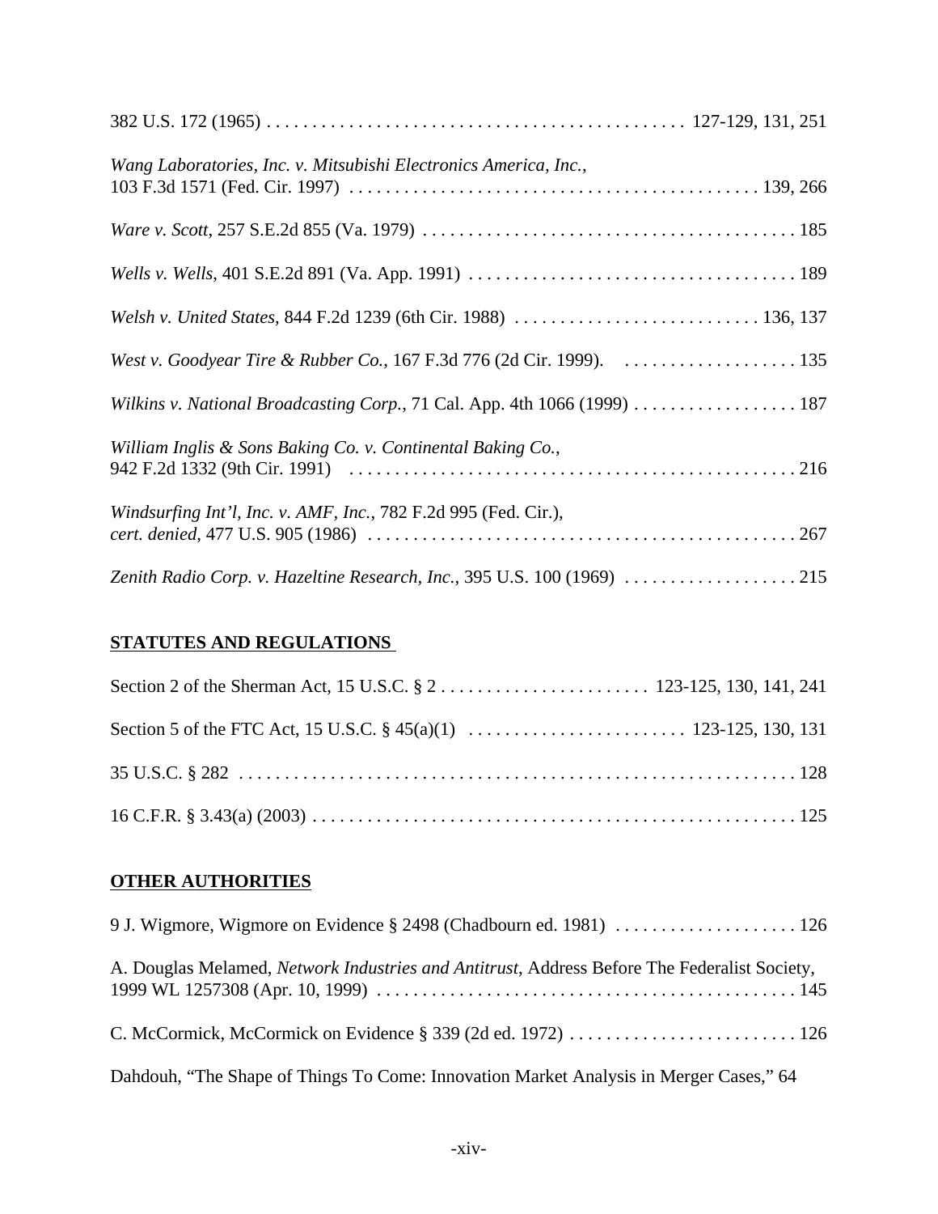382 U.S. 172 (1965) . . . . . . . . . . . . . . . . . . . . . . . . . . . . . . . . . . . . . . . . . . . . . 127-129, 131, 251

*Wang Laboratories, Inc. v. Mitsubishi Electronics America, Inc.*, 103 F.3d 1571 (Fed. Cir. 1997) . . . . . . . . . . . . . . . . . . . . . . . . . . . . . . . . . . . . . . . . . . . . 139, 266

*Ware v. Scott*, 257 S.E.2d 855 (Va. 1979) . . . . . . . . . . . . . . . . . . . . . . . . . . . . . . . . . . . . . . . . 185

*Wells v. Wells*, 401 S.E.2d 891 (Va. App. 1991) . . . . . . . . . . . . . . . . . . . . . . . . . . . . . . . . . . . . 189

*Welsh v. United States*, 844 F.2d 1239 (6th Cir. 1988) . . . . . . . . . . . . . . . . . . . . . . . . . . . 136, 137

*West v. Goodyear Tire & Rubber Co.*, 167 F.3d 776 (2d Cir. 1999). . . . . . . . . . . . . . . . . . . . 135

*Wilkins v. National Broadcasting Corp.*, 71 Cal. App. 4th 1066 (1999) . . . . . . . . . . . . . . . . . . 187

*William Inglis & Sons Baking Co. v. Continental Baking Co.*, 942 F.2d 1332 (9th Cir. 1991) . . . . . . . . . . . . . . . . . . . . . . . . . . . . . . . . . . . . . . . . . . . . . . . . . . 216

*Windsurfing Int'l, Inc. v. AMF, Inc.*, 782 F.2d 995 (Fed. Cir.), *cert. denied*, 477 U.S. 905 (1986) . . . . . . . . . . . . . . . . . . . . . . . . . . . . . . . . . . . . . . . . . . . . . . . 267

*Zenith Radio Corp. v. Hazeltine Research, Inc.*, 395 U.S. 100 (1969) . . . . . . . . . . . . . . . . . . . 215

## STATUTES AND REGULATIONS

Section 2 of the Sherman Act, 15 U.S.C. § 2 . . . . . . . . . . . . . . . . . . . . . . . 123-125, 130, 141, 241

Section 5 of the FTC Act, 15 U.S.C. § 45(a)(1) . . . . . . . . . . . . . . . . . . . . . . . . 123-125, 130, 131

35 U.S.C. § 282 . . . . . . . . . . . . . . . . . . . . . . . . . . . . . . . . . . . . . . . . . . . . . . . . . . . . . . . . . . . . 128

16 C.F.R. § 3.43(a) (2003) . . . . . . . . . . . . . . . . . . . . . . . . . . . . . . . . . . . . . . . . . . . . . . . . . . . . 125

## OTHER AUTHORITIES

9 J. Wigmore, Wigmore on Evidence § 2498 (Chadbourn ed. 1981) . . . . . . . . . . . . . . . . . . . . 126

A. Douglas Melamed, *Network Industries and Antitrust*, Address Before The Federalist Society, 1999 WL 1257308 (Apr. 10, 1999) . . . . . . . . . . . . . . . . . . . . . . . . . . . . . . . . . . . . . . . . . . . . . . 145

C. McCormick, McCormick on Evidence § 339 (2d ed. 1972) . . . . . . . . . . . . . . . . . . . . . . . . . 126

Dahdouh, "The Shape of Things To Come: Innovation Market Analysis in Merger Cases," 64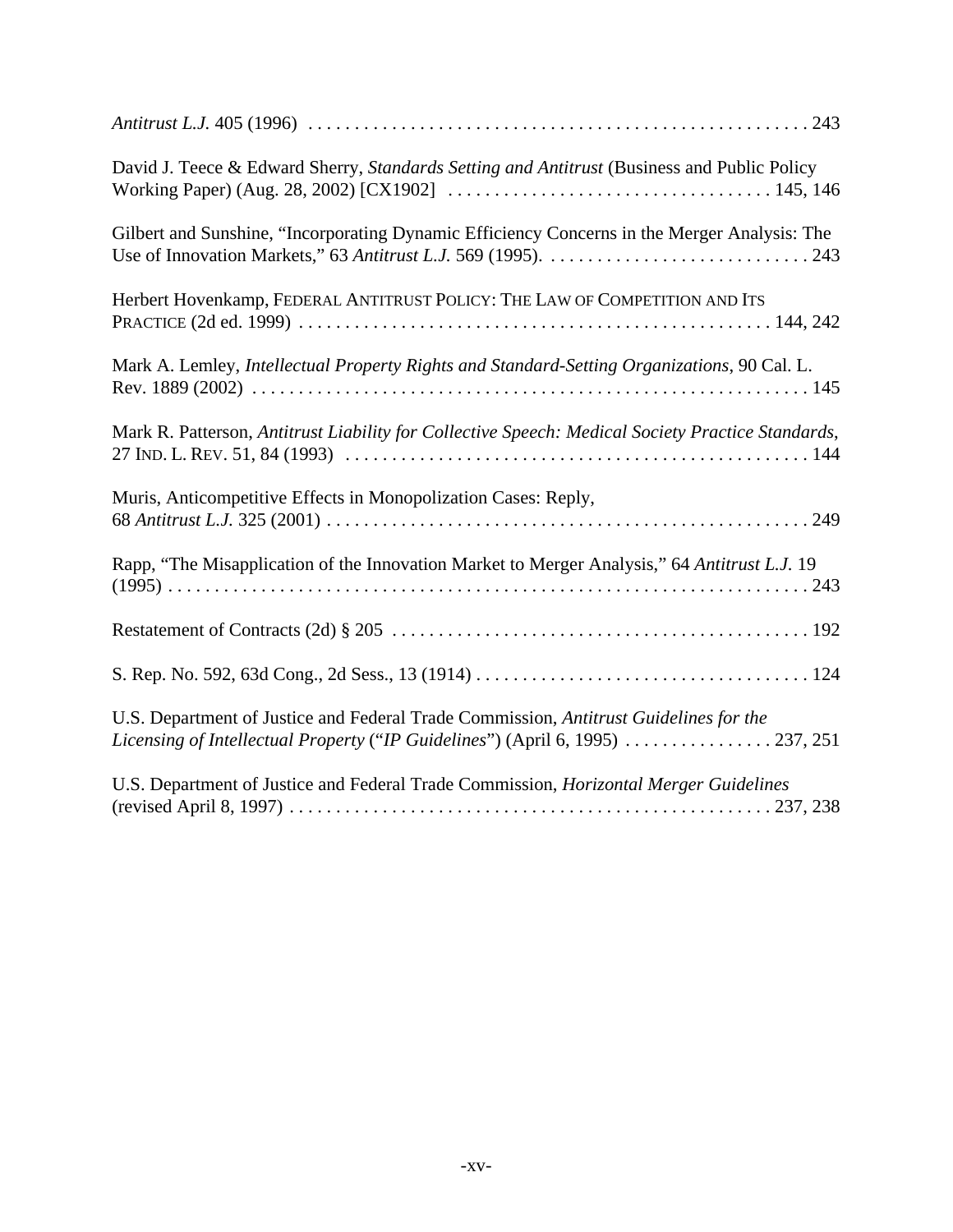*Antitrust L.J.* 405 (1996) . . . . . . . . . . . . . . . . . . . . . . . . . . . . . . . . . . . . . . . . . . . . . . . . . . . . . . 243

David J. Teece & Edward Sherry, *Standards Setting and Antitrust* (Business and Public Policy Working Paper) (Aug. 28, 2002) [CX1902] . . . . . . . . . . . . . . . . . . . . . . . . . . . . . . . . . . . 145, 146

Gilbert and Sunshine, "Incorporating Dynamic Efficiency Concerns in the Merger Analysis: The Use of Innovation Markets," 63 *Antitrust L.J.* 569 (1995). . . . . . . . . . . . . . . . . . . . . . . . . . . . . 243

Herbert Hovenkamp, FEDERAL ANTITRUST POLICY: THE LAW OF COMPETITION AND ITS PRACTICE (2d ed. 1999) . . . . . . . . . . . . . . . . . . . . . . . . . . . . . . . . . . . . . . . . . . . . . . . . . . . 144, 242

Mark A. Lemley, *Intellectual Property Rights and Standard-Setting Organizations*, 90 Cal. L. Rev. 1889 (2002) . . . . . . . . . . . . . . . . . . . . . . . . . . . . . . . . . . . . . . . . . . . . . . . . . . . . . . . . . . . 145

Mark R. Patterson, *Antitrust Liability for Collective Speech: Medical Society Practice Standards*, 27 IND. L. REV. 51, 84 (1993) . . . . . . . . . . . . . . . . . . . . . . . . . . . . . . . . . . . . . . . . . . . . . . . . . . 144

Muris, Anticompetitive Effects in Monopolization Cases: Reply, 68 *Antitrust L.J.* 325 (2001) . . . . . . . . . . . . . . . . . . . . . . . . . . . . . . . . . . . . . . . . . . . . . . . . . . . 249

Rapp, "The Misapplication of the Innovation Market to Merger Analysis," 64 *Antitrust L.J.* 19 (1995) . . . . . . . . . . . . . . . . . . . . . . . . . . . . . . . . . . . . . . . . . . . . . . . . . . . . . . . . . . . . . . . . . . . 243

Restatement of Contracts (2d) § 205 . . . . . . . . . . . . . . . . . . . . . . . . . . . . . . . . . . . . . . . . . . . . . 192

S. Rep. No. 592, 63d Cong., 2d Sess., 13 (1914) . . . . . . . . . . . . . . . . . . . . . . . . . . . . . . . . . . . . 124

U.S. Department of Justice and Federal Trade Commission, *Antitrust Guidelines for the Licensing of Intellectual Property* ("*IP Guidelines*") (April 6, 1995) . . . . . . . . . . . . . . . . 237, 251

U.S. Department of Justice and Federal Trade Commission, *Horizontal Merger Guidelines* (revised April 8, 1997) . . . . . . . . . . . . . . . . . . . . . . . . . . . . . . . . . . . . . . . . . . . . . . . . . . . 237, 238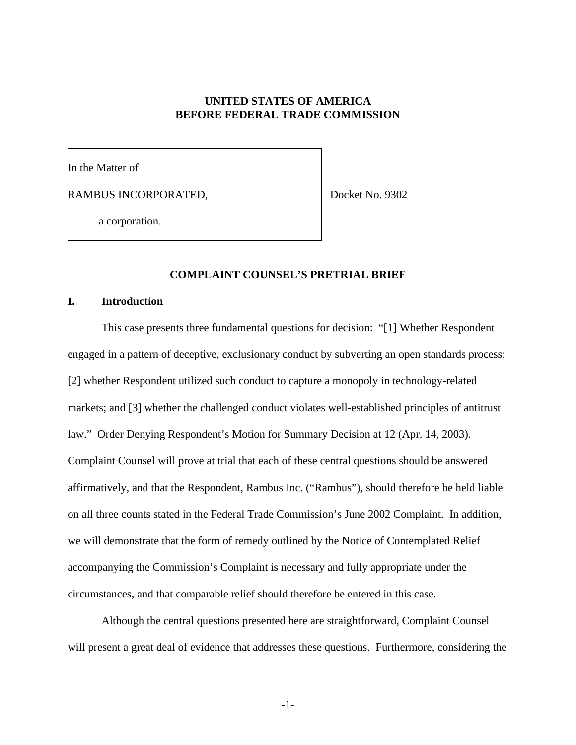**UNITED STATES OF AMERICA**
**BEFORE FEDERAL TRADE COMMISSION**

| | |
|---|---|
| In the Matter of<br><br>RAMBUS INCORPORATED,<br><br>a corporation. | Docket No. 9302 |

## COMPLAINT COUNSEL'S PRETRIAL BRIEF

## I. Introduction

This case presents three fundamental questions for decision: "[1] Whether Respondent engaged in a pattern of deceptive, exclusionary conduct by subverting an open standards process; [2] whether Respondent utilized such conduct to capture a monopoly in technology-related markets; and [3] whether the challenged conduct violates well-established principles of antitrust law." Order Denying Respondent's Motion for Summary Decision at 12 (Apr. 14, 2003). Complaint Counsel will prove at trial that each of these central questions should be answered affirmatively, and that the Respondent, Rambus Inc. ("Rambus"), should therefore be held liable on all three counts stated in the Federal Trade Commission's June 2002 Complaint. In addition, we will demonstrate that the form of remedy outlined by the Notice of Contemplated Relief accompanying the Commission's Complaint is necessary and fully appropriate under the circumstances, and that comparable relief should therefore be entered in this case.

Although the central questions presented here are straightforward, Complaint Counsel will present a great deal of evidence that addresses these questions. Furthermore, considering the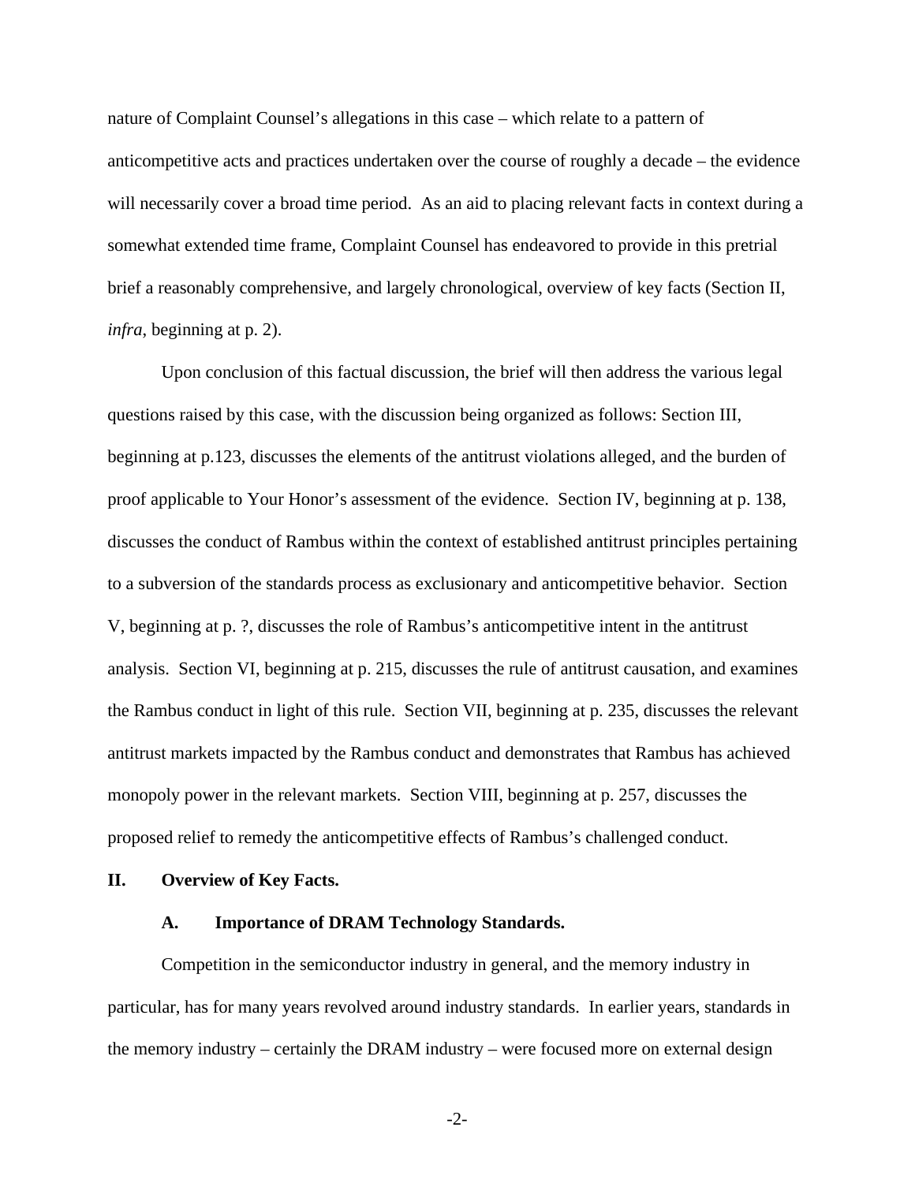nature of Complaint Counsel's allegations in this case – which relate to a pattern of anticompetitive acts and practices undertaken over the course of roughly a decade – the evidence will necessarily cover a broad time period. As an aid to placing relevant facts in context during a somewhat extended time frame, Complaint Counsel has endeavored to provide in this pretrial brief a reasonably comprehensive, and largely chronological, overview of key facts (Section II, *infra*, beginning at p. 2).

Upon conclusion of this factual discussion, the brief will then address the various legal questions raised by this case, with the discussion being organized as follows: Section III, beginning at p.123, discusses the elements of the antitrust violations alleged, and the burden of proof applicable to Your Honor's assessment of the evidence. Section IV, beginning at p. 138, discusses the conduct of Rambus within the context of established antitrust principles pertaining to a subversion of the standards process as exclusionary and anticompetitive behavior. Section V, beginning at p. ?, discusses the role of Rambus's anticompetitive intent in the antitrust analysis. Section VI, beginning at p. 215, discusses the rule of antitrust causation, and examines the Rambus conduct in light of this rule. Section VII, beginning at p. 235, discusses the relevant antitrust markets impacted by the Rambus conduct and demonstrates that Rambus has achieved monopoly power in the relevant markets. Section VIII, beginning at p. 257, discusses the proposed relief to remedy the anticompetitive effects of Rambus's challenged conduct.

## II. Overview of Key Facts.

### A. Importance of DRAM Technology Standards.

Competition in the semiconductor industry in general, and the memory industry in particular, has for many years revolved around industry standards. In earlier years, standards in the memory industry – certainly the DRAM industry – were focused more on external design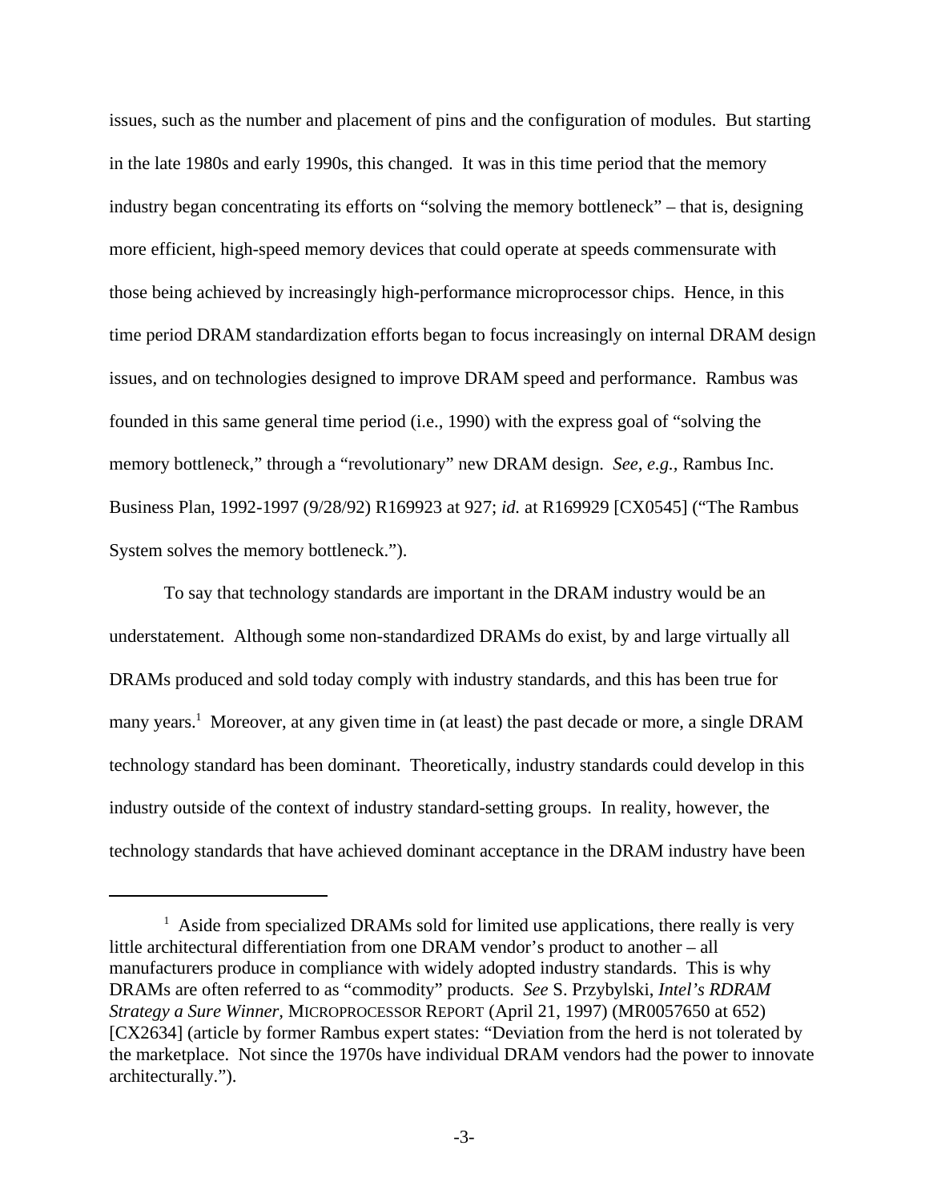issues, such as the number and placement of pins and the configuration of modules. But starting in the late 1980s and early 1990s, this changed. It was in this time period that the memory industry began concentrating its efforts on "solving the memory bottleneck" – that is, designing more efficient, high-speed memory devices that could operate at speeds commensurate with those being achieved by increasingly high-performance microprocessor chips. Hence, in this time period DRAM standardization efforts began to focus increasingly on internal DRAM design issues, and on technologies designed to improve DRAM speed and performance. Rambus was founded in this same general time period (i.e., 1990) with the express goal of "solving the memory bottleneck," through a "revolutionary" new DRAM design. *See, e.g.*, Rambus Inc. Business Plan, 1992-1997 (9/28/92) R169923 at 927; *id.* at R169929 [CX0545] ("The Rambus System solves the memory bottleneck.").

To say that technology standards are important in the DRAM industry would be an understatement. Although some non-standardized DRAMs do exist, by and large virtually all DRAMs produced and sold today comply with industry standards, and this has been true for many years.[1] Moreover, at any given time in (at least) the past decade or more, a single DRAM technology standard has been dominant. Theoretically, industry standards could develop in this industry outside of the context of industry standard-setting groups. In reality, however, the technology standards that have achieved dominant acceptance in the DRAM industry have been

---

[1] Aside from specialized DRAMs sold for limited use applications, there really is very little architectural differentiation from one DRAM vendor's product to another – all manufacturers produce in compliance with widely adopted industry standards. This is why DRAMs are often referred to as "commodity" products. *See* S. Przybylski, *Intel's RDRAM Strategy a Sure Winner*, MICROPROCESSOR REPORT (April 21, 1997) (MR0057650 at 652) [CX2634] (article by former Rambus expert states: "Deviation from the herd is not tolerated by the marketplace. Not since the 1970s have individual DRAM vendors had the power to innovate architecturally.").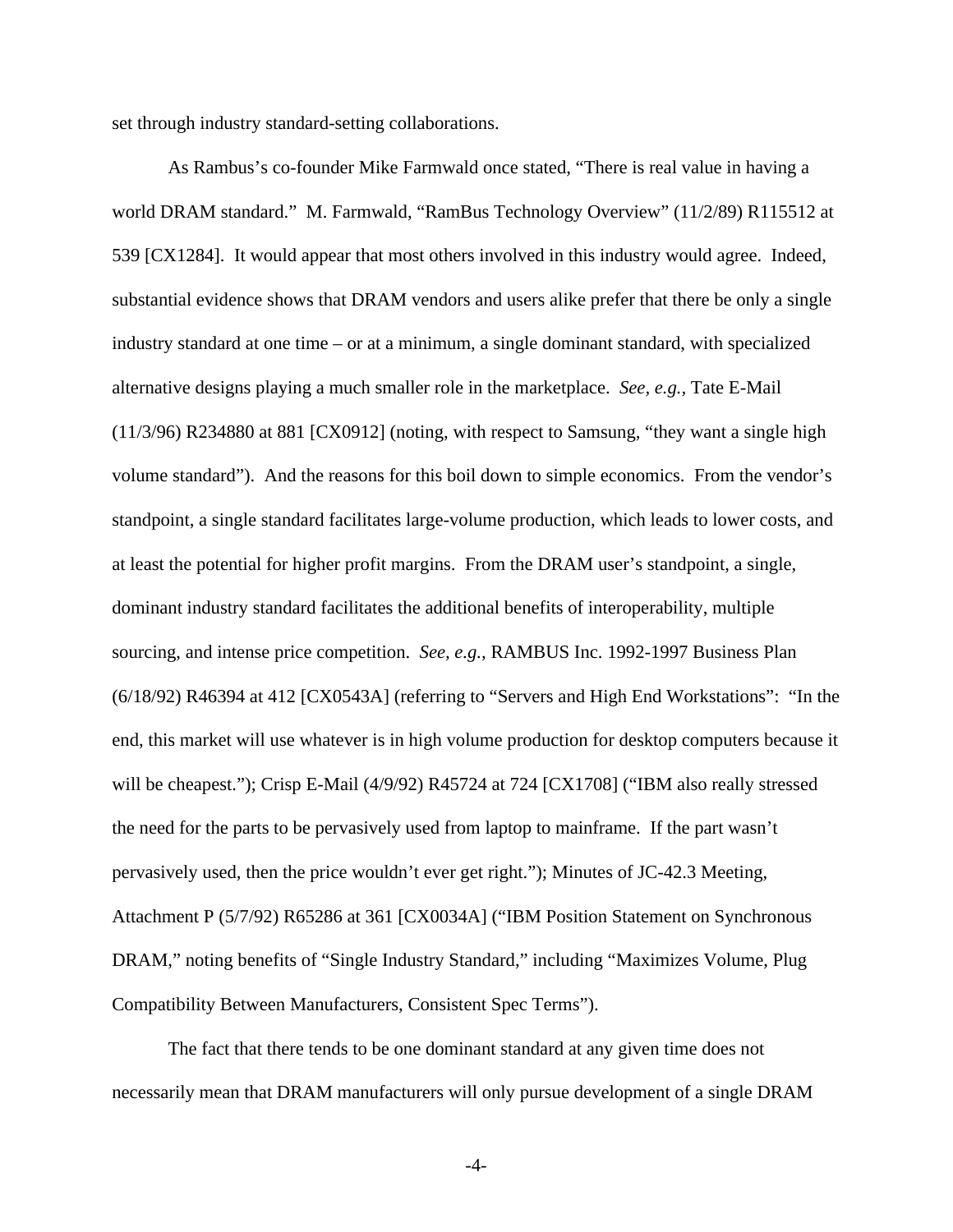set through industry standard-setting collaborations.

As Rambus's co-founder Mike Farmwald once stated, "There is real value in having a world DRAM standard." M. Farmwald, "RamBus Technology Overview" (11/2/89) R115512 at 539 [CX1284]. It would appear that most others involved in this industry would agree. Indeed, substantial evidence shows that DRAM vendors and users alike prefer that there be only a single industry standard at one time – or at a minimum, a single dominant standard, with specialized alternative designs playing a much smaller role in the marketplace. *See, e.g.*, Tate E-Mail (11/3/96) R234880 at 881 [CX0912] (noting, with respect to Samsung, "they want a single high volume standard"). And the reasons for this boil down to simple economics. From the vendor's standpoint, a single standard facilitates large-volume production, which leads to lower costs, and at least the potential for higher profit margins. From the DRAM user's standpoint, a single, dominant industry standard facilitates the additional benefits of interoperability, multiple sourcing, and intense price competition. *See, e.g.,* RAMBUS Inc. 1992-1997 Business Plan (6/18/92) R46394 at 412 [CX0543A] (referring to "Servers and High End Workstations": "In the end, this market will use whatever is in high volume production for desktop computers because it will be cheapest."); Crisp E-Mail (4/9/92) R45724 at 724 [CX1708] ("IBM also really stressed the need for the parts to be pervasively used from laptop to mainframe. If the part wasn't pervasively used, then the price wouldn't ever get right."); Minutes of JC-42.3 Meeting, Attachment P (5/7/92) R65286 at 361 [CX0034A] ("IBM Position Statement on Synchronous DRAM," noting benefits of "Single Industry Standard," including "Maximizes Volume, Plug Compatibility Between Manufacturers, Consistent Spec Terms").

The fact that there tends to be one dominant standard at any given time does not necessarily mean that DRAM manufacturers will only pursue development of a single DRAM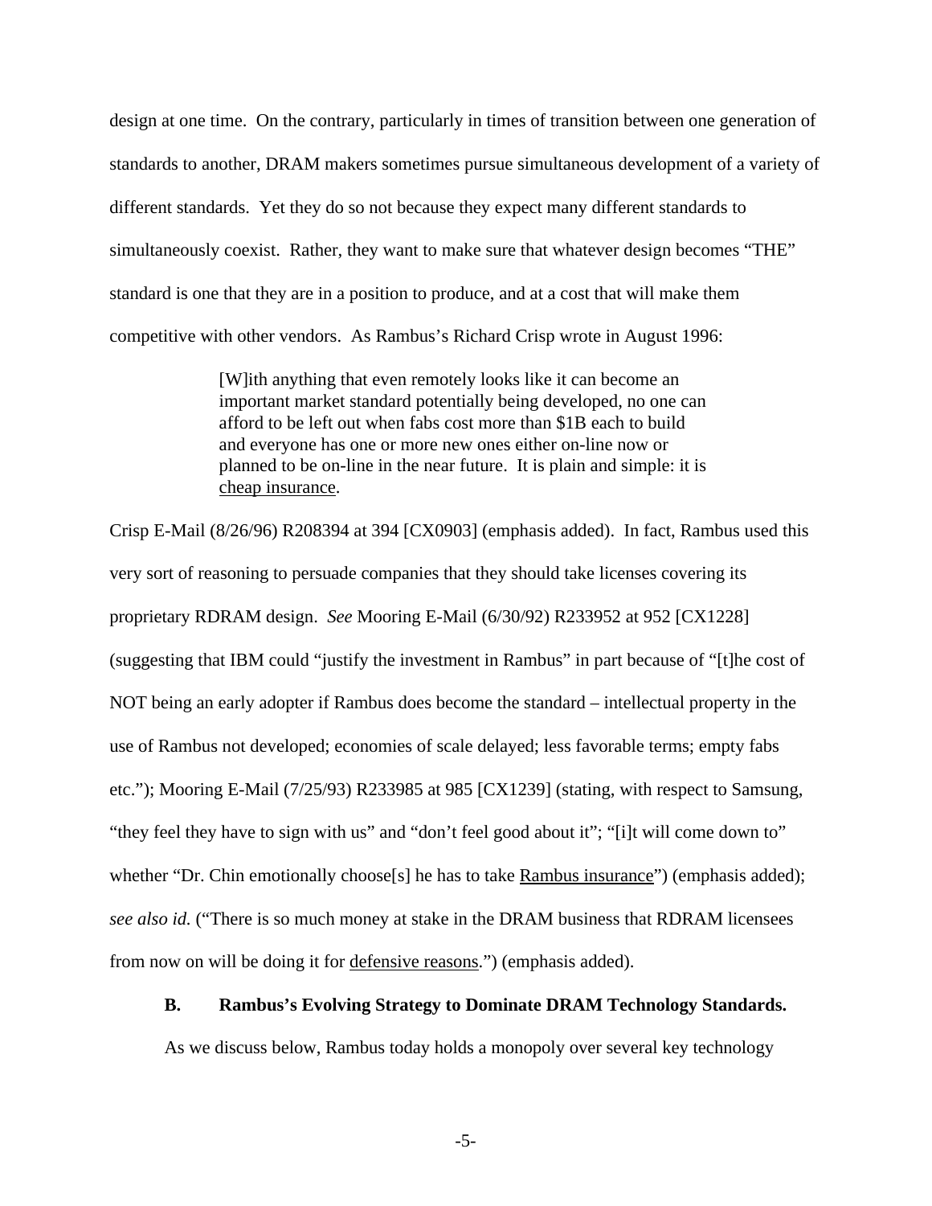design at one time. On the contrary, particularly in times of transition between one generation of standards to another, DRAM makers sometimes pursue simultaneous development of a variety of different standards. Yet they do so not because they expect many different standards to simultaneously coexist. Rather, they want to make sure that whatever design becomes "THE" standard is one that they are in a position to produce, and at a cost that will make them competitive with other vendors. As Rambus's Richard Crisp wrote in August 1996:

> [W]ith anything that even remotely looks like it can become an important market standard potentially being developed, no one can afford to be left out when fabs cost more than $1B each to build and everyone has one or more new ones either on-line now or planned to be on-line in the near future. It is plain and simple: it is <u>cheap insurance</u>.

Crisp E-Mail (8/26/96) R208394 at 394 [CX0903] (emphasis added). In fact, Rambus used this very sort of reasoning to persuade companies that they should take licenses covering its proprietary RDRAM design. *See* Mooring E-Mail (6/30/92) R233952 at 952 [CX1228] (suggesting that IBM could "justify the investment in Rambus" in part because of "[t]he cost of NOT being an early adopter if Rambus does become the standard – intellectual property in the use of Rambus not developed; economies of scale delayed; less favorable terms; empty fabs etc."); Mooring E-Mail (7/25/93) R233985 at 985 [CX1239] (stating, with respect to Samsung, "they feel they have to sign with us" and "don't feel good about it"; "[i]t will come down to" whether "Dr. Chin emotionally choose[s] he has to take <u>Rambus insurance</u>") (emphasis added); *see also id.* ("There is so much money at stake in the DRAM business that RDRAM licensees from now on will be doing it for <u>defensive reasons</u>.") (emphasis added).

### B. Rambus's Evolving Strategy to Dominate DRAM Technology Standards.

As we discuss below, Rambus today holds a monopoly over several key technology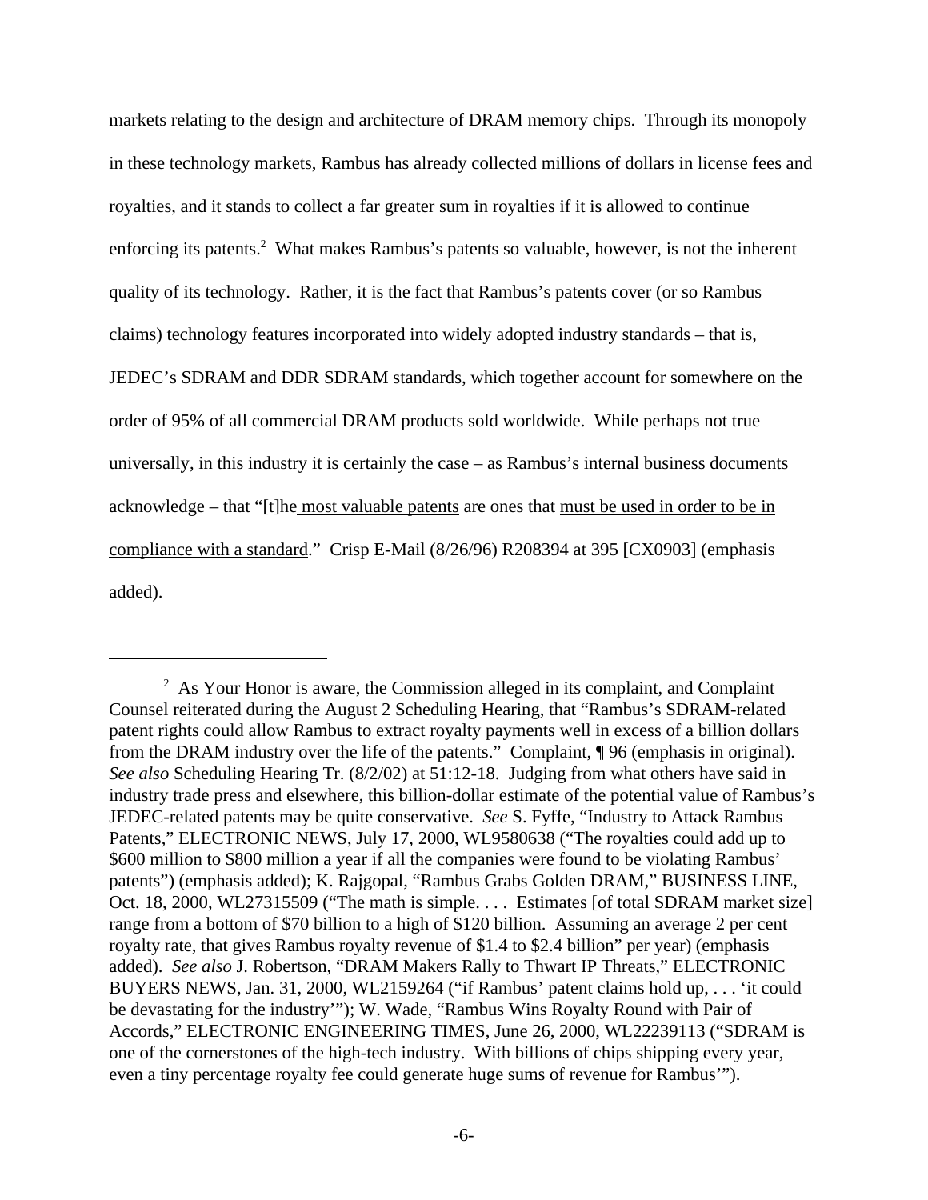markets relating to the design and architecture of DRAM memory chips. Through its monopoly in these technology markets, Rambus has already collected millions of dollars in license fees and royalties, and it stands to collect a far greater sum in royalties if it is allowed to continue enforcing its patents.[2] What makes Rambus's patents so valuable, however, is not the inherent quality of its technology. Rather, it is the fact that Rambus's patents cover (or so Rambus claims) technology features incorporated into widely adopted industry standards – that is, JEDEC's SDRAM and DDR SDRAM standards, which together account for somewhere on the order of 95% of all commercial DRAM products sold worldwide. While perhaps not true universally, in this industry it is certainly the case – as Rambus's internal business documents acknowledge – that "[t]he most valuable patents are ones that must be used in order to be in compliance with a standard." Crisp E-Mail (8/26/96) R208394 at 395 [CX0903] (emphasis added).

---

[2] As Your Honor is aware, the Commission alleged in its complaint, and Complaint Counsel reiterated during the August 2 Scheduling Hearing, that "Rambus's SDRAM-related patent rights could allow Rambus to extract royalty payments well in excess of a billion dollars from the DRAM industry over the life of the patents." Complaint, ¶ 96 (emphasis in original). *See also* Scheduling Hearing Tr. (8/2/02) at 51:12-18. Judging from what others have said in industry trade press and elsewhere, this billion-dollar estimate of the potential value of Rambus's JEDEC-related patents may be quite conservative. *See* S. Fyffe, "Industry to Attack Rambus Patents," ELECTRONIC NEWS, July 17, 2000, WL9580638 ("The royalties could add up to $600 million to $800 million a year if all the companies were found to be violating Rambus' patents") (emphasis added); K. Rajgopal, "Rambus Grabs Golden DRAM," BUSINESS LINE, Oct. 18, 2000, WL27315509 ("The math is simple. . . . Estimates [of total SDRAM market size] range from a bottom of $70 billion to a high of $120 billion. Assuming an average 2 per cent royalty rate, that gives Rambus royalty revenue of $1.4 to $2.4 billion" per year) (emphasis added). *See also* J. Robertson, "DRAM Makers Rally to Thwart IP Threats," ELECTRONIC BUYERS NEWS, Jan. 31, 2000, WL2159264 ("if Rambus' patent claims hold up, . . . 'it could be devastating for the industry'"); W. Wade, "Rambus Wins Royalty Round with Pair of Accords," ELECTRONIC ENGINEERING TIMES, June 26, 2000, WL22239113 ("SDRAM is one of the cornerstones of the high-tech industry. With billions of chips shipping every year, even a tiny percentage royalty fee could generate huge sums of revenue for Rambus'").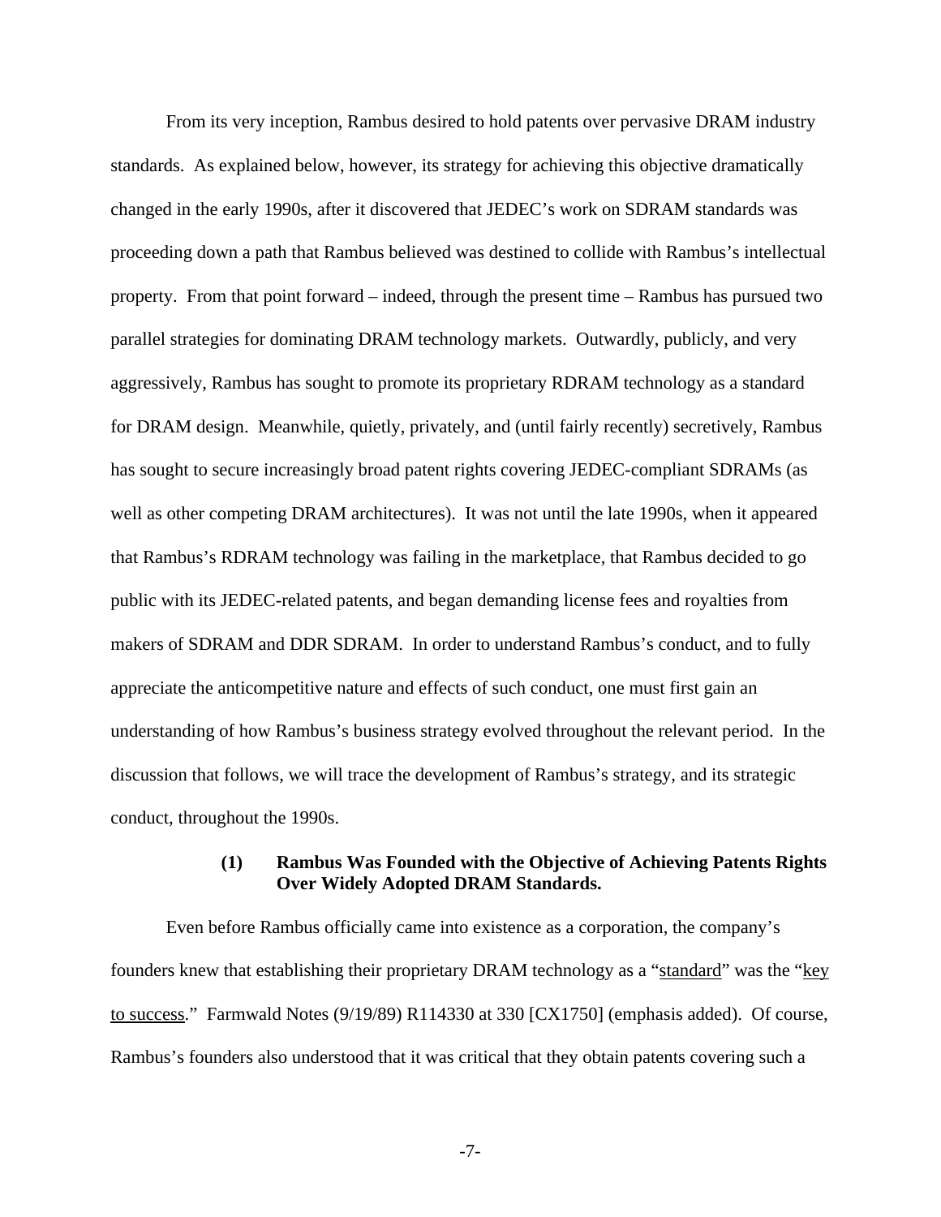From its very inception, Rambus desired to hold patents over pervasive DRAM industry standards. As explained below, however, its strategy for achieving this objective dramatically changed in the early 1990s, after it discovered that JEDEC's work on SDRAM standards was proceeding down a path that Rambus believed was destined to collide with Rambus's intellectual property. From that point forward – indeed, through the present time – Rambus has pursued two parallel strategies for dominating DRAM technology markets. Outwardly, publicly, and very aggressively, Rambus has sought to promote its proprietary RDRAM technology as a standard for DRAM design. Meanwhile, quietly, privately, and (until fairly recently) secretively, Rambus has sought to secure increasingly broad patent rights covering JEDEC-compliant SDRAMs (as well as other competing DRAM architectures). It was not until the late 1990s, when it appeared that Rambus's RDRAM technology was failing in the marketplace, that Rambus decided to go public with its JEDEC-related patents, and began demanding license fees and royalties from makers of SDRAM and DDR SDRAM. In order to understand Rambus's conduct, and to fully appreciate the anticompetitive nature and effects of such conduct, one must first gain an understanding of how Rambus's business strategy evolved throughout the relevant period. In the discussion that follows, we will trace the development of Rambus's strategy, and its strategic conduct, throughout the 1990s.

**(1) Rambus Was Founded with the Objective of Achieving Patents Rights Over Widely Adopted DRAM Standards.**

Even before Rambus officially came into existence as a corporation, the company's founders knew that establishing their proprietary DRAM technology as a "standard" was the "key to success." Farmwald Notes (9/19/89) R114330 at 330 [CX1750] (emphasis added). Of course, Rambus's founders also understood that it was critical that they obtain patents covering such a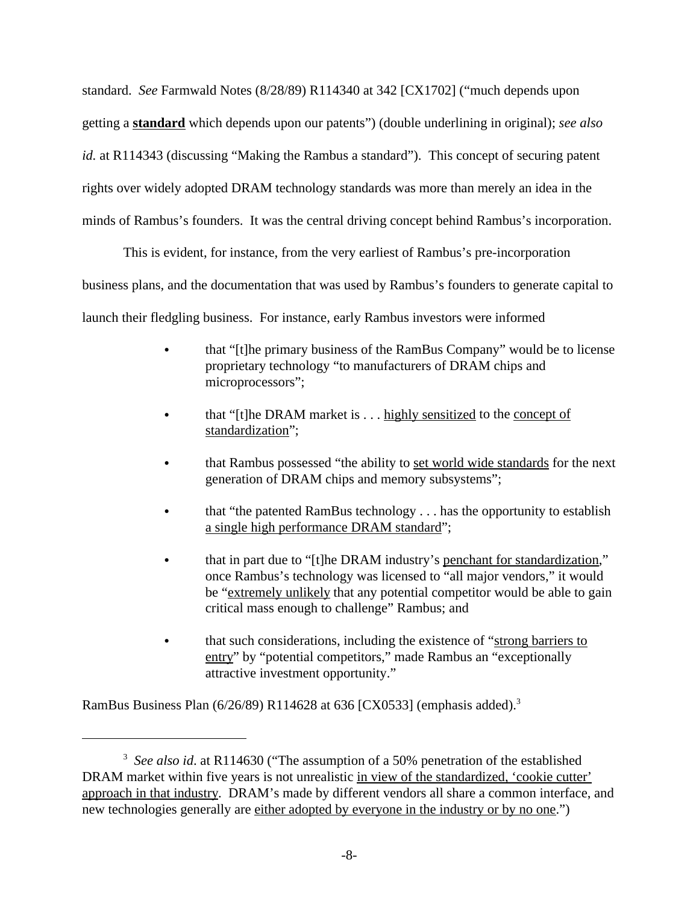standard. *See* Farmwald Notes (8/28/89) R114340 at 342 [CX1702] ("much depends upon getting a **<u>standard</u>** which depends upon our patents") (double underlining in original); *see also id.* at R114343 (discussing "Making the Rambus a standard"). This concept of securing patent rights over widely adopted DRAM technology standards was more than merely an idea in the minds of Rambus's founders. It was the central driving concept behind Rambus's incorporation.

This is evident, for instance, from the very earliest of Rambus's pre-incorporation business plans, and the documentation that was used by Rambus's founders to generate capital to launch their fledgling business. For instance, early Rambus investors were informed

- that "[t]he primary business of the RamBus Company" would be to license proprietary technology "to manufacturers of DRAM chips and microprocessors";
- that "[t]he DRAM market is . . . <u>highly sensitized</u> to the <u>concept of standardization</u>";
- that Rambus possessed "the ability to <u>set world wide standards</u> for the next generation of DRAM chips and memory subsystems";
- that "the patented RamBus technology . . . has the opportunity to establish <u>a single high performance DRAM standard</u>";
- that in part due to "[t]he DRAM industry's <u>penchant for standardization</u>," once Rambus's technology was licensed to "all major vendors," it would be "<u>extremely unlikely</u> that any potential competitor would be able to gain critical mass enough to challenge" Rambus; and
- that such considerations, including the existence of "<u>strong barriers to entry</u>" by "potential competitors," made Rambus an "exceptionally attractive investment opportunity."

RamBus Business Plan (6/26/89) R114628 at 636 [CX0533] (emphasis added).[3]

---

[3] *See also id*. at R114630 ("The assumption of a 50% penetration of the established DRAM market within five years is not unrealistic <u>in view of the standardized, 'cookie cutter' approach in that industry</u>. DRAM's made by different vendors all share a common interface, and new technologies generally are <u>either adopted by everyone in the industry or by no one</u>.")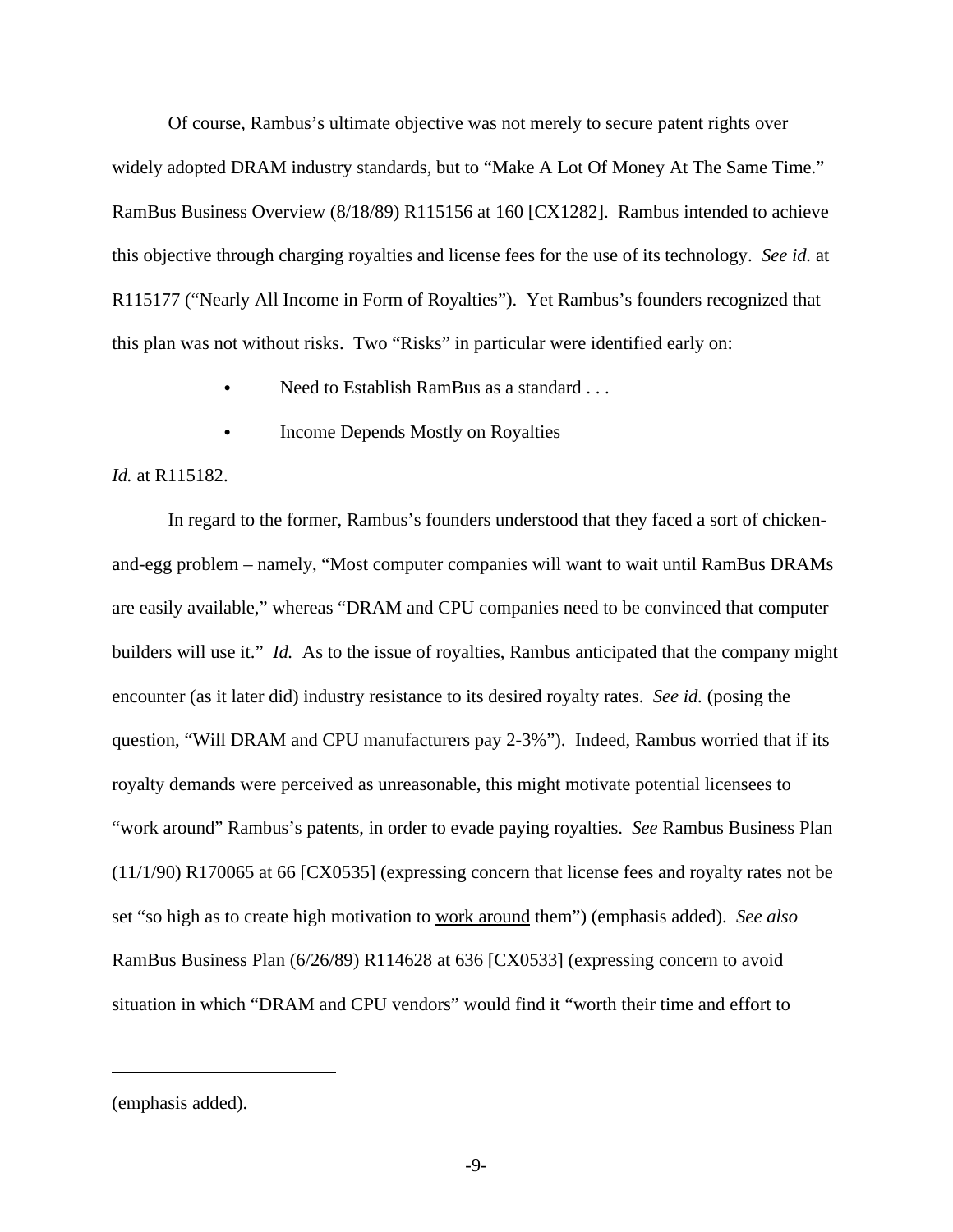Of course, Rambus's ultimate objective was not merely to secure patent rights over widely adopted DRAM industry standards, but to "Make A Lot Of Money At The Same Time." RamBus Business Overview (8/18/89) R115156 at 160 [CX1282]. Rambus intended to achieve this objective through charging royalties and license fees for the use of its technology. *See id.* at R115177 ("Nearly All Income in Form of Royalties"). Yet Rambus's founders recognized that this plan was not without risks. Two "Risks" in particular were identified early on:

- Need to Establish RamBus as a standard . . .
- Income Depends Mostly on Royalties

*Id.* at R115182.

In regard to the former, Rambus's founders understood that they faced a sort of chicken-and-egg problem – namely, "Most computer companies will want to wait until RamBus DRAMs are easily available," whereas "DRAM and CPU companies need to be convinced that computer builders will use it." *Id.* As to the issue of royalties, Rambus anticipated that the company might encounter (as it later did) industry resistance to its desired royalty rates. *See id.* (posing the question, "Will DRAM and CPU manufacturers pay 2-3%"). Indeed, Rambus worried that if its royalty demands were perceived as unreasonable, this might motivate potential licensees to "work around" Rambus's patents, in order to evade paying royalties. *See* Rambus Business Plan (11/1/90) R170065 at 66 [CX0535] (expressing concern that license fees and royalty rates not be set "so high as to create high motivation to <u>work around</u> them") (emphasis added). *See also* RamBus Business Plan (6/26/89) R114628 at 636 [CX0533] (expressing concern to avoid situation in which "DRAM and CPU vendors" would find it "worth their time and effort to

---

(emphasis added).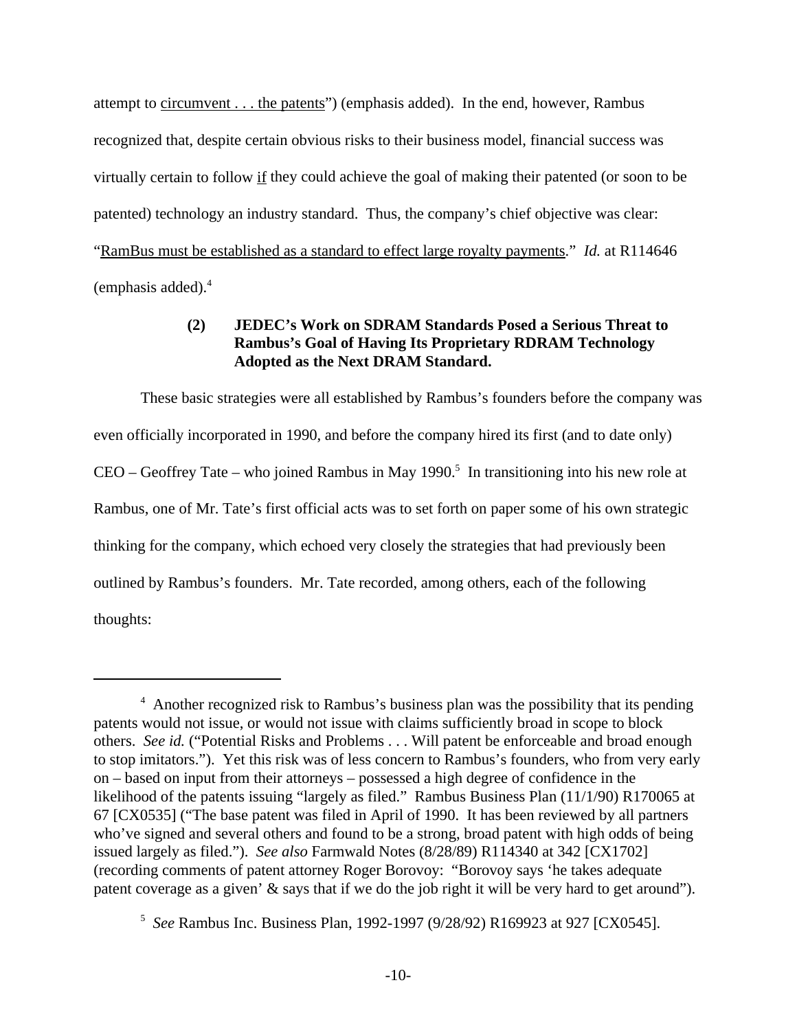attempt to circumvent . . . the patents") (emphasis added). In the end, however, Rambus recognized that, despite certain obvious risks to their business model, financial success was virtually certain to follow if they could achieve the goal of making their patented (or soon to be patented) technology an industry standard. Thus, the company's chief objective was clear: "RamBus must be established as a standard to effect large royalty payments." *Id.* at R114646 (emphasis added).[4]

**(2) JEDEC's Work on SDRAM Standards Posed a Serious Threat to Rambus's Goal of Having Its Proprietary RDRAM Technology Adopted as the Next DRAM Standard.**

These basic strategies were all established by Rambus's founders before the company was even officially incorporated in 1990, and before the company hired its first (and to date only) CEO – Geoffrey Tate – who joined Rambus in May 1990.[5] In transitioning into his new role at Rambus, one of Mr. Tate's first official acts was to set forth on paper some of his own strategic thinking for the company, which echoed very closely the strategies that had previously been outlined by Rambus's founders. Mr. Tate recorded, among others, each of the following thoughts:

---

[4] Another recognized risk to Rambus's business plan was the possibility that its pending patents would not issue, or would not issue with claims sufficiently broad in scope to block others. *See id.* ("Potential Risks and Problems . . . Will patent be enforceable and broad enough to stop imitators."). Yet this risk was of less concern to Rambus's founders, who from very early on – based on input from their attorneys – possessed a high degree of confidence in the likelihood of the patents issuing "largely as filed." Rambus Business Plan (11/1/90) R170065 at 67 [CX0535] ("The base patent was filed in April of 1990. It has been reviewed by all partners who've signed and several others and found to be a strong, broad patent with high odds of being issued largely as filed."). *See also* Farmwald Notes (8/28/89) R114340 at 342 [CX1702] (recording comments of patent attorney Roger Borovoy: "Borovoy says 'he takes adequate patent coverage as a given' & says that if we do the job right it will be very hard to get around").

[5] *See* Rambus Inc. Business Plan, 1992-1997 (9/28/92) R169923 at 927 [CX0545].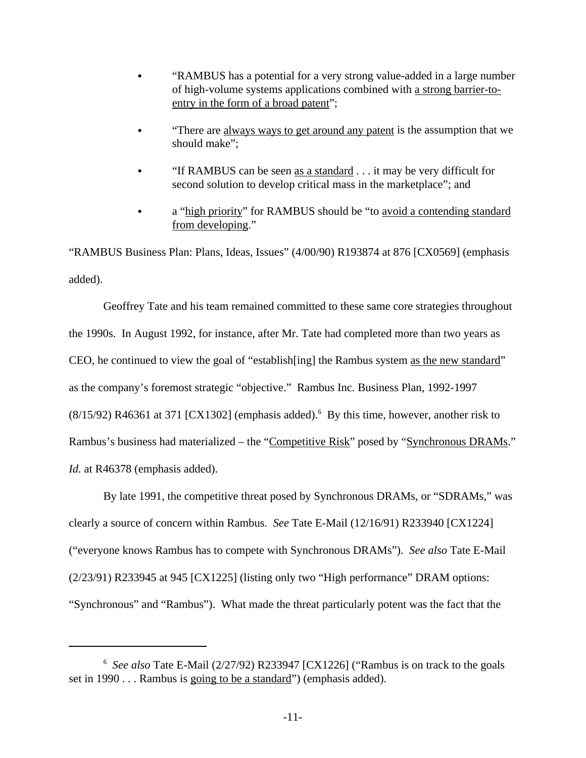- "RAMBUS has a potential for a very strong value-added in a large number of high-volume systems applications combined with a strong barrier-to-entry in the form of a broad patent";

- "There are always ways to get around any patent is the assumption that we should make";

- "If RAMBUS can be seen as a standard . . . it may be very difficult for second solution to develop critical mass in the marketplace"; and

- a "high priority" for RAMBUS should be "to avoid a contending standard from developing."

"RAMBUS Business Plan: Plans, Ideas, Issues" (4/00/90) R193874 at 876 [CX0569] (emphasis added).

Geoffrey Tate and his team remained committed to these same core strategies throughout the 1990s. In August 1992, for instance, after Mr. Tate had completed more than two years as CEO, he continued to view the goal of "establish[ing] the Rambus system as the new standard" as the company's foremost strategic "objective." Rambus Inc. Business Plan, 1992-1997 (8/15/92) R46361 at 371 [CX1302] (emphasis added).[6] By this time, however, another risk to Rambus's business had materialized – the "Competitive Risk" posed by "Synchronous DRAMs." *Id.* at R46378 (emphasis added).

By late 1991, the competitive threat posed by Synchronous DRAMs, or "SDRAMs," was clearly a source of concern within Rambus. *See* Tate E-Mail (12/16/91) R233940 [CX1224] ("everyone knows Rambus has to compete with Synchronous DRAMs"). *See also* Tate E-Mail (2/23/91) R233945 at 945 [CX1225] (listing only two "High performance" DRAM options: "Synchronous" and "Rambus"). What made the threat particularly potent was the fact that the

[6] *See also* Tate E-Mail (2/27/92) R233947 [CX1226] ("Rambus is on track to the goals set in 1990 . . . Rambus is going to be a standard") (emphasis added).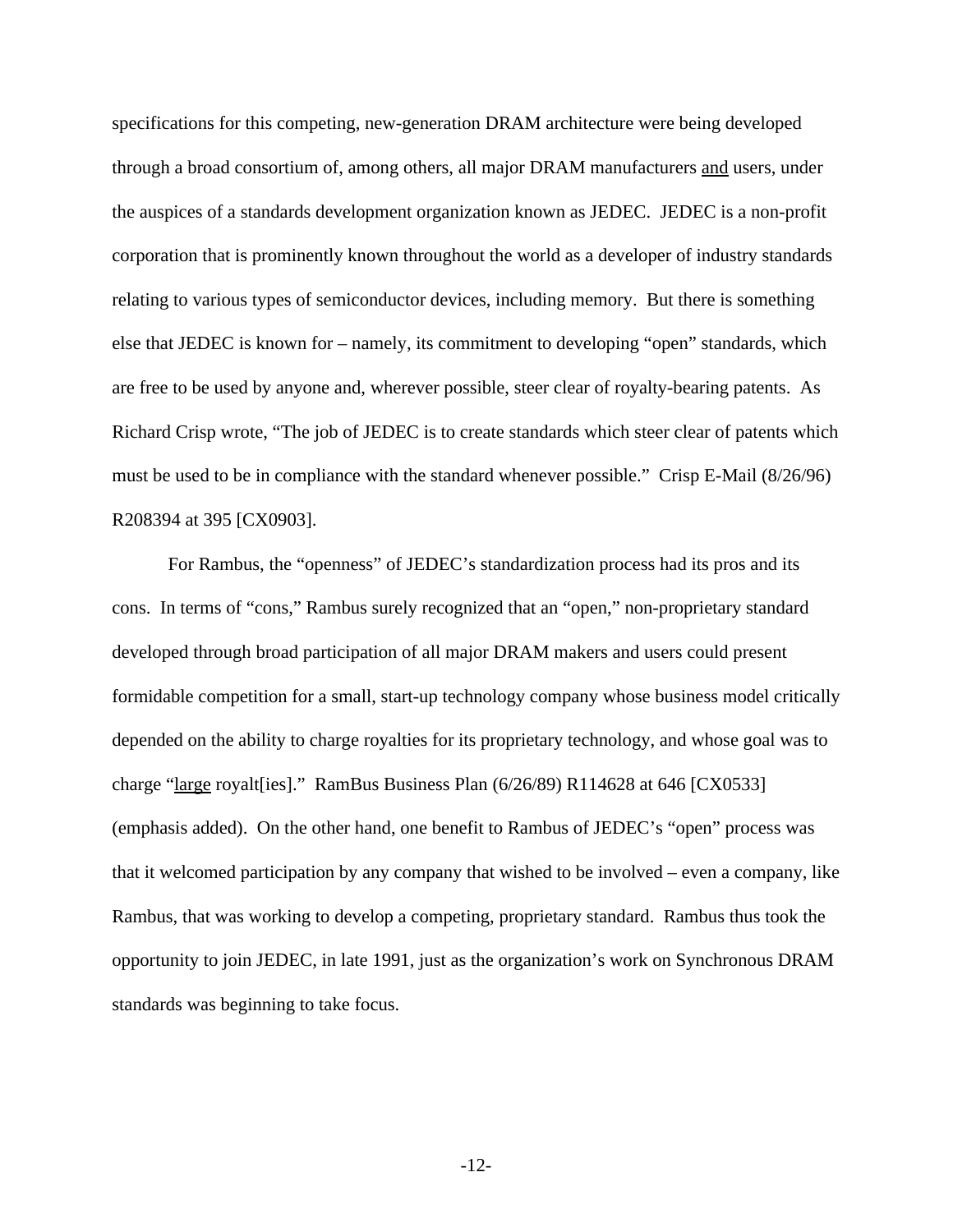specifications for this competing, new-generation DRAM architecture were being developed through a broad consortium of, among others, all major DRAM manufacturers <u>and</u> users, under the auspices of a standards development organization known as JEDEC. JEDEC is a non-profit corporation that is prominently known throughout the world as a developer of industry standards relating to various types of semiconductor devices, including memory. But there is something else that JEDEC is known for – namely, its commitment to developing "open" standards, which are free to be used by anyone and, wherever possible, steer clear of royalty-bearing patents. As Richard Crisp wrote, "The job of JEDEC is to create standards which steer clear of patents which must be used to be in compliance with the standard whenever possible." Crisp E-Mail (8/26/96) R208394 at 395 [CX0903].

For Rambus, the "openness" of JEDEC's standardization process had its pros and its cons. In terms of "cons," Rambus surely recognized that an "open," non-proprietary standard developed through broad participation of all major DRAM makers and users could present formidable competition for a small, start-up technology company whose business model critically depended on the ability to charge royalties for its proprietary technology, and whose goal was to charge "<u>large</u> royalt[ies]." RamBus Business Plan (6/26/89) R114628 at 646 [CX0533] (emphasis added). On the other hand, one benefit to Rambus of JEDEC's "open" process was that it welcomed participation by any company that wished to be involved – even a company, like Rambus, that was working to develop a competing, proprietary standard. Rambus thus took the opportunity to join JEDEC, in late 1991, just as the organization's work on Synchronous DRAM standards was beginning to take focus.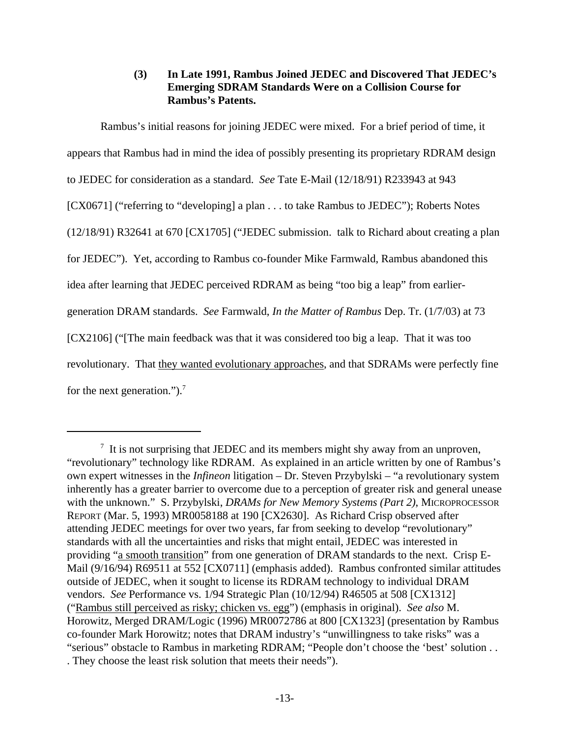### (3) In Late 1991, Rambus Joined JEDEC and Discovered That JEDEC's Emerging SDRAM Standards Were on a Collision Course for Rambus's Patents.

Rambus's initial reasons for joining JEDEC were mixed. For a brief period of time, it appears that Rambus had in mind the idea of possibly presenting its proprietary RDRAM design to JEDEC for consideration as a standard. *See* Tate E-Mail (12/18/91) R233943 at 943 [CX0671] ("referring to "developing] a plan . . . to take Rambus to JEDEC"); Roberts Notes (12/18/91) R32641 at 670 [CX1705] ("JEDEC submission. talk to Richard about creating a plan for JEDEC"). Yet, according to Rambus co-founder Mike Farmwald, Rambus abandoned this idea after learning that JEDEC perceived RDRAM as being "too big a leap" from earlier-generation DRAM standards. *See* Farmwald, *In the Matter of Rambus* Dep. Tr. (1/7/03) at 73 [CX2106] ("[The main feedback was that it was considered too big a leap. That it was too revolutionary. That <u>they wanted evolutionary approaches</u>, and that SDRAMs were perfectly fine for the next generation.").[7]

---

[7] It is not surprising that JEDEC and its members might shy away from an unproven, "revolutionary" technology like RDRAM. As explained in an article written by one of Rambus's own expert witnesses in the *Infineon* litigation – Dr. Steven Przybylski – "a revolutionary system inherently has a greater barrier to overcome due to a perception of greater risk and general unease with the unknown." S. Przybylski, *DRAMs for New Memory Systems (Part 2)*, MICROPROCESSOR REPORT (Mar. 5, 1993) MR0058188 at 190 [CX2630]. As Richard Crisp observed after attending JEDEC meetings for over two years, far from seeking to develop "revolutionary" standards with all the uncertainties and risks that might entail, JEDEC was interested in providing "<u>a smooth transition</u>" from one generation of DRAM standards to the next. Crisp E-Mail (9/16/94) R69511 at 552 [CX0711] (emphasis added). Rambus confronted similar attitudes outside of JEDEC, when it sought to license its RDRAM technology to individual DRAM vendors. *See* Performance vs. 1/94 Strategic Plan (10/12/94) R46505 at 508 [CX1312] ("<u>Rambus still perceived as risky; chicken vs. egg</u>") (emphasis in original). *See also* M. Horowitz, Merged DRAM/Logic (1996) MR0072786 at 800 [CX1323] (presentation by Rambus co-founder Mark Horowitz; notes that DRAM industry's "unwillingness to take risks" was a "serious" obstacle to Rambus in marketing RDRAM; "People don't choose the 'best' solution . . . They choose the least risk solution that meets their needs").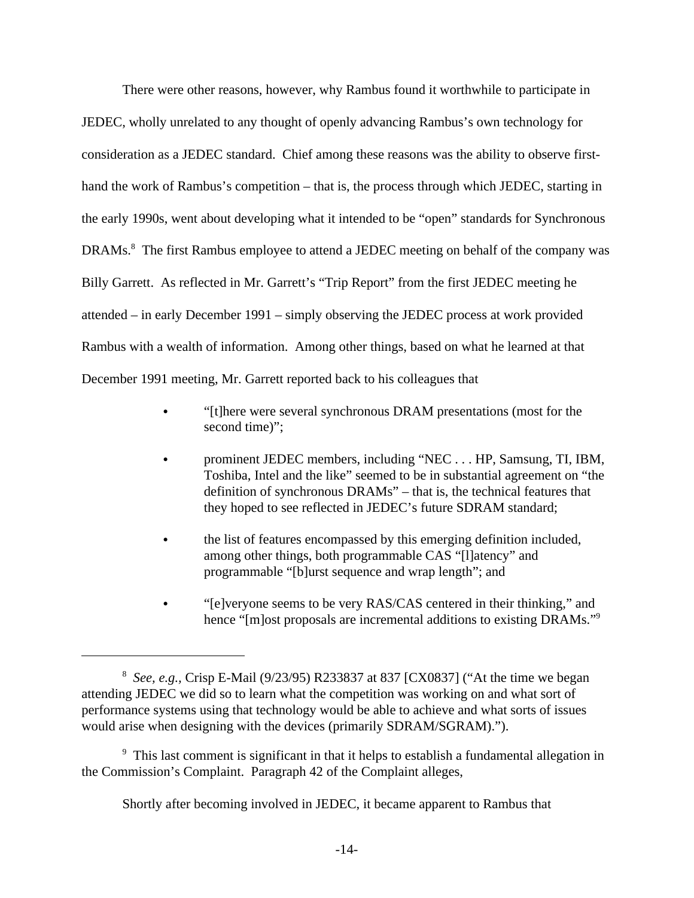There were other reasons, however, why Rambus found it worthwhile to participate in JEDEC, wholly unrelated to any thought of openly advancing Rambus's own technology for consideration as a JEDEC standard. Chief among these reasons was the ability to observe first-hand the work of Rambus's competition – that is, the process through which JEDEC, starting in the early 1990s, went about developing what it intended to be "open" standards for Synchronous DRAMs.[8] The first Rambus employee to attend a JEDEC meeting on behalf of the company was Billy Garrett. As reflected in Mr. Garrett's "Trip Report" from the first JEDEC meeting he attended – in early December 1991 – simply observing the JEDEC process at work provided Rambus with a wealth of information. Among other things, based on what he learned at that December 1991 meeting, Mr. Garrett reported back to his colleagues that

- "[t]here were several synchronous DRAM presentations (most for the second time)";
- prominent JEDEC members, including "NEC . . . HP, Samsung, TI, IBM, Toshiba, Intel and the like" seemed to be in substantial agreement on "the definition of synchronous DRAMs" – that is, the technical features that they hoped to see reflected in JEDEC's future SDRAM standard;
- the list of features encompassed by this emerging definition included, among other things, both programmable CAS "[l]atency" and programmable "[b]urst sequence and wrap length"; and
- "[e]veryone seems to be very RAS/CAS centered in their thinking," and hence "[m]ost proposals are incremental additions to existing DRAMs."[9]

---

[8] *See, e.g.,* Crisp E-Mail (9/23/95) R233837 at 837 [CX0837] ("At the time we began attending JEDEC we did so to learn what the competition was working on and what sort of performance systems using that technology would be able to achieve and what sorts of issues would arise when designing with the devices (primarily SDRAM/SGRAM).").

[9] This last comment is significant in that it helps to establish a fundamental allegation in the Commission's Complaint. Paragraph 42 of the Complaint alleges,

Shortly after becoming involved in JEDEC, it became apparent to Rambus that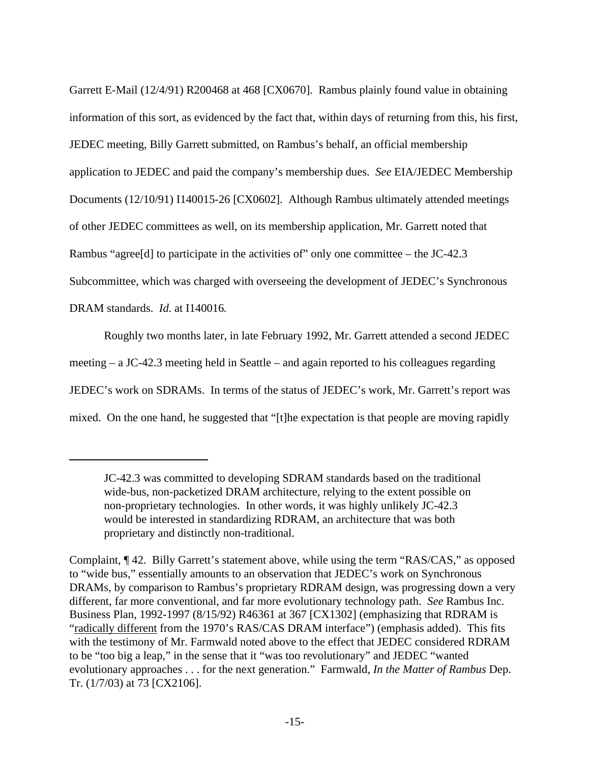Garrett E-Mail (12/4/91) R200468 at 468 [CX0670]. Rambus plainly found value in obtaining information of this sort, as evidenced by the fact that, within days of returning from this, his first, JEDEC meeting, Billy Garrett submitted, on Rambus's behalf, an official membership application to JEDEC and paid the company's membership dues. *See* EIA/JEDEC Membership Documents (12/10/91) I140015-26 [CX0602]. Although Rambus ultimately attended meetings of other JEDEC committees as well, on its membership application, Mr. Garrett noted that Rambus "agree[d] to participate in the activities of" only one committee – the JC-42.3 Subcommittee, which was charged with overseeing the development of JEDEC's Synchronous DRAM standards. *Id.* at I140016.

Roughly two months later, in late February 1992, Mr. Garrett attended a second JEDEC meeting – a JC-42.3 meeting held in Seattle – and again reported to his colleagues regarding JEDEC's work on SDRAMs. In terms of the status of JEDEC's work, Mr. Garrett's report was mixed. On the one hand, he suggested that "[t]he expectation is that people are moving rapidly

---

> JC-42.3 was committed to developing SDRAM standards based on the traditional wide-bus, non-packetized DRAM architecture, relying to the extent possible on non-proprietary technologies. In other words, it was highly unlikely JC-42.3 would be interested in standardizing RDRAM, an architecture that was both proprietary and distinctly non-traditional.

Complaint, ¶ 42. Billy Garrett's statement above, while using the term "RAS/CAS," as opposed to "wide bus," essentially amounts to an observation that JEDEC's work on Synchronous DRAMs, by comparison to Rambus's proprietary RDRAM design, was progressing down a very different, far more conventional, and far more evolutionary technology path. *See* Rambus Inc. Business Plan, 1992-1997 (8/15/92) R46361 at 367 [CX1302] (emphasizing that RDRAM is "radically different from the 1970's RAS/CAS DRAM interface") (emphasis added). This fits with the testimony of Mr. Farmwald noted above to the effect that JEDEC considered RDRAM to be "too big a leap," in the sense that it "was too revolutionary" and JEDEC "wanted evolutionary approaches . . . for the next generation." Farmwald, *In the Matter of Rambus* Dep. Tr. (1/7/03) at 73 [CX2106].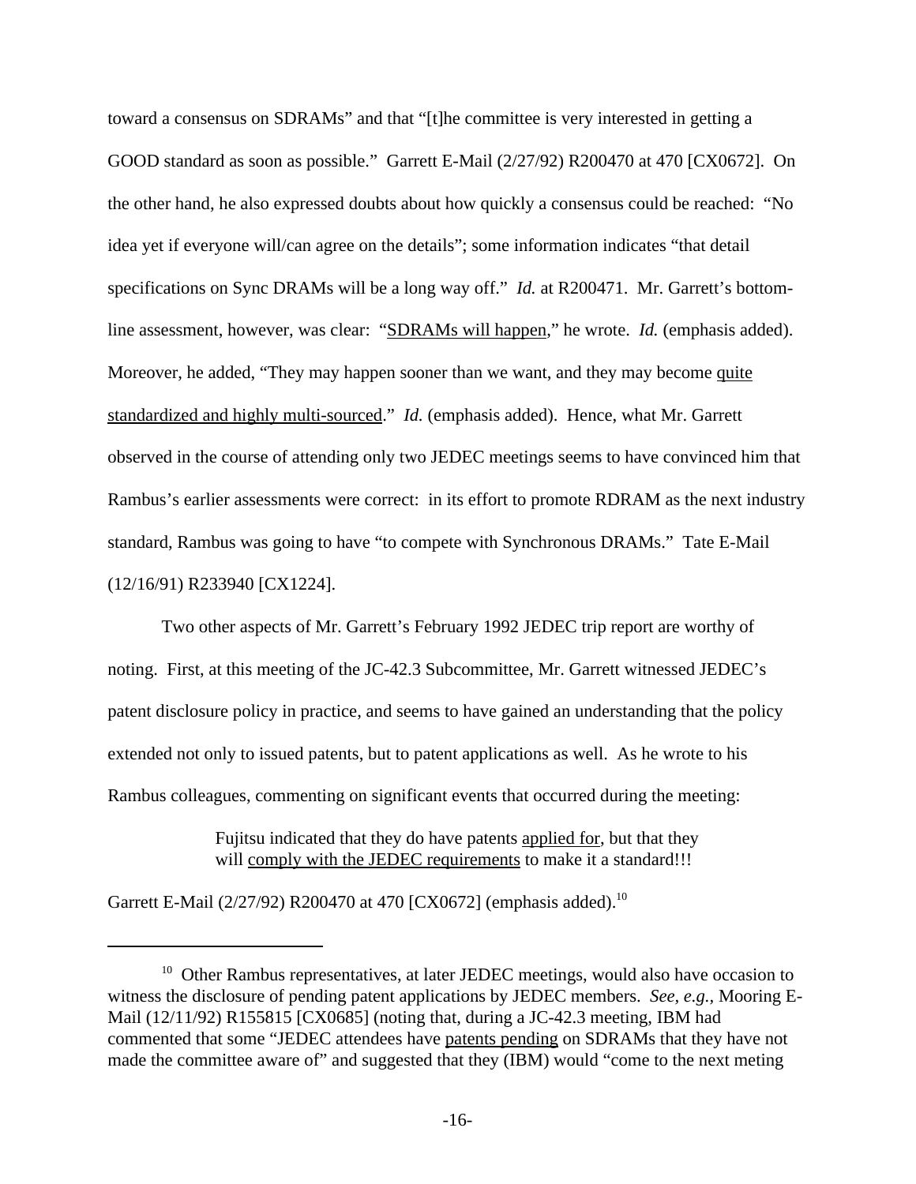toward a consensus on SDRAMs" and that "[t]he committee is very interested in getting a GOOD standard as soon as possible." Garrett E-Mail (2/27/92) R200470 at 470 [CX0672]. On the other hand, he also expressed doubts about how quickly a consensus could be reached: "No idea yet if everyone will/can agree on the details"; some information indicates "that detail specifications on Sync DRAMs will be a long way off." *Id.* at R200471. Mr. Garrett's bottom-line assessment, however, was clear: "SDRAMs will happen," he wrote. *Id.* (emphasis added). Moreover, he added, "They may happen sooner than we want, and they may become quite standardized and highly multi-sourced." *Id.* (emphasis added). Hence, what Mr. Garrett observed in the course of attending only two JEDEC meetings seems to have convinced him that Rambus's earlier assessments were correct: in its effort to promote RDRAM as the next industry standard, Rambus was going to have "to compete with Synchronous DRAMs." Tate E-Mail (12/16/91) R233940 [CX1224].

Two other aspects of Mr. Garrett's February 1992 JEDEC trip report are worthy of noting. First, at this meeting of the JC-42.3 Subcommittee, Mr. Garrett witnessed JEDEC's patent disclosure policy in practice, and seems to have gained an understanding that the policy extended not only to issued patents, but to patent applications as well. As he wrote to his Rambus colleagues, commenting on significant events that occurred during the meeting:

> Fujitsu indicated that they do have patents applied for, but that they will comply with the JEDEC requirements to make it a standard!!!

Garrett E-Mail (2/27/92) R200470 at 470 [CX0672] (emphasis added).[10]

[10] Other Rambus representatives, at later JEDEC meetings, would also have occasion to witness the disclosure of pending patent applications by JEDEC members. *See, e.g.*, Mooring E-Mail (12/11/92) R155815 [CX0685] (noting that, during a JC-42.3 meeting, IBM had commented that some "JEDEC attendees have patents pending on SDRAMs that they have not made the committee aware of" and suggested that they (IBM) would "come to the next meting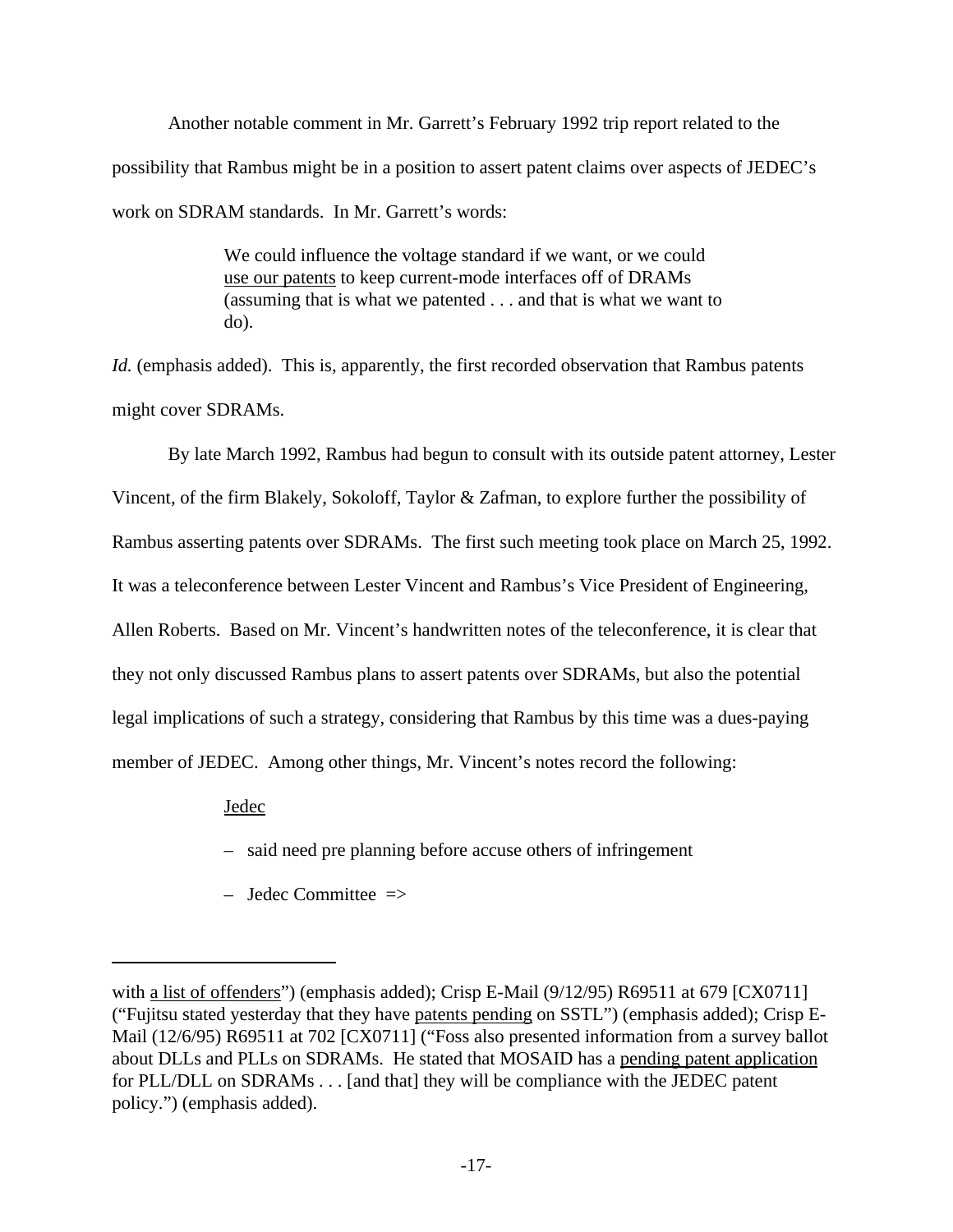Another notable comment in Mr. Garrett's February 1992 trip report related to the possibility that Rambus might be in a position to assert patent claims over aspects of JEDEC's work on SDRAM standards. In Mr. Garrett's words:

> We could influence the voltage standard if we want, or we could use our patents to keep current-mode interfaces off of DRAMs (assuming that is what we patented . . . and that is what we want to do).

*Id.* (emphasis added). This is, apparently, the first recorded observation that Rambus patents might cover SDRAMs.

By late March 1992, Rambus had begun to consult with its outside patent attorney, Lester Vincent, of the firm Blakely, Sokoloff, Taylor & Zafman, to explore further the possibility of Rambus asserting patents over SDRAMs. The first such meeting took place on March 25, 1992. It was a teleconference between Lester Vincent and Rambus's Vice President of Engineering, Allen Roberts. Based on Mr. Vincent's handwritten notes of the teleconference, it is clear that they not only discussed Rambus plans to assert patents over SDRAMs, but also the potential legal implications of such a strategy, considering that Rambus by this time was a dues-paying member of JEDEC. Among other things, Mr. Vincent's notes record the following:

> Jedec
>
> – said need pre planning before accuse others of infringement
>
> – Jedec Committee =>

---

with a list of offenders") (emphasis added); Crisp E-Mail (9/12/95) R69511 at 679 [CX0711] ("Fujitsu stated yesterday that they have patents pending on SSTL") (emphasis added); Crisp E-Mail (12/6/95) R69511 at 702 [CX0711] ("Foss also presented information from a survey ballot about DLLs and PLLs on SDRAMs. He stated that MOSAID has a pending patent application for PLL/DLL on SDRAMs . . . [and that] they will be compliance with the JEDEC patent policy.") (emphasis added).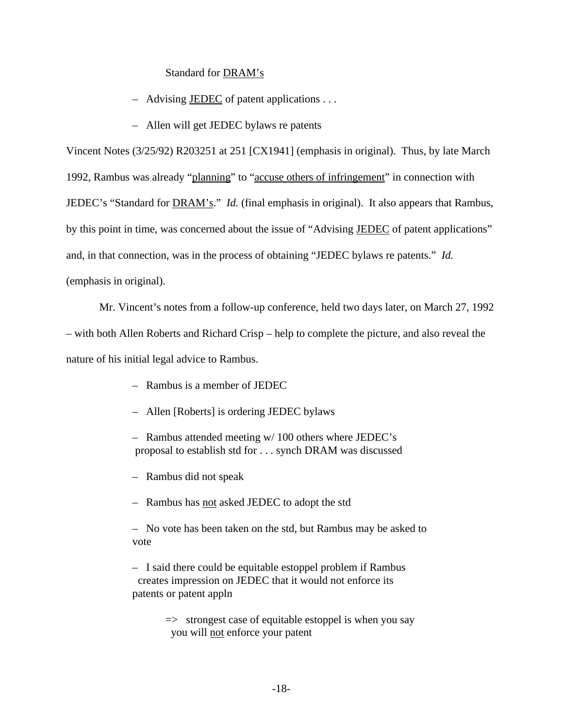Standard for <u>DRAM's</u>

– Advising <u>JEDEC</u> of patent applications . . .

– Allen will get JEDEC bylaws re patents

Vincent Notes (3/25/92) R203251 at 251 [CX1941] (emphasis in original). Thus, by late March 1992, Rambus was already "<u>planning</u>" to "<u>accuse others of infringement</u>" in connection with JEDEC's "Standard for <u>DRAM's</u>." *Id.* (final emphasis in original). It also appears that Rambus, by this point in time, was concerned about the issue of "Advising <u>JEDEC</u> of patent applications" and, in that connection, was in the process of obtaining "JEDEC bylaws re patents." *Id.* (emphasis in original).

Mr. Vincent's notes from a follow-up conference, held two days later, on March 27, 1992 – with both Allen Roberts and Richard Crisp – help to complete the picture, and also reveal the nature of his initial legal advice to Rambus.

– Rambus is a member of JEDEC

– Allen [Roberts] is ordering JEDEC bylaws

– Rambus attended meeting w/ 100 others where JEDEC's proposal to establish std for . . . synch DRAM was discussed

– Rambus did not speak

– Rambus has <u>not</u> asked JEDEC to adopt the std

– No vote has been taken on the std, but Rambus may be asked to vote

– I said there could be equitable estoppel problem if Rambus creates impression on JEDEC that it would not enforce its patents or patent appln

=> strongest case of equitable estoppel is when you say you will <u>not</u> enforce your patent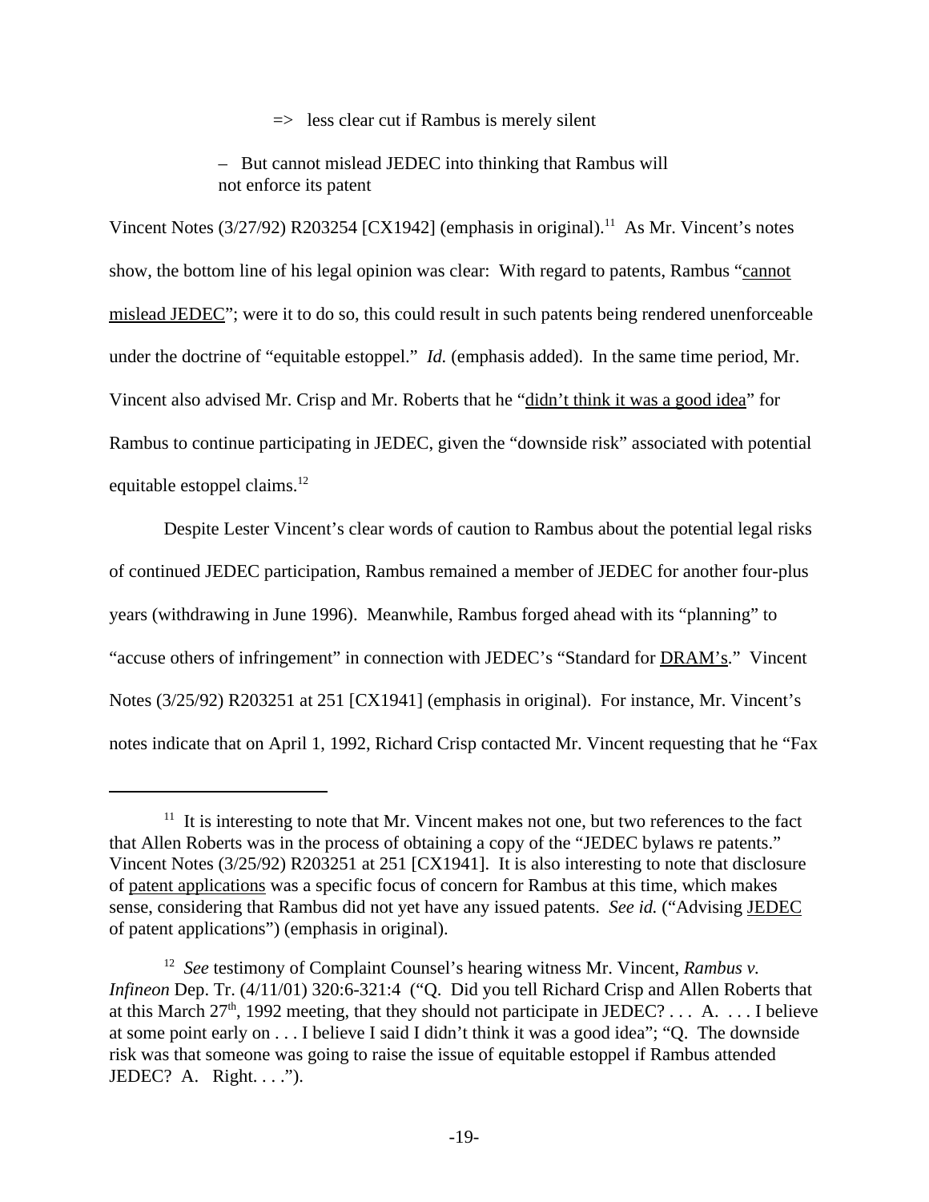=> less clear cut if Rambus is merely silent

– But cannot mislead JEDEC into thinking that Rambus will not enforce its patent

Vincent Notes (3/27/92) R203254 [CX1942] (emphasis in original).[11] As Mr. Vincent's notes show, the bottom line of his legal opinion was clear: With regard to patents, Rambus "cannot mislead JEDEC"; were it to do so, this could result in such patents being rendered unenforceable under the doctrine of "equitable estoppel." *Id.* (emphasis added). In the same time period, Mr. Vincent also advised Mr. Crisp and Mr. Roberts that he "didn't think it was a good idea" for Rambus to continue participating in JEDEC, given the "downside risk" associated with potential equitable estoppel claims.[12]

Despite Lester Vincent's clear words of caution to Rambus about the potential legal risks of continued JEDEC participation, Rambus remained a member of JEDEC for another four-plus years (withdrawing in June 1996). Meanwhile, Rambus forged ahead with its "planning" to "accuse others of infringement" in connection with JEDEC's "Standard for DRAM's." Vincent Notes (3/25/92) R203251 at 251 [CX1941] (emphasis in original). For instance, Mr. Vincent's notes indicate that on April 1, 1992, Richard Crisp contacted Mr. Vincent requesting that he "Fax

---

[11] It is interesting to note that Mr. Vincent makes not one, but two references to the fact that Allen Roberts was in the process of obtaining a copy of the "JEDEC bylaws re patents." Vincent Notes (3/25/92) R203251 at 251 [CX1941]. It is also interesting to note that disclosure of patent applications was a specific focus of concern for Rambus at this time, which makes sense, considering that Rambus did not yet have any issued patents. *See id.* ("Advising JEDEC of patent applications") (emphasis in original).

[12] *See* testimony of Complaint Counsel's hearing witness Mr. Vincent, *Rambus v. Infineon* Dep. Tr. (4/11/01) 320:6-321:4 ("Q. Did you tell Richard Crisp and Allen Roberts that at this March 27th, 1992 meeting, that they should not participate in JEDEC? . . . A. . . . I believe at some point early on . . . I believe I said I didn't think it was a good idea"; "Q. The downside risk was that someone was going to raise the issue of equitable estoppel if Rambus attended JEDEC? A. Right. . . .").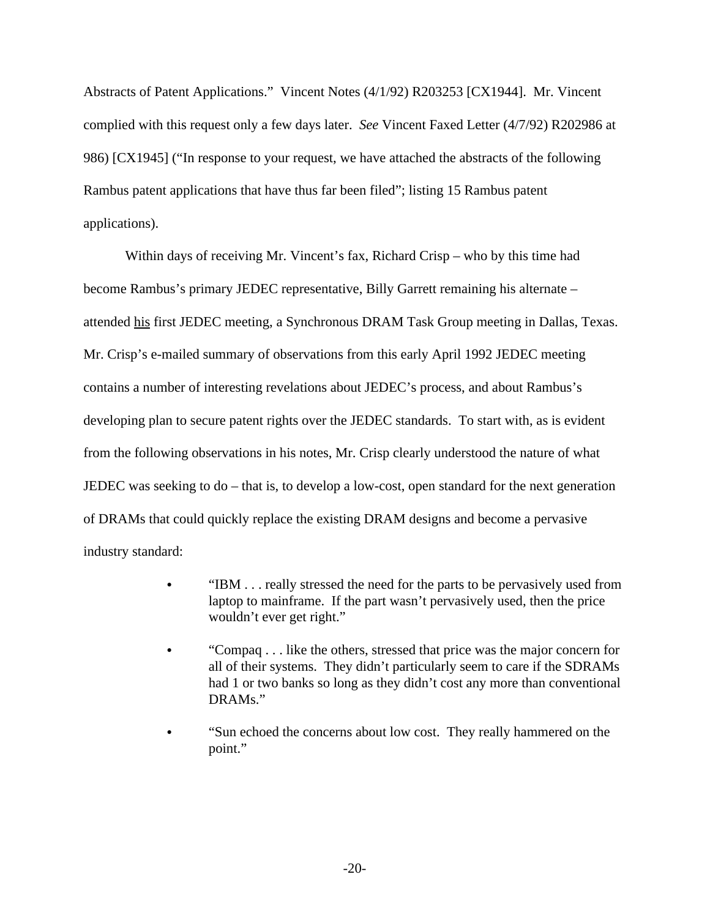Abstracts of Patent Applications." Vincent Notes (4/1/92) R203253 [CX1944]. Mr. Vincent complied with this request only a few days later. *See* Vincent Faxed Letter (4/7/92) R202986 at 986) [CX1945] ("In response to your request, we have attached the abstracts of the following Rambus patent applications that have thus far been filed"; listing 15 Rambus patent applications).

Within days of receiving Mr. Vincent's fax, Richard Crisp – who by this time had become Rambus's primary JEDEC representative, Billy Garrett remaining his alternate – attended <u>his</u> first JEDEC meeting, a Synchronous DRAM Task Group meeting in Dallas, Texas. Mr. Crisp's e-mailed summary of observations from this early April 1992 JEDEC meeting contains a number of interesting revelations about JEDEC's process, and about Rambus's developing plan to secure patent rights over the JEDEC standards. To start with, as is evident from the following observations in his notes, Mr. Crisp clearly understood the nature of what JEDEC was seeking to do – that is, to develop a low-cost, open standard for the next generation of DRAMs that could quickly replace the existing DRAM designs and become a pervasive industry standard:

- "IBM . . . really stressed the need for the parts to be pervasively used from laptop to mainframe. If the part wasn't pervasively used, then the price wouldn't ever get right."
- "Compaq . . . like the others, stressed that price was the major concern for all of their systems. They didn't particularly seem to care if the SDRAMs had 1 or two banks so long as they didn't cost any more than conventional DRAMs."
- "Sun echoed the concerns about low cost. They really hammered on the point."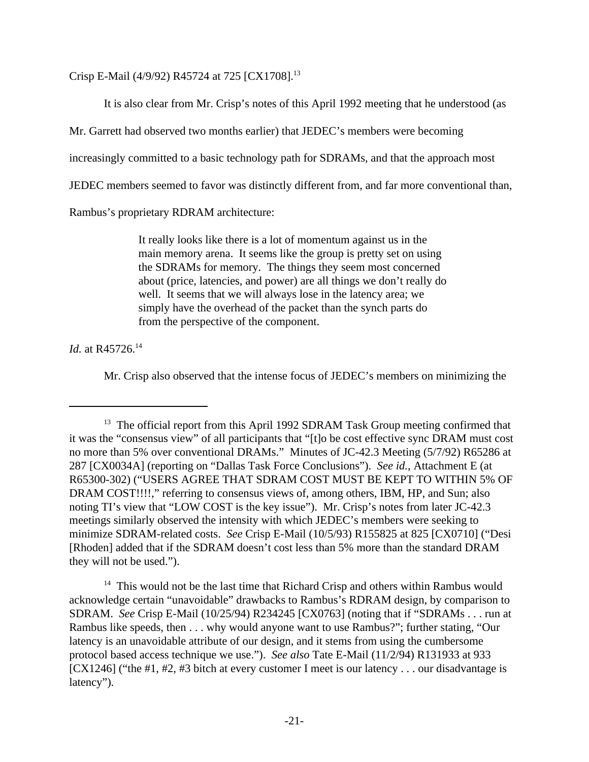Crisp E-Mail (4/9/92) R45724 at 725 [CX1708].[13]

It is also clear from Mr. Crisp's notes of this April 1992 meeting that he understood (as Mr. Garrett had observed two months earlier) that JEDEC's members were becoming increasingly committed to a basic technology path for SDRAMs, and that the approach most JEDEC members seemed to favor was distinctly different from, and far more conventional than, Rambus's proprietary RDRAM architecture:

> It really looks like there is a lot of momentum against us in the main memory arena. It seems like the group is pretty set on using the SDRAMs for memory. The things they seem most concerned about (price, latencies, and power) are all things we don't really do well. It seems that we will always lose in the latency area; we simply have the overhead of the packet than the synch parts do from the perspective of the component.

*Id.* at R45726.[14]

Mr. Crisp also observed that the intense focus of JEDEC's members on minimizing the

---

[13] The official report from this April 1992 SDRAM Task Group meeting confirmed that it was the "consensus view" of all participants that "[t]o be cost effective sync DRAM must cost no more than 5% over conventional DRAMs." Minutes of JC-42.3 Meeting (5/7/92) R65286 at 287 [CX0034A] (reporting on "Dallas Task Force Conclusions"). *See id.*, Attachment E (at R65300-302) ("USERS AGREE THAT SDRAM COST MUST BE KEPT TO WITHIN 5% OF DRAM COST!!!!," referring to consensus views of, among others, IBM, HP, and Sun; also noting TI's view that "LOW COST is the key issue"). Mr. Crisp's notes from later JC-42.3 meetings similarly observed the intensity with which JEDEC's members were seeking to minimize SDRAM-related costs. *See* Crisp E-Mail (10/5/93) R155825 at 825 [CX0710] ("Desi [Rhoden] added that if the SDRAM doesn't cost less than 5% more than the standard DRAM they will not be used.").

[14] This would not be the last time that Richard Crisp and others within Rambus would acknowledge certain "unavoidable" drawbacks to Rambus's RDRAM design, by comparison to SDRAM. *See* Crisp E-Mail (10/25/94) R234245 [CX0763] (noting that if "SDRAMs . . . run at Rambus like speeds, then . . . why would anyone want to use Rambus?"; further stating, "Our latency is an unavoidable attribute of our design, and it stems from using the cumbersome protocol based access technique we use."). *See also* Tate E-Mail (11/2/94) R131933 at 933 [CX1246] ("the #1, #2, #3 bitch at every customer I meet is our latency . . . our disadvantage is latency").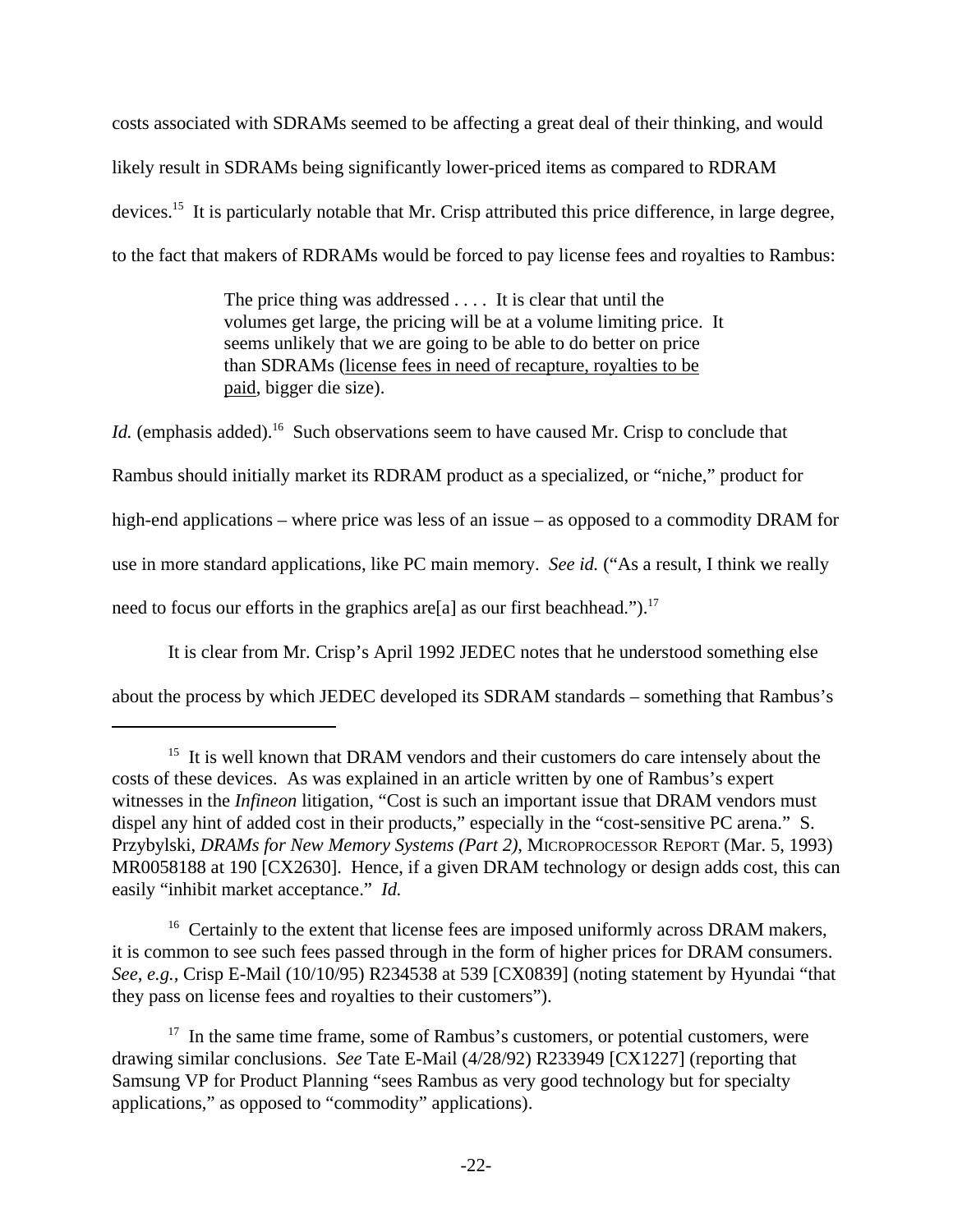costs associated with SDRAMs seemed to be affecting a great deal of their thinking, and would likely result in SDRAMs being significantly lower-priced items as compared to RDRAM devices.[15] It is particularly notable that Mr. Crisp attributed this price difference, in large degree, to the fact that makers of RDRAMs would be forced to pay license fees and royalties to Rambus:

> The price thing was addressed . . . . It is clear that until the volumes get large, the pricing will be at a volume limiting price. It seems unlikely that we are going to be able to do better on price than SDRAMs (<u>license fees in need of recapture, royalties to be paid</u>, bigger die size).

*Id.* (emphasis added).[16] Such observations seem to have caused Mr. Crisp to conclude that Rambus should initially market its RDRAM product as a specialized, or "niche," product for high-end applications – where price was less of an issue – as opposed to a commodity DRAM for use in more standard applications, like PC main memory. *See id.* ("As a result, I think we really need to focus our efforts in the graphics are[a] as our first beachhead.").[17]

It is clear from Mr. Crisp's April 1992 JEDEC notes that he understood something else about the process by which JEDEC developed its SDRAM standards – something that Rambus's

---

[15] It is well known that DRAM vendors and their customers do care intensely about the costs of these devices. As was explained in an article written by one of Rambus's expert witnesses in the *Infineon* litigation, "Cost is such an important issue that DRAM vendors must dispel any hint of added cost in their products," especially in the "cost-sensitive PC arena." S. Przybylski, *DRAMs for New Memory Systems (Part 2)*, MICROPROCESSOR REPORT (Mar. 5, 1993) MR0058188 at 190 [CX2630]. Hence, if a given DRAM technology or design adds cost, this can easily "inhibit market acceptance." *Id.*

[16] Certainly to the extent that license fees are imposed uniformly across DRAM makers, it is common to see such fees passed through in the form of higher prices for DRAM consumers. *See, e.g.*, Crisp E-Mail (10/10/95) R234538 at 539 [CX0839] (noting statement by Hyundai "that they pass on license fees and royalties to their customers").

[17] In the same time frame, some of Rambus's customers, or potential customers, were drawing similar conclusions. *See* Tate E-Mail (4/28/92) R233949 [CX1227] (reporting that Samsung VP for Product Planning "sees Rambus as very good technology but for specialty applications," as opposed to "commodity" applications).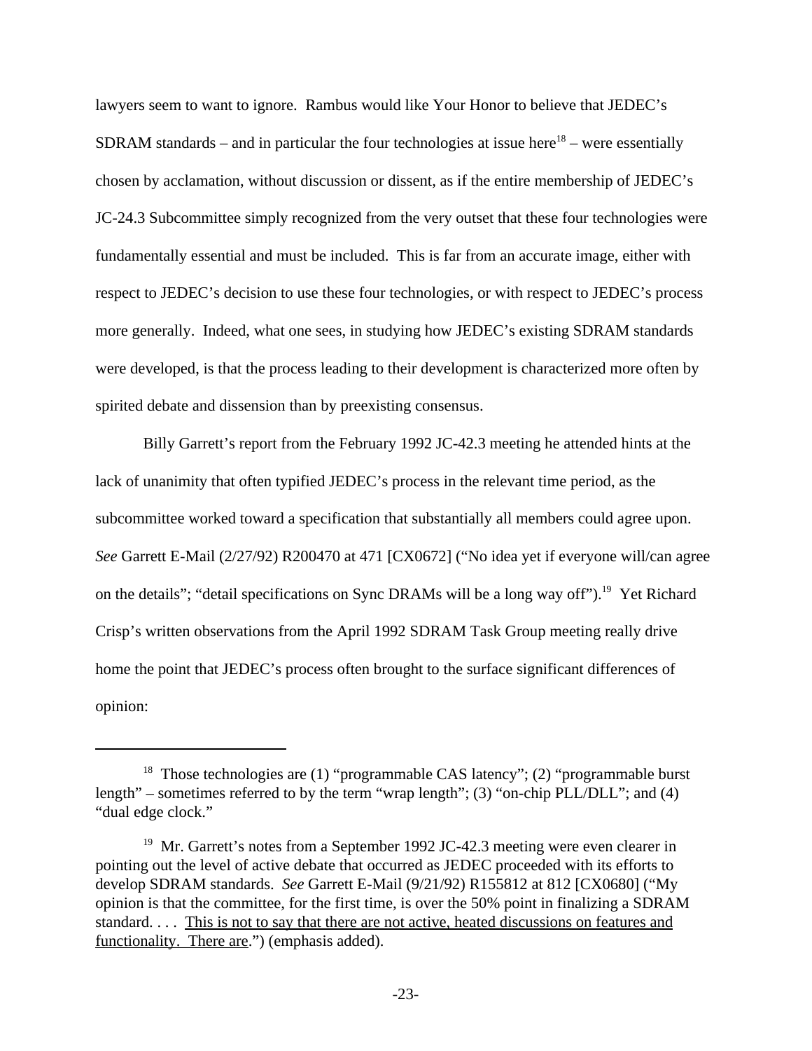lawyers seem to want to ignore. Rambus would like Your Honor to believe that JEDEC's SDRAM standards – and in particular the four technologies at issue here[18] – were essentially chosen by acclamation, without discussion or dissent, as if the entire membership of JEDEC's JC-24.3 Subcommittee simply recognized from the very outset that these four technologies were fundamentally essential and must be included. This is far from an accurate image, either with respect to JEDEC's decision to use these four technologies, or with respect to JEDEC's process more generally. Indeed, what one sees, in studying how JEDEC's existing SDRAM standards were developed, is that the process leading to their development is characterized more often by spirited debate and dissension than by preexisting consensus.

Billy Garrett's report from the February 1992 JC-42.3 meeting he attended hints at the lack of unanimity that often typified JEDEC's process in the relevant time period, as the subcommittee worked toward a specification that substantially all members could agree upon. *See* Garrett E-Mail (2/27/92) R200470 at 471 [CX0672] ("No idea yet if everyone will/can agree on the details"; "detail specifications on Sync DRAMs will be a long way off").[19] Yet Richard Crisp's written observations from the April 1992 SDRAM Task Group meeting really drive home the point that JEDEC's process often brought to the surface significant differences of opinion:

---

[18] Those technologies are (1) "programmable CAS latency"; (2) "programmable burst length" – sometimes referred to by the term "wrap length"; (3) "on-chip PLL/DLL"; and (4) "dual edge clock."

[19] Mr. Garrett's notes from a September 1992 JC-42.3 meeting were even clearer in pointing out the level of active debate that occurred as JEDEC proceeded with its efforts to develop SDRAM standards. *See* Garrett E-Mail (9/21/92) R155812 at 812 [CX0680] ("My opinion is that the committee, for the first time, is over the 50% point in finalizing a SDRAM standard. . . . <u>This is not to say that there are not active, heated discussions on features and functionality. There are</u>.") (emphasis added).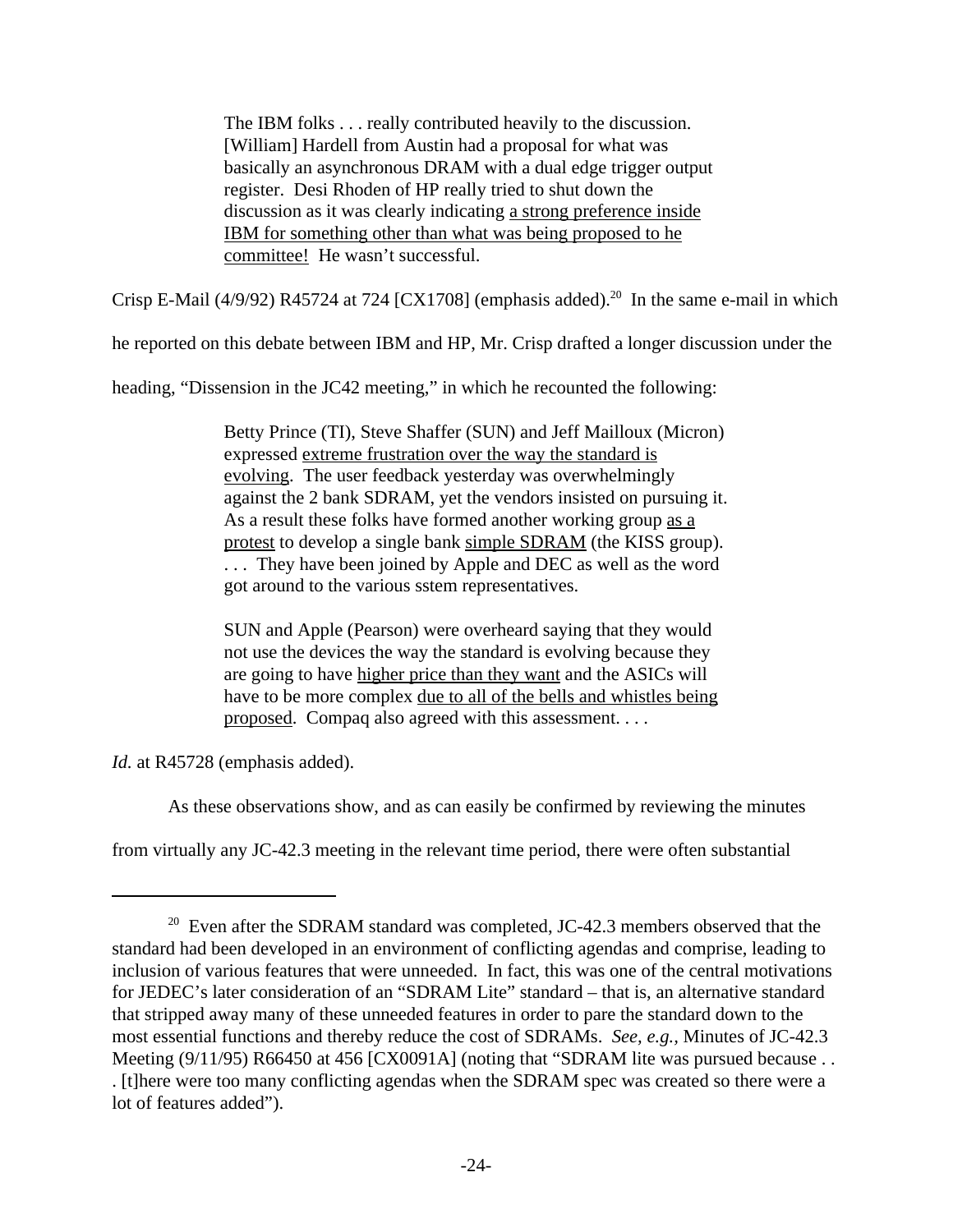> The IBM folks . . . really contributed heavily to the discussion. [William] Hardell from Austin had a proposal for what was basically an asynchronous DRAM with a dual edge trigger output register. Desi Rhoden of HP really tried to shut down the discussion as it was clearly indicating <u>a strong preference inside IBM for something other than what was being proposed to he committee!</u> He wasn't successful.

Crisp E-Mail (4/9/92) R45724 at 724 [CX1708] (emphasis added).[20] In the same e-mail in which he reported on this debate between IBM and HP, Mr. Crisp drafted a longer discussion under the heading, "Dissension in the JC42 meeting," in which he recounted the following:

> Betty Prince (TI), Steve Shaffer (SUN) and Jeff Mailloux (Micron) expressed <u>extreme frustration over the way the standard is evolving</u>. The user feedback yesterday was overwhelmingly against the 2 bank SDRAM, yet the vendors insisted on pursuing it. As a result these folks have formed another working group <u>as a protest</u> to develop a single bank <u>simple SDRAM</u> (the KISS group). . . . They have been joined by Apple and DEC as well as the word got around to the various sstem representatives.
>
> SUN and Apple (Pearson) were overheard saying that they would not use the devices the way the standard is evolving because they are going to have <u>higher price than they want</u> and the ASICs will have to be more complex <u>due to all of the bells and whistles being proposed</u>. Compaq also agreed with this assessment. . . .

*Id.* at R45728 (emphasis added).

As these observations show, and as can easily be confirmed by reviewing the minutes from virtually any JC-42.3 meeting in the relevant time period, there were often substantial

---

[20] Even after the SDRAM standard was completed, JC-42.3 members observed that the standard had been developed in an environment of conflicting agendas and comprise, leading to inclusion of various features that were unneeded. In fact, this was one of the central motivations for JEDEC's later consideration of an "SDRAM Lite" standard – that is, an alternative standard that stripped away many of these unneeded features in order to pare the standard down to the most essential functions and thereby reduce the cost of SDRAMs. *See, e.g.,* Minutes of JC-42.3 Meeting (9/11/95) R66450 at 456 [CX0091A] (noting that "SDRAM lite was pursued because . . . [t]here were too many conflicting agendas when the SDRAM spec was created so there were a lot of features added").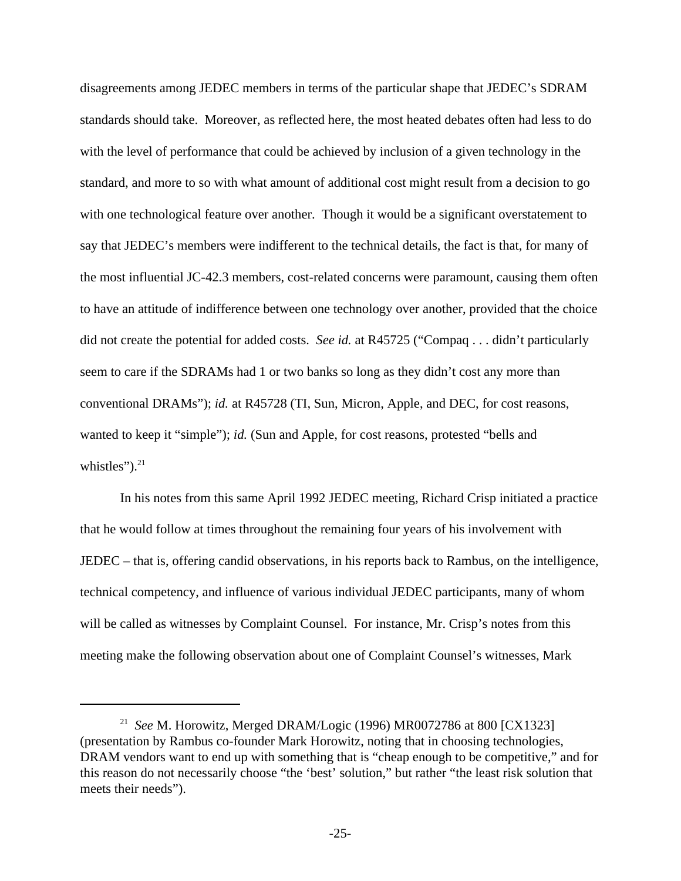disagreements among JEDEC members in terms of the particular shape that JEDEC's SDRAM standards should take. Moreover, as reflected here, the most heated debates often had less to do with the level of performance that could be achieved by inclusion of a given technology in the standard, and more to so with what amount of additional cost might result from a decision to go with one technological feature over another. Though it would be a significant overstatement to say that JEDEC's members were indifferent to the technical details, the fact is that, for many of the most influential JC-42.3 members, cost-related concerns were paramount, causing them often to have an attitude of indifference between one technology over another, provided that the choice did not create the potential for added costs. *See id.* at R45725 ("Compaq . . . didn't particularly seem to care if the SDRAMs had 1 or two banks so long as they didn't cost any more than conventional DRAMs"); *id.* at R45728 (TI, Sun, Micron, Apple, and DEC, for cost reasons, wanted to keep it "simple"); *id.* (Sun and Apple, for cost reasons, protested "bells and whistles").[21]

In his notes from this same April 1992 JEDEC meeting, Richard Crisp initiated a practice that he would follow at times throughout the remaining four years of his involvement with JEDEC – that is, offering candid observations, in his reports back to Rambus, on the intelligence, technical competency, and influence of various individual JEDEC participants, many of whom will be called as witnesses by Complaint Counsel. For instance, Mr. Crisp's notes from this meeting make the following observation about one of Complaint Counsel's witnesses, Mark

---

[21] *See* M. Horowitz, Merged DRAM/Logic (1996) MR0072786 at 800 [CX1323] (presentation by Rambus co-founder Mark Horowitz, noting that in choosing technologies, DRAM vendors want to end up with something that is "cheap enough to be competitive," and for this reason do not necessarily choose "the 'best' solution," but rather "the least risk solution that meets their needs").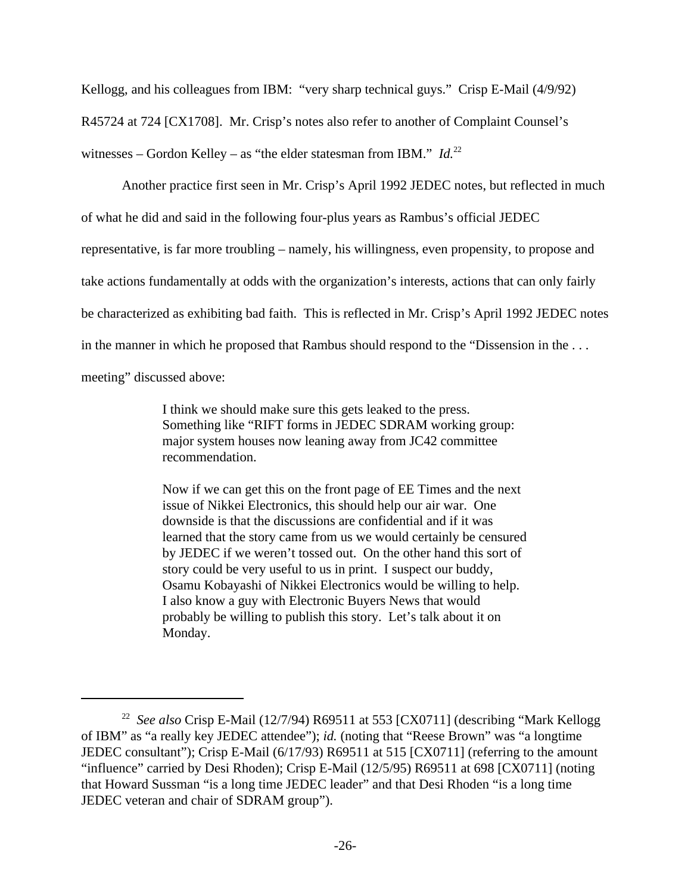Kellogg, and his colleagues from IBM: "very sharp technical guys." Crisp E-Mail (4/9/92) R45724 at 724 [CX1708]. Mr. Crisp's notes also refer to another of Complaint Counsel's witnesses – Gordon Kelley – as "the elder statesman from IBM." *Id.*[22]

Another practice first seen in Mr. Crisp's April 1992 JEDEC notes, but reflected in much of what he did and said in the following four-plus years as Rambus's official JEDEC representative, is far more troubling – namely, his willingness, even propensity, to propose and take actions fundamentally at odds with the organization's interests, actions that can only fairly be characterized as exhibiting bad faith. This is reflected in Mr. Crisp's April 1992 JEDEC notes in the manner in which he proposed that Rambus should respond to the "Dissension in the . . . meeting" discussed above:

> I think we should make sure this gets leaked to the press. Something like "RIFT forms in JEDEC SDRAM working group: major system houses now leaning away from JC42 committee recommendation.
>
> Now if we can get this on the front page of EE Times and the next issue of Nikkei Electronics, this should help our air war. One downside is that the discussions are confidential and if it was learned that the story came from us we would certainly be censured by JEDEC if we weren't tossed out. On the other hand this sort of story could be very useful to us in print. I suspect our buddy, Osamu Kobayashi of Nikkei Electronics would be willing to help. I also know a guy with Electronic Buyers News that would probably be willing to publish this story. Let's talk about it on Monday.

---

[22] *See also* Crisp E-Mail (12/7/94) R69511 at 553 [CX0711] (describing "Mark Kellogg of IBM" as "a really key JEDEC attendee"); *id.* (noting that "Reese Brown" was "a longtime JEDEC consultant"); Crisp E-Mail (6/17/93) R69511 at 515 [CX0711] (referring to the amount "influence" carried by Desi Rhoden); Crisp E-Mail (12/5/95) R69511 at 698 [CX0711] (noting that Howard Sussman "is a long time JEDEC leader" and that Desi Rhoden "is a long time JEDEC veteran and chair of SDRAM group").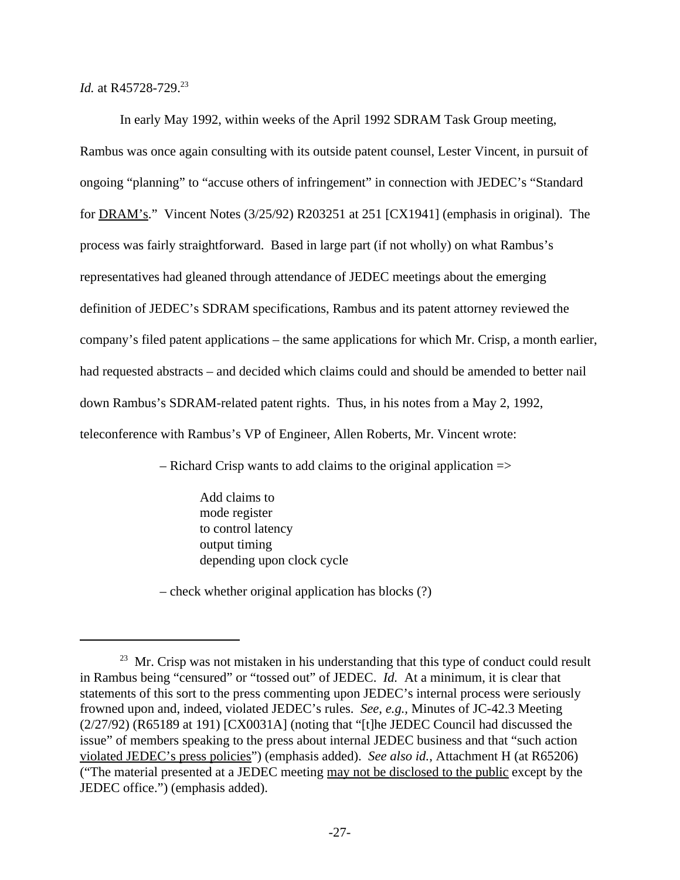*Id.* at R45728-729.[23]

In early May 1992, within weeks of the April 1992 SDRAM Task Group meeting, Rambus was once again consulting with its outside patent counsel, Lester Vincent, in pursuit of ongoing "planning" to "accuse others of infringement" in connection with JEDEC's "Standard for <u>DRAM's</u>." Vincent Notes (3/25/92) R203251 at 251 [CX1941] (emphasis in original). The process was fairly straightforward. Based in large part (if not wholly) on what Rambus's representatives had gleaned through attendance of JEDEC meetings about the emerging definition of JEDEC's SDRAM specifications, Rambus and its patent attorney reviewed the company's filed patent applications – the same applications for which Mr. Crisp, a month earlier, had requested abstracts – and decided which claims could and should be amended to better nail down Rambus's SDRAM-related patent rights. Thus, in his notes from a May 2, 1992, teleconference with Rambus's VP of Engineer, Allen Roberts, Mr. Vincent wrote:

> – Richard Crisp wants to add claims to the original application =>
>
> > Add claims to
> > mode register
> > to control latency
> > output timing
> > depending upon clock cycle
>
> – check whether original application has blocks (?)

---

[23] Mr. Crisp was not mistaken in his understanding that this type of conduct could result in Rambus being "censured" or "tossed out" of JEDEC. *Id.* At a minimum, it is clear that statements of this sort to the press commenting upon JEDEC's internal process were seriously frowned upon and, indeed, violated JEDEC's rules. *See, e.g.*, Minutes of JC-42.3 Meeting (2/27/92) (R65189 at 191) [CX0031A] (noting that "[t]he JEDEC Council had discussed the issue" of members speaking to the press about internal JEDEC business and that "such action <u>violated JEDEC's press policies</u>") (emphasis added). *See also id.*, Attachment H (at R65206) ("The material presented at a JEDEC meeting <u>may not be disclosed to the public</u> except by the JEDEC office.") (emphasis added).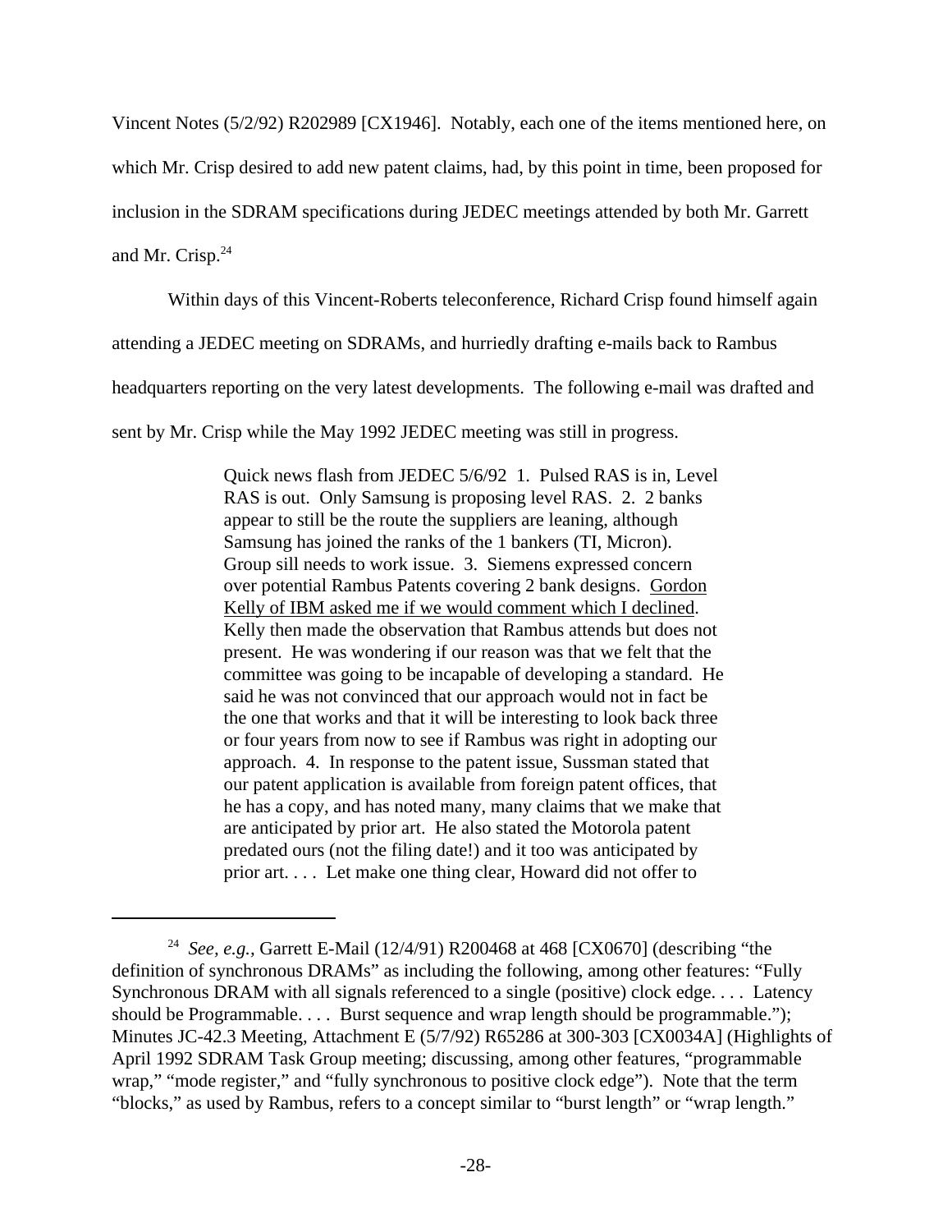Vincent Notes (5/2/92) R202989 [CX1946]. Notably, each one of the items mentioned here, on which Mr. Crisp desired to add new patent claims, had, by this point in time, been proposed for inclusion in the SDRAM specifications during JEDEC meetings attended by both Mr. Garrett and Mr. Crisp.[24]

Within days of this Vincent-Roberts teleconference, Richard Crisp found himself again attending a JEDEC meeting on SDRAMs, and hurriedly drafting e-mails back to Rambus headquarters reporting on the very latest developments. The following e-mail was drafted and sent by Mr. Crisp while the May 1992 JEDEC meeting was still in progress.

> Quick news flash from JEDEC 5/6/92 1. Pulsed RAS is in, Level RAS is out. Only Samsung is proposing level RAS. 2. 2 banks appear to still be the route the suppliers are leaning, although Samsung has joined the ranks of the 1 bankers (TI, Micron). Group sill needs to work issue. 3. Siemens expressed concern over potential Rambus Patents covering 2 bank designs. <u>Gordon Kelly of IBM asked me if we would comment which I declined</u>. Kelly then made the observation that Rambus attends but does not present. He was wondering if our reason was that we felt that the committee was going to be incapable of developing a standard. He said he was not convinced that our approach would not in fact be the one that works and that it will be interesting to look back three or four years from now to see if Rambus was right in adopting our approach. 4. In response to the patent issue, Sussman stated that our patent application is available from foreign patent offices, that he has a copy, and has noted many, many claims that we make that are anticipated by prior art. He also stated the Motorola patent predated ours (not the filing date!) and it too was anticipated by prior art. . . . Let make one thing clear, Howard did not offer to

---

[24] *See, e.g.*, Garrett E-Mail (12/4/91) R200468 at 468 [CX0670] (describing "the definition of synchronous DRAMs" as including the following, among other features: "Fully Synchronous DRAM with all signals referenced to a single (positive) clock edge. . . . Latency should be Programmable. . . . Burst sequence and wrap length should be programmable."); Minutes JC-42.3 Meeting, Attachment E (5/7/92) R65286 at 300-303 [CX0034A] (Highlights of April 1992 SDRAM Task Group meeting; discussing, among other features, "programmable wrap," "mode register," and "fully synchronous to positive clock edge"). Note that the term "blocks," as used by Rambus, refers to a concept similar to "burst length" or "wrap length."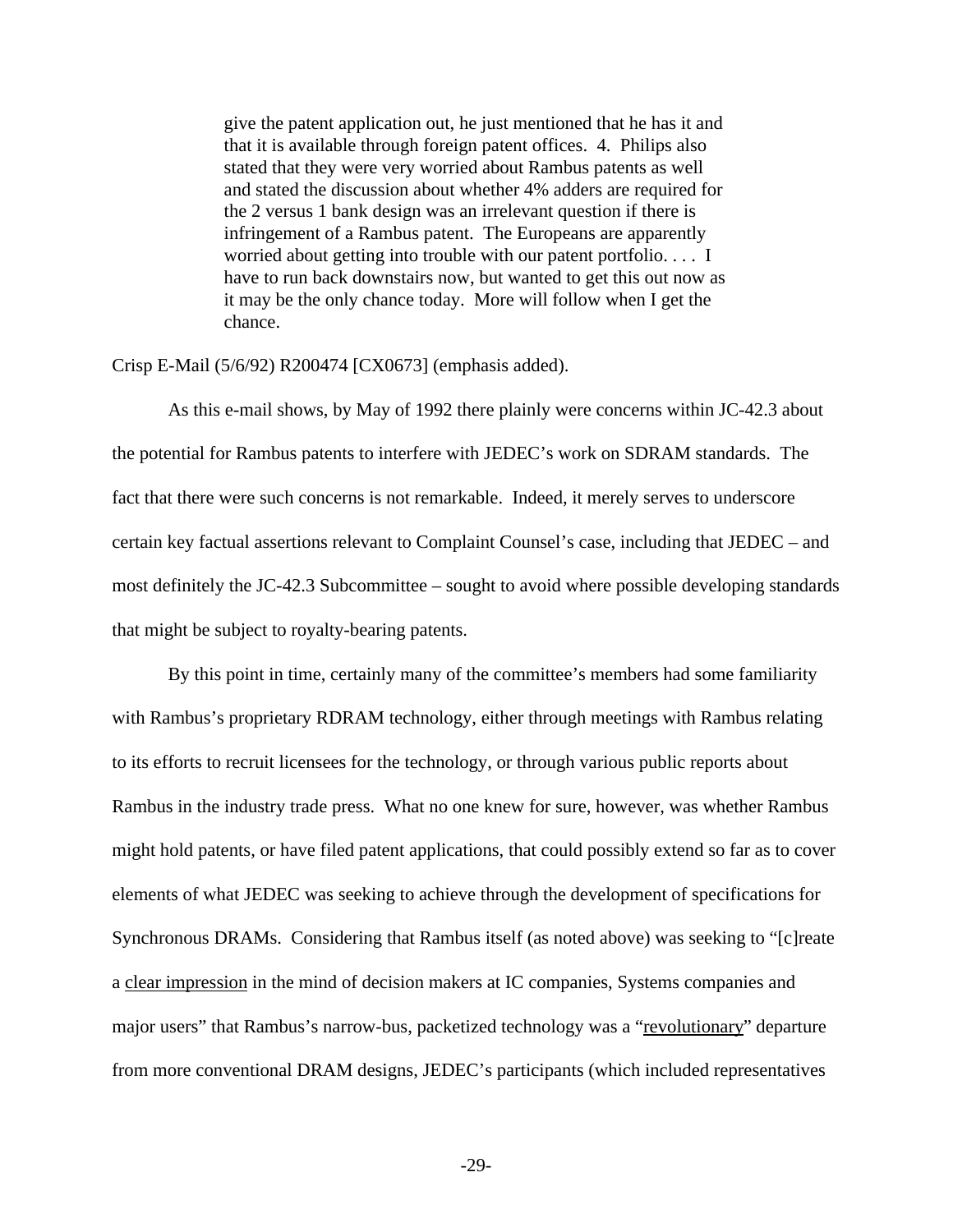> give the patent application out, he just mentioned that he has it and that it is available through foreign patent offices. 4. Philips also stated that they were very worried about Rambus patents as well and stated the discussion about whether 4% adders are required for the 2 versus 1 bank design was an irrelevant question if there is infringement of a Rambus patent. The Europeans are apparently worried about getting into trouble with our patent portfolio. . . . I have to run back downstairs now, but wanted to get this out now as it may be the only chance today. More will follow when I get the chance.

Crisp E-Mail (5/6/92) R200474 [CX0673] (emphasis added).

As this e-mail shows, by May of 1992 there plainly were concerns within JC-42.3 about the potential for Rambus patents to interfere with JEDEC's work on SDRAM standards. The fact that there were such concerns is not remarkable. Indeed, it merely serves to underscore certain key factual assertions relevant to Complaint Counsel's case, including that JEDEC – and most definitely the JC-42.3 Subcommittee – sought to avoid where possible developing standards that might be subject to royalty-bearing patents.

By this point in time, certainly many of the committee's members had some familiarity with Rambus's proprietary RDRAM technology, either through meetings with Rambus relating to its efforts to recruit licensees for the technology, or through various public reports about Rambus in the industry trade press. What no one knew for sure, however, was whether Rambus might hold patents, or have filed patent applications, that could possibly extend so far as to cover elements of what JEDEC was seeking to achieve through the development of specifications for Synchronous DRAMs. Considering that Rambus itself (as noted above) was seeking to "[c]reate a <u>clear impression</u> in the mind of decision makers at IC companies, Systems companies and major users" that Rambus's narrow-bus, packetized technology was a "<u>revolutionary</u>" departure from more conventional DRAM designs, JEDEC's participants (which included representatives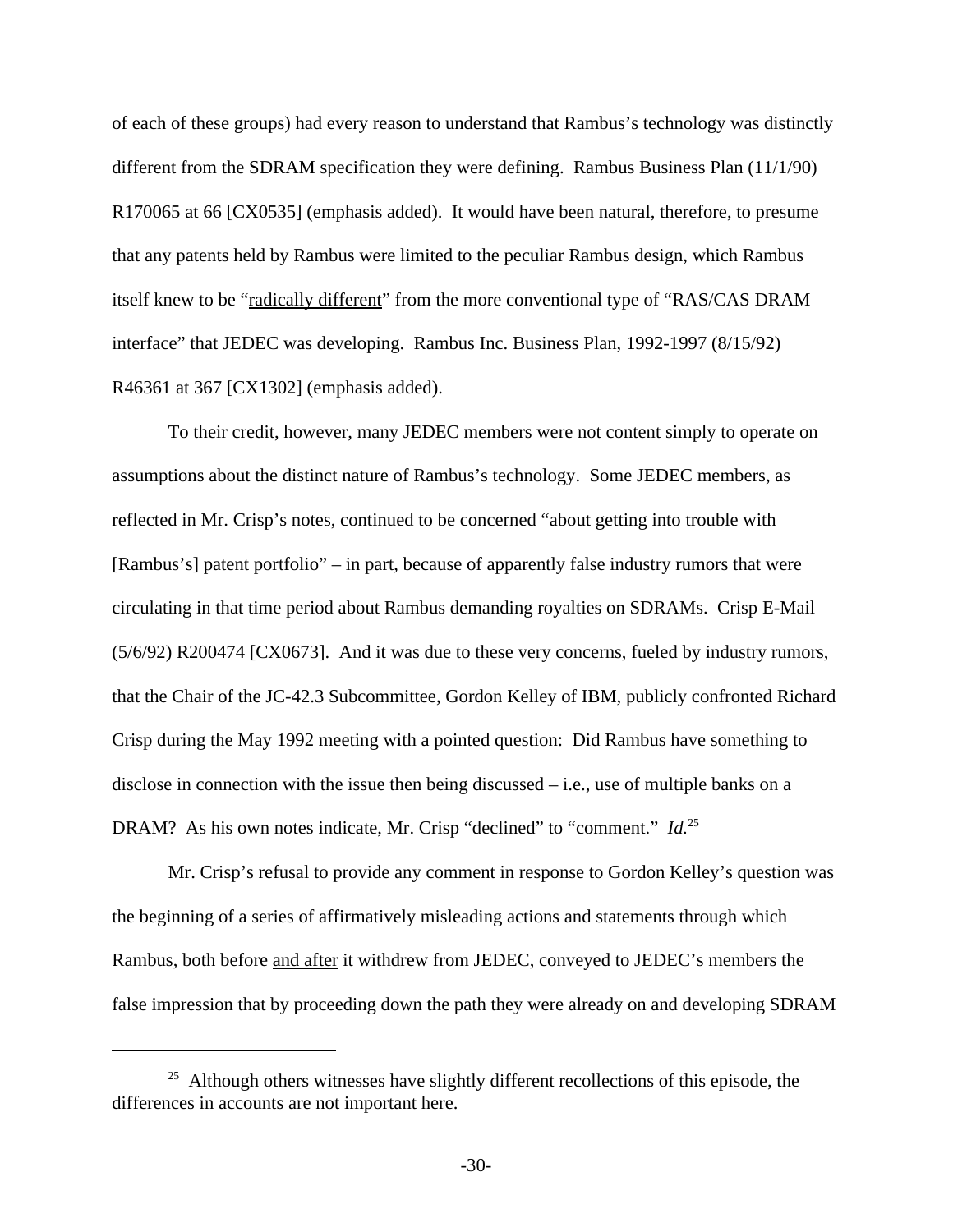of each of these groups) had every reason to understand that Rambus's technology was distinctly different from the SDRAM specification they were defining. Rambus Business Plan (11/1/90) R170065 at 66 [CX0535] (emphasis added). It would have been natural, therefore, to presume that any patents held by Rambus were limited to the peculiar Rambus design, which Rambus itself knew to be "radically different" from the more conventional type of "RAS/CAS DRAM interface" that JEDEC was developing. Rambus Inc. Business Plan, 1992-1997 (8/15/92) R46361 at 367 [CX1302] (emphasis added).

To their credit, however, many JEDEC members were not content simply to operate on assumptions about the distinct nature of Rambus's technology. Some JEDEC members, as reflected in Mr. Crisp's notes, continued to be concerned "about getting into trouble with [Rambus's] patent portfolio" – in part, because of apparently false industry rumors that were circulating in that time period about Rambus demanding royalties on SDRAMs. Crisp E-Mail (5/6/92) R200474 [CX0673]. And it was due to these very concerns, fueled by industry rumors, that the Chair of the JC-42.3 Subcommittee, Gordon Kelley of IBM, publicly confronted Richard Crisp during the May 1992 meeting with a pointed question: Did Rambus have something to disclose in connection with the issue then being discussed – i.e., use of multiple banks on a DRAM? As his own notes indicate, Mr. Crisp "declined" to "comment." *Id.*[25]

Mr. Crisp's refusal to provide any comment in response to Gordon Kelley's question was the beginning of a series of affirmatively misleading actions and statements through which Rambus, both before and after it withdrew from JEDEC, conveyed to JEDEC's members the false impression that by proceeding down the path they were already on and developing SDRAM

[25] Although others witnesses have slightly different recollections of this episode, the differences in accounts are not important here.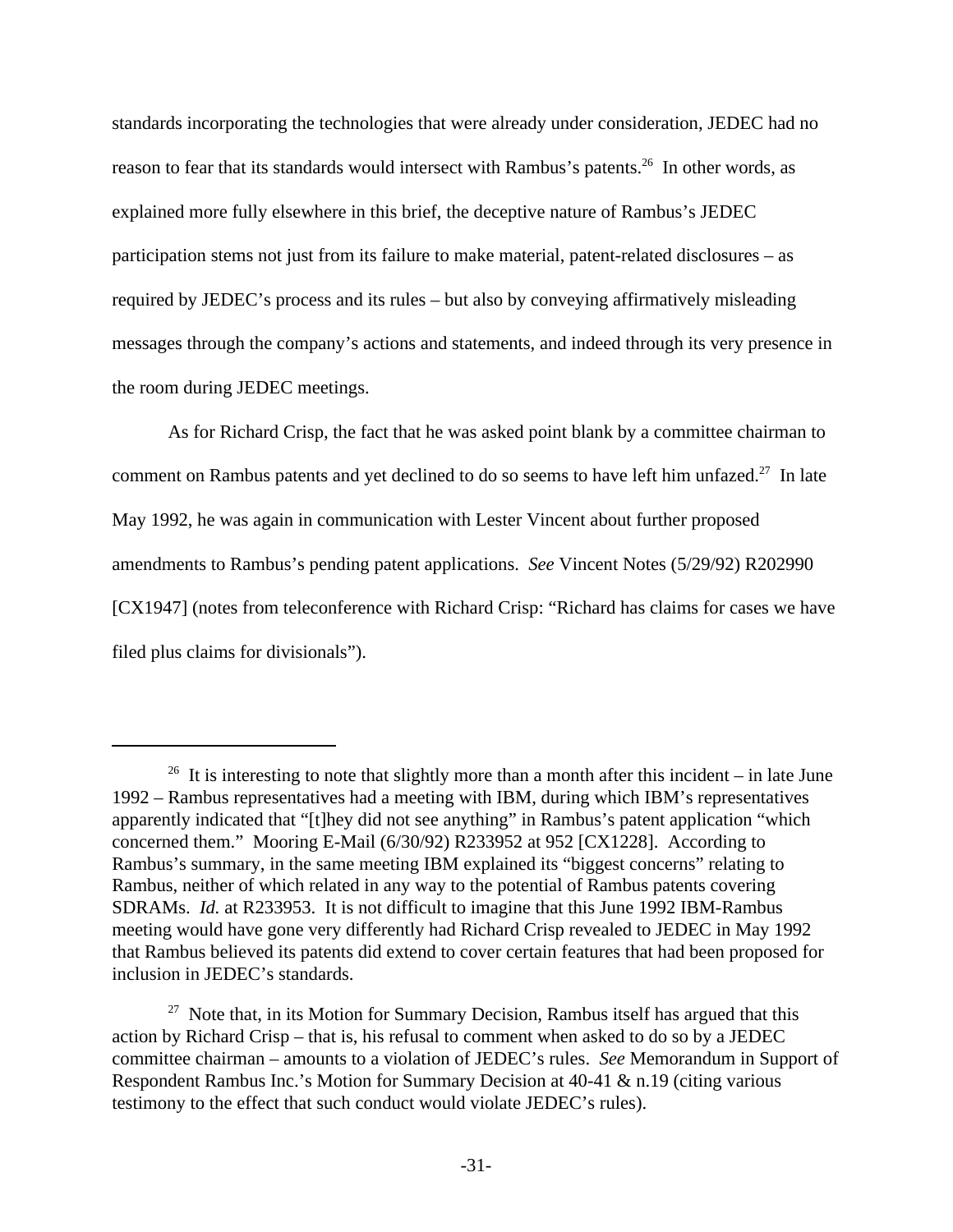standards incorporating the technologies that were already under consideration, JEDEC had no reason to fear that its standards would intersect with Rambus's patents.[26] In other words, as explained more fully elsewhere in this brief, the deceptive nature of Rambus's JEDEC participation stems not just from its failure to make material, patent-related disclosures – as required by JEDEC's process and its rules – but also by conveying affirmatively misleading messages through the company's actions and statements, and indeed through its very presence in the room during JEDEC meetings.

As for Richard Crisp, the fact that he was asked point blank by a committee chairman to comment on Rambus patents and yet declined to do so seems to have left him unfazed.[27] In late May 1992, he was again in communication with Lester Vincent about further proposed amendments to Rambus's pending patent applications. *See* Vincent Notes (5/29/92) R202990 [CX1947] (notes from teleconference with Richard Crisp: "Richard has claims for cases we have filed plus claims for divisionals").

---

[26] It is interesting to note that slightly more than a month after this incident – in late June 1992 – Rambus representatives had a meeting with IBM, during which IBM's representatives apparently indicated that "[t]hey did not see anything" in Rambus's patent application "which concerned them." Mooring E-Mail (6/30/92) R233952 at 952 [CX1228]. According to Rambus's summary, in the same meeting IBM explained its "biggest concerns" relating to Rambus, neither of which related in any way to the potential of Rambus patents covering SDRAMs. *Id.* at R233953. It is not difficult to imagine that this June 1992 IBM-Rambus meeting would have gone very differently had Richard Crisp revealed to JEDEC in May 1992 that Rambus believed its patents did extend to cover certain features that had been proposed for inclusion in JEDEC's standards.

[27] Note that, in its Motion for Summary Decision, Rambus itself has argued that this action by Richard Crisp – that is, his refusal to comment when asked to do so by a JEDEC committee chairman – amounts to a violation of JEDEC's rules. *See* Memorandum in Support of Respondent Rambus Inc.'s Motion for Summary Decision at 40-41 & n.19 (citing various testimony to the effect that such conduct would violate JEDEC's rules).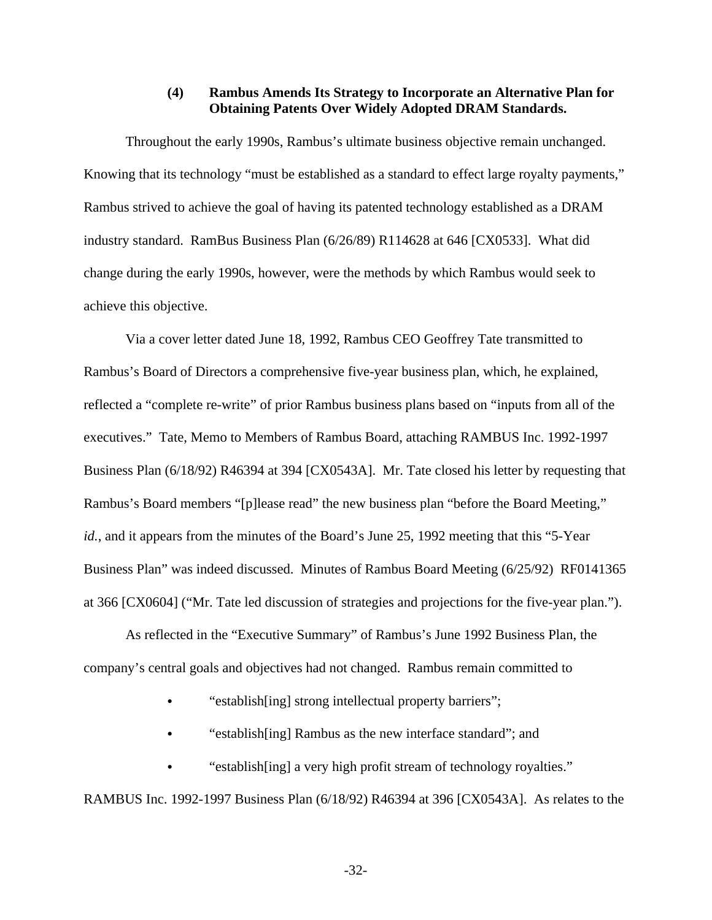#### (4) Rambus Amends Its Strategy to Incorporate an Alternative Plan for Obtaining Patents Over Widely Adopted DRAM Standards.

Throughout the early 1990s, Rambus's ultimate business objective remain unchanged. Knowing that its technology "must be established as a standard to effect large royalty payments," Rambus strived to achieve the goal of having its patented technology established as a DRAM industry standard. RamBus Business Plan (6/26/89) R114628 at 646 [CX0533]. What did change during the early 1990s, however, were the methods by which Rambus would seek to achieve this objective.

Via a cover letter dated June 18, 1992, Rambus CEO Geoffrey Tate transmitted to Rambus's Board of Directors a comprehensive five-year business plan, which, he explained, reflected a "complete re-write" of prior Rambus business plans based on "inputs from all of the executives." Tate, Memo to Members of Rambus Board, attaching RAMBUS Inc. 1992-1997 Business Plan (6/18/92) R46394 at 394 [CX0543A]. Mr. Tate closed his letter by requesting that Rambus's Board members "[p]lease read" the new business plan "before the Board Meeting," *id.*, and it appears from the minutes of the Board's June 25, 1992 meeting that this "5-Year Business Plan" was indeed discussed. Minutes of Rambus Board Meeting (6/25/92) RF0141365 at 366 [CX0604] ("Mr. Tate led discussion of strategies and projections for the five-year plan.").

As reflected in the "Executive Summary" of Rambus's June 1992 Business Plan, the company's central goals and objectives had not changed. Rambus remain committed to

- "establish[ing] strong intellectual property barriers";
- "establish[ing] Rambus as the new interface standard"; and
- "establish[ing] a very high profit stream of technology royalties."

RAMBUS Inc. 1992-1997 Business Plan (6/18/92) R46394 at 396 [CX0543A]. As relates to the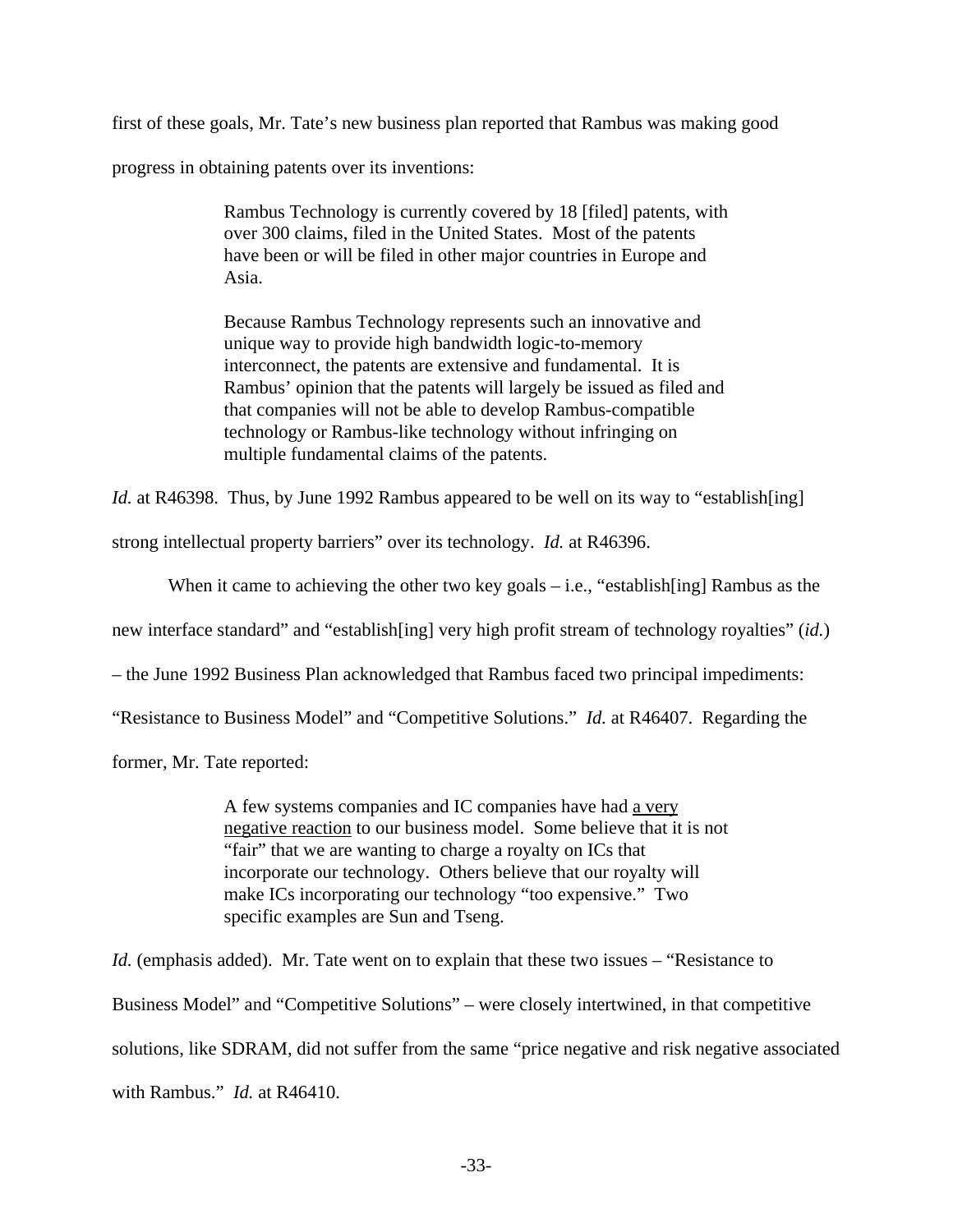first of these goals, Mr. Tate's new business plan reported that Rambus was making good progress in obtaining patents over its inventions:

> Rambus Technology is currently covered by 18 [filed] patents, with over 300 claims, filed in the United States. Most of the patents have been or will be filed in other major countries in Europe and Asia.
>
> Because Rambus Technology represents such an innovative and unique way to provide high bandwidth logic-to-memory interconnect, the patents are extensive and fundamental. It is Rambus' opinion that the patents will largely be issued as filed and that companies will not be able to develop Rambus-compatible technology or Rambus-like technology without infringing on multiple fundamental claims of the patents.

*Id.* at R46398. Thus, by June 1992 Rambus appeared to be well on its way to "establish[ing] strong intellectual property barriers" over its technology. *Id.* at R46396.

When it came to achieving the other two key goals – i.e., "establish[ing] Rambus as the new interface standard" and "establish[ing] very high profit stream of technology royalties" (*id.*) – the June 1992 Business Plan acknowledged that Rambus faced two principal impediments: "Resistance to Business Model" and "Competitive Solutions." *Id.* at R46407. Regarding the former, Mr. Tate reported:

> A few systems companies and IC companies have had <u>a very negative reaction</u> to our business model. Some believe that it is not "fair" that we are wanting to charge a royalty on ICs that incorporate our technology. Others believe that our royalty will make ICs incorporating our technology "too expensive." Two specific examples are Sun and Tseng.

*Id.* (emphasis added). Mr. Tate went on to explain that these two issues – "Resistance to Business Model" and "Competitive Solutions" – were closely intertwined, in that competitive solutions, like SDRAM, did not suffer from the same "price negative and risk negative associated with Rambus." *Id.* at R46410.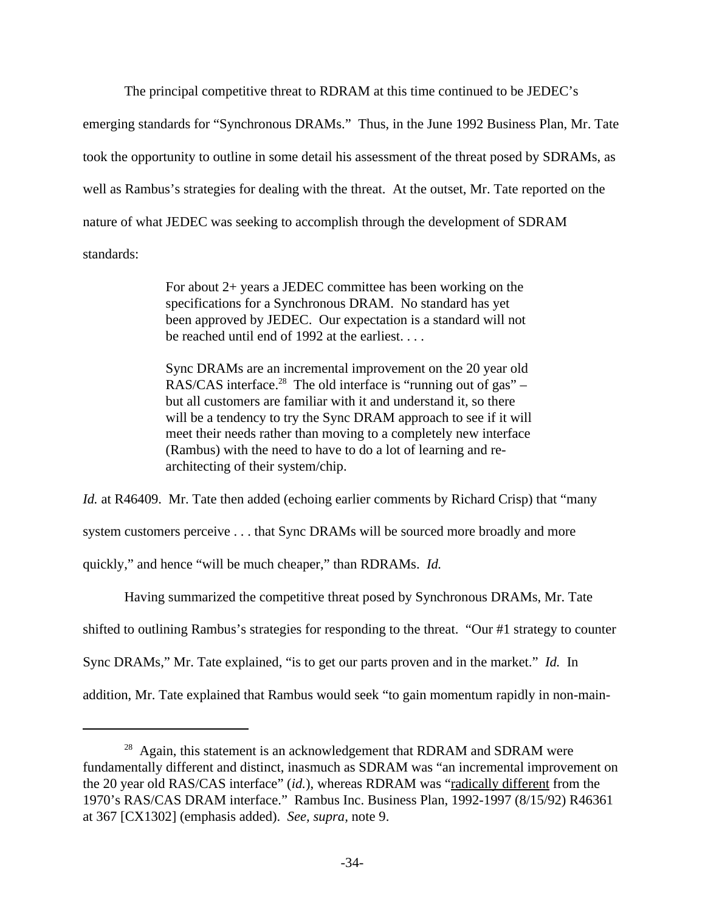The principal competitive threat to RDRAM at this time continued to be JEDEC's emerging standards for "Synchronous DRAMs." Thus, in the June 1992 Business Plan, Mr. Tate took the opportunity to outline in some detail his assessment of the threat posed by SDRAMs, as well as Rambus's strategies for dealing with the threat. At the outset, Mr. Tate reported on the nature of what JEDEC was seeking to accomplish through the development of SDRAM standards:

> For about 2+ years a JEDEC committee has been working on the specifications for a Synchronous DRAM. No standard has yet been approved by JEDEC. Our expectation is a standard will not be reached until end of 1992 at the earliest. . . .
>
> Sync DRAMs are an incremental improvement on the 20 year old RAS/CAS interface.[28] The old interface is "running out of gas" – but all customers are familiar with it and understand it, so there will be a tendency to try the Sync DRAM approach to see if it will meet their needs rather than moving to a completely new interface (Rambus) with the need to have to do a lot of learning and re-architecting of their system/chip.

*Id.* at R46409. Mr. Tate then added (echoing earlier comments by Richard Crisp) that "many system customers perceive . . . that Sync DRAMs will be sourced more broadly and more quickly," and hence "will be much cheaper," than RDRAMs. *Id.*

Having summarized the competitive threat posed by Synchronous DRAMs, Mr. Tate shifted to outlining Rambus's strategies for responding to the threat. "Our #1 strategy to counter Sync DRAMs," Mr. Tate explained, "is to get our parts proven and in the market." *Id.* In addition, Mr. Tate explained that Rambus would seek "to gain momentum rapidly in non-main-

---

[28] Again, this statement is an acknowledgement that RDRAM and SDRAM were fundamentally different and distinct, inasmuch as SDRAM was "an incremental improvement on the 20 year old RAS/CAS interface" (*id.*), whereas RDRAM was "radically different from the 1970's RAS/CAS DRAM interface." Rambus Inc. Business Plan, 1992-1997 (8/15/92) R46361 at 367 [CX1302] (emphasis added). *See*, *supra*, note 9.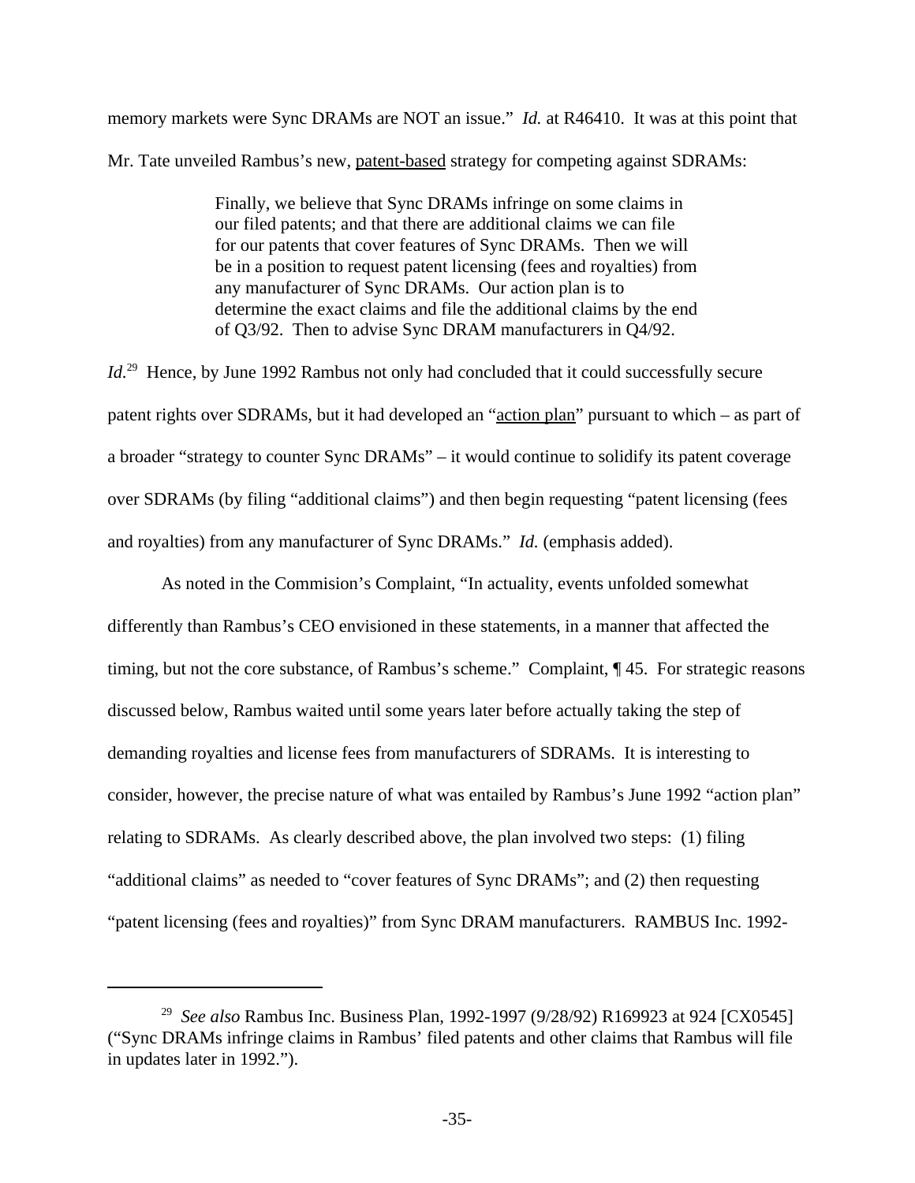memory markets were Sync DRAMs are NOT an issue." *Id.* at R46410. It was at this point that Mr. Tate unveiled Rambus's new, <u>patent-based</u> strategy for competing against SDRAMs:

> Finally, we believe that Sync DRAMs infringe on some claims in our filed patents; and that there are additional claims we can file for our patents that cover features of Sync DRAMs. Then we will be in a position to request patent licensing (fees and royalties) from any manufacturer of Sync DRAMs. Our action plan is to determine the exact claims and file the additional claims by the end of Q3/92. Then to advise Sync DRAM manufacturers in Q4/92.

*Id.*[29] Hence, by June 1992 Rambus not only had concluded that it could successfully secure patent rights over SDRAMs, but it had developed an "<u>action plan</u>" pursuant to which – as part of a broader "strategy to counter Sync DRAMs" – it would continue to solidify its patent coverage over SDRAMs (by filing "additional claims") and then begin requesting "patent licensing (fees and royalties) from any manufacturer of Sync DRAMs." *Id.* (emphasis added).

As noted in the Commision's Complaint, "In actuality, events unfolded somewhat differently than Rambus's CEO envisioned in these statements, in a manner that affected the timing, but not the core substance, of Rambus's scheme." Complaint, ¶ 45. For strategic reasons discussed below, Rambus waited until some years later before actually taking the step of demanding royalties and license fees from manufacturers of SDRAMs. It is interesting to consider, however, the precise nature of what was entailed by Rambus's June 1992 "action plan" relating to SDRAMs. As clearly described above, the plan involved two steps: (1) filing "additional claims" as needed to "cover features of Sync DRAMs"; and (2) then requesting "patent licensing (fees and royalties)" from Sync DRAM manufacturers. RAMBUS Inc. 1992-

---

[29] *See also* Rambus Inc. Business Plan, 1992-1997 (9/28/92) R169923 at 924 [CX0545] ("Sync DRAMs infringe claims in Rambus' filed patents and other claims that Rambus will file in updates later in 1992.").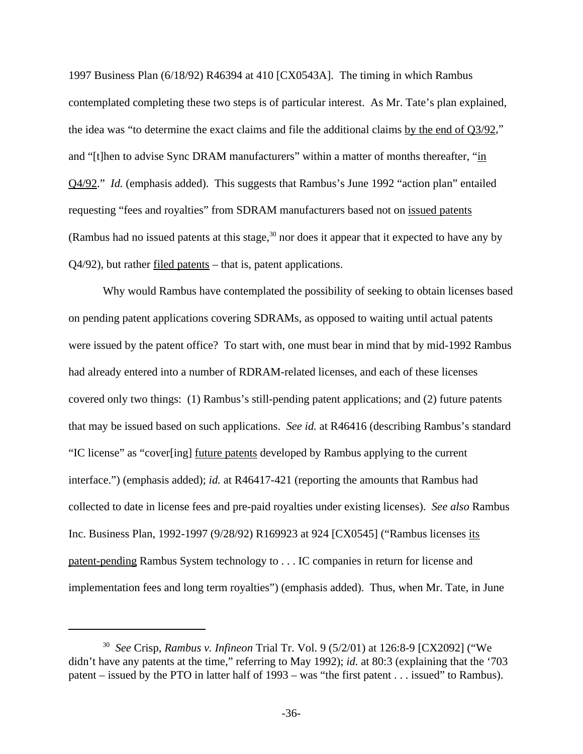1997 Business Plan (6/18/92) R46394 at 410 [CX0543A]. The timing in which Rambus contemplated completing these two steps is of particular interest. As Mr. Tate's plan explained, the idea was "to determine the exact claims and file the additional claims by the end of Q3/92," and "[t]hen to advise Sync DRAM manufacturers" within a matter of months thereafter, "in Q4/92." *Id.* (emphasis added). This suggests that Rambus's June 1992 "action plan" entailed requesting "fees and royalties" from SDRAM manufacturers based not on issued patents (Rambus had no issued patents at this stage,[30] nor does it appear that it expected to have any by Q4/92), but rather filed patents – that is, patent applications.

Why would Rambus have contemplated the possibility of seeking to obtain licenses based on pending patent applications covering SDRAMs, as opposed to waiting until actual patents were issued by the patent office? To start with, one must bear in mind that by mid-1992 Rambus had already entered into a number of RDRAM-related licenses, and each of these licenses covered only two things: (1) Rambus's still-pending patent applications; and (2) future patents that may be issued based on such applications. *See id.* at R46416 (describing Rambus's standard "IC license" as "cover[ing] future patents developed by Rambus applying to the current interface.") (emphasis added); *id.* at R46417-421 (reporting the amounts that Rambus had collected to date in license fees and pre-paid royalties under existing licenses). *See also* Rambus Inc. Business Plan, 1992-1997 (9/28/92) R169923 at 924 [CX0545] ("Rambus licenses its patent-pending Rambus System technology to . . . IC companies in return for license and implementation fees and long term royalties") (emphasis added). Thus, when Mr. Tate, in June

---

[30] *See* Crisp, *Rambus v. Infineon* Trial Tr. Vol. 9 (5/2/01) at 126:8-9 [CX2092] ("We didn't have any patents at the time," referring to May 1992); *id.* at 80:3 (explaining that the '703 patent – issued by the PTO in latter half of 1993 – was "the first patent . . . issued" to Rambus).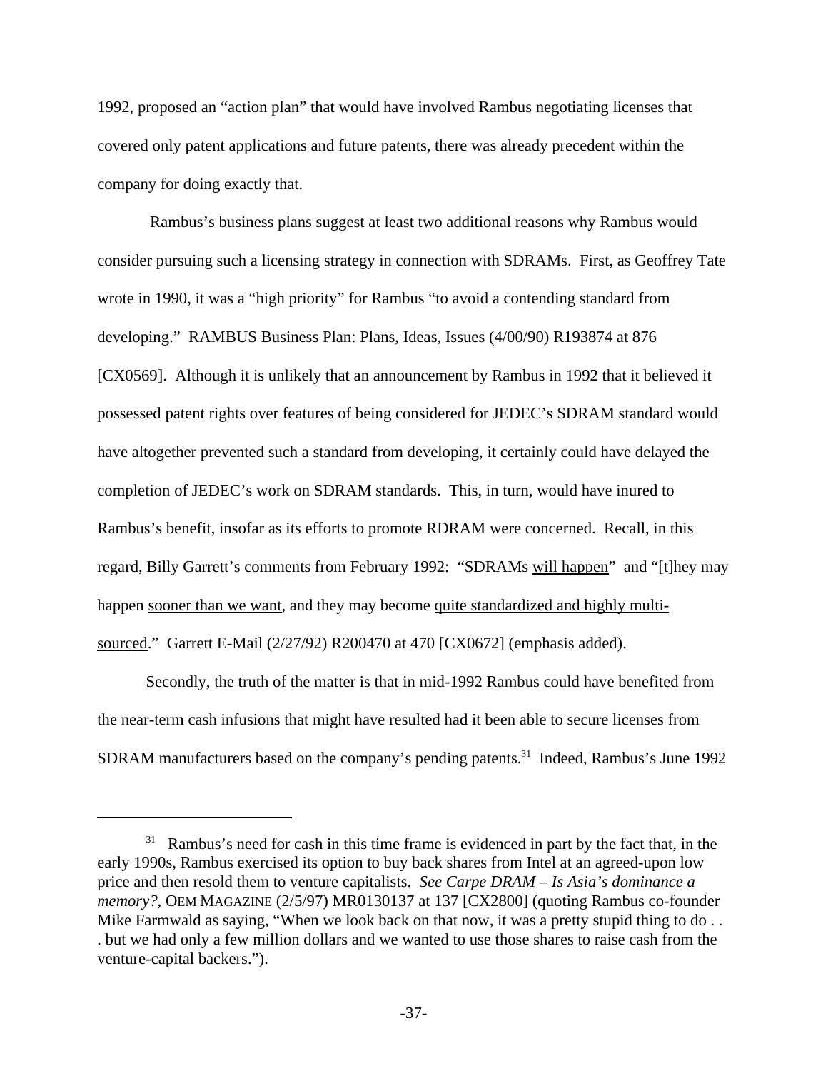1992, proposed an "action plan" that would have involved Rambus negotiating licenses that covered only patent applications and future patents, there was already precedent within the company for doing exactly that.

Rambus's business plans suggest at least two additional reasons why Rambus would consider pursuing such a licensing strategy in connection with SDRAMs. First, as Geoffrey Tate wrote in 1990, it was a "high priority" for Rambus "to avoid a contending standard from developing." RAMBUS Business Plan: Plans, Ideas, Issues (4/00/90) R193874 at 876 [CX0569]. Although it is unlikely that an announcement by Rambus in 1992 that it believed it possessed patent rights over features of being considered for JEDEC's SDRAM standard would have altogether prevented such a standard from developing, it certainly could have delayed the completion of JEDEC's work on SDRAM standards. This, in turn, would have inured to Rambus's benefit, insofar as its efforts to promote RDRAM were concerned. Recall, in this regard, Billy Garrett's comments from February 1992: "SDRAMs <u>will happen</u>" and "[t]hey may happen <u>sooner than we want</u>, and they may become <u>quite standardized and highly multi-sourced</u>." Garrett E-Mail (2/27/92) R200470 at 470 [CX0672] (emphasis added).

Secondly, the truth of the matter is that in mid-1992 Rambus could have benefited from the near-term cash infusions that might have resulted had it been able to secure licenses from SDRAM manufacturers based on the company's pending patents.[31] Indeed, Rambus's June 1992

---

[31] Rambus's need for cash in this time frame is evidenced in part by the fact that, in the early 1990s, Rambus exercised its option to buy back shares from Intel at an agreed-upon low price and then resold them to venture capitalists. *See Carpe DRAM – Is Asia's dominance a memory?*, OEM MAGAZINE (2/5/97) MR0130137 at 137 [CX2800] (quoting Rambus co-founder Mike Farmwald as saying, "When we look back on that now, it was a pretty stupid thing to do . . . but we had only a few million dollars and we wanted to use those shares to raise cash from the venture-capital backers.").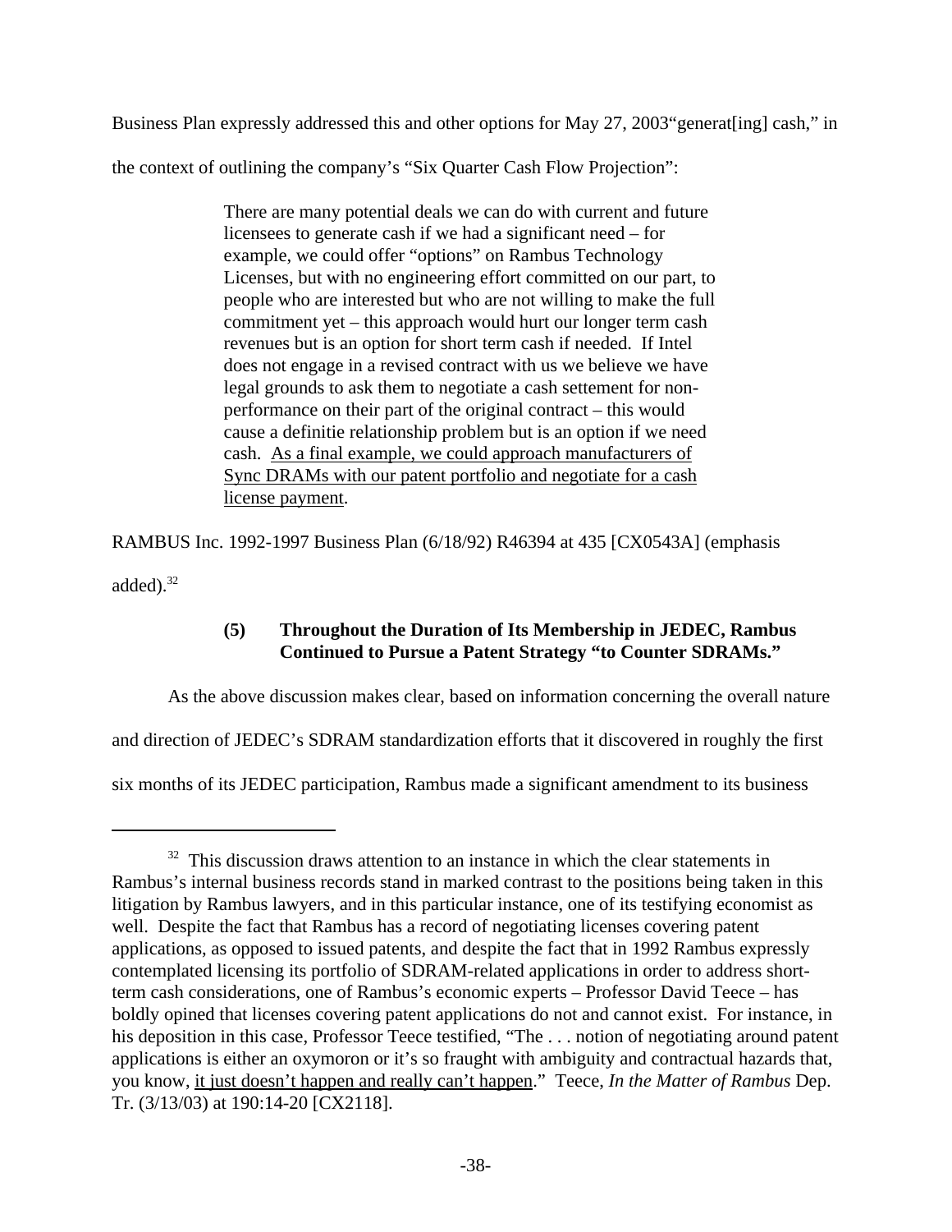Business Plan expressly addressed this and other options for May 27, 2003"generat[ing] cash," in the context of outlining the company's "Six Quarter Cash Flow Projection":

> There are many potential deals we can do with current and future licensees to generate cash if we had a significant need – for example, we could offer "options" on Rambus Technology Licenses, but with no engineering effort committed on our part, to people who are interested but who are not willing to make the full commitment yet – this approach would hurt our longer term cash revenues but is an option for short term cash if needed. If Intel does not engage in a revised contract with us we believe we have legal grounds to ask them to negotiate a cash settement for non-performance on their part of the original contract – this would cause a definitie relationship problem but is an option if we need cash. <u>As a final example, we could approach manufacturers of Sync DRAMs with our patent portfolio and negotiate for a cash license payment</u>.

RAMBUS Inc. 1992-1997 Business Plan (6/18/92) R46394 at 435 [CX0543A] (emphasis added).[32]

#### (5) Throughout the Duration of Its Membership in JEDEC, Rambus Continued to Pursue a Patent Strategy "to Counter SDRAMs."

As the above discussion makes clear, based on information concerning the overall nature and direction of JEDEC's SDRAM standardization efforts that it discovered in roughly the first six months of its JEDEC participation, Rambus made a significant amendment to its business

---

[32] This discussion draws attention to an instance in which the clear statements in Rambus's internal business records stand in marked contrast to the positions being taken in this litigation by Rambus lawyers, and in this particular instance, one of its testifying economist as well. Despite the fact that Rambus has a record of negotiating licenses covering patent applications, as opposed to issued patents, and despite the fact that in 1992 Rambus expressly contemplated licensing its portfolio of SDRAM-related applications in order to address short-term cash considerations, one of Rambus's economic experts – Professor David Teece – has boldly opined that licenses covering patent applications do not and cannot exist. For instance, in his deposition in this case, Professor Teece testified, "The . . . notion of negotiating around patent applications is either an oxymoron or it's so fraught with ambiguity and contractual hazards that, you know, <u>it just doesn't happen and really can't happen</u>." Teece, *In the Matter of Rambus* Dep. Tr. (3/13/03) at 190:14-20 [CX2118].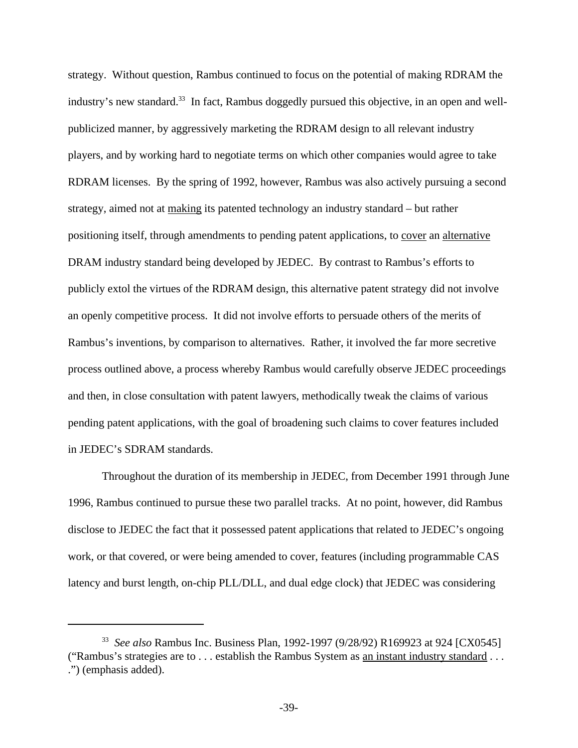strategy. Without question, Rambus continued to focus on the potential of making RDRAM the industry's new standard.[33] In fact, Rambus doggedly pursued this objective, in an open and well-publicized manner, by aggressively marketing the RDRAM design to all relevant industry players, and by working hard to negotiate terms on which other companies would agree to take RDRAM licenses. By the spring of 1992, however, Rambus was also actively pursuing a second strategy, aimed not at <u>making</u> its patented technology an industry standard – but rather positioning itself, through amendments to pending patent applications, to <u>cover</u> an <u>alternative</u> DRAM industry standard being developed by JEDEC. By contrast to Rambus's efforts to publicly extol the virtues of the RDRAM design, this alternative patent strategy did not involve an openly competitive process. It did not involve efforts to persuade others of the merits of Rambus's inventions, by comparison to alternatives. Rather, it involved the far more secretive process outlined above, a process whereby Rambus would carefully observe JEDEC proceedings and then, in close consultation with patent lawyers, methodically tweak the claims of various pending patent applications, with the goal of broadening such claims to cover features included in JEDEC's SDRAM standards.

Throughout the duration of its membership in JEDEC, from December 1991 through June 1996, Rambus continued to pursue these two parallel tracks. At no point, however, did Rambus disclose to JEDEC the fact that it possessed patent applications that related to JEDEC's ongoing work, or that covered, or were being amended to cover, features (including programmable CAS latency and burst length, on-chip PLL/DLL, and dual edge clock) that JEDEC was considering

---

[33] *See also* Rambus Inc. Business Plan, 1992-1997 (9/28/92) R169923 at 924 [CX0545] ("Rambus's strategies are to . . . establish the Rambus System as <u>an instant industry standard</u> . . . .") (emphasis added).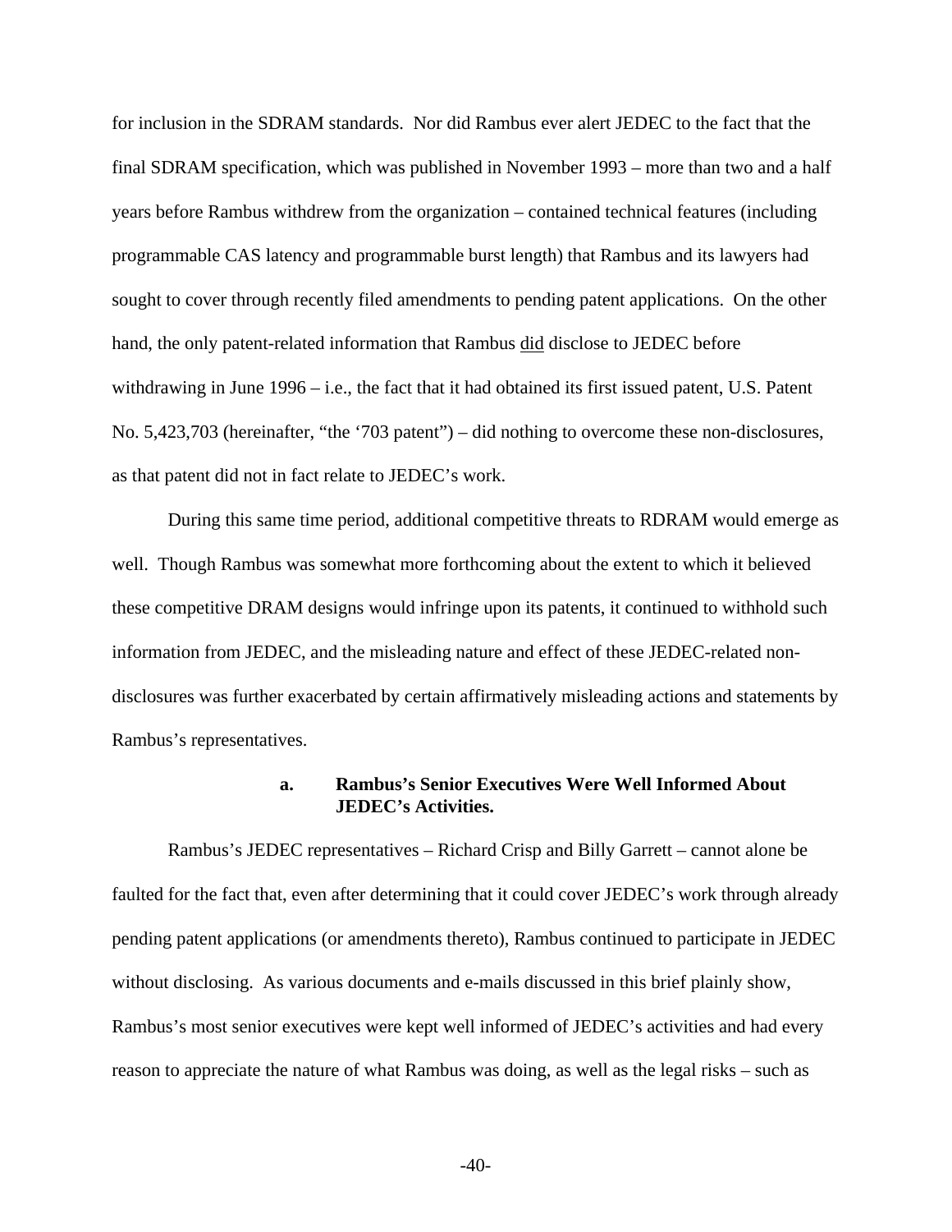for inclusion in the SDRAM standards. Nor did Rambus ever alert JEDEC to the fact that the final SDRAM specification, which was published in November 1993 – more than two and a half years before Rambus withdrew from the organization – contained technical features (including programmable CAS latency and programmable burst length) that Rambus and its lawyers had sought to cover through recently filed amendments to pending patent applications. On the other hand, the only patent-related information that Rambus <u>did</u> disclose to JEDEC before withdrawing in June 1996 – i.e., the fact that it had obtained its first issued patent, U.S. Patent No. 5,423,703 (hereinafter, "the '703 patent") – did nothing to overcome these non-disclosures, as that patent did not in fact relate to JEDEC's work.

During this same time period, additional competitive threats to RDRAM would emerge as well. Though Rambus was somewhat more forthcoming about the extent to which it believed these competitive DRAM designs would infringe upon its patents, it continued to withhold such information from JEDEC, and the misleading nature and effect of these JEDEC-related non-disclosures was further exacerbated by certain affirmatively misleading actions and statements by Rambus's representatives.

#### a. Rambus's Senior Executives Were Well Informed About JEDEC's Activities.

Rambus's JEDEC representatives – Richard Crisp and Billy Garrett – cannot alone be faulted for the fact that, even after determining that it could cover JEDEC's work through already pending patent applications (or amendments thereto), Rambus continued to participate in JEDEC without disclosing. As various documents and e-mails discussed in this brief plainly show, Rambus's most senior executives were kept well informed of JEDEC's activities and had every reason to appreciate the nature of what Rambus was doing, as well as the legal risks – such as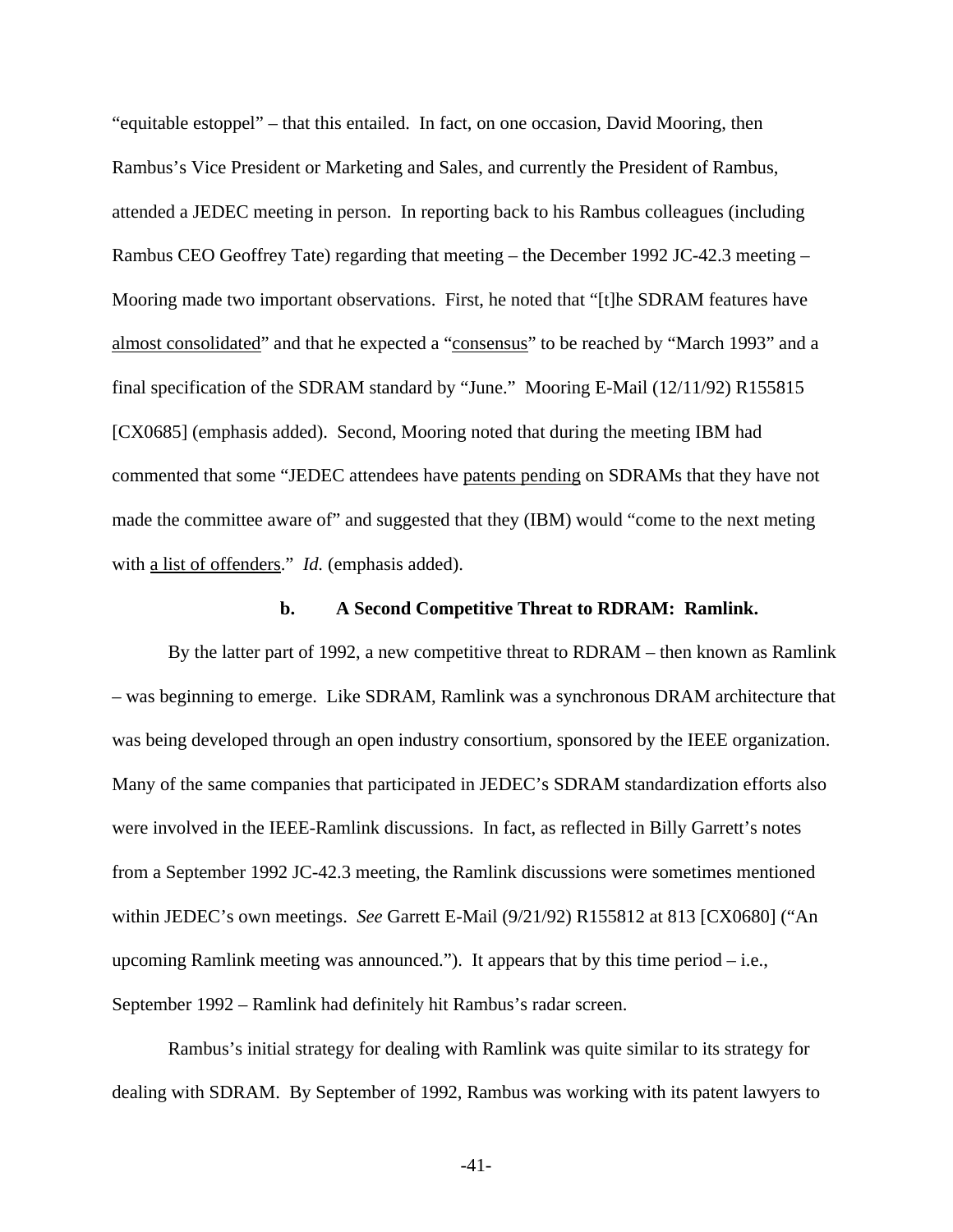"equitable estoppel" – that this entailed. In fact, on one occasion, David Mooring, then Rambus's Vice President or Marketing and Sales, and currently the President of Rambus, attended a JEDEC meeting in person. In reporting back to his Rambus colleagues (including Rambus CEO Geoffrey Tate) regarding that meeting – the December 1992 JC-42.3 meeting – Mooring made two important observations. First, he noted that "[t]he SDRAM features have <u>almost consolidated</u>" and that he expected a "<u>consensus</u>" to be reached by "March 1993" and a final specification of the SDRAM standard by "June." Mooring E-Mail (12/11/92) R155815 [CX0685] (emphasis added). Second, Mooring noted that during the meeting IBM had commented that some "JEDEC attendees have <u>patents pending</u> on SDRAMs that they have not made the committee aware of" and suggested that they (IBM) would "come to the next meting with <u>a list of offenders</u>." *Id.* (emphasis added).

**b. A Second Competitive Threat to RDRAM: Ramlink.**

By the latter part of 1992, a new competitive threat to RDRAM – then known as Ramlink – was beginning to emerge. Like SDRAM, Ramlink was a synchronous DRAM architecture that was being developed through an open industry consortium, sponsored by the IEEE organization. Many of the same companies that participated in JEDEC's SDRAM standardization efforts also were involved in the IEEE-Ramlink discussions. In fact, as reflected in Billy Garrett's notes from a September 1992 JC-42.3 meeting, the Ramlink discussions were sometimes mentioned within JEDEC's own meetings. *See* Garrett E-Mail (9/21/92) R155812 at 813 [CX0680] ("An upcoming Ramlink meeting was announced."). It appears that by this time period – i.e., September 1992 – Ramlink had definitely hit Rambus's radar screen.

Rambus's initial strategy for dealing with Ramlink was quite similar to its strategy for dealing with SDRAM. By September of 1992, Rambus was working with its patent lawyers to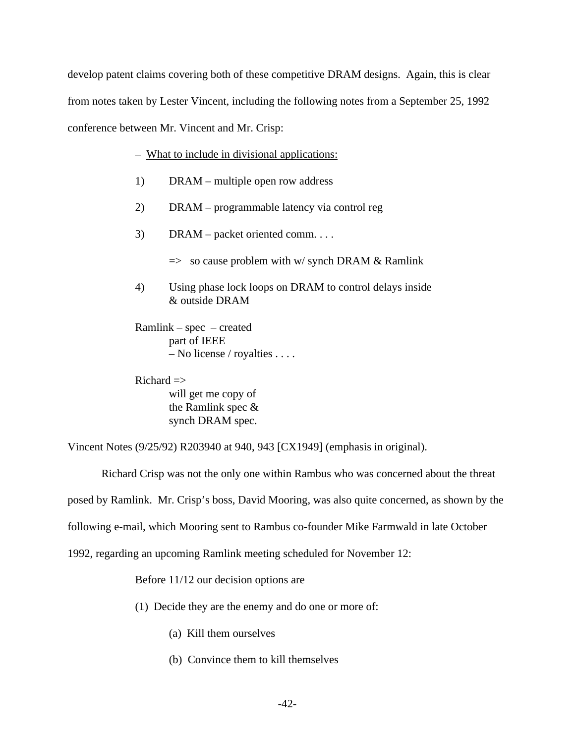develop patent claims covering both of these competitive DRAM designs. Again, this is clear from notes taken by Lester Vincent, including the following notes from a September 25, 1992 conference between Mr. Vincent and Mr. Crisp:

> – <u>What to include in divisional applications:</u>
>
> 1) DRAM – multiple open row address
>
> 2) DRAM – programmable latency via control reg
>
> 3) DRAM – packet oriented comm. . . .
>
> => so cause problem with w/ synch DRAM & Ramlink
>
> 4) Using phase lock loops on DRAM to control delays inside & outside DRAM
>
> Ramlink – spec – created
> part of IEEE
> – No license / royalties . . . .
>
> Richard =>
> will get me copy of
> the Ramlink spec &
> synch DRAM spec.

Vincent Notes (9/25/92) R203940 at 940, 943 [CX1949] (emphasis in original).

Richard Crisp was not the only one within Rambus who was concerned about the threat posed by Ramlink. Mr. Crisp's boss, David Mooring, was also quite concerned, as shown by the following e-mail, which Mooring sent to Rambus co-founder Mike Farmwald in late October 1992, regarding an upcoming Ramlink meeting scheduled for November 12:

> Before 11/12 our decision options are
>
> (1) Decide they are the enemy and do one or more of:
>
> (a) Kill them ourselves
>
> (b) Convince them to kill themselves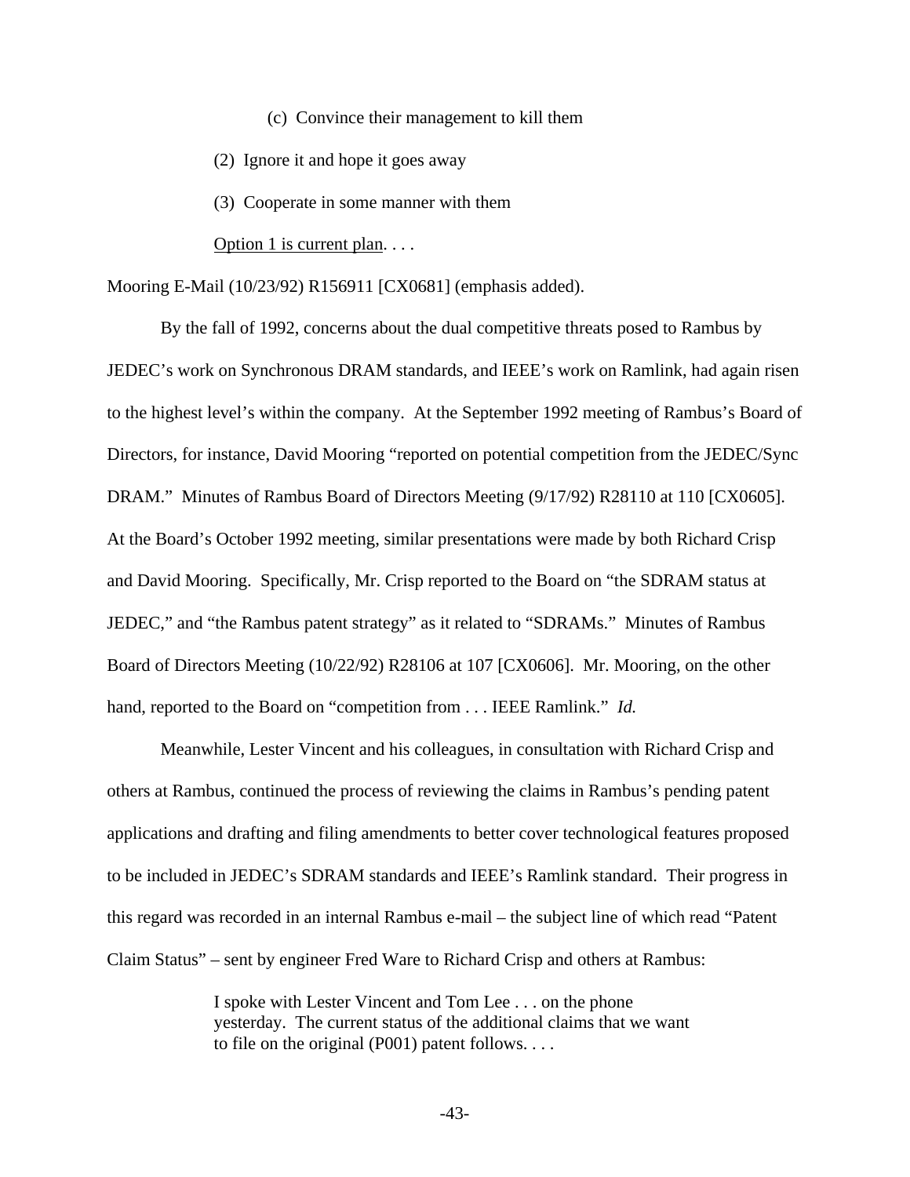> (c) Convince their management to kill them
>
> (2) Ignore it and hope it goes away
>
> (3) Cooperate in some manner with them
>
> Option 1 is current plan. . . .

Mooring E-Mail (10/23/92) R156911 [CX0681] (emphasis added).

By the fall of 1992, concerns about the dual competitive threats posed to Rambus by JEDEC's work on Synchronous DRAM standards, and IEEE's work on Ramlink, had again risen to the highest level's within the company. At the September 1992 meeting of Rambus's Board of Directors, for instance, David Mooring "reported on potential competition from the JEDEC/Sync DRAM." Minutes of Rambus Board of Directors Meeting (9/17/92) R28110 at 110 [CX0605]. At the Board's October 1992 meeting, similar presentations were made by both Richard Crisp and David Mooring. Specifically, Mr. Crisp reported to the Board on "the SDRAM status at JEDEC," and "the Rambus patent strategy" as it related to "SDRAMs." Minutes of Rambus Board of Directors Meeting (10/22/92) R28106 at 107 [CX0606]. Mr. Mooring, on the other hand, reported to the Board on "competition from . . . IEEE Ramlink." *Id.*

Meanwhile, Lester Vincent and his colleagues, in consultation with Richard Crisp and others at Rambus, continued the process of reviewing the claims in Rambus's pending patent applications and drafting and filing amendments to better cover technological features proposed to be included in JEDEC's SDRAM standards and IEEE's Ramlink standard. Their progress in this regard was recorded in an internal Rambus e-mail – the subject line of which read "Patent Claim Status" – sent by engineer Fred Ware to Richard Crisp and others at Rambus:

> I spoke with Lester Vincent and Tom Lee . . . on the phone yesterday. The current status of the additional claims that we want to file on the original (P001) patent follows. . . .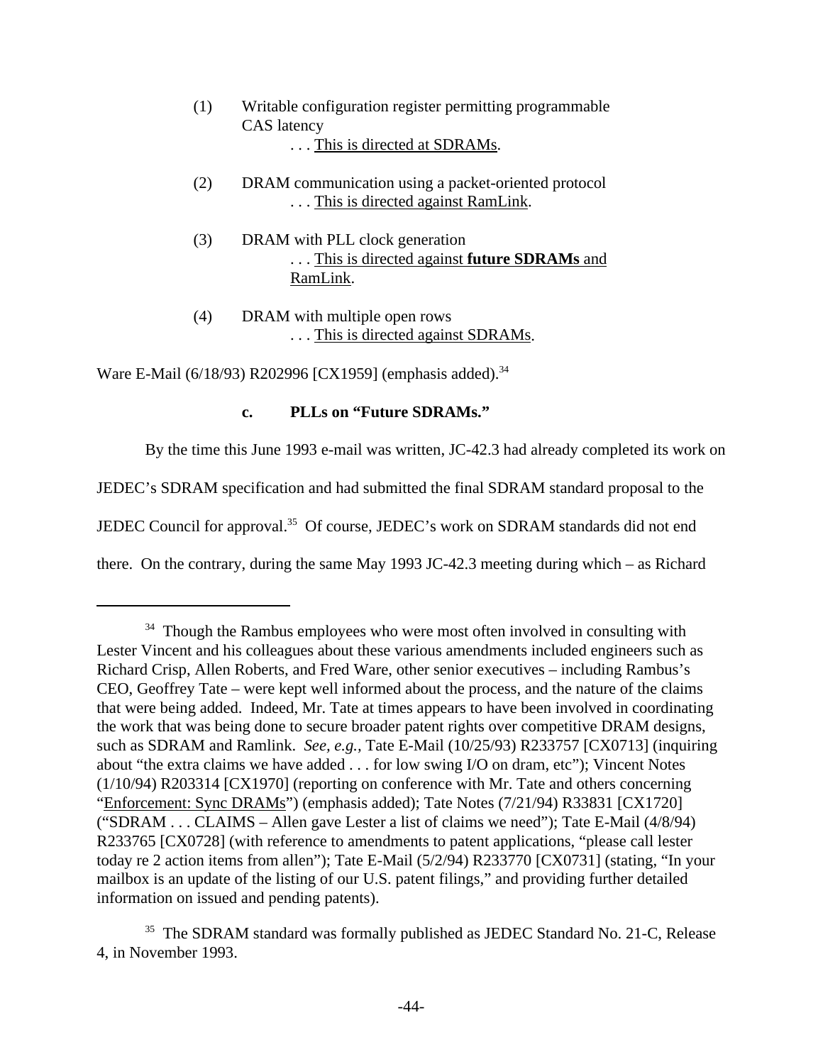(1) Writable configuration register permitting programmable CAS latency
. . . <u>This is directed at SDRAMs</u>.

(2) DRAM communication using a packet-oriented protocol
. . . <u>This is directed against RamLink</u>.

(3) DRAM with PLL clock generation
. . . <u>This is directed against **future SDRAMs** and RamLink</u>.

(4) DRAM with multiple open rows
. . . <u>This is directed against SDRAMs</u>.

Ware E-Mail (6/18/93) R202996 [CX1959] (emphasis added).[34]

### c. PLLs on "Future SDRAMs."

By the time this June 1993 e-mail was written, JC-42.3 had already completed its work on JEDEC's SDRAM specification and had submitted the final SDRAM standard proposal to the JEDEC Council for approval.[35] Of course, JEDEC's work on SDRAM standards did not end there. On the contrary, during the same May 1993 JC-42.3 meeting during which – as Richard

---

[34] Though the Rambus employees who were most often involved in consulting with Lester Vincent and his colleagues about these various amendments included engineers such as Richard Crisp, Allen Roberts, and Fred Ware, other senior executives – including Rambus's CEO, Geoffrey Tate – were kept well informed about the process, and the nature of the claims that were being added. Indeed, Mr. Tate at times appears to have been involved in coordinating the work that was being done to secure broader patent rights over competitive DRAM designs, such as SDRAM and Ramlink. *See, e.g.,* Tate E-Mail (10/25/93) R233757 [CX0713] (inquiring about "the extra claims we have added . . . for low swing I/O on dram, etc"); Vincent Notes (1/10/94) R203314 [CX1970] (reporting on conference with Mr. Tate and others concerning "<u>Enforcement: Sync DRAMs</u>") (emphasis added); Tate Notes (7/21/94) R33831 [CX1720] ("SDRAM . . . CLAIMS – Allen gave Lester a list of claims we need"); Tate E-Mail (4/8/94) R233765 [CX0728] (with reference to amendments to patent applications, "please call lester today re 2 action items from allen"); Tate E-Mail (5/2/94) R233770 [CX0731] (stating, "In your mailbox is an update of the listing of our U.S. patent filings," and providing further detailed information on issued and pending patents).

[35] The SDRAM standard was formally published as JEDEC Standard No. 21-C, Release 4, in November 1993.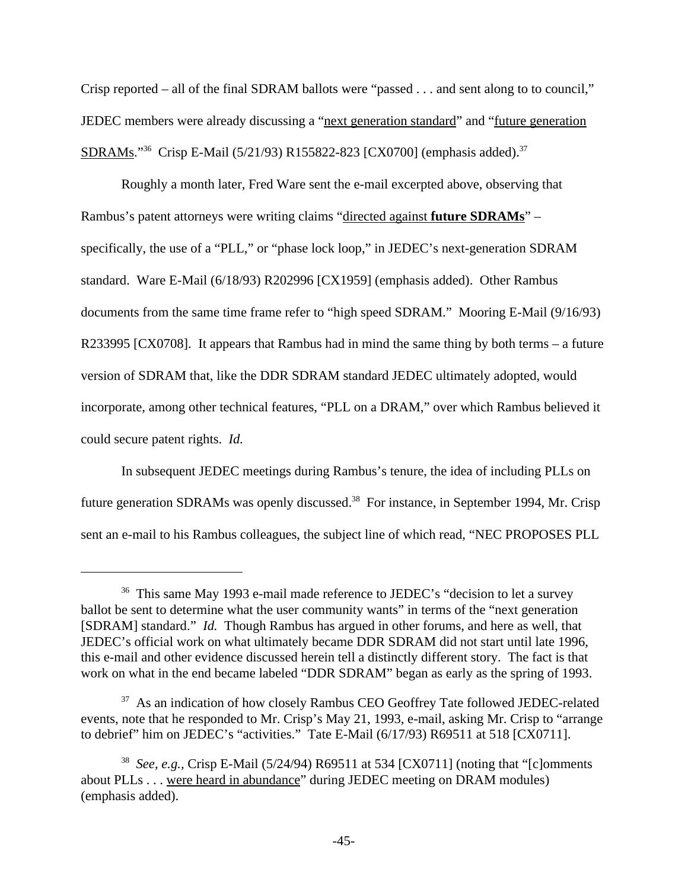Crisp reported – all of the final SDRAM ballots were "passed . . . and sent along to to council," JEDEC members were already discussing a "<u>next generation standard</u>" and "<u>future generation SDRAMs</u>."[36] Crisp E-Mail (5/21/93) R155822-823 [CX0700] (emphasis added).[37]

Roughly a month later, Fred Ware sent the e-mail excerpted above, observing that Rambus's patent attorneys were writing claims "<u>directed against **future SDRAMs**</u>" – specifically, the use of a "PLL," or "phase lock loop," in JEDEC's next-generation SDRAM standard. Ware E-Mail (6/18/93) R202996 [CX1959] (emphasis added). Other Rambus documents from the same time frame refer to "high speed SDRAM." Mooring E-Mail (9/16/93) R233995 [CX0708]. It appears that Rambus had in mind the same thing by both terms – a future version of SDRAM that, like the DDR SDRAM standard JEDEC ultimately adopted, would incorporate, among other technical features, "PLL on a DRAM," over which Rambus believed it could secure patent rights. *Id.*

In subsequent JEDEC meetings during Rambus's tenure, the idea of including PLLs on future generation SDRAMs was openly discussed.[38] For instance, in September 1994, Mr. Crisp sent an e-mail to his Rambus colleagues, the subject line of which read, "NEC PROPOSES PLL

---

[36] This same May 1993 e-mail made reference to JEDEC's "decision to let a survey ballot be sent to determine what the user community wants" in terms of the "next generation [SDRAM] standard." *Id.* Though Rambus has argued in other forums, and here as well, that JEDEC's official work on what ultimately became DDR SDRAM did not start until late 1996, this e-mail and other evidence discussed herein tell a distinctly different story. The fact is that work on what in the end became labeled "DDR SDRAM" began as early as the spring of 1993.

[37] As an indication of how closely Rambus CEO Geoffrey Tate followed JEDEC-related events, note that he responded to Mr. Crisp's May 21, 1993, e-mail, asking Mr. Crisp to "arrange to debrief" him on JEDEC's "activities." Tate E-Mail (6/17/93) R69511 at 518 [CX0711].

[38] *See, e.g.,* Crisp E-Mail (5/24/94) R69511 at 534 [CX0711] (noting that "[c]omments about PLLs . . . <u>were heard in abundance</u>" during JEDEC meeting on DRAM modules) (emphasis added).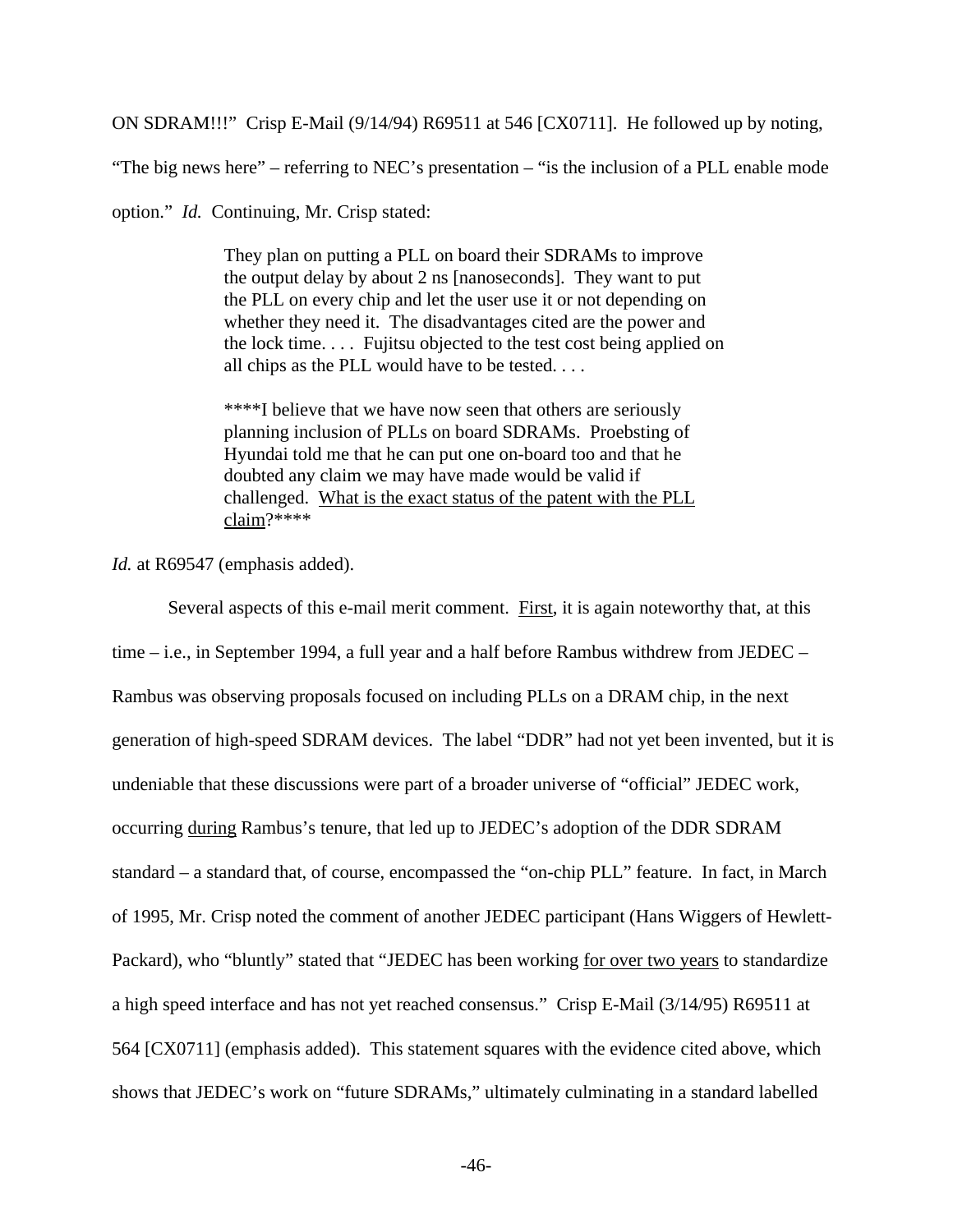ON SDRAM!!!" Crisp E-Mail (9/14/94) R69511 at 546 [CX0711]. He followed up by noting, "The big news here" – referring to NEC's presentation – "is the inclusion of a PLL enable mode option." *Id.* Continuing, Mr. Crisp stated:

> They plan on putting a PLL on board their SDRAMs to improve the output delay by about 2 ns [nanoseconds]. They want to put the PLL on every chip and let the user use it or not depending on whether they need it. The disadvantages cited are the power and the lock time. . . . Fujitsu objected to the test cost being applied on all chips as the PLL would have to be tested. . . .
>
> ****I believe that we have now seen that others are seriously planning inclusion of PLLs on board SDRAMs. Proebsting of Hyundai told me that he can put one on-board too and that he doubted any claim we may have made would be valid if challenged. <u>What is the exact status of the patent with the PLL claim</u>?****

*Id.* at R69547 (emphasis added).

Several aspects of this e-mail merit comment. <u>First</u>, it is again noteworthy that, at this time – i.e., in September 1994, a full year and a half before Rambus withdrew from JEDEC – Rambus was observing proposals focused on including PLLs on a DRAM chip, in the next generation of high-speed SDRAM devices. The label "DDR" had not yet been invented, but it is undeniable that these discussions were part of a broader universe of "official" JEDEC work, occurring <u>during</u> Rambus's tenure, that led up to JEDEC's adoption of the DDR SDRAM standard – a standard that, of course, encompassed the "on-chip PLL" feature. In fact, in March of 1995, Mr. Crisp noted the comment of another JEDEC participant (Hans Wiggers of Hewlett-Packard), who "bluntly" stated that "JEDEC has been working <u>for over two years</u> to standardize a high speed interface and has not yet reached consensus." Crisp E-Mail (3/14/95) R69511 at 564 [CX0711] (emphasis added). This statement squares with the evidence cited above, which shows that JEDEC's work on "future SDRAMs," ultimately culminating in a standard labelled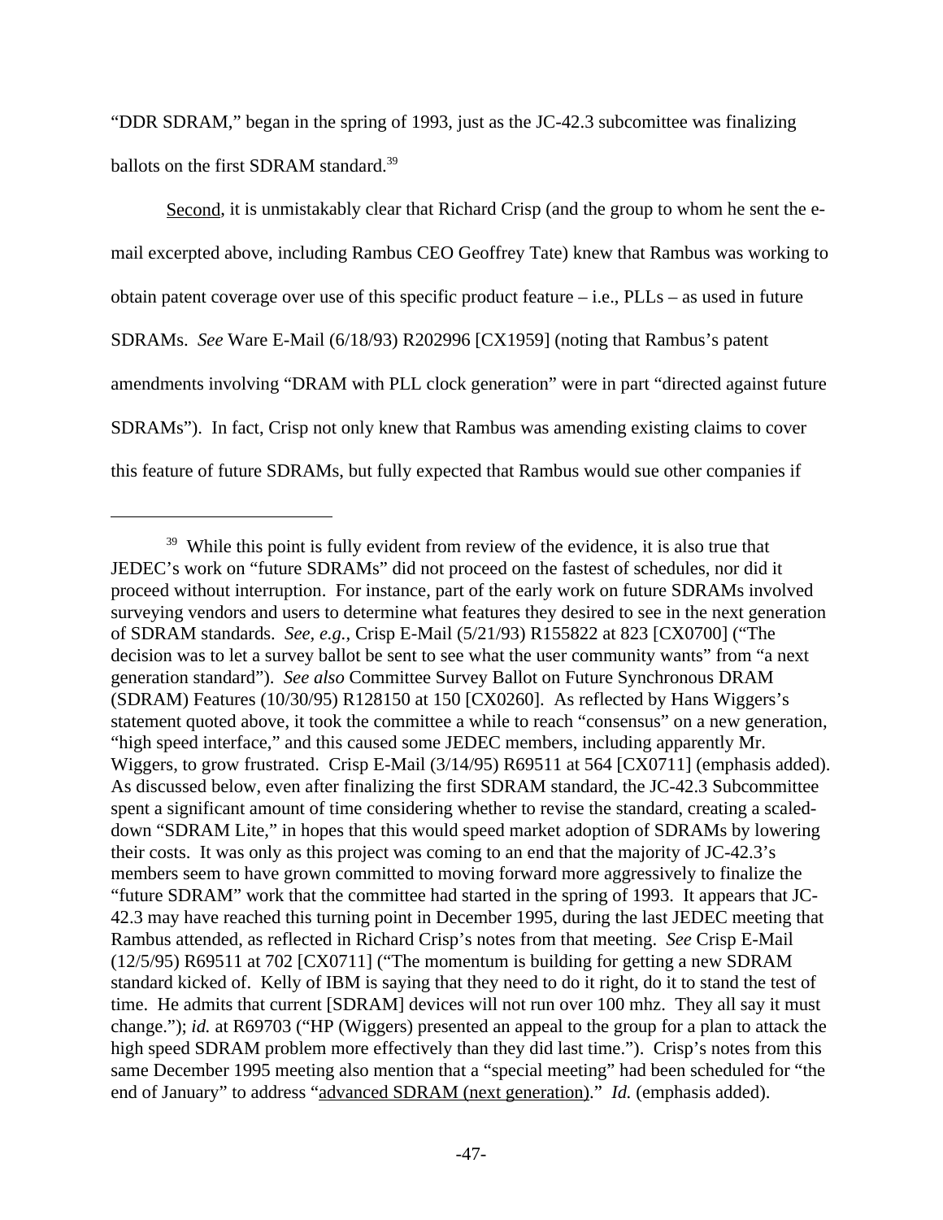"DDR SDRAM," began in the spring of 1993, just as the JC-42.3 subcomittee was finalizing ballots on the first SDRAM standard.[39]

Second, it is unmistakably clear that Richard Crisp (and the group to whom he sent the e-mail excerpted above, including Rambus CEO Geoffrey Tate) knew that Rambus was working to obtain patent coverage over use of this specific product feature – i.e., PLLs – as used in future SDRAMs. *See* Ware E-Mail (6/18/93) R202996 [CX1959] (noting that Rambus's patent amendments involving "DRAM with PLL clock generation" were in part "directed against future SDRAMs"). In fact, Crisp not only knew that Rambus was amending existing claims to cover this feature of future SDRAMs, but fully expected that Rambus would sue other companies if

[39] While this point is fully evident from review of the evidence, it is also true that JEDEC's work on "future SDRAMs" did not proceed on the fastest of schedules, nor did it proceed without interruption. For instance, part of the early work on future SDRAMs involved surveying vendors and users to determine what features they desired to see in the next generation of SDRAM standards. *See, e.g.*, Crisp E-Mail (5/21/93) R155822 at 823 [CX0700] ("The decision was to let a survey ballot be sent to see what the user community wants" from "a next generation standard"). *See also* Committee Survey Ballot on Future Synchronous DRAM (SDRAM) Features (10/30/95) R128150 at 150 [CX0260]. As reflected by Hans Wiggers's statement quoted above, it took the committee a while to reach "consensus" on a new generation, "high speed interface," and this caused some JEDEC members, including apparently Mr. Wiggers, to grow frustrated. Crisp E-Mail (3/14/95) R69511 at 564 [CX0711] (emphasis added). As discussed below, even after finalizing the first SDRAM standard, the JC-42.3 Subcommittee spent a significant amount of time considering whether to revise the standard, creating a scaled-down "SDRAM Lite," in hopes that this would speed market adoption of SDRAMs by lowering their costs. It was only as this project was coming to an end that the majority of JC-42.3's members seem to have grown committed to moving forward more aggressively to finalize the "future SDRAM" work that the committee had started in the spring of 1993. It appears that JC-42.3 may have reached this turning point in December 1995, during the last JEDEC meeting that Rambus attended, as reflected in Richard Crisp's notes from that meeting. *See* Crisp E-Mail (12/5/95) R69511 at 702 [CX0711] ("The momentum is building for getting a new SDRAM standard kicked of. Kelly of IBM is saying that they need to do it right, do it to stand the test of time. He admits that current [SDRAM] devices will not run over 100 mhz. They all say it must change."); *id.* at R69703 ("HP (Wiggers) presented an appeal to the group for a plan to attack the high speed SDRAM problem more effectively than they did last time."). Crisp's notes from this same December 1995 meeting also mention that a "special meeting" had been scheduled for "the end of January" to address "<u>advanced SDRAM (next generation)</u>." *Id.* (emphasis added).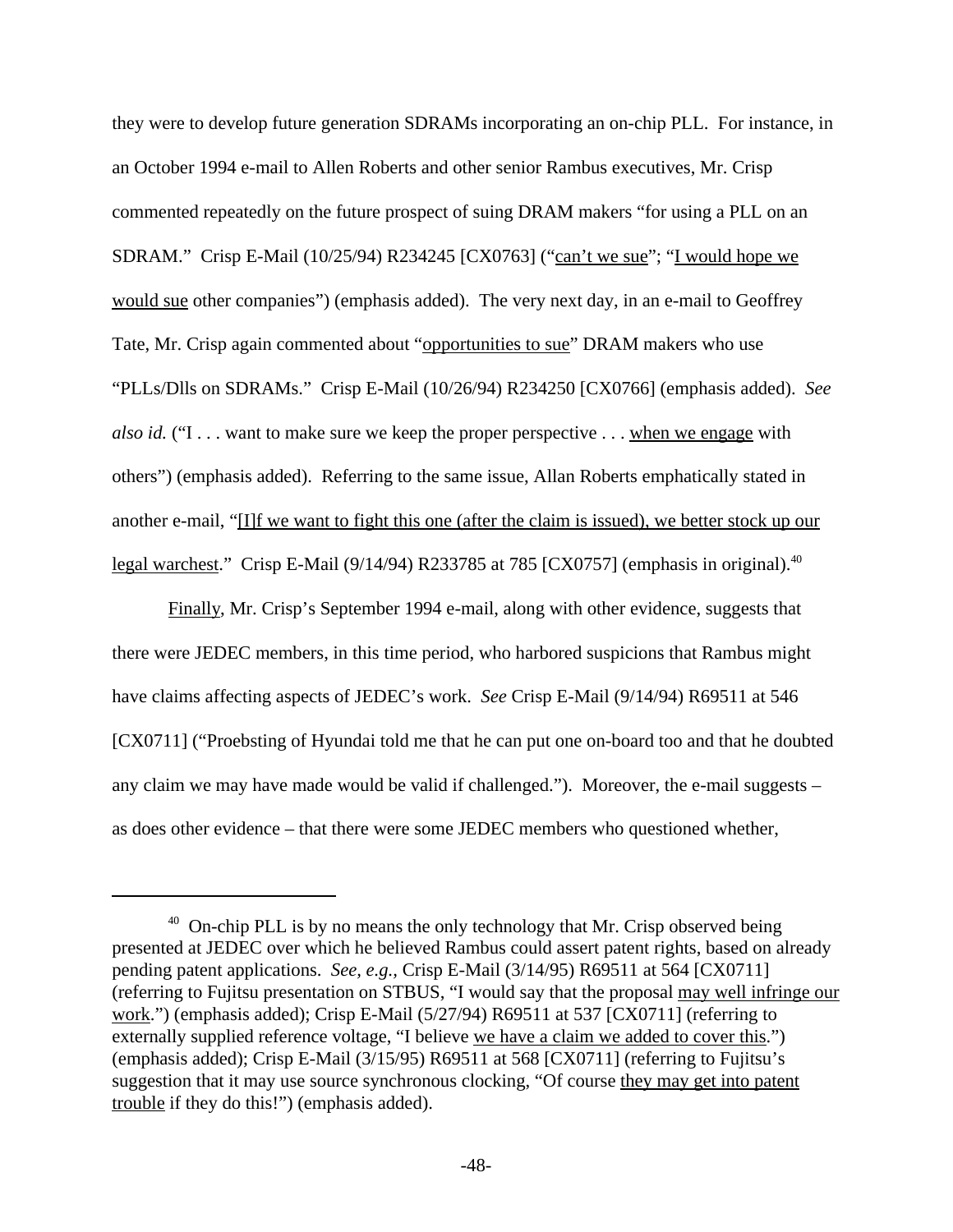they were to develop future generation SDRAMs incorporating an on-chip PLL. For instance, in an October 1994 e-mail to Allen Roberts and other senior Rambus executives, Mr. Crisp commented repeatedly on the future prospect of suing DRAM makers "for using a PLL on an SDRAM." Crisp E-Mail (10/25/94) R234245 [CX0763] ("<u>can't we sue</u>"; "<u>I would hope we would sue</u> other companies") (emphasis added). The very next day, in an e-mail to Geoffrey Tate, Mr. Crisp again commented about "<u>opportunities to sue</u>" DRAM makers who use "PLLs/Dlls on SDRAMs." Crisp E-Mail (10/26/94) R234250 [CX0766] (emphasis added). *See also id.* ("I . . . want to make sure we keep the proper perspective . . . <u>when we engage</u> with others") (emphasis added). Referring to the same issue, Allan Roberts emphatically stated in another e-mail, "<u>[I]f we want to fight this one (after the claim is issued), we better stock up our legal warchest</u>." Crisp E-Mail (9/14/94) R233785 at 785 [CX0757] (emphasis in original).[40]

<u>Finally</u>, Mr. Crisp's September 1994 e-mail, along with other evidence, suggests that there were JEDEC members, in this time period, who harbored suspicions that Rambus might have claims affecting aspects of JEDEC's work. *See* Crisp E-Mail (9/14/94) R69511 at 546 [CX0711] ("Proebsting of Hyundai told me that he can put one on-board too and that he doubted any claim we may have made would be valid if challenged."). Moreover, the e-mail suggests – as does other evidence – that there were some JEDEC members who questioned whether,

---

[40] On-chip PLL is by no means the only technology that Mr. Crisp observed being presented at JEDEC over which he believed Rambus could assert patent rights, based on already pending patent applications. *See, e.g.*, Crisp E-Mail (3/14/95) R69511 at 564 [CX0711] (referring to Fujitsu presentation on STBUS, "I would say that the proposal <u>may well infringe our work</u>.") (emphasis added); Crisp E-Mail (5/27/94) R69511 at 537 [CX0711] (referring to externally supplied reference voltage, "I believe <u>we have a claim we added to cover this</u>.") (emphasis added); Crisp E-Mail (3/15/95) R69511 at 568 [CX0711] (referring to Fujitsu's suggestion that it may use source synchronous clocking, "Of course <u>they may get into patent trouble</u> if they do this!") (emphasis added).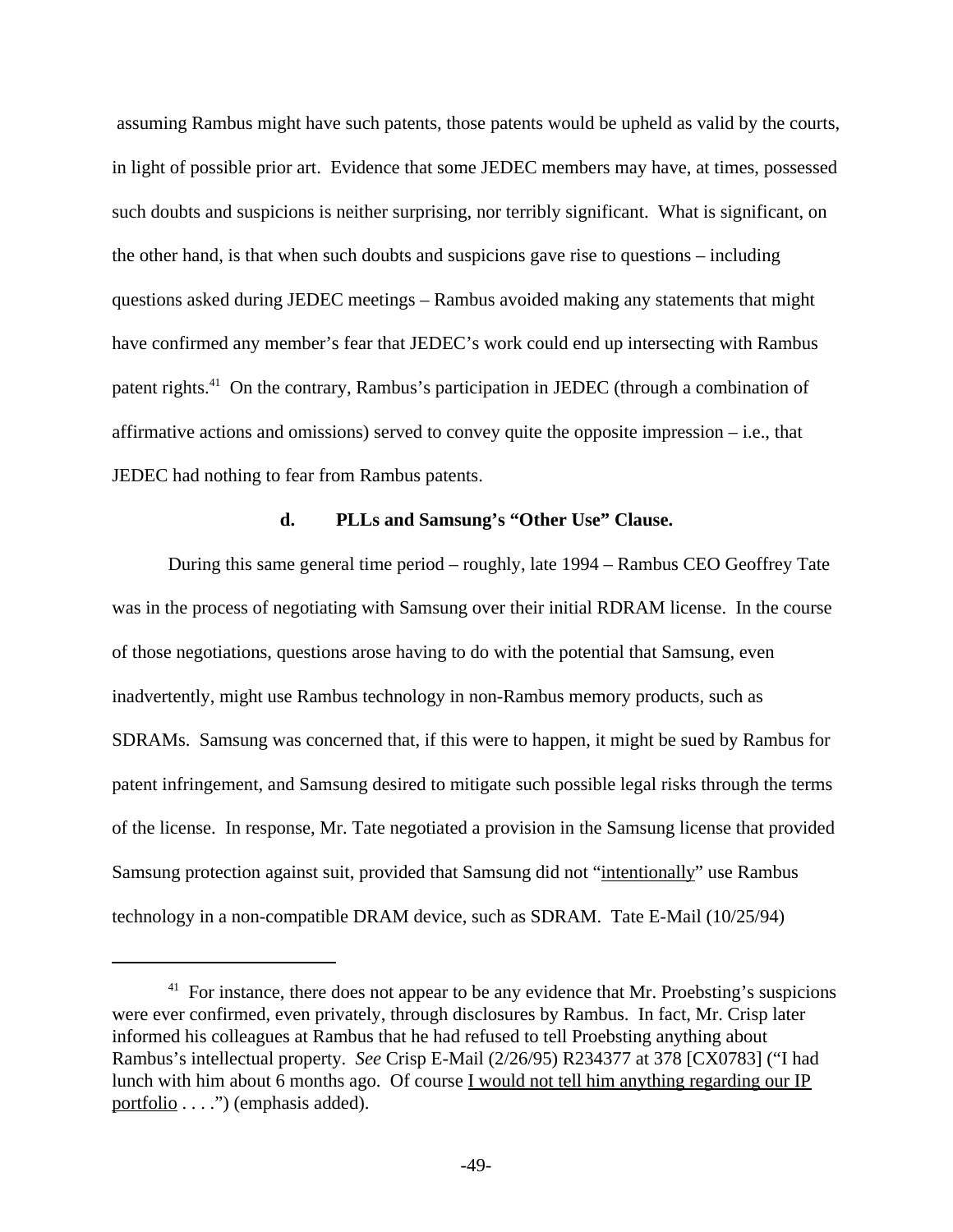assuming Rambus might have such patents, those patents would be upheld as valid by the courts, in light of possible prior art. Evidence that some JEDEC members may have, at times, possessed such doubts and suspicions is neither surprising, nor terribly significant. What is significant, on the other hand, is that when such doubts and suspicions gave rise to questions – including questions asked during JEDEC meetings – Rambus avoided making any statements that might have confirmed any member's fear that JEDEC's work could end up intersecting with Rambus patent rights.[41] On the contrary, Rambus's participation in JEDEC (through a combination of affirmative actions and omissions) served to convey quite the opposite impression – i.e., that JEDEC had nothing to fear from Rambus patents.

#### d. PLLs and Samsung's "Other Use" Clause.

During this same general time period – roughly, late 1994 – Rambus CEO Geoffrey Tate was in the process of negotiating with Samsung over their initial RDRAM license. In the course of those negotiations, questions arose having to do with the potential that Samsung, even inadvertently, might use Rambus technology in non-Rambus memory products, such as SDRAMs. Samsung was concerned that, if this were to happen, it might be sued by Rambus for patent infringement, and Samsung desired to mitigate such possible legal risks through the terms of the license. In response, Mr. Tate negotiated a provision in the Samsung license that provided Samsung protection against suit, provided that Samsung did not "<u>intentionally</u>" use Rambus technology in a non-compatible DRAM device, such as SDRAM. Tate E-Mail (10/25/94)

---

[41] For instance, there does not appear to be any evidence that Mr. Proebsting's suspicions were ever confirmed, even privately, through disclosures by Rambus. In fact, Mr. Crisp later informed his colleagues at Rambus that he had refused to tell Proebsting anything about Rambus's intellectual property. *See* Crisp E-Mail (2/26/95) R234377 at 378 [CX0783] ("I had lunch with him about 6 months ago. Of course <u>I would not tell him anything regarding our IP portfolio</u> . . . .") (emphasis added).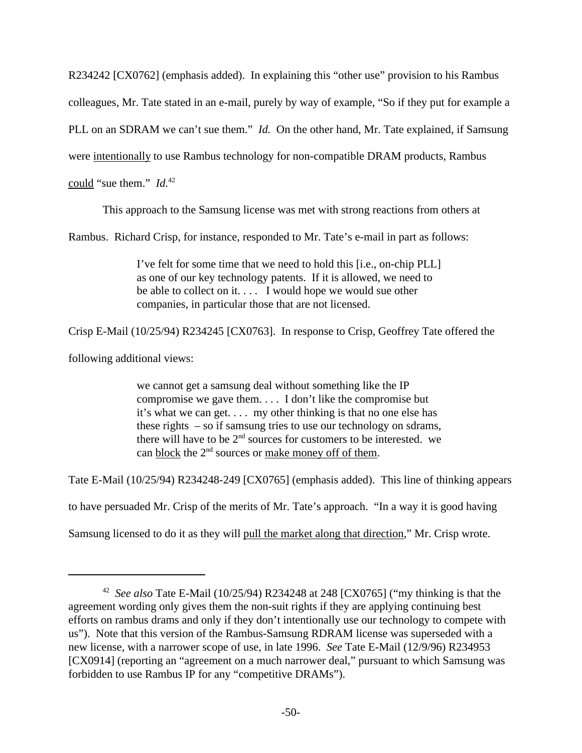R234242 [CX0762] (emphasis added). In explaining this "other use" provision to his Rambus colleagues, Mr. Tate stated in an e-mail, purely by way of example, "So if they put for example a PLL on an SDRAM we can't sue them." *Id.* On the other hand, Mr. Tate explained, if Samsung were <u>intentionally</u> to use Rambus technology for non-compatible DRAM products, Rambus <u>could</u> "sue them." *Id.*[42]

This approach to the Samsung license was met with strong reactions from others at Rambus. Richard Crisp, for instance, responded to Mr. Tate's e-mail in part as follows:

> I've felt for some time that we need to hold this [i.e., on-chip PLL] as one of our key technology patents. If it is allowed, we need to be able to collect on it. . . . I would hope we would sue other companies, in particular those that are not licensed.

Crisp E-Mail (10/25/94) R234245 [CX0763]. In response to Crisp, Geoffrey Tate offered the following additional views:

> we cannot get a samsung deal without something like the IP compromise we gave them. . . . I don't like the compromise but it's what we can get. . . . my other thinking is that no one else has these rights – so if samsung tries to use our technology on sdrams, there will have to be 2nd sources for customers to be interested. we can <u>block</u> the 2nd sources or <u>make money off of them</u>.

Tate E-Mail (10/25/94) R234248-249 [CX0765] (emphasis added). This line of thinking appears to have persuaded Mr. Crisp of the merits of Mr. Tate's approach. "In a way it is good having Samsung licensed to do it as they will <u>pull the market along that direction</u>," Mr. Crisp wrote.

---

[42] *See also* Tate E-Mail (10/25/94) R234248 at 248 [CX0765] ("my thinking is that the agreement wording only gives them the non-suit rights if they are applying continuing best efforts on rambus drams and only if they don't intentionally use our technology to compete with us"). Note that this version of the Rambus-Samsung RDRAM license was superseded with a new license, with a narrower scope of use, in late 1996. *See* Tate E-Mail (12/9/96) R234953 [CX0914] (reporting an "agreement on a much narrower deal," pursuant to which Samsung was forbidden to use Rambus IP for any "competitive DRAMs").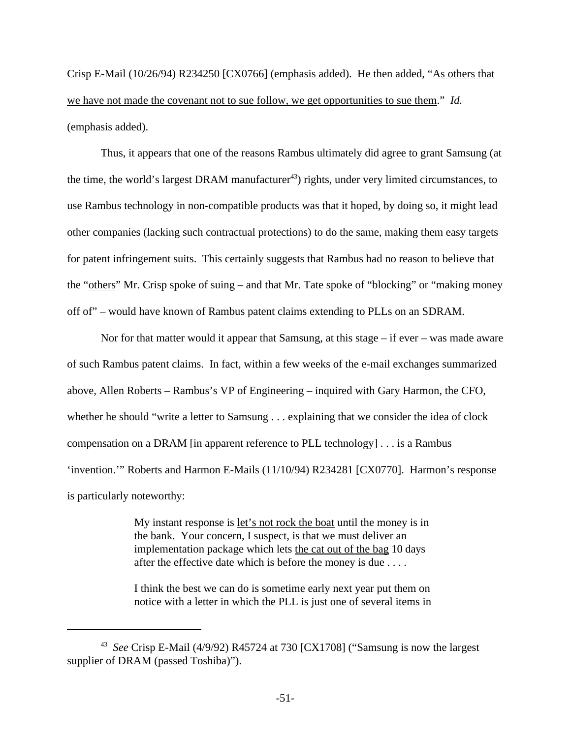Crisp E-Mail (10/26/94) R234250 [CX0766] (emphasis added). He then added, "<u>As others that we have not made the covenant not to sue follow, we get opportunities to sue them</u>." *Id.* (emphasis added).

Thus, it appears that one of the reasons Rambus ultimately did agree to grant Samsung (at the time, the world's largest DRAM manufacturer[43]) rights, under very limited circumstances, to use Rambus technology in non-compatible products was that it hoped, by doing so, it might lead other companies (lacking such contractual protections) to do the same, making them easy targets for patent infringement suits. This certainly suggests that Rambus had no reason to believe that the "<u>others</u>" Mr. Crisp spoke of suing – and that Mr. Tate spoke of "blocking" or "making money off of" – would have known of Rambus patent claims extending to PLLs on an SDRAM.

Nor for that matter would it appear that Samsung, at this stage – if ever – was made aware of such Rambus patent claims. In fact, within a few weeks of the e-mail exchanges summarized above, Allen Roberts – Rambus's VP of Engineering – inquired with Gary Harmon, the CFO, whether he should "write a letter to Samsung . . . explaining that we consider the idea of clock compensation on a DRAM [in apparent reference to PLL technology] . . . is a Rambus 'invention.'" Roberts and Harmon E-Mails (11/10/94) R234281 [CX0770]. Harmon's response is particularly noteworthy:

> My instant response is <u>let's not rock the boat</u> until the money is in the bank. Your concern, I suspect, is that we must deliver an implementation package which lets <u>the cat out of the bag</u> 10 days after the effective date which is before the money is due . . . .
>
> I think the best we can do is sometime early next year put them on notice with a letter in which the PLL is just one of several items in

[43] *See* Crisp E-Mail (4/9/92) R45724 at 730 [CX1708] ("Samsung is now the largest supplier of DRAM (passed Toshiba)").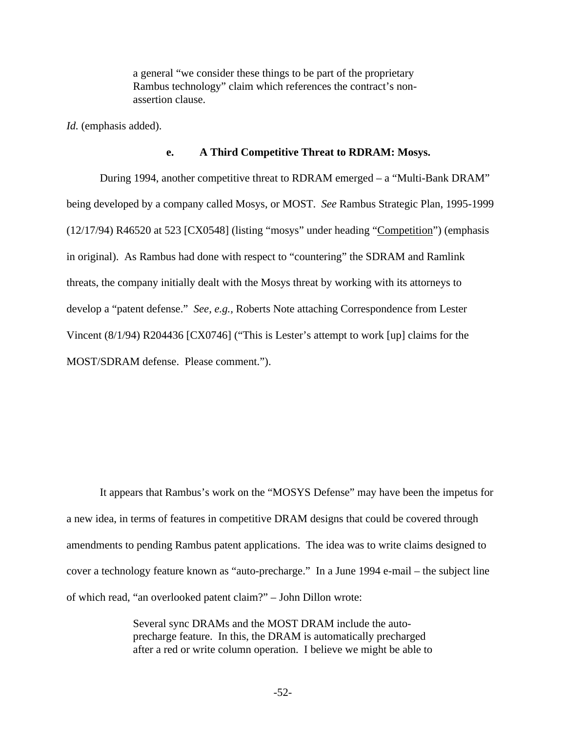> a general "we consider these things to be part of the proprietary Rambus technology" claim which references the contract's non-assertion clause.

*Id.* (emphasis added).

**e. A Third Competitive Threat to RDRAM: Mosys.**

During 1994, another competitive threat to RDRAM emerged – a "Multi-Bank DRAM" being developed by a company called Mosys, or MOST. *See* Rambus Strategic Plan, 1995-1999 (12/17/94) R46520 at 523 [CX0548] (listing "mosys" under heading "Competition") (emphasis in original). As Rambus had done with respect to "countering" the SDRAM and Ramlink threats, the company initially dealt with the Mosys threat by working with its attorneys to develop a "patent defense." *See, e.g.,* Roberts Note attaching Correspondence from Lester Vincent (8/1/94) R204436 [CX0746] ("This is Lester's attempt to work [up] claims for the MOST/SDRAM defense. Please comment.").

It appears that Rambus's work on the "MOSYS Defense" may have been the impetus for a new idea, in terms of features in competitive DRAM designs that could be covered through amendments to pending Rambus patent applications. The idea was to write claims designed to cover a technology feature known as "auto-precharge." In a June 1994 e-mail – the subject line of which read, "an overlooked patent claim?" – John Dillon wrote:

> Several sync DRAMs and the MOST DRAM include the auto-precharge feature. In this, the DRAM is automatically precharged after a red or write column operation. I believe we might be able to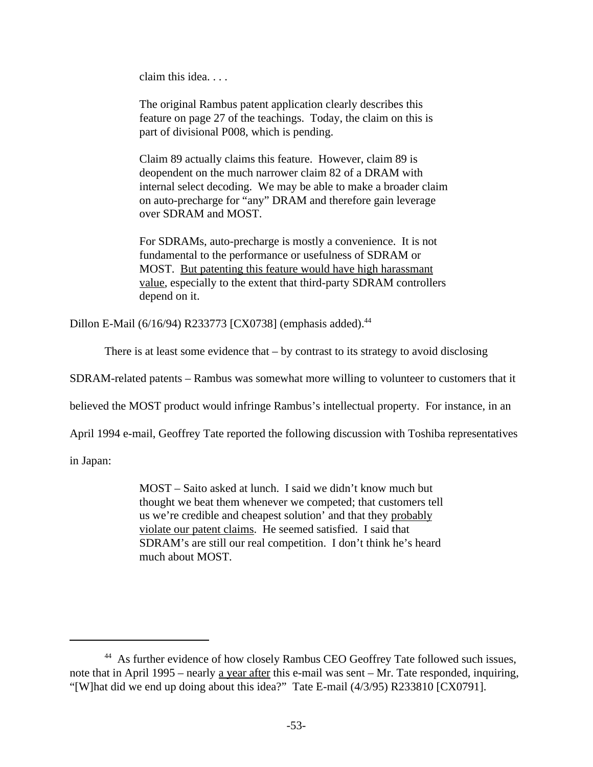> claim this idea. . . .
>
> The original Rambus patent application clearly describes this feature on page 27 of the teachings. Today, the claim on this is part of divisional P008, which is pending.
>
> Claim 89 actually claims this feature. However, claim 89 is deopendent on the much narrower claim 82 of a DRAM with internal select decoding. We may be able to make a broader claim on auto-precharge for "any" DRAM and therefore gain leverage over SDRAM and MOST.
>
> For SDRAMs, auto-precharge is mostly a convenience. It is not fundamental to the performance or usefulness of SDRAM or MOST. <u>But patenting this feature would have high harassmant value</u>, especially to the extent that third-party SDRAM controllers depend on it.

Dillon E-Mail (6/16/94) R233773 [CX0738] (emphasis added).[44]

There is at least some evidence that – by contrast to its strategy to avoid disclosing SDRAM-related patents – Rambus was somewhat more willing to volunteer to customers that it believed the MOST product would infringe Rambus's intellectual property. For instance, in an April 1994 e-mail, Geoffrey Tate reported the following discussion with Toshiba representatives in Japan:

> MOST – Saito asked at lunch. I said we didn't know much but thought we beat them whenever we competed; that customers tell us we're credible and cheapest solution' and that they <u>probably violate our patent claims</u>. He seemed satisfied. I said that SDRAM's are still our real competition. I don't think he's heard much about MOST.

---

[44] As further evidence of how closely Rambus CEO Geoffrey Tate followed such issues, note that in April 1995 – nearly <u>a year after</u> this e-mail was sent – Mr. Tate responded, inquiring, "[W]hat did we end up doing about this idea?" Tate E-mail (4/3/95) R233810 [CX0791].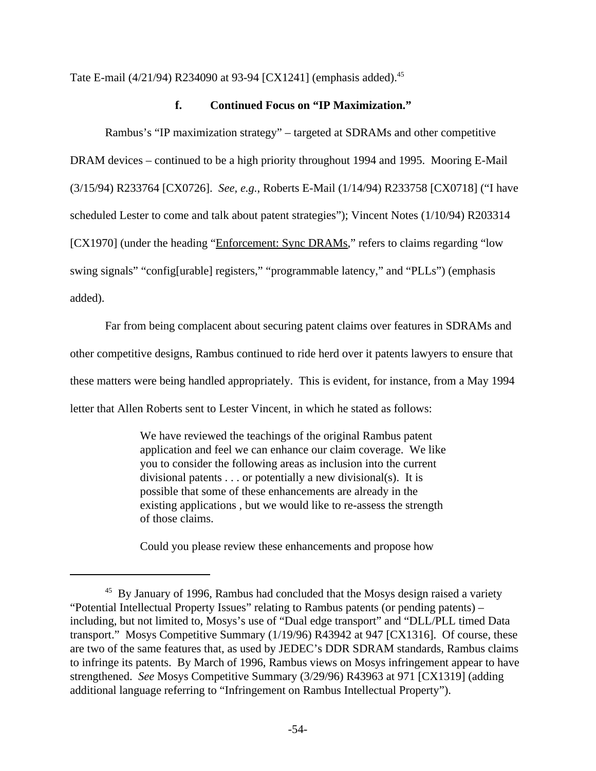Tate E-mail (4/21/94) R234090 at 93-94 [CX1241] (emphasis added).[45]

#### f. Continued Focus on "IP Maximization."

Rambus's "IP maximization strategy" – targeted at SDRAMs and other competitive DRAM devices – continued to be a high priority throughout 1994 and 1995. Mooring E-Mail (3/15/94) R233764 [CX0726]. *See, e.g.*, Roberts E-Mail (1/14/94) R233758 [CX0718] ("I have scheduled Lester to come and talk about patent strategies"); Vincent Notes (1/10/94) R203314 [CX1970] (under the heading "Enforcement: Sync DRAMs," refers to claims regarding "low swing signals" "config[urable] registers," "programmable latency," and "PLLs") (emphasis added).

Far from being complacent about securing patent claims over features in SDRAMs and other competitive designs, Rambus continued to ride herd over it patents lawyers to ensure that these matters were being handled appropriately. This is evident, for instance, from a May 1994 letter that Allen Roberts sent to Lester Vincent, in which he stated as follows:

> We have reviewed the teachings of the original Rambus patent application and feel we can enhance our claim coverage. We like you to consider the following areas as inclusion into the current divisional patents . . . or potentially a new divisional(s). It is possible that some of these enhancements are already in the existing applications , but we would like to re-assess the strength of those claims.
>
> Could you please review these enhancements and propose how

---

[45] By January of 1996, Rambus had concluded that the Mosys design raised a variety "Potential Intellectual Property Issues" relating to Rambus patents (or pending patents) – including, but not limited to, Mosys's use of "Dual edge transport" and "DLL/PLL timed Data transport." Mosys Competitive Summary (1/19/96) R43942 at 947 [CX1316]. Of course, these are two of the same features that, as used by JEDEC's DDR SDRAM standards, Rambus claims to infringe its patents. By March of 1996, Rambus views on Mosys infringement appear to have strengthened. *See* Mosys Competitive Summary (3/29/96) R43963 at 971 [CX1319] (adding additional language referring to "Infringement on Rambus Intellectual Property").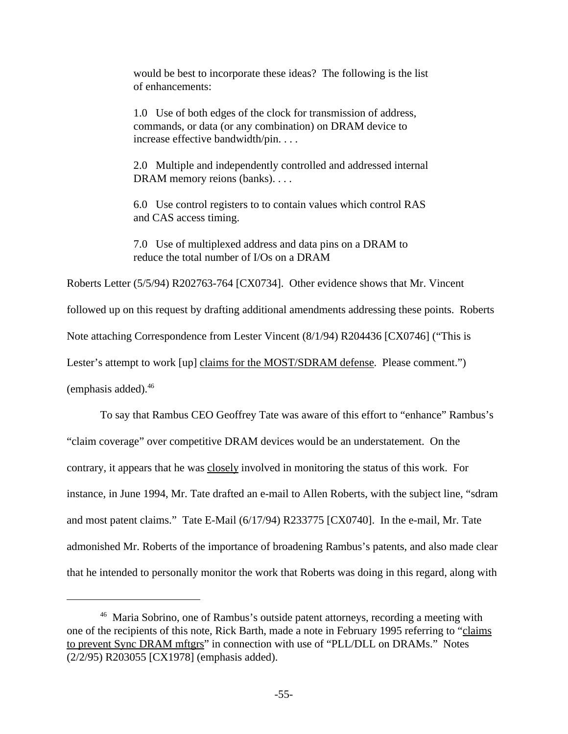> would be best to incorporate these ideas? The following is the list of enhancements:
>
> 1.0 Use of both edges of the clock for transmission of address, commands, or data (or any combination) on DRAM device to increase effective bandwidth/pin. . . .
>
> 2.0 Multiple and independently controlled and addressed internal DRAM memory reions (banks). . . .
>
> 6.0 Use control registers to to contain values which control RAS and CAS access timing.
>
> 7.0 Use of multiplexed address and data pins on a DRAM to reduce the total number of I/Os on a DRAM

Roberts Letter (5/5/94) R202763-764 [CX0734]. Other evidence shows that Mr. Vincent followed up on this request by drafting additional amendments addressing these points. Roberts Note attaching Correspondence from Lester Vincent (8/1/94) R204436 [CX0746] ("This is Lester's attempt to work [up] <u>claims for the MOST/SDRAM defense</u>. Please comment.") (emphasis added).[46]

To say that Rambus CEO Geoffrey Tate was aware of this effort to "enhance" Rambus's "claim coverage" over competitive DRAM devices would be an understatement. On the contrary, it appears that he was <u>closely</u> involved in monitoring the status of this work. For instance, in June 1994, Mr. Tate drafted an e-mail to Allen Roberts, with the subject line, "sdram and most patent claims." Tate E-Mail (6/17/94) R233775 [CX0740]. In the e-mail, Mr. Tate admonished Mr. Roberts of the importance of broadening Rambus's patents, and also made clear that he intended to personally monitor the work that Roberts was doing in this regard, along with

---

[46] Maria Sobrino, one of Rambus's outside patent attorneys, recording a meeting with one of the recipients of this note, Rick Barth, made a note in February 1995 referring to "<u>claims to prevent Sync DRAM mftgrs</u>" in connection with use of "PLL/DLL on DRAMs." Notes (2/2/95) R203055 [CX1978] (emphasis added).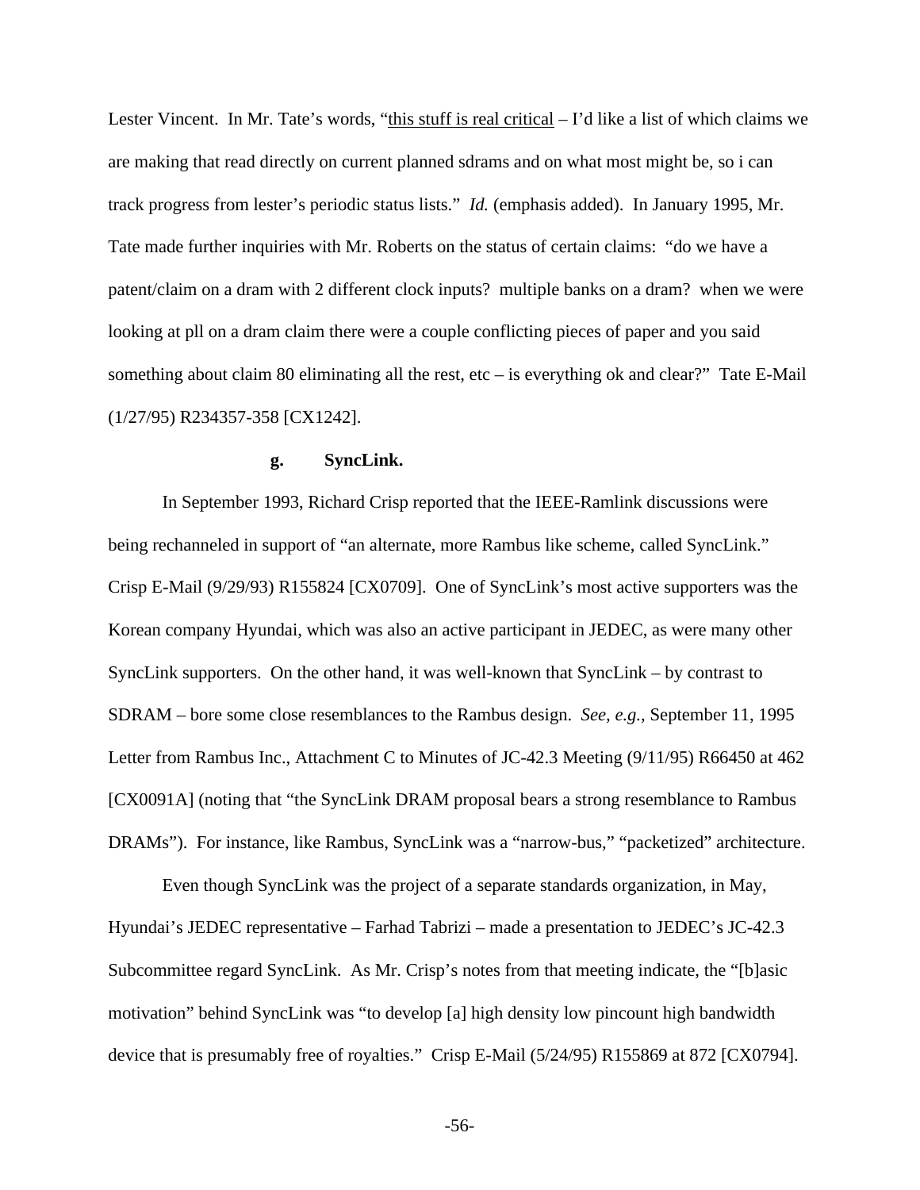Lester Vincent. In Mr. Tate's words, "<u>this stuff is real critical</u> – I'd like a list of which claims we are making that read directly on current planned sdrams and on what most might be, so i can track progress from lester's periodic status lists." *Id.* (emphasis added). In January 1995, Mr. Tate made further inquiries with Mr. Roberts on the status of certain claims: "do we have a patent/claim on a dram with 2 different clock inputs? multiple banks on a dram? when we were looking at pll on a dram claim there were a couple conflicting pieces of paper and you said something about claim 80 eliminating all the rest, etc – is everything ok and clear?" Tate E-Mail (1/27/95) R234357-358 [CX1242].

**g. SyncLink.**

In September 1993, Richard Crisp reported that the IEEE-Ramlink discussions were being rechanneled in support of "an alternate, more Rambus like scheme, called SyncLink." Crisp E-Mail (9/29/93) R155824 [CX0709]. One of SyncLink's most active supporters was the Korean company Hyundai, which was also an active participant in JEDEC, as were many other SyncLink supporters. On the other hand, it was well-known that SyncLink – by contrast to SDRAM – bore some close resemblances to the Rambus design. *See, e.g.*, September 11, 1995 Letter from Rambus Inc., Attachment C to Minutes of JC-42.3 Meeting (9/11/95) R66450 at 462 [CX0091A] (noting that "the SyncLink DRAM proposal bears a strong resemblance to Rambus DRAMs"). For instance, like Rambus, SyncLink was a "narrow-bus," "packetized" architecture.

Even though SyncLink was the project of a separate standards organization, in May, Hyundai's JEDEC representative – Farhad Tabrizi – made a presentation to JEDEC's JC-42.3 Subcommittee regard SyncLink. As Mr. Crisp's notes from that meeting indicate, the "[b]asic motivation" behind SyncLink was "to develop [a] high density low pincount high bandwidth device that is presumably free of royalties." Crisp E-Mail (5/24/95) R155869 at 872 [CX0794].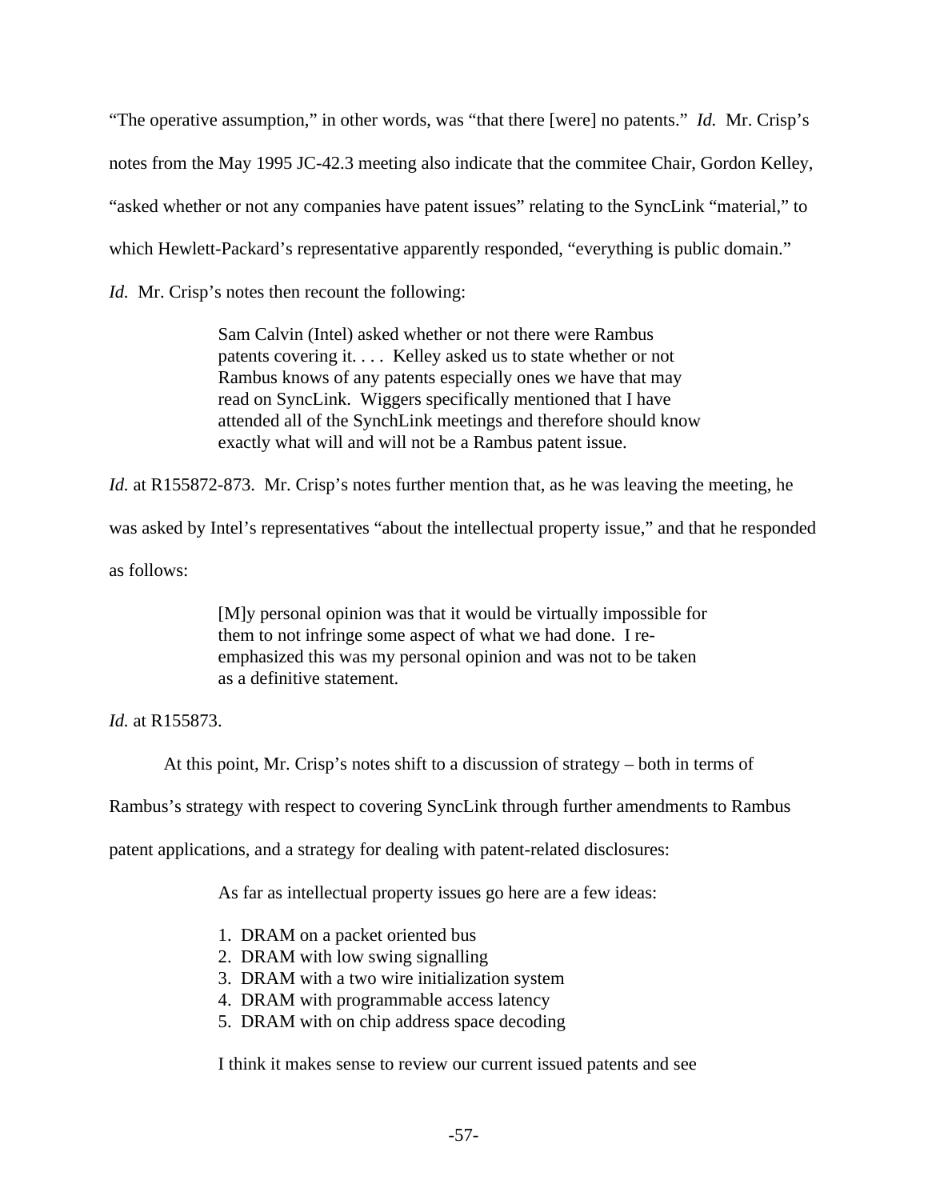"The operative assumption," in other words, was "that there [were] no patents." *Id.* Mr. Crisp's notes from the May 1995 JC-42.3 meeting also indicate that the commitee Chair, Gordon Kelley, "asked whether or not any companies have patent issues" relating to the SyncLink "material," to which Hewlett-Packard's representative apparently responded, "everything is public domain." *Id.* Mr. Crisp's notes then recount the following:

> Sam Calvin (Intel) asked whether or not there were Rambus patents covering it. . . . Kelley asked us to state whether or not Rambus knows of any patents especially ones we have that may read on SyncLink. Wiggers specifically mentioned that I have attended all of the SynchLink meetings and therefore should know exactly what will and will not be a Rambus patent issue.

*Id.* at R155872-873. Mr. Crisp's notes further mention that, as he was leaving the meeting, he was asked by Intel's representatives "about the intellectual property issue," and that he responded as follows:

> [M]y personal opinion was that it would be virtually impossible for them to not infringe some aspect of what we had done. I re-emphasized this was my personal opinion and was not to be taken as a definitive statement.

*Id.* at R155873.

At this point, Mr. Crisp's notes shift to a discussion of strategy – both in terms of Rambus's strategy with respect to covering SyncLink through further amendments to Rambus patent applications, and a strategy for dealing with patent-related disclosures:

> As far as intellectual property issues go here are a few ideas:
>
> 1. DRAM on a packet oriented bus
> 2. DRAM with low swing signalling
> 3. DRAM with a two wire initialization system
> 4. DRAM with programmable access latency
> 5. DRAM with on chip address space decoding
>
> I think it makes sense to review our current issued patents and see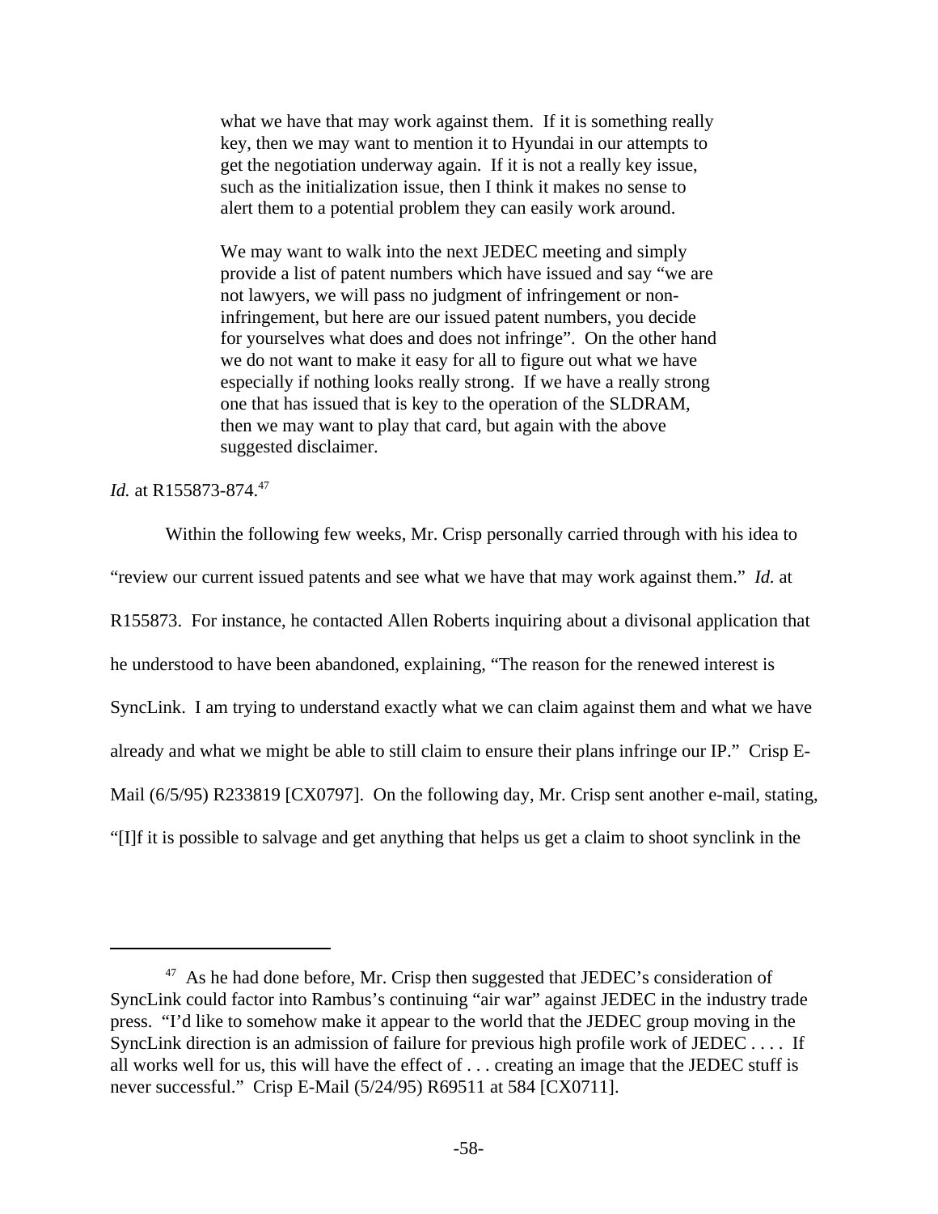> what we have that may work against them. If it is something really key, then we may want to mention it to Hyundai in our attempts to get the negotiation underway again. If it is not a really key issue, such as the initialization issue, then I think it makes no sense to alert them to a potential problem they can easily work around.
>
> We may want to walk into the next JEDEC meeting and simply provide a list of patent numbers which have issued and say "we are not lawyers, we will pass no judgment of infringement or non-infringement, but here are our issued patent numbers, you decide for yourselves what does and does not infringe". On the other hand we do not want to make it easy for all to figure out what we have especially if nothing looks really strong. If we have a really strong one that has issued that is key to the operation of the SLDRAM, then we may want to play that card, but again with the above suggested disclaimer.

*Id.* at R155873-874.[47]

Within the following few weeks, Mr. Crisp personally carried through with his idea to "review our current issued patents and see what we have that may work against them." *Id.* at R155873. For instance, he contacted Allen Roberts inquiring about a divisonal application that he understood to have been abandoned, explaining, "The reason for the renewed interest is SyncLink. I am trying to understand exactly what we can claim against them and what we have already and what we might be able to still claim to ensure their plans infringe our IP." Crisp E-Mail (6/5/95) R233819 [CX0797]. On the following day, Mr. Crisp sent another e-mail, stating, "[I]f it is possible to salvage and get anything that helps us get a claim to shoot synclink in the

---

[47] As he had done before, Mr. Crisp then suggested that JEDEC's consideration of SyncLink could factor into Rambus's continuing "air war" against JEDEC in the industry trade press. "I'd like to somehow make it appear to the world that the JEDEC group moving in the SyncLink direction is an admission of failure for previous high profile work of JEDEC . . . . If all works well for us, this will have the effect of . . . creating an image that the JEDEC stuff is never successful." Crisp E-Mail (5/24/95) R69511 at 584 [CX0711].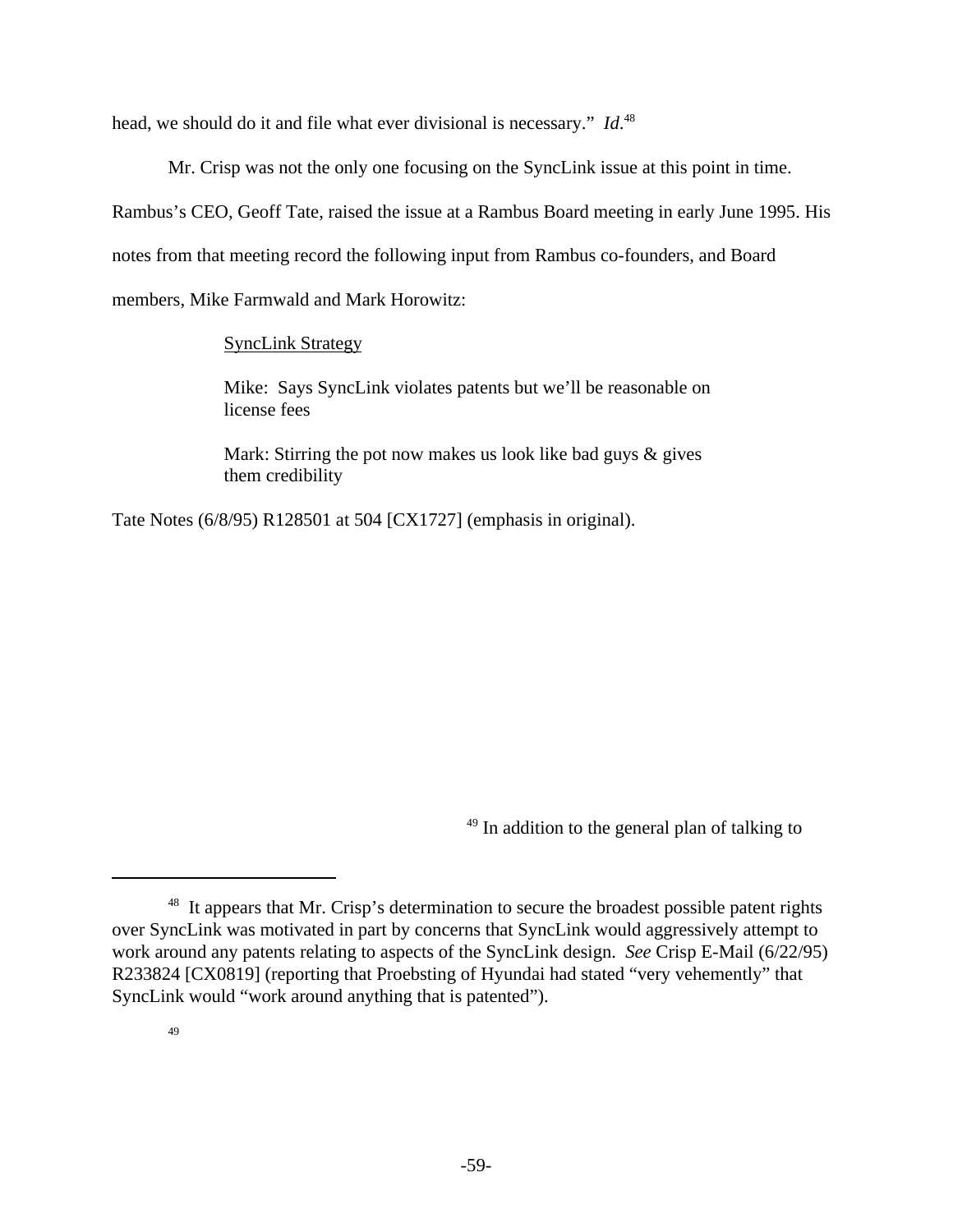head, we should do it and file what ever divisional is necessary." *Id*.[48]

Mr. Crisp was not the only one focusing on the SyncLink issue at this point in time. Rambus's CEO, Geoff Tate, raised the issue at a Rambus Board meeting in early June 1995. His notes from that meeting record the following input from Rambus co-founders, and Board members, Mike Farmwald and Mark Horowitz:

> SyncLink Strategy
>
> Mike: Says SyncLink violates patents but we'll be reasonable on license fees
>
> Mark: Stirring the pot now makes us look like bad guys & gives them credibility

Tate Notes (6/8/95) R128501 at 504 [CX1727] (emphasis in original).

[49] In addition to the general plan of talking to

---

[48] It appears that Mr. Crisp's determination to secure the broadest possible patent rights over SyncLink was motivated in part by concerns that SyncLink would aggressively attempt to work around any patents relating to aspects of the SyncLink design. *See* Crisp E-Mail (6/22/95) R233824 [CX0819] (reporting that Proebsting of Hyundai had stated "very vehemently" that SyncLink would "work around anything that is patented").

[49]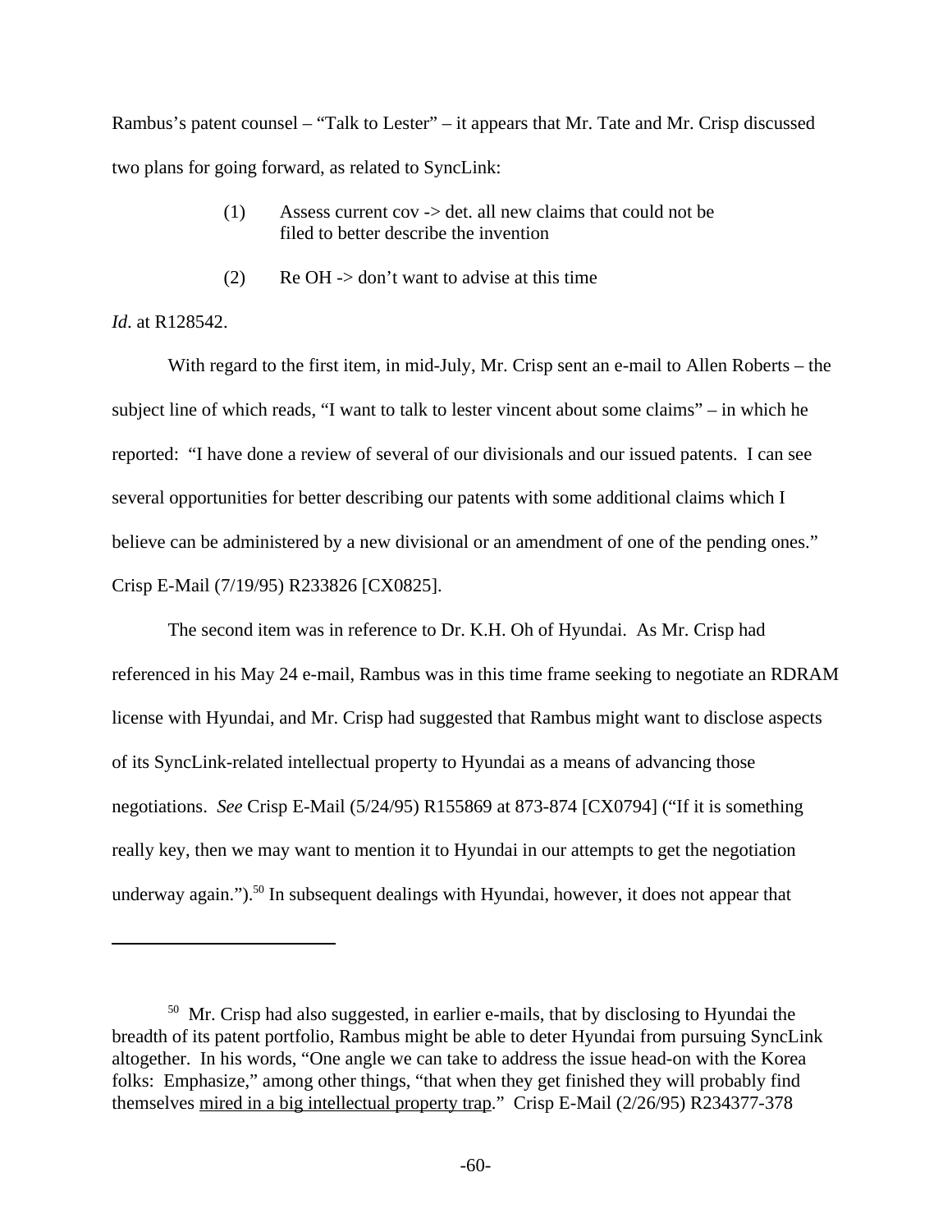Rambus's patent counsel – "Talk to Lester" – it appears that Mr. Tate and Mr. Crisp discussed two plans for going forward, as related to SyncLink:

> (1) Assess current cov -> det. all new claims that could not be filed to better describe the invention
>
> (2) Re OH -> don't want to advise at this time

*Id*. at R128542.

With regard to the first item, in mid-July, Mr. Crisp sent an e-mail to Allen Roberts – the subject line of which reads, "I want to talk to lester vincent about some claims" – in which he reported: "I have done a review of several of our divisionals and our issued patents. I can see several opportunities for better describing our patents with some additional claims which I believe can be administered by a new divisional or an amendment of one of the pending ones." Crisp E-Mail (7/19/95) R233826 [CX0825].

The second item was in reference to Dr. K.H. Oh of Hyundai. As Mr. Crisp had referenced in his May 24 e-mail, Rambus was in this time frame seeking to negotiate an RDRAM license with Hyundai, and Mr. Crisp had suggested that Rambus might want to disclose aspects of its SyncLink-related intellectual property to Hyundai as a means of advancing those negotiations. *See* Crisp E-Mail (5/24/95) R155869 at 873-874 [CX0794] ("If it is something really key, then we may want to mention it to Hyundai in our attempts to get the negotiation underway again.").[50] In subsequent dealings with Hyundai, however, it does not appear that

---

[50] Mr. Crisp had also suggested, in earlier e-mails, that by disclosing to Hyundai the breadth of its patent portfolio, Rambus might be able to deter Hyundai from pursuing SyncLink altogether. In his words, "One angle we can take to address the issue head-on with the Korea folks: Emphasize," among other things, "that when they get finished they will probably find themselves <u>mired in a big intellectual property trap</u>." Crisp E-Mail (2/26/95) R234377-378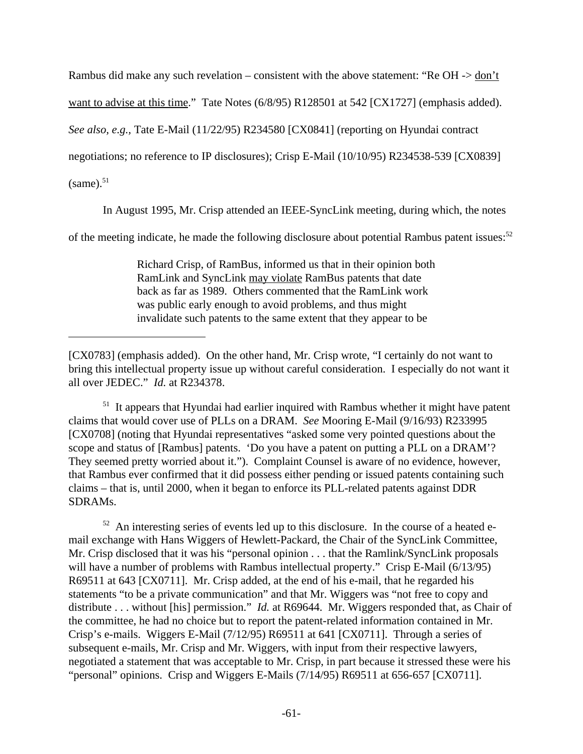Rambus did make any such revelation – consistent with the above statement: "Re OH -> <u>don't want to advise at this time</u>." Tate Notes (6/8/95) R128501 at 542 [CX1727] (emphasis added). *See also, e.g.*, Tate E-Mail (11/22/95) R234580 [CX0841] (reporting on Hyundai contract negotiations; no reference to IP disclosures); Crisp E-Mail (10/10/95) R234538-539 [CX0839] (same).[51]

In August 1995, Mr. Crisp attended an IEEE-SyncLink meeting, during which, the notes of the meeting indicate, he made the following disclosure about potential Rambus patent issues:[52]

> Richard Crisp, of RamBus, informed us that in their opinion both RamLink and SyncLink <u>may violate</u> RamBus patents that date back as far as 1989. Others commented that the RamLink work was public early enough to avoid problems, and thus might invalidate such patents to the same extent that they appear to be

---

[CX0783] (emphasis added). On the other hand, Mr. Crisp wrote, "I certainly do not want to bring this intellectual property issue up without careful consideration. I especially do not want it all over JEDEC." *Id.* at R234378.

[51] It appears that Hyundai had earlier inquired with Rambus whether it might have patent claims that would cover use of PLLs on a DRAM. *See* Mooring E-Mail (9/16/93) R233995 [CX0708] (noting that Hyundai representatives "asked some very pointed questions about the scope and status of [Rambus] patents. 'Do you have a patent on putting a PLL on a DRAM'? They seemed pretty worried about it."). Complaint Counsel is aware of no evidence, however, that Rambus ever confirmed that it did possess either pending or issued patents containing such claims – that is, until 2000, when it began to enforce its PLL-related patents against DDR SDRAMs.

[52] An interesting series of events led up to this disclosure. In the course of a heated e-mail exchange with Hans Wiggers of Hewlett-Packard, the Chair of the SyncLink Committee, Mr. Crisp disclosed that it was his "personal opinion . . . that the Ramlink/SyncLink proposals will have a number of problems with Rambus intellectual property." Crisp E-Mail (6/13/95) R69511 at 643 [CX0711]. Mr. Crisp added, at the end of his e-mail, that he regarded his statements "to be a private communication" and that Mr. Wiggers was "not free to copy and distribute . . . without [his] permission." *Id.* at R69644. Mr. Wiggers responded that, as Chair of the committee, he had no choice but to report the patent-related information contained in Mr. Crisp's e-mails. Wiggers E-Mail (7/12/95) R69511 at 641 [CX0711]. Through a series of subsequent e-mails, Mr. Crisp and Mr. Wiggers, with input from their respective lawyers, negotiated a statement that was acceptable to Mr. Crisp, in part because it stressed these were his "personal" opinions. Crisp and Wiggers E-Mails (7/14/95) R69511 at 656-657 [CX0711].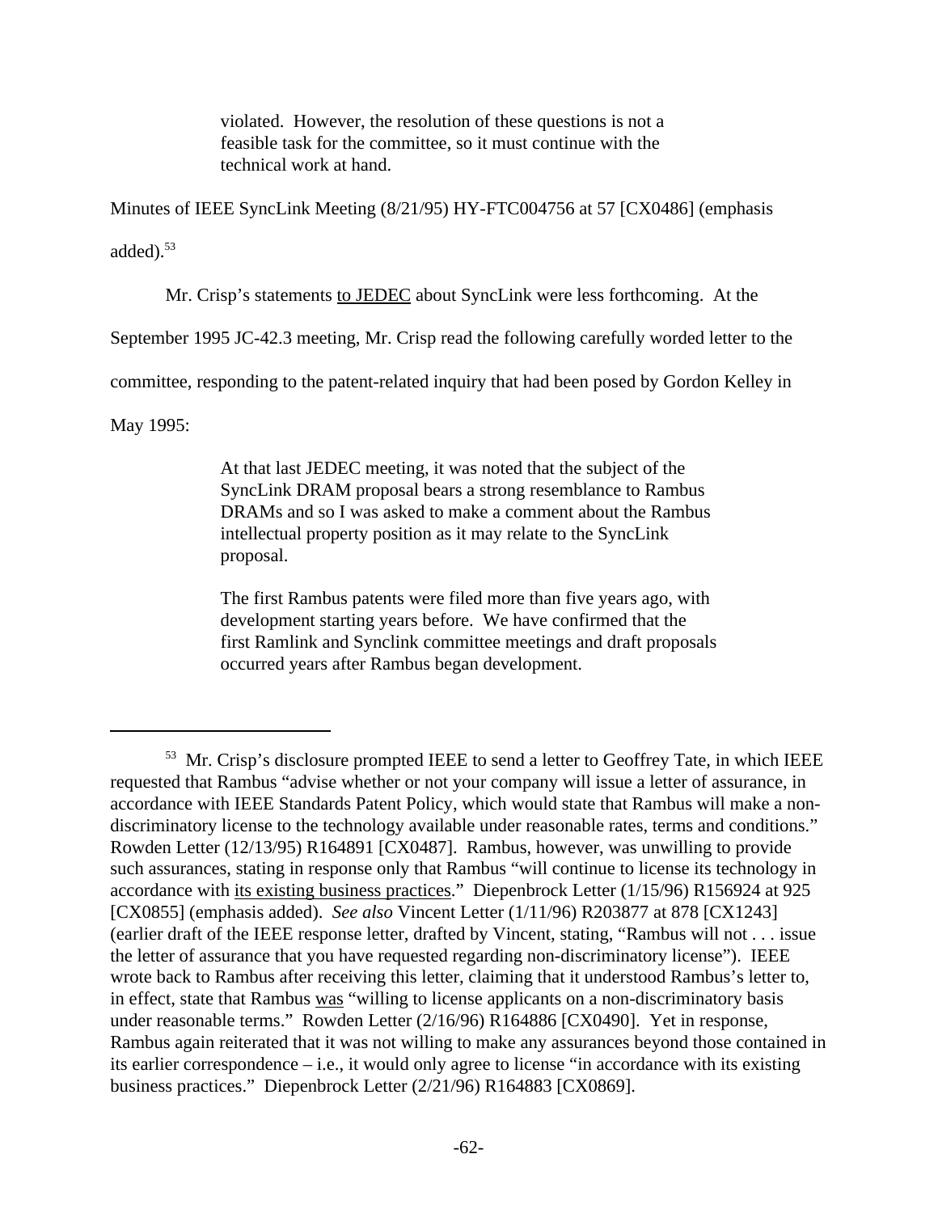> violated. However, the resolution of these questions is not a feasible task for the committee, so it must continue with the technical work at hand.

Minutes of IEEE SyncLink Meeting (8/21/95) HY-FTC004756 at 57 [CX0486] (emphasis added).[53]

Mr. Crisp's statements <u>to JEDEC</u> about SyncLink were less forthcoming. At the September 1995 JC-42.3 meeting, Mr. Crisp read the following carefully worded letter to the committee, responding to the patent-related inquiry that had been posed by Gordon Kelley in May 1995:

> At that last JEDEC meeting, it was noted that the subject of the SyncLink DRAM proposal bears a strong resemblance to Rambus DRAMs and so I was asked to make a comment about the Rambus intellectual property position as it may relate to the SyncLink proposal.
>
> The first Rambus patents were filed more than five years ago, with development starting years before. We have confirmed that the first Ramlink and Synclink committee meetings and draft proposals occurred years after Rambus began development.

---

[53] Mr. Crisp's disclosure prompted IEEE to send a letter to Geoffrey Tate, in which IEEE requested that Rambus "advise whether or not your company will issue a letter of assurance, in accordance with IEEE Standards Patent Policy, which would state that Rambus will make a non-discriminatory license to the technology available under reasonable rates, terms and conditions." Rowden Letter (12/13/95) R164891 [CX0487]. Rambus, however, was unwilling to provide such assurances, stating in response only that Rambus "will continue to license its technology in accordance with <u>its existing business practices</u>." Diepenbrock Letter (1/15/96) R156924 at 925 [CX0855] (emphasis added). *See also* Vincent Letter (1/11/96) R203877 at 878 [CX1243] (earlier draft of the IEEE response letter, drafted by Vincent, stating, "Rambus will not . . . issue the letter of assurance that you have requested regarding non-discriminatory license"). IEEE wrote back to Rambus after receiving this letter, claiming that it understood Rambus's letter to, in effect, state that Rambus <u>was</u> "willing to license applicants on a non-discriminatory basis under reasonable terms." Rowden Letter (2/16/96) R164886 [CX0490]. Yet in response, Rambus again reiterated that it was not willing to make any assurances beyond those contained in its earlier correspondence – i.e., it would only agree to license "in accordance with its existing business practices." Diepenbrock Letter (2/21/96) R164883 [CX0869].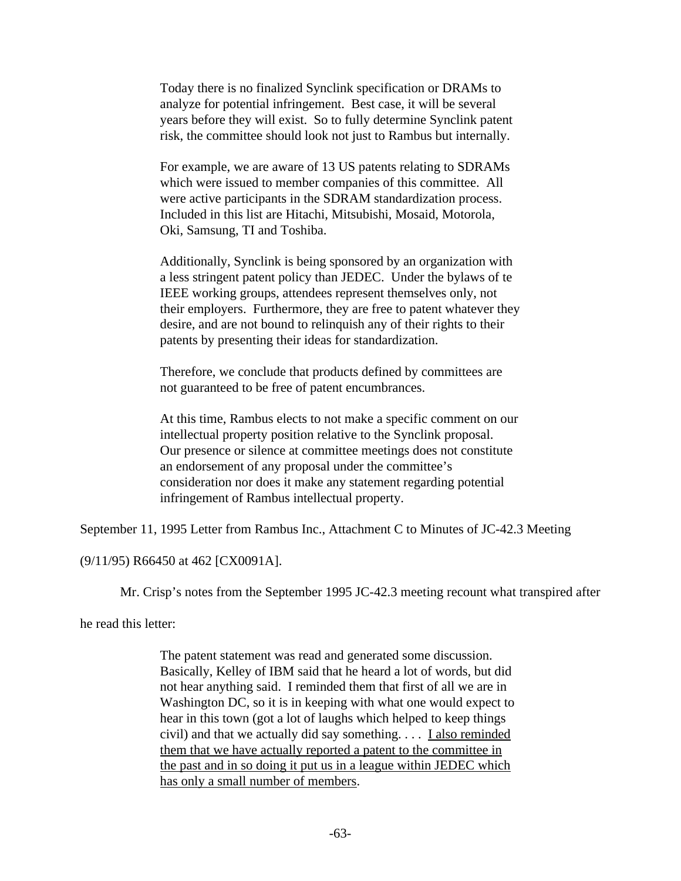> Today there is no finalized Synclink specification or DRAMs to analyze for potential infringement. Best case, it will be several years before they will exist. So to fully determine Synclink patent risk, the committee should look not just to Rambus but internally.
>
> For example, we are aware of 13 US patents relating to SDRAMs which were issued to member companies of this committee. All were active participants in the SDRAM standardization process. Included in this list are Hitachi, Mitsubishi, Mosaid, Motorola, Oki, Samsung, TI and Toshiba.
>
> Additionally, Synclink is being sponsored by an organization with a less stringent patent policy than JEDEC. Under the bylaws of te IEEE working groups, attendees represent themselves only, not their employers. Furthermore, they are free to patent whatever they desire, and are not bound to relinquish any of their rights to their patents by presenting their ideas for standardization.
>
> Therefore, we conclude that products defined by committees are not guaranteed to be free of patent encumbrances.
>
> At this time, Rambus elects to not make a specific comment on our intellectual property position relative to the Synclink proposal. Our presence or silence at committee meetings does not constitute an endorsement of any proposal under the committee's consideration nor does it make any statement regarding potential infringement of Rambus intellectual property.

September 11, 1995 Letter from Rambus Inc., Attachment C to Minutes of JC-42.3 Meeting (9/11/95) R66450 at 462 [CX0091A].

Mr. Crisp's notes from the September 1995 JC-42.3 meeting recount what transpired after he read this letter:

> The patent statement was read and generated some discussion. Basically, Kelley of IBM said that he heard a lot of words, but did not hear anything said. I reminded them that first of all we are in Washington DC, so it is in keeping with what one would expect to hear in this town (got a lot of laughs which helped to keep things civil) and that we actually did say something. . . . <u>I also reminded them that we have actually reported a patent to the committee in the past and in so doing it put us in a league within JEDEC which has only a small number of members</u>.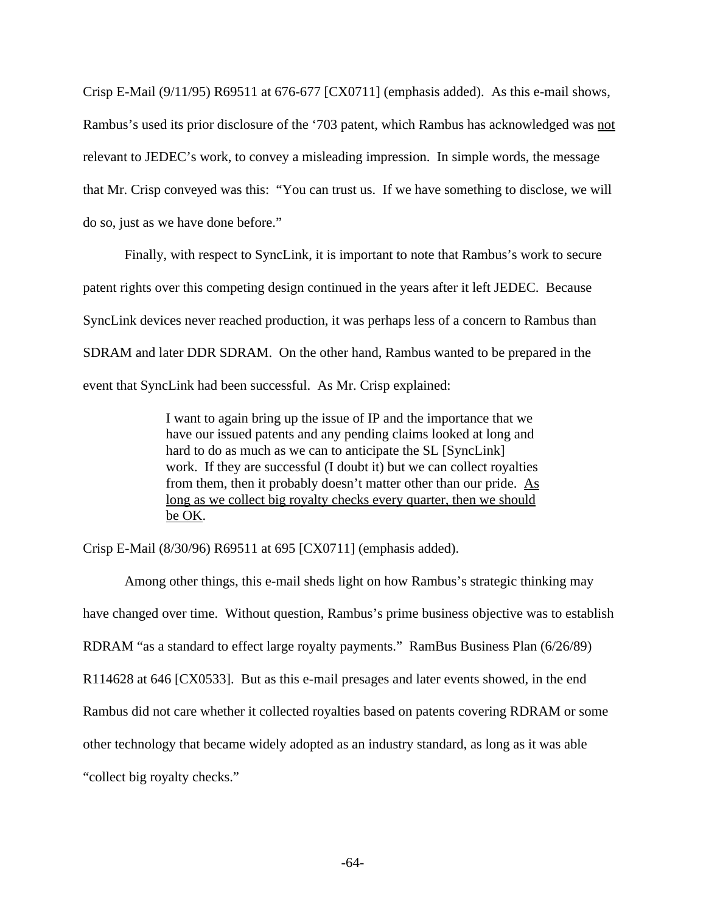Crisp E-Mail (9/11/95) R69511 at 676-677 [CX0711] (emphasis added). As this e-mail shows, Rambus's used its prior disclosure of the '703 patent, which Rambus has acknowledged was <u>not</u> relevant to JEDEC's work, to convey a misleading impression. In simple words, the message that Mr. Crisp conveyed was this: "You can trust us. If we have something to disclose, we will do so, just as we have done before."

Finally, with respect to SyncLink, it is important to note that Rambus's work to secure patent rights over this competing design continued in the years after it left JEDEC. Because SyncLink devices never reached production, it was perhaps less of a concern to Rambus than SDRAM and later DDR SDRAM. On the other hand, Rambus wanted to be prepared in the event that SyncLink had been successful. As Mr. Crisp explained:

> I want to again bring up the issue of IP and the importance that we have our issued patents and any pending claims looked at long and hard to do as much as we can to anticipate the SL [SyncLink] work. If they are successful (I doubt it) but we can collect royalties from them, then it probably doesn't matter other than our pride. <u>As long as we collect big royalty checks every quarter, then we should be OK</u>.

Crisp E-Mail (8/30/96) R69511 at 695 [CX0711] (emphasis added).

Among other things, this e-mail sheds light on how Rambus's strategic thinking may have changed over time. Without question, Rambus's prime business objective was to establish RDRAM "as a standard to effect large royalty payments." RamBus Business Plan (6/26/89) R114628 at 646 [CX0533]. But as this e-mail presages and later events showed, in the end Rambus did not care whether it collected royalties based on patents covering RDRAM or some other technology that became widely adopted as an industry standard, as long as it was able "collect big royalty checks."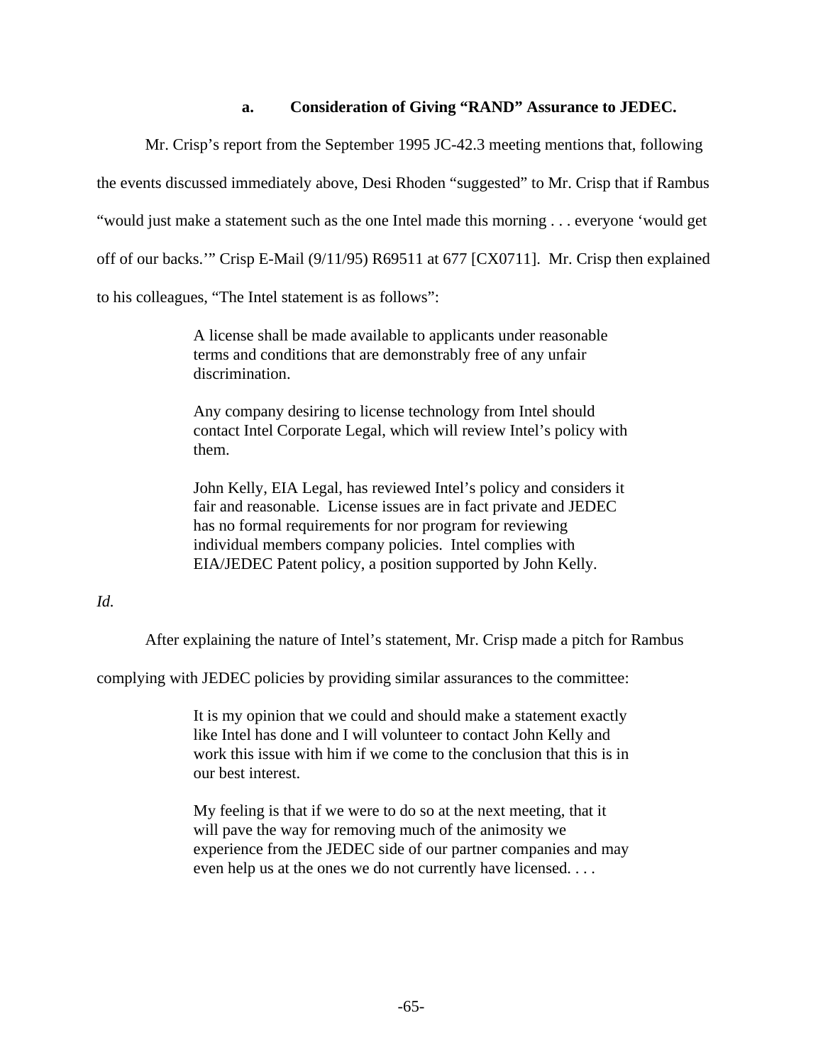#### a. Consideration of Giving "RAND" Assurance to JEDEC.

Mr. Crisp's report from the September 1995 JC-42.3 meeting mentions that, following the events discussed immediately above, Desi Rhoden "suggested" to Mr. Crisp that if Rambus "would just make a statement such as the one Intel made this morning . . . everyone 'would get off of our backs.'" Crisp E-Mail (9/11/95) R69511 at 677 [CX0711]. Mr. Crisp then explained to his colleagues, "The Intel statement is as follows":

> A license shall be made available to applicants under reasonable terms and conditions that are demonstrably free of any unfair discrimination.
>
> Any company desiring to license technology from Intel should contact Intel Corporate Legal, which will review Intel's policy with them.
>
> John Kelly, EIA Legal, has reviewed Intel's policy and considers it fair and reasonable. License issues are in fact private and JEDEC has no formal requirements for nor program for reviewing individual members company policies. Intel complies with EIA/JEDEC Patent policy, a position supported by John Kelly.

*Id.*

After explaining the nature of Intel's statement, Mr. Crisp made a pitch for Rambus complying with JEDEC policies by providing similar assurances to the committee:

> It is my opinion that we could and should make a statement exactly like Intel has done and I will volunteer to contact John Kelly and work this issue with him if we come to the conclusion that this is in our best interest.
>
> My feeling is that if we were to do so at the next meeting, that it will pave the way for removing much of the animosity we experience from the JEDEC side of our partner companies and may even help us at the ones we do not currently have licensed. . . .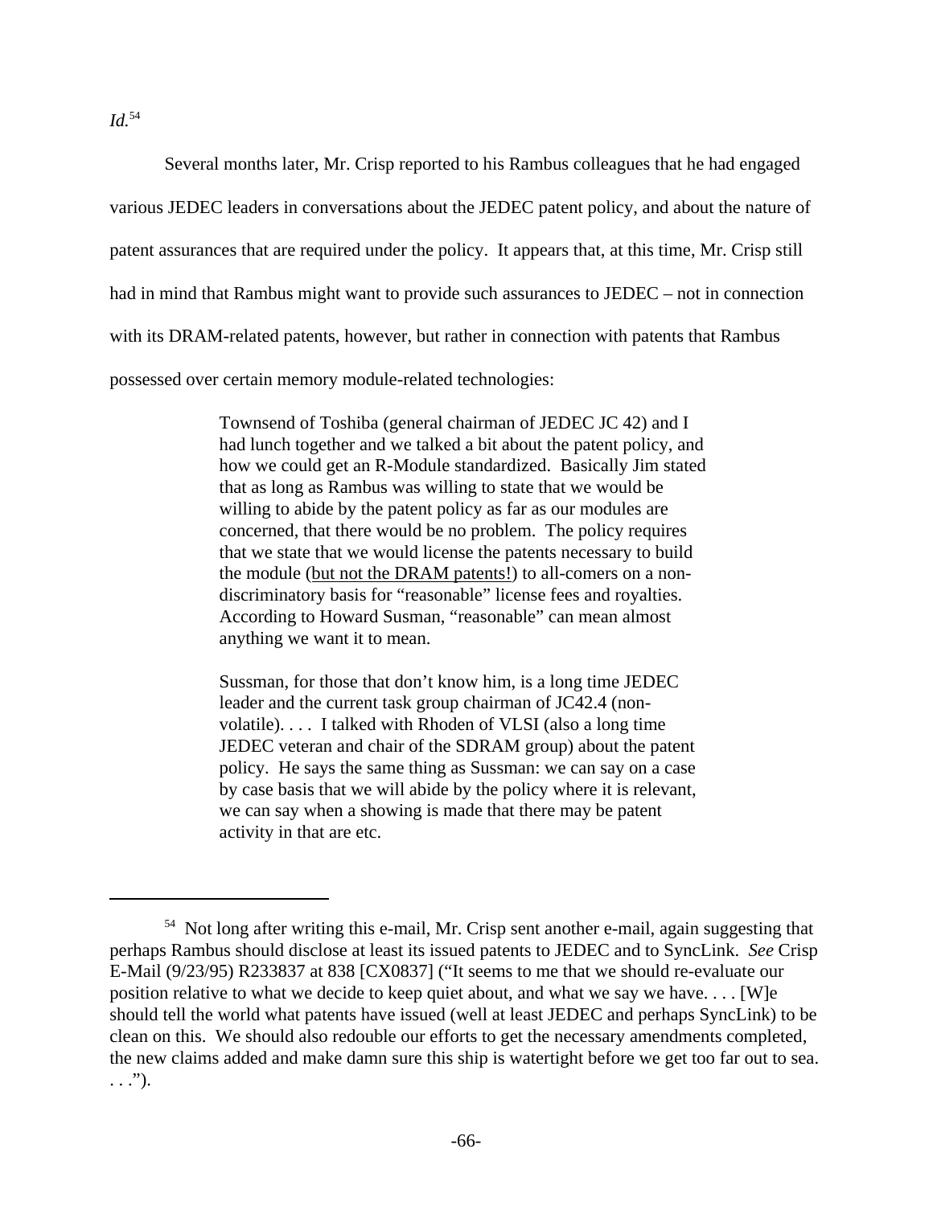*Id.*[54]

Several months later, Mr. Crisp reported to his Rambus colleagues that he had engaged various JEDEC leaders in conversations about the JEDEC patent policy, and about the nature of patent assurances that are required under the policy. It appears that, at this time, Mr. Crisp still had in mind that Rambus might want to provide such assurances to JEDEC – not in connection with its DRAM-related patents, however, but rather in connection with patents that Rambus possessed over certain memory module-related technologies:

> Townsend of Toshiba (general chairman of JEDEC JC 42) and I had lunch together and we talked a bit about the patent policy, and how we could get an R-Module standardized. Basically Jim stated that as long as Rambus was willing to state that we would be willing to abide by the patent policy as far as our modules are concerned, that there would be no problem. The policy requires that we state that we would license the patents necessary to build the module (<u>but not the DRAM patents!</u>) to all-comers on a non-discriminatory basis for "reasonable" license fees and royalties. According to Howard Susman, "reasonable" can mean almost anything we want it to mean.
>
> Sussman, for those that don't know him, is a long time JEDEC leader and the current task group chairman of JC42.4 (non-volatile). . . . I talked with Rhoden of VLSI (also a long time JEDEC veteran and chair of the SDRAM group) about the patent policy. He says the same thing as Sussman: we can say on a case by case basis that we will abide by the policy where it is relevant, we can say when a showing is made that there may be patent activity in that are etc.

---

[54] Not long after writing this e-mail, Mr. Crisp sent another e-mail, again suggesting that perhaps Rambus should disclose at least its issued patents to JEDEC and to SyncLink. *See* Crisp E-Mail (9/23/95) R233837 at 838 [CX0837] ("It seems to me that we should re-evaluate our position relative to what we decide to keep quiet about, and what we say we have. . . . [W]e should tell the world what patents have issued (well at least JEDEC and perhaps SyncLink) to be clean on this. We should also redouble our efforts to get the necessary amendments completed, the new claims added and make damn sure this ship is watertight before we get too far out to sea. . . .").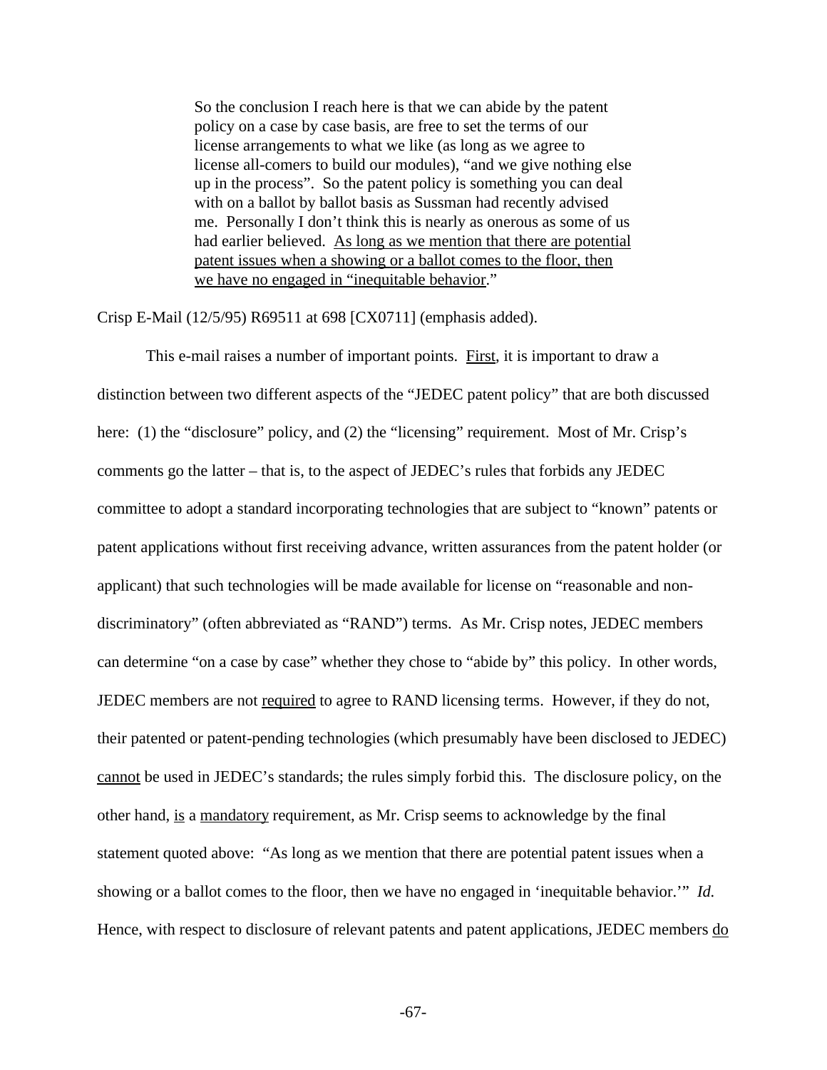> So the conclusion I reach here is that we can abide by the patent policy on a case by case basis, are free to set the terms of our license arrangements to what we like (as long as we agree to license all-comers to build our modules), "and we give nothing else up in the process". So the patent policy is something you can deal with on a ballot by ballot basis as Sussman had recently advised me. Personally I don't think this is nearly as onerous as some of us had earlier believed. <u>As long as we mention that there are potential patent issues when a showing or a ballot comes to the floor, then we have no engaged in "inequitable behavior</u>."

Crisp E-Mail (12/5/95) R69511 at 698 [CX0711] (emphasis added).

This e-mail raises a number of important points. <u>First</u>, it is important to draw a distinction between two different aspects of the "JEDEC patent policy" that are both discussed here: (1) the "disclosure" policy, and (2) the "licensing" requirement. Most of Mr. Crisp's comments go the latter – that is, to the aspect of JEDEC's rules that forbids any JEDEC committee to adopt a standard incorporating technologies that are subject to "known" patents or patent applications without first receiving advance, written assurances from the patent holder (or applicant) that such technologies will be made available for license on "reasonable and non-discriminatory" (often abbreviated as "RAND") terms. As Mr. Crisp notes, JEDEC members can determine "on a case by case" whether they chose to "abide by" this policy. In other words, JEDEC members are not <u>required</u> to agree to RAND licensing terms. However, if they do not, their patented or patent-pending technologies (which presumably have been disclosed to JEDEC) <u>cannot</u> be used in JEDEC's standards; the rules simply forbid this. The disclosure policy, on the other hand, <u>is</u> a <u>mandatory</u> requirement, as Mr. Crisp seems to acknowledge by the final statement quoted above: "As long as we mention that there are potential patent issues when a showing or a ballot comes to the floor, then we have no engaged in 'inequitable behavior.'" *Id.* Hence, with respect to disclosure of relevant patents and patent applications, JEDEC members <u>do</u>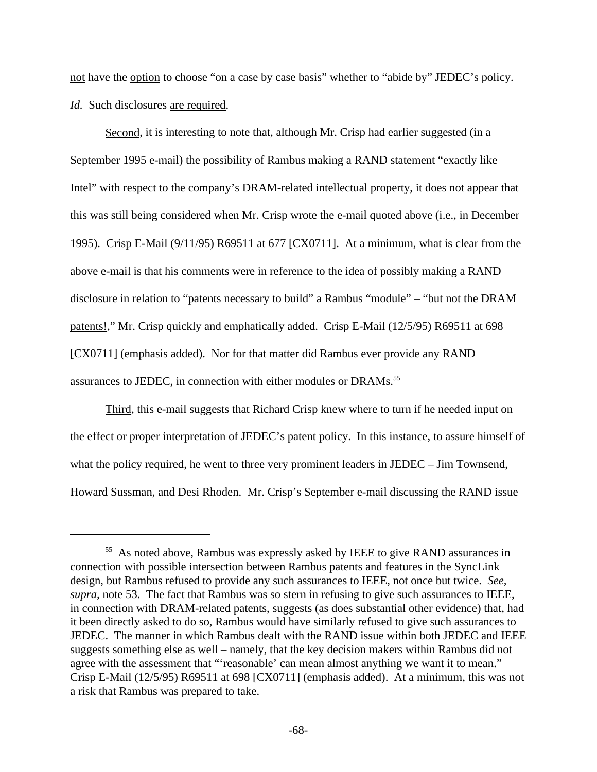not have the option to choose "on a case by case basis" whether to "abide by" JEDEC's policy. *Id.* Such disclosures are required.

Second, it is interesting to note that, although Mr. Crisp had earlier suggested (in a September 1995 e-mail) the possibility of Rambus making a RAND statement "exactly like Intel" with respect to the company's DRAM-related intellectual property, it does not appear that this was still being considered when Mr. Crisp wrote the e-mail quoted above (i.e., in December 1995). Crisp E-Mail (9/11/95) R69511 at 677 [CX0711]. At a minimum, what is clear from the above e-mail is that his comments were in reference to the idea of possibly making a RAND disclosure in relation to "patents necessary to build" a Rambus "module" – "but not the DRAM patents!," Mr. Crisp quickly and emphatically added. Crisp E-Mail (12/5/95) R69511 at 698 [CX0711] (emphasis added). Nor for that matter did Rambus ever provide any RAND assurances to JEDEC, in connection with either modules or DRAMs.[55]

Third, this e-mail suggests that Richard Crisp knew where to turn if he needed input on the effect or proper interpretation of JEDEC's patent policy. In this instance, to assure himself of what the policy required, he went to three very prominent leaders in JEDEC – Jim Townsend, Howard Sussman, and Desi Rhoden. Mr. Crisp's September e-mail discussing the RAND issue

---

[55] As noted above, Rambus was expressly asked by IEEE to give RAND assurances in connection with possible intersection between Rambus patents and features in the SyncLink design, but Rambus refused to provide any such assurances to IEEE, not once but twice. *See, supra,* note 53. The fact that Rambus was so stern in refusing to give such assurances to IEEE, in connection with DRAM-related patents, suggests (as does substantial other evidence) that, had it been directly asked to do so, Rambus would have similarly refused to give such assurances to JEDEC. The manner in which Rambus dealt with the RAND issue within both JEDEC and IEEE suggests something else as well – namely, that the key decision makers within Rambus did not agree with the assessment that "'reasonable' can mean almost anything we want it to mean." Crisp E-Mail (12/5/95) R69511 at 698 [CX0711] (emphasis added). At a minimum, this was not a risk that Rambus was prepared to take.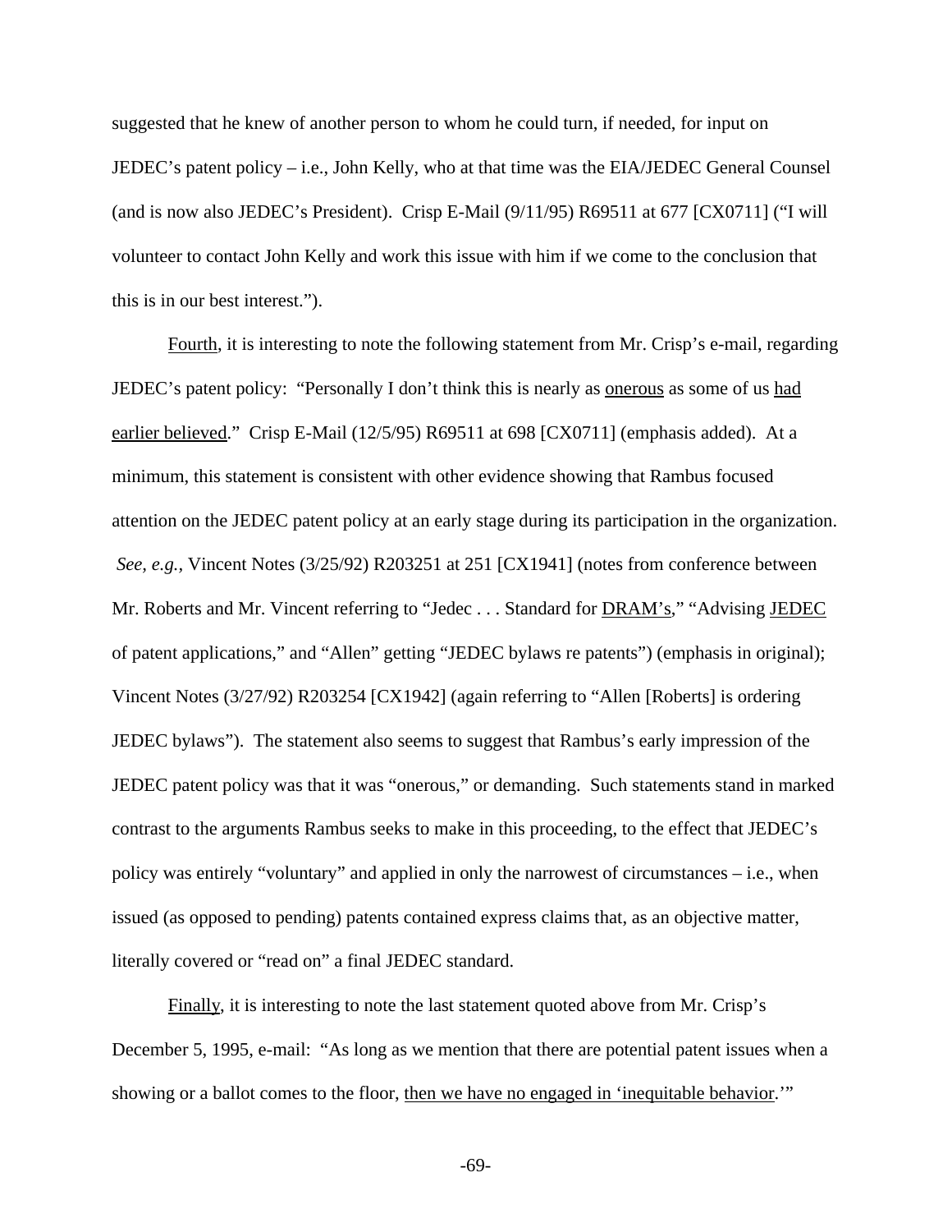suggested that he knew of another person to whom he could turn, if needed, for input on JEDEC's patent policy – i.e., John Kelly, who at that time was the EIA/JEDEC General Counsel (and is now also JEDEC's President). Crisp E-Mail (9/11/95) R69511 at 677 [CX0711] ("I will volunteer to contact John Kelly and work this issue with him if we come to the conclusion that this is in our best interest.").

<u>Fourth</u>, it is interesting to note the following statement from Mr. Crisp's e-mail, regarding JEDEC's patent policy: "Personally I don't think this is nearly as <u>onerous</u> as some of us <u>had earlier believed</u>." Crisp E-Mail (12/5/95) R69511 at 698 [CX0711] (emphasis added). At a minimum, this statement is consistent with other evidence showing that Rambus focused attention on the JEDEC patent policy at an early stage during its participation in the organization. *See, e.g.*, Vincent Notes (3/25/92) R203251 at 251 [CX1941] (notes from conference between Mr. Roberts and Mr. Vincent referring to "Jedec . . . Standard for <u>DRAM's</u>," "Advising <u>JEDEC</u> of patent applications," and "Allen" getting "JEDEC bylaws re patents") (emphasis in original); Vincent Notes (3/27/92) R203254 [CX1942] (again referring to "Allen [Roberts] is ordering JEDEC bylaws"). The statement also seems to suggest that Rambus's early impression of the JEDEC patent policy was that it was "onerous," or demanding. Such statements stand in marked contrast to the arguments Rambus seeks to make in this proceeding, to the effect that JEDEC's policy was entirely "voluntary" and applied in only the narrowest of circumstances – i.e., when issued (as opposed to pending) patents contained express claims that, as an objective matter, literally covered or "read on" a final JEDEC standard.

<u>Finally</u>, it is interesting to note the last statement quoted above from Mr. Crisp's December 5, 1995, e-mail: "As long as we mention that there are potential patent issues when a showing or a ballot comes to the floor, <u>then we have no engaged in 'inequitable behavior</u>.'"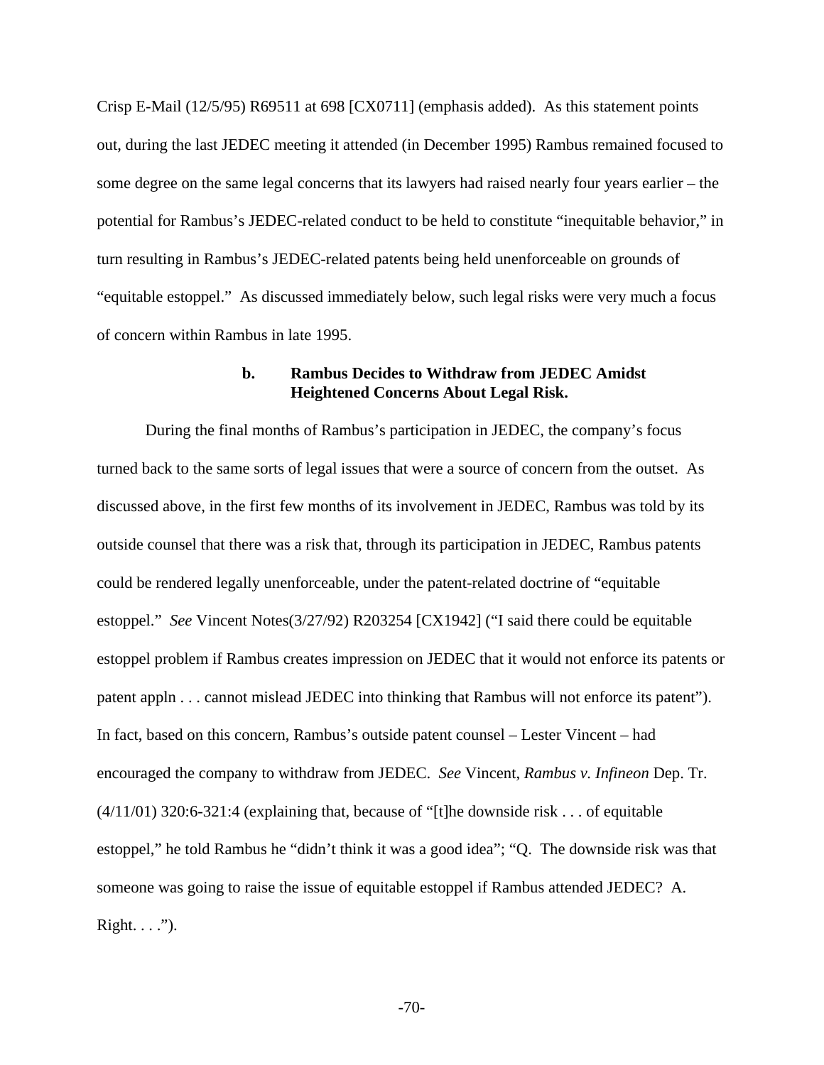Crisp E-Mail (12/5/95) R69511 at 698 [CX0711] (emphasis added). As this statement points out, during the last JEDEC meeting it attended (in December 1995) Rambus remained focused to some degree on the same legal concerns that its lawyers had raised nearly four years earlier – the potential for Rambus's JEDEC-related conduct to be held to constitute "inequitable behavior," in turn resulting in Rambus's JEDEC-related patents being held unenforceable on grounds of "equitable estoppel." As discussed immediately below, such legal risks were very much a focus of concern within Rambus in late 1995.

#### b. Rambus Decides to Withdraw from JEDEC Amidst Heightened Concerns About Legal Risk.

During the final months of Rambus's participation in JEDEC, the company's focus turned back to the same sorts of legal issues that were a source of concern from the outset. As discussed above, in the first few months of its involvement in JEDEC, Rambus was told by its outside counsel that there was a risk that, through its participation in JEDEC, Rambus patents could be rendered legally unenforceable, under the patent-related doctrine of "equitable estoppel." *See* Vincent Notes(3/27/92) R203254 [CX1942] ("I said there could be equitable estoppel problem if Rambus creates impression on JEDEC that it would not enforce its patents or patent appln . . . cannot mislead JEDEC into thinking that Rambus will not enforce its patent"). In fact, based on this concern, Rambus's outside patent counsel – Lester Vincent – had encouraged the company to withdraw from JEDEC. *See* Vincent, *Rambus v. Infineon* Dep. Tr. (4/11/01) 320:6-321:4 (explaining that, because of "[t]he downside risk . . . of equitable estoppel," he told Rambus he "didn't think it was a good idea"; "Q. The downside risk was that someone was going to raise the issue of equitable estoppel if Rambus attended JEDEC? A. Right. . . .").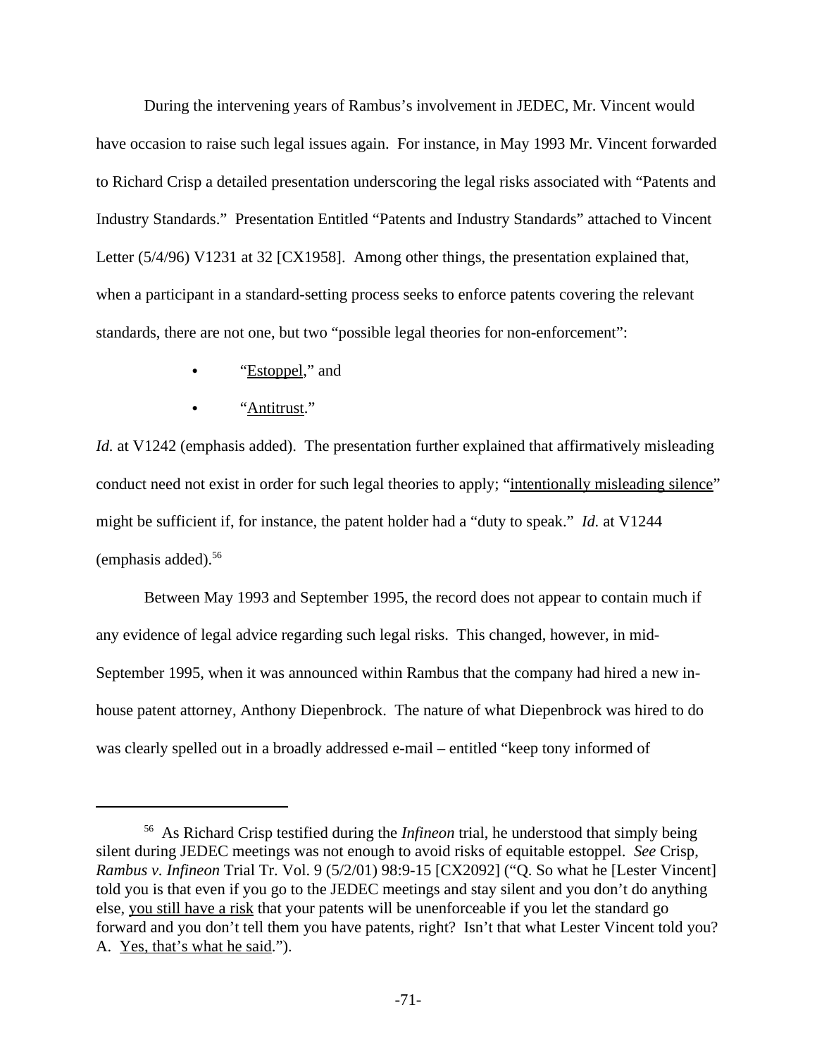During the intervening years of Rambus's involvement in JEDEC, Mr. Vincent would have occasion to raise such legal issues again. For instance, in May 1993 Mr. Vincent forwarded to Richard Crisp a detailed presentation underscoring the legal risks associated with "Patents and Industry Standards." Presentation Entitled "Patents and Industry Standards" attached to Vincent Letter (5/4/96) V1231 at 32 [CX1958]. Among other things, the presentation explained that, when a participant in a standard-setting process seeks to enforce patents covering the relevant standards, there are not one, but two "possible legal theories for non-enforcement":

- "Estoppel," and
- "Antitrust."

*Id.* at V1242 (emphasis added). The presentation further explained that affirmatively misleading conduct need not exist in order for such legal theories to apply; "intentionally misleading silence" might be sufficient if, for instance, the patent holder had a "duty to speak." *Id.* at V1244 (emphasis added).[56]

Between May 1993 and September 1995, the record does not appear to contain much if any evidence of legal advice regarding such legal risks. This changed, however, in mid-September 1995, when it was announced within Rambus that the company had hired a new in-house patent attorney, Anthony Diepenbrock. The nature of what Diepenbrock was hired to do was clearly spelled out in a broadly addressed e-mail – entitled "keep tony informed of

---

[56] As Richard Crisp testified during the *Infineon* trial, he understood that simply being silent during JEDEC meetings was not enough to avoid risks of equitable estoppel. *See* Crisp, *Rambus v. Infineon* Trial Tr. Vol. 9 (5/2/01) 98:9-15 [CX2092] ("Q. So what he [Lester Vincent] told you is that even if you go to the JEDEC meetings and stay silent and you don't do anything else, you still have a risk that your patents will be unenforceable if you let the standard go forward and you don't tell them you have patents, right? Isn't that what Lester Vincent told you? A. Yes, that's what he said.").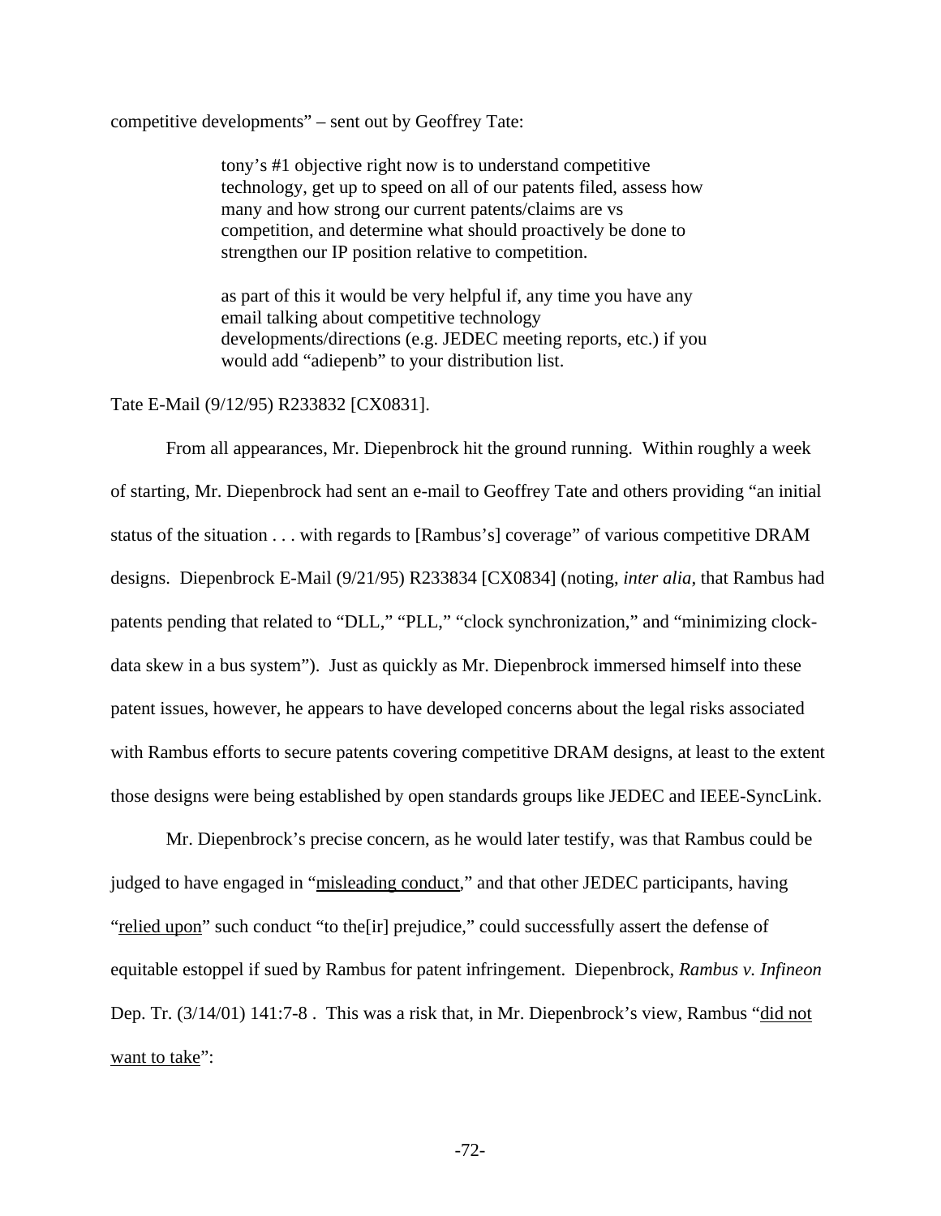competitive developments" – sent out by Geoffrey Tate:

> tony's #1 objective right now is to understand competitive technology, get up to speed on all of our patents filed, assess how many and how strong our current patents/claims are vs competition, and determine what should proactively be done to strengthen our IP position relative to competition.
>
> as part of this it would be very helpful if, any time you have any email talking about competitive technology developments/directions (e.g. JEDEC meeting reports, etc.) if you would add "adiepenb" to your distribution list.

Tate E-Mail (9/12/95) R233832 [CX0831].

From all appearances, Mr. Diepenbrock hit the ground running. Within roughly a week of starting, Mr. Diepenbrock had sent an e-mail to Geoffrey Tate and others providing "an initial status of the situation . . . with regards to [Rambus's] coverage" of various competitive DRAM designs. Diepenbrock E-Mail (9/21/95) R233834 [CX0834] (noting, *inter alia*, that Rambus had patents pending that related to "DLL," "PLL," "clock synchronization," and "minimizing clock-data skew in a bus system"). Just as quickly as Mr. Diepenbrock immersed himself into these patent issues, however, he appears to have developed concerns about the legal risks associated with Rambus efforts to secure patents covering competitive DRAM designs, at least to the extent those designs were being established by open standards groups like JEDEC and IEEE-SyncLink.

Mr. Diepenbrock's precise concern, as he would later testify, was that Rambus could be judged to have engaged in "<u>misleading conduct</u>," and that other JEDEC participants, having "<u>relied upon</u>" such conduct "to the[ir] prejudice," could successfully assert the defense of equitable estoppel if sued by Rambus for patent infringement. Diepenbrock, *Rambus v. Infineon* Dep. Tr. (3/14/01) 141:7-8 . This was a risk that, in Mr. Diepenbrock's view, Rambus "<u>did not want to take</u>":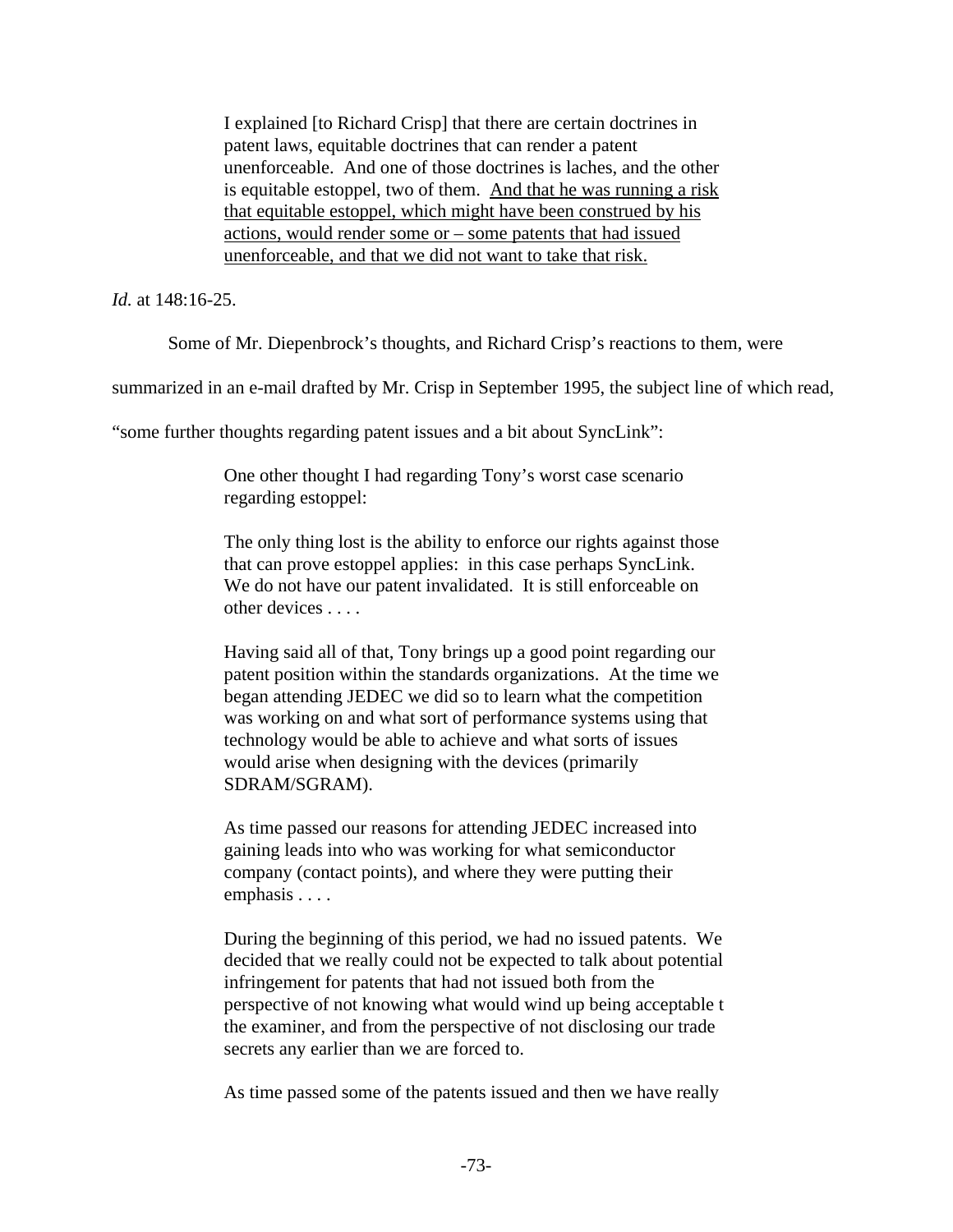> I explained [to Richard Crisp] that there are certain doctrines in patent laws, equitable doctrines that can render a patent unenforceable. And one of those doctrines is laches, and the other is equitable estoppel, two of them. <u>And that he was running a risk that equitable estoppel, which might have been construed by his actions, would render some or – some patents that had issued unenforceable, and that we did not want to take that risk.</u>

*Id.* at 148:16-25.

Some of Mr. Diepenbrock's thoughts, and Richard Crisp's reactions to them, were summarized in an e-mail drafted by Mr. Crisp in September 1995, the subject line of which read, "some further thoughts regarding patent issues and a bit about SyncLink":

> One other thought I had regarding Tony's worst case scenario regarding estoppel:
>
> The only thing lost is the ability to enforce our rights against those that can prove estoppel applies: in this case perhaps SyncLink. We do not have our patent invalidated. It is still enforceable on other devices . . . .
>
> Having said all of that, Tony brings up a good point regarding our patent position within the standards organizations. At the time we began attending JEDEC we did so to learn what the competition was working on and what sort of performance systems using that technology would be able to achieve and what sorts of issues would arise when designing with the devices (primarily SDRAM/SGRAM).
>
> As time passed our reasons for attending JEDEC increased into gaining leads into who was working for what semiconductor company (contact points), and where they were putting their emphasis . . . .
>
> During the beginning of this period, we had no issued patents. We decided that we really could not be expected to talk about potential infringement for patents that had not issued both from the perspective of not knowing what would wind up being acceptable t the examiner, and from the perspective of not disclosing our trade secrets any earlier than we are forced to.
>
> As time passed some of the patents issued and then we have really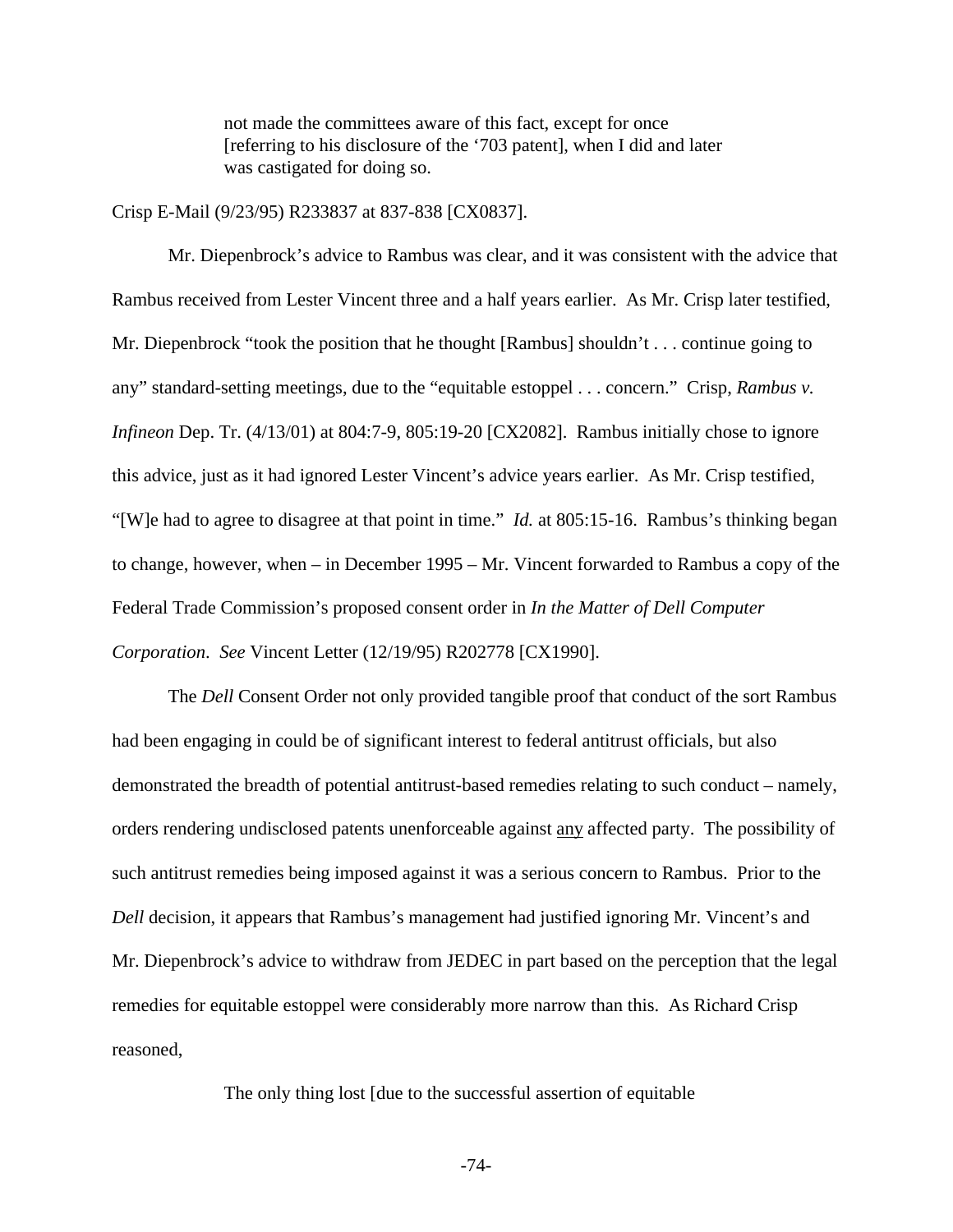> not made the committees aware of this fact, except for once [referring to his disclosure of the '703 patent], when I did and later was castigated for doing so.

Crisp E-Mail (9/23/95) R233837 at 837-838 [CX0837].

Mr. Diepenbrock's advice to Rambus was clear, and it was consistent with the advice that Rambus received from Lester Vincent three and a half years earlier. As Mr. Crisp later testified, Mr. Diepenbrock "took the position that he thought [Rambus] shouldn't . . . continue going to any" standard-setting meetings, due to the "equitable estoppel . . . concern." Crisp, *Rambus v. Infineon* Dep. Tr. (4/13/01) at 804:7-9, 805:19-20 [CX2082]. Rambus initially chose to ignore this advice, just as it had ignored Lester Vincent's advice years earlier. As Mr. Crisp testified, "[W]e had to agree to disagree at that point in time." *Id.* at 805:15-16. Rambus's thinking began to change, however, when – in December 1995 – Mr. Vincent forwarded to Rambus a copy of the Federal Trade Commission's proposed consent order in *In the Matter of Dell Computer Corporation*. *See* Vincent Letter (12/19/95) R202778 [CX1990].

The *Dell* Consent Order not only provided tangible proof that conduct of the sort Rambus had been engaging in could be of significant interest to federal antitrust officials, but also demonstrated the breadth of potential antitrust-based remedies relating to such conduct – namely, orders rendering undisclosed patents unenforceable against <u>any</u> affected party. The possibility of such antitrust remedies being imposed against it was a serious concern to Rambus. Prior to the *Dell* decision, it appears that Rambus's management had justified ignoring Mr. Vincent's and Mr. Diepenbrock's advice to withdraw from JEDEC in part based on the perception that the legal remedies for equitable estoppel were considerably more narrow than this. As Richard Crisp reasoned,

> The only thing lost [due to the successful assertion of equitable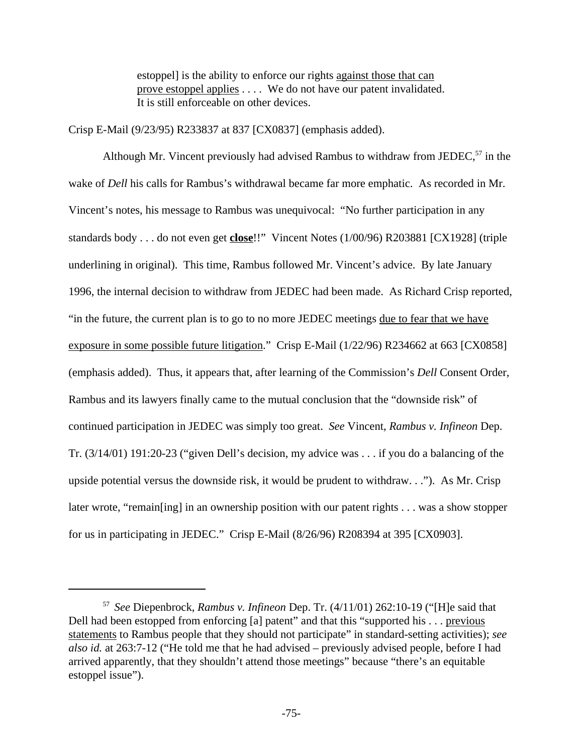> estoppel] is the ability to enforce our rights <u>against those that can prove estoppel applies</u> . . . . We do not have our patent invalidated. It is still enforceable on other devices.

Crisp E-Mail (9/23/95) R233837 at 837 [CX0837] (emphasis added).

Although Mr. Vincent previously had advised Rambus to withdraw from JEDEC,[57] in the wake of *Dell* his calls for Rambus's withdrawal became far more emphatic. As recorded in Mr. Vincent's notes, his message to Rambus was unequivocal: "No further participation in any standards body . . . do not even get **<u>close</u>**!!" Vincent Notes (1/00/96) R203881 [CX1928] (triple underlining in original). This time, Rambus followed Mr. Vincent's advice. By late January 1996, the internal decision to withdraw from JEDEC had been made. As Richard Crisp reported, "in the future, the current plan is to go to no more JEDEC meetings <u>due to fear that we have exposure in some possible future litigation</u>." Crisp E-Mail (1/22/96) R234662 at 663 [CX0858] (emphasis added). Thus, it appears that, after learning of the Commission's *Dell* Consent Order, Rambus and its lawyers finally came to the mutual conclusion that the "downside risk" of continued participation in JEDEC was simply too great. *See* Vincent, *Rambus v. Infineon* Dep. Tr. (3/14/01) 191:20-23 ("given Dell's decision, my advice was . . . if you do a balancing of the upside potential versus the downside risk, it would be prudent to withdraw. . ."). As Mr. Crisp later wrote, "remain[ing] in an ownership position with our patent rights . . . was a show stopper for us in participating in JEDEC." Crisp E-Mail (8/26/96) R208394 at 395 [CX0903].

---

[57] *See* Diepenbrock, *Rambus v. Infineon* Dep. Tr. (4/11/01) 262:10-19 ("[H]e said that Dell had been estopped from enforcing [a] patent" and that this "supported his . . . <u>previous statements</u> to Rambus people that they should not participate" in standard-setting activities); *see also id.* at 263:7-12 ("He told me that he had advised – previously advised people, before I had arrived apparently, that they shouldn't attend those meetings" because "there's an equitable estoppel issue").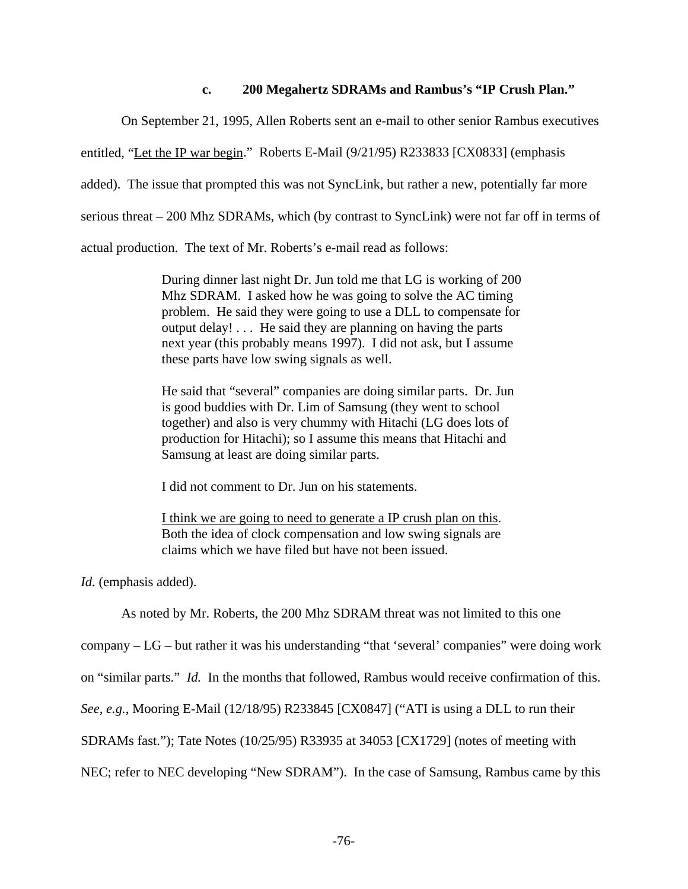#### c. 200 Megahertz SDRAMs and Rambus's "IP Crush Plan."

On September 21, 1995, Allen Roberts sent an e-mail to other senior Rambus executives entitled, "<u>Let the IP war begin</u>." Roberts E-Mail (9/21/95) R233833 [CX0833] (emphasis added). The issue that prompted this was not SyncLink, but rather a new, potentially far more serious threat – 200 Mhz SDRAMs, which (by contrast to SyncLink) were not far off in terms of actual production. The text of Mr. Roberts's e-mail read as follows:

> During dinner last night Dr. Jun told me that LG is working of 200 Mhz SDRAM. I asked how he was going to solve the AC timing problem. He said they were going to use a DLL to compensate for output delay! . . . He said they are planning on having the parts next year (this probably means 1997). I did not ask, but I assume these parts have low swing signals as well.
>
> He said that "several" companies are doing similar parts. Dr. Jun is good buddies with Dr. Lim of Samsung (they went to school together) and also is very chummy with Hitachi (LG does lots of production for Hitachi); so I assume this means that Hitachi and Samsung at least are doing similar parts.
>
> I did not comment to Dr. Jun on his statements.
>
> <u>I think we are going to need to generate a IP crush plan on this</u>. Both the idea of clock compensation and low swing signals are claims which we have filed but have not been issued.

*Id.* (emphasis added).

As noted by Mr. Roberts, the 200 Mhz SDRAM threat was not limited to this one company – LG – but rather it was his understanding "that 'several' companies" were doing work on "similar parts." *Id.* In the months that followed, Rambus would receive confirmation of this. *See, e.g.*, Mooring E-Mail (12/18/95) R233845 [CX0847] ("ATI is using a DLL to run their SDRAMs fast."); Tate Notes (10/25/95) R33935 at 34053 [CX1729] (notes of meeting with NEC; refer to NEC developing "New SDRAM"). In the case of Samsung, Rambus came by this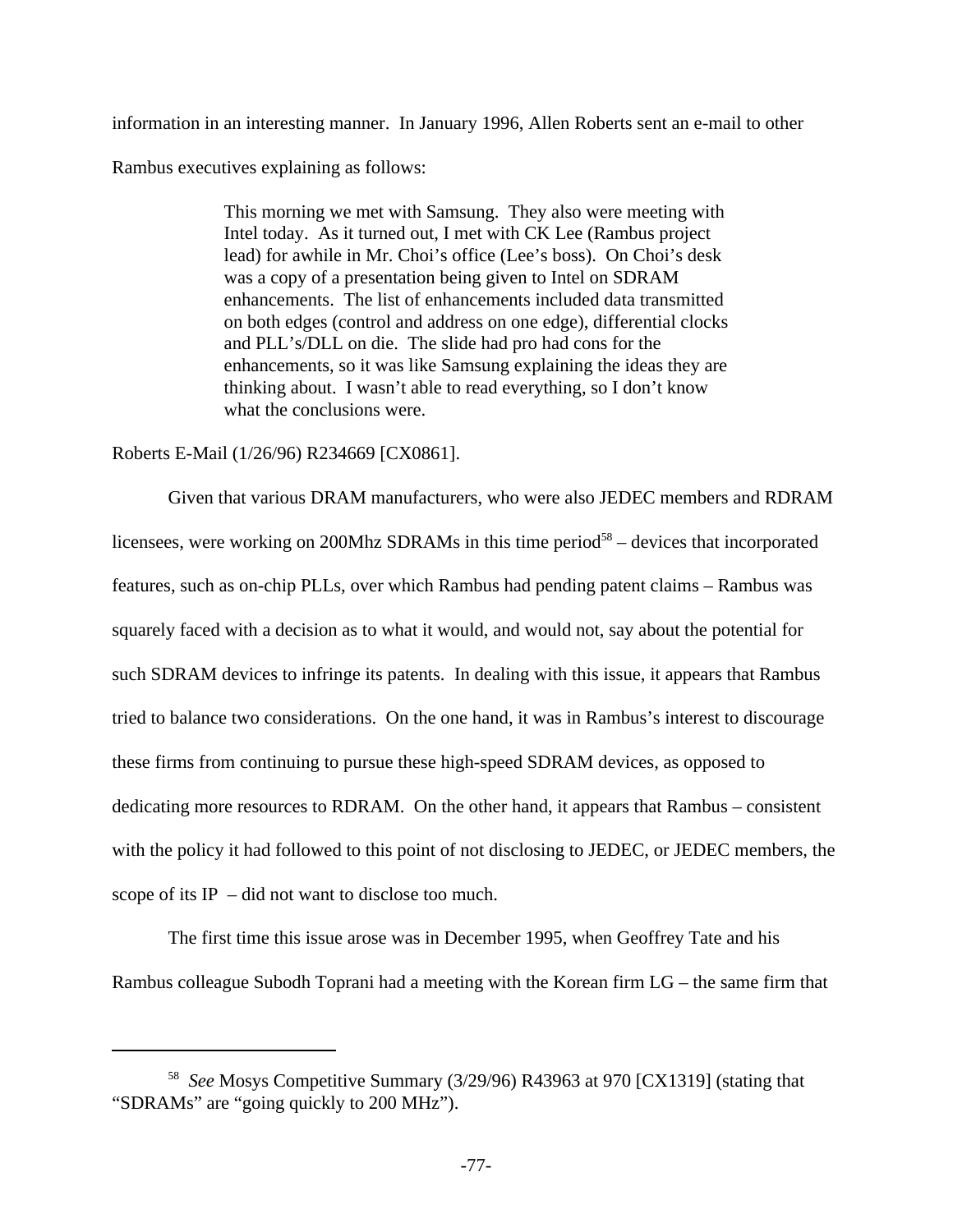information in an interesting manner. In January 1996, Allen Roberts sent an e-mail to other Rambus executives explaining as follows:

> This morning we met with Samsung. They also were meeting with Intel today. As it turned out, I met with CK Lee (Rambus project lead) for awhile in Mr. Choi's office (Lee's boss). On Choi's desk was a copy of a presentation being given to Intel on SDRAM enhancements. The list of enhancements included data transmitted on both edges (control and address on one edge), differential clocks and PLL's/DLL on die. The slide had pro had cons for the enhancements, so it was like Samsung explaining the ideas they are thinking about. I wasn't able to read everything, so I don't know what the conclusions were.

Roberts E-Mail (1/26/96) R234669 [CX0861].

Given that various DRAM manufacturers, who were also JEDEC members and RDRAM licensees, were working on 200Mhz SDRAMs in this time period[58] – devices that incorporated features, such as on-chip PLLs, over which Rambus had pending patent claims – Rambus was squarely faced with a decision as to what it would, and would not, say about the potential for such SDRAM devices to infringe its patents. In dealing with this issue, it appears that Rambus tried to balance two considerations. On the one hand, it was in Rambus's interest to discourage these firms from continuing to pursue these high-speed SDRAM devices, as opposed to dedicating more resources to RDRAM. On the other hand, it appears that Rambus – consistent with the policy it had followed to this point of not disclosing to JEDEC, or JEDEC members, the scope of its IP – did not want to disclose too much.

The first time this issue arose was in December 1995, when Geoffrey Tate and his Rambus colleague Subodh Toprani had a meeting with the Korean firm LG – the same firm that

---

[58] *See* Mosys Competitive Summary (3/29/96) R43963 at 970 [CX1319] (stating that "SDRAMs" are "going quickly to 200 MHz").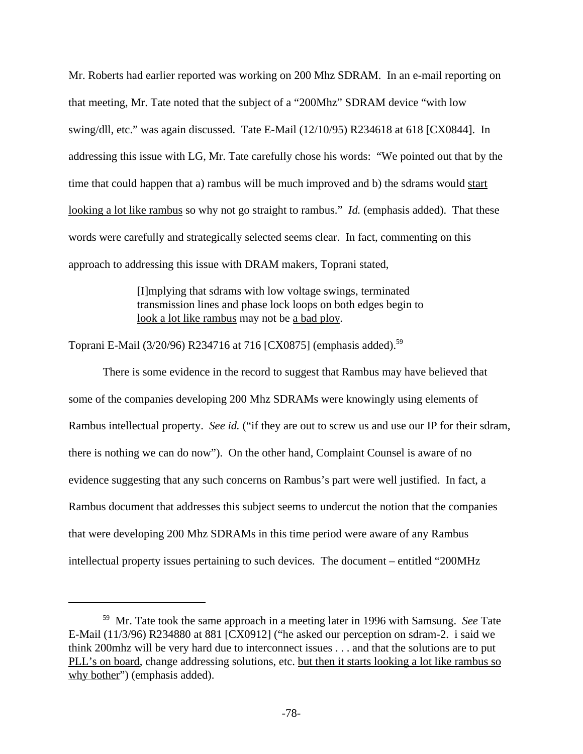Mr. Roberts had earlier reported was working on 200 Mhz SDRAM. In an e-mail reporting on that meeting, Mr. Tate noted that the subject of a "200Mhz" SDRAM device "with low swing/dll, etc." was again discussed. Tate E-Mail (12/10/95) R234618 at 618 [CX0844]. In addressing this issue with LG, Mr. Tate carefully chose his words: "We pointed out that by the time that could happen that a) rambus will be much improved and b) the sdrams would <u>start looking a lot like rambus</u> so why not go straight to rambus." *Id.* (emphasis added). That these words were carefully and strategically selected seems clear. In fact, commenting on this approach to addressing this issue with DRAM makers, Toprani stated,

> [I]mplying that sdrams with low voltage swings, terminated transmission lines and phase lock loops on both edges begin to <u>look a lot like rambus</u> may not be <u>a bad ploy</u>.

Toprani E-Mail (3/20/96) R234716 at 716 [CX0875] (emphasis added).[59]

There is some evidence in the record to suggest that Rambus may have believed that some of the companies developing 200 Mhz SDRAMs were knowingly using elements of Rambus intellectual property. *See id.* ("if they are out to screw us and use our IP for their sdram, there is nothing we can do now"). On the other hand, Complaint Counsel is aware of no evidence suggesting that any such concerns on Rambus's part were well justified. In fact, a Rambus document that addresses this subject seems to undercut the notion that the companies that were developing 200 Mhz SDRAMs in this time period were aware of any Rambus intellectual property issues pertaining to such devices. The document – entitled "200MHz

---

[59] Mr. Tate took the same approach in a meeting later in 1996 with Samsung. *See* Tate E-Mail (11/3/96) R234880 at 881 [CX0912] ("he asked our perception on sdram-2. i said we think 200mhz will be very hard due to interconnect issues . . . and that the solutions are to put <u>PLL's on board</u>, change addressing solutions, etc. <u>but then it starts looking a lot like rambus so why bother</u>") (emphasis added).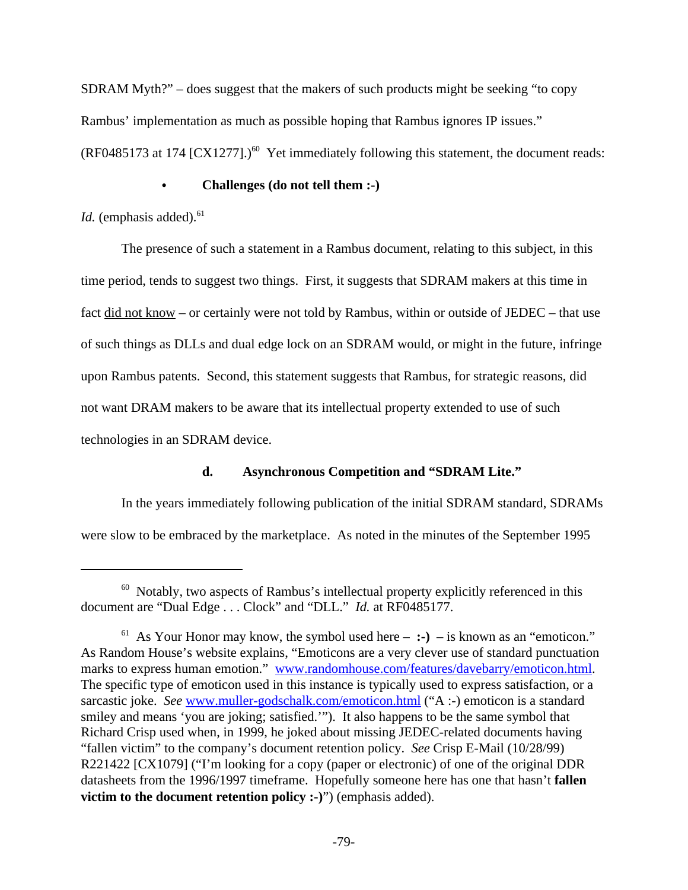SDRAM Myth?" – does suggest that the makers of such products might be seeking "to copy Rambus' implementation as much as possible hoping that Rambus ignores IP issues." (RF0485173 at 174 [CX1277].)[60] Yet immediately following this statement, the document reads:

- **Challenges (do not tell them :-)**

*Id.* (emphasis added).[61]

The presence of such a statement in a Rambus document, relating to this subject, in this time period, tends to suggest two things. First, it suggests that SDRAM makers at this time in fact <u>did not know</u> – or certainly were not told by Rambus, within or outside of JEDEC – that use of such things as DLLs and dual edge lock on an SDRAM would, or might in the future, infringe upon Rambus patents. Second, this statement suggests that Rambus, for strategic reasons, did not want DRAM makers to be aware that its intellectual property extended to use of such technologies in an SDRAM device.

#### d. Asynchronous Competition and "SDRAM Lite."

In the years immediately following publication of the initial SDRAM standard, SDRAMs were slow to be embraced by the marketplace. As noted in the minutes of the September 1995

---

[60] Notably, two aspects of Rambus's intellectual property explicitly referenced in this document are "Dual Edge . . . Clock" and "DLL." *Id.* at RF0485177.

[61] As Your Honor may know, the symbol used here – **:-)** – is known as an "emoticon." As Random House's website explains, "Emoticons are a very clever use of standard punctuation marks to express human emotion." www.randomhouse.com/features/davebarry/emoticon.html. The specific type of emoticon used in this instance is typically used to express satisfaction, or a sarcastic joke. *See* www.muller-godschalk.com/emoticon.html ("A :-) emoticon is a standard smiley and means 'you are joking; satisfied.'"). It also happens to be the same symbol that Richard Crisp used when, in 1999, he joked about missing JEDEC-related documents having "fallen victim" to the company's document retention policy. *See* Crisp E-Mail (10/28/99) R221422 [CX1079] ("I'm looking for a copy (paper or electronic) of one of the original DDR datasheets from the 1996/1997 timeframe. Hopefully someone here has one that hasn't **fallen victim to the document retention policy :-)**") (emphasis added).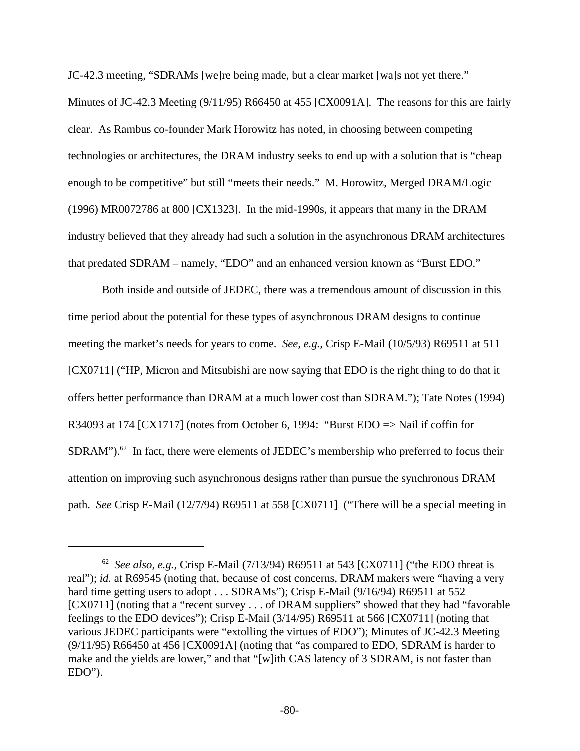JC-42.3 meeting, "SDRAMs [we]re being made, but a clear market [wa]s not yet there." Minutes of JC-42.3 Meeting (9/11/95) R66450 at 455 [CX0091A]. The reasons for this are fairly clear. As Rambus co-founder Mark Horowitz has noted, in choosing between competing technologies or architectures, the DRAM industry seeks to end up with a solution that is "cheap enough to be competitive" but still "meets their needs." M. Horowitz, Merged DRAM/Logic (1996) MR0072786 at 800 [CX1323]. In the mid-1990s, it appears that many in the DRAM industry believed that they already had such a solution in the asynchronous DRAM architectures that predated SDRAM – namely, "EDO" and an enhanced version known as "Burst EDO."

Both inside and outside of JEDEC, there was a tremendous amount of discussion in this time period about the potential for these types of asynchronous DRAM designs to continue meeting the market's needs for years to come. *See, e.g.*, Crisp E-Mail (10/5/93) R69511 at 511 [CX0711] ("HP, Micron and Mitsubishi are now saying that EDO is the right thing to do that it offers better performance than DRAM at a much lower cost than SDRAM."); Tate Notes (1994) R34093 at 174 [CX1717] (notes from October 6, 1994: "Burst EDO => Nail if coffin for SDRAM").[62] In fact, there were elements of JEDEC's membership who preferred to focus their attention on improving such asynchronous designs rather than pursue the synchronous DRAM path. *See* Crisp E-Mail (12/7/94) R69511 at 558 [CX0711] ("There will be a special meeting in

---

[62] *See also, e.g.*, Crisp E-Mail (7/13/94) R69511 at 543 [CX0711] ("the EDO threat is real"); *id.* at R69545 (noting that, because of cost concerns, DRAM makers were "having a very hard time getting users to adopt . . . SDRAMs"); Crisp E-Mail (9/16/94) R69511 at 552 [CX0711] (noting that a "recent survey . . . of DRAM suppliers" showed that they had "favorable feelings to the EDO devices"); Crisp E-Mail (3/14/95) R69511 at 566 [CX0711] (noting that various JEDEC participants were "extolling the virtues of EDO"); Minutes of JC-42.3 Meeting (9/11/95) R66450 at 456 [CX0091A] (noting that "as compared to EDO, SDRAM is harder to make and the yields are lower," and that "[w]ith CAS latency of 3 SDRAM, is not faster than EDO").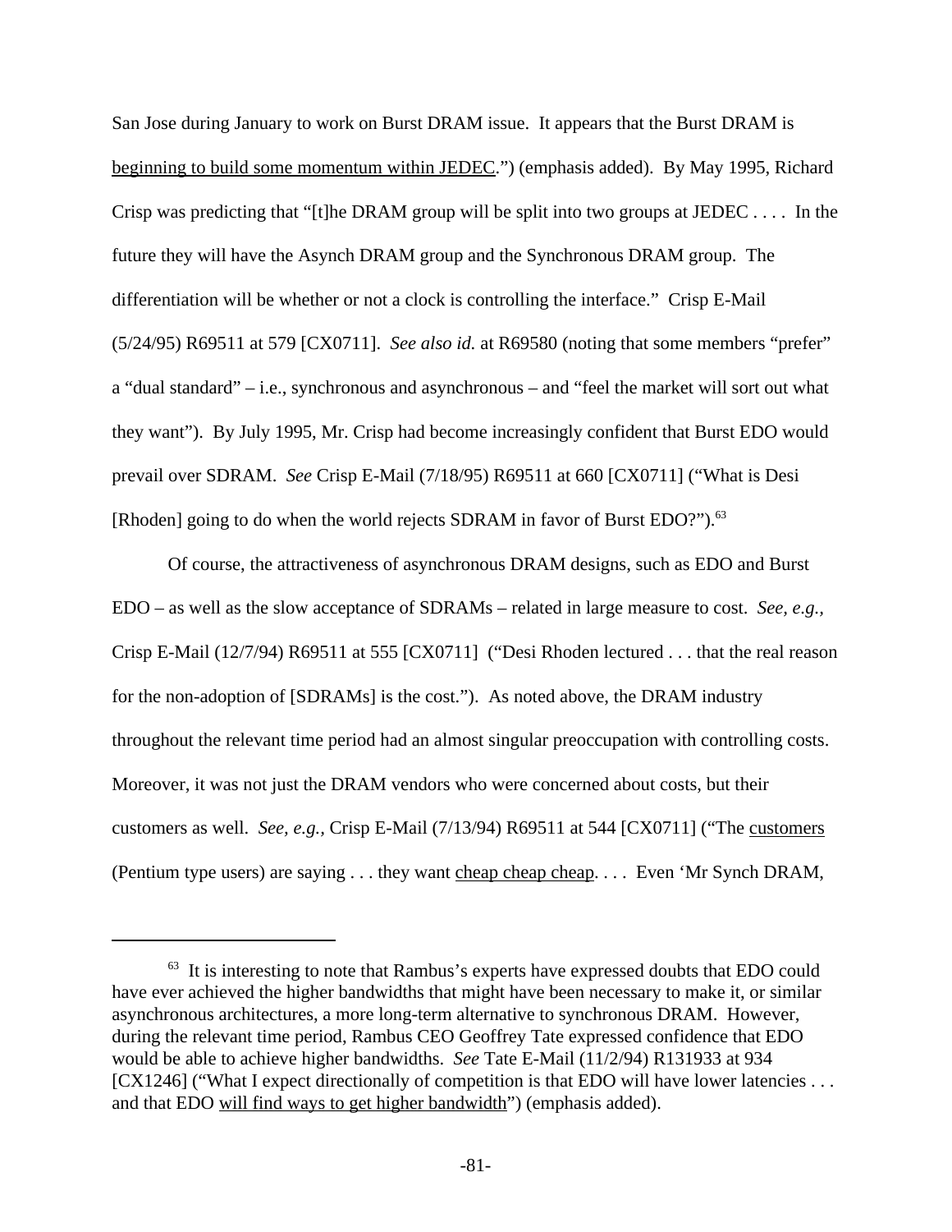San Jose during January to work on Burst DRAM issue. It appears that the Burst DRAM is <u>beginning to build some momentum within JEDEC</u>.") (emphasis added). By May 1995, Richard Crisp was predicting that "[t]he DRAM group will be split into two groups at JEDEC . . . . In the future they will have the Asynch DRAM group and the Synchronous DRAM group. The differentiation will be whether or not a clock is controlling the interface." Crisp E-Mail (5/24/95) R69511 at 579 [CX0711]. *See also id.* at R69580 (noting that some members "prefer" a "dual standard" – i.e., synchronous and asynchronous – and "feel the market will sort out what they want"). By July 1995, Mr. Crisp had become increasingly confident that Burst EDO would prevail over SDRAM. *See* Crisp E-Mail (7/18/95) R69511 at 660 [CX0711] ("What is Desi [Rhoden] going to do when the world rejects SDRAM in favor of Burst EDO?").[63]

Of course, the attractiveness of asynchronous DRAM designs, such as EDO and Burst EDO – as well as the slow acceptance of SDRAMs – related in large measure to cost. *See, e.g.,* Crisp E-Mail (12/7/94) R69511 at 555 [CX0711] ("Desi Rhoden lectured . . . that the real reason for the non-adoption of [SDRAMs] is the cost."). As noted above, the DRAM industry throughout the relevant time period had an almost singular preoccupation with controlling costs. Moreover, it was not just the DRAM vendors who were concerned about costs, but their customers as well. *See, e.g.,* Crisp E-Mail (7/13/94) R69511 at 544 [CX0711] ("The <u>customers</u> (Pentium type users) are saying . . . they want <u>cheap cheap cheap</u>. . . . Even 'Mr Synch DRAM,

---

[63] It is interesting to note that Rambus's experts have expressed doubts that EDO could have ever achieved the higher bandwidths that might have been necessary to make it, or similar asynchronous architectures, a more long-term alternative to synchronous DRAM. However, during the relevant time period, Rambus CEO Geoffrey Tate expressed confidence that EDO would be able to achieve higher bandwidths. *See* Tate E-Mail (11/2/94) R131933 at 934 [CX1246] ("What I expect directionally of competition is that EDO will have lower latencies . . . and that EDO <u>will find ways to get higher bandwidth</u>") (emphasis added).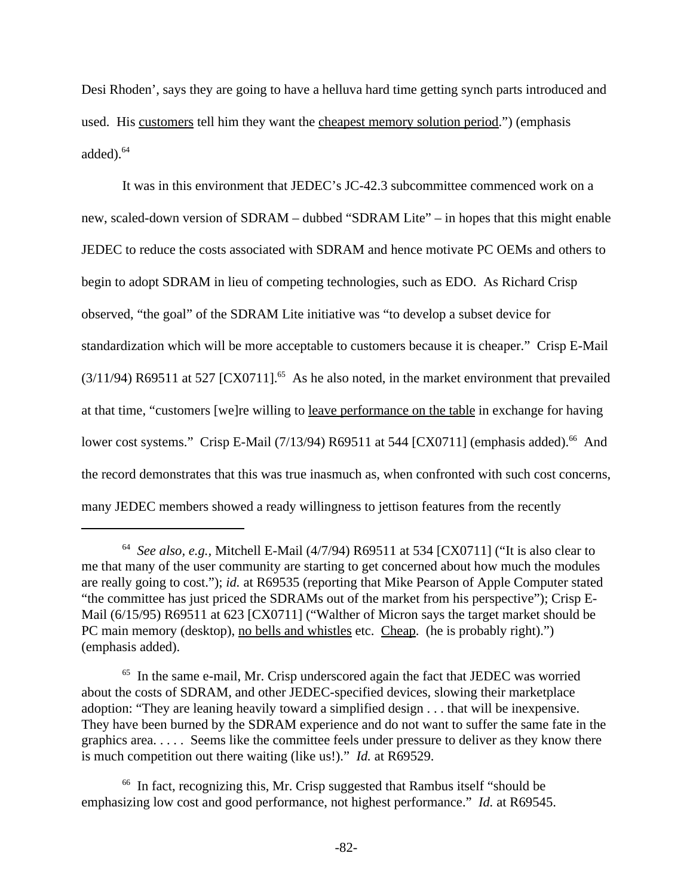Desi Rhoden', says they are going to have a helluva hard time getting synch parts introduced and used. His customers tell him they want the cheapest memory solution period.") (emphasis added).[64]

It was in this environment that JEDEC's JC-42.3 subcommittee commenced work on a new, scaled-down version of SDRAM – dubbed "SDRAM Lite" – in hopes that this might enable JEDEC to reduce the costs associated with SDRAM and hence motivate PC OEMs and others to begin to adopt SDRAM in lieu of competing technologies, such as EDO. As Richard Crisp observed, "the goal" of the SDRAM Lite initiative was "to develop a subset device for standardization which will be more acceptable to customers because it is cheaper." Crisp E-Mail (3/11/94) R69511 at 527 [CX0711].[65] As he also noted, in the market environment that prevailed at that time, "customers [we]re willing to leave performance on the table in exchange for having lower cost systems." Crisp E-Mail (7/13/94) R69511 at 544 [CX0711] (emphasis added).[66] And the record demonstrates that this was true inasmuch as, when confronted with such cost concerns, many JEDEC members showed a ready willingness to jettison features from the recently

---

[64] *See also, e.g.,* Mitchell E-Mail (4/7/94) R69511 at 534 [CX0711] ("It is also clear to me that many of the user community are starting to get concerned about how much the modules are really going to cost."); *id.* at R69535 (reporting that Mike Pearson of Apple Computer stated "the committee has just priced the SDRAMs out of the market from his perspective"); Crisp E-Mail (6/15/95) R69511 at 623 [CX0711] ("Walther of Micron says the target market should be PC main memory (desktop), no bells and whistles etc. Cheap. (he is probably right).") (emphasis added).

[65] In the same e-mail, Mr. Crisp underscored again the fact that JEDEC was worried about the costs of SDRAM, and other JEDEC-specified devices, slowing their marketplace adoption: "They are leaning heavily toward a simplified design . . . that will be inexpensive. They have been burned by the SDRAM experience and do not want to suffer the same fate in the graphics area. . . . . Seems like the committee feels under pressure to deliver as they know there is much competition out there waiting (like us!)." *Id.* at R69529.

[66] In fact, recognizing this, Mr. Crisp suggested that Rambus itself "should be emphasizing low cost and good performance, not highest performance." *Id.* at R69545.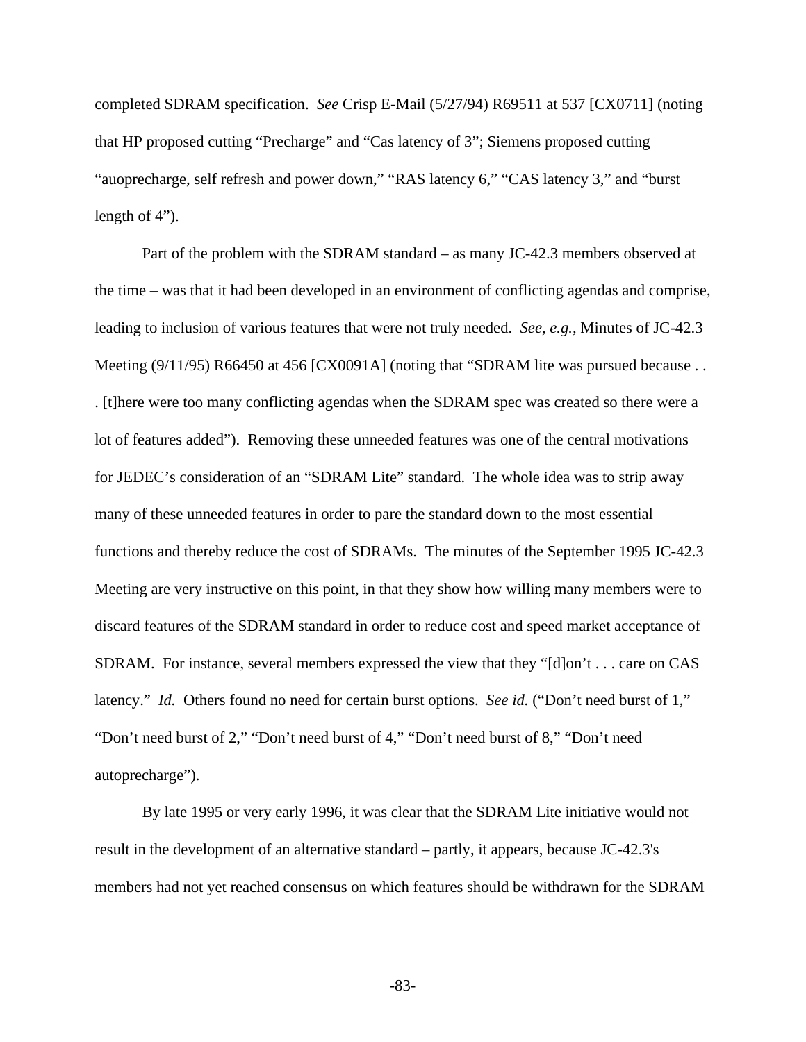completed SDRAM specification. *See* Crisp E-Mail (5/27/94) R69511 at 537 [CX0711] (noting that HP proposed cutting "Precharge" and "Cas latency of 3"; Siemens proposed cutting "auoprecharge, self refresh and power down," "RAS latency 6," "CAS latency 3," and "burst length of 4").

Part of the problem with the SDRAM standard – as many JC-42.3 members observed at the time – was that it had been developed in an environment of conflicting agendas and comprise, leading to inclusion of various features that were not truly needed. *See, e.g.*, Minutes of JC-42.3 Meeting (9/11/95) R66450 at 456 [CX0091A] (noting that "SDRAM lite was pursued because . . . [t]here were too many conflicting agendas when the SDRAM spec was created so there were a lot of features added"). Removing these unneeded features was one of the central motivations for JEDEC's consideration of an "SDRAM Lite" standard. The whole idea was to strip away many of these unneeded features in order to pare the standard down to the most essential functions and thereby reduce the cost of SDRAMs. The minutes of the September 1995 JC-42.3 Meeting are very instructive on this point, in that they show how willing many members were to discard features of the SDRAM standard in order to reduce cost and speed market acceptance of SDRAM. For instance, several members expressed the view that they "[d]on't . . . care on CAS latency." *Id.* Others found no need for certain burst options. *See id.* ("Don't need burst of 1," "Don't need burst of 2," "Don't need burst of 4," "Don't need burst of 8," "Don't need autoprecharge").

By late 1995 or very early 1996, it was clear that the SDRAM Lite initiative would not result in the development of an alternative standard – partly, it appears, because JC-42.3's members had not yet reached consensus on which features should be withdrawn for the SDRAM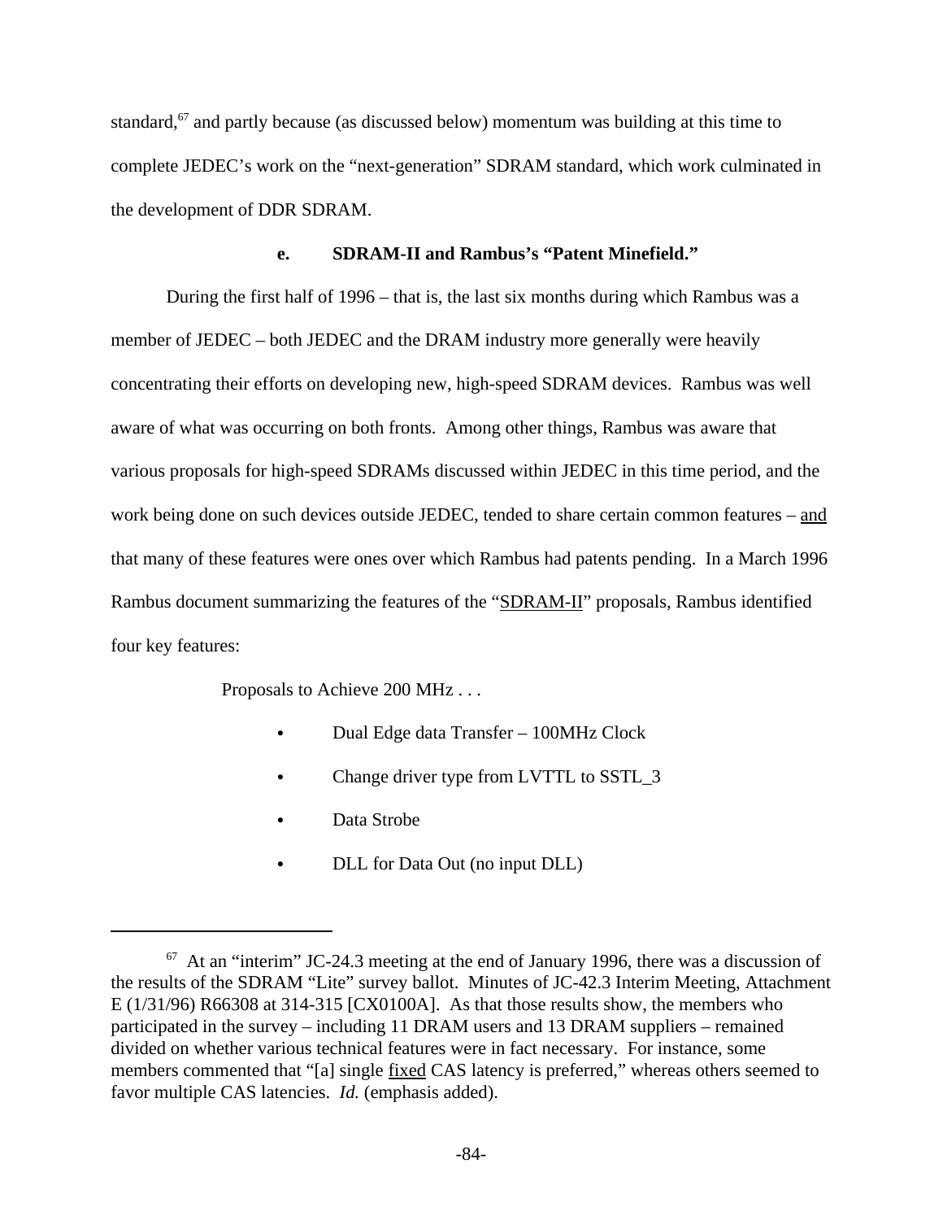standard,[67] and partly because (as discussed below) momentum was building at this time to complete JEDEC's work on the "next-generation" SDRAM standard, which work culminated in the development of DDR SDRAM.

#### e. SDRAM-II and Rambus's "Patent Minefield."

During the first half of 1996 – that is, the last six months during which Rambus was a member of JEDEC – both JEDEC and the DRAM industry more generally were heavily concentrating their efforts on developing new, high-speed SDRAM devices. Rambus was well aware of what was occurring on both fronts. Among other things, Rambus was aware that various proposals for high-speed SDRAMs discussed within JEDEC in this time period, and the work being done on such devices outside JEDEC, tended to share certain common features – <u>and</u> that many of these features were ones over which Rambus had patents pending. In a March 1996 Rambus document summarizing the features of the "<u>SDRAM-II</u>" proposals, Rambus identified four key features:

> Proposals to Achieve 200 MHz . . .
>
> - Dual Edge data Transfer – 100MHz Clock
> - Change driver type from LVTTL to SSTL_3
> - Data Strobe
> - DLL for Data Out (no input DLL)

---

[67] At an "interim" JC-24.3 meeting at the end of January 1996, there was a discussion of the results of the SDRAM "Lite" survey ballot. Minutes of JC-42.3 Interim Meeting, Attachment E (1/31/96) R66308 at 314-315 [CX0100A]. As that those results show, the members who participated in the survey – including 11 DRAM users and 13 DRAM suppliers – remained divided on whether various technical features were in fact necessary. For instance, some members commented that "[a] single <u>fixed</u> CAS latency is preferred," whereas others seemed to favor multiple CAS latencies. *Id.* (emphasis added).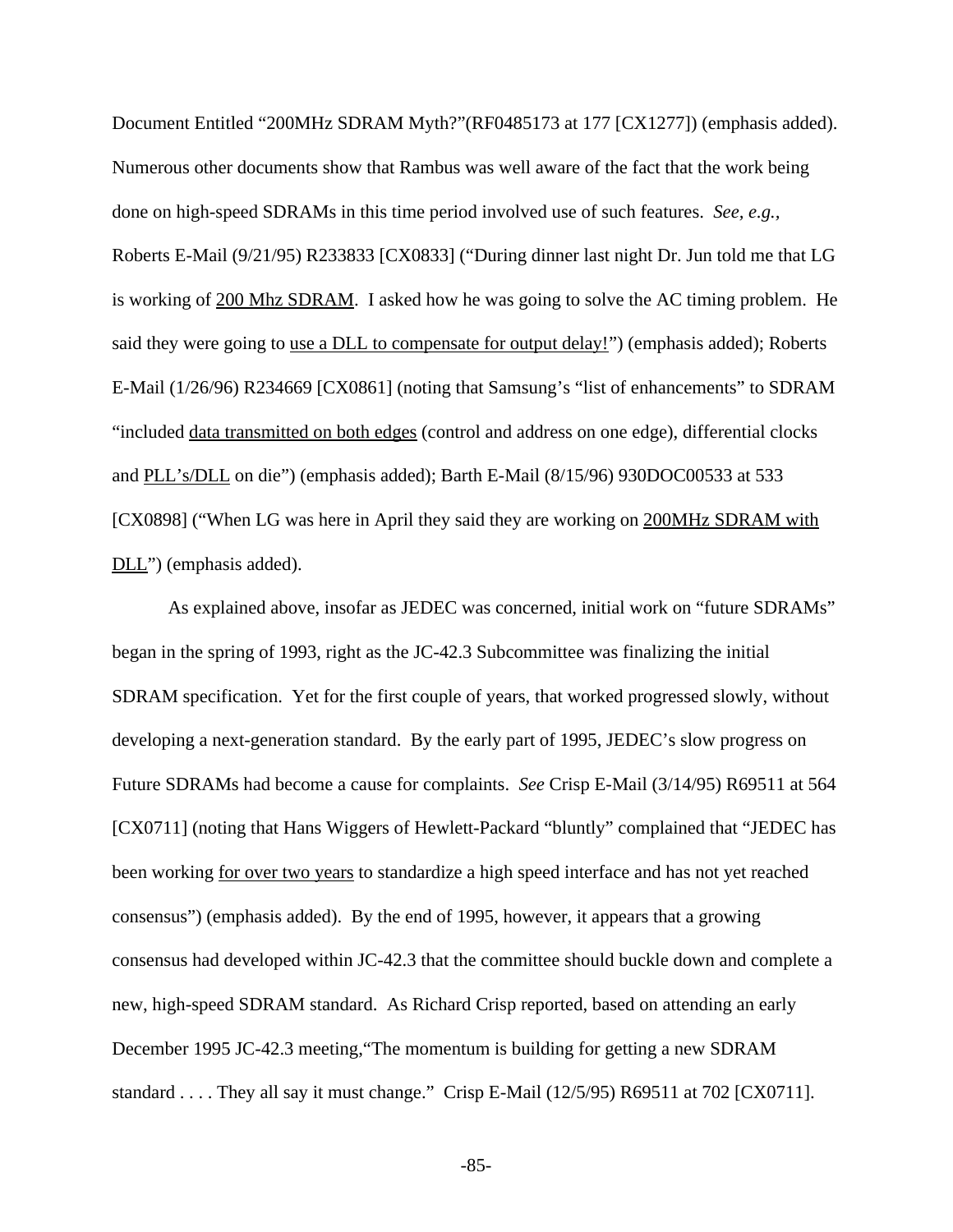Document Entitled "200MHz SDRAM Myth?"(RF0485173 at 177 [CX1277]) (emphasis added). Numerous other documents show that Rambus was well aware of the fact that the work being done on high-speed SDRAMs in this time period involved use of such features. *See, e.g.*, Roberts E-Mail (9/21/95) R233833 [CX0833] ("During dinner last night Dr. Jun told me that LG is working of <u>200 Mhz SDRAM</u>. I asked how he was going to solve the AC timing problem. He said they were going to <u>use a DLL to compensate for output delay!</u>") (emphasis added); Roberts E-Mail (1/26/96) R234669 [CX0861] (noting that Samsung's "list of enhancements" to SDRAM "included <u>data transmitted on both edges</u> (control and address on one edge), differential clocks and <u>PLL's/DLL</u> on die") (emphasis added); Barth E-Mail (8/15/96) 930DOC00533 at 533 [CX0898] ("When LG was here in April they said they are working on <u>200MHz SDRAM with DLL</u>") (emphasis added).

As explained above, insofar as JEDEC was concerned, initial work on "future SDRAMs" began in the spring of 1993, right as the JC-42.3 Subcommittee was finalizing the initial SDRAM specification. Yet for the first couple of years, that worked progressed slowly, without developing a next-generation standard. By the early part of 1995, JEDEC's slow progress on Future SDRAMs had become a cause for complaints. *See* Crisp E-Mail (3/14/95) R69511 at 564 [CX0711] (noting that Hans Wiggers of Hewlett-Packard "bluntly" complained that "JEDEC has been working <u>for over two years</u> to standardize a high speed interface and has not yet reached consensus") (emphasis added). By the end of 1995, however, it appears that a growing consensus had developed within JC-42.3 that the committee should buckle down and complete a new, high-speed SDRAM standard. As Richard Crisp reported, based on attending an early December 1995 JC-42.3 meeting,"The momentum is building for getting a new SDRAM standard . . . . They all say it must change." Crisp E-Mail (12/5/95) R69511 at 702 [CX0711].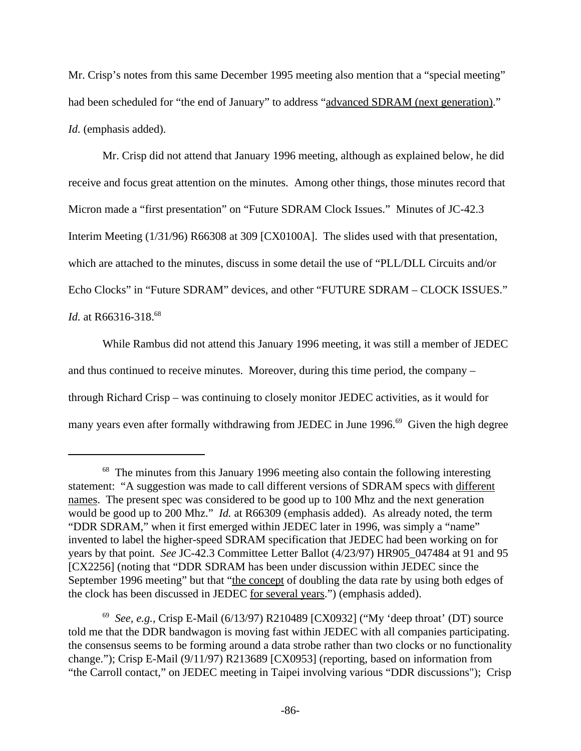Mr. Crisp's notes from this same December 1995 meeting also mention that a "special meeting" had been scheduled for "the end of January" to address "<u>advanced SDRAM (next generation)</u>." *Id.* (emphasis added).

Mr. Crisp did not attend that January 1996 meeting, although as explained below, he did receive and focus great attention on the minutes. Among other things, those minutes record that Micron made a "first presentation" on "Future SDRAM Clock Issues." Minutes of JC-42.3 Interim Meeting (1/31/96) R66308 at 309 [CX0100A]. The slides used with that presentation, which are attached to the minutes, discuss in some detail the use of "PLL/DLL Circuits and/or Echo Clocks" in "Future SDRAM" devices, and other "FUTURE SDRAM – CLOCK ISSUES." *Id.* at R66316-318.[68]

While Rambus did not attend this January 1996 meeting, it was still a member of JEDEC and thus continued to receive minutes. Moreover, during this time period, the company – through Richard Crisp – was continuing to closely monitor JEDEC activities, as it would for many years even after formally withdrawing from JEDEC in June 1996.[69] Given the high degree

---

[68] The minutes from this January 1996 meeting also contain the following interesting statement: "A suggestion was made to call different versions of SDRAM specs with <u>different names</u>. The present spec was considered to be good up to 100 Mhz and the next generation would be good up to 200 Mhz." *Id.* at R66309 (emphasis added). As already noted, the term "DDR SDRAM," when it first emerged within JEDEC later in 1996, was simply a "name" invented to label the higher-speed SDRAM specification that JEDEC had been working on for years by that point. *See* JC-42.3 Committee Letter Ballot (4/23/97) HR905_047484 at 91 and 95 [CX2256] (noting that "DDR SDRAM has been under discussion within JEDEC since the September 1996 meeting" but that "<u>the concept</u> of doubling the data rate by using both edges of the clock has been discussed in JEDEC <u>for several years</u>.") (emphasis added).

[69] *See, e.g.*, Crisp E-Mail (6/13/97) R210489 [CX0932] ("My 'deep throat' (DT) source told me that the DDR bandwagon is moving fast within JEDEC with all companies participating. the consensus seems to be forming around a data strobe rather than two clocks or no functionality change."); Crisp E-Mail (9/11/97) R213689 [CX0953] (reporting, based on information from "the Carroll contact," on JEDEC meeting in Taipei involving various "DDR discussions"); Crisp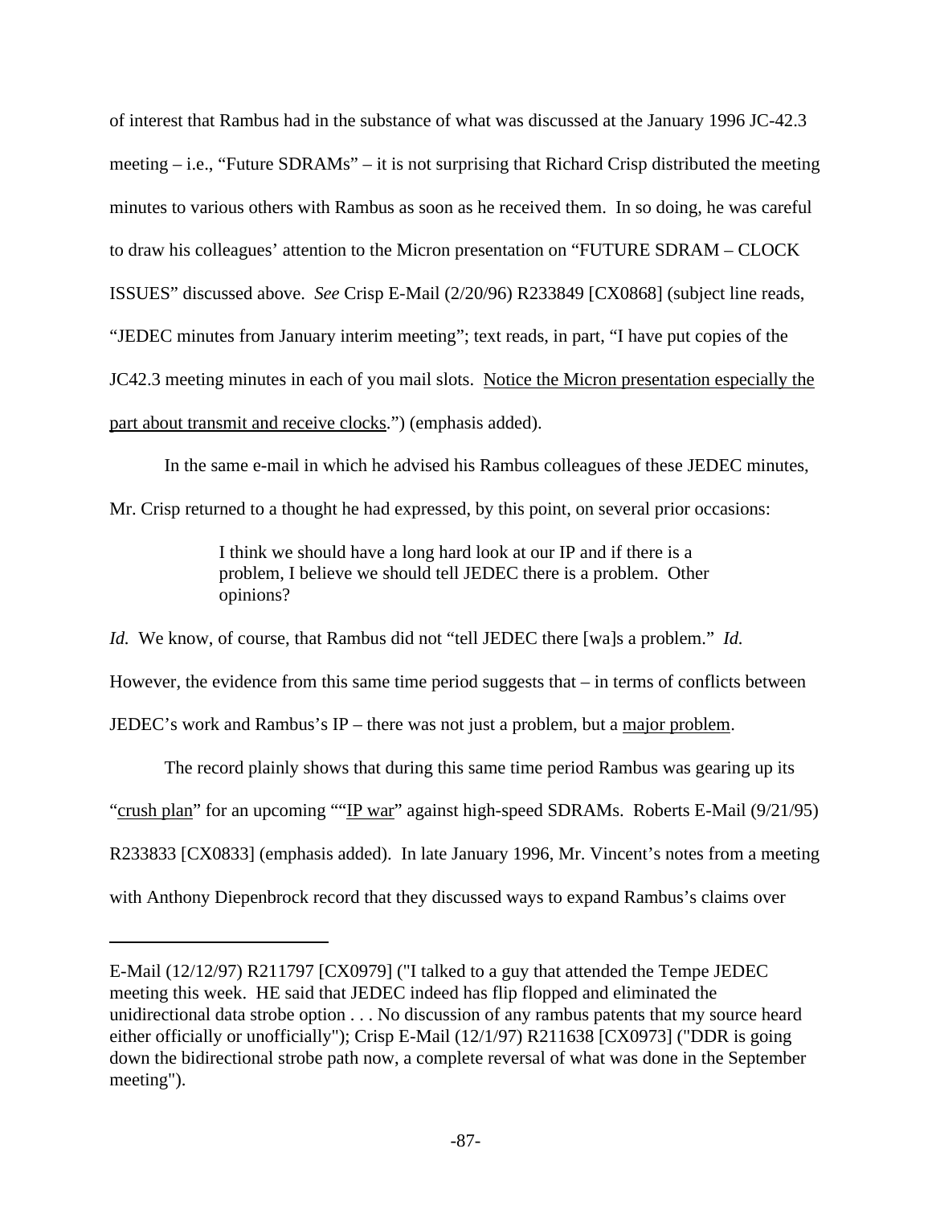of interest that Rambus had in the substance of what was discussed at the January 1996 JC-42.3 meeting – i.e., "Future SDRAMs" – it is not surprising that Richard Crisp distributed the meeting minutes to various others with Rambus as soon as he received them. In so doing, he was careful to draw his colleagues' attention to the Micron presentation on "FUTURE SDRAM – CLOCK ISSUES" discussed above. *See* Crisp E-Mail (2/20/96) R233849 [CX0868] (subject line reads, "JEDEC minutes from January interim meeting"; text reads, in part, "I have put copies of the JC42.3 meeting minutes in each of you mail slots. <u>Notice the Micron presentation especially the part about transmit and receive clocks</u>.") (emphasis added).

In the same e-mail in which he advised his Rambus colleagues of these JEDEC minutes, Mr. Crisp returned to a thought he had expressed, by this point, on several prior occasions:

> I think we should have a long hard look at our IP and if there is a problem, I believe we should tell JEDEC there is a problem. Other opinions?

*Id.* We know, of course, that Rambus did not "tell JEDEC there [wa]s a problem." *Id.* However, the evidence from this same time period suggests that – in terms of conflicts between JEDEC's work and Rambus's IP – there was not just a problem, but a <u>major problem</u>.

The record plainly shows that during this same time period Rambus was gearing up its "<u>crush plan</u>" for an upcoming ""<u>IP war</u>" against high-speed SDRAMs. Roberts E-Mail (9/21/95) R233833 [CX0833] (emphasis added). In late January 1996, Mr. Vincent's notes from a meeting with Anthony Diepenbrock record that they discussed ways to expand Rambus's claims over

---

E-Mail (12/12/97) R211797 [CX0979] ("I talked to a guy that attended the Tempe JEDEC meeting this week. HE said that JEDEC indeed has flip flopped and eliminated the unidirectional data strobe option . . . No discussion of any rambus patents that my source heard either officially or unofficially"); Crisp E-Mail (12/1/97) R211638 [CX0973] ("DDR is going down the bidirectional strobe path now, a complete reversal of what was done in the September meeting").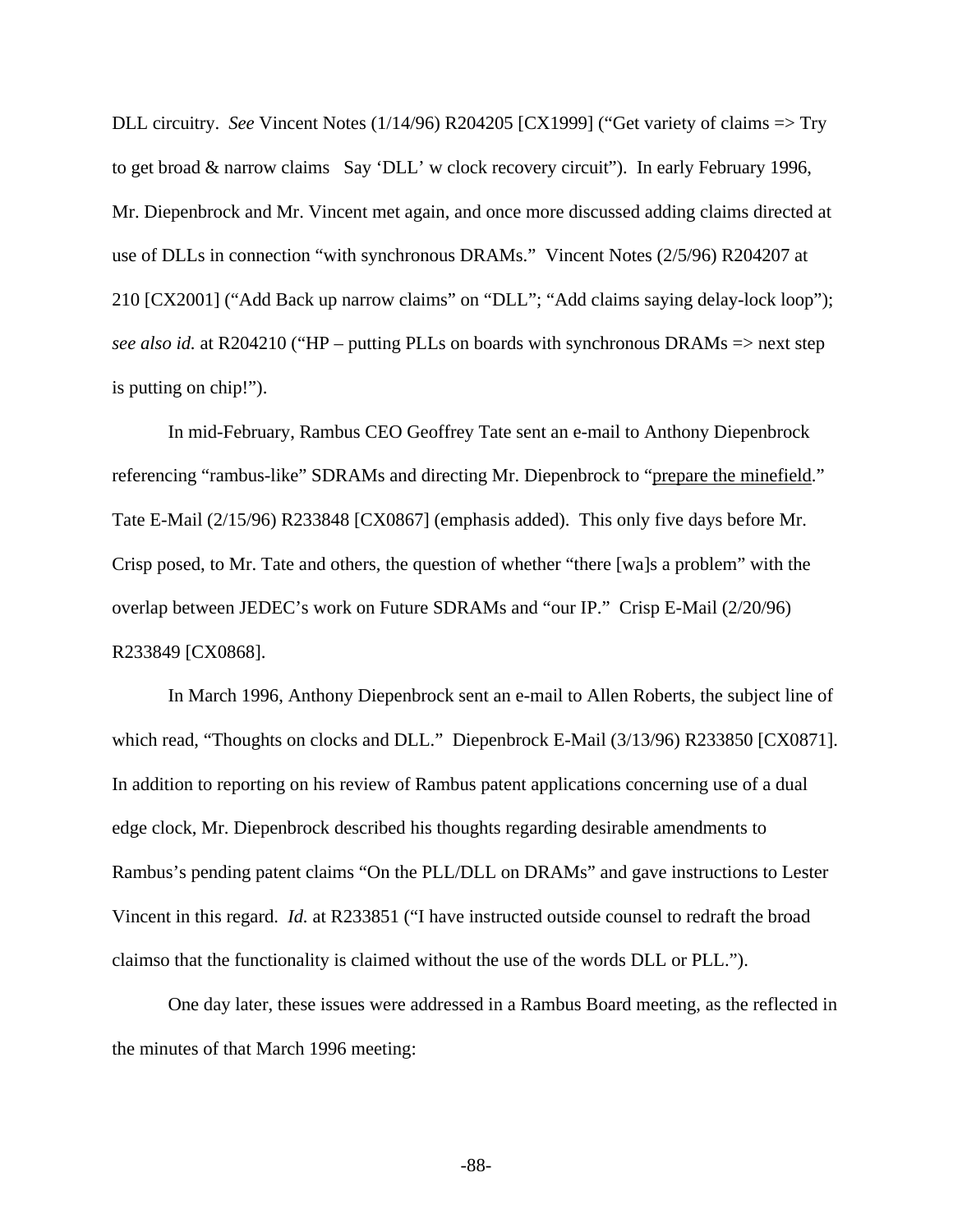DLL circuitry. *See* Vincent Notes (1/14/96) R204205 [CX1999] ("Get variety of claims => Try to get broad & narrow claims Say 'DLL' w clock recovery circuit"). In early February 1996, Mr. Diepenbrock and Mr. Vincent met again, and once more discussed adding claims directed at use of DLLs in connection "with synchronous DRAMs." Vincent Notes (2/5/96) R204207 at 210 [CX2001] ("Add Back up narrow claims" on "DLL"; "Add claims saying delay-lock loop"); *see also id.* at R204210 ("HP – putting PLLs on boards with synchronous DRAMs => next step is putting on chip!").

In mid-February, Rambus CEO Geoffrey Tate sent an e-mail to Anthony Diepenbrock referencing "rambus-like" SDRAMs and directing Mr. Diepenbrock to "<u>prepare the minefield</u>." Tate E-Mail (2/15/96) R233848 [CX0867] (emphasis added). This only five days before Mr. Crisp posed, to Mr. Tate and others, the question of whether "there [wa]s a problem" with the overlap between JEDEC's work on Future SDRAMs and "our IP." Crisp E-Mail (2/20/96) R233849 [CX0868].

In March 1996, Anthony Diepenbrock sent an e-mail to Allen Roberts, the subject line of which read, "Thoughts on clocks and DLL." Diepenbrock E-Mail (3/13/96) R233850 [CX0871]. In addition to reporting on his review of Rambus patent applications concerning use of a dual edge clock, Mr. Diepenbrock described his thoughts regarding desirable amendments to Rambus's pending patent claims "On the PLL/DLL on DRAMs" and gave instructions to Lester Vincent in this regard. *Id.* at R233851 ("I have instructed outside counsel to redraft the broad claimso that the functionality is claimed without the use of the words DLL or PLL.").

One day later, these issues were addressed in a Rambus Board meeting, as the reflected in the minutes of that March 1996 meeting: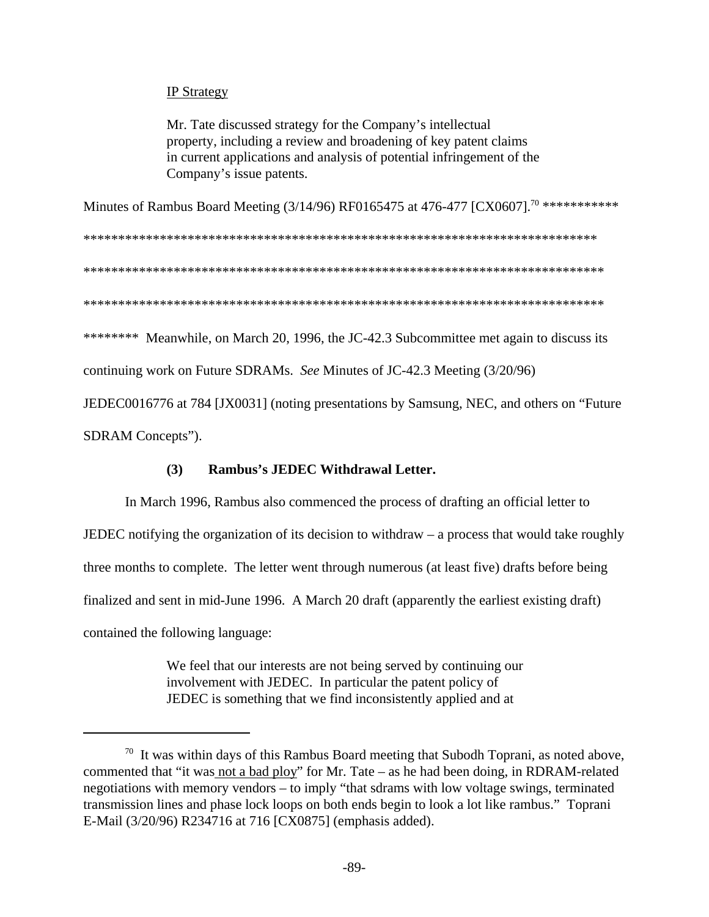IP Strategy

> Mr. Tate discussed strategy for the Company's intellectual property, including a review and broadening of key patent claims in current applications and analysis of potential infringement of the Company's issue patents.

Minutes of Rambus Board Meeting (3/14/96) RF0165475 at 476-477 [CX0607].[70] ***********
****************************************************************************
****************************************************************************
****************************************************************************
******** Meanwhile, on March 20, 1996, the JC-42.3 Subcommittee met again to discuss its continuing work on Future SDRAMs. *See* Minutes of JC-42.3 Meeting (3/20/96) JEDEC0016776 at 784 [JX0031] (noting presentations by Samsung, NEC, and others on "Future SDRAM Concepts").

### (3) Rambus's JEDEC Withdrawal Letter.

In March 1996, Rambus also commenced the process of drafting an official letter to JEDEC notifying the organization of its decision to withdraw – a process that would take roughly three months to complete. The letter went through numerous (at least five) drafts before being finalized and sent in mid-June 1996. A March 20 draft (apparently the earliest existing draft) contained the following language:

> We feel that our interests are not being served by continuing our involvement with JEDEC. In particular the patent policy of JEDEC is something that we find inconsistently applied and at

[70] It was within days of this Rambus Board meeting that Subodh Toprani, as noted above, commented that "it was not a bad ploy" for Mr. Tate – as he had been doing, in RDRAM-related negotiations with memory vendors – to imply "that sdrams with low voltage swings, terminated transmission lines and phase lock loops on both ends begin to look a lot like rambus." Toprani E-Mail (3/20/96) R234716 at 716 [CX0875] (emphasis added).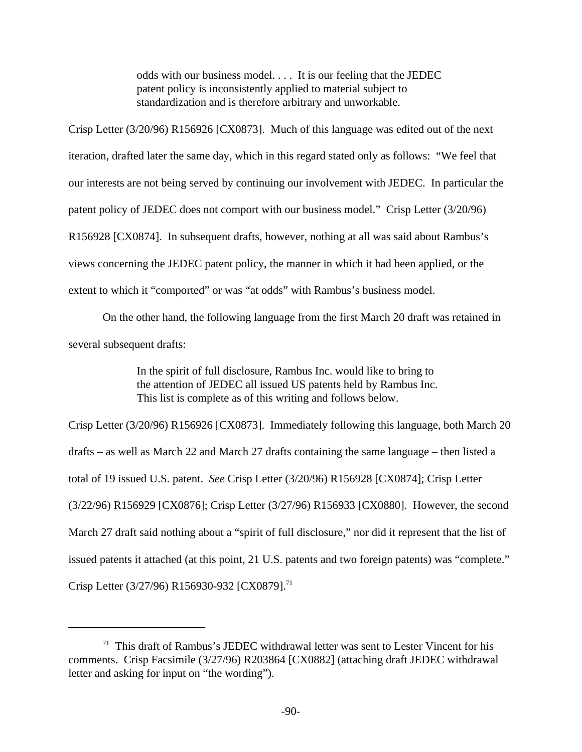> odds with our business model. . . . It is our feeling that the JEDEC patent policy is inconsistently applied to material subject to standardization and is therefore arbitrary and unworkable.

Crisp Letter (3/20/96) R156926 [CX0873]. Much of this language was edited out of the next iteration, drafted later the same day, which in this regard stated only as follows: "We feel that our interests are not being served by continuing our involvement with JEDEC. In particular the patent policy of JEDEC does not comport with our business model." Crisp Letter (3/20/96) R156928 [CX0874]. In subsequent drafts, however, nothing at all was said about Rambus's views concerning the JEDEC patent policy, the manner in which it had been applied, or the extent to which it "comported" or was "at odds" with Rambus's business model.

On the other hand, the following language from the first March 20 draft was retained in several subsequent drafts:

> In the spirit of full disclosure, Rambus Inc. would like to bring to the attention of JEDEC all issued US patents held by Rambus Inc. This list is complete as of this writing and follows below.

Crisp Letter (3/20/96) R156926 [CX0873]. Immediately following this language, both March 20 drafts – as well as March 22 and March 27 drafts containing the same language – then listed a total of 19 issued U.S. patent. *See* Crisp Letter (3/20/96) R156928 [CX0874]; Crisp Letter (3/22/96) R156929 [CX0876]; Crisp Letter (3/27/96) R156933 [CX0880]. However, the second March 27 draft said nothing about a "spirit of full disclosure," nor did it represent that the list of issued patents it attached (at this point, 21 U.S. patents and two foreign patents) was "complete." Crisp Letter (3/27/96) R156930-932 [CX0879].[71]

---

[71] This draft of Rambus's JEDEC withdrawal letter was sent to Lester Vincent for his comments. Crisp Facsimile (3/27/96) R203864 [CX0882] (attaching draft JEDEC withdrawal letter and asking for input on "the wording").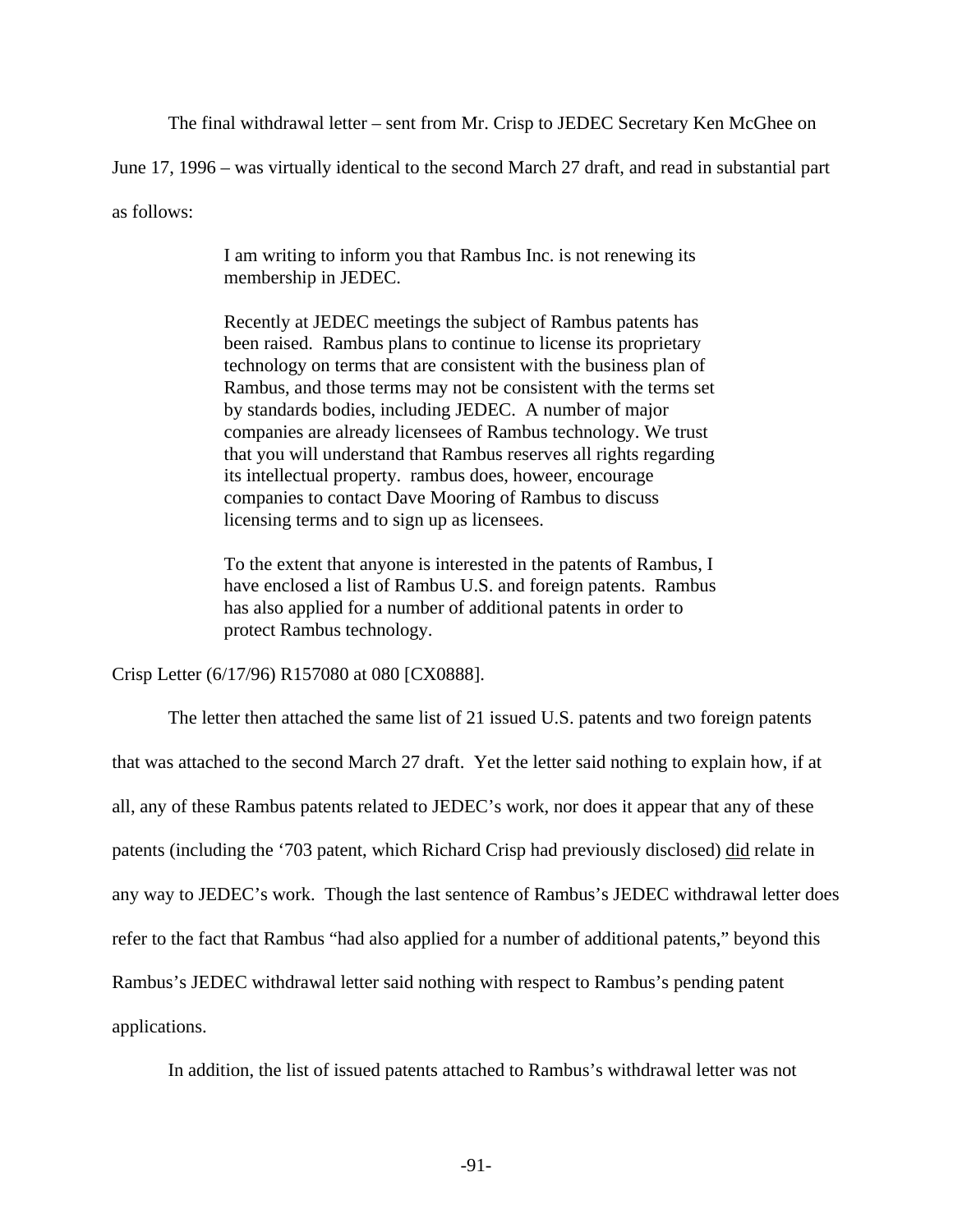The final withdrawal letter – sent from Mr. Crisp to JEDEC Secretary Ken McGhee on June 17, 1996 – was virtually identical to the second March 27 draft, and read in substantial part as follows:

> I am writing to inform you that Rambus Inc. is not renewing its membership in JEDEC.
>
> Recently at JEDEC meetings the subject of Rambus patents has been raised. Rambus plans to continue to license its proprietary technology on terms that are consistent with the business plan of Rambus, and those terms may not be consistent with the terms set by standards bodies, including JEDEC. A number of major companies are already licensees of Rambus technology. We trust that you will understand that Rambus reserves all rights regarding its intellectual property. rambus does, howeer, encourage companies to contact Dave Mooring of Rambus to discuss licensing terms and to sign up as licensees.
>
> To the extent that anyone is interested in the patents of Rambus, I have enclosed a list of Rambus U.S. and foreign patents. Rambus has also applied for a number of additional patents in order to protect Rambus technology.

Crisp Letter (6/17/96) R157080 at 080 [CX0888].

The letter then attached the same list of 21 issued U.S. patents and two foreign patents that was attached to the second March 27 draft. Yet the letter said nothing to explain how, if at all, any of these Rambus patents related to JEDEC's work, nor does it appear that any of these patents (including the '703 patent, which Richard Crisp had previously disclosed) <u>did</u> relate in any way to JEDEC's work. Though the last sentence of Rambus's JEDEC withdrawal letter does refer to the fact that Rambus "had also applied for a number of additional patents," beyond this Rambus's JEDEC withdrawal letter said nothing with respect to Rambus's pending patent applications.

In addition, the list of issued patents attached to Rambus's withdrawal letter was not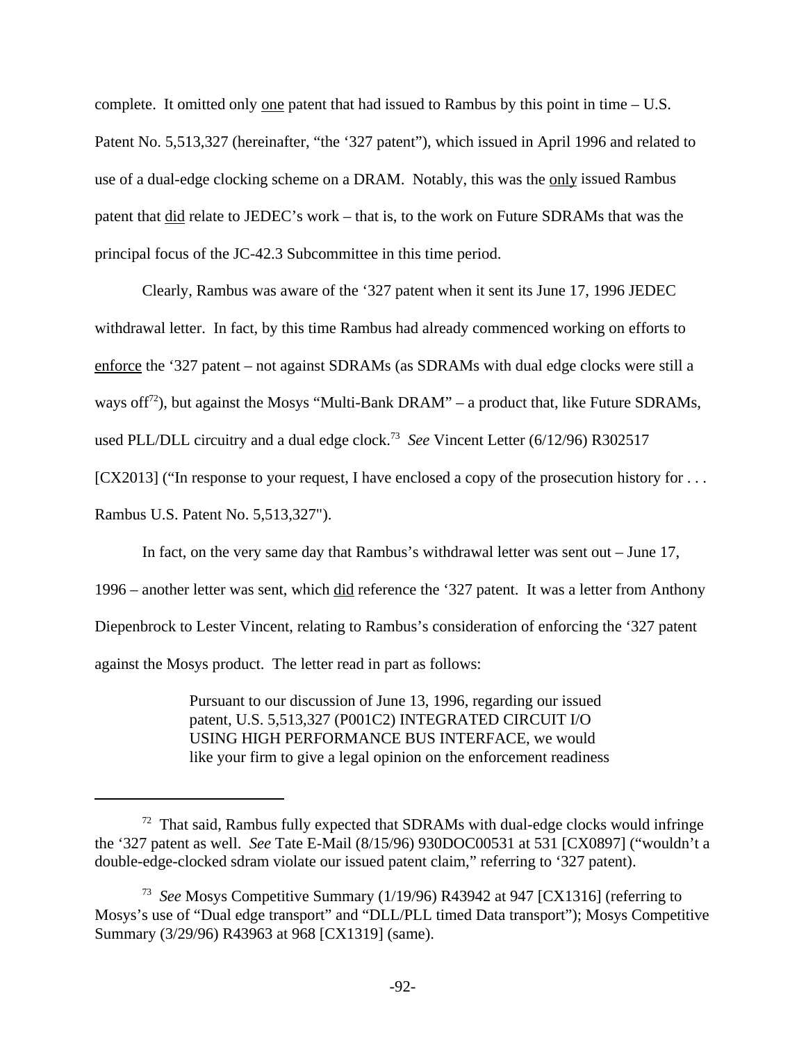complete. It omitted only one patent that had issued to Rambus by this point in time – U.S. Patent No. 5,513,327 (hereinafter, "the '327 patent"), which issued in April 1996 and related to use of a dual-edge clocking scheme on a DRAM. Notably, this was the only issued Rambus patent that did relate to JEDEC's work – that is, to the work on Future SDRAMs that was the principal focus of the JC-42.3 Subcommittee in this time period.

Clearly, Rambus was aware of the '327 patent when it sent its June 17, 1996 JEDEC withdrawal letter. In fact, by this time Rambus had already commenced working on efforts to enforce the '327 patent – not against SDRAMs (as SDRAMs with dual edge clocks were still a ways off[72]), but against the Mosys "Multi-Bank DRAM" – a product that, like Future SDRAMs, used PLL/DLL circuitry and a dual edge clock.[73] *See* Vincent Letter (6/12/96) R302517 [CX2013] ("In response to your request, I have enclosed a copy of the prosecution history for . . . Rambus U.S. Patent No. 5,513,327").

In fact, on the very same day that Rambus's withdrawal letter was sent out – June 17, 1996 – another letter was sent, which did reference the '327 patent. It was a letter from Anthony Diepenbrock to Lester Vincent, relating to Rambus's consideration of enforcing the '327 patent against the Mosys product. The letter read in part as follows:

> Pursuant to our discussion of June 13, 1996, regarding our issued patent, U.S. 5,513,327 (P001C2) INTEGRATED CIRCUIT I/O USING HIGH PERFORMANCE BUS INTERFACE, we would like your firm to give a legal opinion on the enforcement readiness

---

[72] That said, Rambus fully expected that SDRAMs with dual-edge clocks would infringe the '327 patent as well. *See* Tate E-Mail (8/15/96) 930DOC00531 at 531 [CX0897] ("wouldn't a double-edge-clocked sdram violate our issued patent claim," referring to '327 patent).

[73] *See* Mosys Competitive Summary (1/19/96) R43942 at 947 [CX1316] (referring to Mosys's use of "Dual edge transport" and "DLL/PLL timed Data transport"); Mosys Competitive Summary (3/29/96) R43963 at 968 [CX1319] (same).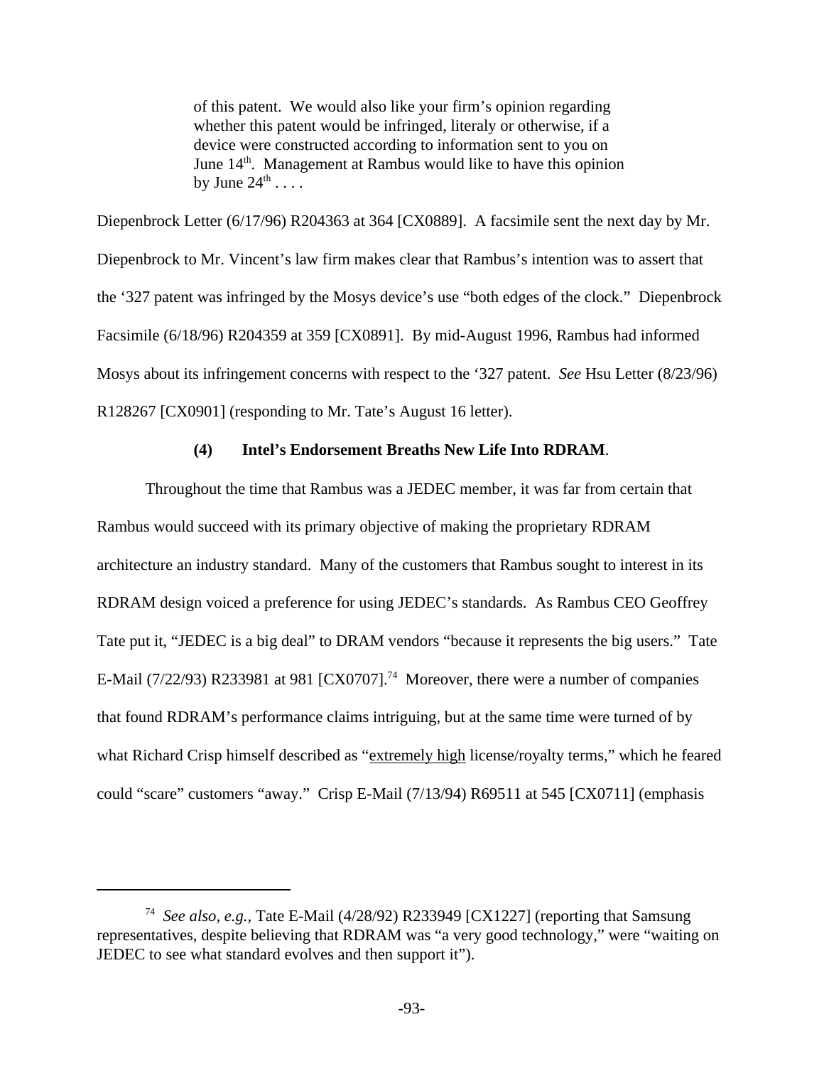> of this patent. We would also like your firm's opinion regarding whether this patent would be infringed, literaly or otherwise, if a device were constructed according to information sent to you on June 14th. Management at Rambus would like to have this opinion by June 24th . . . .

Diepenbrock Letter (6/17/96) R204363 at 364 [CX0889]. A facsimile sent the next day by Mr. Diepenbrock to Mr. Vincent's law firm makes clear that Rambus's intention was to assert that the '327 patent was infringed by the Mosys device's use "both edges of the clock." Diepenbrock Facsimile (6/18/96) R204359 at 359 [CX0891]. By mid-August 1996, Rambus had informed Mosys about its infringement concerns with respect to the '327 patent. *See* Hsu Letter (8/23/96) R128267 [CX0901] (responding to Mr. Tate's August 16 letter).

**(4) Intel's Endorsement Breaths New Life Into RDRAM**.

Throughout the time that Rambus was a JEDEC member, it was far from certain that Rambus would succeed with its primary objective of making the proprietary RDRAM architecture an industry standard. Many of the customers that Rambus sought to interest in its RDRAM design voiced a preference for using JEDEC's standards. As Rambus CEO Geoffrey Tate put it, "JEDEC is a big deal" to DRAM vendors "because it represents the big users." Tate E-Mail (7/22/93) R233981 at 981 [CX0707].[74] Moreover, there were a number of companies that found RDRAM's performance claims intriguing, but at the same time were turned of by what Richard Crisp himself described as "<u>extremely high</u> license/royalty terms," which he feared could "scare" customers "away." Crisp E-Mail (7/13/94) R69511 at 545 [CX0711] (emphasis

---

[74] *See also, e.g.*, Tate E-Mail (4/28/92) R233949 [CX1227] (reporting that Samsung representatives, despite believing that RDRAM was "a very good technology," were "waiting on JEDEC to see what standard evolves and then support it").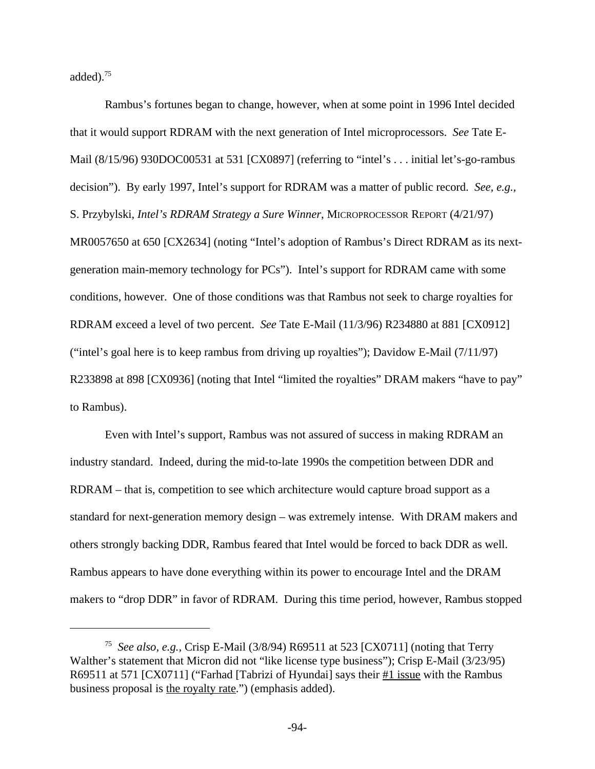added).[75]

Rambus's fortunes began to change, however, when at some point in 1996 Intel decided that it would support RDRAM with the next generation of Intel microprocessors. *See* Tate E-Mail (8/15/96) 930DOC00531 at 531 [CX0897] (referring to "intel's . . . initial let's-go-rambus decision"). By early 1997, Intel's support for RDRAM was a matter of public record. *See, e.g.*, S. Przybylski, *Intel's RDRAM Strategy a Sure Winner*, MICROPROCESSOR REPORT (4/21/97) MR0057650 at 650 [CX2634] (noting "Intel's adoption of Rambus's Direct RDRAM as its next-generation main-memory technology for PCs"). Intel's support for RDRAM came with some conditions, however. One of those conditions was that Rambus not seek to charge royalties for RDRAM exceed a level of two percent. *See* Tate E-Mail (11/3/96) R234880 at 881 [CX0912] ("intel's goal here is to keep rambus from driving up royalties"); Davidow E-Mail (7/11/97) R233898 at 898 [CX0936] (noting that Intel "limited the royalties" DRAM makers "have to pay" to Rambus).

Even with Intel's support, Rambus was not assured of success in making RDRAM an industry standard. Indeed, during the mid-to-late 1990s the competition between DDR and RDRAM – that is, competition to see which architecture would capture broad support as a standard for next-generation memory design – was extremely intense. With DRAM makers and others strongly backing DDR, Rambus feared that Intel would be forced to back DDR as well. Rambus appears to have done everything within its power to encourage Intel and the DRAM makers to "drop DDR" in favor of RDRAM. During this time period, however, Rambus stopped

---

[75] *See also, e.g.*, Crisp E-Mail (3/8/94) R69511 at 523 [CX0711] (noting that Terry Walther's statement that Micron did not "like license type business"); Crisp E-Mail (3/23/95) R69511 at 571 [CX0711] ("Farhad [Tabrizi of Hyundai] says their <u>#1 issue</u> with the Rambus business proposal is <u>the royalty rate</u>.") (emphasis added).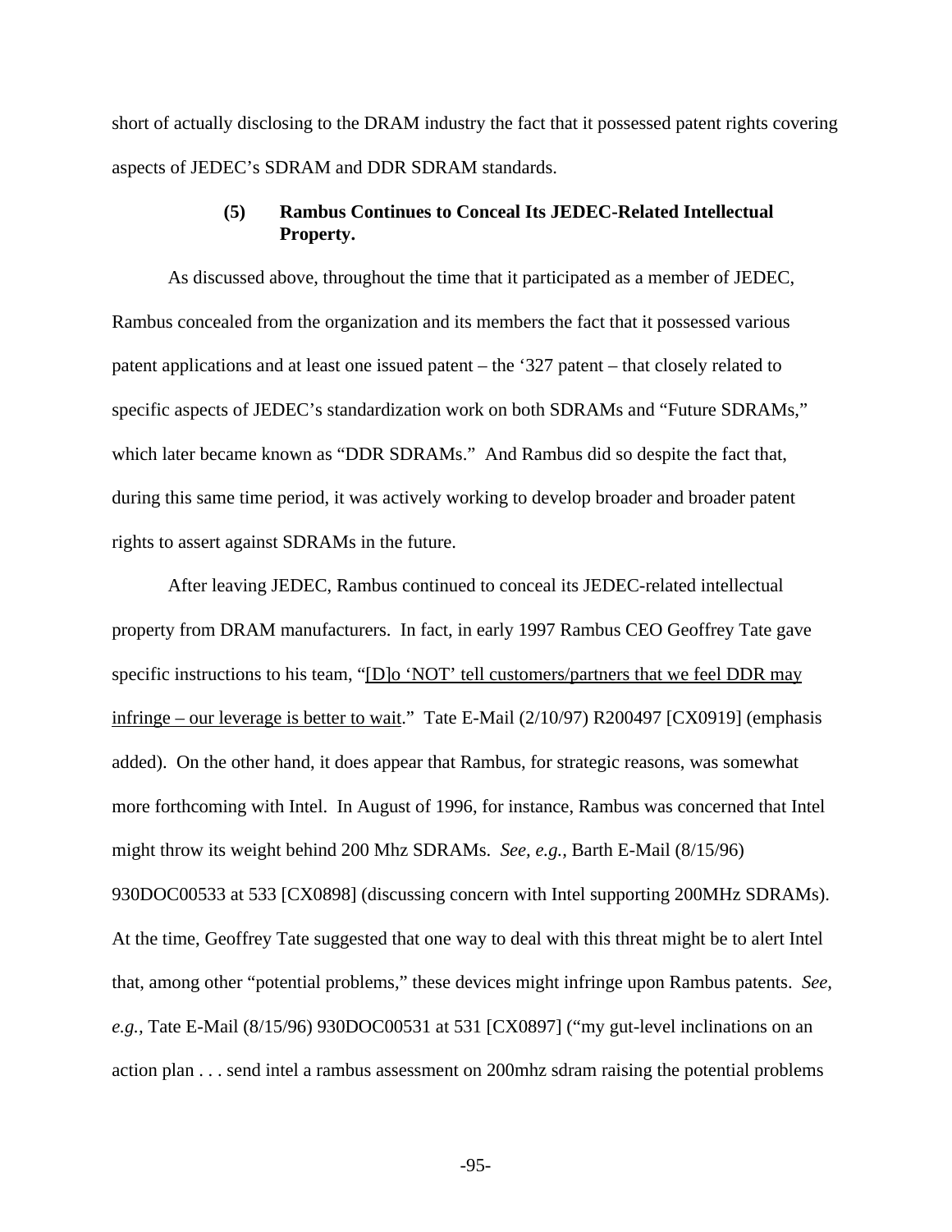short of actually disclosing to the DRAM industry the fact that it possessed patent rights covering aspects of JEDEC's SDRAM and DDR SDRAM standards.

#### (5) Rambus Continues to Conceal Its JEDEC-Related Intellectual Property.

As discussed above, throughout the time that it participated as a member of JEDEC, Rambus concealed from the organization and its members the fact that it possessed various patent applications and at least one issued patent – the '327 patent – that closely related to specific aspects of JEDEC's standardization work on both SDRAMs and "Future SDRAMs," which later became known as "DDR SDRAMs." And Rambus did so despite the fact that, during this same time period, it was actively working to develop broader and broader patent rights to assert against SDRAMs in the future.

After leaving JEDEC, Rambus continued to conceal its JEDEC-related intellectual property from DRAM manufacturers. In fact, in early 1997 Rambus CEO Geoffrey Tate gave specific instructions to his team, "<u>[D]o 'NOT' tell customers/partners that we feel DDR may infringe – our leverage is better to wait</u>." Tate E-Mail (2/10/97) R200497 [CX0919] (emphasis added). On the other hand, it does appear that Rambus, for strategic reasons, was somewhat more forthcoming with Intel. In August of 1996, for instance, Rambus was concerned that Intel might throw its weight behind 200 Mhz SDRAMs. *See, e.g.*, Barth E-Mail (8/15/96) 930DOC00533 at 533 [CX0898] (discussing concern with Intel supporting 200MHz SDRAMs). At the time, Geoffrey Tate suggested that one way to deal with this threat might be to alert Intel that, among other "potential problems," these devices might infringe upon Rambus patents. *See, e.g.*, Tate E-Mail (8/15/96) 930DOC00531 at 531 [CX0897] ("my gut-level inclinations on an action plan . . . send intel a rambus assessment on 200mhz sdram raising the potential problems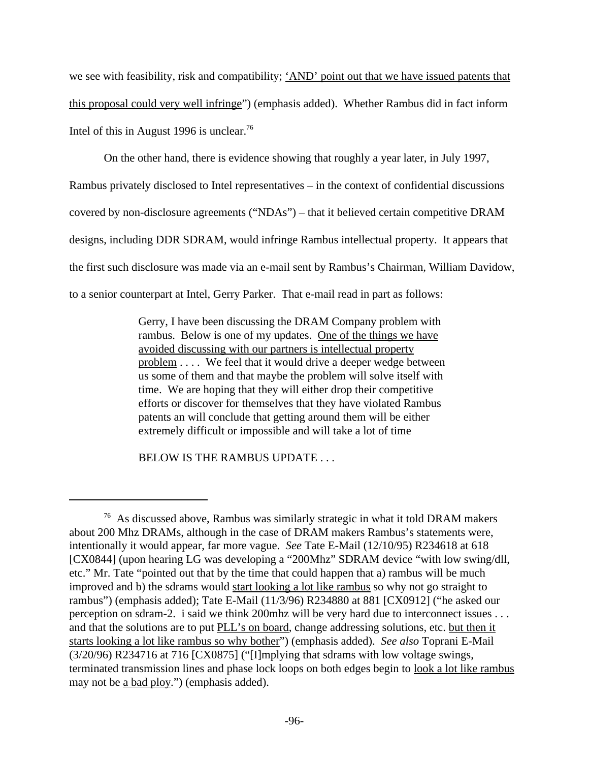we see with feasibility, risk and compatibility; 'AND' point out that we have issued patents that this proposal could very well infringe") (emphasis added). Whether Rambus did in fact inform Intel of this in August 1996 is unclear.[76]

On the other hand, there is evidence showing that roughly a year later, in July 1997, Rambus privately disclosed to Intel representatives – in the context of confidential discussions covered by non-disclosure agreements ("NDAs") – that it believed certain competitive DRAM designs, including DDR SDRAM, would infringe Rambus intellectual property. It appears that the first such disclosure was made via an e-mail sent by Rambus's Chairman, William Davidow, to a senior counterpart at Intel, Gerry Parker. That e-mail read in part as follows:

> Gerry, I have been discussing the DRAM Company problem with rambus. Below is one of my updates. One of the things we have avoided discussing with our partners is intellectual property problem . . . . We feel that it would drive a deeper wedge between us some of them and that maybe the problem will solve itself with time. We are hoping that they will either drop their competitive efforts or discover for themselves that they have violated Rambus patents an will conclude that getting around them will be either extremely difficult or impossible and will take a lot of time
>
> BELOW IS THE RAMBUS UPDATE . . .

---

[76] As discussed above, Rambus was similarly strategic in what it told DRAM makers about 200 Mhz DRAMs, although in the case of DRAM makers Rambus's statements were, intentionally it would appear, far more vague. *See* Tate E-Mail (12/10/95) R234618 at 618 [CX0844] (upon hearing LG was developing a "200Mhz" SDRAM device "with low swing/dll, etc." Mr. Tate "pointed out that by the time that could happen that a) rambus will be much improved and b) the sdrams would start looking a lot like rambus so why not go straight to rambus") (emphasis added); Tate E-Mail (11/3/96) R234880 at 881 [CX0912] ("he asked our perception on sdram-2. i said we think 200mhz will be very hard due to interconnect issues . . . and that the solutions are to put PLL's on board, change addressing solutions, etc. but then it starts looking a lot like rambus so why bother") (emphasis added). *See also* Toprani E-Mail (3/20/96) R234716 at 716 [CX0875] ("[I]mplying that sdrams with low voltage swings, terminated transmission lines and phase lock loops on both edges begin to look a lot like rambus may not be a bad ploy.") (emphasis added).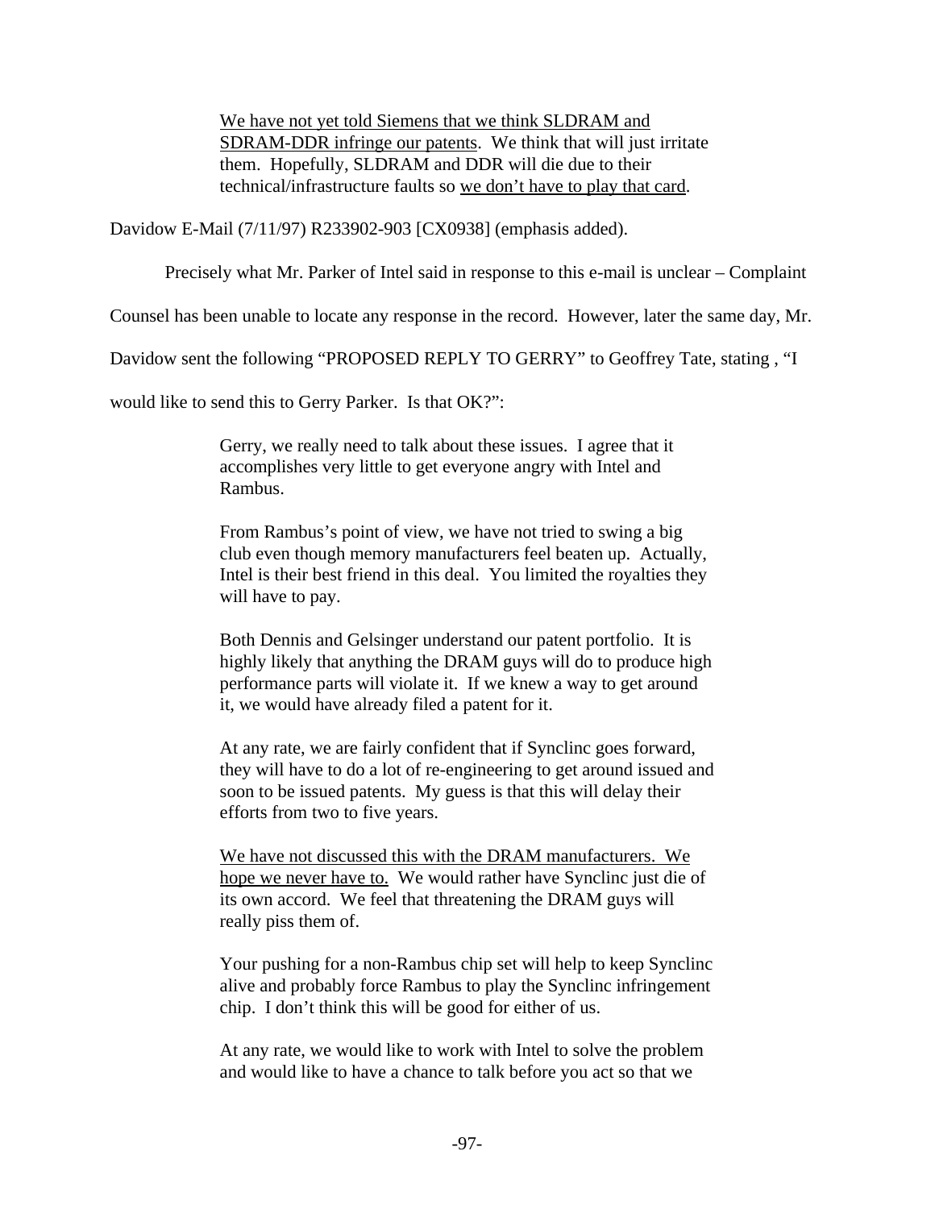> <u>We have not yet told Siemens that we think SLDRAM and SDRAM-DDR infringe our patents</u>. We think that will just irritate them. Hopefully, SLDRAM and DDR will die due to their technical/infrastructure faults so <u>we don't have to play that card</u>.

Davidow E-Mail (7/11/97) R233902-903 [CX0938] (emphasis added).

Precisely what Mr. Parker of Intel said in response to this e-mail is unclear – Complaint Counsel has been unable to locate any response in the record. However, later the same day, Mr. Davidow sent the following "PROPOSED REPLY TO GERRY" to Geoffrey Tate, stating , "I would like to send this to Gerry Parker. Is that OK?":

> Gerry, we really need to talk about these issues. I agree that it accomplishes very little to get everyone angry with Intel and Rambus.
>
> From Rambus's point of view, we have not tried to swing a big club even though memory manufacturers feel beaten up. Actually, Intel is their best friend in this deal. You limited the royalties they will have to pay.
>
> Both Dennis and Gelsinger understand our patent portfolio. It is highly likely that anything the DRAM guys will do to produce high performance parts will violate it. If we knew a way to get around it, we would have already filed a patent for it.
>
> At any rate, we are fairly confident that if Synclinc goes forward, they will have to do a lot of re-engineering to get around issued and soon to be issued patents. My guess is that this will delay their efforts from two to five years.
>
> <u>We have not discussed this with the DRAM manufacturers. We hope we never have to.</u> We would rather have Synclinc just die of its own accord. We feel that threatening the DRAM guys will really piss them of.
>
> Your pushing for a non-Rambus chip set will help to keep Synclinc alive and probably force Rambus to play the Synclinc infringement chip. I don't think this will be good for either of us.
>
> At any rate, we would like to work with Intel to solve the problem and would like to have a chance to talk before you act so that we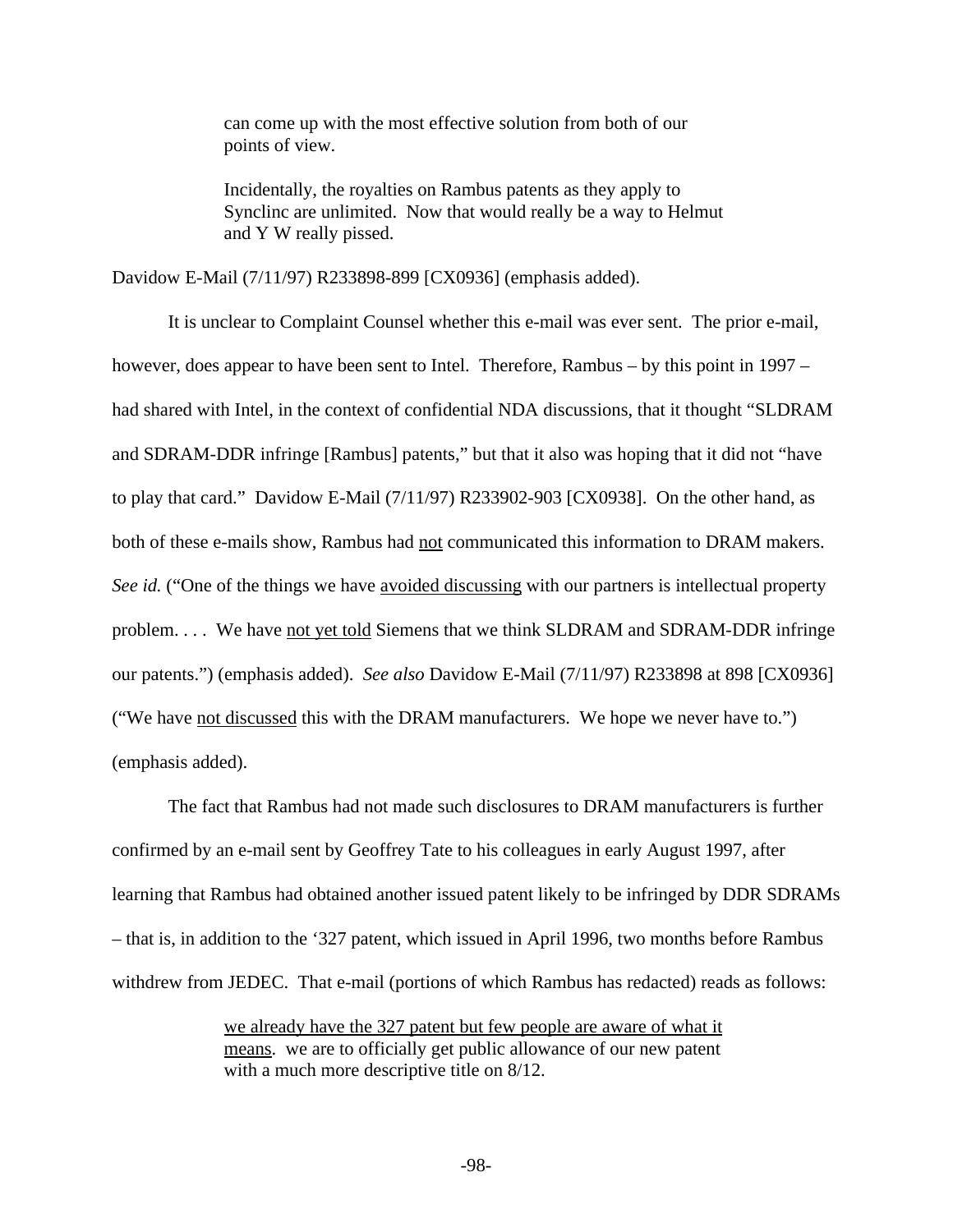> can come up with the most effective solution from both of our points of view.
>
> Incidentally, the royalties on Rambus patents as they apply to Synclinc are unlimited. Now that would really be a way to Helmut and Y W really pissed.

Davidow E-Mail (7/11/97) R233898-899 [CX0936] (emphasis added).

It is unclear to Complaint Counsel whether this e-mail was ever sent. The prior e-mail, however, does appear to have been sent to Intel. Therefore, Rambus – by this point in 1997 – had shared with Intel, in the context of confidential NDA discussions, that it thought "SLDRAM and SDRAM-DDR infringe [Rambus] patents," but that it also was hoping that it did not "have to play that card." Davidow E-Mail (7/11/97) R233902-903 [CX0938]. On the other hand, as both of these e-mails show, Rambus had <u>not</u> communicated this information to DRAM makers. *See id.* ("One of the things we have <u>avoided discussing</u> with our partners is intellectual property problem. . . . We have <u>not yet told</u> Siemens that we think SLDRAM and SDRAM-DDR infringe our patents.") (emphasis added). *See also* Davidow E-Mail (7/11/97) R233898 at 898 [CX0936] ("We have <u>not discussed</u> this with the DRAM manufacturers. We hope we never have to.") (emphasis added).

The fact that Rambus had not made such disclosures to DRAM manufacturers is further confirmed by an e-mail sent by Geoffrey Tate to his colleagues in early August 1997, after learning that Rambus had obtained another issued patent likely to be infringed by DDR SDRAMs – that is, in addition to the '327 patent, which issued in April 1996, two months before Rambus withdrew from JEDEC. That e-mail (portions of which Rambus has redacted) reads as follows:

> <u>we already have the 327 patent but few people are aware of what it means</u>. we are to officially get public allowance of our new patent with a much more descriptive title on 8/12.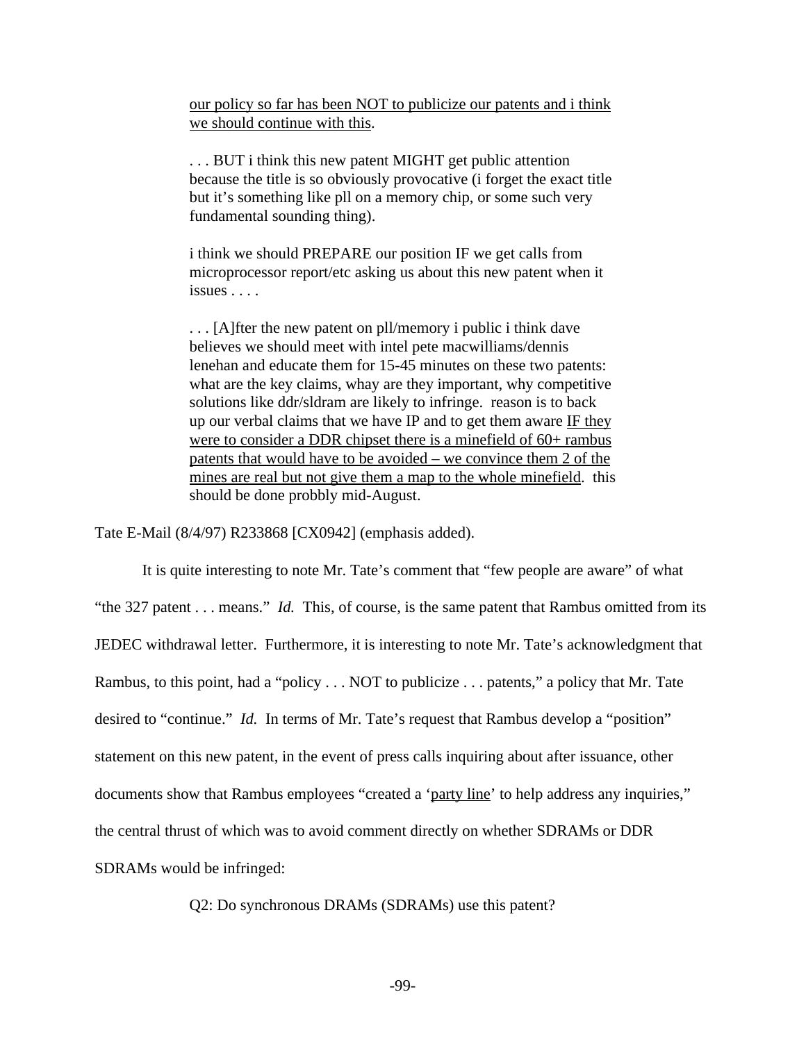> <u>our policy so far has been NOT to publicize our patents and i think we should continue with this</u>.
>
> . . . BUT i think this new patent MIGHT get public attention because the title is so obviously provocative (i forget the exact title but it's something like pll on a memory chip, or some such very fundamental sounding thing).
>
> i think we should PREPARE our position IF we get calls from microprocessor report/etc asking us about this new patent when it issues . . . .
>
> . . . [A]fter the new patent on pll/memory i public i think dave believes we should meet with intel pete macwilliams/dennis lenehan and educate them for 15-45 minutes on these two patents: what are the key claims, whay are they important, why competitive solutions like ddr/sldram are likely to infringe. reason is to back up our verbal claims that we have IP and to get them aware <u>IF they were to consider a DDR chipset there is a minefield of 60+ rambus patents that would have to be avoided – we convince them 2 of the mines are real but not give them a map to the whole minefield</u>. this should be done probbly mid-August.

Tate E-Mail (8/4/97) R233868 [CX0942] (emphasis added).

It is quite interesting to note Mr. Tate's comment that "few people are aware" of what "the 327 patent . . . means." *Id.* This, of course, is the same patent that Rambus omitted from its JEDEC withdrawal letter. Furthermore, it is interesting to note Mr. Tate's acknowledgment that Rambus, to this point, had a "policy . . . NOT to publicize . . . patents," a policy that Mr. Tate desired to "continue." *Id.* In terms of Mr. Tate's request that Rambus develop a "position" statement on this new patent, in the event of press calls inquiring about after issuance, other documents show that Rambus employees "created a '<u>party line</u>' to help address any inquiries," the central thrust of which was to avoid comment directly on whether SDRAMs or DDR SDRAMs would be infringed:

> Q2: Do synchronous DRAMs (SDRAMs) use this patent?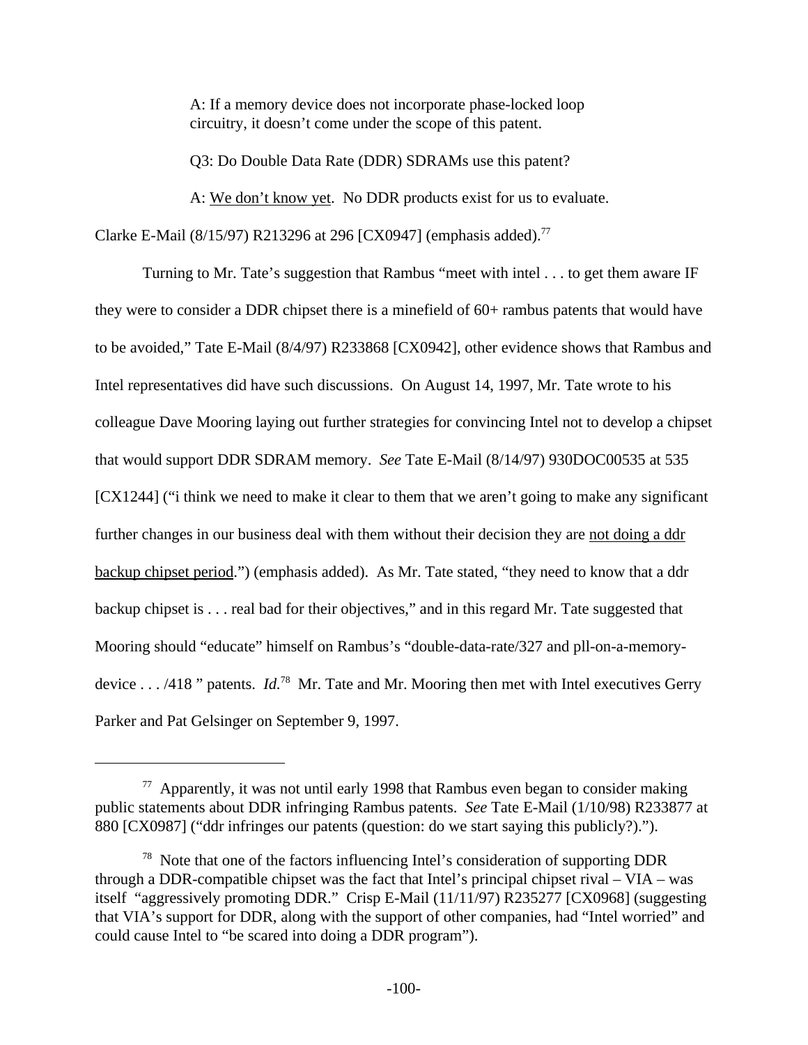> A: If a memory device does not incorporate phase-locked loop circuitry, it doesn't come under the scope of this patent.
>
> Q3: Do Double Data Rate (DDR) SDRAMs use this patent?
>
> A: We don't know yet. No DDR products exist for us to evaluate.

Clarke E-Mail (8/15/97) R213296 at 296 [CX0947] (emphasis added).[77]

Turning to Mr. Tate's suggestion that Rambus "meet with intel . . . to get them aware IF they were to consider a DDR chipset there is a minefield of 60+ rambus patents that would have to be avoided," Tate E-Mail (8/4/97) R233868 [CX0942], other evidence shows that Rambus and Intel representatives did have such discussions. On August 14, 1997, Mr. Tate wrote to his colleague Dave Mooring laying out further strategies for convincing Intel not to develop a chipset that would support DDR SDRAM memory. *See* Tate E-Mail (8/14/97) 930DOC00535 at 535 [CX1244] ("i think we need to make it clear to them that we aren't going to make any significant further changes in our business deal with them without their decision they are not doing a ddr backup chipset period.") (emphasis added). As Mr. Tate stated, "they need to know that a ddr backup chipset is . . . real bad for their objectives," and in this regard Mr. Tate suggested that Mooring should "educate" himself on Rambus's "double-data-rate/327 and pll-on-a-memory-device . . . /418 " patents. *Id.*[78] Mr. Tate and Mr. Mooring then met with Intel executives Gerry Parker and Pat Gelsinger on September 9, 1997.

---

[77] Apparently, it was not until early 1998 that Rambus even began to consider making public statements about DDR infringing Rambus patents. *See* Tate E-Mail (1/10/98) R233877 at 880 [CX0987] ("ddr infringes our patents (question: do we start saying this publicly?).").

[78] Note that one of the factors influencing Intel's consideration of supporting DDR through a DDR-compatible chipset was the fact that Intel's principal chipset rival – VIA – was itself "aggressively promoting DDR." Crisp E-Mail (11/11/97) R235277 [CX0968] (suggesting that VIA's support for DDR, along with the support of other companies, had "Intel worried" and could cause Intel to "be scared into doing a DDR program").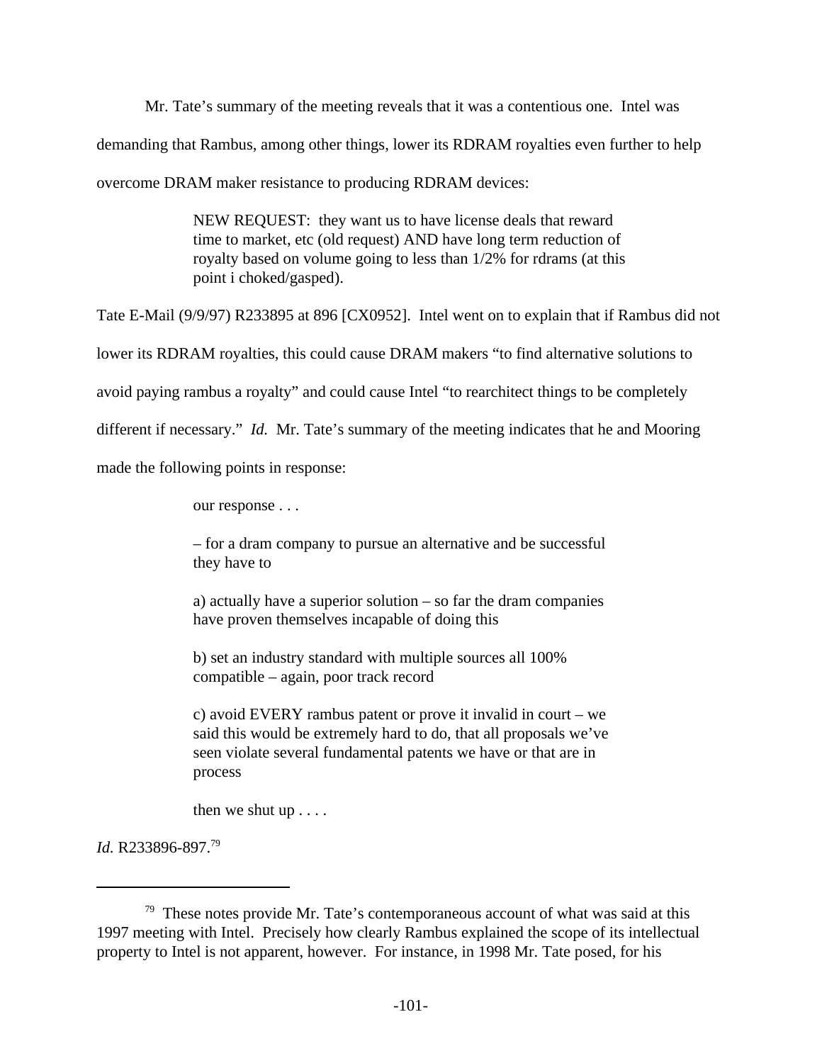Mr. Tate's summary of the meeting reveals that it was a contentious one. Intel was demanding that Rambus, among other things, lower its RDRAM royalties even further to help overcome DRAM maker resistance to producing RDRAM devices:

> NEW REQUEST: they want us to have license deals that reward time to market, etc (old request) AND have long term reduction of royalty based on volume going to less than 1/2% for rdrams (at this point i choked/gasped).

Tate E-Mail (9/9/97) R233895 at 896 [CX0952]. Intel went on to explain that if Rambus did not lower its RDRAM royalties, this could cause DRAM makers "to find alternative solutions to avoid paying rambus a royalty" and could cause Intel "to rearchitect things to be completely different if necessary." *Id.* Mr. Tate's summary of the meeting indicates that he and Mooring made the following points in response:

> our response . . .
>
> – for a dram company to pursue an alternative and be successful they have to
>
> a) actually have a superior solution – so far the dram companies have proven themselves incapable of doing this
>
> b) set an industry standard with multiple sources all 100% compatible – again, poor track record
>
> c) avoid EVERY rambus patent or prove it invalid in court – we said this would be extremely hard to do, that all proposals we've seen violate several fundamental patents we have or that are in process
>
> then we shut up . . . .

*Id.* R233896-897.[79]

---

[79] These notes provide Mr. Tate's contemporaneous account of what was said at this 1997 meeting with Intel. Precisely how clearly Rambus explained the scope of its intellectual property to Intel is not apparent, however. For instance, in 1998 Mr. Tate posed, for his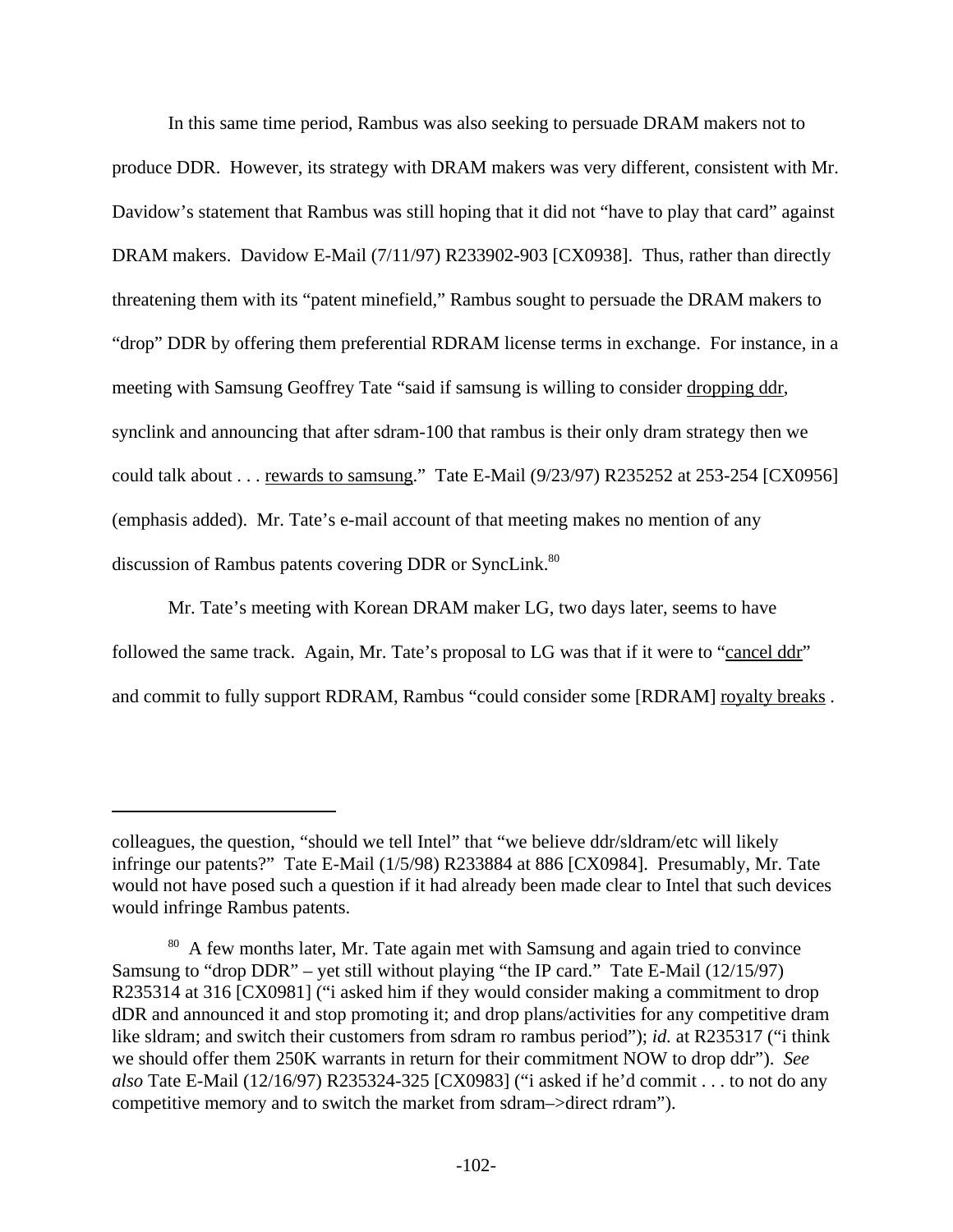In this same time period, Rambus was also seeking to persuade DRAM makers not to produce DDR. However, its strategy with DRAM makers was very different, consistent with Mr. Davidow's statement that Rambus was still hoping that it did not "have to play that card" against DRAM makers. Davidow E-Mail (7/11/97) R233902-903 [CX0938]. Thus, rather than directly threatening them with its "patent minefield," Rambus sought to persuade the DRAM makers to "drop" DDR by offering them preferential RDRAM license terms in exchange. For instance, in a meeting with Samsung Geoffrey Tate "said if samsung is willing to consider <u>dropping ddr</u>, synclink and announcing that after sdram-100 that rambus is their only dram strategy then we could talk about . . . <u>rewards to samsung</u>." Tate E-Mail (9/23/97) R235252 at 253-254 [CX0956] (emphasis added). Mr. Tate's e-mail account of that meeting makes no mention of any discussion of Rambus patents covering DDR or SyncLink.[80]

Mr. Tate's meeting with Korean DRAM maker LG, two days later, seems to have followed the same track. Again, Mr. Tate's proposal to LG was that if it were to "<u>cancel ddr</u>" and commit to fully support RDRAM, Rambus "could consider some [RDRAM] <u>royalty breaks</u> .

---

colleagues, the question, "should we tell Intel" that "we believe ddr/sldram/etc will likely infringe our patents?" Tate E-Mail (1/5/98) R233884 at 886 [CX0984]. Presumably, Mr. Tate would not have posed such a question if it had already been made clear to Intel that such devices would infringe Rambus patents.

[80] A few months later, Mr. Tate again met with Samsung and again tried to convince Samsung to "drop DDR" – yet still without playing "the IP card." Tate E-Mail (12/15/97) R235314 at 316 [CX0981] ("i asked him if they would consider making a commitment to drop dDR and announced it and stop promoting it; and drop plans/activities for any competitive dram like sldram; and switch their customers from sdram ro rambus period"); *id.* at R235317 ("i think we should offer them 250K warrants in return for their commitment NOW to drop ddr"). *See also* Tate E-Mail (12/16/97) R235324-325 [CX0983] ("i asked if he'd commit . . . to not do any competitive memory and to switch the market from sdram–>direct rdram").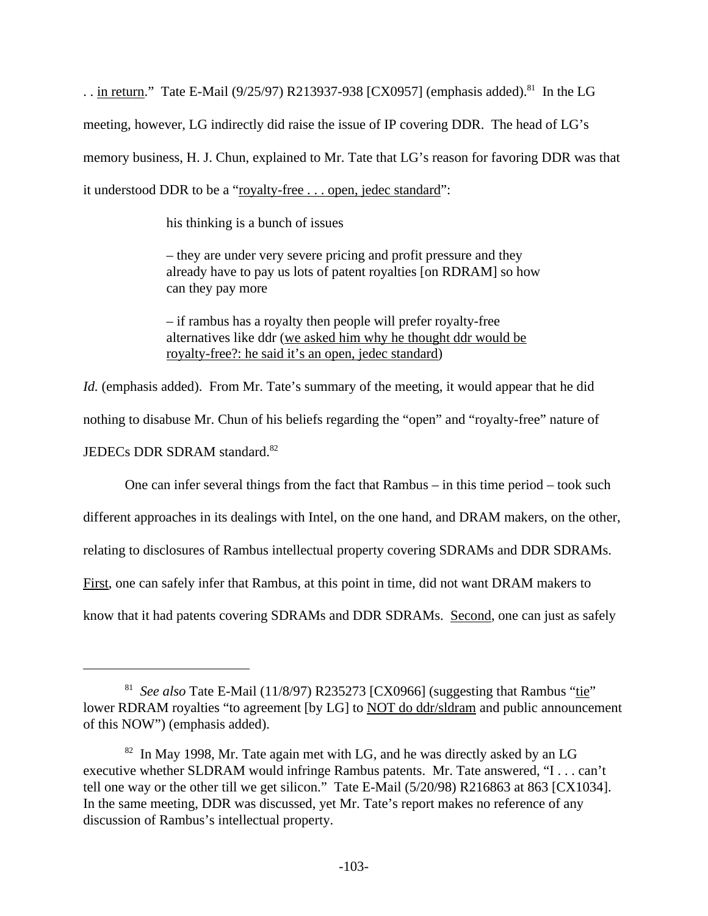. . in return." Tate E-Mail (9/25/97) R213937-938 [CX0957] (emphasis added).[81] In the LG meeting, however, LG indirectly did raise the issue of IP covering DDR. The head of LG's memory business, H. J. Chun, explained to Mr. Tate that LG's reason for favoring DDR was that it understood DDR to be a "royalty-free . . . open, jedec standard":

> his thinking is a bunch of issues
>
> – they are under very severe pricing and profit pressure and they already have to pay us lots of patent royalties [on RDRAM] so how can they pay more
>
> – if rambus has a royalty then people will prefer royalty-free alternatives like ddr (we asked him why he thought ddr would be royalty-free?: he said it's an open, jedec standard)

*Id.* (emphasis added). From Mr. Tate's summary of the meeting, it would appear that he did nothing to disabuse Mr. Chun of his beliefs regarding the "open" and "royalty-free" nature of JEDECs DDR SDRAM standard.[82]

One can infer several things from the fact that Rambus – in this time period – took such different approaches in its dealings with Intel, on the one hand, and DRAM makers, on the other, relating to disclosures of Rambus intellectual property covering SDRAMs and DDR SDRAMs. First, one can safely infer that Rambus, at this point in time, did not want DRAM makers to know that it had patents covering SDRAMs and DDR SDRAMs. Second, one can just as safely

---

[81] *See also* Tate E-Mail (11/8/97) R235273 [CX0966] (suggesting that Rambus "tie" lower RDRAM royalties "to agreement [by LG] to NOT do ddr/sldram and public announcement of this NOW") (emphasis added).

[82] In May 1998, Mr. Tate again met with LG, and he was directly asked by an LG executive whether SLDRAM would infringe Rambus patents. Mr. Tate answered, "I . . . can't tell one way or the other till we get silicon." Tate E-Mail (5/20/98) R216863 at 863 [CX1034]. In the same meeting, DDR was discussed, yet Mr. Tate's report makes no reference of any discussion of Rambus's intellectual property.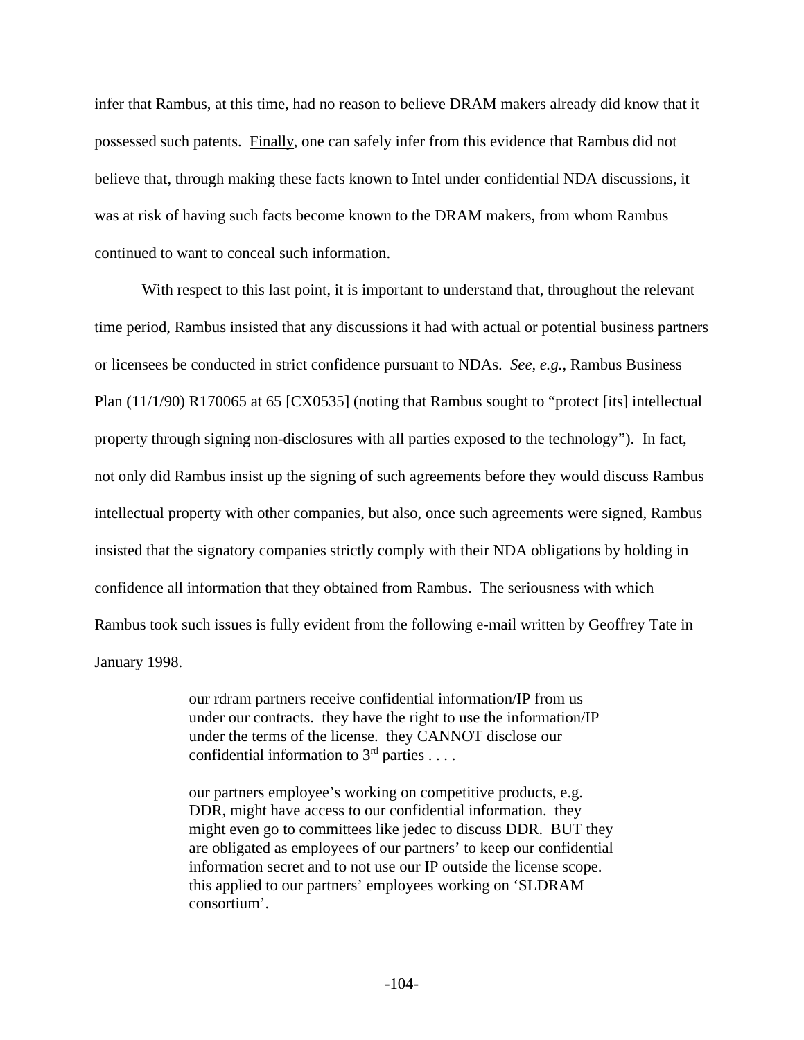infer that Rambus, at this time, had no reason to believe DRAM makers already did know that it possessed such patents. Finally, one can safely infer from this evidence that Rambus did not believe that, through making these facts known to Intel under confidential NDA discussions, it was at risk of having such facts become known to the DRAM makers, from whom Rambus continued to want to conceal such information.

With respect to this last point, it is important to understand that, throughout the relevant time period, Rambus insisted that any discussions it had with actual or potential business partners or licensees be conducted in strict confidence pursuant to NDAs. *See, e.g.*, Rambus Business Plan (11/1/90) R170065 at 65 [CX0535] (noting that Rambus sought to "protect [its] intellectual property through signing non-disclosures with all parties exposed to the technology"). In fact, not only did Rambus insist up the signing of such agreements before they would discuss Rambus intellectual property with other companies, but also, once such agreements were signed, Rambus insisted that the signatory companies strictly comply with their NDA obligations by holding in confidence all information that they obtained from Rambus. The seriousness with which Rambus took such issues is fully evident from the following e-mail written by Geoffrey Tate in January 1998.

> our rdram partners receive confidential information/IP from us under our contracts. they have the right to use the information/IP under the terms of the license. they CANNOT disclose our confidential information to 3rd parties . . . .
>
> our partners employee's working on competitive products, e.g. DDR, might have access to our confidential information. they might even go to committees like jedec to discuss DDR. BUT they are obligated as employees of our partners' to keep our confidential information secret and to not use our IP outside the license scope. this applied to our partners' employees working on 'SLDRAM consortium'.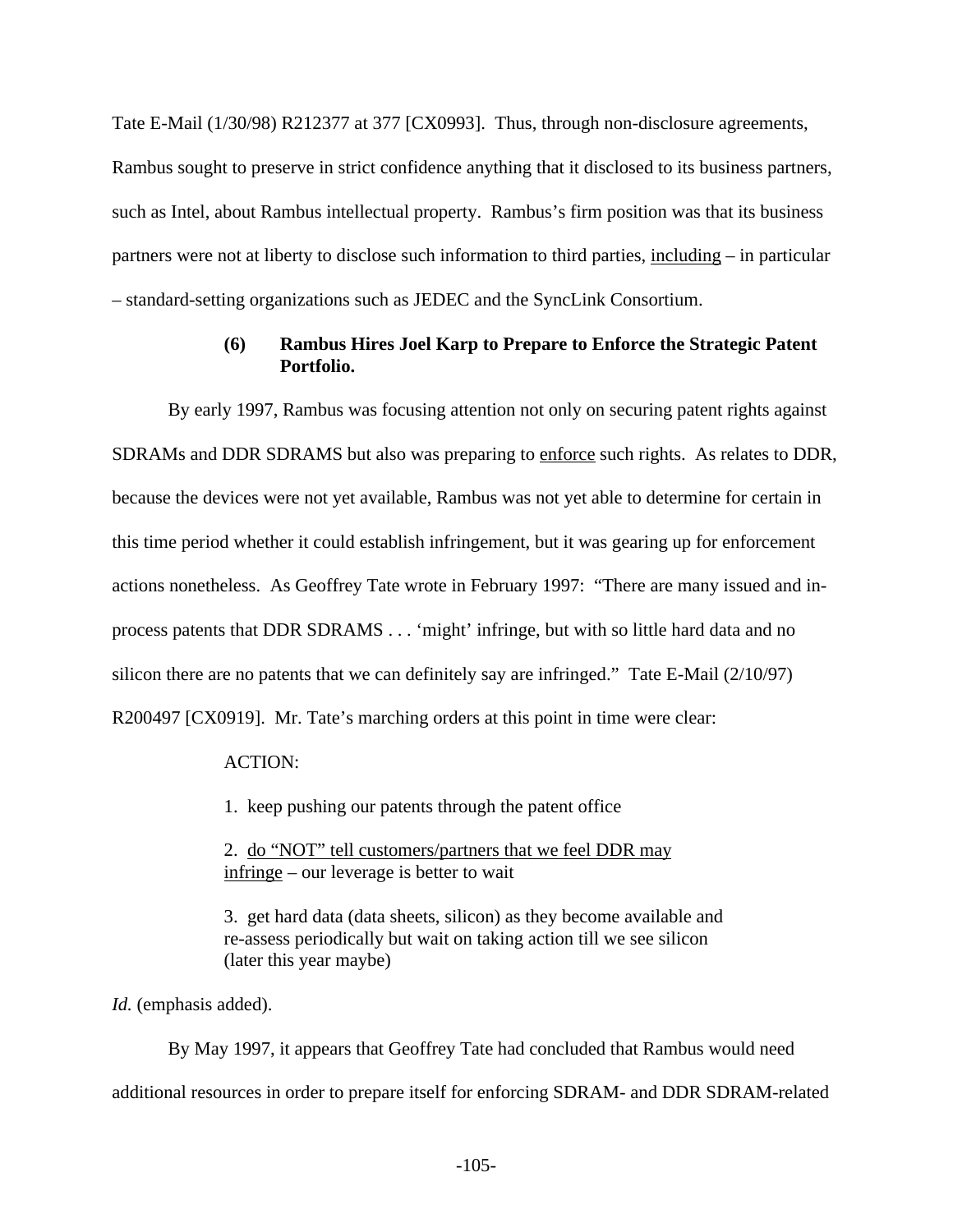Tate E-Mail (1/30/98) R212377 at 377 [CX0993]. Thus, through non-disclosure agreements, Rambus sought to preserve in strict confidence anything that it disclosed to its business partners, such as Intel, about Rambus intellectual property. Rambus's firm position was that its business partners were not at liberty to disclose such information to third parties, <u>including</u> – in particular – standard-setting organizations such as JEDEC and the SyncLink Consortium.

#### (6) Rambus Hires Joel Karp to Prepare to Enforce the Strategic Patent Portfolio.

By early 1997, Rambus was focusing attention not only on securing patent rights against SDRAMs and DDR SDRAMS but also was preparing to <u>enforce</u> such rights. As relates to DDR, because the devices were not yet available, Rambus was not yet able to determine for certain in this time period whether it could establish infringement, but it was gearing up for enforcement actions nonetheless. As Geoffrey Tate wrote in February 1997: "There are many issued and in-process patents that DDR SDRAMS . . . 'might' infringe, but with so little hard data and no silicon there are no patents that we can definitely say are infringed." Tate E-Mail (2/10/97) R200497 [CX0919]. Mr. Tate's marching orders at this point in time were clear:

> ACTION:
>
> 1. keep pushing our patents through the patent office
>
> 2. <u>do "NOT" tell customers/partners that we feel DDR may infringe</u> – our leverage is better to wait
>
> 3. get hard data (data sheets, silicon) as they become available and re-assess periodically but wait on taking action till we see silicon (later this year maybe)

*Id.* (emphasis added).

By May 1997, it appears that Geoffrey Tate had concluded that Rambus would need additional resources in order to prepare itself for enforcing SDRAM- and DDR SDRAM-related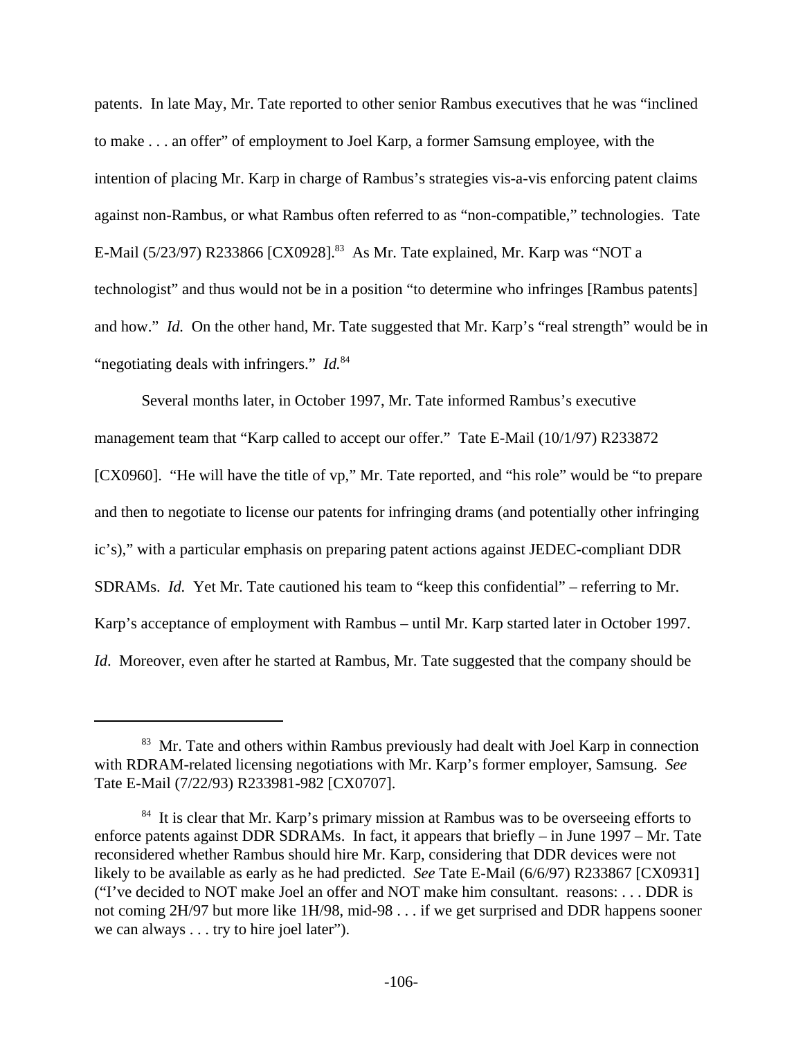patents. In late May, Mr. Tate reported to other senior Rambus executives that he was "inclined to make . . . an offer" of employment to Joel Karp, a former Samsung employee, with the intention of placing Mr. Karp in charge of Rambus's strategies vis-a-vis enforcing patent claims against non-Rambus, or what Rambus often referred to as "non-compatible," technologies. Tate E-Mail (5/23/97) R233866 [CX0928].[83] As Mr. Tate explained, Mr. Karp was "NOT a technologist" and thus would not be in a position "to determine who infringes [Rambus patents] and how." *Id.* On the other hand, Mr. Tate suggested that Mr. Karp's "real strength" would be in "negotiating deals with infringers." *Id.*[84]

Several months later, in October 1997, Mr. Tate informed Rambus's executive management team that "Karp called to accept our offer." Tate E-Mail (10/1/97) R233872 [CX0960]. "He will have the title of vp," Mr. Tate reported, and "his role" would be "to prepare and then to negotiate to license our patents for infringing drams (and potentially other infringing ic's)," with a particular emphasis on preparing patent actions against JEDEC-compliant DDR SDRAMs. *Id.* Yet Mr. Tate cautioned his team to "keep this confidential" – referring to Mr. Karp's acceptance of employment with Rambus – until Mr. Karp started later in October 1997. *Id.* Moreover, even after he started at Rambus, Mr. Tate suggested that the company should be

---

[83] Mr. Tate and others within Rambus previously had dealt with Joel Karp in connection with RDRAM-related licensing negotiations with Mr. Karp's former employer, Samsung. *See* Tate E-Mail (7/22/93) R233981-982 [CX0707].

[84] It is clear that Mr. Karp's primary mission at Rambus was to be overseeing efforts to enforce patents against DDR SDRAMs. In fact, it appears that briefly – in June 1997 – Mr. Tate reconsidered whether Rambus should hire Mr. Karp, considering that DDR devices were not likely to be available as early as he had predicted. *See* Tate E-Mail (6/6/97) R233867 [CX0931] ("I've decided to NOT make Joel an offer and NOT make him consultant. reasons: . . . DDR is not coming 2H/97 but more like 1H/98, mid-98 . . . if we get surprised and DDR happens sooner we can always . . . try to hire joel later").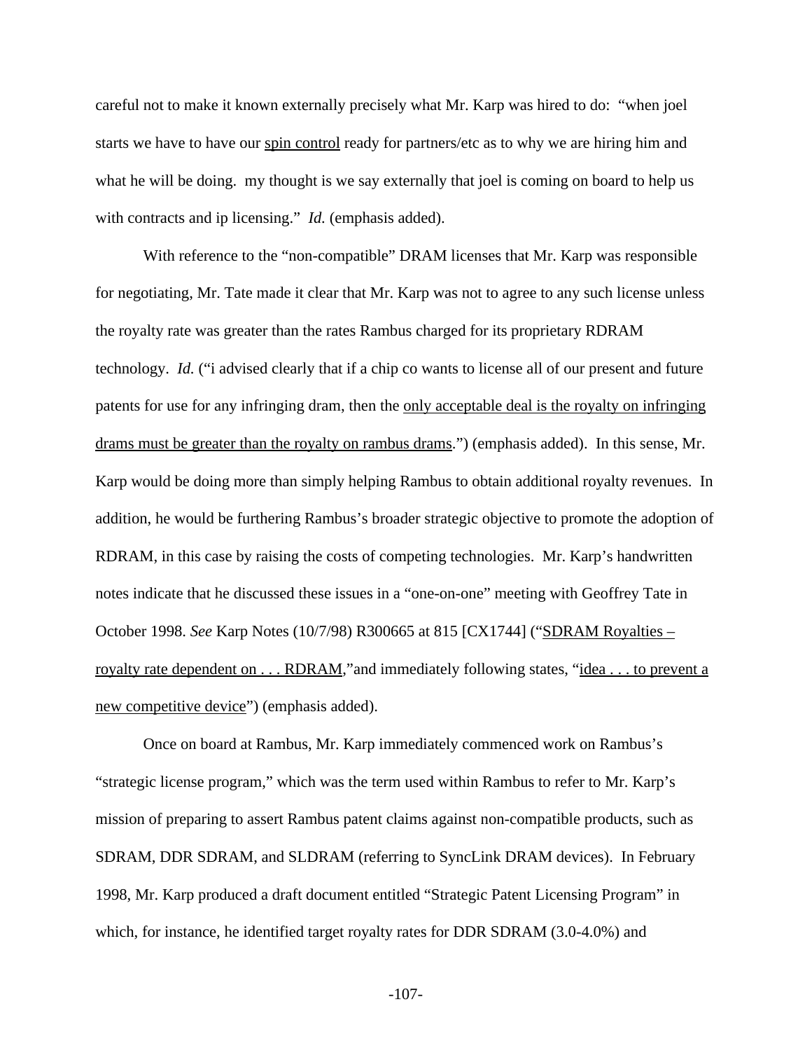careful not to make it known externally precisely what Mr. Karp was hired to do: "when joel starts we have to have our <u>spin control</u> ready for partners/etc as to why we are hiring him and what he will be doing. my thought is we say externally that joel is coming on board to help us with contracts and ip licensing." *Id.* (emphasis added).

With reference to the "non-compatible" DRAM licenses that Mr. Karp was responsible for negotiating, Mr. Tate made it clear that Mr. Karp was not to agree to any such license unless the royalty rate was greater than the rates Rambus charged for its proprietary RDRAM technology. *Id.* ("i advised clearly that if a chip co wants to license all of our present and future patents for use for any infringing dram, then the <u>only acceptable deal is the royalty on infringing drams must be greater than the royalty on rambus drams</u>.") (emphasis added). In this sense, Mr. Karp would be doing more than simply helping Rambus to obtain additional royalty revenues. In addition, he would be furthering Rambus's broader strategic objective to promote the adoption of RDRAM, in this case by raising the costs of competing technologies. Mr. Karp's handwritten notes indicate that he discussed these issues in a "one-on-one" meeting with Geoffrey Tate in October 1998. *See* Karp Notes (10/7/98) R300665 at 815 [CX1744] ("<u>SDRAM Royalties – royalty rate dependent on . . . RDRAM</u>,"and immediately following states, "<u>idea . . . to prevent a new competitive device</u>") (emphasis added).

Once on board at Rambus, Mr. Karp immediately commenced work on Rambus's "strategic license program," which was the term used within Rambus to refer to Mr. Karp's mission of preparing to assert Rambus patent claims against non-compatible products, such as SDRAM, DDR SDRAM, and SLDRAM (referring to SyncLink DRAM devices). In February 1998, Mr. Karp produced a draft document entitled "Strategic Patent Licensing Program" in which, for instance, he identified target royalty rates for DDR SDRAM (3.0-4.0%) and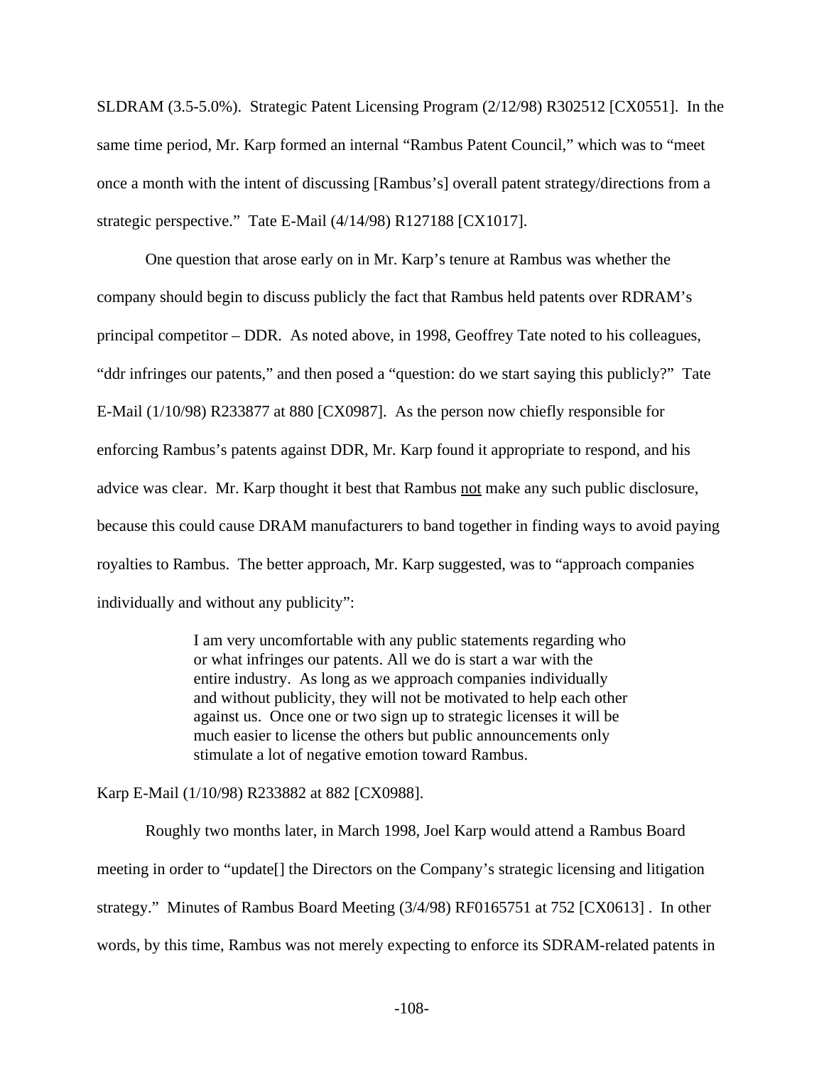SLDRAM (3.5-5.0%). Strategic Patent Licensing Program (2/12/98) R302512 [CX0551]. In the same time period, Mr. Karp formed an internal "Rambus Patent Council," which was to "meet once a month with the intent of discussing [Rambus's] overall patent strategy/directions from a strategic perspective." Tate E-Mail (4/14/98) R127188 [CX1017].

One question that arose early on in Mr. Karp's tenure at Rambus was whether the company should begin to discuss publicly the fact that Rambus held patents over RDRAM's principal competitor – DDR. As noted above, in 1998, Geoffrey Tate noted to his colleagues, "ddr infringes our patents," and then posed a "question: do we start saying this publicly?" Tate E-Mail (1/10/98) R233877 at 880 [CX0987]. As the person now chiefly responsible for enforcing Rambus's patents against DDR, Mr. Karp found it appropriate to respond, and his advice was clear. Mr. Karp thought it best that Rambus <u>not</u> make any such public disclosure, because this could cause DRAM manufacturers to band together in finding ways to avoid paying royalties to Rambus. The better approach, Mr. Karp suggested, was to "approach companies individually and without any publicity":

> I am very uncomfortable with any public statements regarding who or what infringes our patents. All we do is start a war with the entire industry. As long as we approach companies individually and without publicity, they will not be motivated to help each other against us. Once one or two sign up to strategic licenses it will be much easier to license the others but public announcements only stimulate a lot of negative emotion toward Rambus.

Karp E-Mail (1/10/98) R233882 at 882 [CX0988].

Roughly two months later, in March 1998, Joel Karp would attend a Rambus Board meeting in order to "update[] the Directors on the Company's strategic licensing and litigation strategy." Minutes of Rambus Board Meeting (3/4/98) RF0165751 at 752 [CX0613] . In other words, by this time, Rambus was not merely expecting to enforce its SDRAM-related patents in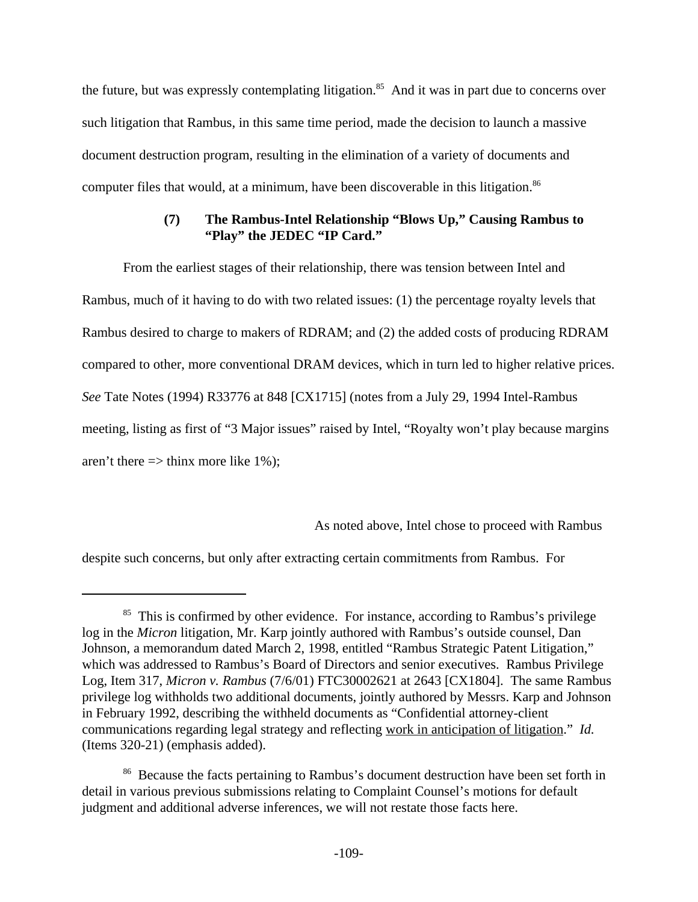the future, but was expressly contemplating litigation.[85] And it was in part due to concerns over such litigation that Rambus, in this same time period, made the decision to launch a massive document destruction program, resulting in the elimination of a variety of documents and computer files that would, at a minimum, have been discoverable in this litigation.[86]

### (7) The Rambus-Intel Relationship "Blows Up," Causing Rambus to "Play" the JEDEC "IP Card."

From the earliest stages of their relationship, there was tension between Intel and Rambus, much of it having to do with two related issues: (1) the percentage royalty levels that Rambus desired to charge to makers of RDRAM; and (2) the added costs of producing RDRAM compared to other, more conventional DRAM devices, which in turn led to higher relative prices. *See* Tate Notes (1994) R33776 at 848 [CX1715] (notes from a July 29, 1994 Intel-Rambus meeting, listing as first of "3 Major issues" raised by Intel, "Royalty won't play because margins aren't there => thinx more like 1%);

As noted above, Intel chose to proceed with Rambus despite such concerns, but only after extracting certain commitments from Rambus. For

---

[85] This is confirmed by other evidence. For instance, according to Rambus's privilege log in the *Micron* litigation, Mr. Karp jointly authored with Rambus's outside counsel, Dan Johnson, a memorandum dated March 2, 1998, entitled "Rambus Strategic Patent Litigation," which was addressed to Rambus's Board of Directors and senior executives. Rambus Privilege Log, Item 317, *Micron v. Rambus* (7/6/01) FTC30002621 at 2643 [CX1804]. The same Rambus privilege log withholds two additional documents, jointly authored by Messrs. Karp and Johnson in February 1992, describing the withheld documents as "Confidential attorney-client communications regarding legal strategy and reflecting work in anticipation of litigation." *Id.* (Items 320-21) (emphasis added).

[86] Because the facts pertaining to Rambus's document destruction have been set forth in detail in various previous submissions relating to Complaint Counsel's motions for default judgment and additional adverse inferences, we will not restate those facts here.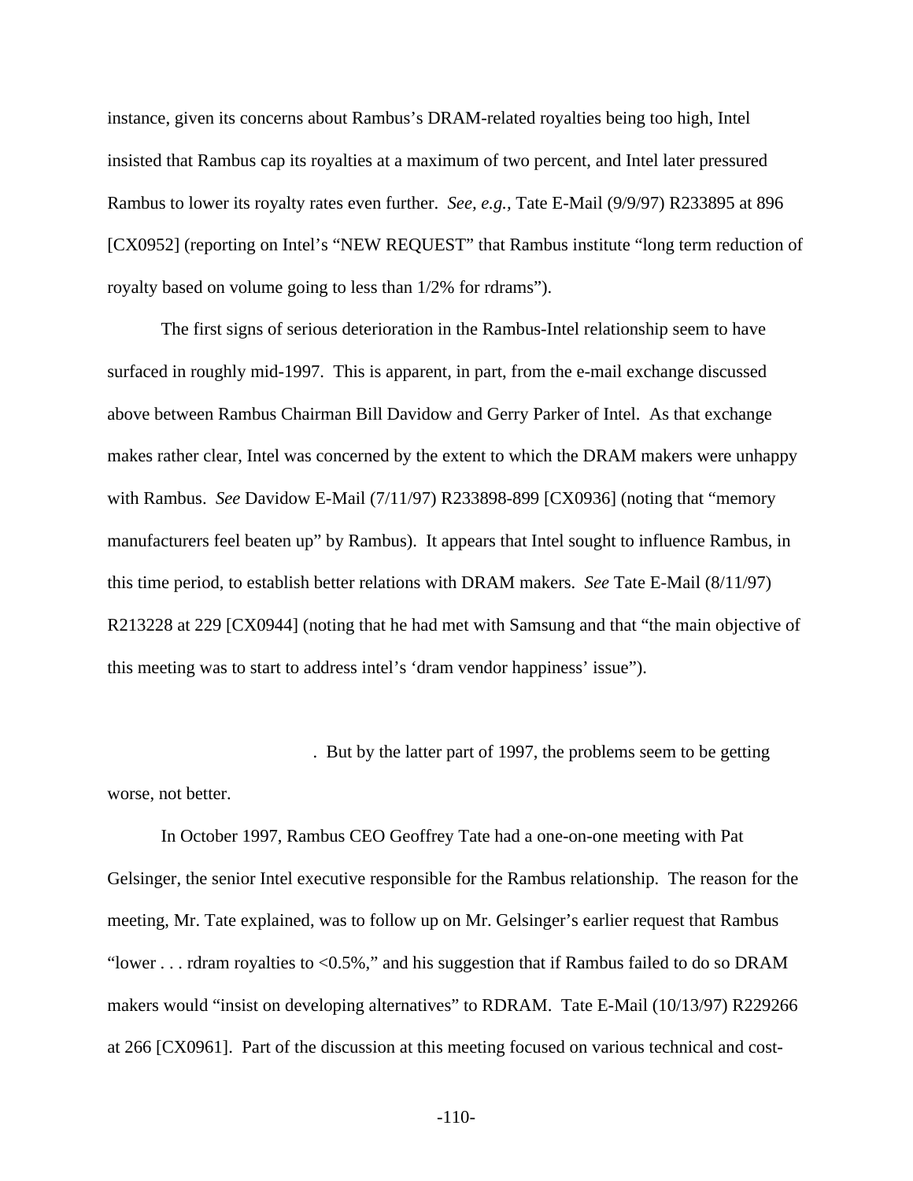instance, given its concerns about Rambus's DRAM-related royalties being too high, Intel insisted that Rambus cap its royalties at a maximum of two percent, and Intel later pressured Rambus to lower its royalty rates even further. *See, e.g.,* Tate E-Mail (9/9/97) R233895 at 896 [CX0952] (reporting on Intel's "NEW REQUEST" that Rambus institute "long term reduction of royalty based on volume going to less than 1/2% for rdrams").

The first signs of serious deterioration in the Rambus-Intel relationship seem to have surfaced in roughly mid-1997. This is apparent, in part, from the e-mail exchange discussed above between Rambus Chairman Bill Davidow and Gerry Parker of Intel. As that exchange makes rather clear, Intel was concerned by the extent to which the DRAM makers were unhappy with Rambus. *See* Davidow E-Mail (7/11/97) R233898-899 [CX0936] (noting that "memory manufacturers feel beaten up" by Rambus). It appears that Intel sought to influence Rambus, in this time period, to establish better relations with DRAM makers. *See* Tate E-Mail (8/11/97) R213228 at 229 [CX0944] (noting that he had met with Samsung and that "the main objective of this meeting was to start to address intel's 'dram vendor happiness' issue").

. But by the latter part of 1997, the problems seem to be getting worse, not better.

In October 1997, Rambus CEO Geoffrey Tate had a one-on-one meeting with Pat Gelsinger, the senior Intel executive responsible for the Rambus relationship. The reason for the meeting, Mr. Tate explained, was to follow up on Mr. Gelsinger's earlier request that Rambus "lower . . . rdram royalties to <0.5%," and his suggestion that if Rambus failed to do so DRAM makers would "insist on developing alternatives" to RDRAM. Tate E-Mail (10/13/97) R229266 at 266 [CX0961]. Part of the discussion at this meeting focused on various technical and cost-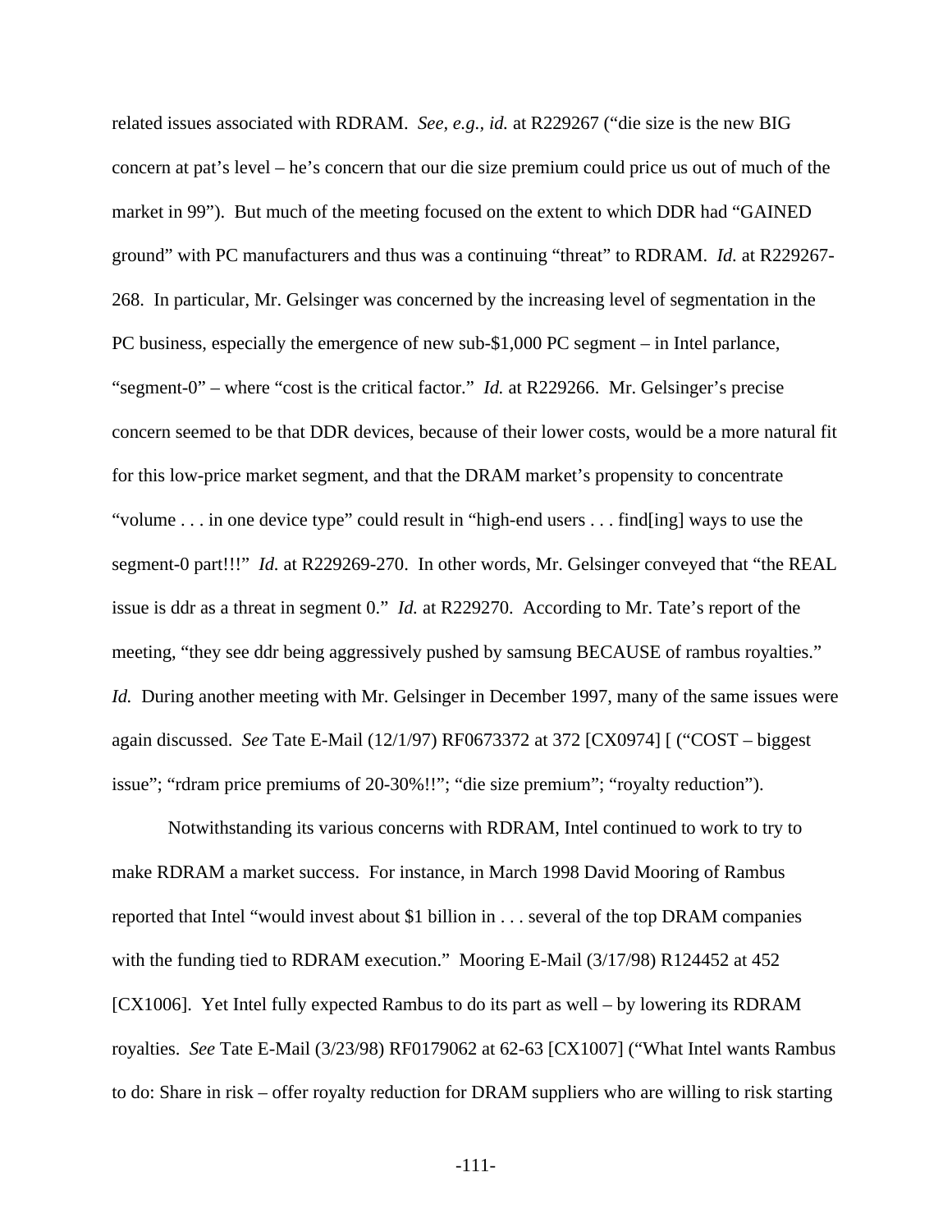related issues associated with RDRAM. *See, e.g., id.* at R229267 ("die size is the new BIG concern at pat's level – he's concern that our die size premium could price us out of much of the market in 99"). But much of the meeting focused on the extent to which DDR had "GAINED ground" with PC manufacturers and thus was a continuing "threat" to RDRAM. *Id.* at R229267-268. In particular, Mr. Gelsinger was concerned by the increasing level of segmentation in the PC business, especially the emergence of new sub-$1,000 PC segment – in Intel parlance, "segment-0" – where "cost is the critical factor." *Id.* at R229266. Mr. Gelsinger's precise concern seemed to be that DDR devices, because of their lower costs, would be a more natural fit for this low-price market segment, and that the DRAM market's propensity to concentrate "volume . . . in one device type" could result in "high-end users . . . find[ing] ways to use the segment-0 part!!!" *Id.* at R229269-270. In other words, Mr. Gelsinger conveyed that "the REAL issue is ddr as a threat in segment 0." *Id.* at R229270. According to Mr. Tate's report of the meeting, "they see ddr being aggressively pushed by samsung BECAUSE of rambus royalties." *Id.* During another meeting with Mr. Gelsinger in December 1997, many of the same issues were again discussed. *See* Tate E-Mail (12/1/97) RF0673372 at 372 [CX0974] [ ("COST – biggest issue"; "rdram price premiums of 20-30%!!"; "die size premium"; "royalty reduction").

Notwithstanding its various concerns with RDRAM, Intel continued to work to try to make RDRAM a market success. For instance, in March 1998 David Mooring of Rambus reported that Intel "would invest about $1 billion in . . . several of the top DRAM companies with the funding tied to RDRAM execution." Mooring E-Mail (3/17/98) R124452 at 452 [CX1006]. Yet Intel fully expected Rambus to do its part as well – by lowering its RDRAM royalties. *See* Tate E-Mail (3/23/98) RF0179062 at 62-63 [CX1007] ("What Intel wants Rambus to do: Share in risk – offer royalty reduction for DRAM suppliers who are willing to risk starting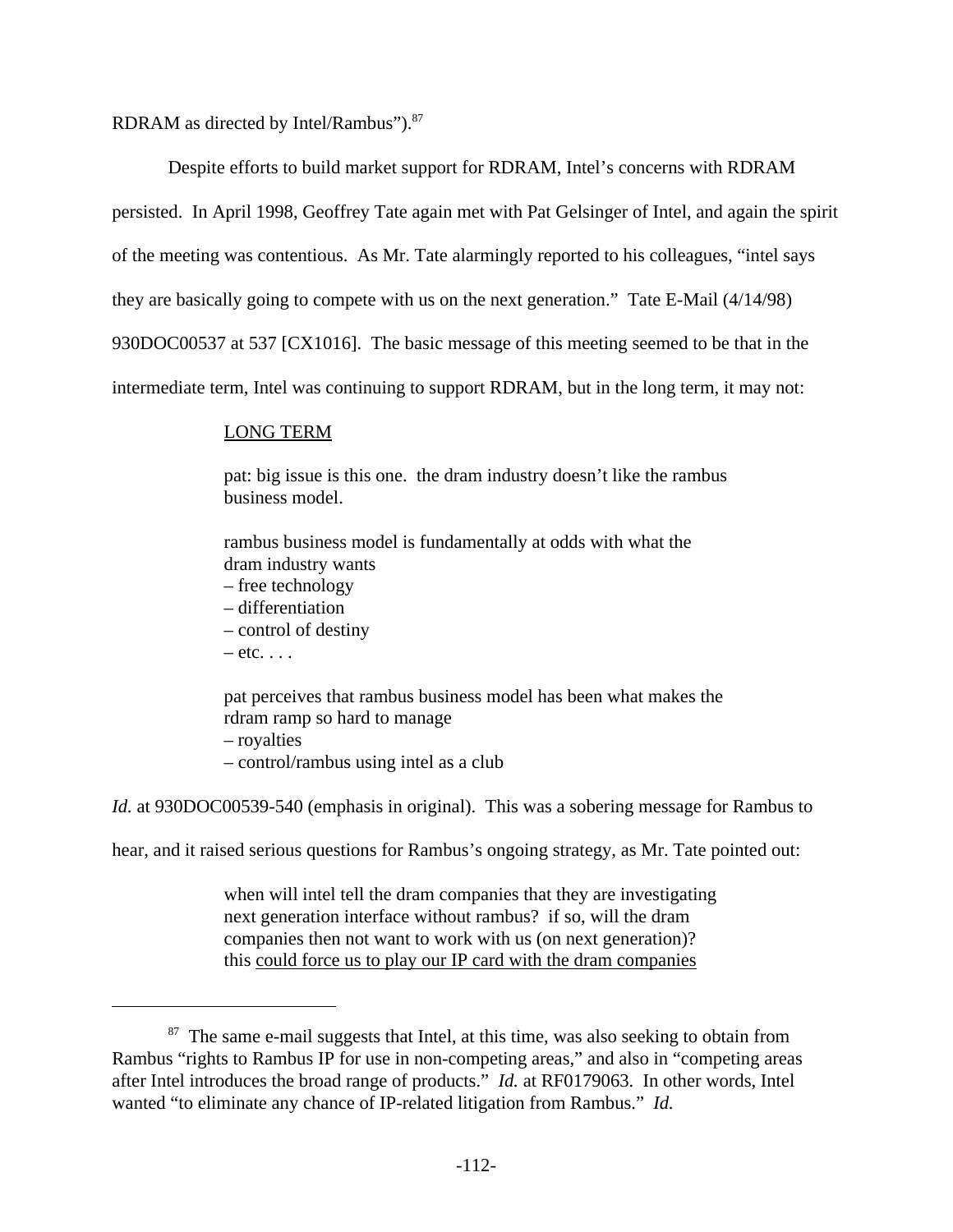RDRAM as directed by Intel/Rambus").[87]

Despite efforts to build market support for RDRAM, Intel's concerns with RDRAM persisted. In April 1998, Geoffrey Tate again met with Pat Gelsinger of Intel, and again the spirit of the meeting was contentious. As Mr. Tate alarmingly reported to his colleagues, "intel says they are basically going to compete with us on the next generation." Tate E-Mail (4/14/98) 930DOC00537 at 537 [CX1016]. The basic message of this meeting seemed to be that in the intermediate term, Intel was continuing to support RDRAM, but in the long term, it may not:

> <u>LONG TERM</u>
>
> pat: big issue is this one. the dram industry doesn't like the rambus business model.
>
> rambus business model is fundamentally at odds with what the dram industry wants
> – free technology
> – differentiation
> – control of destiny
> – etc. . . .
>
> pat perceives that rambus business model has been what makes the rdram ramp so hard to manage
> – royalties
> – control/rambus using intel as a club

*Id.* at 930DOC00539-540 (emphasis in original). This was a sobering message for Rambus to hear, and it raised serious questions for Rambus's ongoing strategy, as Mr. Tate pointed out:

> when will intel tell the dram companies that they are investigating next generation interface without rambus? if so, will the dram companies then not want to work with us (on next generation)? this <u>could force us to play our IP card with the dram companies</u>

[87] The same e-mail suggests that Intel, at this time, was also seeking to obtain from Rambus "rights to Rambus IP for use in non-competing areas," and also in "competing areas after Intel introduces the broad range of products." *Id.* at RF0179063. In other words, Intel wanted "to eliminate any chance of IP-related litigation from Rambus." *Id.*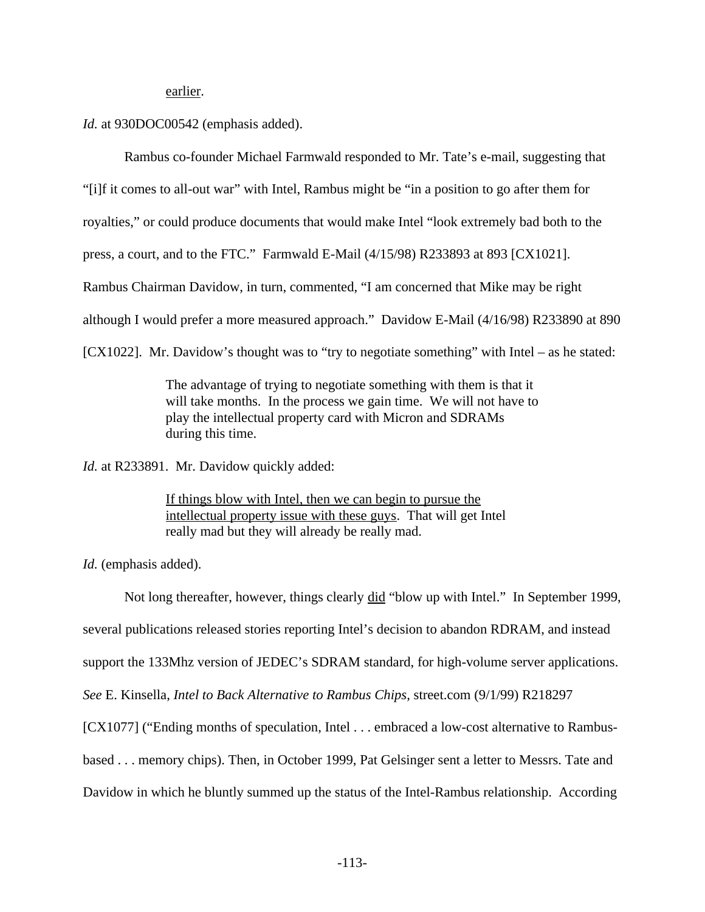> <u>earlier</u>.

*Id.* at 930DOC00542 (emphasis added).

Rambus co-founder Michael Farmwald responded to Mr. Tate's e-mail, suggesting that "[i]f it comes to all-out war" with Intel, Rambus might be "in a position to go after them for royalties," or could produce documents that would make Intel "look extremely bad both to the press, a court, and to the FTC." Farmwald E-Mail (4/15/98) R233893 at 893 [CX1021]. Rambus Chairman Davidow, in turn, commented, "I am concerned that Mike may be right although I would prefer a more measured approach." Davidow E-Mail (4/16/98) R233890 at 890 [CX1022]. Mr. Davidow's thought was to "try to negotiate something" with Intel – as he stated:

> The advantage of trying to negotiate something with them is that it will take months. In the process we gain time. We will not have to play the intellectual property card with Micron and SDRAMs during this time.

*Id.* at R233891. Mr. Davidow quickly added:

> <u>If things blow with Intel, then we can begin to pursue the intellectual property issue with these guys</u>. That will get Intel really mad but they will already be really mad.

*Id.* (emphasis added).

Not long thereafter, however, things clearly <u>did</u> "blow up with Intel." In September 1999, several publications released stories reporting Intel's decision to abandon RDRAM, and instead support the 133Mhz version of JEDEC's SDRAM standard, for high-volume server applications. *See* E. Kinsella, *Intel to Back Alternative to Rambus Chips*, street.com (9/1/99) R218297 [CX1077] ("Ending months of speculation, Intel . . . embraced a low-cost alternative to Rambus-based . . . memory chips). Then, in October 1999, Pat Gelsinger sent a letter to Messrs. Tate and Davidow in which he bluntly summed up the status of the Intel-Rambus relationship. According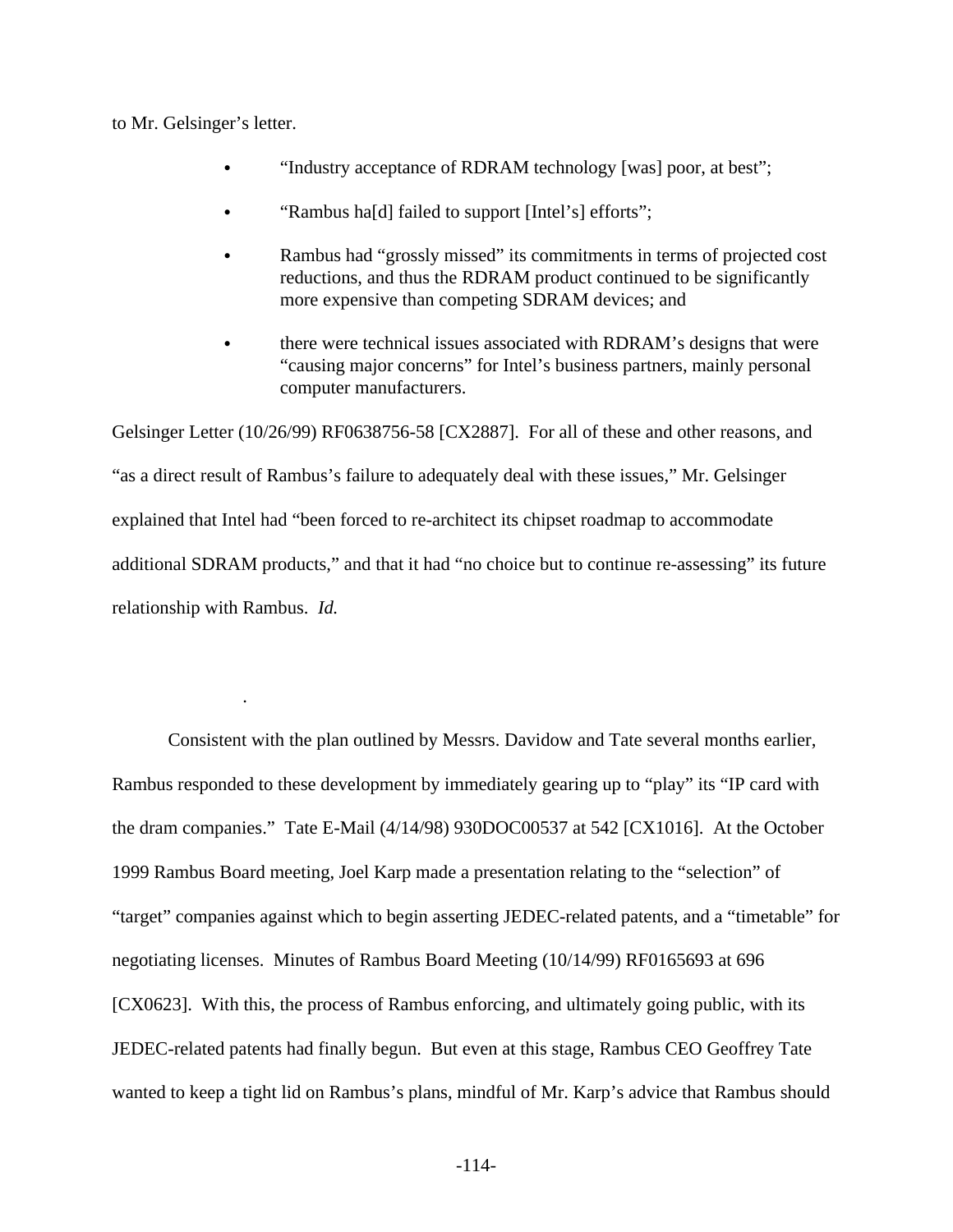to Mr. Gelsinger's letter.

- "Industry acceptance of RDRAM technology [was] poor, at best";
- "Rambus ha[d] failed to support [Intel's] efforts";
- Rambus had "grossly missed" its commitments in terms of projected cost reductions, and thus the RDRAM product continued to be significantly more expensive than competing SDRAM devices; and
- there were technical issues associated with RDRAM's designs that were "causing major concerns" for Intel's business partners, mainly personal computer manufacturers.

Gelsinger Letter (10/26/99) RF0638756-58 [CX2887]. For all of these and other reasons, and "as a direct result of Rambus's failure to adequately deal with these issues," Mr. Gelsinger explained that Intel had "been forced to re-architect its chipset roadmap to accommodate additional SDRAM products," and that it had "no choice but to continue re-assessing" its future relationship with Rambus. *Id.*

.

Consistent with the plan outlined by Messrs. Davidow and Tate several months earlier, Rambus responded to these development by immediately gearing up to "play" its "IP card with the dram companies." Tate E-Mail (4/14/98) 930DOC00537 at 542 [CX1016]. At the October 1999 Rambus Board meeting, Joel Karp made a presentation relating to the "selection" of "target" companies against which to begin asserting JEDEC-related patents, and a "timetable" for negotiating licenses. Minutes of Rambus Board Meeting (10/14/99) RF0165693 at 696 [CX0623]. With this, the process of Rambus enforcing, and ultimately going public, with its JEDEC-related patents had finally begun. But even at this stage, Rambus CEO Geoffrey Tate wanted to keep a tight lid on Rambus's plans, mindful of Mr. Karp's advice that Rambus should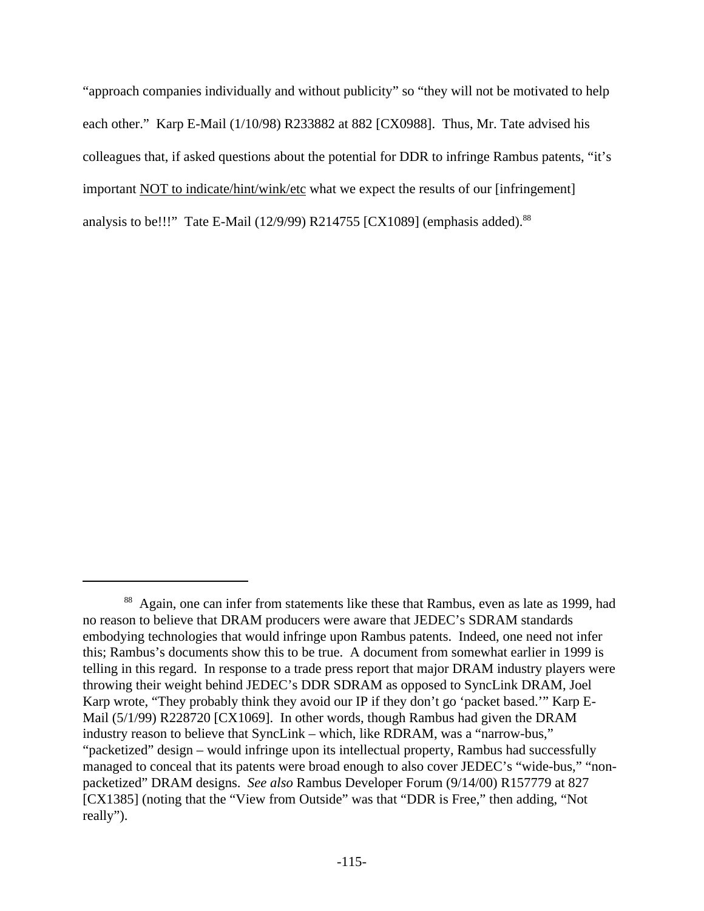"approach companies individually and without publicity" so "they will not be motivated to help each other." Karp E-Mail (1/10/98) R233882 at 882 [CX0988]. Thus, Mr. Tate advised his colleagues that, if asked questions about the potential for DDR to infringe Rambus patents, "it's important <u>NOT to indicate/hint/wink/etc</u> what we expect the results of our [infringement] analysis to be!!!" Tate E-Mail (12/9/99) R214755 [CX1089] (emphasis added).[88]

---

[88] Again, one can infer from statements like these that Rambus, even as late as 1999, had no reason to believe that DRAM producers were aware that JEDEC's SDRAM standards embodying technologies that would infringe upon Rambus patents. Indeed, one need not infer this; Rambus's documents show this to be true. A document from somewhat earlier in 1999 is telling in this regard. In response to a trade press report that major DRAM industry players were throwing their weight behind JEDEC's DDR SDRAM as opposed to SyncLink DRAM, Joel Karp wrote, "They probably think they avoid our IP if they don't go 'packet based.'" Karp E-Mail (5/1/99) R228720 [CX1069]. In other words, though Rambus had given the DRAM industry reason to believe that SyncLink – which, like RDRAM, was a "narrow-bus," "packetized" design – would infringe upon its intellectual property, Rambus had successfully managed to conceal that its patents were broad enough to also cover JEDEC's "wide-bus," "non-packetized" DRAM designs. *See also* Rambus Developer Forum (9/14/00) R157779 at 827 [CX1385] (noting that the "View from Outside" was that "DDR is Free," then adding, "Not really").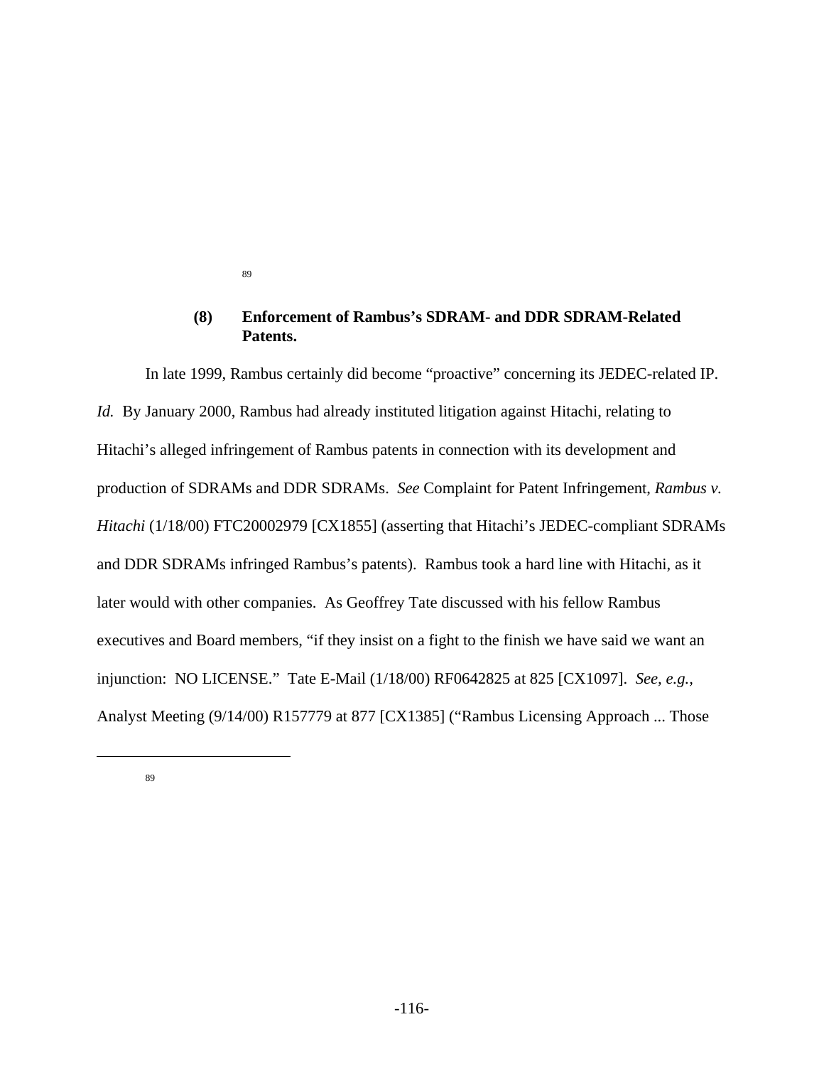[89]

**(8) Enforcement of Rambus's SDRAM- and DDR SDRAM-Related Patents.**

In late 1999, Rambus certainly did become "proactive" concerning its JEDEC-related IP. *Id.* By January 2000, Rambus had already instituted litigation against Hitachi, relating to Hitachi's alleged infringement of Rambus patents in connection with its development and production of SDRAMs and DDR SDRAMs. *See* Complaint for Patent Infringement, *Rambus v. Hitachi* (1/18/00) FTC20002979 [CX1855] (asserting that Hitachi's JEDEC-compliant SDRAMs and DDR SDRAMs infringed Rambus's patents). Rambus took a hard line with Hitachi, as it later would with other companies. As Geoffrey Tate discussed with his fellow Rambus executives and Board members, "if they insist on a fight to the finish we have said we want an injunction: NO LICENSE." Tate E-Mail (1/18/00) RF0642825 at 825 [CX1097]. *See, e.g.,* Analyst Meeting (9/14/00) R157779 at 877 [CX1385] ("Rambus Licensing Approach ... Those

---

[89]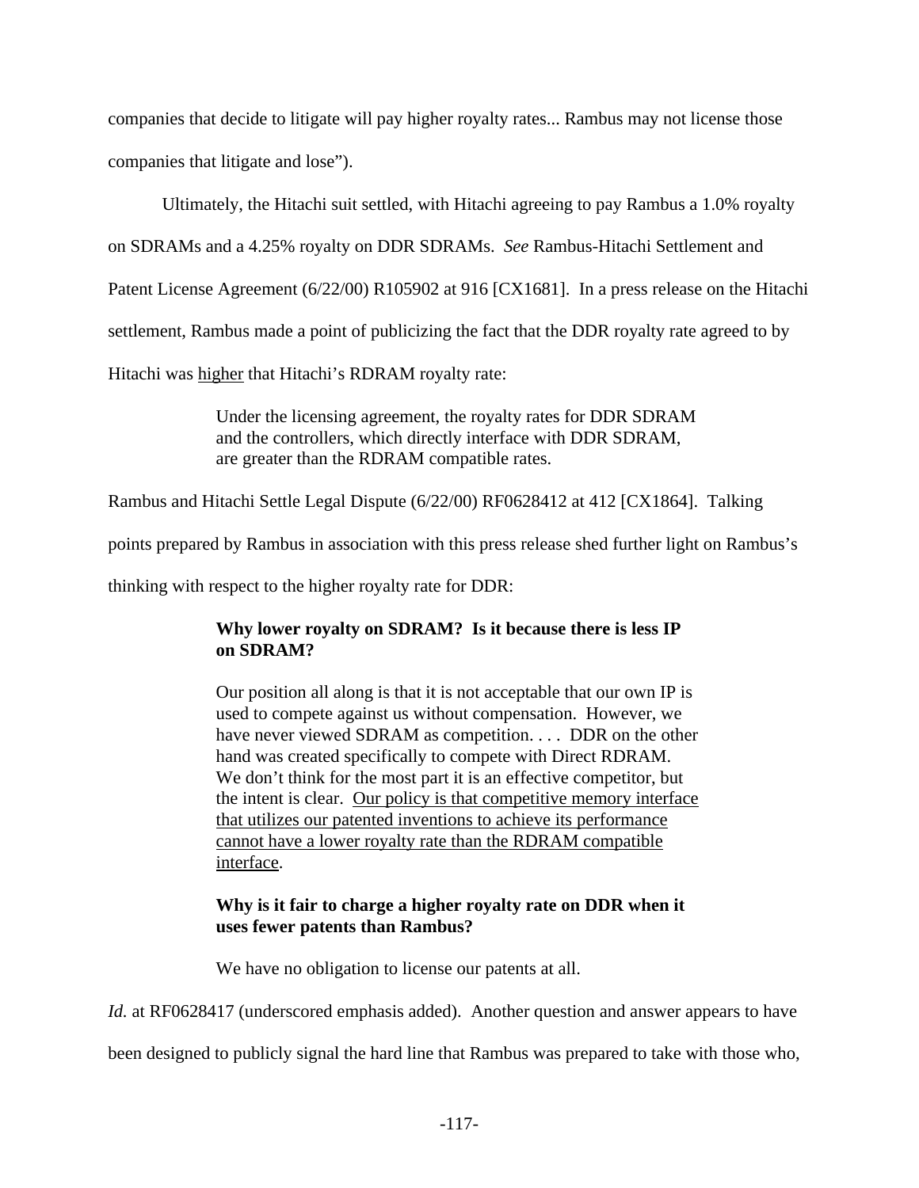companies that decide to litigate will pay higher royalty rates... Rambus may not license those companies that litigate and lose").

Ultimately, the Hitachi suit settled, with Hitachi agreeing to pay Rambus a 1.0% royalty on SDRAMs and a 4.25% royalty on DDR SDRAMs. *See* Rambus-Hitachi Settlement and Patent License Agreement (6/22/00) R105902 at 916 [CX1681]. In a press release on the Hitachi settlement, Rambus made a point of publicizing the fact that the DDR royalty rate agreed to by Hitachi was <u>higher</u> that Hitachi's RDRAM royalty rate:

> Under the licensing agreement, the royalty rates for DDR SDRAM and the controllers, which directly interface with DDR SDRAM, are greater than the RDRAM compatible rates.

Rambus and Hitachi Settle Legal Dispute (6/22/00) RF0628412 at 412 [CX1864]. Talking points prepared by Rambus in association with this press release shed further light on Rambus's thinking with respect to the higher royalty rate for DDR:

> **Why lower royalty on SDRAM? Is it because there is less IP on SDRAM?**
>
> Our position all along is that it is not acceptable that our own IP is used to compete against us without compensation. However, we have never viewed SDRAM as competition. . . . DDR on the other hand was created specifically to compete with Direct RDRAM. We don't think for the most part it is an effective competitor, but the intent is clear. <u>Our policy is that competitive memory interface that utilizes our patented inventions to achieve its performance cannot have a lower royalty rate than the RDRAM compatible interface</u>.
>
> **Why is it fair to charge a higher royalty rate on DDR when it uses fewer patents than Rambus?**
>
> We have no obligation to license our patents at all.

*Id.* at RF0628417 (underscored emphasis added). Another question and answer appears to have been designed to publicly signal the hard line that Rambus was prepared to take with those who,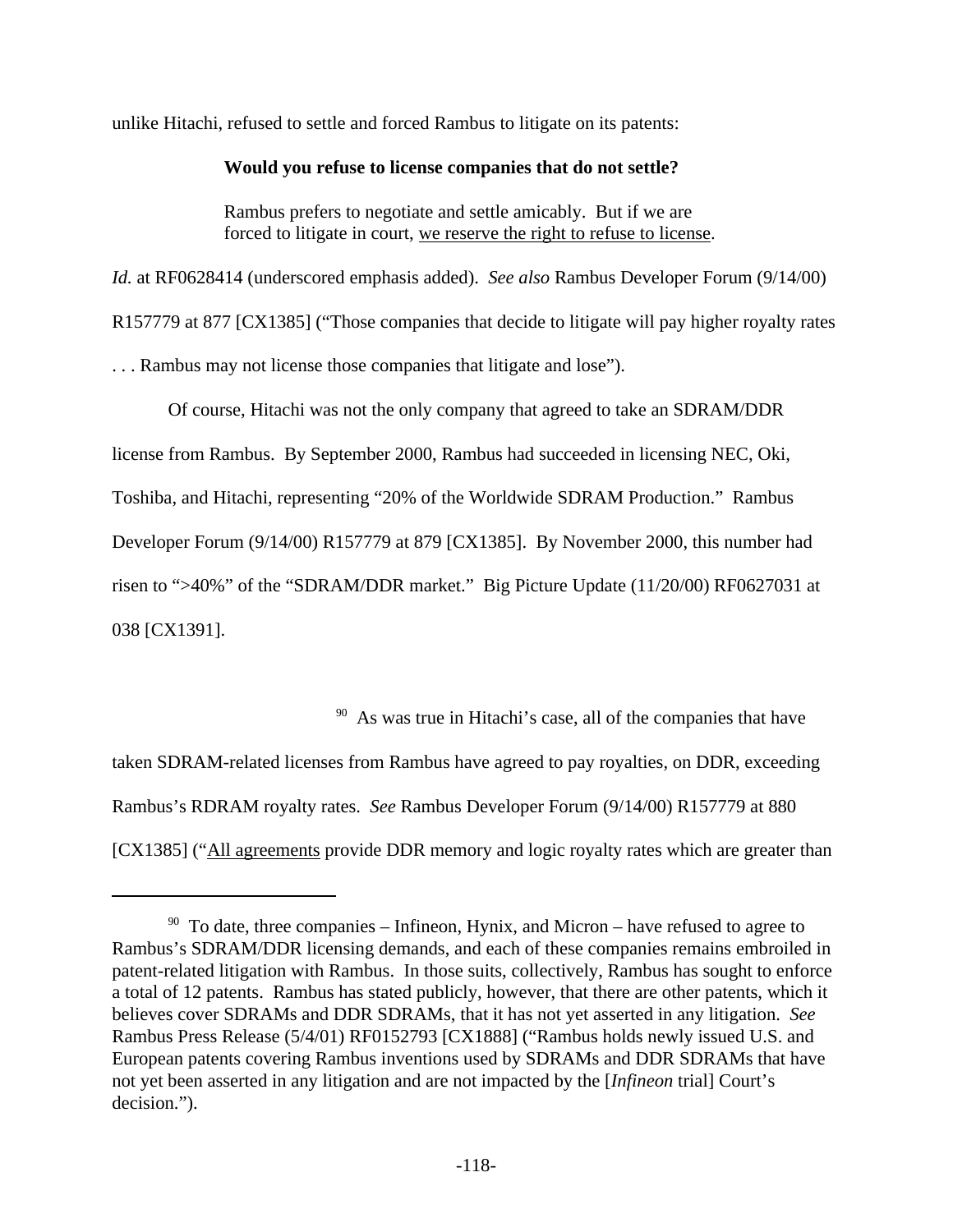unlike Hitachi, refused to settle and forced Rambus to litigate on its patents:

> **Would you refuse to license companies that do not settle?**
>
> Rambus prefers to negotiate and settle amicably. But if we are forced to litigate in court, <u>we reserve the right to refuse to license</u>.

*Id.* at RF0628414 (underscored emphasis added). *See also* Rambus Developer Forum (9/14/00) R157779 at 877 [CX1385] ("Those companies that decide to litigate will pay higher royalty rates . . . Rambus may not license those companies that litigate and lose").

Of course, Hitachi was not the only company that agreed to take an SDRAM/DDR license from Rambus. By September 2000, Rambus had succeeded in licensing NEC, Oki, Toshiba, and Hitachi, representing "20% of the Worldwide SDRAM Production." Rambus Developer Forum (9/14/00) R157779 at 879 [CX1385]. By November 2000, this number had risen to ">40%" of the "SDRAM/DDR market." Big Picture Update (11/20/00) RF0627031 at 038 [CX1391].

[90] As was true in Hitachi's case, all of the companies that have taken SDRAM-related licenses from Rambus have agreed to pay royalties, on DDR, exceeding Rambus's RDRAM royalty rates. *See* Rambus Developer Forum (9/14/00) R157779 at 880 [CX1385] ("<u>All agreements</u> provide DDR memory and logic royalty rates which are greater than

---

[90] To date, three companies – Infineon, Hynix, and Micron – have refused to agree to Rambus's SDRAM/DDR licensing demands, and each of these companies remains embroiled in patent-related litigation with Rambus. In those suits, collectively, Rambus has sought to enforce a total of 12 patents. Rambus has stated publicly, however, that there are other patents, which it believes cover SDRAMs and DDR SDRAMs, that it has not yet asserted in any litigation. *See* Rambus Press Release (5/4/01) RF0152793 [CX1888] ("Rambus holds newly issued U.S. and European patents covering Rambus inventions used by SDRAMs and DDR SDRAMs that have not yet been asserted in any litigation and are not impacted by the [*Infineon* trial] Court's decision.").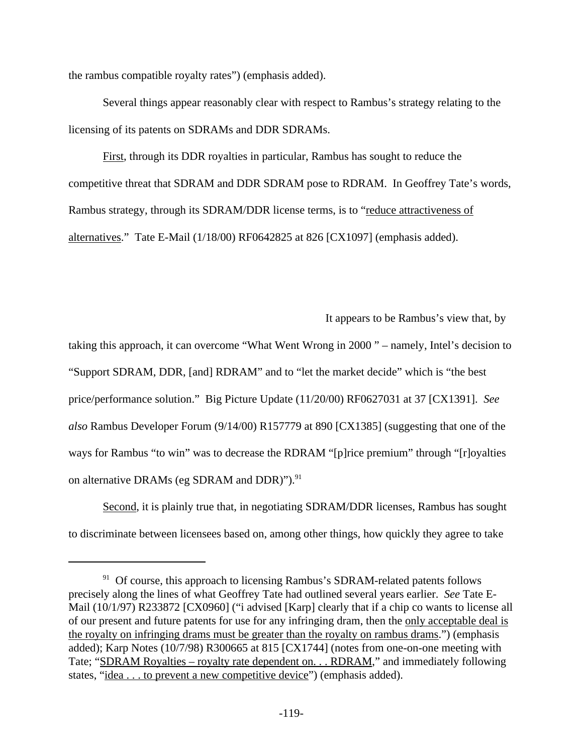the rambus compatible royalty rates") (emphasis added).

Several things appear reasonably clear with respect to Rambus's strategy relating to the licensing of its patents on SDRAMs and DDR SDRAMs.

First, through its DDR royalties in particular, Rambus has sought to reduce the competitive threat that SDRAM and DDR SDRAM pose to RDRAM. In Geoffrey Tate's words, Rambus strategy, through its SDRAM/DDR license terms, is to "reduce attractiveness of alternatives." Tate E-Mail (1/18/00) RF0642825 at 826 [CX1097] (emphasis added).

It appears to be Rambus's view that, by taking this approach, it can overcome "What Went Wrong in 2000 " – namely, Intel's decision to "Support SDRAM, DDR, [and] RDRAM" and to "let the market decide" which is "the best price/performance solution." Big Picture Update (11/20/00) RF0627031 at 37 [CX1391]. *See also* Rambus Developer Forum (9/14/00) R157779 at 890 [CX1385] (suggesting that one of the ways for Rambus "to win" was to decrease the RDRAM "[p]rice premium" through "[r]oyalties on alternative DRAMs (eg SDRAM and DDR)").[91]

Second, it is plainly true that, in negotiating SDRAM/DDR licenses, Rambus has sought to discriminate between licensees based on, among other things, how quickly they agree to take

---

[91] Of course, this approach to licensing Rambus's SDRAM-related patents follows precisely along the lines of what Geoffrey Tate had outlined several years earlier. *See* Tate E-Mail (10/1/97) R233872 [CX0960] ("i advised [Karp] clearly that if a chip co wants to license all of our present and future patents for use for any infringing dram, then the only acceptable deal is the royalty on infringing drams must be greater than the royalty on rambus drams.") (emphasis added); Karp Notes (10/7/98) R300665 at 815 [CX1744] (notes from one-on-one meeting with Tate; "SDRAM Royalties – royalty rate dependent on. . . RDRAM," and immediately following states, "idea . . . to prevent a new competitive device") (emphasis added).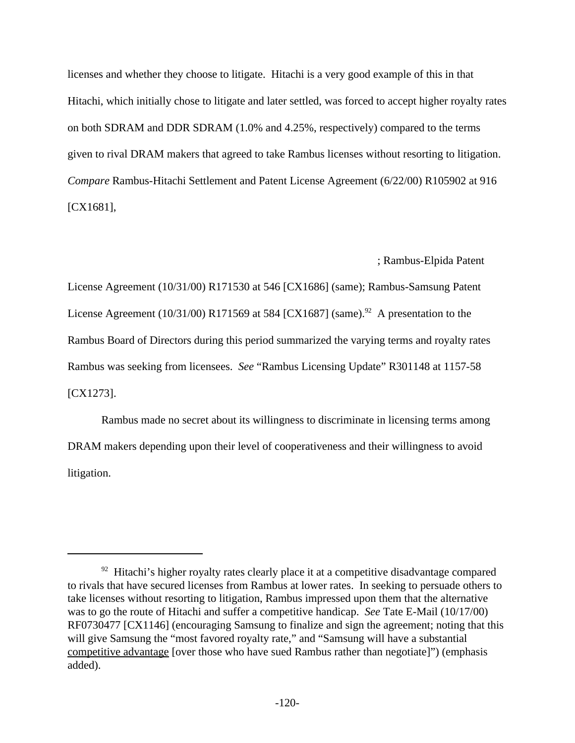licenses and whether they choose to litigate. Hitachi is a very good example of this in that Hitachi, which initially chose to litigate and later settled, was forced to accept higher royalty rates on both SDRAM and DDR SDRAM (1.0% and 4.25%, respectively) compared to the terms given to rival DRAM makers that agreed to take Rambus licenses without resorting to litigation. *Compare* Rambus-Hitachi Settlement and Patent License Agreement (6/22/00) R105902 at 916 [CX1681],

; Rambus-Elpida Patent License Agreement (10/31/00) R171530 at 546 [CX1686] (same); Rambus-Samsung Patent License Agreement (10/31/00) R171569 at 584 [CX1687] (same).[92] A presentation to the Rambus Board of Directors during this period summarized the varying terms and royalty rates Rambus was seeking from licensees. *See* "Rambus Licensing Update" R301148 at 1157-58 [CX1273].

Rambus made no secret about its willingness to discriminate in licensing terms among DRAM makers depending upon their level of cooperativeness and their willingness to avoid litigation.

---

[92] Hitachi's higher royalty rates clearly place it at a competitive disadvantage compared to rivals that have secured licenses from Rambus at lower rates. In seeking to persuade others to take licenses without resorting to litigation, Rambus impressed upon them that the alternative was to go the route of Hitachi and suffer a competitive handicap. *See* Tate E-Mail (10/17/00) RF0730477 [CX1146] (encouraging Samsung to finalize and sign the agreement; noting that this will give Samsung the "most favored royalty rate," and "Samsung will have a substantial <u>competitive advantage</u> [over those who have sued Rambus rather than negotiate]") (emphasis added).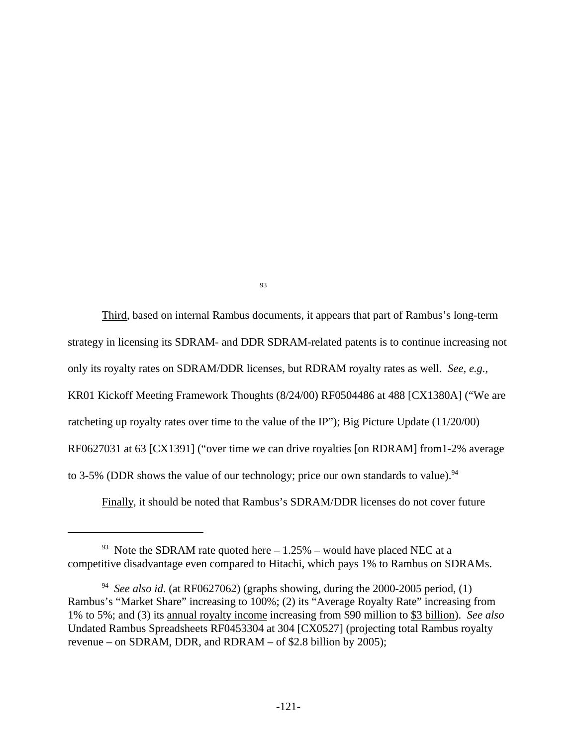93

Third, based on internal Rambus documents, it appears that part of Rambus's long-term strategy in licensing its SDRAM- and DDR SDRAM-related patents is to continue increasing not only its royalty rates on SDRAM/DDR licenses, but RDRAM royalty rates as well. *See, e.g.*, KR01 Kickoff Meeting Framework Thoughts (8/24/00) RF0504486 at 488 [CX1380A] ("We are ratcheting up royalty rates over time to the value of the IP"); Big Picture Update (11/20/00) RF0627031 at 63 [CX1391] ("over time we can drive royalties [on RDRAM] from1-2% average to 3-5% (DDR shows the value of our technology; price our own standards to value).[94]

Finally, it should be noted that Rambus's SDRAM/DDR licenses do not cover future

---

[93] Note the SDRAM rate quoted here – 1.25% – would have placed NEC at a competitive disadvantage even compared to Hitachi, which pays 1% to Rambus on SDRAMs.

[94] *See also id*. (at RF0627062) (graphs showing, during the 2000-2005 period, (1) Rambus's "Market Share" increasing to 100%; (2) its "Average Royalty Rate" increasing from 1% to 5%; and (3) its annual royalty income increasing from $90 million to $3 billion). *See also* Undated Rambus Spreadsheets RF0453304 at 304 [CX0527] (projecting total Rambus royalty revenue – on SDRAM, DDR, and RDRAM – of $2.8 billion by 2005);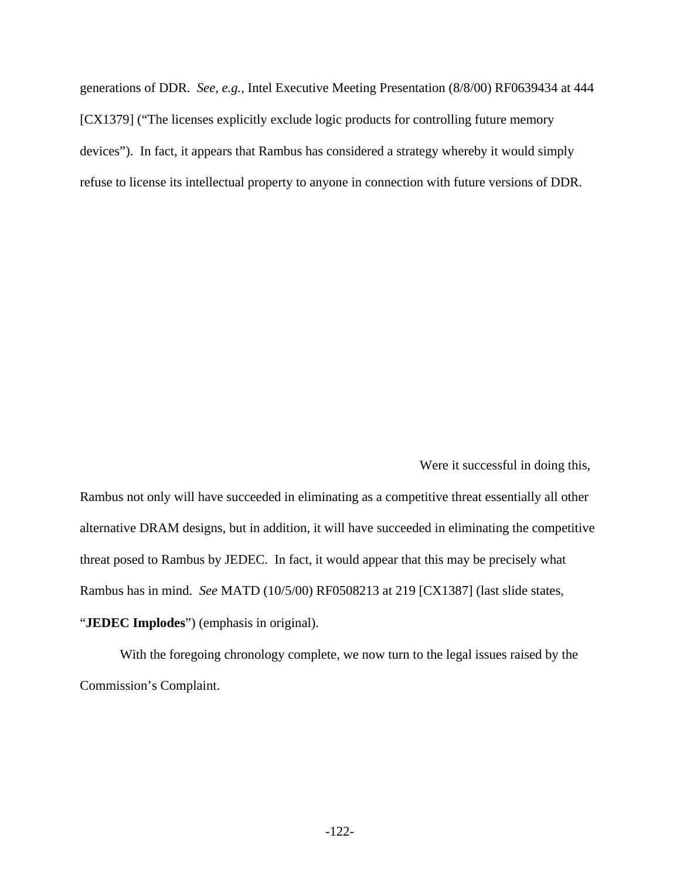generations of DDR. *See, e.g.*, Intel Executive Meeting Presentation (8/8/00) RF0639434 at 444 [CX1379] ("The licenses explicitly exclude logic products for controlling future memory devices"). In fact, it appears that Rambus has considered a strategy whereby it would simply refuse to license its intellectual property to anyone in connection with future versions of DDR.

Were it successful in doing this, Rambus not only will have succeeded in eliminating as a competitive threat essentially all other alternative DRAM designs, but in addition, it will have succeeded in eliminating the competitive threat posed to Rambus by JEDEC. In fact, it would appear that this may be precisely what Rambus has in mind. *See* MATD (10/5/00) RF0508213 at 219 [CX1387] (last slide states, "**JEDEC Implodes**") (emphasis in original).

With the foregoing chronology complete, we now turn to the legal issues raised by the Commission's Complaint.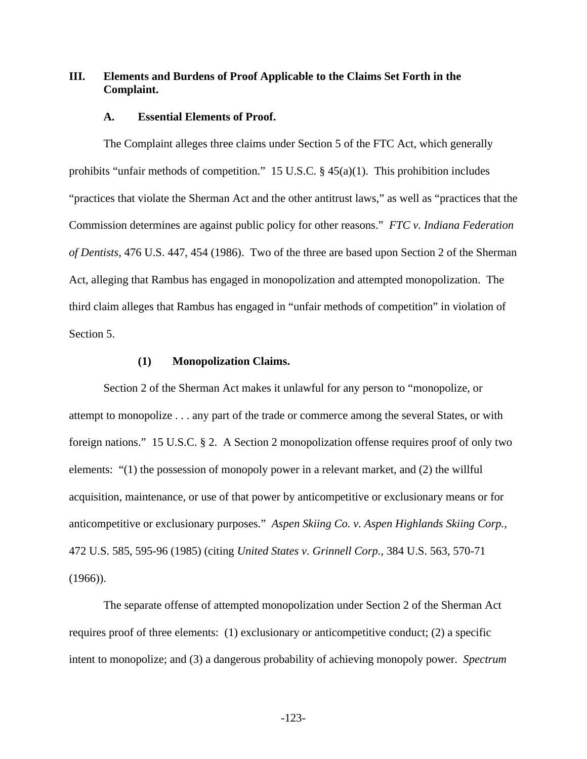## III. Elements and Burdens of Proof Applicable to the Claims Set Forth in the Complaint.

### A. Essential Elements of Proof.

The Complaint alleges three claims under Section 5 of the FTC Act, which generally prohibits "unfair methods of competition." 15 U.S.C. § 45(a)(1). This prohibition includes "practices that violate the Sherman Act and the other antitrust laws," as well as "practices that the Commission determines are against public policy for other reasons." *FTC v. Indiana Federation of Dentists*, 476 U.S. 447, 454 (1986). Two of the three are based upon Section 2 of the Sherman Act, alleging that Rambus has engaged in monopolization and attempted monopolization. The third claim alleges that Rambus has engaged in "unfair methods of competition" in violation of Section 5.

#### (1) Monopolization Claims.

Section 2 of the Sherman Act makes it unlawful for any person to "monopolize, or attempt to monopolize . . . any part of the trade or commerce among the several States, or with foreign nations." 15 U.S.C. § 2. A Section 2 monopolization offense requires proof of only two elements: "(1) the possession of monopoly power in a relevant market, and (2) the willful acquisition, maintenance, or use of that power by anticompetitive or exclusionary means or for anticompetitive or exclusionary purposes." *Aspen Skiing Co. v. Aspen Highlands Skiing Corp.*, 472 U.S. 585, 595-96 (1985) (citing *United States v. Grinnell Corp.*, 384 U.S. 563, 570-71 (1966)).

The separate offense of attempted monopolization under Section 2 of the Sherman Act requires proof of three elements: (1) exclusionary or anticompetitive conduct; (2) a specific intent to monopolize; and (3) a dangerous probability of achieving monopoly power. *Spectrum*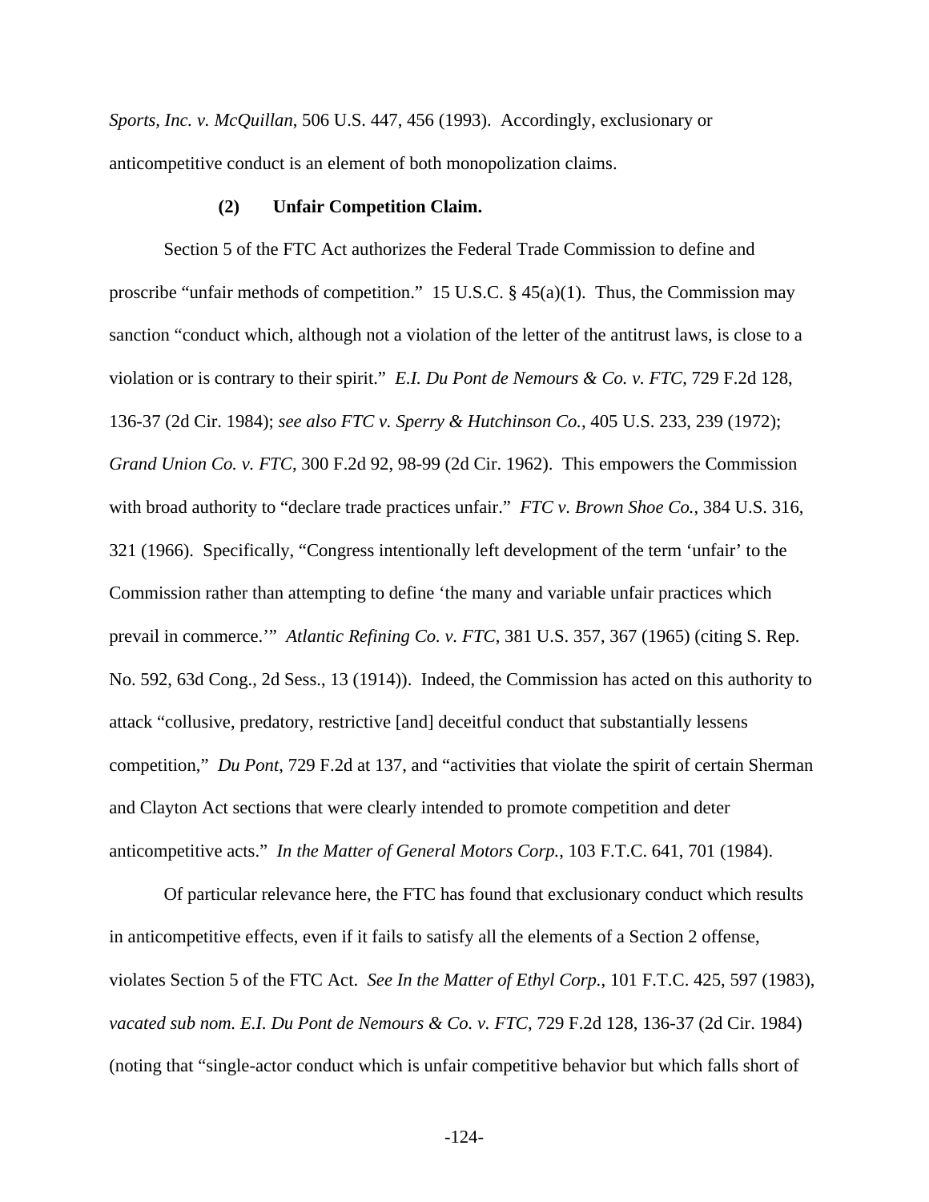*Sports, Inc. v. McQuillan*, 506 U.S. 447, 456 (1993). Accordingly, exclusionary or anticompetitive conduct is an element of both monopolization claims.

**(2) Unfair Competition Claim.**

Section 5 of the FTC Act authorizes the Federal Trade Commission to define and proscribe "unfair methods of competition." 15 U.S.C. § 45(a)(1). Thus, the Commission may sanction "conduct which, although not a violation of the letter of the antitrust laws, is close to a violation or is contrary to their spirit." *E.I. Du Pont de Nemours & Co. v. FTC*, 729 F.2d 128, 136-37 (2d Cir. 1984); *see also FTC v. Sperry & Hutchinson Co.*, 405 U.S. 233, 239 (1972); *Grand Union Co. v. FTC*, 300 F.2d 92, 98-99 (2d Cir. 1962). This empowers the Commission with broad authority to "declare trade practices unfair." *FTC v. Brown Shoe Co.*, 384 U.S. 316, 321 (1966). Specifically, "Congress intentionally left development of the term 'unfair' to the Commission rather than attempting to define 'the many and variable unfair practices which prevail in commerce.'" *Atlantic Refining Co. v. FTC*, 381 U.S. 357, 367 (1965) (citing S. Rep. No. 592, 63d Cong., 2d Sess., 13 (1914)). Indeed, the Commission has acted on this authority to attack "collusive, predatory, restrictive [and] deceitful conduct that substantially lessens competition," *Du Pont*, 729 F.2d at 137, and "activities that violate the spirit of certain Sherman and Clayton Act sections that were clearly intended to promote competition and deter anticompetitive acts." *In the Matter of General Motors Corp.*, 103 F.T.C. 641, 701 (1984).

Of particular relevance here, the FTC has found that exclusionary conduct which results in anticompetitive effects, even if it fails to satisfy all the elements of a Section 2 offense, violates Section 5 of the FTC Act. *See In the Matter of Ethyl Corp.*, 101 F.T.C. 425, 597 (1983), *vacated sub nom. E.I. Du Pont de Nemours & Co. v. FTC*, 729 F.2d 128, 136-37 (2d Cir. 1984) (noting that "single-actor conduct which is unfair competitive behavior but which falls short of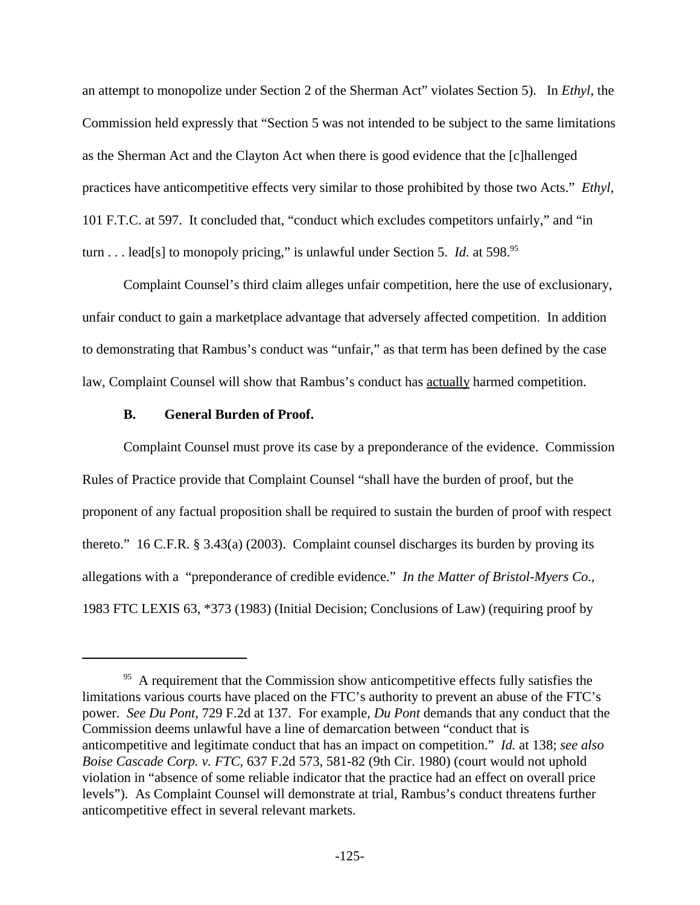an attempt to monopolize under Section 2 of the Sherman Act" violates Section 5). In *Ethyl*, the Commission held expressly that "Section 5 was not intended to be subject to the same limitations as the Sherman Act and the Clayton Act when there is good evidence that the [c]hallenged practices have anticompetitive effects very similar to those prohibited by those two Acts." *Ethyl*, 101 F.T.C. at 597. It concluded that, "conduct which excludes competitors unfairly," and "in turn . . . lead[s] to monopoly pricing," is unlawful under Section 5. *Id.* at 598.[95]

Complaint Counsel's third claim alleges unfair competition, here the use of exclusionary, unfair conduct to gain a marketplace advantage that adversely affected competition. In addition to demonstrating that Rambus's conduct was "unfair," as that term has been defined by the case law, Complaint Counsel will show that Rambus's conduct has <u>actually</u> harmed competition.

### B. General Burden of Proof.

Complaint Counsel must prove its case by a preponderance of the evidence. Commission Rules of Practice provide that Complaint Counsel "shall have the burden of proof, but the proponent of any factual proposition shall be required to sustain the burden of proof with respect thereto." 16 C.F.R. § 3.43(a) (2003). Complaint counsel discharges its burden by proving its allegations with a "preponderance of credible evidence." *In the Matter of Bristol-Myers Co.*, 1983 FTC LEXIS 63, *373 (1983) (Initial Decision; Conclusions of Law) (requiring proof by

---

[95] A requirement that the Commission show anticompetitive effects fully satisfies the limitations various courts have placed on the FTC's authority to prevent an abuse of the FTC's power. *See Du Pont*, 729 F.2d at 137. For example, *Du Pont* demands that any conduct that the Commission deems unlawful have a line of demarcation between "conduct that is anticompetitive and legitimate conduct that has an impact on competition." *Id.* at 138; *see also Boise Cascade Corp. v. FTC*, 637 F.2d 573, 581-82 (9th Cir. 1980) (court would not uphold violation in "absence of some reliable indicator that the practice had an effect on overall price levels"). As Complaint Counsel will demonstrate at trial, Rambus's conduct threatens further anticompetitive effect in several relevant markets.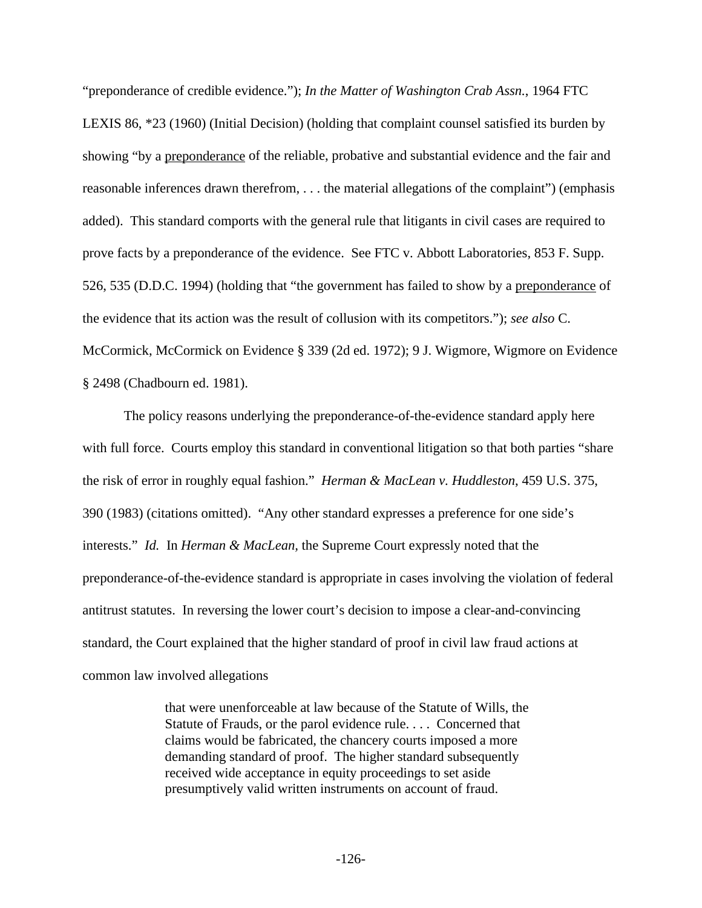"preponderance of credible evidence."); *In the Matter of Washington Crab Assn.*, 1964 FTC LEXIS 86, *23 (1960) (Initial Decision) (holding that complaint counsel satisfied its burden by showing "by a <u>preponderance</u> of the reliable, probative and substantial evidence and the fair and reasonable inferences drawn therefrom, . . . the material allegations of the complaint") (emphasis added). This standard comports with the general rule that litigants in civil cases are required to prove facts by a preponderance of the evidence. See FTC v. Abbott Laboratories, 853 F. Supp. 526, 535 (D.D.C. 1994) (holding that "the government has failed to show by a <u>preponderance</u> of the evidence that its action was the result of collusion with its competitors."); *see also* C. McCormick, McCormick on Evidence § 339 (2d ed. 1972); 9 J. Wigmore, Wigmore on Evidence § 2498 (Chadbourn ed. 1981).

The policy reasons underlying the preponderance-of-the-evidence standard apply here with full force. Courts employ this standard in conventional litigation so that both parties "share the risk of error in roughly equal fashion." *Herman & MacLean v. Huddleston*, 459 U.S. 375, 390 (1983) (citations omitted). "Any other standard expresses a preference for one side's interests." *Id.* In *Herman & MacLean*, the Supreme Court expressly noted that the preponderance-of-the-evidence standard is appropriate in cases involving the violation of federal antitrust statutes. In reversing the lower court's decision to impose a clear-and-convincing standard, the Court explained that the higher standard of proof in civil law fraud actions at common law involved allegations

> that were unenforceable at law because of the Statute of Wills, the Statute of Frauds, or the parol evidence rule. . . . Concerned that claims would be fabricated, the chancery courts imposed a more demanding standard of proof. The higher standard subsequently received wide acceptance in equity proceedings to set aside presumptively valid written instruments on account of fraud.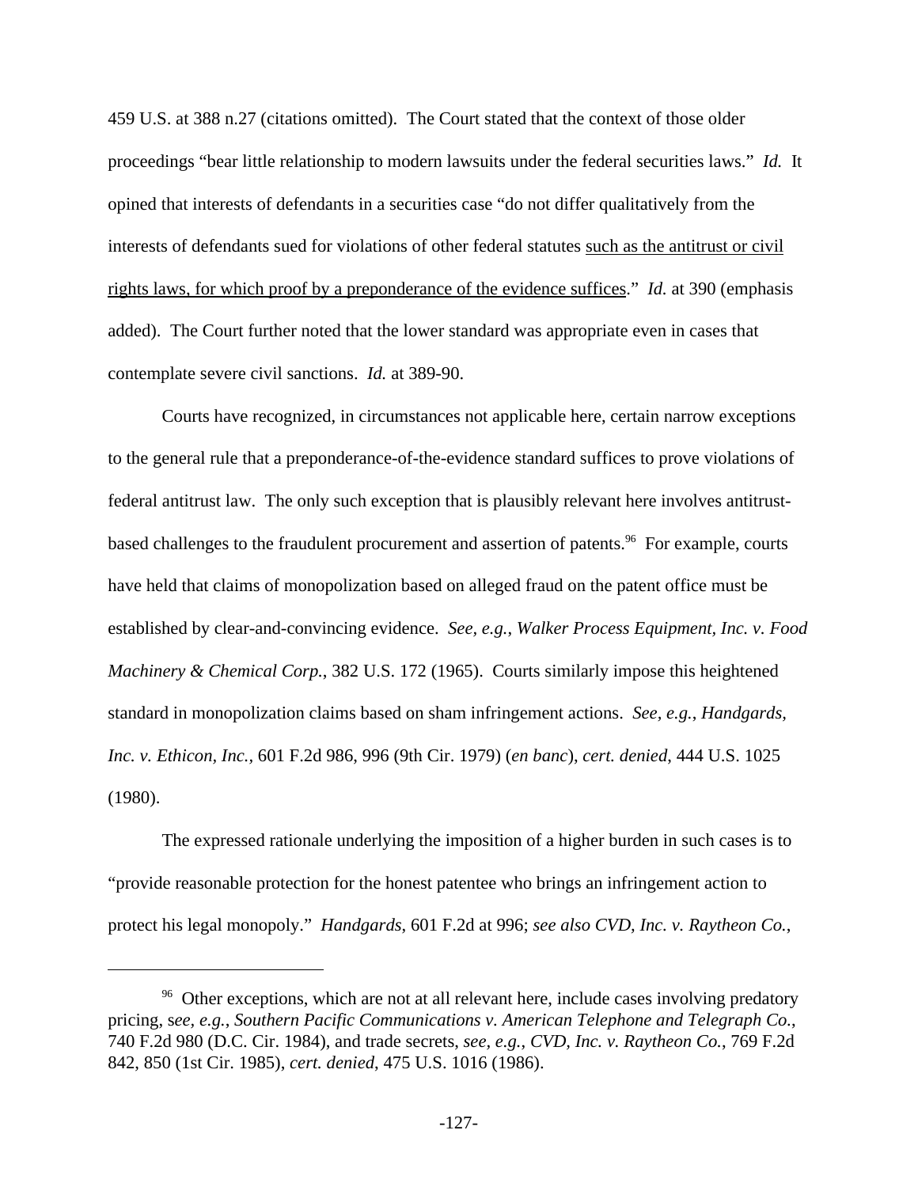459 U.S. at 388 n.27 (citations omitted). The Court stated that the context of those older proceedings "bear little relationship to modern lawsuits under the federal securities laws." *Id.* It opined that interests of defendants in a securities case "do not differ qualitatively from the interests of defendants sued for violations of other federal statutes <u>such as the antitrust or civil rights laws, for which proof by a preponderance of the evidence suffices</u>." *Id.* at 390 (emphasis added). The Court further noted that the lower standard was appropriate even in cases that contemplate severe civil sanctions. *Id.* at 389-90.

Courts have recognized, in circumstances not applicable here, certain narrow exceptions to the general rule that a preponderance-of-the-evidence standard suffices to prove violations of federal antitrust law. The only such exception that is plausibly relevant here involves antitrust-based challenges to the fraudulent procurement and assertion of patents.[96] For example, courts have held that claims of monopolization based on alleged fraud on the patent office must be established by clear-and-convincing evidence. *See, e.g., Walker Process Equipment, Inc. v. Food Machinery & Chemical Corp.*, 382 U.S. 172 (1965). Courts similarly impose this heightened standard in monopolization claims based on sham infringement actions. *See, e.g., Handgards, Inc. v. Ethicon, Inc.*, 601 F.2d 986, 996 (9th Cir. 1979) (*en banc*), *cert. denied*, 444 U.S. 1025 (1980).

The expressed rationale underlying the imposition of a higher burden in such cases is to "provide reasonable protection for the honest patentee who brings an infringement action to protect his legal monopoly." *Handgards*, 601 F.2d at 996; *see also CVD, Inc. v. Raytheon Co.*,

---

[96] Other exceptions, which are not at all relevant here, include cases involving predatory pricing, s*ee, e.g.*, *Southern Pacific Communications v. American Telephone and Telegraph Co.*, 740 F.2d 980 (D.C. Cir. 1984), and trade secrets, *see, e.g.*, *CVD, Inc. v. Raytheon Co.*, 769 F.2d 842, 850 (1st Cir. 1985), *cert. denied*, 475 U.S. 1016 (1986).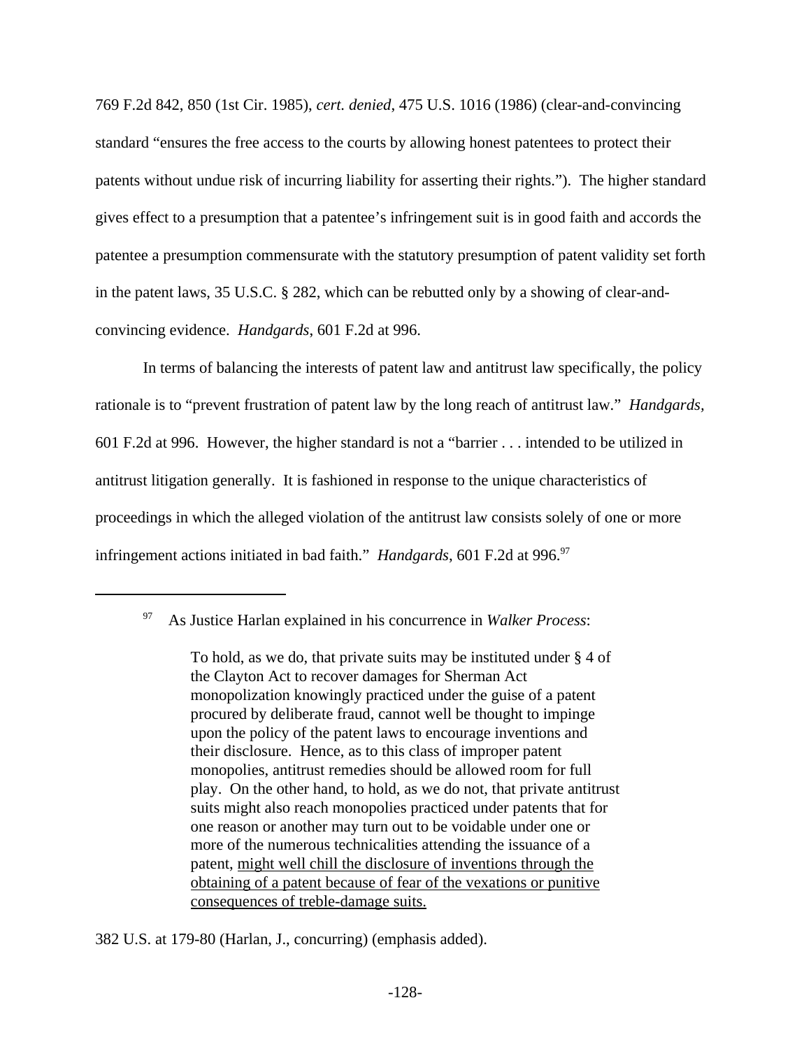769 F.2d 842, 850 (1st Cir. 1985), *cert. denied*, 475 U.S. 1016 (1986) (clear-and-convincing standard "ensures the free access to the courts by allowing honest patentees to protect their patents without undue risk of incurring liability for asserting their rights."). The higher standard gives effect to a presumption that a patentee's infringement suit is in good faith and accords the patentee a presumption commensurate with the statutory presumption of patent validity set forth in the patent laws, 35 U.S.C. § 282, which can be rebutted only by a showing of clear-and-convincing evidence. *Handgards*, 601 F.2d at 996.

In terms of balancing the interests of patent law and antitrust law specifically, the policy rationale is to "prevent frustration of patent law by the long reach of antitrust law." *Handgards*, 601 F.2d at 996. However, the higher standard is not a "barrier . . . intended to be utilized in antitrust litigation generally. It is fashioned in response to the unique characteristics of proceedings in which the alleged violation of the antitrust law consists solely of one or more infringement actions initiated in bad faith." *Handgards*, 601 F.2d at 996.[97]

---

[97] As Justice Harlan explained in his concurrence in *Walker Process*:

> To hold, as we do, that private suits may be instituted under § 4 of the Clayton Act to recover damages for Sherman Act monopolization knowingly practiced under the guise of a patent procured by deliberate fraud, cannot well be thought to impinge upon the policy of the patent laws to encourage inventions and their disclosure. Hence, as to this class of improper patent monopolies, antitrust remedies should be allowed room for full play. On the other hand, to hold, as we do not, that private antitrust suits might also reach monopolies practiced under patents that for one reason or another may turn out to be voidable under one or more of the numerous technicalities attending the issuance of a patent, <u>might well chill the disclosure of inventions through the obtaining of a patent because of fear of the vexations or punitive consequences of treble-damage suits.</u>

382 U.S. at 179-80 (Harlan, J., concurring) (emphasis added).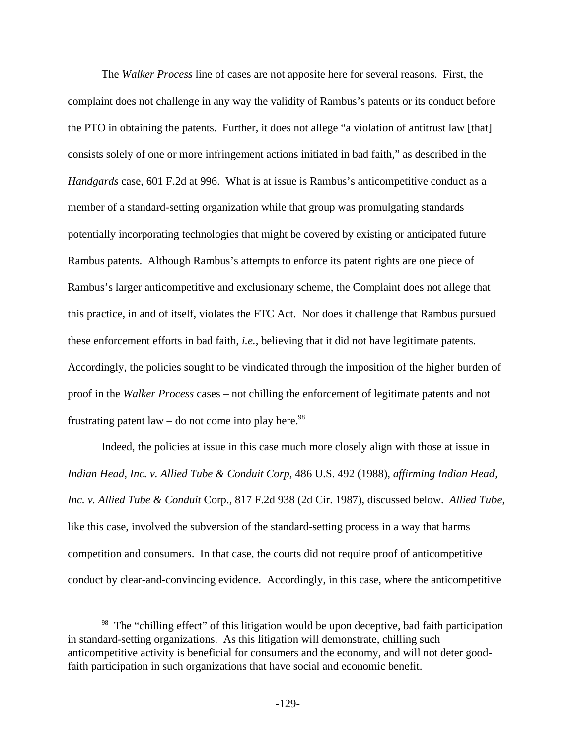The *Walker Process* line of cases are not apposite here for several reasons. First, the complaint does not challenge in any way the validity of Rambus's patents or its conduct before the PTO in obtaining the patents. Further, it does not allege "a violation of antitrust law [that] consists solely of one or more infringement actions initiated in bad faith," as described in the *Handgards* case, 601 F.2d at 996. What is at issue is Rambus's anticompetitive conduct as a member of a standard-setting organization while that group was promulgating standards potentially incorporating technologies that might be covered by existing or anticipated future Rambus patents. Although Rambus's attempts to enforce its patent rights are one piece of Rambus's larger anticompetitive and exclusionary scheme, the Complaint does not allege that this practice, in and of itself, violates the FTC Act. Nor does it challenge that Rambus pursued these enforcement efforts in bad faith, *i.e.,* believing that it did not have legitimate patents. Accordingly, the policies sought to be vindicated through the imposition of the higher burden of proof in the *Walker Process* cases – not chilling the enforcement of legitimate patents and not frustrating patent law – do not come into play here.[98]

Indeed, the policies at issue in this case much more closely align with those at issue in *Indian Head, Inc. v. Allied Tube & Conduit Corp*, 486 U.S. 492 (1988), *affirming Indian Head, Inc. v. Allied Tube & Conduit* Corp., 817 F.2d 938 (2d Cir. 1987), discussed below. *Allied Tube*, like this case, involved the subversion of the standard-setting process in a way that harms competition and consumers. In that case, the courts did not require proof of anticompetitive conduct by clear-and-convincing evidence. Accordingly, in this case, where the anticompetitive

---

[98] The "chilling effect" of this litigation would be upon deceptive, bad faith participation in standard-setting organizations. As this litigation will demonstrate, chilling such anticompetitive activity is beneficial for consumers and the economy, and will not deter good-faith participation in such organizations that have social and economic benefit.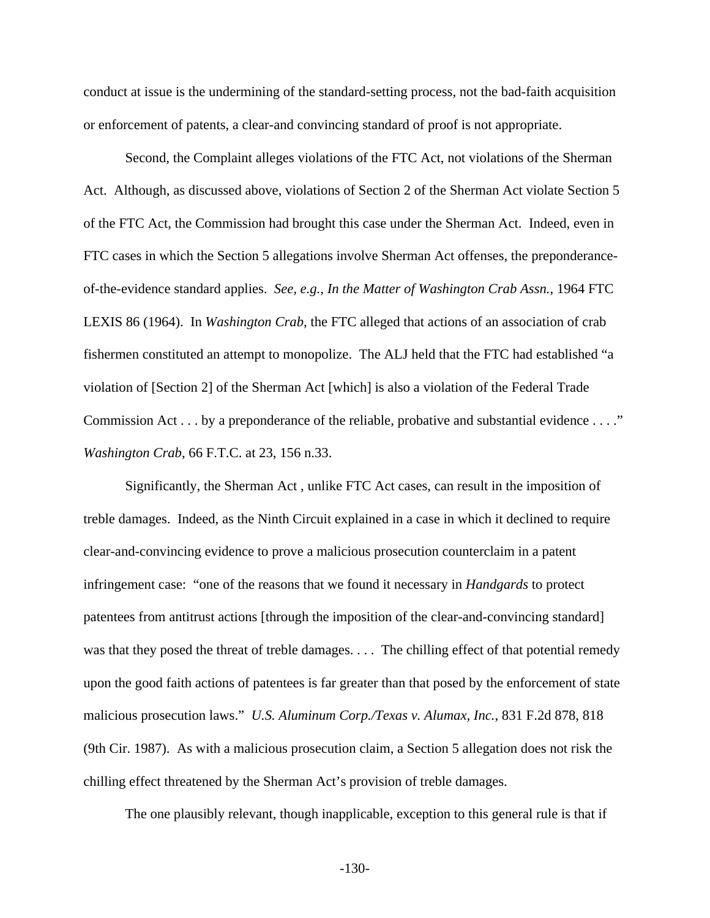conduct at issue is the undermining of the standard-setting process, not the bad-faith acquisition or enforcement of patents, a clear-and convincing standard of proof is not appropriate.

Second, the Complaint alleges violations of the FTC Act, not violations of the Sherman Act. Although, as discussed above, violations of Section 2 of the Sherman Act violate Section 5 of the FTC Act, the Commission had brought this case under the Sherman Act. Indeed, even in FTC cases in which the Section 5 allegations involve Sherman Act offenses, the preponderance-of-the-evidence standard applies. *See, e.g.*, *In the Matter of Washington Crab Assn.*, 1964 FTC LEXIS 86 (1964). In *Washington Crab*, the FTC alleged that actions of an association of crab fishermen constituted an attempt to monopolize. The ALJ held that the FTC had established "a violation of [Section 2] of the Sherman Act [which] is also a violation of the Federal Trade Commission Act . . . by a preponderance of the reliable, probative and substantial evidence . . . ." *Washington Crab*, 66 F.T.C. at 23, 156 n.33.

Significantly, the Sherman Act , unlike FTC Act cases, can result in the imposition of treble damages. Indeed, as the Ninth Circuit explained in a case in which it declined to require clear-and-convincing evidence to prove a malicious prosecution counterclaim in a patent infringement case: "one of the reasons that we found it necessary in *Handgards* to protect patentees from antitrust actions [through the imposition of the clear-and-convincing standard] was that they posed the threat of treble damages. . . . The chilling effect of that potential remedy upon the good faith actions of patentees is far greater than that posed by the enforcement of state malicious prosecution laws." *U.S. Aluminum Corp./Texas v. Alumax, Inc.*, 831 F.2d 878, 818 (9th Cir. 1987). As with a malicious prosecution claim, a Section 5 allegation does not risk the chilling effect threatened by the Sherman Act's provision of treble damages.

The one plausibly relevant, though inapplicable, exception to this general rule is that if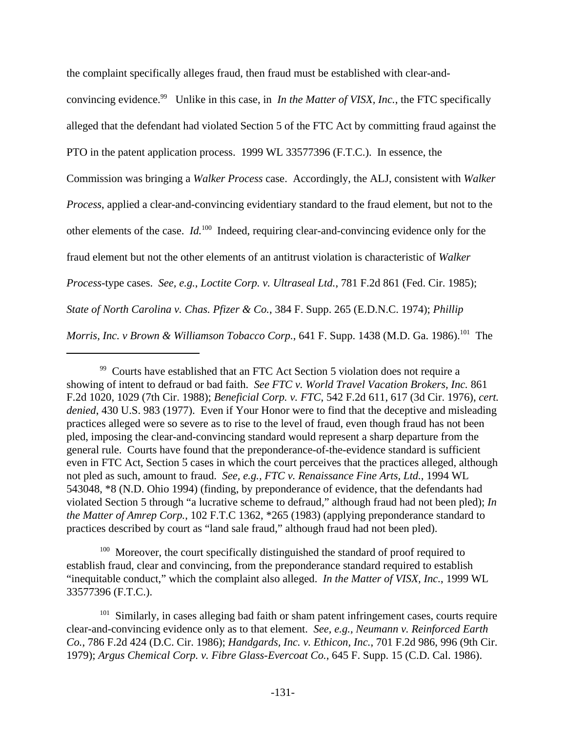the complaint specifically alleges fraud, then fraud must be established with clear-and-convincing evidence.[99] Unlike in this case, in *In the Matter of VISX, Inc.*, the FTC specifically alleged that the defendant had violated Section 5 of the FTC Act by committing fraud against the PTO in the patent application process. 1999 WL 33577396 (F.T.C.). In essence, the Commission was bringing a *Walker Process* case. Accordingly, the ALJ, consistent with *Walker Process*, applied a clear-and-convincing evidentiary standard to the fraud element, but not to the other elements of the case. *Id.*[100] Indeed, requiring clear-and-convincing evidence only for the fraud element but not the other elements of an antitrust violation is characteristic of *Walker Process*-type cases. *See, e.g., Loctite Corp. v. Ultraseal Ltd.*, 781 F.2d 861 (Fed. Cir. 1985); *State of North Carolina v. Chas. Pfizer & Co.*, 384 F. Supp. 265 (E.D.N.C. 1974); *Phillip Morris, Inc. v Brown & Williamson Tobacco Corp.*, 641 F. Supp. 1438 (M.D. Ga. 1986).[101] The

---

[99] Courts have established that an FTC Act Section 5 violation does not require a showing of intent to defraud or bad faith. *See FTC v. World Travel Vacation Brokers, Inc.* 861 F.2d 1020, 1029 (7th Cir. 1988); *Beneficial Corp. v. FTC*, 542 F.2d 611, 617 (3d Cir. 1976), *cert. denied*, 430 U.S. 983 (1977). Even if Your Honor were to find that the deceptive and misleading practices alleged were so severe as to rise to the level of fraud, even though fraud has not been pled, imposing the clear-and-convincing standard would represent a sharp departure from the general rule. Courts have found that the preponderance-of-the-evidence standard is sufficient even in FTC Act, Section 5 cases in which the court perceives that the practices alleged, although not pled as such, amount to fraud. *See, e.g., FTC v. Renaissance Fine Arts, Ltd.*, 1994 WL 543048, *8 (N.D. Ohio 1994) (finding, by preponderance of evidence, that the defendants had violated Section 5 through "a lucrative scheme to defraud," although fraud had not been pled); *In the Matter of Amrep Corp.*, 102 F.T.C 1362, *265 (1983) (applying preponderance standard to practices described by court as "land sale fraud," although fraud had not been pled).

[100] Moreover, the court specifically distinguished the standard of proof required to establish fraud, clear and convincing, from the preponderance standard required to establish "inequitable conduct," which the complaint also alleged. *In the Matter of VISX, Inc.*, 1999 WL 33577396 (F.T.C.).

[101] Similarly, in cases alleging bad faith or sham patent infringement cases, courts require clear-and-convincing evidence only as to that element. *See, e.g., Neumann v. Reinforced Earth Co.*, 786 F.2d 424 (D.C. Cir. 1986); *Handgards, Inc. v. Ethicon, Inc.*, 701 F.2d 986, 996 (9th Cir. 1979); *Argus Chemical Corp. v. Fibre Glass-Evercoat Co.*, 645 F. Supp. 15 (C.D. Cal. 1986).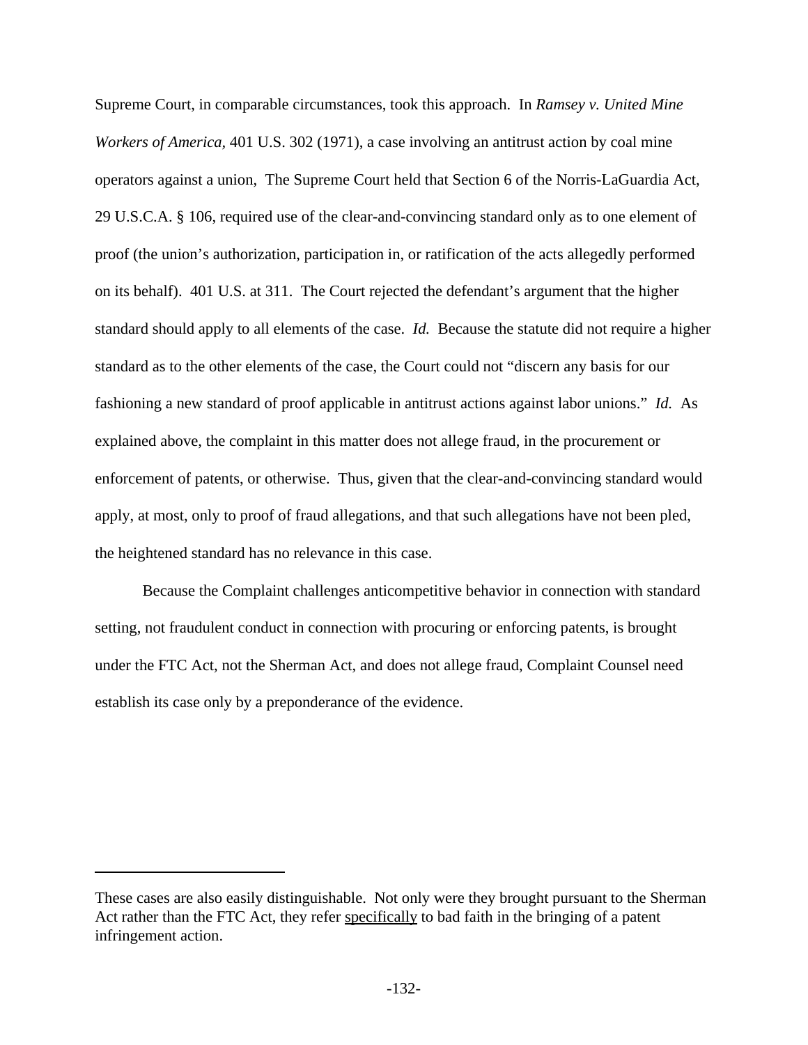Supreme Court, in comparable circumstances, took this approach. In *Ramsey v. United Mine Workers of America*, 401 U.S. 302 (1971), a case involving an antitrust action by coal mine operators against a union, The Supreme Court held that Section 6 of the Norris-LaGuardia Act, 29 U.S.C.A. § 106, required use of the clear-and-convincing standard only as to one element of proof (the union's authorization, participation in, or ratification of the acts allegedly performed on its behalf). 401 U.S. at 311. The Court rejected the defendant's argument that the higher standard should apply to all elements of the case. *Id.* Because the statute did not require a higher standard as to the other elements of the case, the Court could not "discern any basis for our fashioning a new standard of proof applicable in antitrust actions against labor unions." *Id.* As explained above, the complaint in this matter does not allege fraud, in the procurement or enforcement of patents, or otherwise. Thus, given that the clear-and-convincing standard would apply, at most, only to proof of fraud allegations, and that such allegations have not been pled, the heightened standard has no relevance in this case.

Because the Complaint challenges anticompetitive behavior in connection with standard setting, not fraudulent conduct in connection with procuring or enforcing patents, is brought under the FTC Act, not the Sherman Act, and does not allege fraud, Complaint Counsel need establish its case only by a preponderance of the evidence.

---

These cases are also easily distinguishable. Not only were they brought pursuant to the Sherman Act rather than the FTC Act, they refer <u>specifically</u> to bad faith in the bringing of a patent infringement action.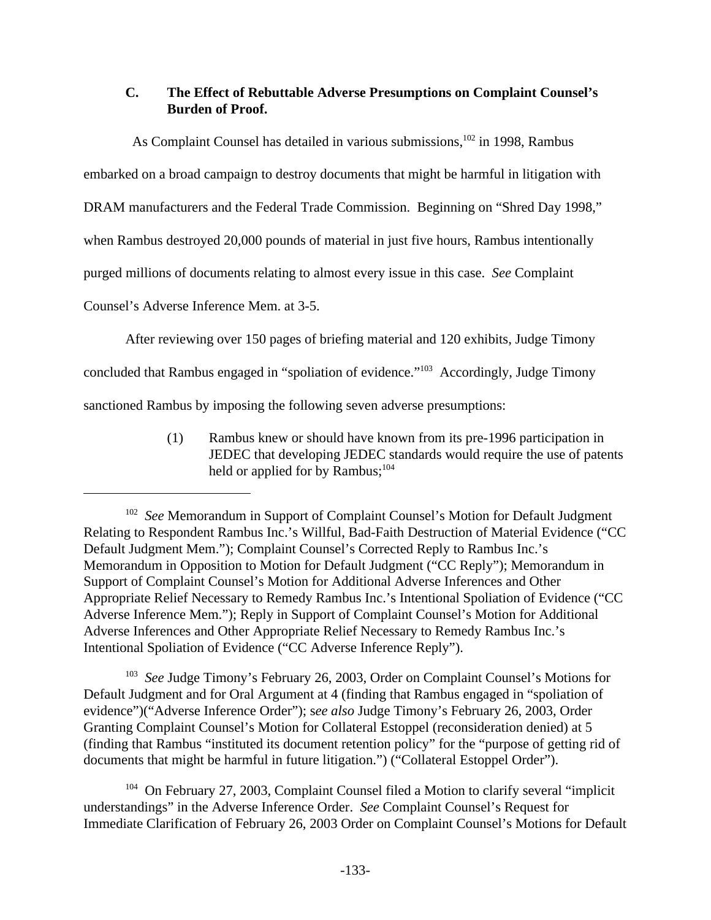### C. The Effect of Rebuttable Adverse Presumptions on Complaint Counsel's Burden of Proof.

As Complaint Counsel has detailed in various submissions,[102] in 1998, Rambus embarked on a broad campaign to destroy documents that might be harmful in litigation with DRAM manufacturers and the Federal Trade Commission. Beginning on "Shred Day 1998," when Rambus destroyed 20,000 pounds of material in just five hours, Rambus intentionally purged millions of documents relating to almost every issue in this case. *See* Complaint Counsel's Adverse Inference Mem. at 3-5.

After reviewing over 150 pages of briefing material and 120 exhibits, Judge Timony concluded that Rambus engaged in "spoliation of evidence."[103] Accordingly, Judge Timony sanctioned Rambus by imposing the following seven adverse presumptions:

> (1) Rambus knew or should have known from its pre-1996 participation in JEDEC that developing JEDEC standards would require the use of patents held or applied for by Rambus;[104]

---

[102] *See* Memorandum in Support of Complaint Counsel's Motion for Default Judgment Relating to Respondent Rambus Inc.'s Willful, Bad-Faith Destruction of Material Evidence ("CC Default Judgment Mem."); Complaint Counsel's Corrected Reply to Rambus Inc.'s Memorandum in Opposition to Motion for Default Judgment ("CC Reply"); Memorandum in Support of Complaint Counsel's Motion for Additional Adverse Inferences and Other Appropriate Relief Necessary to Remedy Rambus Inc.'s Intentional Spoliation of Evidence ("CC Adverse Inference Mem."); Reply in Support of Complaint Counsel's Motion for Additional Adverse Inferences and Other Appropriate Relief Necessary to Remedy Rambus Inc.'s Intentional Spoliation of Evidence ("CC Adverse Inference Reply").

[103] *See* Judge Timony's February 26, 2003, Order on Complaint Counsel's Motions for Default Judgment and for Oral Argument at 4 (finding that Rambus engaged in "spoliation of evidence")("Adverse Inference Order"); s*ee also* Judge Timony's February 26, 2003, Order Granting Complaint Counsel's Motion for Collateral Estoppel (reconsideration denied) at 5 (finding that Rambus "instituted its document retention policy" for the "purpose of getting rid of documents that might be harmful in future litigation.") ("Collateral Estoppel Order").

[104] On February 27, 2003, Complaint Counsel filed a Motion to clarify several "implicit understandings" in the Adverse Inference Order. *See* Complaint Counsel's Request for Immediate Clarification of February 26, 2003 Order on Complaint Counsel's Motions for Default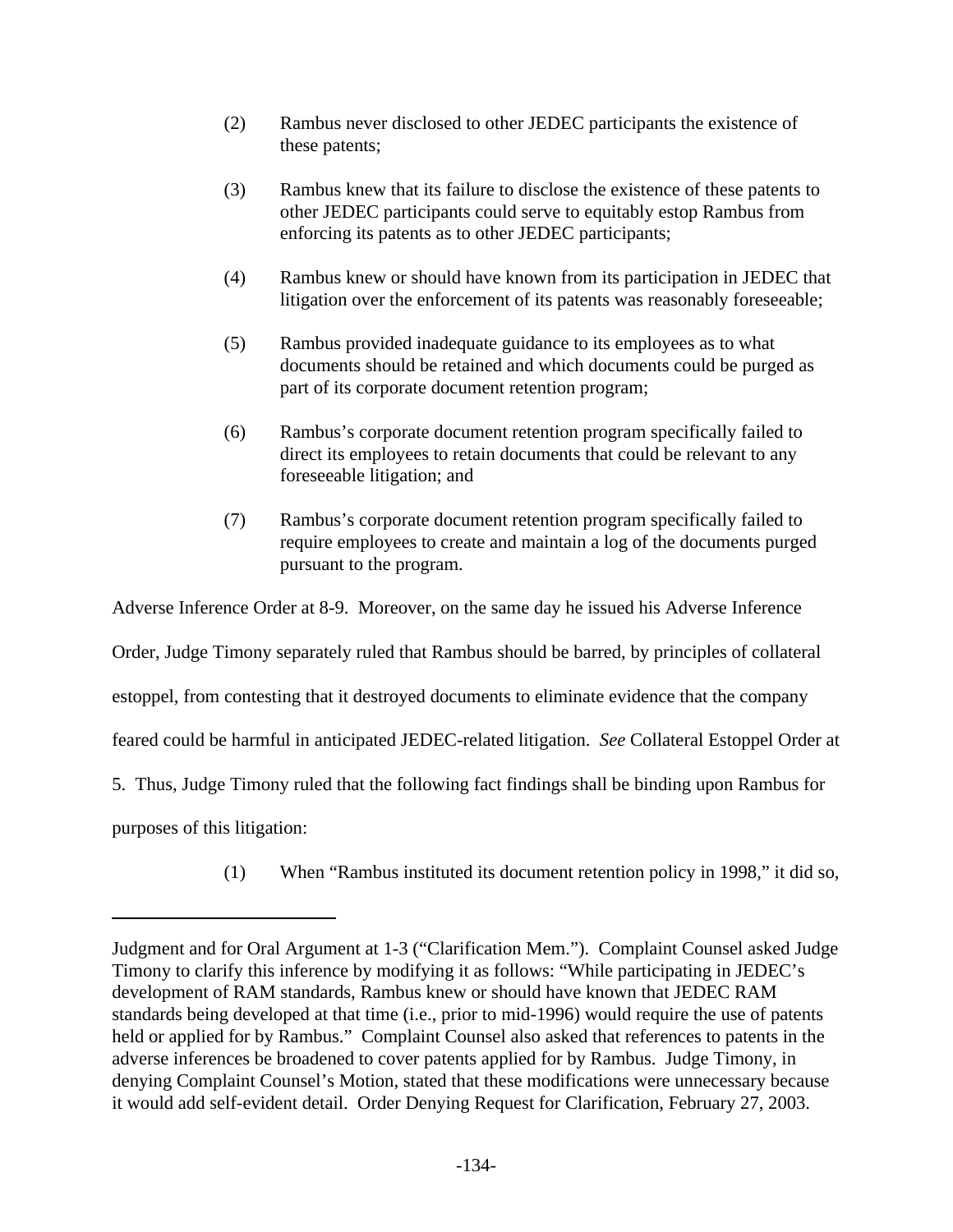(2) Rambus never disclosed to other JEDEC participants the existence of these patents;

(3) Rambus knew that its failure to disclose the existence of these patents to other JEDEC participants could serve to equitably estop Rambus from enforcing its patents as to other JEDEC participants;

(4) Rambus knew or should have known from its participation in JEDEC that litigation over the enforcement of its patents was reasonably foreseeable;

(5) Rambus provided inadequate guidance to its employees as to what documents should be retained and which documents could be purged as part of its corporate document retention program;

(6) Rambus's corporate document retention program specifically failed to direct its employees to retain documents that could be relevant to any foreseeable litigation; and

(7) Rambus's corporate document retention program specifically failed to require employees to create and maintain a log of the documents purged pursuant to the program.

Adverse Inference Order at 8-9. Moreover, on the same day he issued his Adverse Inference Order, Judge Timony separately ruled that Rambus should be barred, by principles of collateral estoppel, from contesting that it destroyed documents to eliminate evidence that the company feared could be harmful in anticipated JEDEC-related litigation. *See* Collateral Estoppel Order at 5. Thus, Judge Timony ruled that the following fact findings shall be binding upon Rambus for purposes of this litigation:

(1) When "Rambus instituted its document retention policy in 1998," it did so,

---

Judgment and for Oral Argument at 1-3 ("Clarification Mem."). Complaint Counsel asked Judge Timony to clarify this inference by modifying it as follows: "While participating in JEDEC's development of RAM standards, Rambus knew or should have known that JEDEC RAM standards being developed at that time (i.e., prior to mid-1996) would require the use of patents held or applied for by Rambus." Complaint Counsel also asked that references to patents in the adverse inferences be broadened to cover patents applied for by Rambus. Judge Timony, in denying Complaint Counsel's Motion, stated that these modifications were unnecessary because it would add self-evident detail. Order Denying Request for Clarification, February 27, 2003.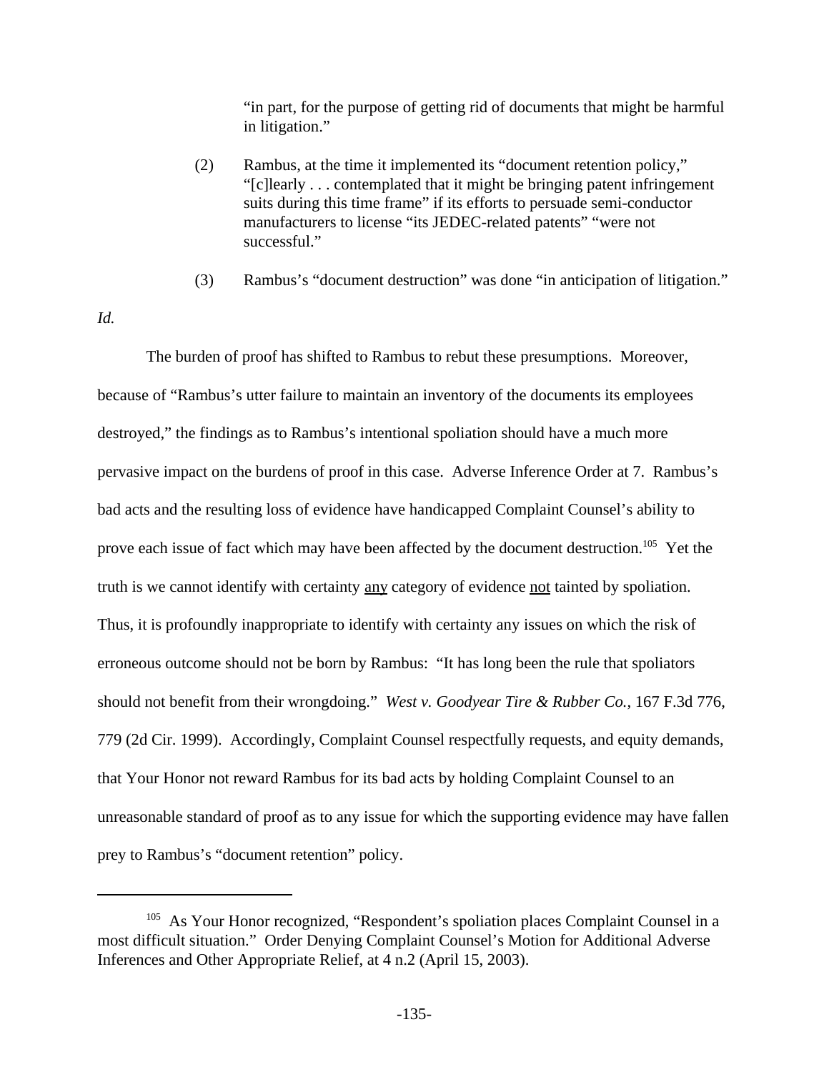> "in part, for the purpose of getting rid of documents that might be harmful in litigation."
>
> (2) Rambus, at the time it implemented its "document retention policy," "[c]learly . . . contemplated that it might be bringing patent infringement suits during this time frame" if its efforts to persuade semi-conductor manufacturers to license "its JEDEC-related patents" "were not successful."
>
> (3) Rambus's "document destruction" was done "in anticipation of litigation."

*Id.*

The burden of proof has shifted to Rambus to rebut these presumptions. Moreover, because of "Rambus's utter failure to maintain an inventory of the documents its employees destroyed," the findings as to Rambus's intentional spoliation should have a much more pervasive impact on the burdens of proof in this case. Adverse Inference Order at 7. Rambus's bad acts and the resulting loss of evidence have handicapped Complaint Counsel's ability to prove each issue of fact which may have been affected by the document destruction.[105] Yet the truth is we cannot identify with certainty <u>any</u> category of evidence <u>not</u> tainted by spoliation. Thus, it is profoundly inappropriate to identify with certainty any issues on which the risk of erroneous outcome should not be born by Rambus: "It has long been the rule that spoliators should not benefit from their wrongdoing." *West v. Goodyear Tire & Rubber Co.*, 167 F.3d 776, 779 (2d Cir. 1999). Accordingly, Complaint Counsel respectfully requests, and equity demands, that Your Honor not reward Rambus for its bad acts by holding Complaint Counsel to an unreasonable standard of proof as to any issue for which the supporting evidence may have fallen prey to Rambus's "document retention" policy.

---

[105] As Your Honor recognized, "Respondent's spoliation places Complaint Counsel in a most difficult situation." Order Denying Complaint Counsel's Motion for Additional Adverse Inferences and Other Appropriate Relief, at 4 n.2 (April 15, 2003).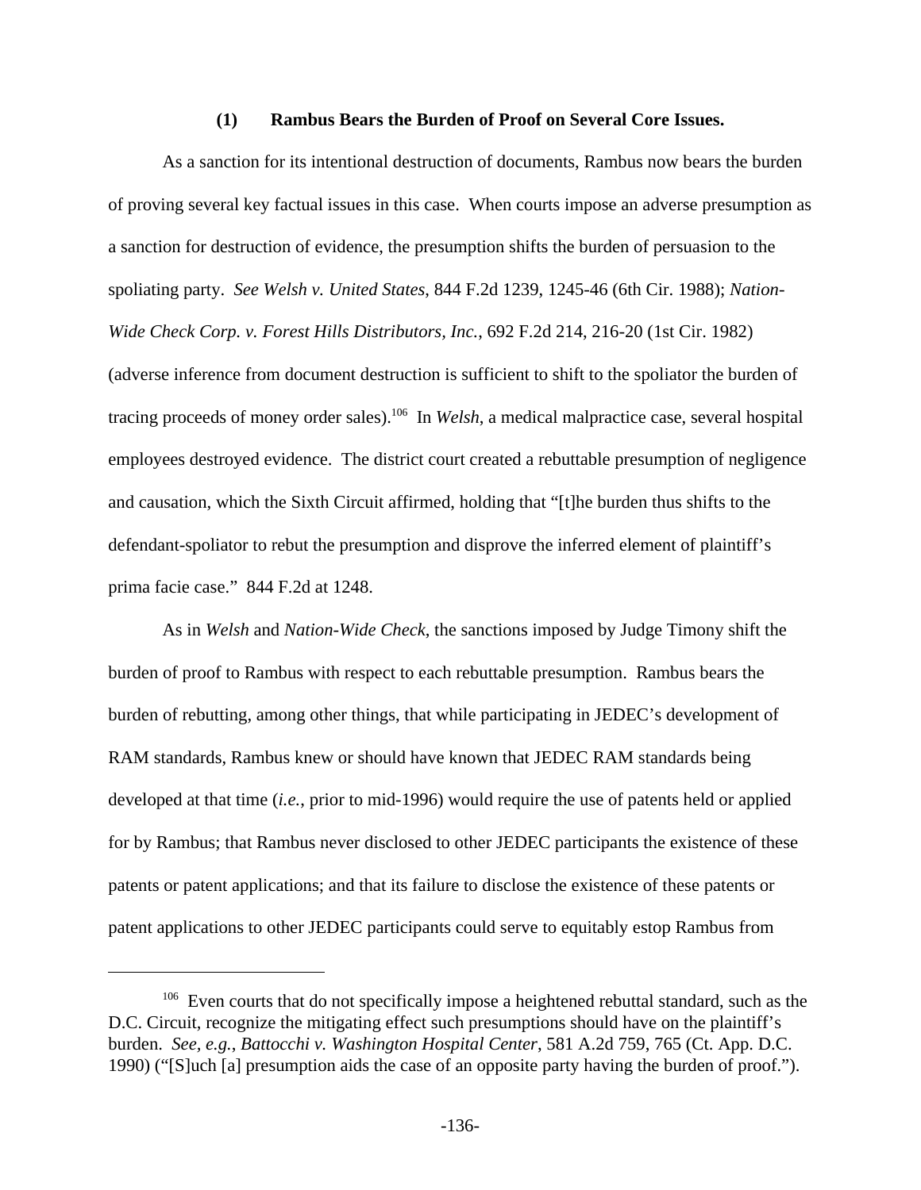### (1) Rambus Bears the Burden of Proof on Several Core Issues.

As a sanction for its intentional destruction of documents, Rambus now bears the burden of proving several key factual issues in this case. When courts impose an adverse presumption as a sanction for destruction of evidence, the presumption shifts the burden of persuasion to the spoliating party. *See Welsh v. United States*, 844 F.2d 1239, 1245-46 (6th Cir. 1988); *Nation-Wide Check Corp. v. Forest Hills Distributors, Inc.*, 692 F.2d 214, 216-20 (1st Cir. 1982) (adverse inference from document destruction is sufficient to shift to the spoliator the burden of tracing proceeds of money order sales).[106] In *Welsh*, a medical malpractice case, several hospital employees destroyed evidence. The district court created a rebuttable presumption of negligence and causation, which the Sixth Circuit affirmed, holding that "[t]he burden thus shifts to the defendant-spoliator to rebut the presumption and disprove the inferred element of plaintiff's prima facie case." 844 F.2d at 1248.

As in *Welsh* and *Nation-Wide Check*, the sanctions imposed by Judge Timony shift the burden of proof to Rambus with respect to each rebuttable presumption. Rambus bears the burden of rebutting, among other things, that while participating in JEDEC's development of RAM standards, Rambus knew or should have known that JEDEC RAM standards being developed at that time (*i.e.*, prior to mid-1996) would require the use of patents held or applied for by Rambus; that Rambus never disclosed to other JEDEC participants the existence of these patents or patent applications; and that its failure to disclose the existence of these patents or patent applications to other JEDEC participants could serve to equitably estop Rambus from

---

[106] Even courts that do not specifically impose a heightened rebuttal standard, such as the D.C. Circuit, recognize the mitigating effect such presumptions should have on the plaintiff's burden. *See, e.g.*, *Battocchi v. Washington Hospital Center*, 581 A.2d 759, 765 (Ct. App. D.C. 1990) ("[S]uch [a] presumption aids the case of an opposite party having the burden of proof.").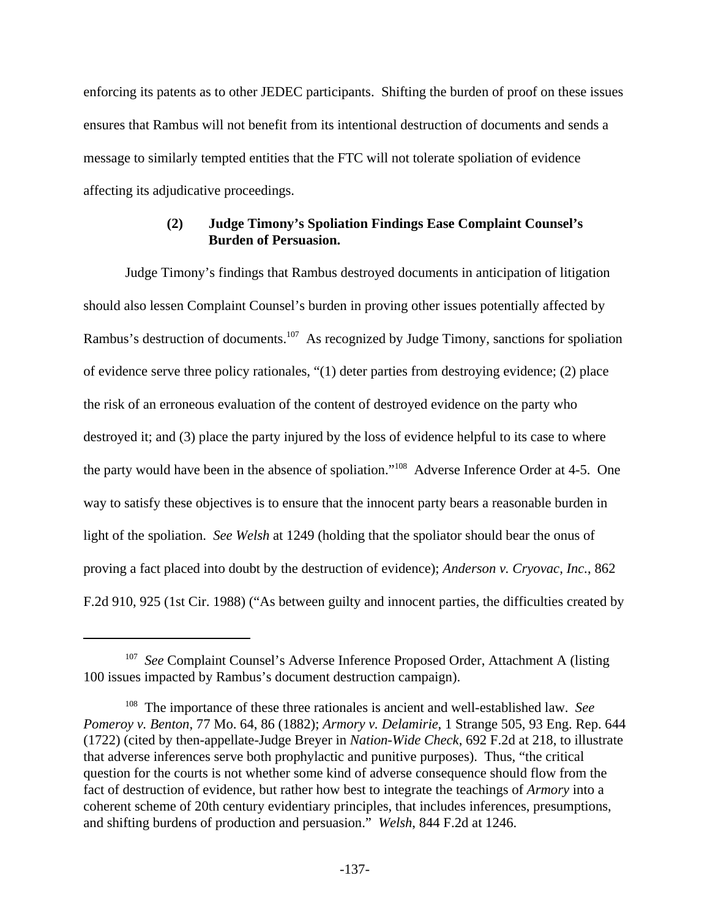enforcing its patents as to other JEDEC participants. Shifting the burden of proof on these issues ensures that Rambus will not benefit from its intentional destruction of documents and sends a message to similarly tempted entities that the FTC will not tolerate spoliation of evidence affecting its adjudicative proceedings.

#### (2) Judge Timony's Spoliation Findings Ease Complaint Counsel's Burden of Persuasion.

Judge Timony's findings that Rambus destroyed documents in anticipation of litigation should also lessen Complaint Counsel's burden in proving other issues potentially affected by Rambus's destruction of documents.[107] As recognized by Judge Timony, sanctions for spoliation of evidence serve three policy rationales, "(1) deter parties from destroying evidence; (2) place the risk of an erroneous evaluation of the content of destroyed evidence on the party who destroyed it; and (3) place the party injured by the loss of evidence helpful to its case to where the party would have been in the absence of spoliation."[108] Adverse Inference Order at 4-5. One way to satisfy these objectives is to ensure that the innocent party bears a reasonable burden in light of the spoliation. *See Welsh* at 1249 (holding that the spoliator should bear the onus of proving a fact placed into doubt by the destruction of evidence); *Anderson v. Cryovac, Inc.*, 862 F.2d 910, 925 (1st Cir. 1988) ("As between guilty and innocent parties, the difficulties created by

---

[107] *See* Complaint Counsel's Adverse Inference Proposed Order, Attachment A (listing 100 issues impacted by Rambus's document destruction campaign).

[108] The importance of these three rationales is ancient and well-established law. *See Pomeroy v. Benton*, 77 Mo. 64, 86 (1882); *Armory v. Delamirie*, 1 Strange 505, 93 Eng. Rep. 644 (1722) (cited by then-appellate-Judge Breyer in *Nation-Wide Check*, 692 F.2d at 218, to illustrate that adverse inferences serve both prophylactic and punitive purposes). Thus, "the critical question for the courts is not whether some kind of adverse consequence should flow from the fact of destruction of evidence, but rather how best to integrate the teachings of *Armory* into a coherent scheme of 20th century evidentiary principles, that includes inferences, presumptions, and shifting burdens of production and persuasion." *Welsh*, 844 F.2d at 1246.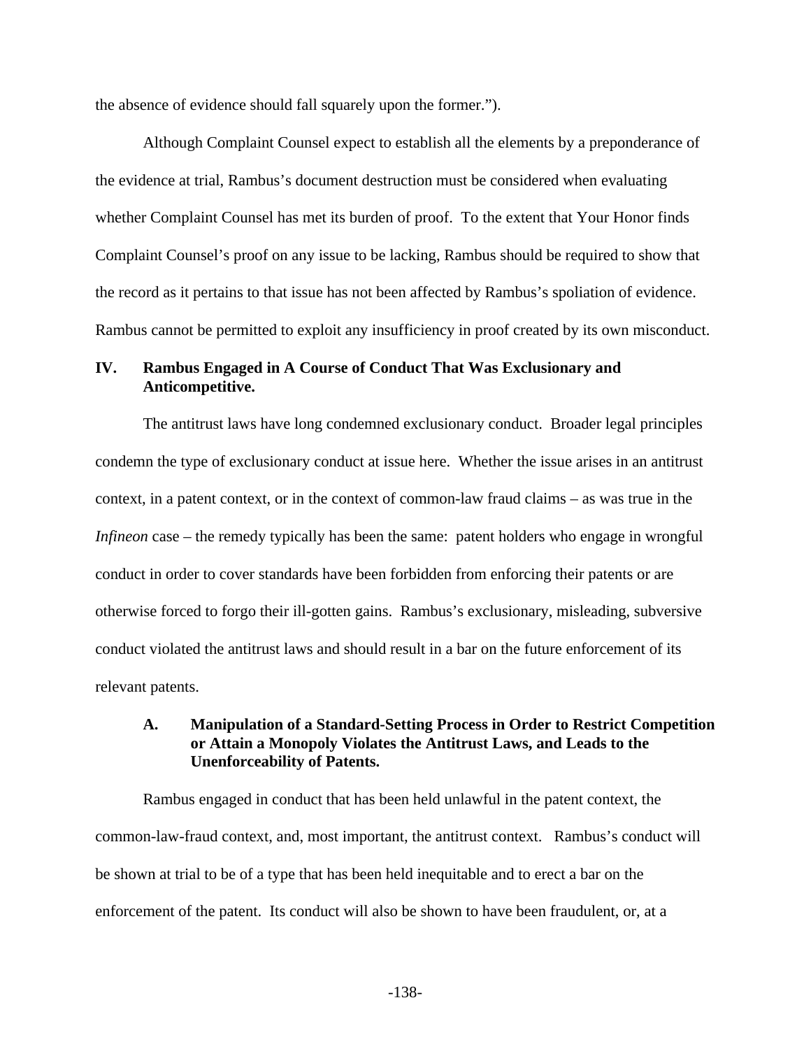the absence of evidence should fall squarely upon the former.").

Although Complaint Counsel expect to establish all the elements by a preponderance of the evidence at trial, Rambus's document destruction must be considered when evaluating whether Complaint Counsel has met its burden of proof. To the extent that Your Honor finds Complaint Counsel's proof on any issue to be lacking, Rambus should be required to show that the record as it pertains to that issue has not been affected by Rambus's spoliation of evidence. Rambus cannot be permitted to exploit any insufficiency in proof created by its own misconduct.

## IV. Rambus Engaged in A Course of Conduct That Was Exclusionary and Anticompetitive.

The antitrust laws have long condemned exclusionary conduct. Broader legal principles condemn the type of exclusionary conduct at issue here. Whether the issue arises in an antitrust context, in a patent context, or in the context of common-law fraud claims – as was true in the *Infineon* case – the remedy typically has been the same: patent holders who engage in wrongful conduct in order to cover standards have been forbidden from enforcing their patents or are otherwise forced to forgo their ill-gotten gains. Rambus's exclusionary, misleading, subversive conduct violated the antitrust laws and should result in a bar on the future enforcement of its relevant patents.

### A. Manipulation of a Standard-Setting Process in Order to Restrict Competition or Attain a Monopoly Violates the Antitrust Laws, and Leads to the Unenforceability of Patents.

Rambus engaged in conduct that has been held unlawful in the patent context, the common-law-fraud context, and, most important, the antitrust context. Rambus's conduct will be shown at trial to be of a type that has been held inequitable and to erect a bar on the enforcement of the patent. Its conduct will also be shown to have been fraudulent, or, at a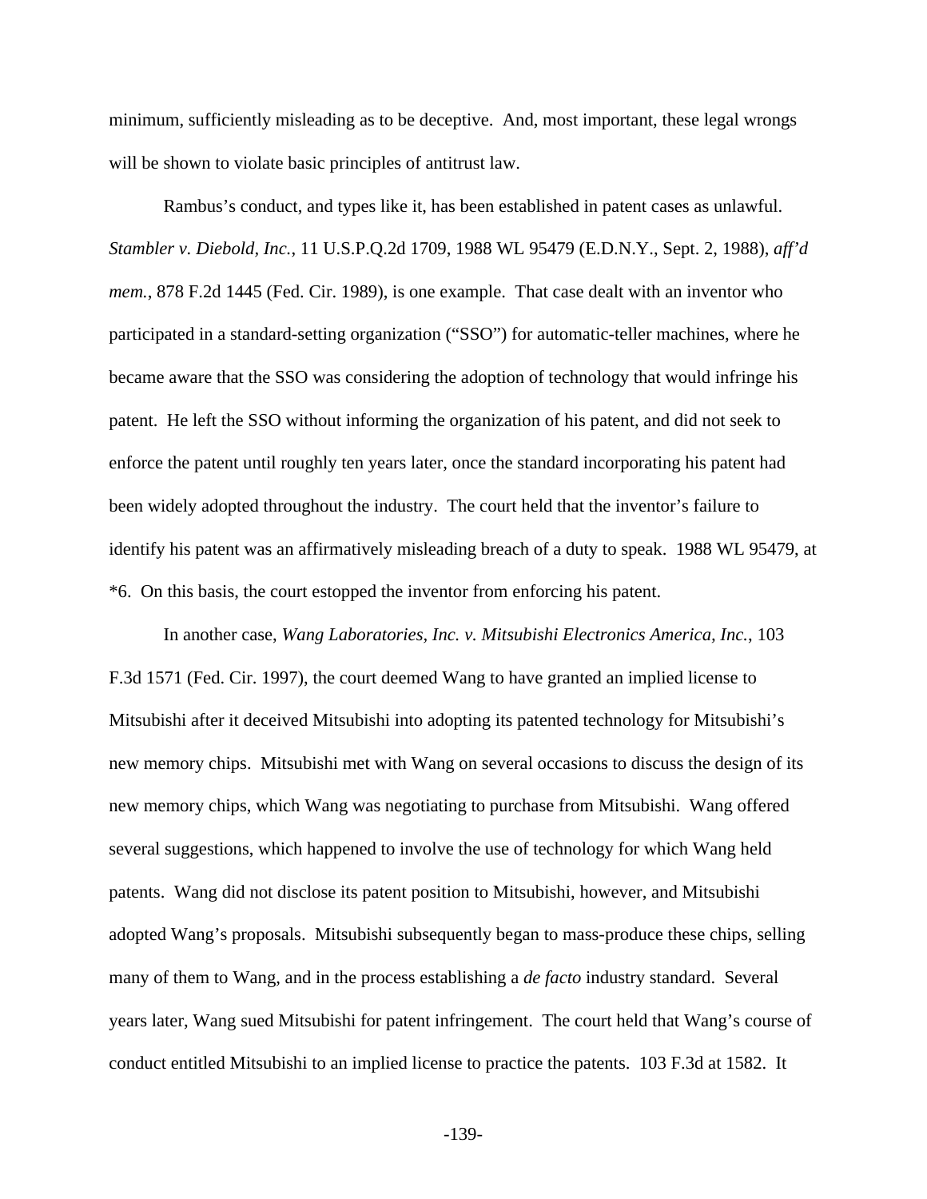minimum, sufficiently misleading as to be deceptive. And, most important, these legal wrongs will be shown to violate basic principles of antitrust law.

Rambus's conduct, and types like it, has been established in patent cases as unlawful. *Stambler v. Diebold, Inc.*, 11 U.S.P.Q.2d 1709, 1988 WL 95479 (E.D.N.Y., Sept. 2, 1988), *aff'd mem.*, 878 F.2d 1445 (Fed. Cir. 1989), is one example. That case dealt with an inventor who participated in a standard-setting organization ("SSO") for automatic-teller machines, where he became aware that the SSO was considering the adoption of technology that would infringe his patent. He left the SSO without informing the organization of his patent, and did not seek to enforce the patent until roughly ten years later, once the standard incorporating his patent had been widely adopted throughout the industry. The court held that the inventor's failure to identify his patent was an affirmatively misleading breach of a duty to speak. 1988 WL 95479, at *6. On this basis, the court estopped the inventor from enforcing his patent.

In another case, *Wang Laboratories, Inc. v. Mitsubishi Electronics America, Inc.*, 103 F.3d 1571 (Fed. Cir. 1997), the court deemed Wang to have granted an implied license to Mitsubishi after it deceived Mitsubishi into adopting its patented technology for Mitsubishi's new memory chips. Mitsubishi met with Wang on several occasions to discuss the design of its new memory chips, which Wang was negotiating to purchase from Mitsubishi. Wang offered several suggestions, which happened to involve the use of technology for which Wang held patents. Wang did not disclose its patent position to Mitsubishi, however, and Mitsubishi adopted Wang's proposals. Mitsubishi subsequently began to mass-produce these chips, selling many of them to Wang, and in the process establishing a *de facto* industry standard. Several years later, Wang sued Mitsubishi for patent infringement. The court held that Wang's course of conduct entitled Mitsubishi to an implied license to practice the patents. 103 F.3d at 1582. It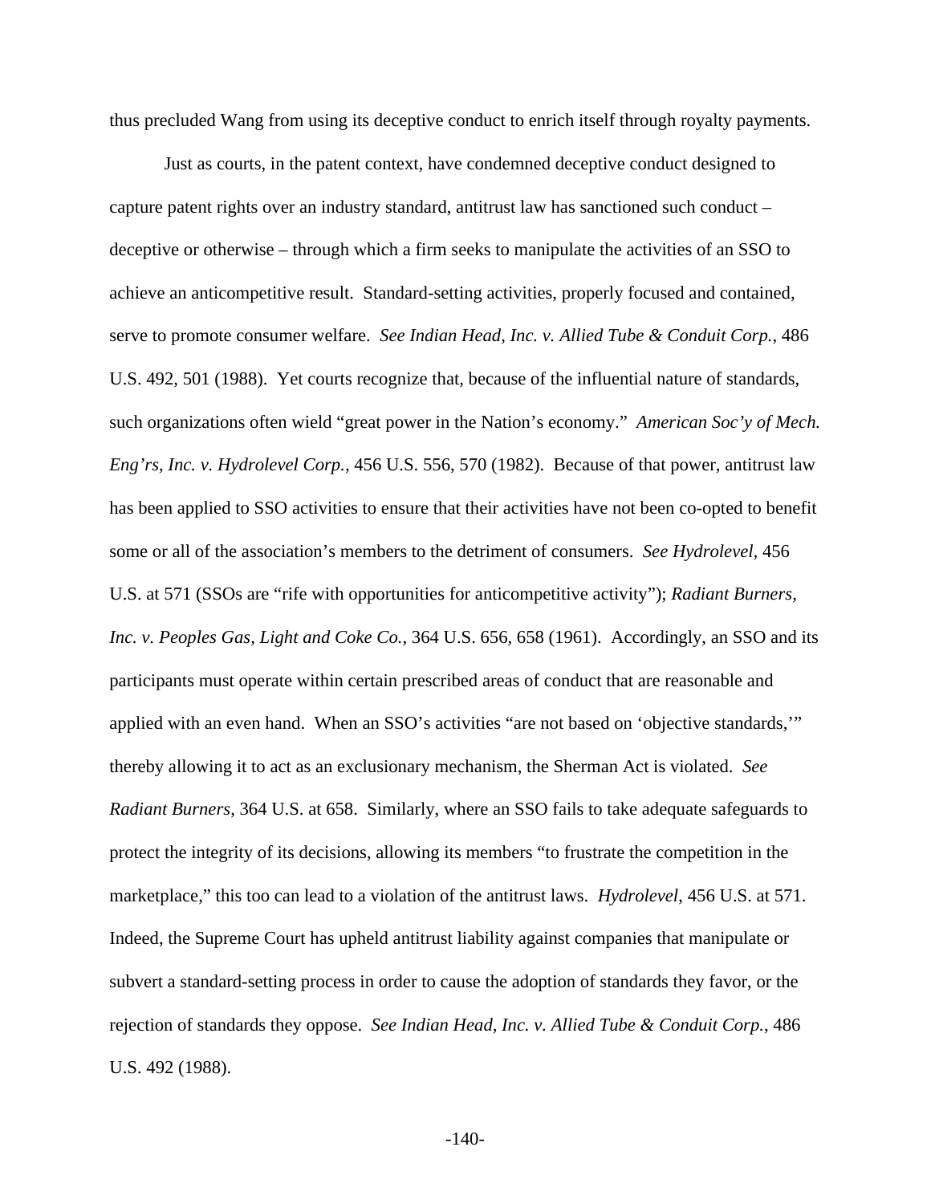thus precluded Wang from using its deceptive conduct to enrich itself through royalty payments.

Just as courts, in the patent context, have condemned deceptive conduct designed to capture patent rights over an industry standard, antitrust law has sanctioned such conduct – deceptive or otherwise – through which a firm seeks to manipulate the activities of an SSO to achieve an anticompetitive result. Standard-setting activities, properly focused and contained, serve to promote consumer welfare. *See Indian Head, Inc. v. Allied Tube & Conduit Corp.*, 486 U.S. 492, 501 (1988). Yet courts recognize that, because of the influential nature of standards, such organizations often wield "great power in the Nation's economy." *American Soc'y of Mech. Eng'rs, Inc. v. Hydrolevel Corp.*, 456 U.S. 556, 570 (1982). Because of that power, antitrust law has been applied to SSO activities to ensure that their activities have not been co-opted to benefit some or all of the association's members to the detriment of consumers. *See Hydrolevel*, 456 U.S. at 571 (SSOs are "rife with opportunities for anticompetitive activity"); *Radiant Burners, Inc. v. Peoples Gas, Light and Coke Co.*, 364 U.S. 656, 658 (1961). Accordingly, an SSO and its participants must operate within certain prescribed areas of conduct that are reasonable and applied with an even hand. When an SSO's activities "are not based on 'objective standards,'" thereby allowing it to act as an exclusionary mechanism, the Sherman Act is violated. *See Radiant Burners*, 364 U.S. at 658. Similarly, where an SSO fails to take adequate safeguards to protect the integrity of its decisions, allowing its members "to frustrate the competition in the marketplace," this too can lead to a violation of the antitrust laws. *Hydrolevel*, 456 U.S. at 571. Indeed, the Supreme Court has upheld antitrust liability against companies that manipulate or subvert a standard-setting process in order to cause the adoption of standards they favor, or the rejection of standards they oppose. *See Indian Head, Inc. v. Allied Tube & Conduit Corp.*, 486 U.S. 492 (1988).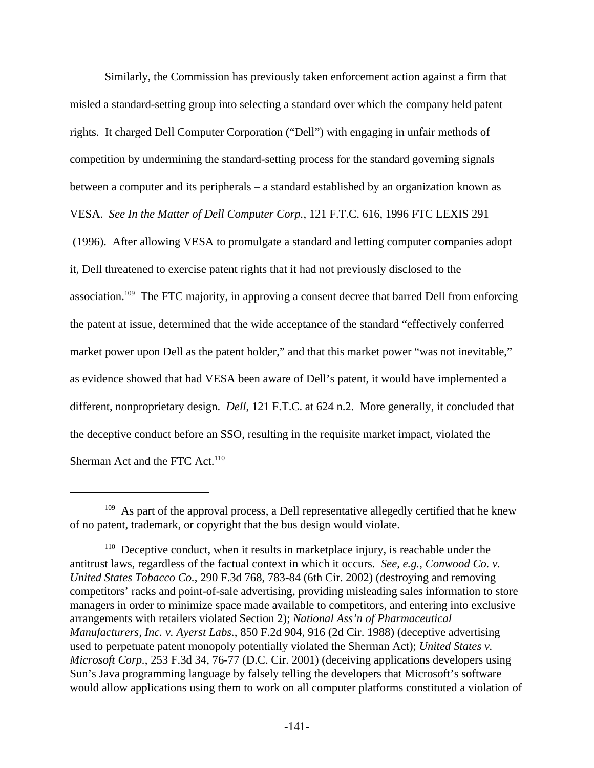Similarly, the Commission has previously taken enforcement action against a firm that misled a standard-setting group into selecting a standard over which the company held patent rights. It charged Dell Computer Corporation ("Dell") with engaging in unfair methods of competition by undermining the standard-setting process for the standard governing signals between a computer and its peripherals – a standard established by an organization known as VESA. *See In the Matter of Dell Computer Corp.*, 121 F.T.C. 616, 1996 FTC LEXIS 291 (1996). After allowing VESA to promulgate a standard and letting computer companies adopt it, Dell threatened to exercise patent rights that it had not previously disclosed to the association.[109] The FTC majority, in approving a consent decree that barred Dell from enforcing the patent at issue, determined that the wide acceptance of the standard "effectively conferred market power upon Dell as the patent holder," and that this market power "was not inevitable," as evidence showed that had VESA been aware of Dell's patent, it would have implemented a different, nonproprietary design. *Dell*, 121 F.T.C. at 624 n.2. More generally, it concluded that the deceptive conduct before an SSO, resulting in the requisite market impact, violated the Sherman Act and the FTC Act.[110]

---

[109] As part of the approval process, a Dell representative allegedly certified that he knew of no patent, trademark, or copyright that the bus design would violate.

[110] Deceptive conduct, when it results in marketplace injury, is reachable under the antitrust laws, regardless of the factual context in which it occurs. *See, e.g.*, *Conwood Co. v. United States Tobacco Co.*, 290 F.3d 768, 783-84 (6th Cir. 2002) (destroying and removing competitors' racks and point-of-sale advertising, providing misleading sales information to store managers in order to minimize space made available to competitors, and entering into exclusive arrangements with retailers violated Section 2); *National Ass'n of Pharmaceutical Manufacturers, Inc. v. Ayerst Labs.*, 850 F.2d 904, 916 (2d Cir. 1988) (deceptive advertising used to perpetuate patent monopoly potentially violated the Sherman Act); *United States v. Microsoft Corp.*, 253 F.3d 34, 76-77 (D.C. Cir. 2001) (deceiving applications developers using Sun's Java programming language by falsely telling the developers that Microsoft's software would allow applications using them to work on all computer platforms constituted a violation of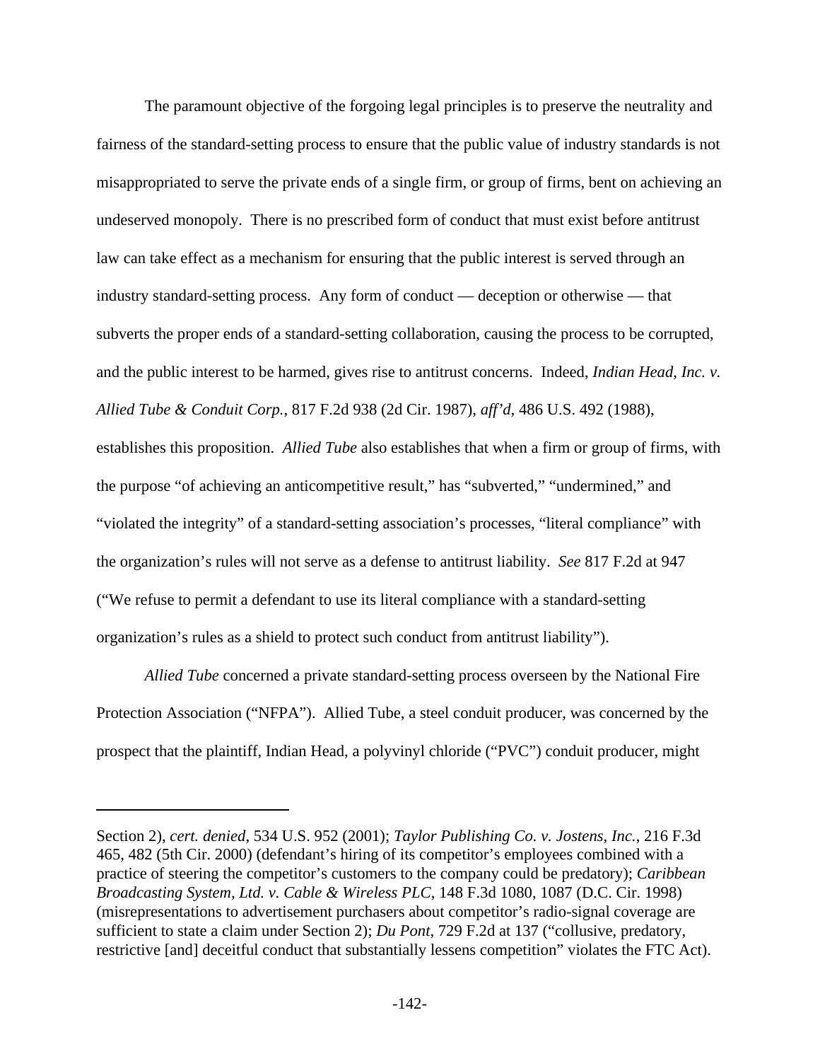The paramount objective of the forgoing legal principles is to preserve the neutrality and fairness of the standard-setting process to ensure that the public value of industry standards is not misappropriated to serve the private ends of a single firm, or group of firms, bent on achieving an undeserved monopoly. There is no prescribed form of conduct that must exist before antitrust law can take effect as a mechanism for ensuring that the public interest is served through an industry standard-setting process. Any form of conduct — deception or otherwise — that subverts the proper ends of a standard-setting collaboration, causing the process to be corrupted, and the public interest to be harmed, gives rise to antitrust concerns. Indeed, *Indian Head, Inc. v. Allied Tube & Conduit Corp.*, 817 F.2d 938 (2d Cir. 1987), *aff'd*, 486 U.S. 492 (1988), establishes this proposition. *Allied Tube* also establishes that when a firm or group of firms, with the purpose "of achieving an anticompetitive result," has "subverted," "undermined," and "violated the integrity" of a standard-setting association's processes, "literal compliance" with the organization's rules will not serve as a defense to antitrust liability. *See* 817 F.2d at 947 ("We refuse to permit a defendant to use its literal compliance with a standard-setting organization's rules as a shield to protect such conduct from antitrust liability").

*Allied Tube* concerned a private standard-setting process overseen by the National Fire Protection Association ("NFPA"). Allied Tube, a steel conduit producer, was concerned by the prospect that the plaintiff, Indian Head, a polyvinyl chloride ("PVC") conduit producer, might

---

Section 2), *cert. denied*, 534 U.S. 952 (2001); *Taylor Publishing Co. v. Jostens, Inc.*, 216 F.3d 465, 482 (5th Cir. 2000) (defendant's hiring of its competitor's employees combined with a practice of steering the competitor's customers to the company could be predatory); *Caribbean Broadcasting System, Ltd. v. Cable & Wireless PLC*, 148 F.3d 1080, 1087 (D.C. Cir. 1998) (misrepresentations to advertisement purchasers about competitor's radio-signal coverage are sufficient to state a claim under Section 2); *Du Pont*, 729 F.2d at 137 ("collusive, predatory, restrictive [and] deceitful conduct that substantially lessens competition" violates the FTC Act).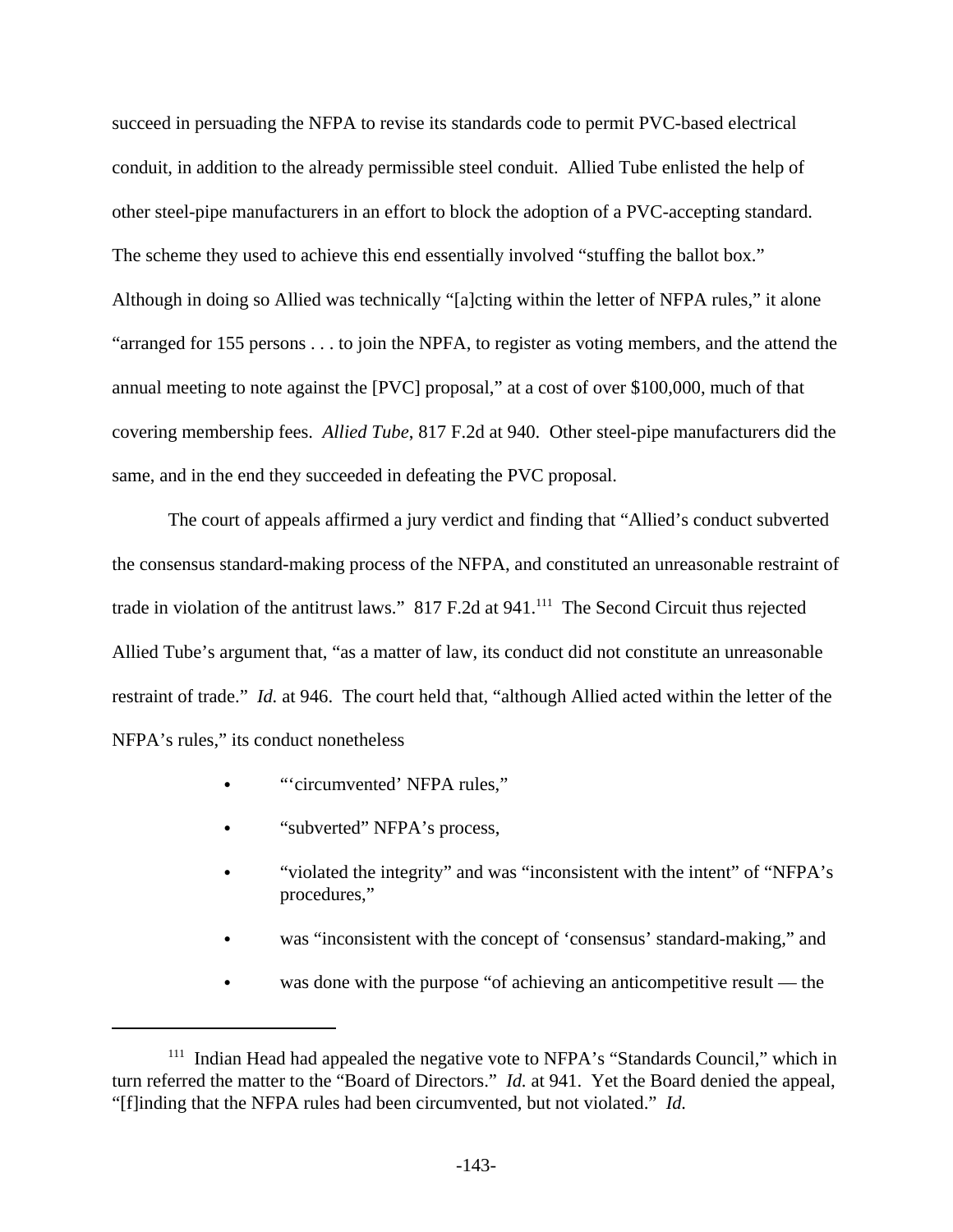succeed in persuading the NFPA to revise its standards code to permit PVC-based electrical conduit, in addition to the already permissible steel conduit. Allied Tube enlisted the help of other steel-pipe manufacturers in an effort to block the adoption of a PVC-accepting standard. The scheme they used to achieve this end essentially involved "stuffing the ballot box." Although in doing so Allied was technically "[a]cting within the letter of NFPA rules," it alone "arranged for 155 persons . . . to join the NPFA, to register as voting members, and the attend the annual meeting to note against the [PVC] proposal," at a cost of over $100,000, much of that covering membership fees. *Allied Tube*, 817 F.2d at 940. Other steel-pipe manufacturers did the same, and in the end they succeeded in defeating the PVC proposal.

The court of appeals affirmed a jury verdict and finding that "Allied's conduct subverted the consensus standard-making process of the NFPA, and constituted an unreasonable restraint of trade in violation of the antitrust laws." 817 F.2d at 941.[111] The Second Circuit thus rejected Allied Tube's argument that, "as a matter of law, its conduct did not constitute an unreasonable restraint of trade." *Id.* at 946. The court held that, "although Allied acted within the letter of the NFPA's rules," its conduct nonetheless

- "'circumvented' NFPA rules,"
- "subverted" NFPA's process,
- "violated the integrity" and was "inconsistent with the intent" of "NFPA's procedures,"
- was "inconsistent with the concept of 'consensus' standard-making," and
- was done with the purpose "of achieving an anticompetitive result — the

[111] Indian Head had appealed the negative vote to NFPA's "Standards Council," which in turn referred the matter to the "Board of Directors." *Id.* at 941. Yet the Board denied the appeal, "[f]inding that the NFPA rules had been circumvented, but not violated." *Id.*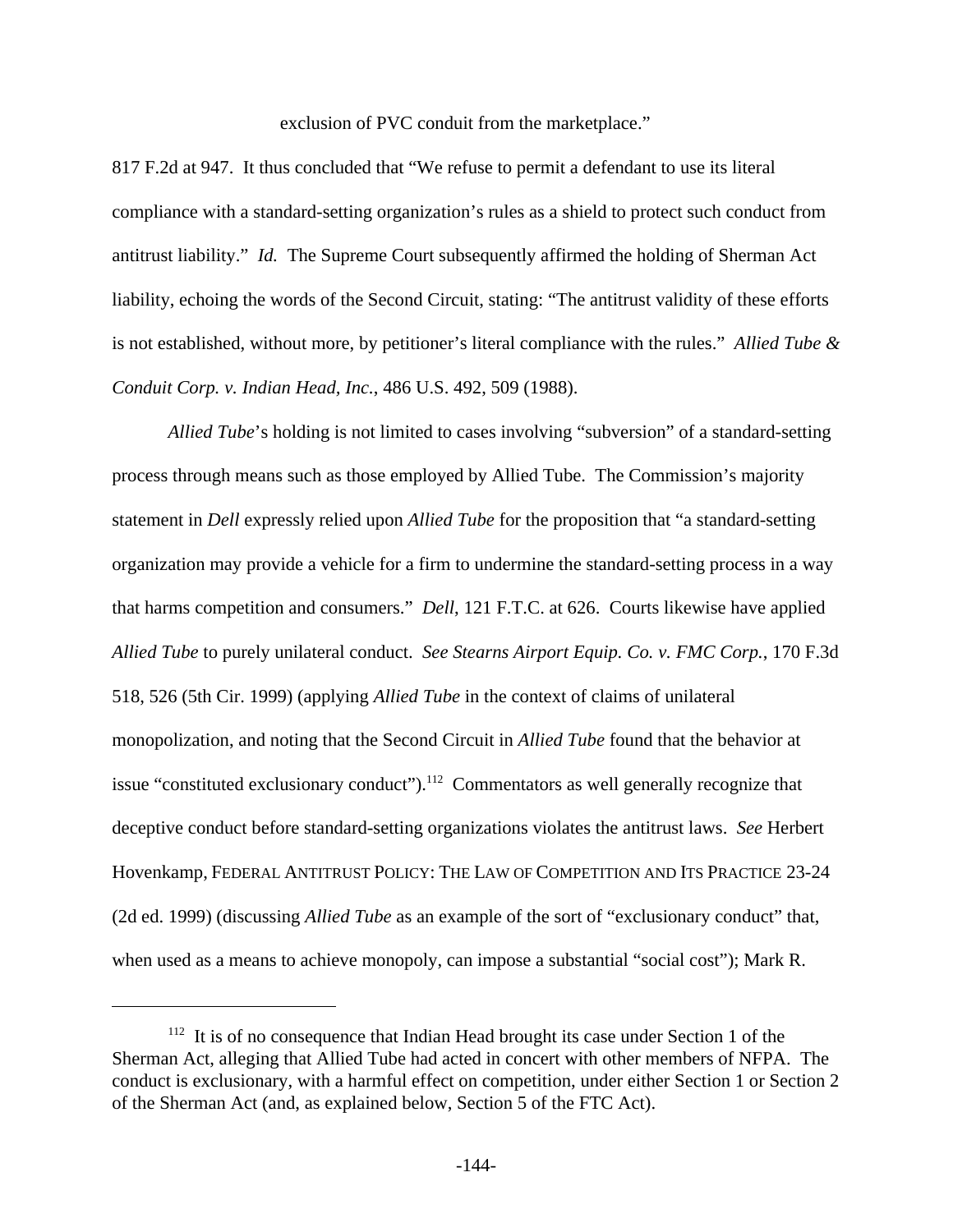exclusion of PVC conduit from the marketplace."

817 F.2d at 947. It thus concluded that "We refuse to permit a defendant to use its literal compliance with a standard-setting organization's rules as a shield to protect such conduct from antitrust liability." *Id.* The Supreme Court subsequently affirmed the holding of Sherman Act liability, echoing the words of the Second Circuit, stating: "The antitrust validity of these efforts is not established, without more, by petitioner's literal compliance with the rules." *Allied Tube & Conduit Corp. v. Indian Head, Inc.*, 486 U.S. 492, 509 (1988).

*Allied Tube*'s holding is not limited to cases involving "subversion" of a standard-setting process through means such as those employed by Allied Tube. The Commission's majority statement in *Dell* expressly relied upon *Allied Tube* for the proposition that "a standard-setting organization may provide a vehicle for a firm to undermine the standard-setting process in a way that harms competition and consumers." *Dell*, 121 F.T.C. at 626. Courts likewise have applied *Allied Tube* to purely unilateral conduct. *See Stearns Airport Equip. Co. v. FMC Corp.*, 170 F.3d 518, 526 (5th Cir. 1999) (applying *Allied Tube* in the context of claims of unilateral monopolization, and noting that the Second Circuit in *Allied Tube* found that the behavior at issue "constituted exclusionary conduct").[112] Commentators as well generally recognize that deceptive conduct before standard-setting organizations violates the antitrust laws. *See* Herbert Hovenkamp, FEDERAL ANTITRUST POLICY: THE LAW OF COMPETITION AND ITS PRACTICE 23-24 (2d ed. 1999) (discussing *Allied Tube* as an example of the sort of "exclusionary conduct" that, when used as a means to achieve monopoly, can impose a substantial "social cost"); Mark R.

---

[112] It is of no consequence that Indian Head brought its case under Section 1 of the Sherman Act, alleging that Allied Tube had acted in concert with other members of NFPA. The conduct is exclusionary, with a harmful effect on competition, under either Section 1 or Section 2 of the Sherman Act (and, as explained below, Section 5 of the FTC Act).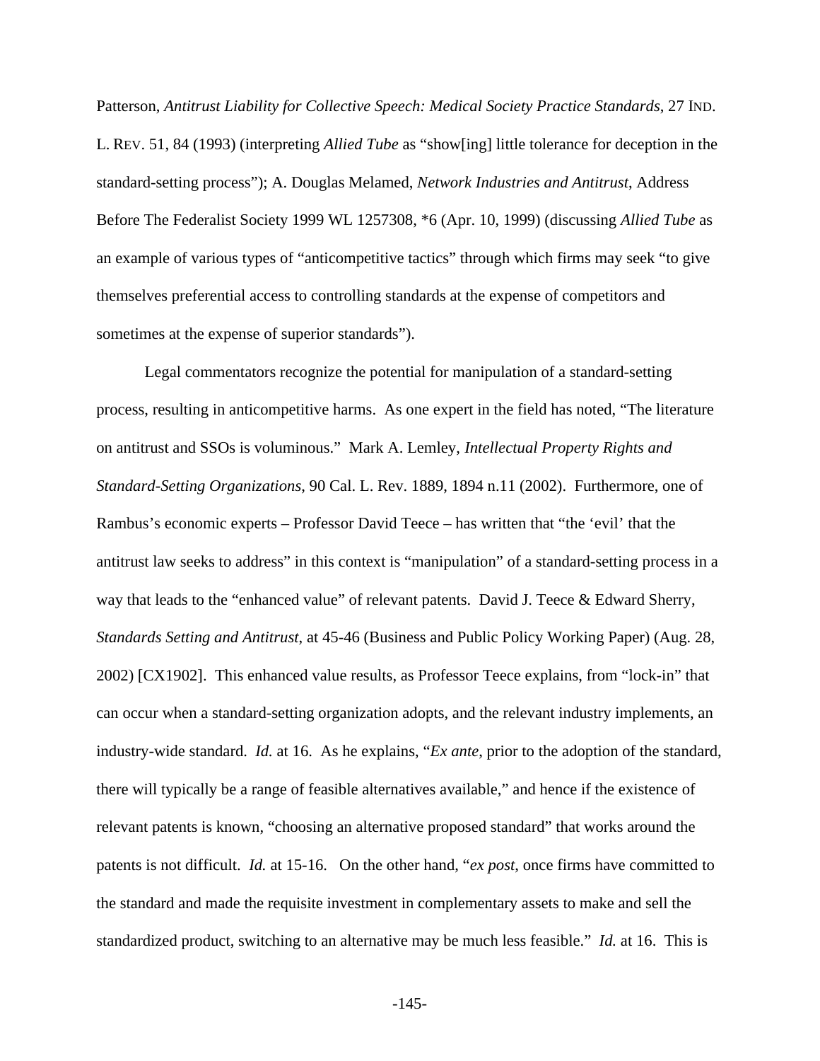Patterson, *Antitrust Liability for Collective Speech: Medical Society Practice Standards*, 27 IND. L. REV. 51, 84 (1993) (interpreting *Allied Tube* as "show[ing] little tolerance for deception in the standard-setting process"); A. Douglas Melamed, *Network Industries and Antitrust*, Address Before The Federalist Society 1999 WL 1257308, *6 (Apr. 10, 1999) (discussing *Allied Tube* as an example of various types of "anticompetitive tactics" through which firms may seek "to give themselves preferential access to controlling standards at the expense of competitors and sometimes at the expense of superior standards").

Legal commentators recognize the potential for manipulation of a standard-setting process, resulting in anticompetitive harms. As one expert in the field has noted, "The literature on antitrust and SSOs is voluminous." Mark A. Lemley, *Intellectual Property Rights and Standard-Setting Organizations*, 90 Cal. L. Rev. 1889, 1894 n.11 (2002). Furthermore, one of Rambus's economic experts – Professor David Teece – has written that "the 'evil' that the antitrust law seeks to address" in this context is "manipulation" of a standard-setting process in a way that leads to the "enhanced value" of relevant patents. David J. Teece & Edward Sherry, *Standards Setting and Antitrust*, at 45-46 (Business and Public Policy Working Paper) (Aug. 28, 2002) [CX1902]. This enhanced value results, as Professor Teece explains, from "lock-in" that can occur when a standard-setting organization adopts, and the relevant industry implements, an industry-wide standard. *Id.* at 16. As he explains, "*Ex ante*, prior to the adoption of the standard, there will typically be a range of feasible alternatives available," and hence if the existence of relevant patents is known, "choosing an alternative proposed standard" that works around the patents is not difficult. *Id.* at 15-16. On the other hand, "*ex post*, once firms have committed to the standard and made the requisite investment in complementary assets to make and sell the standardized product, switching to an alternative may be much less feasible." *Id.* at 16. This is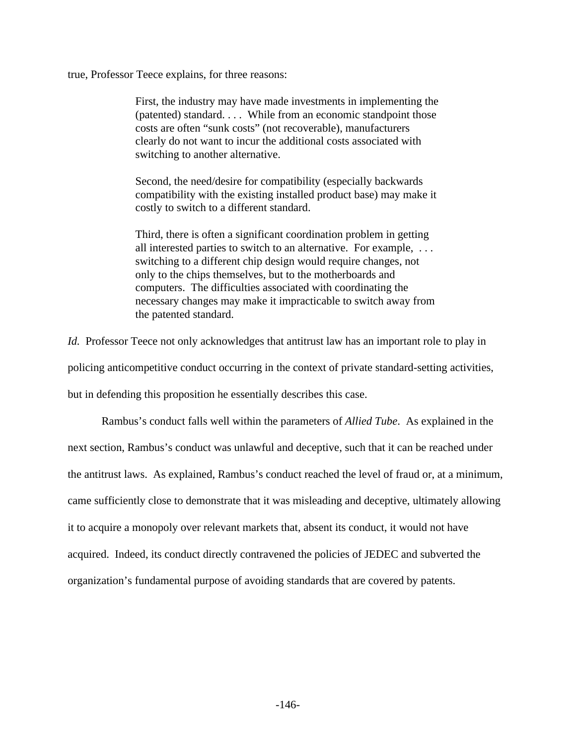true, Professor Teece explains, for three reasons:

> First, the industry may have made investments in implementing the (patented) standard. . . . While from an economic standpoint those costs are often "sunk costs" (not recoverable), manufacturers clearly do not want to incur the additional costs associated with switching to another alternative.
>
> Second, the need/desire for compatibility (especially backwards compatibility with the existing installed product base) may make it costly to switch to a different standard.
>
> Third, there is often a significant coordination problem in getting all interested parties to switch to an alternative. For example, . . . switching to a different chip design would require changes, not only to the chips themselves, but to the motherboards and computers. The difficulties associated with coordinating the necessary changes may make it impracticable to switch away from the patented standard.

*Id.* Professor Teece not only acknowledges that antitrust law has an important role to play in policing anticompetitive conduct occurring in the context of private standard-setting activities, but in defending this proposition he essentially describes this case.

Rambus's conduct falls well within the parameters of *Allied Tube*. As explained in the next section, Rambus's conduct was unlawful and deceptive, such that it can be reached under the antitrust laws. As explained, Rambus's conduct reached the level of fraud or, at a minimum, came sufficiently close to demonstrate that it was misleading and deceptive, ultimately allowing it to acquire a monopoly over relevant markets that, absent its conduct, it would not have acquired. Indeed, its conduct directly contravened the policies of JEDEC and subverted the organization's fundamental purpose of avoiding standards that are covered by patents.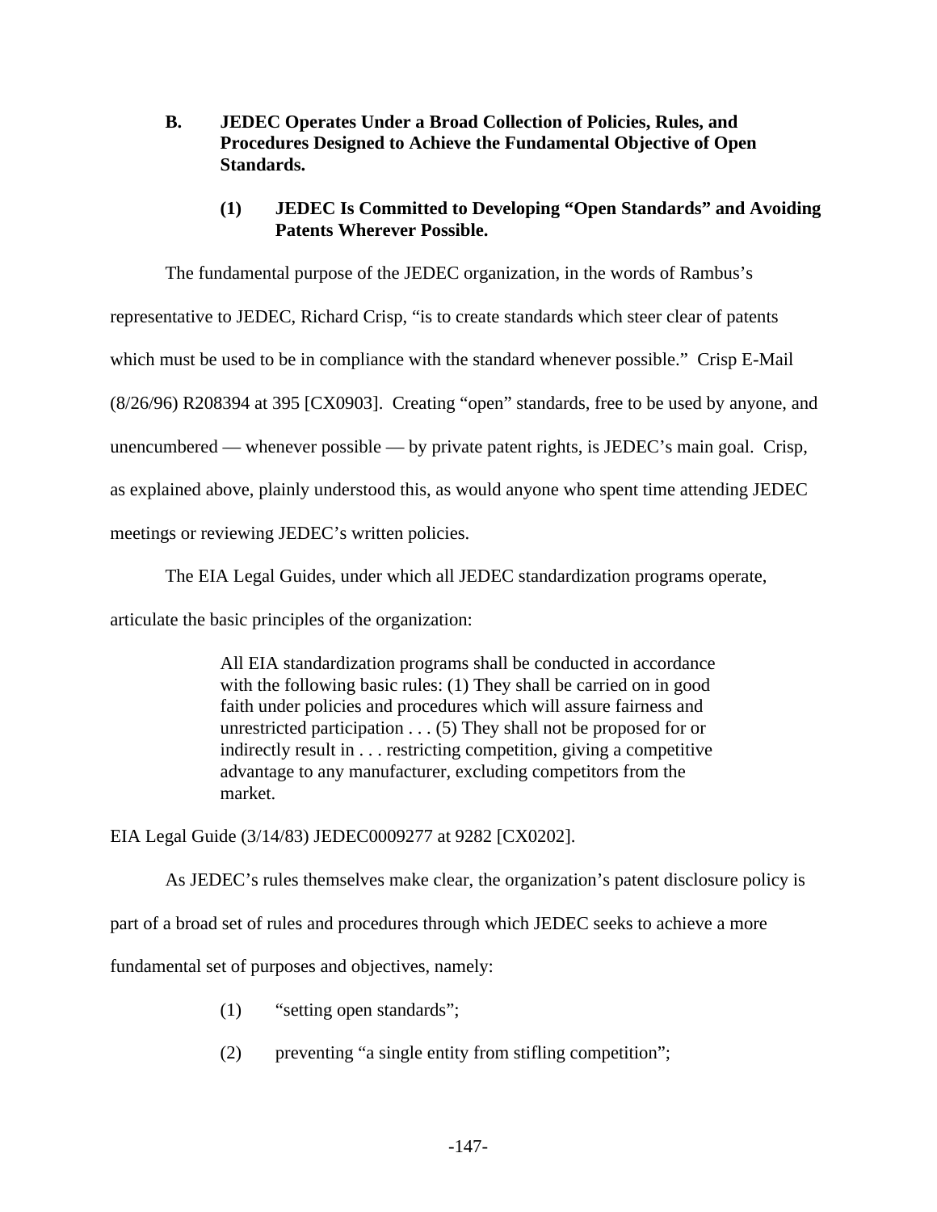### B. JEDEC Operates Under a Broad Collection of Policies, Rules, and Procedures Designed to Achieve the Fundamental Objective of Open Standards.

#### (1) JEDEC Is Committed to Developing "Open Standards" and Avoiding Patents Wherever Possible.

The fundamental purpose of the JEDEC organization, in the words of Rambus's representative to JEDEC, Richard Crisp, "is to create standards which steer clear of patents which must be used to be in compliance with the standard whenever possible." Crisp E-Mail (8/26/96) R208394 at 395 [CX0903]. Creating "open" standards, free to be used by anyone, and unencumbered — whenever possible — by private patent rights, is JEDEC's main goal. Crisp, as explained above, plainly understood this, as would anyone who spent time attending JEDEC meetings or reviewing JEDEC's written policies.

The EIA Legal Guides, under which all JEDEC standardization programs operate, articulate the basic principles of the organization:

> All EIA standardization programs shall be conducted in accordance with the following basic rules: (1) They shall be carried on in good faith under policies and procedures which will assure fairness and unrestricted participation . . . (5) They shall not be proposed for or indirectly result in . . . restricting competition, giving a competitive advantage to any manufacturer, excluding competitors from the market.

EIA Legal Guide (3/14/83) JEDEC0009277 at 9282 [CX0202].

As JEDEC's rules themselves make clear, the organization's patent disclosure policy is part of a broad set of rules and procedures through which JEDEC seeks to achieve a more fundamental set of purposes and objectives, namely:

(1) "setting open standards";

(2) preventing "a single entity from stifling competition";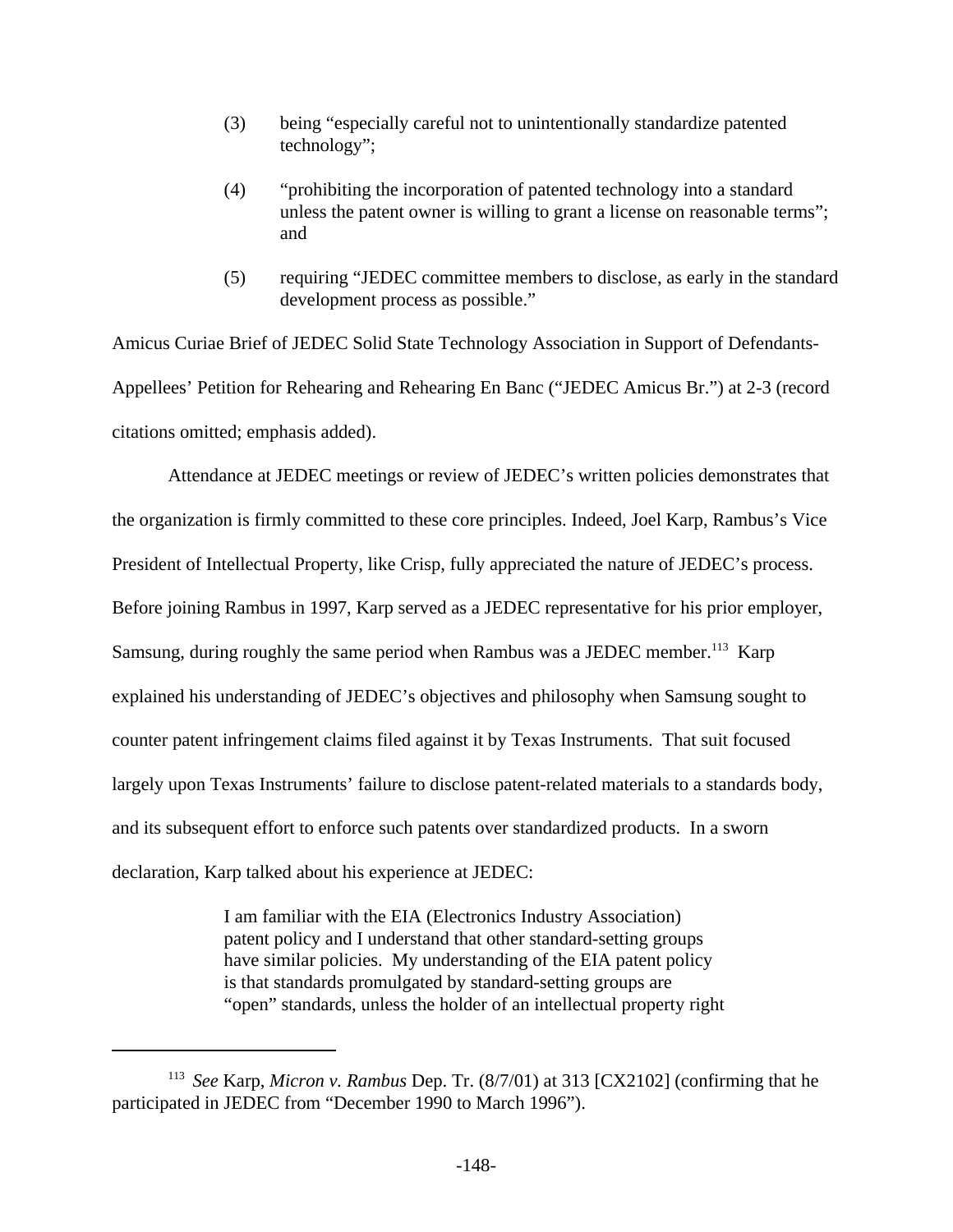(3) being "especially careful not to unintentionally standardize patented technology";

(4) "prohibiting the incorporation of patented technology into a standard unless the patent owner is willing to grant a license on reasonable terms"; and

(5) requiring "JEDEC committee members to disclose, as early in the standard development process as possible."

Amicus Curiae Brief of JEDEC Solid State Technology Association in Support of Defendants-Appellees' Petition for Rehearing and Rehearing En Banc ("JEDEC Amicus Br.") at 2-3 (record citations omitted; emphasis added).

Attendance at JEDEC meetings or review of JEDEC's written policies demonstrates that the organization is firmly committed to these core principles. Indeed, Joel Karp, Rambus's Vice President of Intellectual Property, like Crisp, fully appreciated the nature of JEDEC's process. Before joining Rambus in 1997, Karp served as a JEDEC representative for his prior employer, Samsung, during roughly the same period when Rambus was a JEDEC member.[113] Karp explained his understanding of JEDEC's objectives and philosophy when Samsung sought to counter patent infringement claims filed against it by Texas Instruments. That suit focused largely upon Texas Instruments' failure to disclose patent-related materials to a standards body, and its subsequent effort to enforce such patents over standardized products. In a sworn declaration, Karp talked about his experience at JEDEC:

> I am familiar with the EIA (Electronics Industry Association) patent policy and I understand that other standard-setting groups have similar policies. My understanding of the EIA patent policy is that standards promulgated by standard-setting groups are "open" standards, unless the holder of an intellectual property right

---

[113] *See* Karp, *Micron v. Rambus* Dep. Tr. (8/7/01) at 313 [CX2102] (confirming that he participated in JEDEC from "December 1990 to March 1996").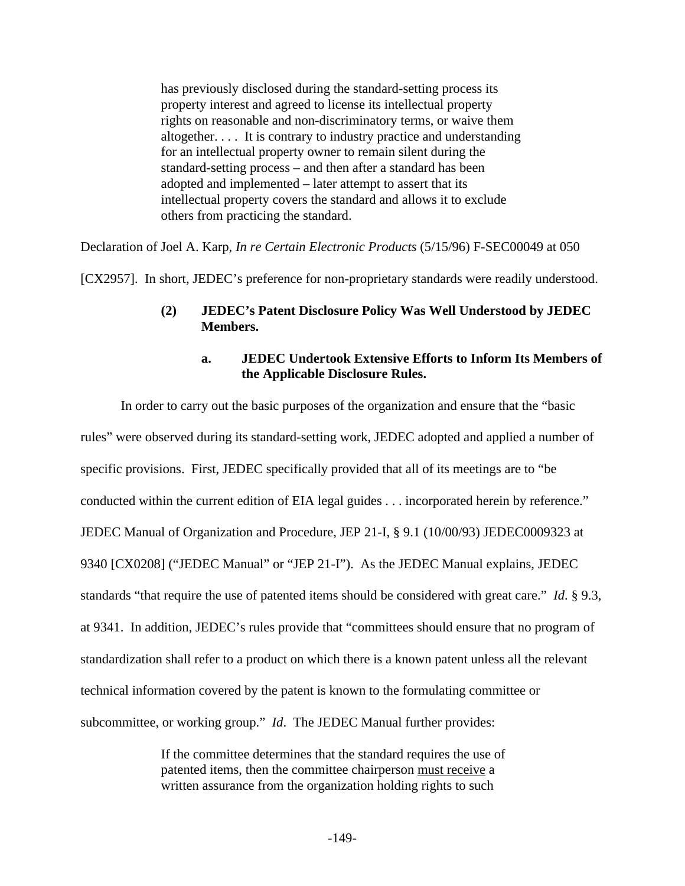> has previously disclosed during the standard-setting process its property interest and agreed to license its intellectual property rights on reasonable and non-discriminatory terms, or waive them altogether. . . . It is contrary to industry practice and understanding for an intellectual property owner to remain silent during the standard-setting process – and then after a standard has been adopted and implemented – later attempt to assert that its intellectual property covers the standard and allows it to exclude others from practicing the standard.

Declaration of Joel A. Karp, *In re Certain Electronic Products* (5/15/96) F-SEC00049 at 050 [CX2957]. In short, JEDEC's preference for non-proprietary standards were readily understood.

**(2) JEDEC's Patent Disclosure Policy Was Well Understood by JEDEC Members.**

**a. JEDEC Undertook Extensive Efforts to Inform Its Members of the Applicable Disclosure Rules.**

In order to carry out the basic purposes of the organization and ensure that the "basic rules" were observed during its standard-setting work, JEDEC adopted and applied a number of specific provisions. First, JEDEC specifically provided that all of its meetings are to "be conducted within the current edition of EIA legal guides . . . incorporated herein by reference." JEDEC Manual of Organization and Procedure, JEP 21-I, § 9.1 (10/00/93) JEDEC0009323 at 9340 [CX0208] ("JEDEC Manual" or "JEP 21-I"). As the JEDEC Manual explains, JEDEC standards "that require the use of patented items should be considered with great care." *Id*. § 9.3, at 9341. In addition, JEDEC's rules provide that "committees should ensure that no program of standardization shall refer to a product on which there is a known patent unless all the relevant technical information covered by the patent is known to the formulating committee or subcommittee, or working group." *Id*. The JEDEC Manual further provides:

> If the committee determines that the standard requires the use of patented items, then the committee chairperson <u>must receive</u> a written assurance from the organization holding rights to such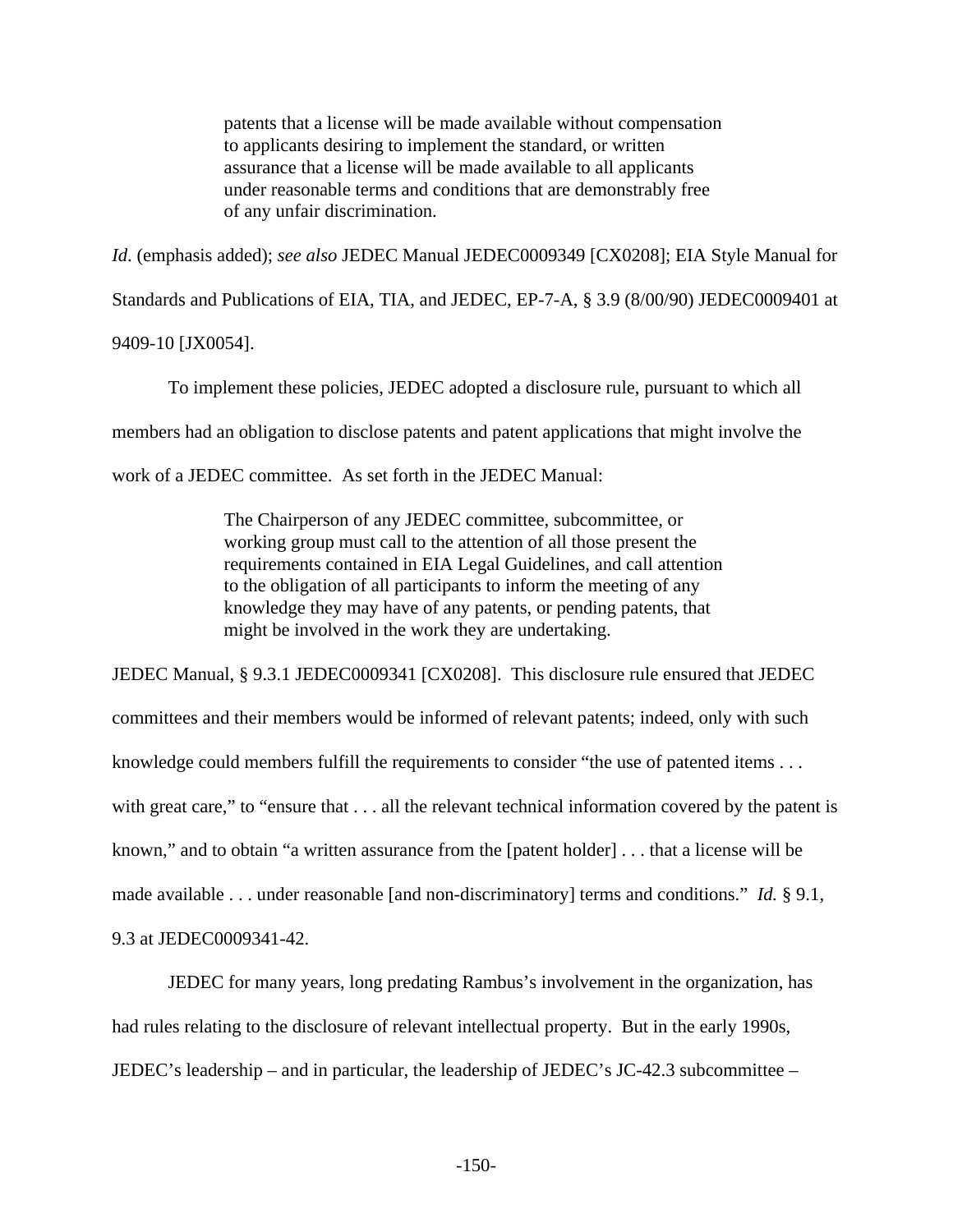> patents that a license will be made available without compensation to applicants desiring to implement the standard, or written assurance that a license will be made available to all applicants under reasonable terms and conditions that are demonstrably free of any unfair discrimination.

*Id.* (emphasis added); *see also* JEDEC Manual JEDEC0009349 [CX0208]; EIA Style Manual for Standards and Publications of EIA, TIA, and JEDEC, EP-7-A, § 3.9 (8/00/90) JEDEC0009401 at 9409-10 [JX0054].

To implement these policies, JEDEC adopted a disclosure rule, pursuant to which all members had an obligation to disclose patents and patent applications that might involve the work of a JEDEC committee. As set forth in the JEDEC Manual:

> The Chairperson of any JEDEC committee, subcommittee, or working group must call to the attention of all those present the requirements contained in EIA Legal Guidelines, and call attention to the obligation of all participants to inform the meeting of any knowledge they may have of any patents, or pending patents, that might be involved in the work they are undertaking.

JEDEC Manual, § 9.3.1 JEDEC0009341 [CX0208]. This disclosure rule ensured that JEDEC committees and their members would be informed of relevant patents; indeed, only with such knowledge could members fulfill the requirements to consider "the use of patented items . . . with great care," to "ensure that . . . all the relevant technical information covered by the patent is known," and to obtain "a written assurance from the [patent holder] . . . that a license will be made available . . . under reasonable [and non-discriminatory] terms and conditions." *Id.* § 9.1, 9.3 at JEDEC0009341-42.

JEDEC for many years, long predating Rambus's involvement in the organization, has had rules relating to the disclosure of relevant intellectual property. But in the early 1990s, JEDEC's leadership – and in particular, the leadership of JEDEC's JC-42.3 subcommittee –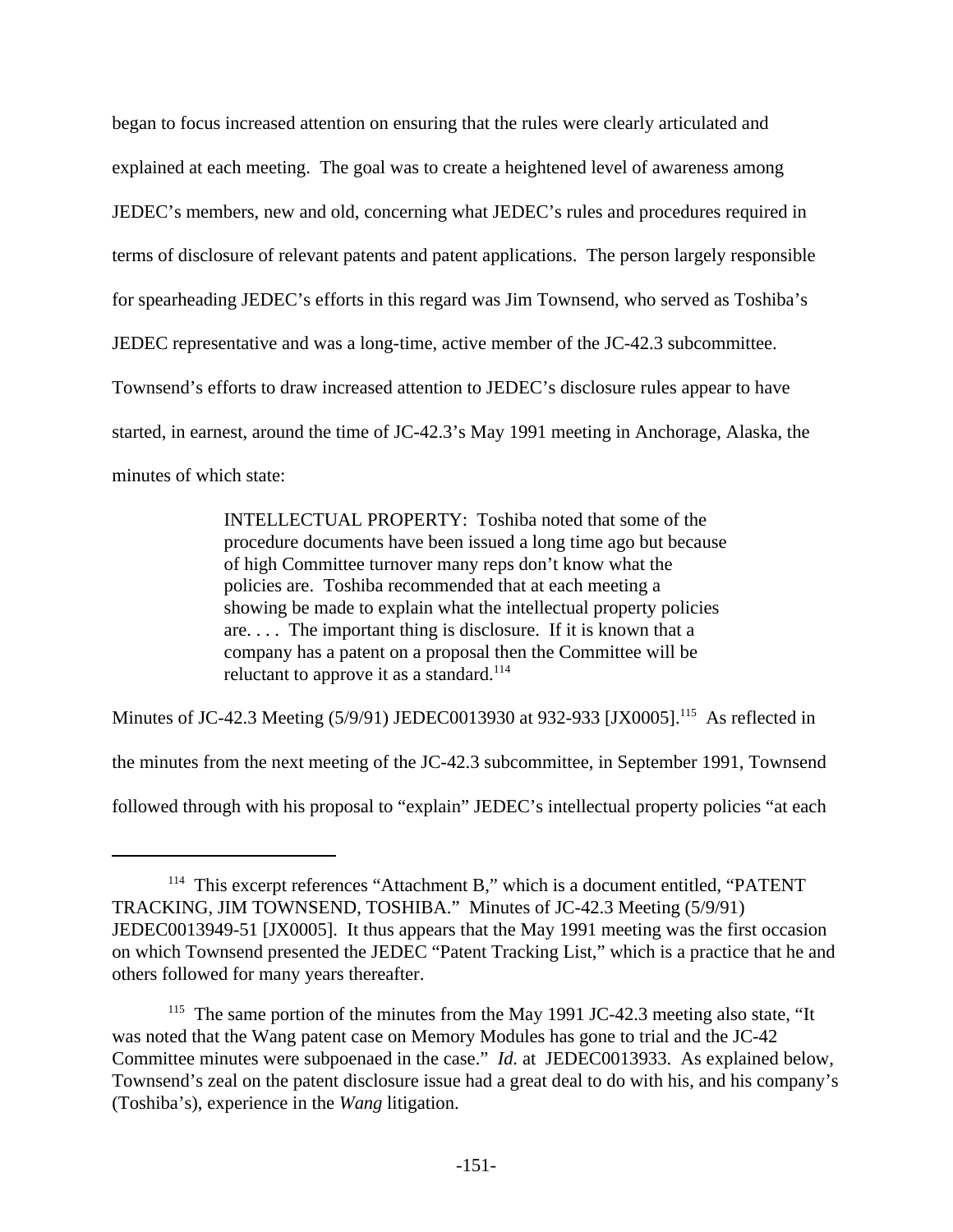began to focus increased attention on ensuring that the rules were clearly articulated and explained at each meeting. The goal was to create a heightened level of awareness among JEDEC's members, new and old, concerning what JEDEC's rules and procedures required in terms of disclosure of relevant patents and patent applications. The person largely responsible for spearheading JEDEC's efforts in this regard was Jim Townsend, who served as Toshiba's JEDEC representative and was a long-time, active member of the JC-42.3 subcommittee. Townsend's efforts to draw increased attention to JEDEC's disclosure rules appear to have started, in earnest, around the time of JC-42.3's May 1991 meeting in Anchorage, Alaska, the minutes of which state:

> INTELLECTUAL PROPERTY: Toshiba noted that some of the procedure documents have been issued a long time ago but because of high Committee turnover many reps don't know what the policies are. Toshiba recommended that at each meeting a showing be made to explain what the intellectual property policies are. . . . The important thing is disclosure. If it is known that a company has a patent on a proposal then the Committee will be reluctant to approve it as a standard.[114]

Minutes of JC-42.3 Meeting (5/9/91) JEDEC0013930 at 932-933 [JX0005].[115] As reflected in the minutes from the next meeting of the JC-42.3 subcommittee, in September 1991, Townsend followed through with his proposal to "explain" JEDEC's intellectual property policies "at each

---

[114] This excerpt references "Attachment B," which is a document entitled, "PATENT TRACKING, JIM TOWNSEND, TOSHIBA." Minutes of JC-42.3 Meeting (5/9/91) JEDEC0013949-51 [JX0005]. It thus appears that the May 1991 meeting was the first occasion on which Townsend presented the JEDEC "Patent Tracking List," which is a practice that he and others followed for many years thereafter.

[115] The same portion of the minutes from the May 1991 JC-42.3 meeting also state, "It was noted that the Wang patent case on Memory Modules has gone to trial and the JC-42 Committee minutes were subpoenaed in the case." *Id.* at JEDEC0013933. As explained below, Townsend's zeal on the patent disclosure issue had a great deal to do with his, and his company's (Toshiba's), experience in the *Wang* litigation.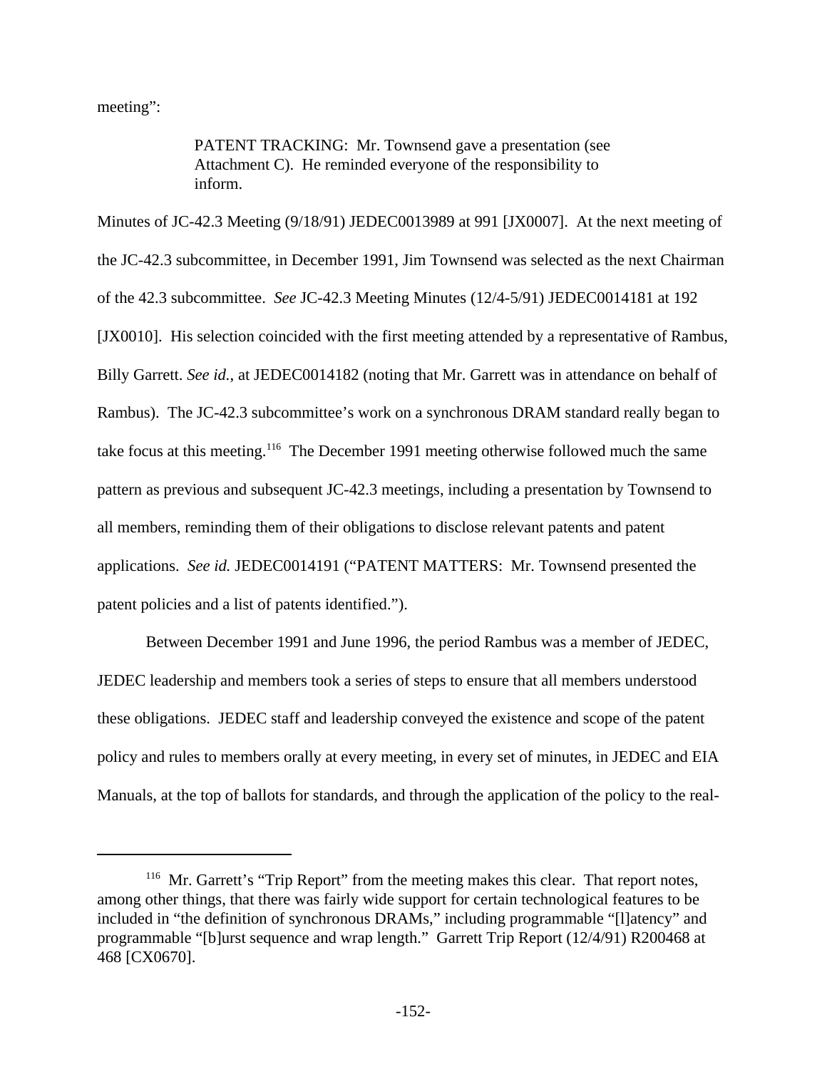meeting":

> PATENT TRACKING: Mr. Townsend gave a presentation (see Attachment C). He reminded everyone of the responsibility to inform.

Minutes of JC-42.3 Meeting (9/18/91) JEDEC0013989 at 991 [JX0007]. At the next meeting of the JC-42.3 subcommittee, in December 1991, Jim Townsend was selected as the next Chairman of the 42.3 subcommittee. *See* JC-42.3 Meeting Minutes (12/4-5/91) JEDEC0014181 at 192 [JX0010]. His selection coincided with the first meeting attended by a representative of Rambus, Billy Garrett. *See id.*, at JEDEC0014182 (noting that Mr. Garrett was in attendance on behalf of Rambus). The JC-42.3 subcommittee's work on a synchronous DRAM standard really began to take focus at this meeting.[116] The December 1991 meeting otherwise followed much the same pattern as previous and subsequent JC-42.3 meetings, including a presentation by Townsend to all members, reminding them of their obligations to disclose relevant patents and patent applications. *See id.* JEDEC0014191 ("PATENT MATTERS: Mr. Townsend presented the patent policies and a list of patents identified.").

Between December 1991 and June 1996, the period Rambus was a member of JEDEC, JEDEC leadership and members took a series of steps to ensure that all members understood these obligations. JEDEC staff and leadership conveyed the existence and scope of the patent policy and rules to members orally at every meeting, in every set of minutes, in JEDEC and EIA Manuals, at the top of ballots for standards, and through the application of the policy to the real-

---

[116] Mr. Garrett's "Trip Report" from the meeting makes this clear. That report notes, among other things, that there was fairly wide support for certain technological features to be included in "the definition of synchronous DRAMs," including programmable "[l]atency" and programmable "[b]urst sequence and wrap length." Garrett Trip Report (12/4/91) R200468 at 468 [CX0670].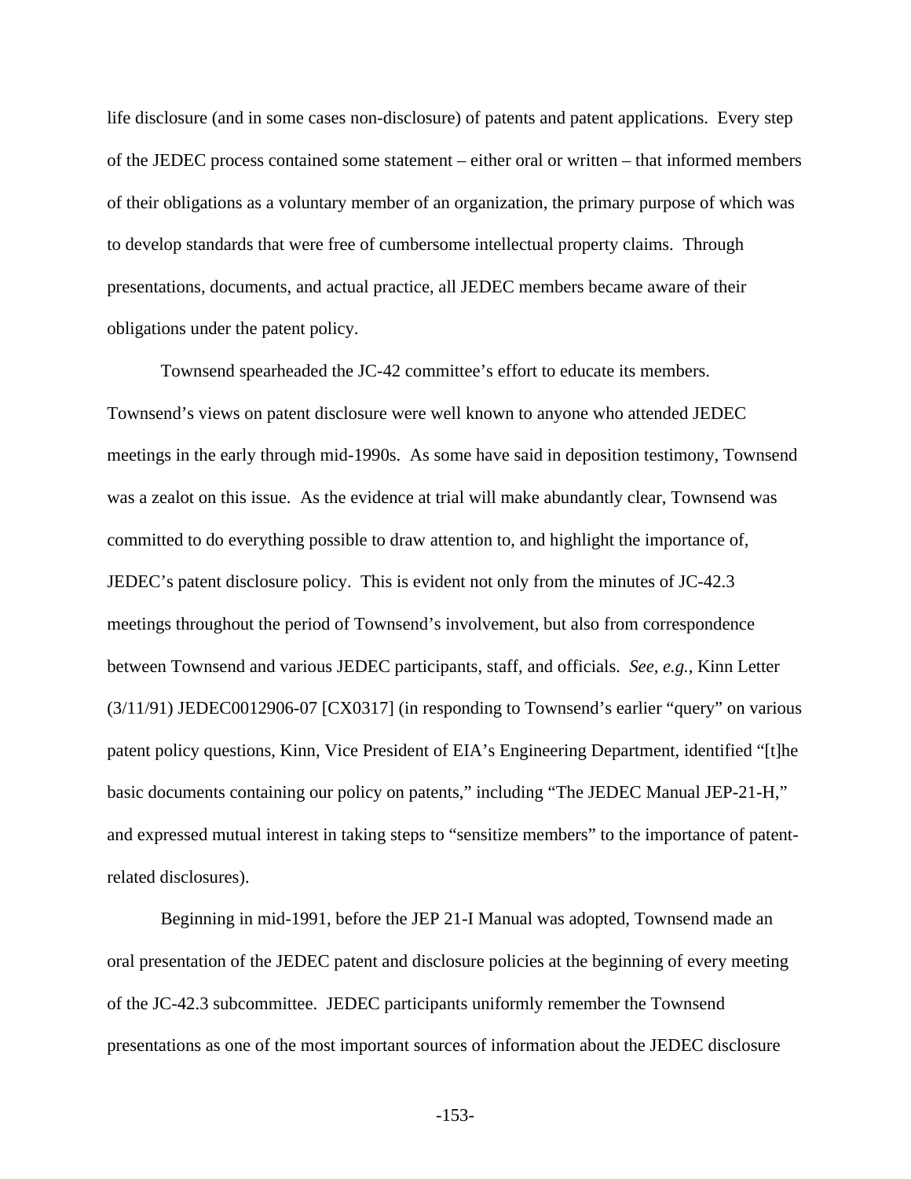life disclosure (and in some cases non-disclosure) of patents and patent applications. Every step of the JEDEC process contained some statement – either oral or written – that informed members of their obligations as a voluntary member of an organization, the primary purpose of which was to develop standards that were free of cumbersome intellectual property claims. Through presentations, documents, and actual practice, all JEDEC members became aware of their obligations under the patent policy.

Townsend spearheaded the JC-42 committee's effort to educate its members. Townsend's views on patent disclosure were well known to anyone who attended JEDEC meetings in the early through mid-1990s. As some have said in deposition testimony, Townsend was a zealot on this issue. As the evidence at trial will make abundantly clear, Townsend was committed to do everything possible to draw attention to, and highlight the importance of, JEDEC's patent disclosure policy. This is evident not only from the minutes of JC-42.3 meetings throughout the period of Townsend's involvement, but also from correspondence between Townsend and various JEDEC participants, staff, and officials. *See, e.g.*, Kinn Letter (3/11/91) JEDEC0012906-07 [CX0317] (in responding to Townsend's earlier "query" on various patent policy questions, Kinn, Vice President of EIA's Engineering Department, identified "[t]he basic documents containing our policy on patents," including "The JEDEC Manual JEP-21-H," and expressed mutual interest in taking steps to "sensitize members" to the importance of patent-related disclosures).

Beginning in mid-1991, before the JEP 21-I Manual was adopted, Townsend made an oral presentation of the JEDEC patent and disclosure policies at the beginning of every meeting of the JC-42.3 subcommittee. JEDEC participants uniformly remember the Townsend presentations as one of the most important sources of information about the JEDEC disclosure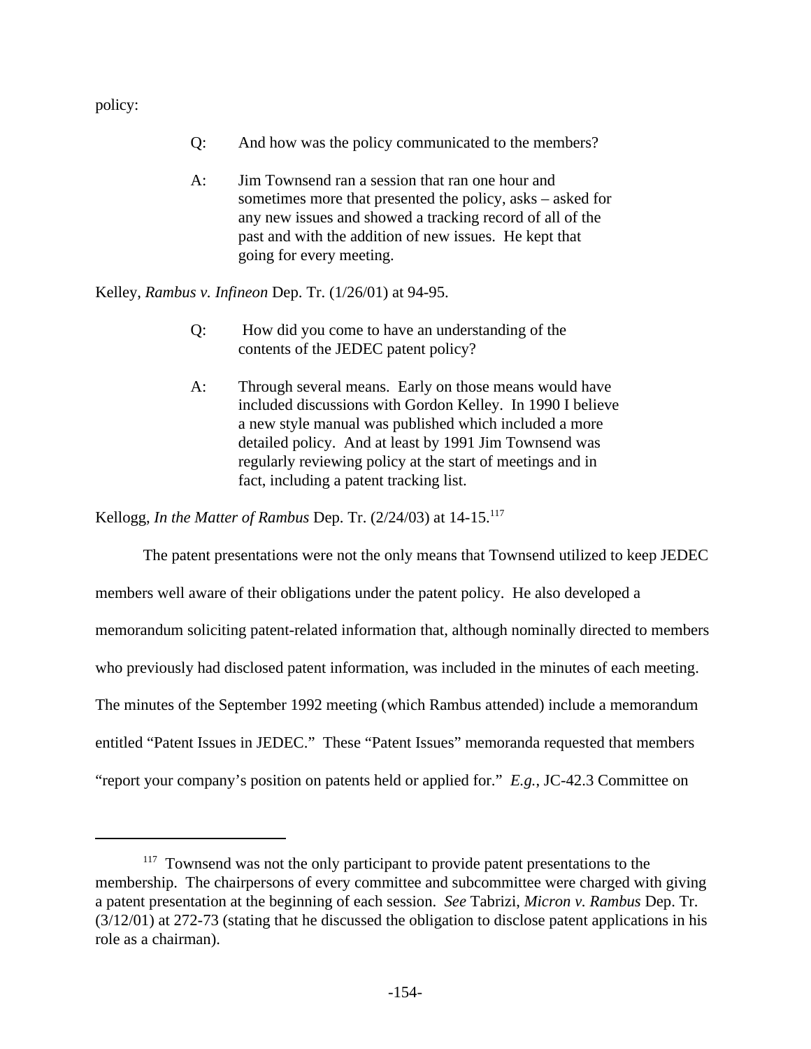policy:

> Q: And how was the policy communicated to the members?
>
> A: Jim Townsend ran a session that ran one hour and sometimes more that presented the policy, asks – asked for any new issues and showed a tracking record of all of the past and with the addition of new issues. He kept that going for every meeting.

Kelley, *Rambus v. Infineon* Dep. Tr. (1/26/01) at 94-95.

> Q: How did you come to have an understanding of the contents of the JEDEC patent policy?
>
> A: Through several means. Early on those means would have included discussions with Gordon Kelley. In 1990 I believe a new style manual was published which included a more detailed policy. And at least by 1991 Jim Townsend was regularly reviewing policy at the start of meetings and in fact, including a patent tracking list.

Kellogg, *In the Matter of Rambus* Dep. Tr. (2/24/03) at 14-15.[117]

The patent presentations were not the only means that Townsend utilized to keep JEDEC members well aware of their obligations under the patent policy. He also developed a memorandum soliciting patent-related information that, although nominally directed to members who previously had disclosed patent information, was included in the minutes of each meeting. The minutes of the September 1992 meeting (which Rambus attended) include a memorandum entitled "Patent Issues in JEDEC." These "Patent Issues" memoranda requested that members "report your company's position on patents held or applied for." *E.g.*, JC-42.3 Committee on

---

[117] Townsend was not the only participant to provide patent presentations to the membership. The chairpersons of every committee and subcommittee were charged with giving a patent presentation at the beginning of each session. *See* Tabrizi, *Micron v. Rambus* Dep. Tr. (3/12/01) at 272-73 (stating that he discussed the obligation to disclose patent applications in his role as a chairman).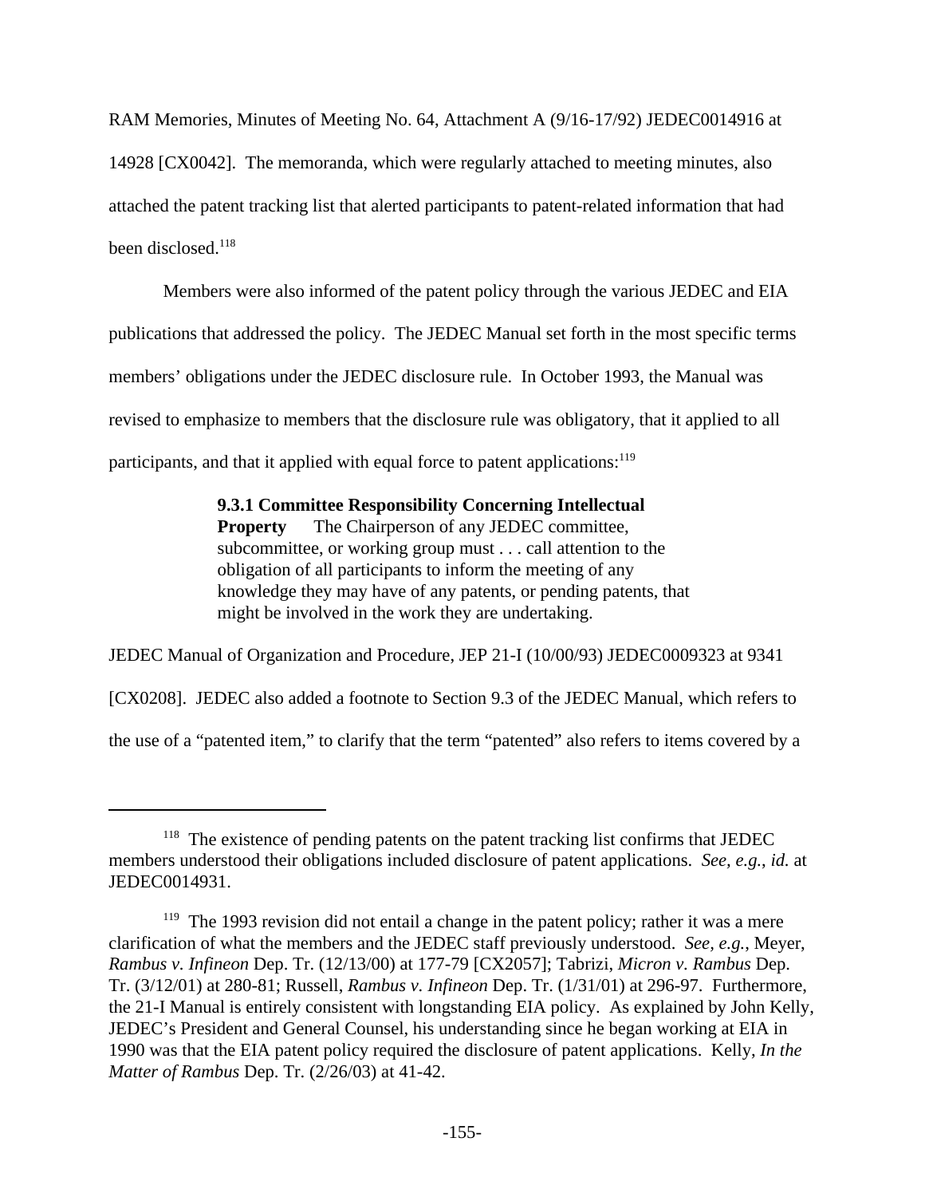RAM Memories, Minutes of Meeting No. 64, Attachment A (9/16-17/92) JEDEC0014916 at 14928 [CX0042]. The memoranda, which were regularly attached to meeting minutes, also attached the patent tracking list that alerted participants to patent-related information that had been disclosed.[118]

Members were also informed of the patent policy through the various JEDEC and EIA publications that addressed the policy. The JEDEC Manual set forth in the most specific terms members' obligations under the JEDEC disclosure rule. In October 1993, the Manual was revised to emphasize to members that the disclosure rule was obligatory, that it applied to all participants, and that it applied with equal force to patent applications:[119]

> **9.3.1 Committee Responsibility Concerning Intellectual Property** The Chairperson of any JEDEC committee, subcommittee, or working group must . . . call attention to the obligation of all participants to inform the meeting of any knowledge they may have of any patents, or pending patents, that might be involved in the work they are undertaking.

JEDEC Manual of Organization and Procedure, JEP 21-I (10/00/93) JEDEC0009323 at 9341 [CX0208]. JEDEC also added a footnote to Section 9.3 of the JEDEC Manual, which refers to the use of a "patented item," to clarify that the term "patented" also refers to items covered by a

---

[118] The existence of pending patents on the patent tracking list confirms that JEDEC members understood their obligations included disclosure of patent applications. *See, e.g.*, *id.* at JEDEC0014931.

[119] The 1993 revision did not entail a change in the patent policy; rather it was a mere clarification of what the members and the JEDEC staff previously understood. *See, e.g.*, Meyer, *Rambus v. Infineon* Dep. Tr. (12/13/00) at 177-79 [CX2057]; Tabrizi, *Micron v. Rambus* Dep. Tr. (3/12/01) at 280-81; Russell, *Rambus v. Infineon* Dep. Tr. (1/31/01) at 296-97. Furthermore, the 21-I Manual is entirely consistent with longstanding EIA policy. As explained by John Kelly, JEDEC's President and General Counsel, his understanding since he began working at EIA in 1990 was that the EIA patent policy required the disclosure of patent applications. Kelly, *In the Matter of Rambus* Dep. Tr. (2/26/03) at 41-42.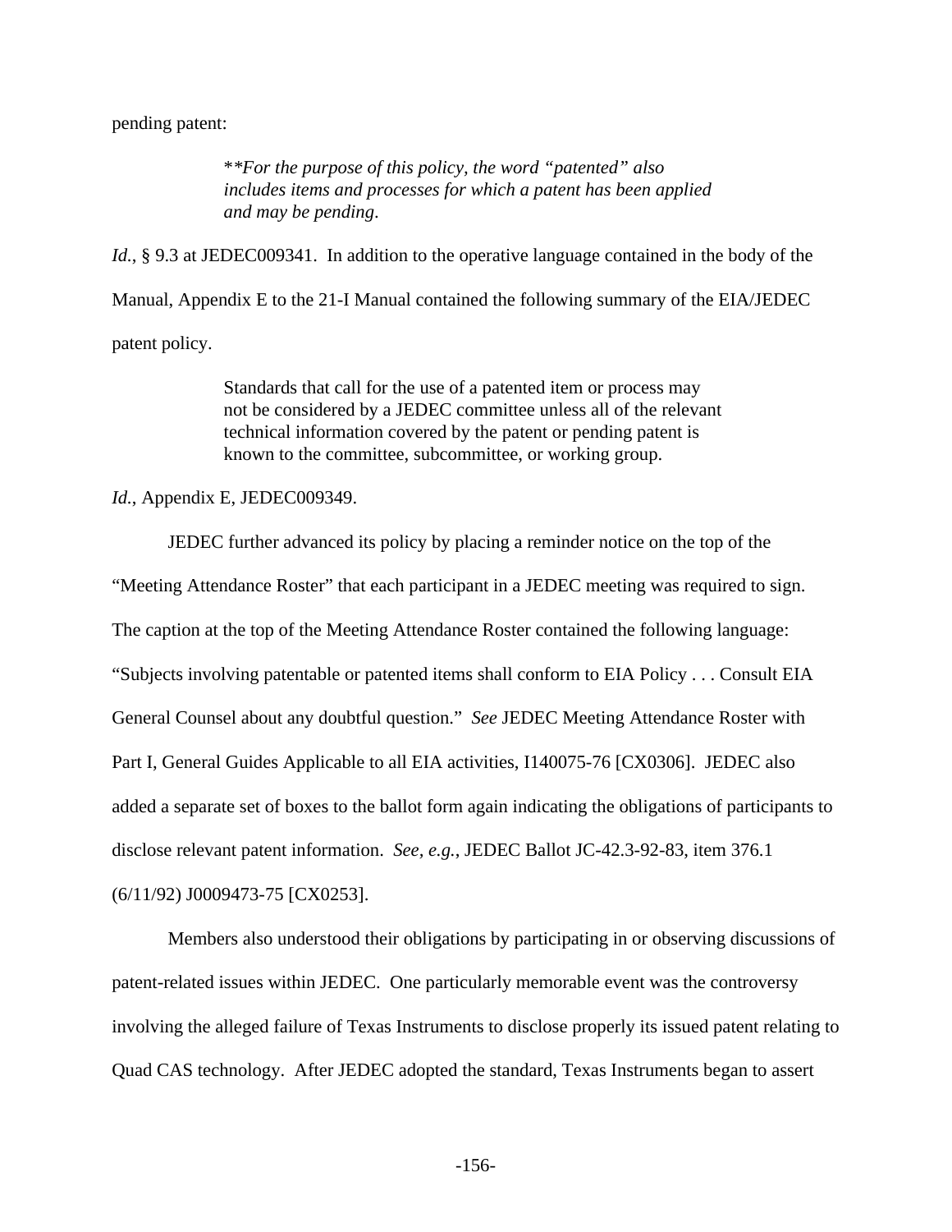pending patent:

> **\*\****For the purpose of this policy, the word "patented" also includes items and processes for which a patent has been applied and may be pending*.

*Id.*, § 9.3 at JEDEC009341. In addition to the operative language contained in the body of the Manual, Appendix E to the 21-I Manual contained the following summary of the EIA/JEDEC patent policy.

> Standards that call for the use of a patented item or process may not be considered by a JEDEC committee unless all of the relevant technical information covered by the patent or pending patent is known to the committee, subcommittee, or working group.

*Id.*, Appendix E, JEDEC009349.

JEDEC further advanced its policy by placing a reminder notice on the top of the "Meeting Attendance Roster" that each participant in a JEDEC meeting was required to sign. The caption at the top of the Meeting Attendance Roster contained the following language: "Subjects involving patentable or patented items shall conform to EIA Policy . . . Consult EIA General Counsel about any doubtful question." *See* JEDEC Meeting Attendance Roster with Part I, General Guides Applicable to all EIA activities, I140075-76 [CX0306]. JEDEC also added a separate set of boxes to the ballot form again indicating the obligations of participants to disclose relevant patent information. *See, e.g.*, JEDEC Ballot JC-42.3-92-83, item 376.1 (6/11/92) J0009473-75 [CX0253].

Members also understood their obligations by participating in or observing discussions of patent-related issues within JEDEC. One particularly memorable event was the controversy involving the alleged failure of Texas Instruments to disclose properly its issued patent relating to Quad CAS technology. After JEDEC adopted the standard, Texas Instruments began to assert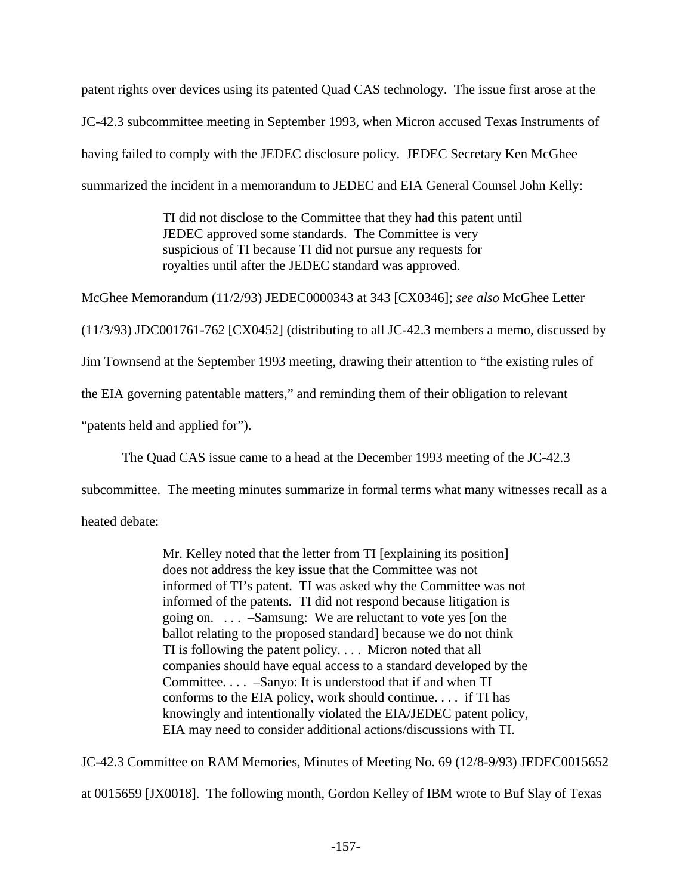patent rights over devices using its patented Quad CAS technology. The issue first arose at the JC-42.3 subcommittee meeting in September 1993, when Micron accused Texas Instruments of having failed to comply with the JEDEC disclosure policy. JEDEC Secretary Ken McGhee summarized the incident in a memorandum to JEDEC and EIA General Counsel John Kelly:

> TI did not disclose to the Committee that they had this patent until JEDEC approved some standards. The Committee is very suspicious of TI because TI did not pursue any requests for royalties until after the JEDEC standard was approved.

McGhee Memorandum (11/2/93) JEDEC0000343 at 343 [CX0346]; *see also* McGhee Letter (11/3/93) JDC001761-762 [CX0452] (distributing to all JC-42.3 members a memo, discussed by Jim Townsend at the September 1993 meeting, drawing their attention to "the existing rules of the EIA governing patentable matters," and reminding them of their obligation to relevant "patents held and applied for").

The Quad CAS issue came to a head at the December 1993 meeting of the JC-42.3 subcommittee. The meeting minutes summarize in formal terms what many witnesses recall as a heated debate:

> Mr. Kelley noted that the letter from TI [explaining its position] does not address the key issue that the Committee was not informed of TI's patent. TI was asked why the Committee was not informed of the patents. TI did not respond because litigation is going on. . . . –Samsung: We are reluctant to vote yes [on the ballot relating to the proposed standard] because we do not think TI is following the patent policy. . . . Micron noted that all companies should have equal access to a standard developed by the Committee. . . . –Sanyo: It is understood that if and when TI conforms to the EIA policy, work should continue. . . . if TI has knowingly and intentionally violated the EIA/JEDEC patent policy, EIA may need to consider additional actions/discussions with TI.

JC-42.3 Committee on RAM Memories, Minutes of Meeting No. 69 (12/8-9/93) JEDEC0015652 at 0015659 [JX0018]. The following month, Gordon Kelley of IBM wrote to Buf Slay of Texas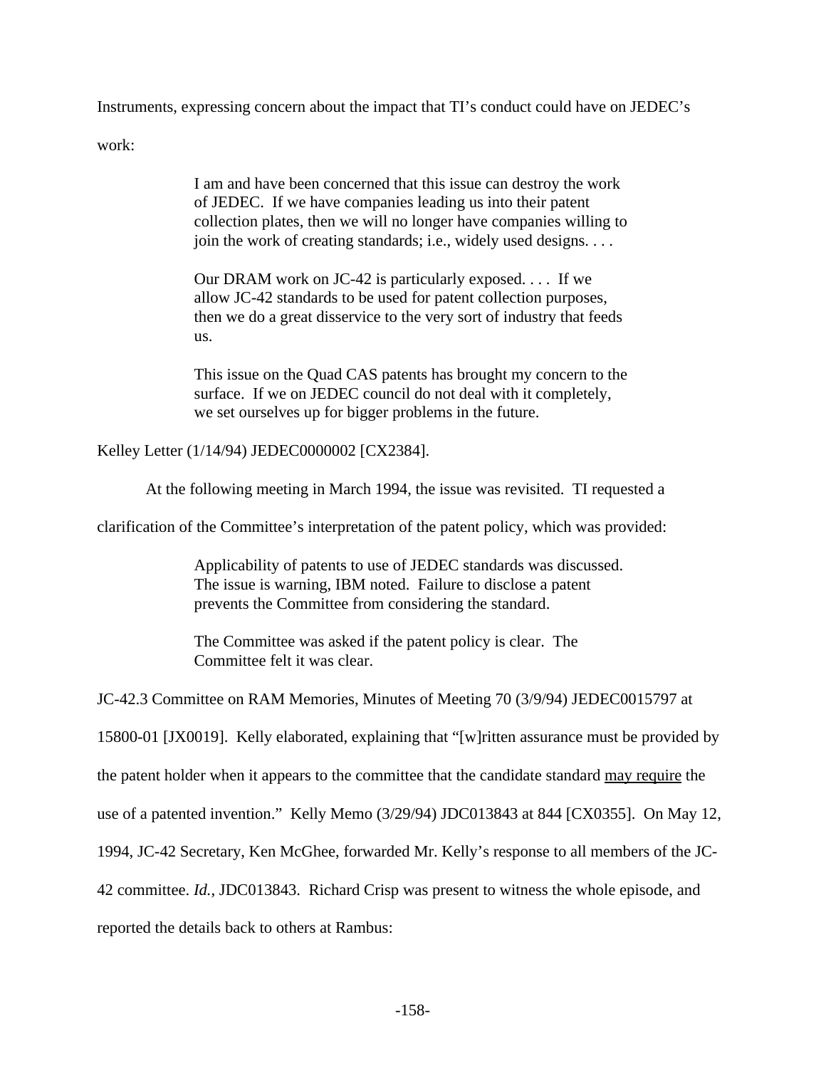Instruments, expressing concern about the impact that TI's conduct could have on JEDEC's work:

> I am and have been concerned that this issue can destroy the work of JEDEC. If we have companies leading us into their patent collection plates, then we will no longer have companies willing to join the work of creating standards; i.e., widely used designs. . . .
>
> Our DRAM work on JC-42 is particularly exposed. . . . If we allow JC-42 standards to be used for patent collection purposes, then we do a great disservice to the very sort of industry that feeds us.
>
> This issue on the Quad CAS patents has brought my concern to the surface. If we on JEDEC council do not deal with it completely, we set ourselves up for bigger problems in the future.

Kelley Letter (1/14/94) JEDEC0000002 [CX2384].

At the following meeting in March 1994, the issue was revisited. TI requested a clarification of the Committee's interpretation of the patent policy, which was provided:

> Applicability of patents to use of JEDEC standards was discussed. The issue is warning, IBM noted. Failure to disclose a patent prevents the Committee from considering the standard.
>
> The Committee was asked if the patent policy is clear. The Committee felt it was clear.

JC-42.3 Committee on RAM Memories, Minutes of Meeting 70 (3/9/94) JEDEC0015797 at 15800-01 [JX0019]. Kelly elaborated, explaining that "[w]ritten assurance must be provided by the patent holder when it appears to the committee that the candidate standard <u>may require</u> the use of a patented invention." Kelly Memo (3/29/94) JDC013843 at 844 [CX0355]. On May 12, 1994, JC-42 Secretary, Ken McGhee, forwarded Mr. Kelly's response to all members of the JC-42 committee. *Id.*, JDC013843. Richard Crisp was present to witness the whole episode, and reported the details back to others at Rambus: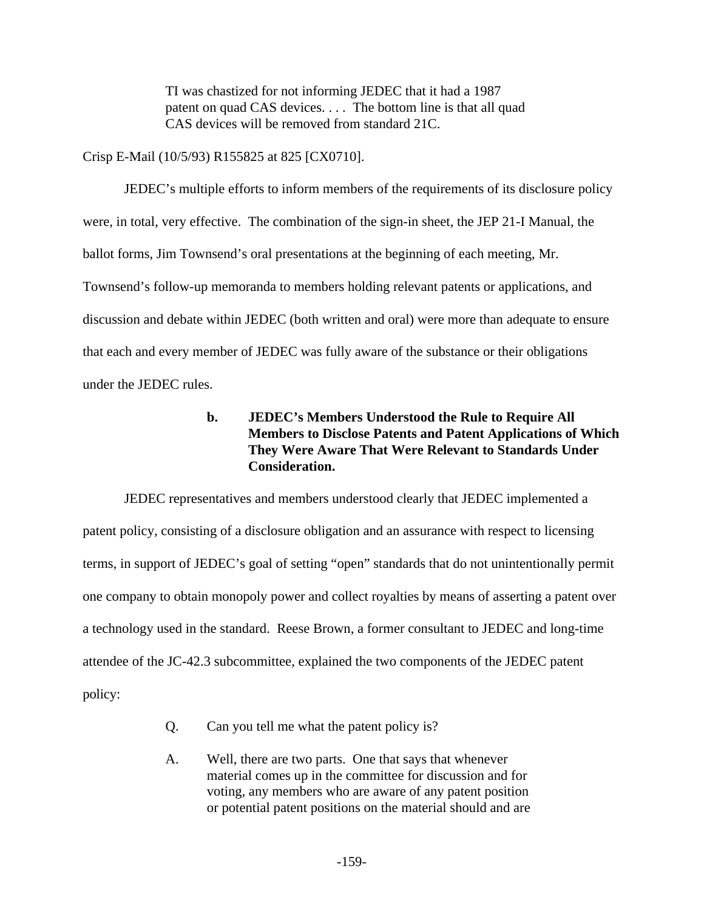> TI was chastized for not informing JEDEC that it had a 1987 patent on quad CAS devices. . . . The bottom line is that all quad CAS devices will be removed from standard 21C.

Crisp E-Mail (10/5/93) R155825 at 825 [CX0710].

JEDEC's multiple efforts to inform members of the requirements of its disclosure policy were, in total, very effective. The combination of the sign-in sheet, the JEP 21-I Manual, the ballot forms, Jim Townsend's oral presentations at the beginning of each meeting, Mr. Townsend's follow-up memoranda to members holding relevant patents or applications, and discussion and debate within JEDEC (both written and oral) were more than adequate to ensure that each and every member of JEDEC was fully aware of the substance or their obligations under the JEDEC rules.

#### b. JEDEC's Members Understood the Rule to Require All Members to Disclose Patents and Patent Applications of Which They Were Aware That Were Relevant to Standards Under Consideration.

JEDEC representatives and members understood clearly that JEDEC implemented a patent policy, consisting of a disclosure obligation and an assurance with respect to licensing terms, in support of JEDEC's goal of setting "open" standards that do not unintentionally permit one company to obtain monopoly power and collect royalties by means of asserting a patent over a technology used in the standard. Reese Brown, a former consultant to JEDEC and long-time attendee of the JC-42.3 subcommittee, explained the two components of the JEDEC patent policy:

> Q. Can you tell me what the patent policy is?
>
> A. Well, there are two parts. One that says that whenever material comes up in the committee for discussion and for voting, any members who are aware of any patent position or potential patent positions on the material should and are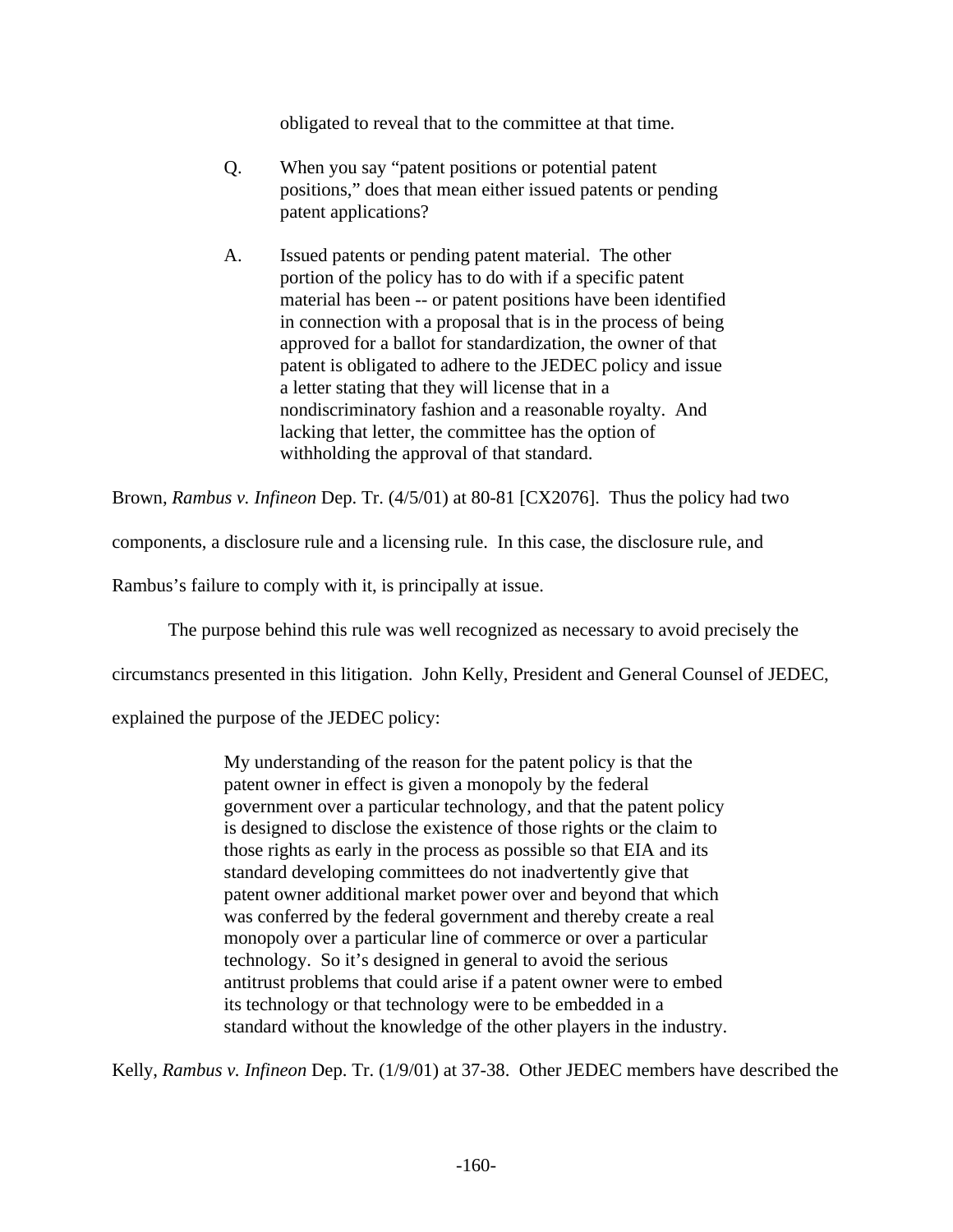> obligated to reveal that to the committee at that time.
>
> Q. When you say "patent positions or potential patent positions," does that mean either issued patents or pending patent applications?
>
> A. Issued patents or pending patent material. The other portion of the policy has to do with if a specific patent material has been -- or patent positions have been identified in connection with a proposal that is in the process of being approved for a ballot for standardization, the owner of that patent is obligated to adhere to the JEDEC policy and issue a letter stating that they will license that in a nondiscriminatory fashion and a reasonable royalty. And lacking that letter, the committee has the option of withholding the approval of that standard.

Brown, *Rambus v. Infineon* Dep. Tr. (4/5/01) at 80-81 [CX2076]. Thus the policy had two components, a disclosure rule and a licensing rule. In this case, the disclosure rule, and Rambus's failure to comply with it, is principally at issue.

The purpose behind this rule was well recognized as necessary to avoid precisely the circumstancs presented in this litigation. John Kelly, President and General Counsel of JEDEC, explained the purpose of the JEDEC policy:

> My understanding of the reason for the patent policy is that the patent owner in effect is given a monopoly by the federal government over a particular technology, and that the patent policy is designed to disclose the existence of those rights or the claim to those rights as early in the process as possible so that EIA and its standard developing committees do not inadvertently give that patent owner additional market power over and beyond that which was conferred by the federal government and thereby create a real monopoly over a particular line of commerce or over a particular technology. So it's designed in general to avoid the serious antitrust problems that could arise if a patent owner were to embed its technology or that technology were to be embedded in a standard without the knowledge of the other players in the industry.

Kelly, *Rambus v. Infineon* Dep. Tr. (1/9/01) at 37-38. Other JEDEC members have described the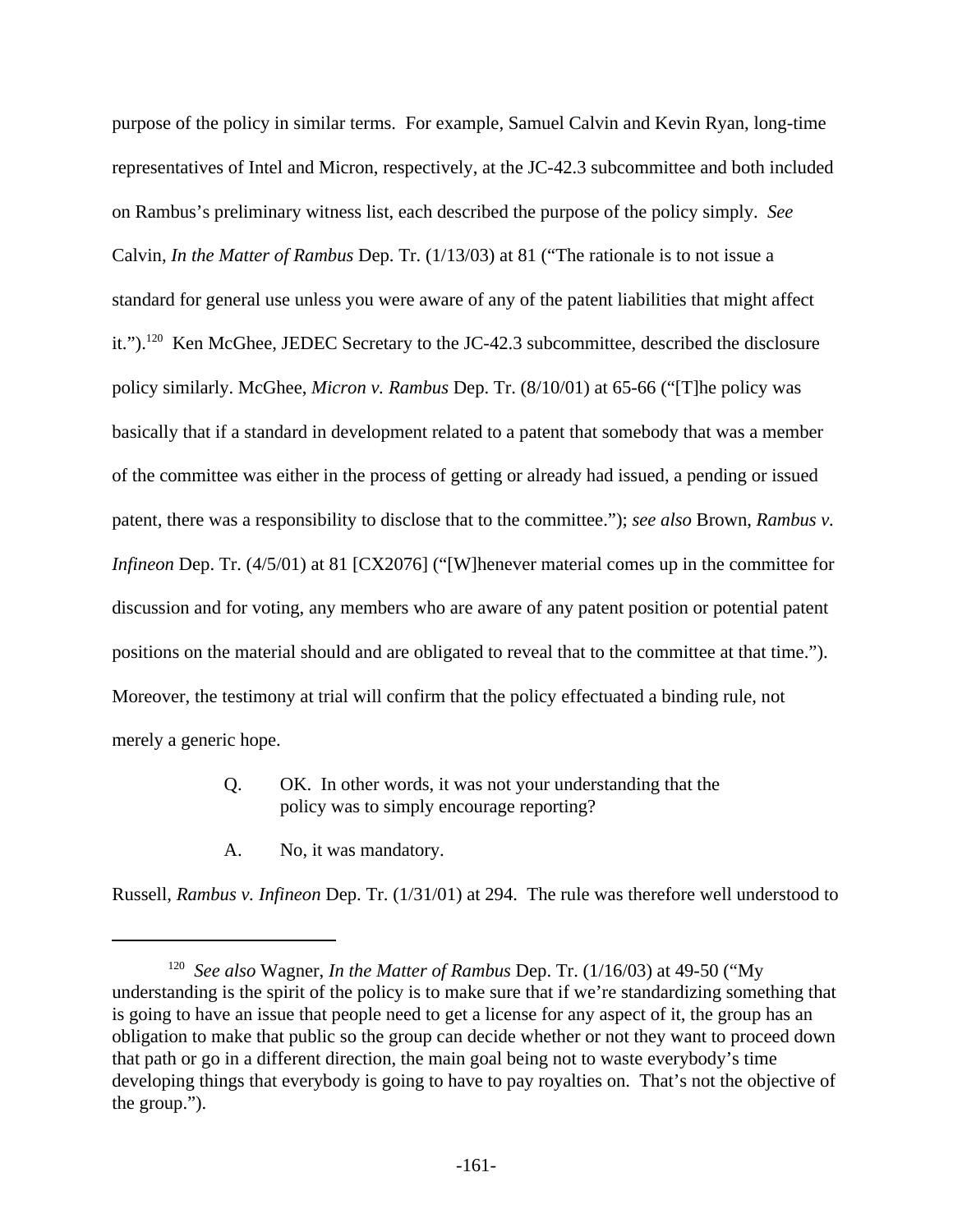purpose of the policy in similar terms. For example, Samuel Calvin and Kevin Ryan, long-time representatives of Intel and Micron, respectively, at the JC-42.3 subcommittee and both included on Rambus's preliminary witness list, each described the purpose of the policy simply. *See* Calvin, *In the Matter of Rambus* Dep. Tr. (1/13/03) at 81 ("The rationale is to not issue a standard for general use unless you were aware of any of the patent liabilities that might affect it.").[120] Ken McGhee, JEDEC Secretary to the JC-42.3 subcommittee, described the disclosure policy similarly. McGhee, *Micron v. Rambus* Dep. Tr. (8/10/01) at 65-66 ("[T]he policy was basically that if a standard in development related to a patent that somebody that was a member of the committee was either in the process of getting or already had issued, a pending or issued patent, there was a responsibility to disclose that to the committee."); *see also* Brown, *Rambus v. Infineon* Dep. Tr. (4/5/01) at 81 [CX2076] ("[W]henever material comes up in the committee for discussion and for voting, any members who are aware of any patent position or potential patent positions on the material should and are obligated to reveal that to the committee at that time."). Moreover, the testimony at trial will confirm that the policy effectuated a binding rule, not merely a generic hope.

> Q. OK. In other words, it was not your understanding that the policy was to simply encourage reporting?
>
> A. No, it was mandatory.

Russell, *Rambus v. Infineon* Dep. Tr. (1/31/01) at 294. The rule was therefore well understood to

---

[120] *See also* Wagner, *In the Matter of Rambus* Dep. Tr. (1/16/03) at 49-50 ("My understanding is the spirit of the policy is to make sure that if we're standardizing something that is going to have an issue that people need to get a license for any aspect of it, the group has an obligation to make that public so the group can decide whether or not they want to proceed down that path or go in a different direction, the main goal being not to waste everybody's time developing things that everybody is going to have to pay royalties on. That's not the objective of the group.").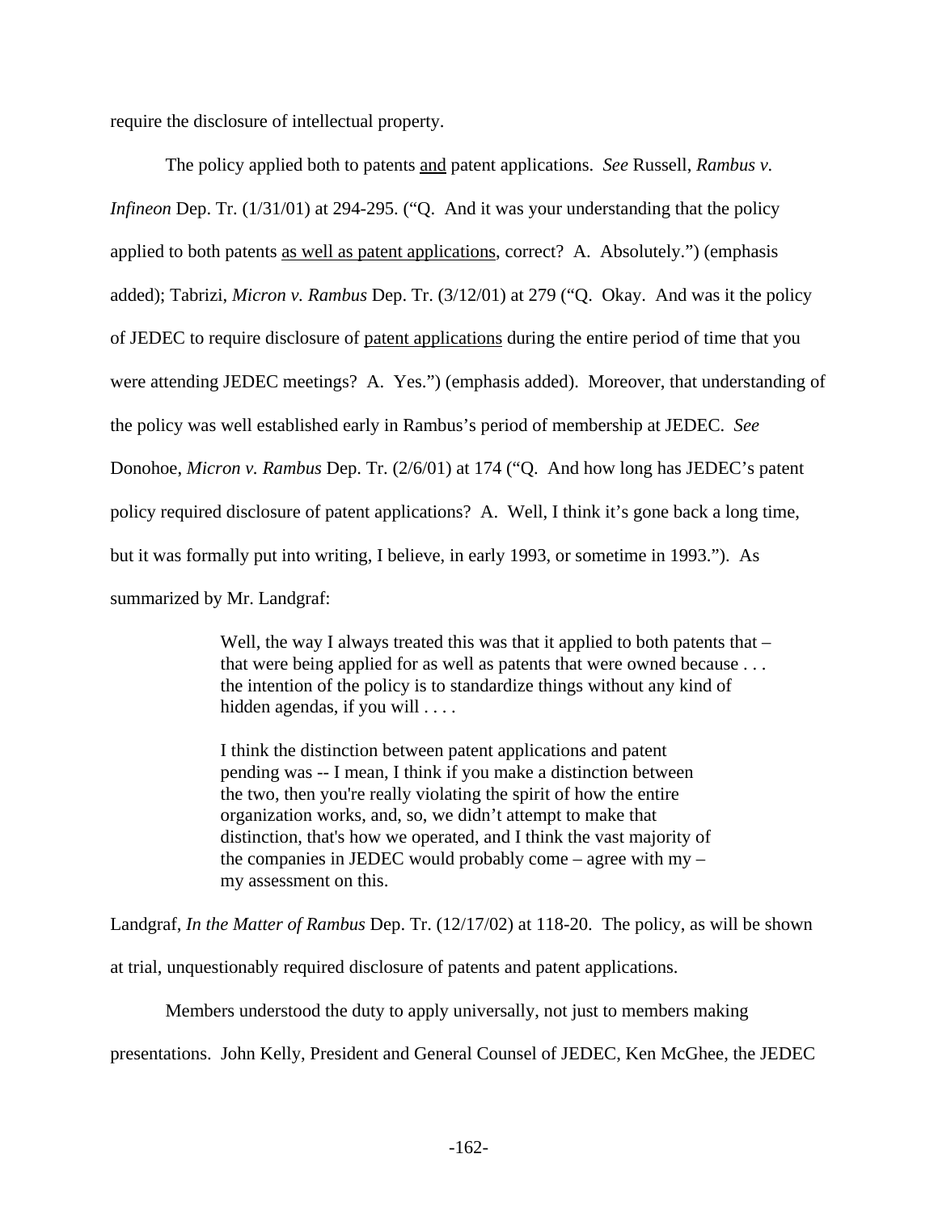require the disclosure of intellectual property.

The policy applied both to patents <u>and</u> patent applications. *See* Russell, *Rambus v. Infineon* Dep. Tr. (1/31/01) at 294-295. ("Q. And it was your understanding that the policy applied to both patents <u>as well as patent applications</u>, correct? A. Absolutely.") (emphasis added); Tabrizi, *Micron v. Rambus* Dep. Tr. (3/12/01) at 279 ("Q. Okay. And was it the policy of JEDEC to require disclosure of <u>patent applications</u> during the entire period of time that you were attending JEDEC meetings? A. Yes.") (emphasis added). Moreover, that understanding of the policy was well established early in Rambus's period of membership at JEDEC. *See* Donohoe, *Micron v. Rambus* Dep. Tr. (2/6/01) at 174 ("Q. And how long has JEDEC's patent policy required disclosure of patent applications? A. Well, I think it's gone back a long time, but it was formally put into writing, I believe, in early 1993, or sometime in 1993."). As summarized by Mr. Landgraf:

> Well, the way I always treated this was that it applied to both patents that – that were being applied for as well as patents that were owned because . . . the intention of the policy is to standardize things without any kind of hidden agendas, if you will . . . .
>
> I think the distinction between patent applications and patent pending was -- I mean, I think if you make a distinction between the two, then you're really violating the spirit of how the entire organization works, and, so, we didn't attempt to make that distinction, that's how we operated, and I think the vast majority of the companies in JEDEC would probably come – agree with my – my assessment on this.

Landgraf, *In the Matter of Rambus* Dep. Tr. (12/17/02) at 118-20. The policy, as will be shown at trial, unquestionably required disclosure of patents and patent applications.

Members understood the duty to apply universally, not just to members making presentations. John Kelly, President and General Counsel of JEDEC, Ken McGhee, the JEDEC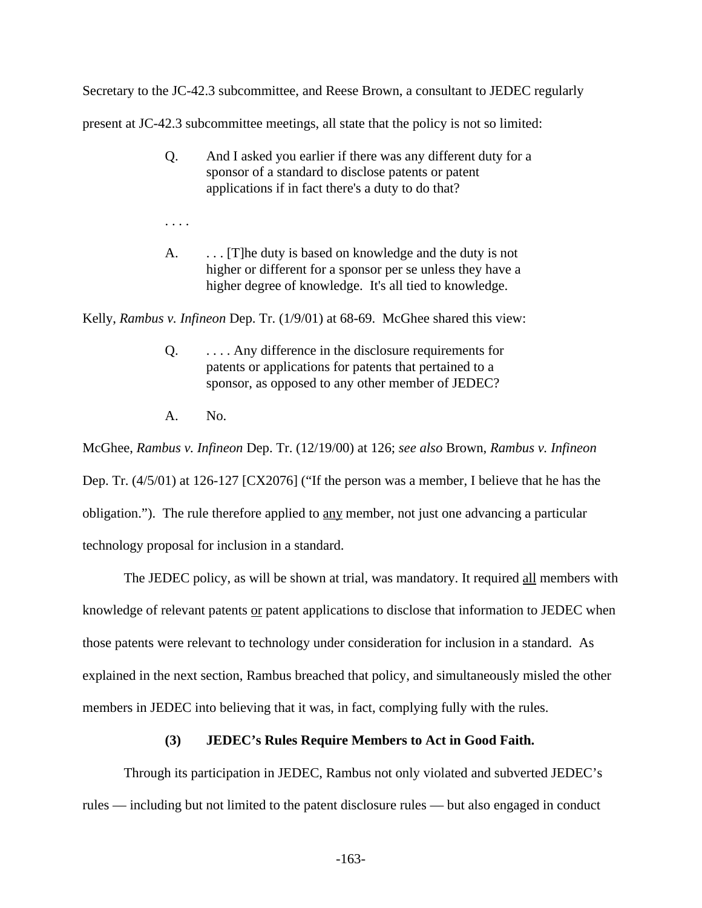Secretary to the JC-42.3 subcommittee, and Reese Brown, a consultant to JEDEC regularly present at JC-42.3 subcommittee meetings, all state that the policy is not so limited:

> Q. And I asked you earlier if there was any different duty for a sponsor of a standard to disclose patents or patent applications if in fact there's a duty to do that?
>
> . . . .
>
> A. . . . [T]he duty is based on knowledge and the duty is not higher or different for a sponsor per se unless they have a higher degree of knowledge. It's all tied to knowledge.

Kelly, *Rambus v. Infineon* Dep. Tr. (1/9/01) at 68-69. McGhee shared this view:

> Q. . . . . Any difference in the disclosure requirements for patents or applications for patents that pertained to a sponsor, as opposed to any other member of JEDEC?
>
> A. No.

McGhee, *Rambus v. Infineon* Dep. Tr. (12/19/00) at 126; *see also* Brown, *Rambus v. Infineon* Dep. Tr. (4/5/01) at 126-127 [CX2076] ("If the person was a member, I believe that he has the obligation."). The rule therefore applied to <u>any</u> member, not just one advancing a particular technology proposal for inclusion in a standard.

The JEDEC policy, as will be shown at trial, was mandatory. It required <u>all</u> members with knowledge of relevant patents <u>or</u> patent applications to disclose that information to JEDEC when those patents were relevant to technology under consideration for inclusion in a standard. As explained in the next section, Rambus breached that policy, and simultaneously misled the other members in JEDEC into believing that it was, in fact, complying fully with the rules.

**(3) JEDEC's Rules Require Members to Act in Good Faith.**

Through its participation in JEDEC, Rambus not only violated and subverted JEDEC's rules — including but not limited to the patent disclosure rules — but also engaged in conduct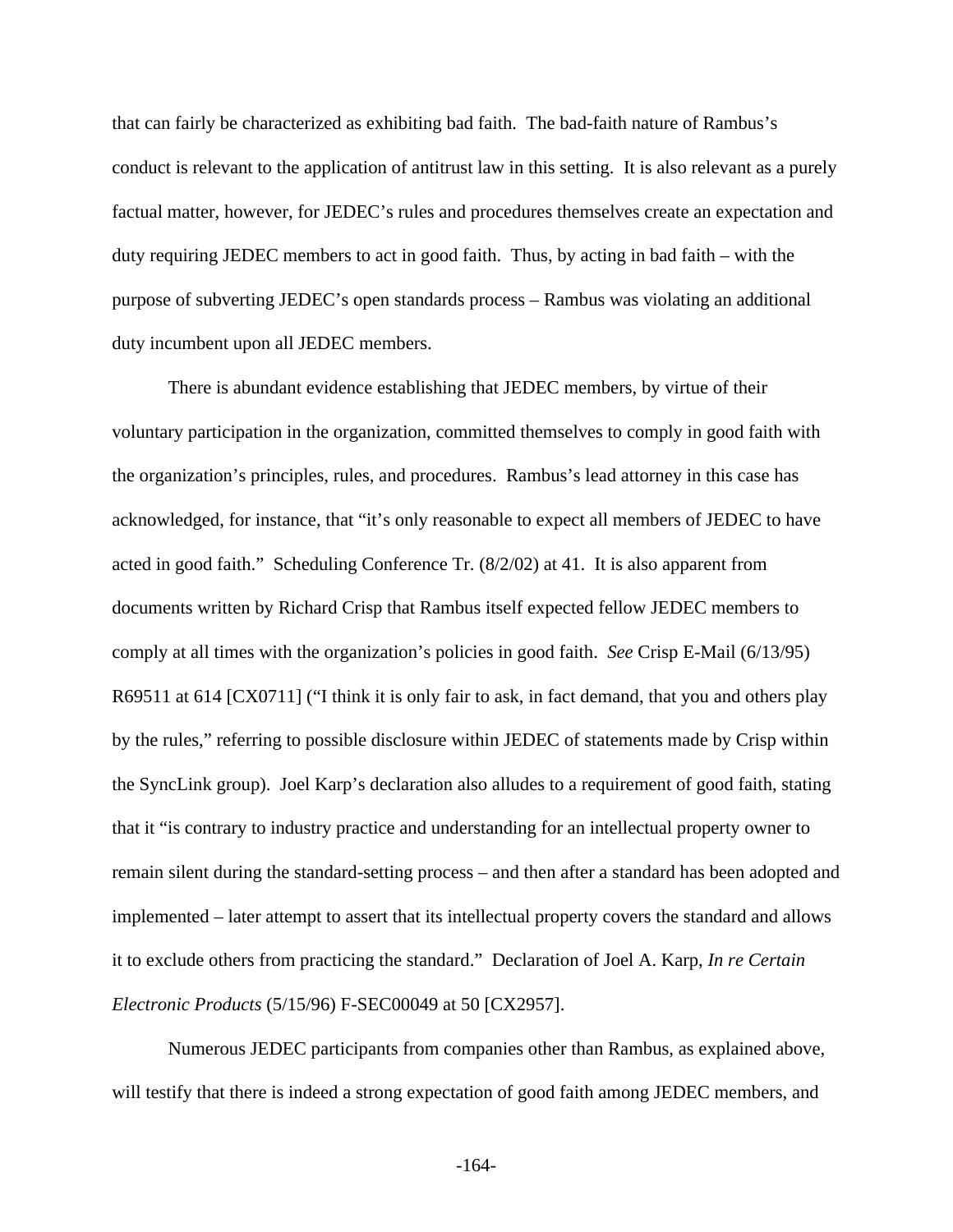that can fairly be characterized as exhibiting bad faith. The bad-faith nature of Rambus's conduct is relevant to the application of antitrust law in this setting. It is also relevant as a purely factual matter, however, for JEDEC's rules and procedures themselves create an expectation and duty requiring JEDEC members to act in good faith. Thus, by acting in bad faith – with the purpose of subverting JEDEC's open standards process – Rambus was violating an additional duty incumbent upon all JEDEC members.

There is abundant evidence establishing that JEDEC members, by virtue of their voluntary participation in the organization, committed themselves to comply in good faith with the organization's principles, rules, and procedures. Rambus's lead attorney in this case has acknowledged, for instance, that "it's only reasonable to expect all members of JEDEC to have acted in good faith." Scheduling Conference Tr. (8/2/02) at 41. It is also apparent from documents written by Richard Crisp that Rambus itself expected fellow JEDEC members to comply at all times with the organization's policies in good faith. *See* Crisp E-Mail (6/13/95) R69511 at 614 [CX0711] ("I think it is only fair to ask, in fact demand, that you and others play by the rules," referring to possible disclosure within JEDEC of statements made by Crisp within the SyncLink group). Joel Karp's declaration also alludes to a requirement of good faith, stating that it "is contrary to industry practice and understanding for an intellectual property owner to remain silent during the standard-setting process – and then after a standard has been adopted and implemented – later attempt to assert that its intellectual property covers the standard and allows it to exclude others from practicing the standard." Declaration of Joel A. Karp, *In re Certain Electronic Products* (5/15/96) F-SEC00049 at 50 [CX2957].

Numerous JEDEC participants from companies other than Rambus, as explained above, will testify that there is indeed a strong expectation of good faith among JEDEC members, and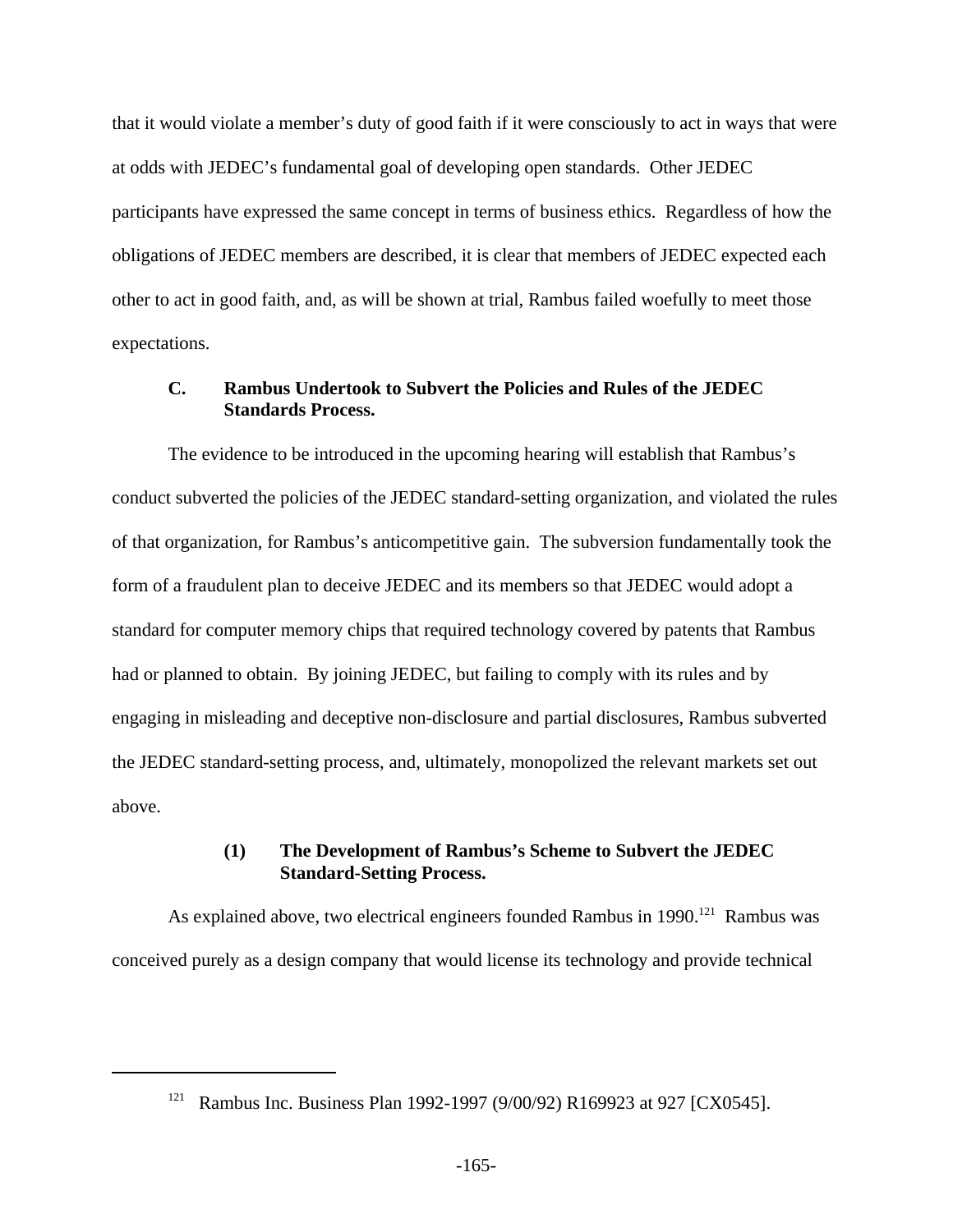that it would violate a member's duty of good faith if it were consciously to act in ways that were at odds with JEDEC's fundamental goal of developing open standards. Other JEDEC participants have expressed the same concept in terms of business ethics. Regardless of how the obligations of JEDEC members are described, it is clear that members of JEDEC expected each other to act in good faith, and, as will be shown at trial, Rambus failed woefully to meet those expectations.

### C. Rambus Undertook to Subvert the Policies and Rules of the JEDEC Standards Process.

The evidence to be introduced in the upcoming hearing will establish that Rambus's conduct subverted the policies of the JEDEC standard-setting organization, and violated the rules of that organization, for Rambus's anticompetitive gain. The subversion fundamentally took the form of a fraudulent plan to deceive JEDEC and its members so that JEDEC would adopt a standard for computer memory chips that required technology covered by patents that Rambus had or planned to obtain. By joining JEDEC, but failing to comply with its rules and by engaging in misleading and deceptive non-disclosure and partial disclosures, Rambus subverted the JEDEC standard-setting process, and, ultimately, monopolized the relevant markets set out above.

#### (1) The Development of Rambus's Scheme to Subvert the JEDEC Standard-Setting Process.

As explained above, two electrical engineers founded Rambus in 1990.[121] Rambus was conceived purely as a design company that would license its technology and provide technical

---

[121] Rambus Inc. Business Plan 1992-1997 (9/00/92) R169923 at 927 [CX0545].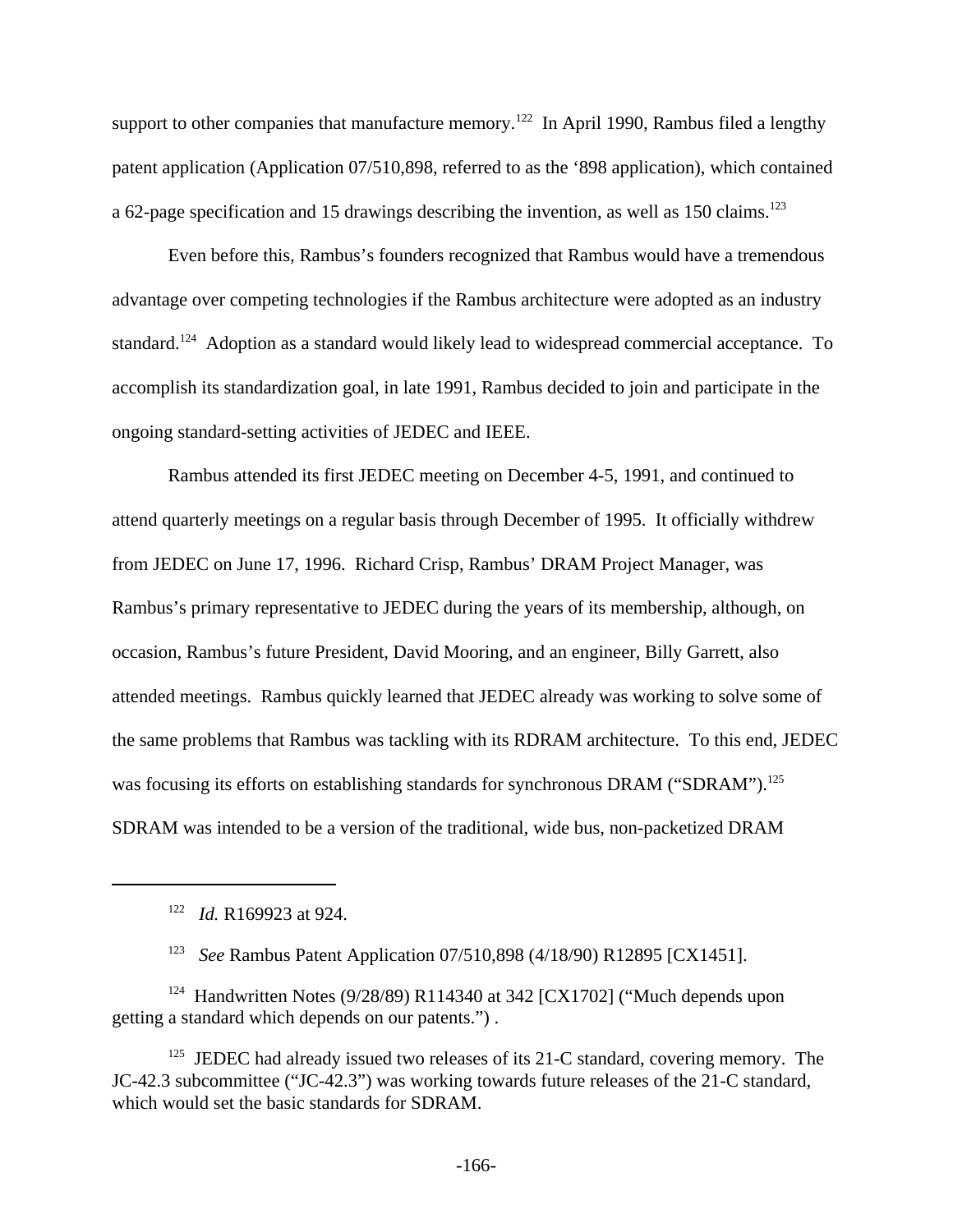support to other companies that manufacture memory.[122] In April 1990, Rambus filed a lengthy patent application (Application 07/510,898, referred to as the '898 application), which contained a 62-page specification and 15 drawings describing the invention, as well as 150 claims.[123]

Even before this, Rambus's founders recognized that Rambus would have a tremendous advantage over competing technologies if the Rambus architecture were adopted as an industry standard.[124] Adoption as a standard would likely lead to widespread commercial acceptance. To accomplish its standardization goal, in late 1991, Rambus decided to join and participate in the ongoing standard-setting activities of JEDEC and IEEE.

Rambus attended its first JEDEC meeting on December 4-5, 1991, and continued to attend quarterly meetings on a regular basis through December of 1995. It officially withdrew from JEDEC on June 17, 1996. Richard Crisp, Rambus' DRAM Project Manager, was Rambus's primary representative to JEDEC during the years of its membership, although, on occasion, Rambus's future President, David Mooring, and an engineer, Billy Garrett, also attended meetings. Rambus quickly learned that JEDEC already was working to solve some of the same problems that Rambus was tackling with its RDRAM architecture. To this end, JEDEC was focusing its efforts on establishing standards for synchronous DRAM ("SDRAM").[125] SDRAM was intended to be a version of the traditional, wide bus, non-packetized DRAM

---

[122] *Id.* R169923 at 924.

[123] *See* Rambus Patent Application 07/510,898 (4/18/90) R12895 [CX1451].

[124] Handwritten Notes (9/28/89) R114340 at 342 [CX1702] ("Much depends upon getting a standard which depends on our patents.") .

[125] JEDEC had already issued two releases of its 21-C standard, covering memory. The JC-42.3 subcommittee ("JC-42.3") was working towards future releases of the 21-C standard, which would set the basic standards for SDRAM.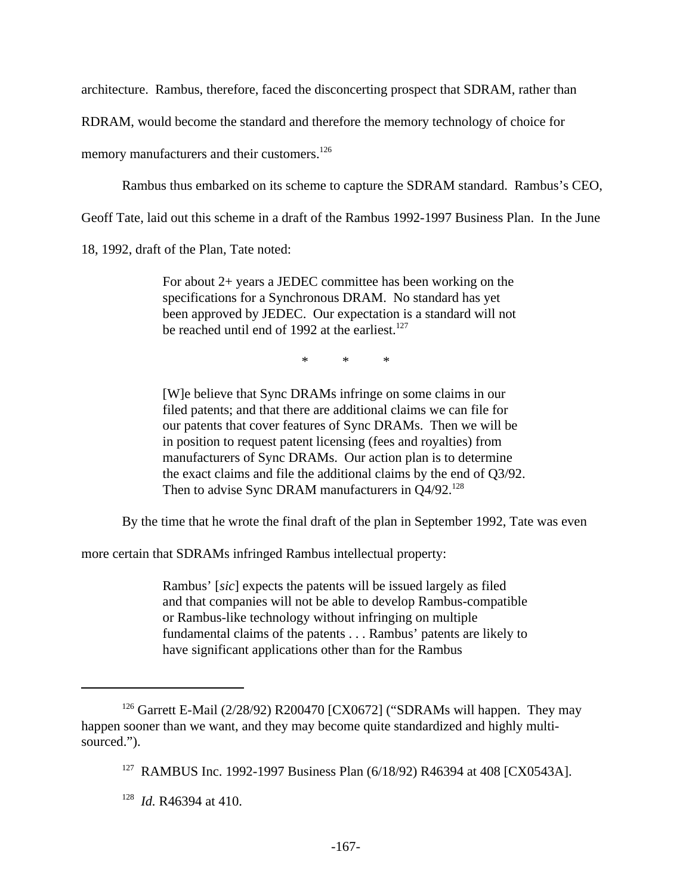architecture. Rambus, therefore, faced the disconcerting prospect that SDRAM, rather than RDRAM, would become the standard and therefore the memory technology of choice for memory manufacturers and their customers.[126]

Rambus thus embarked on its scheme to capture the SDRAM standard. Rambus's CEO, Geoff Tate, laid out this scheme in a draft of the Rambus 1992-1997 Business Plan. In the June 18, 1992, draft of the Plan, Tate noted:

> For about 2+ years a JEDEC committee has been working on the specifications for a Synchronous DRAM. No standard has yet been approved by JEDEC. Our expectation is a standard will not be reached until end of 1992 at the earliest.[127]
>
> \* \* \*
>
> [W]e believe that Sync DRAMs infringe on some claims in our filed patents; and that there are additional claims we can file for our patents that cover features of Sync DRAMs. Then we will be in position to request patent licensing (fees and royalties) from manufacturers of Sync DRAMs. Our action plan is to determine the exact claims and file the additional claims by the end of Q3/92. Then to advise Sync DRAM manufacturers in Q4/92.[128]

By the time that he wrote the final draft of the plan in September 1992, Tate was even more certain that SDRAMs infringed Rambus intellectual property:

> Rambus' [*sic*] expects the patents will be issued largely as filed and that companies will not be able to develop Rambus-compatible or Rambus-like technology without infringing on multiple fundamental claims of the patents . . . Rambus' patents are likely to have significant applications other than for the Rambus

---

[126] Garrett E-Mail (2/28/92) R200470 [CX0672] ("SDRAMs will happen. They may happen sooner than we want, and they may become quite standardized and highly multi-sourced.").

[127] RAMBUS Inc. 1992-1997 Business Plan (6/18/92) R46394 at 408 [CX0543A].

[128] *Id.* R46394 at 410.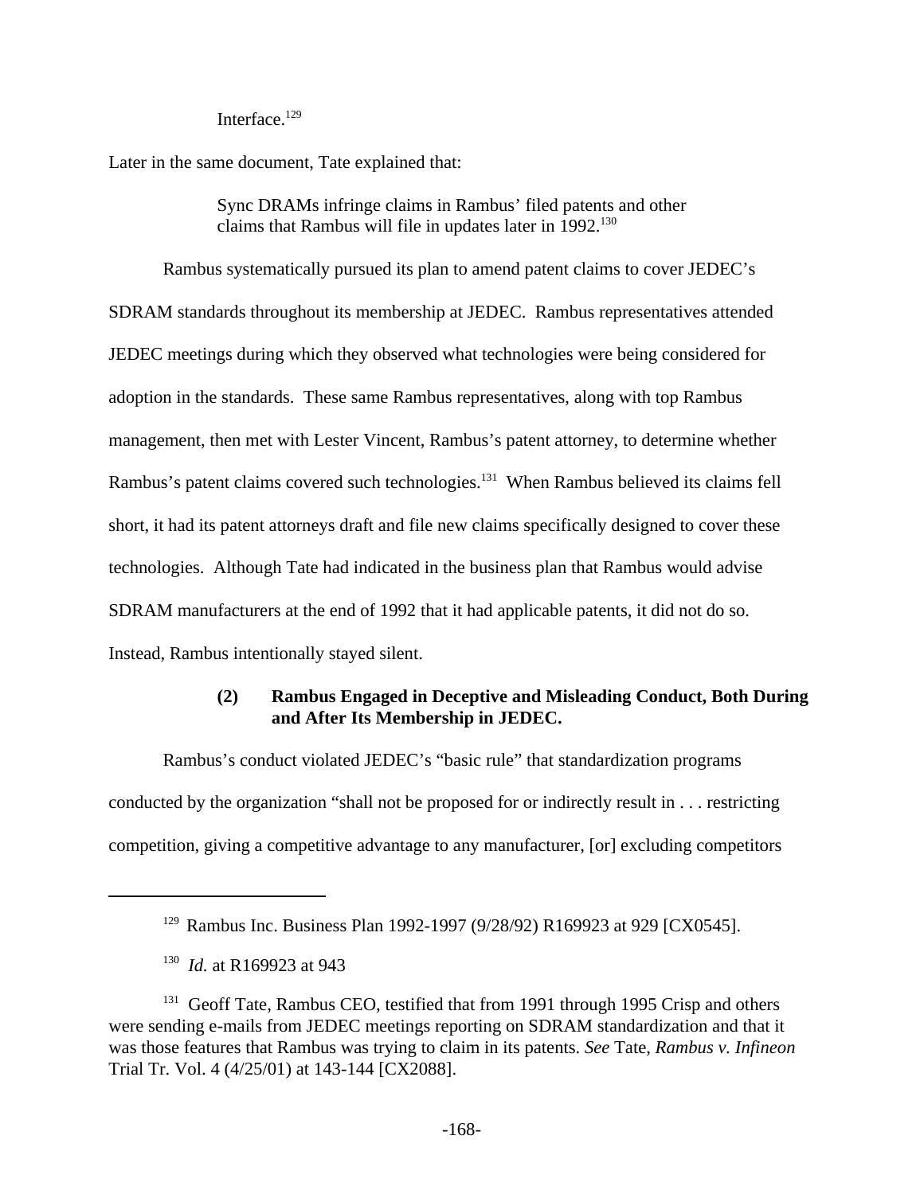> Interface.[129]

Later in the same document, Tate explained that:

> Sync DRAMs infringe claims in Rambus' filed patents and other claims that Rambus will file in updates later in 1992.[130]

Rambus systematically pursued its plan to amend patent claims to cover JEDEC's SDRAM standards throughout its membership at JEDEC. Rambus representatives attended JEDEC meetings during which they observed what technologies were being considered for adoption in the standards. These same Rambus representatives, along with top Rambus management, then met with Lester Vincent, Rambus's patent attorney, to determine whether Rambus's patent claims covered such technologies.[131] When Rambus believed its claims fell short, it had its patent attorneys draft and file new claims specifically designed to cover these technologies. Although Tate had indicated in the business plan that Rambus would advise SDRAM manufacturers at the end of 1992 that it had applicable patents, it did not do so. Instead, Rambus intentionally stayed silent.

#### (2) Rambus Engaged in Deceptive and Misleading Conduct, Both During and After Its Membership in JEDEC.

Rambus's conduct violated JEDEC's "basic rule" that standardization programs conducted by the organization "shall not be proposed for or indirectly result in . . . restricting competition, giving a competitive advantage to any manufacturer, [or] excluding competitors

---

[129] Rambus Inc. Business Plan 1992-1997 (9/28/92) R169923 at 929 [CX0545].

[130] *Id.* at R169923 at 943

[131] Geoff Tate, Rambus CEO, testified that from 1991 through 1995 Crisp and others were sending e-mails from JEDEC meetings reporting on SDRAM standardization and that it was those features that Rambus was trying to claim in its patents. *See* Tate, *Rambus v. Infineon* Trial Tr. Vol. 4 (4/25/01) at 143-144 [CX2088].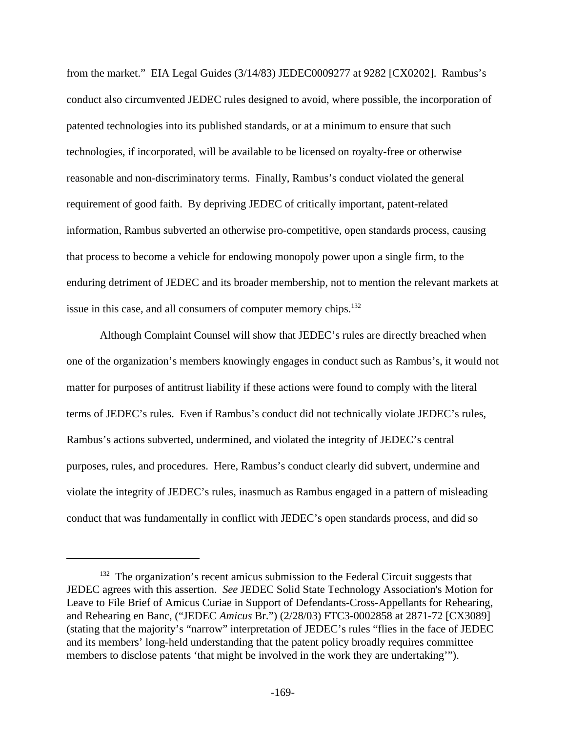from the market." EIA Legal Guides (3/14/83) JEDEC0009277 at 9282 [CX0202]. Rambus's conduct also circumvented JEDEC rules designed to avoid, where possible, the incorporation of patented technologies into its published standards, or at a minimum to ensure that such technologies, if incorporated, will be available to be licensed on royalty-free or otherwise reasonable and non-discriminatory terms. Finally, Rambus's conduct violated the general requirement of good faith. By depriving JEDEC of critically important, patent-related information, Rambus subverted an otherwise pro-competitive, open standards process, causing that process to become a vehicle for endowing monopoly power upon a single firm, to the enduring detriment of JEDEC and its broader membership, not to mention the relevant markets at issue in this case, and all consumers of computer memory chips.[132]

Although Complaint Counsel will show that JEDEC's rules are directly breached when one of the organization's members knowingly engages in conduct such as Rambus's, it would not matter for purposes of antitrust liability if these actions were found to comply with the literal terms of JEDEC's rules. Even if Rambus's conduct did not technically violate JEDEC's rules, Rambus's actions subverted, undermined, and violated the integrity of JEDEC's central purposes, rules, and procedures. Here, Rambus's conduct clearly did subvert, undermine and violate the integrity of JEDEC's rules, inasmuch as Rambus engaged in a pattern of misleading conduct that was fundamentally in conflict with JEDEC's open standards process, and did so

---

[132] The organization's recent amicus submission to the Federal Circuit suggests that JEDEC agrees with this assertion. *See* JEDEC Solid State Technology Association's Motion for Leave to File Brief of Amicus Curiae in Support of Defendants-Cross-Appellants for Rehearing, and Rehearing en Banc, ("JEDEC *Amicus* Br.") (2/28/03) FTC3-0002858 at 2871-72 [CX3089] (stating that the majority's "narrow" interpretation of JEDEC's rules "flies in the face of JEDEC and its members' long-held understanding that the patent policy broadly requires committee members to disclose patents 'that might be involved in the work they are undertaking'").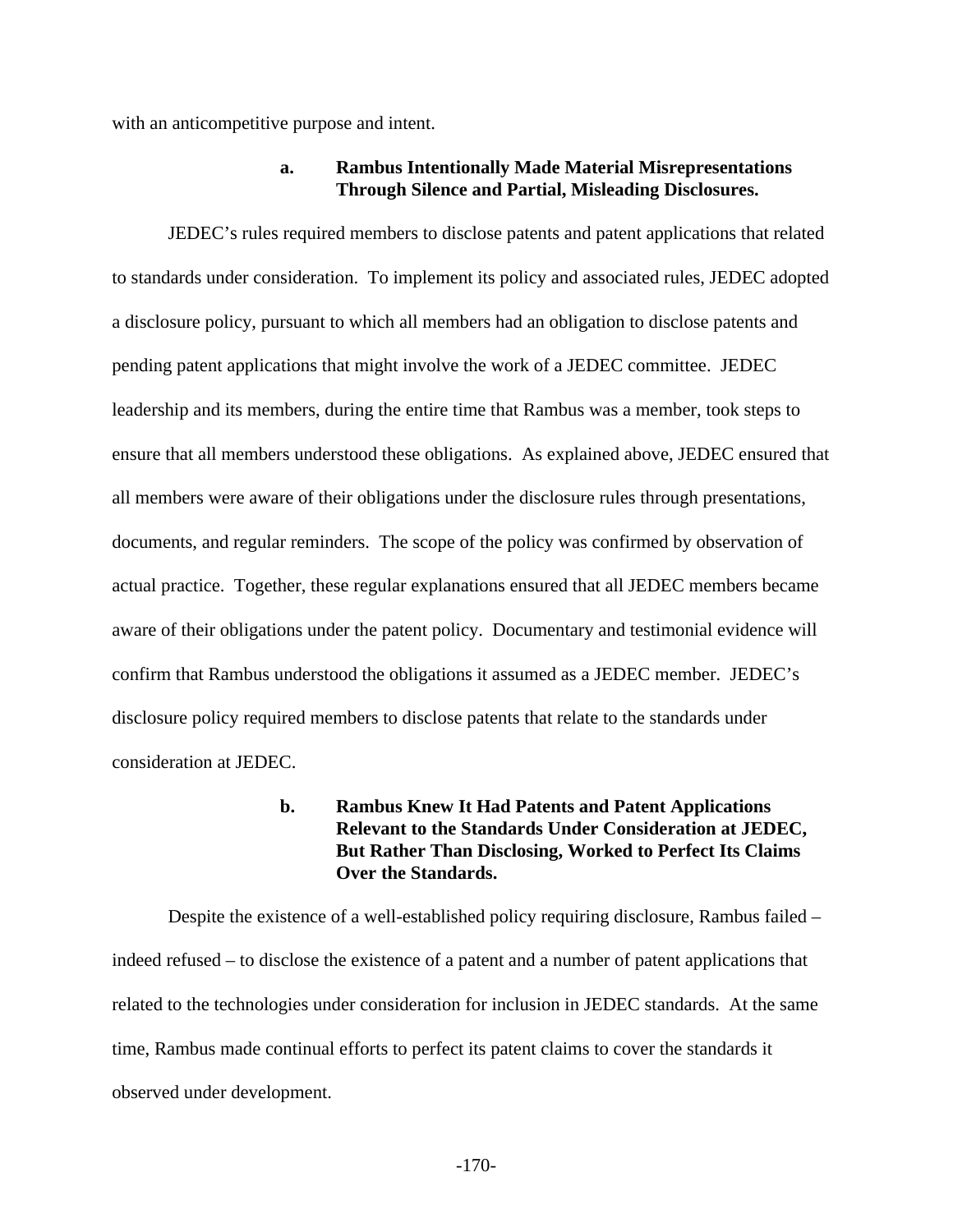with an anticompetitive purpose and intent.

#### a. Rambus Intentionally Made Material Misrepresentations Through Silence and Partial, Misleading Disclosures.

JEDEC's rules required members to disclose patents and patent applications that related to standards under consideration. To implement its policy and associated rules, JEDEC adopted a disclosure policy, pursuant to which all members had an obligation to disclose patents and pending patent applications that might involve the work of a JEDEC committee. JEDEC leadership and its members, during the entire time that Rambus was a member, took steps to ensure that all members understood these obligations. As explained above, JEDEC ensured that all members were aware of their obligations under the disclosure rules through presentations, documents, and regular reminders. The scope of the policy was confirmed by observation of actual practice. Together, these regular explanations ensured that all JEDEC members became aware of their obligations under the patent policy. Documentary and testimonial evidence will confirm that Rambus understood the obligations it assumed as a JEDEC member. JEDEC's disclosure policy required members to disclose patents that relate to the standards under consideration at JEDEC.

#### b. Rambus Knew It Had Patents and Patent Applications Relevant to the Standards Under Consideration at JEDEC, But Rather Than Disclosing, Worked to Perfect Its Claims Over the Standards.

Despite the existence of a well-established policy requiring disclosure, Rambus failed – indeed refused – to disclose the existence of a patent and a number of patent applications that related to the technologies under consideration for inclusion in JEDEC standards. At the same time, Rambus made continual efforts to perfect its patent claims to cover the standards it observed under development.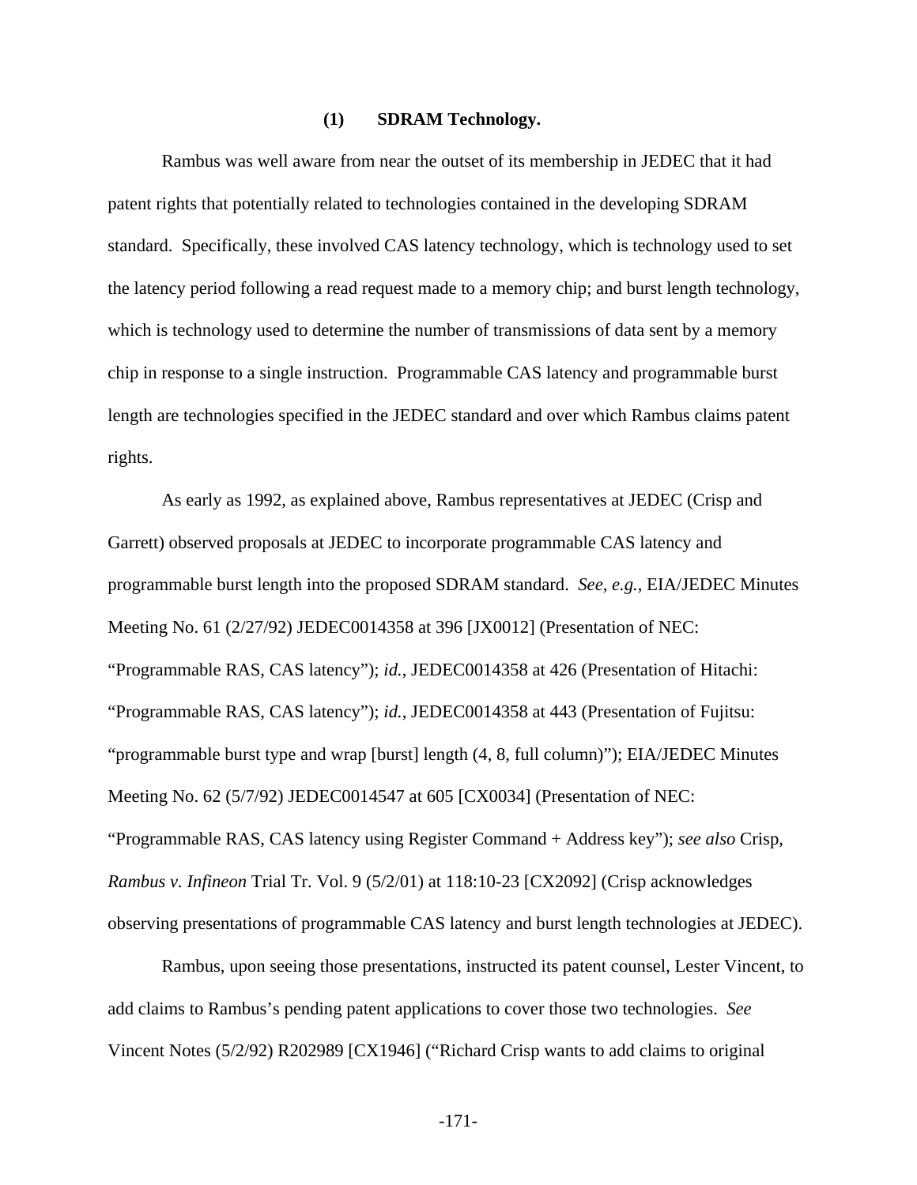#### (1) SDRAM Technology.

Rambus was well aware from near the outset of its membership in JEDEC that it had patent rights that potentially related to technologies contained in the developing SDRAM standard. Specifically, these involved CAS latency technology, which is technology used to set the latency period following a read request made to a memory chip; and burst length technology, which is technology used to determine the number of transmissions of data sent by a memory chip in response to a single instruction. Programmable CAS latency and programmable burst length are technologies specified in the JEDEC standard and over which Rambus claims patent rights.

As early as 1992, as explained above, Rambus representatives at JEDEC (Crisp and Garrett) observed proposals at JEDEC to incorporate programmable CAS latency and programmable burst length into the proposed SDRAM standard. *See, e.g.*, EIA/JEDEC Minutes Meeting No. 61 (2/27/92) JEDEC0014358 at 396 [JX0012] (Presentation of NEC: "Programmable RAS, CAS latency"); *id.*, JEDEC0014358 at 426 (Presentation of Hitachi: "Programmable RAS, CAS latency"); *id.*, JEDEC0014358 at 443 (Presentation of Fujitsu: "programmable burst type and wrap [burst] length (4, 8, full column)"); EIA/JEDEC Minutes Meeting No. 62 (5/7/92) JEDEC0014547 at 605 [CX0034] (Presentation of NEC: "Programmable RAS, CAS latency using Register Command + Address key"); *see also* Crisp, *Rambus v. Infineon* Trial Tr. Vol. 9 (5/2/01) at 118:10-23 [CX2092] (Crisp acknowledges observing presentations of programmable CAS latency and burst length technologies at JEDEC).

Rambus, upon seeing those presentations, instructed its patent counsel, Lester Vincent, to add claims to Rambus's pending patent applications to cover those two technologies. *See* Vincent Notes (5/2/92) R202989 [CX1946] ("Richard Crisp wants to add claims to original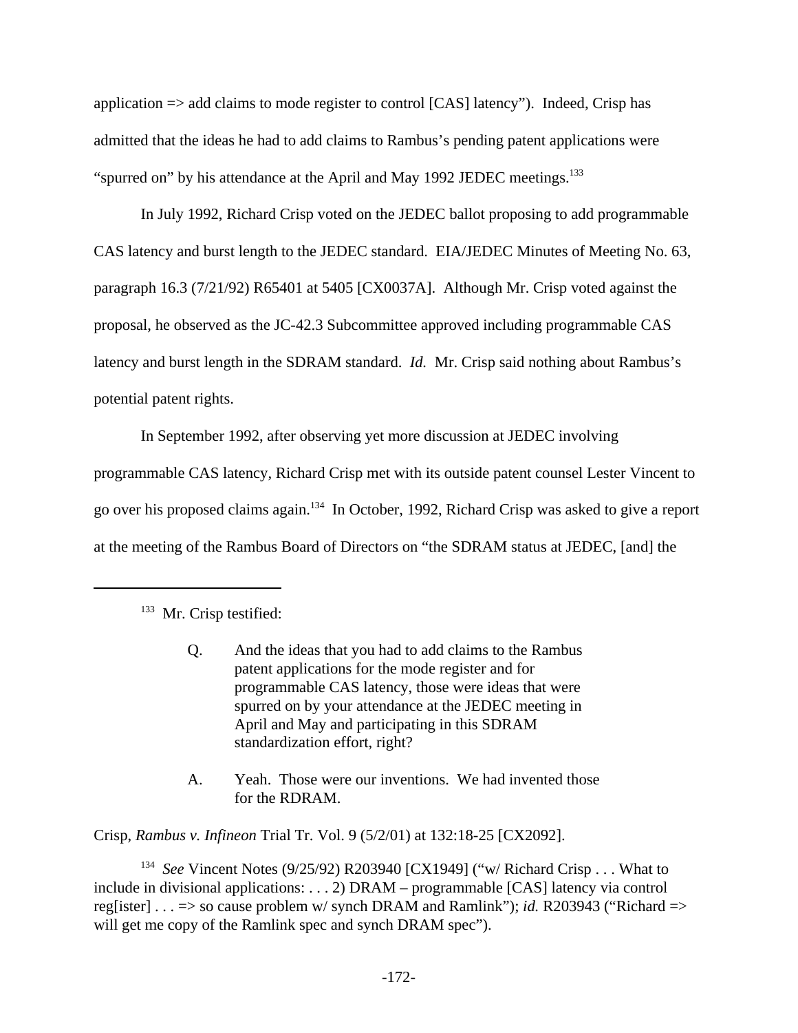application => add claims to mode register to control [CAS] latency"). Indeed, Crisp has admitted that the ideas he had to add claims to Rambus's pending patent applications were "spurred on" by his attendance at the April and May 1992 JEDEC meetings.[133]

In July 1992, Richard Crisp voted on the JEDEC ballot proposing to add programmable CAS latency and burst length to the JEDEC standard. EIA/JEDEC Minutes of Meeting No. 63, paragraph 16.3 (7/21/92) R65401 at 5405 [CX0037A]. Although Mr. Crisp voted against the proposal, he observed as the JC-42.3 Subcommittee approved including programmable CAS latency and burst length in the SDRAM standard. *Id.* Mr. Crisp said nothing about Rambus's potential patent rights.

In September 1992, after observing yet more discussion at JEDEC involving programmable CAS latency, Richard Crisp met with its outside patent counsel Lester Vincent to go over his proposed claims again.[134] In October, 1992, Richard Crisp was asked to give a report at the meeting of the Rambus Board of Directors on "the SDRAM status at JEDEC, [and] the

---

[133] Mr. Crisp testified:

> Q. And the ideas that you had to add claims to the Rambus patent applications for the mode register and for programmable CAS latency, those were ideas that were spurred on by your attendance at the JEDEC meeting in April and May and participating in this SDRAM standardization effort, right?
>
> A. Yeah. Those were our inventions. We had invented those for the RDRAM.

Crisp, *Rambus v. Infineon* Trial Tr. Vol. 9 (5/2/01) at 132:18-25 [CX2092].

[134] *See* Vincent Notes (9/25/92) R203940 [CX1949] ("w/ Richard Crisp . . . What to include in divisional applications: . . . 2) DRAM – programmable [CAS] latency via control reg[ister] . . . => so cause problem w/ synch DRAM and Ramlink"); *id.* R203943 ("Richard => will get me copy of the Ramlink spec and synch DRAM spec").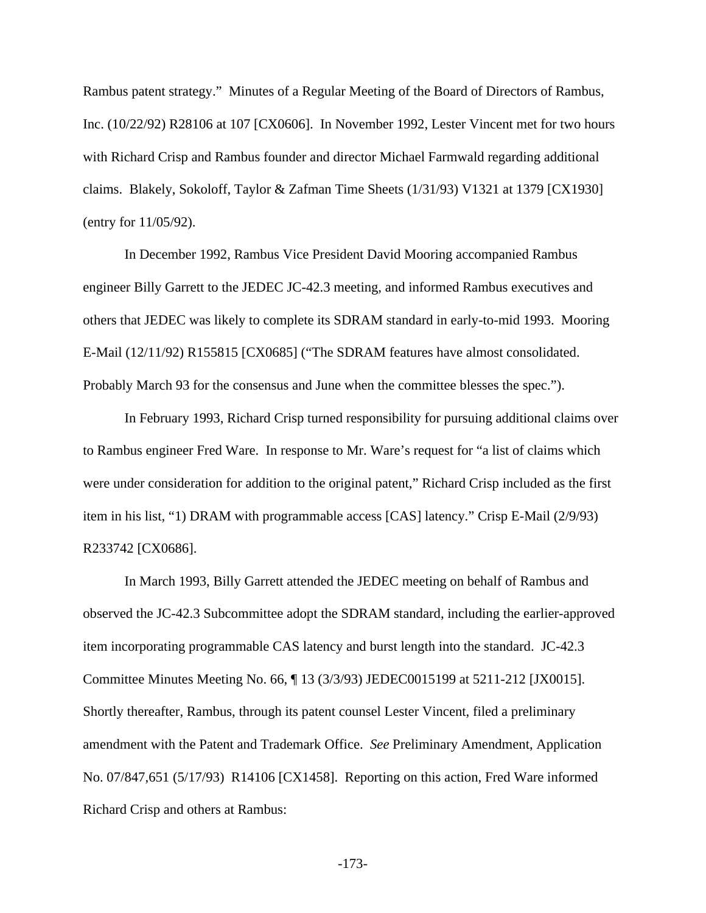Rambus patent strategy." Minutes of a Regular Meeting of the Board of Directors of Rambus, Inc. (10/22/92) R28106 at 107 [CX0606]. In November 1992, Lester Vincent met for two hours with Richard Crisp and Rambus founder and director Michael Farmwald regarding additional claims. Blakely, Sokoloff, Taylor & Zafman Time Sheets (1/31/93) V1321 at 1379 [CX1930] (entry for 11/05/92).

In December 1992, Rambus Vice President David Mooring accompanied Rambus engineer Billy Garrett to the JEDEC JC-42.3 meeting, and informed Rambus executives and others that JEDEC was likely to complete its SDRAM standard in early-to-mid 1993. Mooring E-Mail (12/11/92) R155815 [CX0685] ("The SDRAM features have almost consolidated. Probably March 93 for the consensus and June when the committee blesses the spec.").

In February 1993, Richard Crisp turned responsibility for pursuing additional claims over to Rambus engineer Fred Ware. In response to Mr. Ware's request for "a list of claims which were under consideration for addition to the original patent," Richard Crisp included as the first item in his list, "1) DRAM with programmable access [CAS] latency." Crisp E-Mail (2/9/93) R233742 [CX0686].

In March 1993, Billy Garrett attended the JEDEC meeting on behalf of Rambus and observed the JC-42.3 Subcommittee adopt the SDRAM standard, including the earlier-approved item incorporating programmable CAS latency and burst length into the standard. JC-42.3 Committee Minutes Meeting No. 66, ¶ 13 (3/3/93) JEDEC0015199 at 5211-212 [JX0015]. Shortly thereafter, Rambus, through its patent counsel Lester Vincent, filed a preliminary amendment with the Patent and Trademark Office. *See* Preliminary Amendment, Application No. 07/847,651 (5/17/93) R14106 [CX1458]. Reporting on this action, Fred Ware informed Richard Crisp and others at Rambus: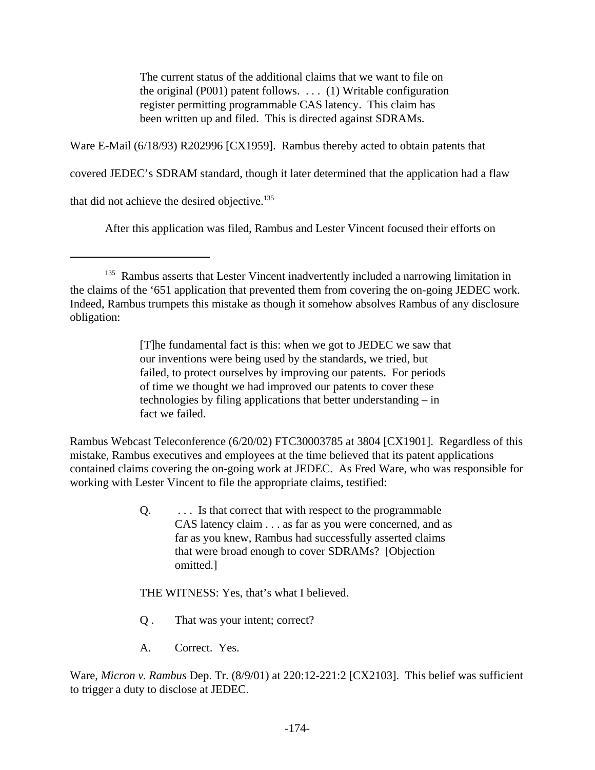> The current status of the additional claims that we want to file on the original (P001) patent follows. . . . (1) Writable configuration register permitting programmable CAS latency. This claim has been written up and filed. This is directed against SDRAMs.

Ware E-Mail (6/18/93) R202996 [CX1959]. Rambus thereby acted to obtain patents that covered JEDEC's SDRAM standard, though it later determined that the application had a flaw that did not achieve the desired objective.[135]

After this application was filed, Rambus and Lester Vincent focused their efforts on

---

[135] Rambus asserts that Lester Vincent inadvertently included a narrowing limitation in the claims of the '651 application that prevented them from covering the on-going JEDEC work. Indeed, Rambus trumpets this mistake as though it somehow absolves Rambus of any disclosure obligation:

> [T]he fundamental fact is this: when we got to JEDEC we saw that our inventions were being used by the standards, we tried, but failed, to protect ourselves by improving our patents. For periods of time we thought we had improved our patents to cover these technologies by filing applications that better understanding – in fact we failed.

Rambus Webcast Teleconference (6/20/02) FTC30003785 at 3804 [CX1901]. Regardless of this mistake, Rambus executives and employees at the time believed that its patent applications contained claims covering the on-going work at JEDEC. As Fred Ware, who was responsible for working with Lester Vincent to file the appropriate claims, testified:

> Q. . . . Is that correct that with respect to the programmable CAS latency claim . . . as far as you were concerned, and as far as you knew, Rambus had successfully asserted claims that were broad enough to cover SDRAMs? [Objection omitted.]
>
> THE WITNESS: Yes, that's what I believed.
>
> Q . That was your intent; correct?
>
> A. Correct. Yes.

Ware, *Micron v. Rambus* Dep. Tr. (8/9/01) at 220:12-221:2 [CX2103]. This belief was sufficient to trigger a duty to disclose at JEDEC.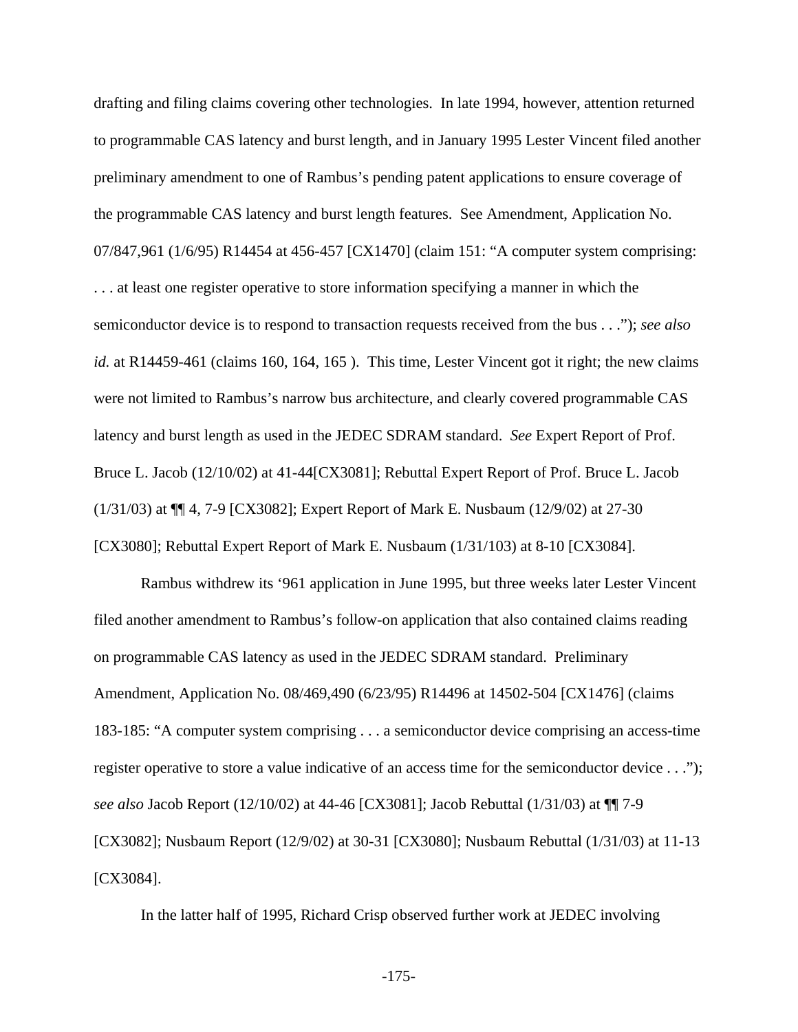drafting and filing claims covering other technologies. In late 1994, however, attention returned to programmable CAS latency and burst length, and in January 1995 Lester Vincent filed another preliminary amendment to one of Rambus's pending patent applications to ensure coverage of the programmable CAS latency and burst length features. See Amendment, Application No. 07/847,961 (1/6/95) R14454 at 456-457 [CX1470] (claim 151: "A computer system comprising: . . . at least one register operative to store information specifying a manner in which the semiconductor device is to respond to transaction requests received from the bus . . ."); *see also id.* at R14459-461 (claims 160, 164, 165 ). This time, Lester Vincent got it right; the new claims were not limited to Rambus's narrow bus architecture, and clearly covered programmable CAS latency and burst length as used in the JEDEC SDRAM standard. *See* Expert Report of Prof. Bruce L. Jacob (12/10/02) at 41-44[CX3081]; Rebuttal Expert Report of Prof. Bruce L. Jacob (1/31/03) at ¶¶ 4, 7-9 [CX3082]; Expert Report of Mark E. Nusbaum (12/9/02) at 27-30 [CX3080]; Rebuttal Expert Report of Mark E. Nusbaum (1/31/103) at 8-10 [CX3084].

Rambus withdrew its '961 application in June 1995, but three weeks later Lester Vincent filed another amendment to Rambus's follow-on application that also contained claims reading on programmable CAS latency as used in the JEDEC SDRAM standard. Preliminary Amendment, Application No. 08/469,490 (6/23/95) R14496 at 14502-504 [CX1476] (claims 183-185: "A computer system comprising . . . a semiconductor device comprising an access-time register operative to store a value indicative of an access time for the semiconductor device . . ."); *see also* Jacob Report (12/10/02) at 44-46 [CX3081]; Jacob Rebuttal (1/31/03) at ¶¶ 7-9 [CX3082]; Nusbaum Report (12/9/02) at 30-31 [CX3080]; Nusbaum Rebuttal (1/31/03) at 11-13 [CX3084].

In the latter half of 1995, Richard Crisp observed further work at JEDEC involving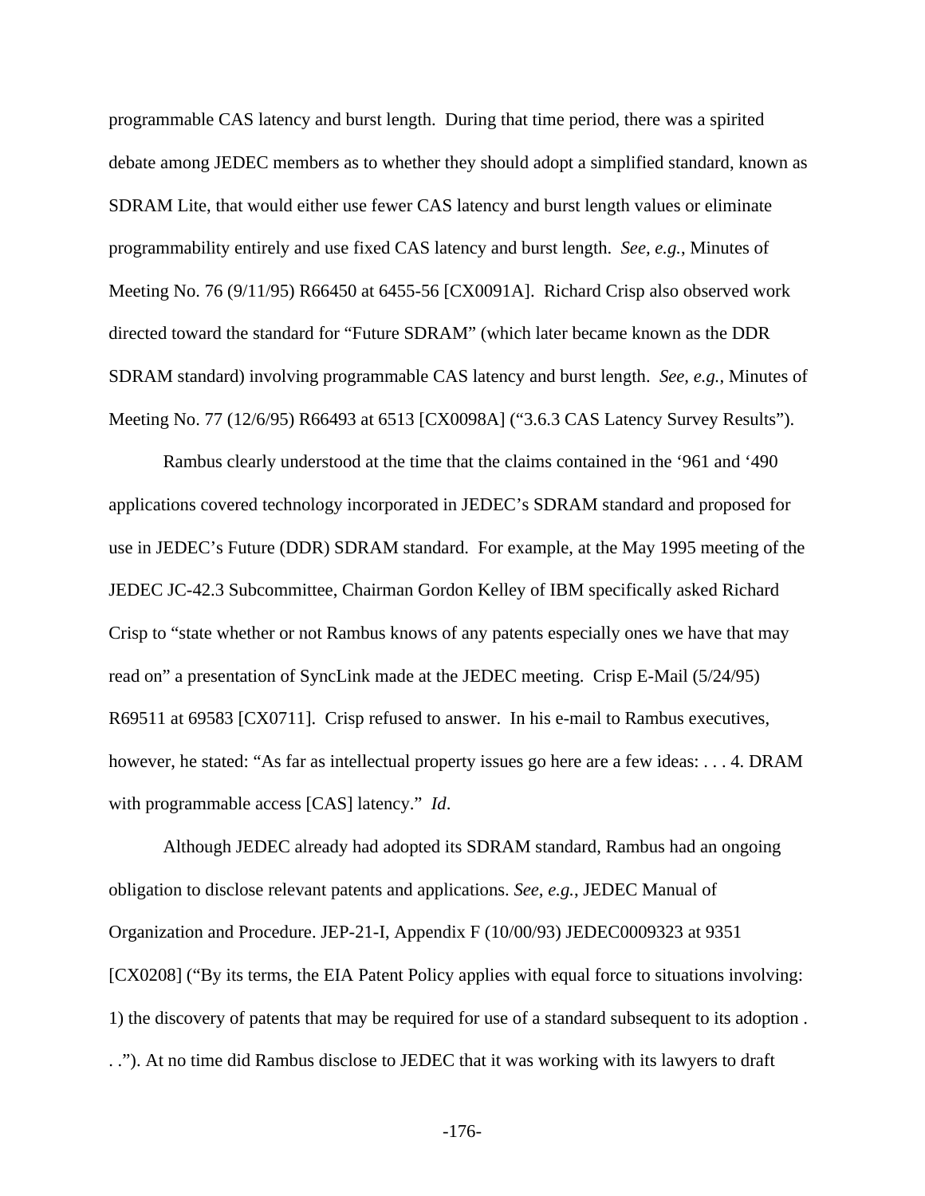programmable CAS latency and burst length. During that time period, there was a spirited debate among JEDEC members as to whether they should adopt a simplified standard, known as SDRAM Lite, that would either use fewer CAS latency and burst length values or eliminate programmability entirely and use fixed CAS latency and burst length. *See, e.g.*, Minutes of Meeting No. 76 (9/11/95) R66450 at 6455-56 [CX0091A]. Richard Crisp also observed work directed toward the standard for "Future SDRAM" (which later became known as the DDR SDRAM standard) involving programmable CAS latency and burst length. *See, e.g.*, Minutes of Meeting No. 77 (12/6/95) R66493 at 6513 [CX0098A] ("3.6.3 CAS Latency Survey Results").

Rambus clearly understood at the time that the claims contained in the '961 and '490 applications covered technology incorporated in JEDEC's SDRAM standard and proposed for use in JEDEC's Future (DDR) SDRAM standard. For example, at the May 1995 meeting of the JEDEC JC-42.3 Subcommittee, Chairman Gordon Kelley of IBM specifically asked Richard Crisp to "state whether or not Rambus knows of any patents especially ones we have that may read on" a presentation of SyncLink made at the JEDEC meeting. Crisp E-Mail (5/24/95) R69511 at 69583 [CX0711]. Crisp refused to answer. In his e-mail to Rambus executives, however, he stated: "As far as intellectual property issues go here are a few ideas: . . . 4. DRAM with programmable access [CAS] latency." *Id*.

Although JEDEC already had adopted its SDRAM standard, Rambus had an ongoing obligation to disclose relevant patents and applications. *See, e.g.*, JEDEC Manual of Organization and Procedure. JEP-21-I, Appendix F (10/00/93) JEDEC0009323 at 9351 [CX0208] ("By its terms, the EIA Patent Policy applies with equal force to situations involving: 1) the discovery of patents that may be required for use of a standard subsequent to its adoption . . ."). At no time did Rambus disclose to JEDEC that it was working with its lawyers to draft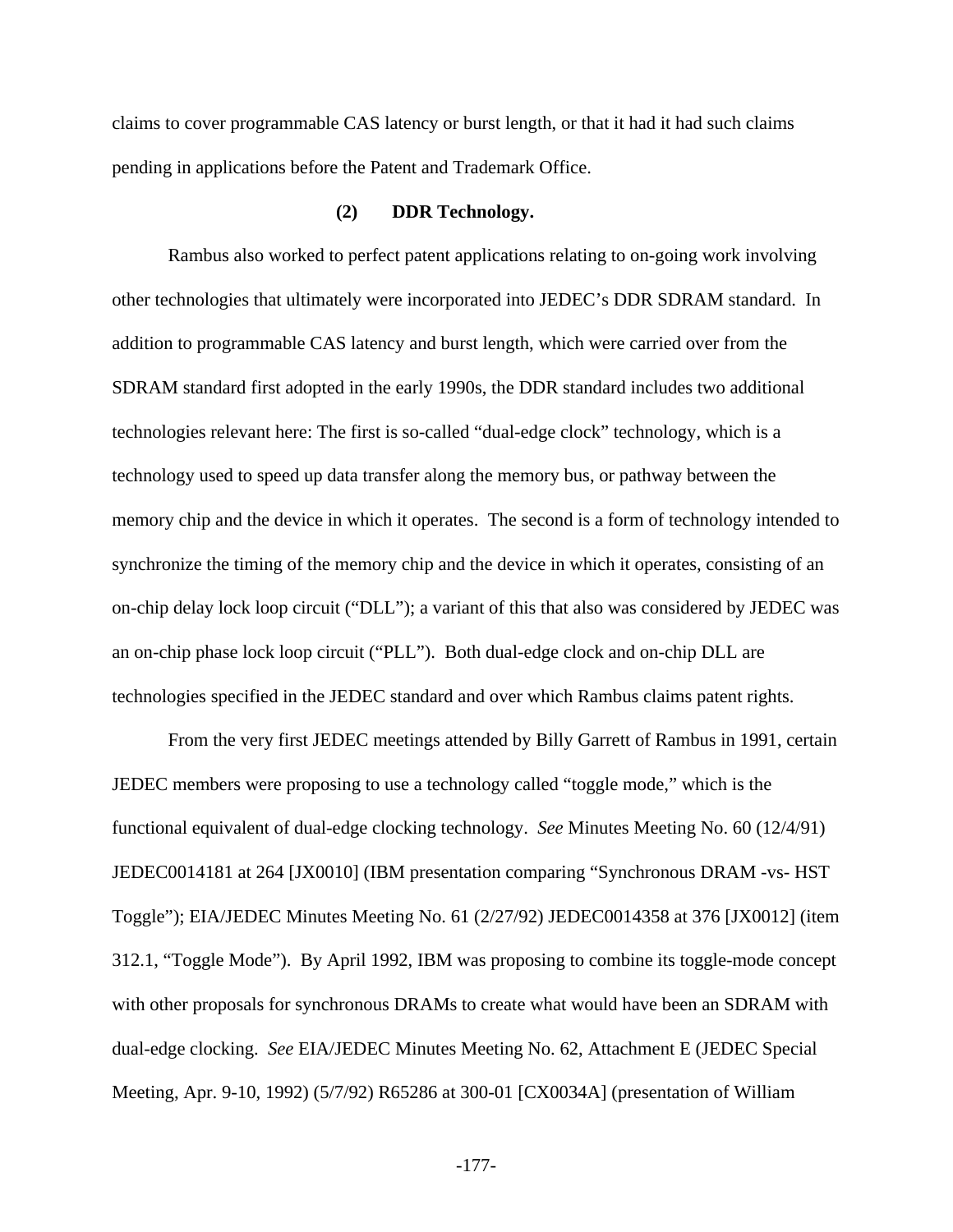claims to cover programmable CAS latency or burst length, or that it had it had such claims pending in applications before the Patent and Trademark Office.

#### (2) DDR Technology.

Rambus also worked to perfect patent applications relating to on-going work involving other technologies that ultimately were incorporated into JEDEC's DDR SDRAM standard. In addition to programmable CAS latency and burst length, which were carried over from the SDRAM standard first adopted in the early 1990s, the DDR standard includes two additional technologies relevant here: The first is so-called "dual-edge clock" technology, which is a technology used to speed up data transfer along the memory bus, or pathway between the memory chip and the device in which it operates. The second is a form of technology intended to synchronize the timing of the memory chip and the device in which it operates, consisting of an on-chip delay lock loop circuit ("DLL"); a variant of this that also was considered by JEDEC was an on-chip phase lock loop circuit ("PLL"). Both dual-edge clock and on-chip DLL are technologies specified in the JEDEC standard and over which Rambus claims patent rights.

From the very first JEDEC meetings attended by Billy Garrett of Rambus in 1991, certain JEDEC members were proposing to use a technology called "toggle mode," which is the functional equivalent of dual-edge clocking technology. *See* Minutes Meeting No. 60 (12/4/91) JEDEC0014181 at 264 [JX0010] (IBM presentation comparing "Synchronous DRAM -vs- HST Toggle"); EIA/JEDEC Minutes Meeting No. 61 (2/27/92) JEDEC0014358 at 376 [JX0012] (item 312.1, "Toggle Mode"). By April 1992, IBM was proposing to combine its toggle-mode concept with other proposals for synchronous DRAMs to create what would have been an SDRAM with dual-edge clocking. *See* EIA/JEDEC Minutes Meeting No. 62, Attachment E (JEDEC Special Meeting, Apr. 9-10, 1992) (5/7/92) R65286 at 300-01 [CX0034A] (presentation of William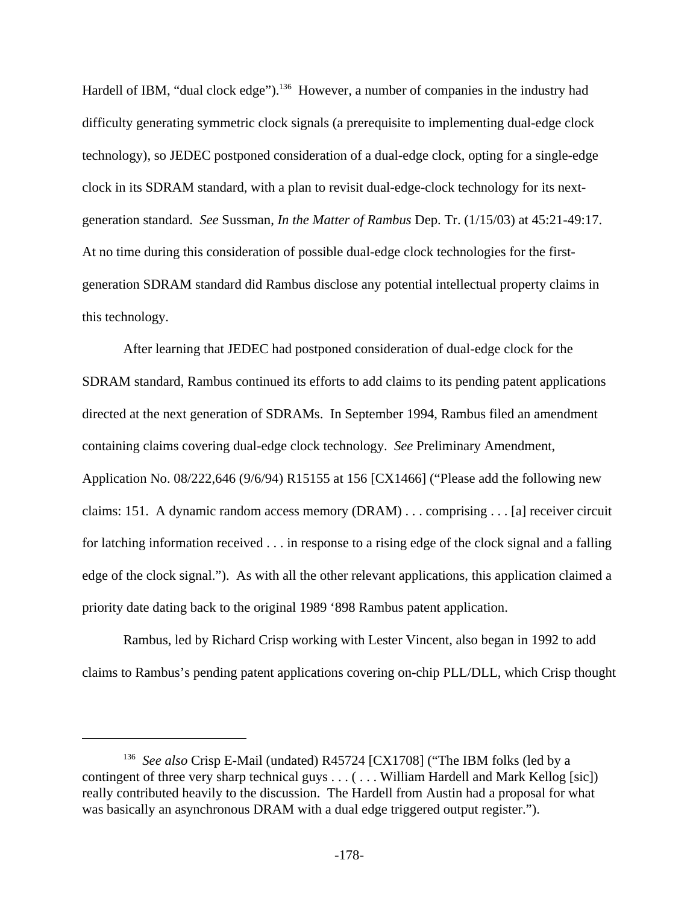Hardell of IBM, "dual clock edge").[136] However, a number of companies in the industry had difficulty generating symmetric clock signals (a prerequisite to implementing dual-edge clock technology), so JEDEC postponed consideration of a dual-edge clock, opting for a single-edge clock in its SDRAM standard, with a plan to revisit dual-edge-clock technology for its next-generation standard. *See* Sussman, *In the Matter of Rambus* Dep. Tr. (1/15/03) at 45:21-49:17. At no time during this consideration of possible dual-edge clock technologies for the first-generation SDRAM standard did Rambus disclose any potential intellectual property claims in this technology.

After learning that JEDEC had postponed consideration of dual-edge clock for the SDRAM standard, Rambus continued its efforts to add claims to its pending patent applications directed at the next generation of SDRAMs. In September 1994, Rambus filed an amendment containing claims covering dual-edge clock technology. *See* Preliminary Amendment, Application No. 08/222,646 (9/6/94) R15155 at 156 [CX1466] ("Please add the following new claims: 151. A dynamic random access memory (DRAM) . . . comprising . . . [a] receiver circuit for latching information received . . . in response to a rising edge of the clock signal and a falling edge of the clock signal."). As with all the other relevant applications, this application claimed a priority date dating back to the original 1989 '898 Rambus patent application.

Rambus, led by Richard Crisp working with Lester Vincent, also began in 1992 to add claims to Rambus's pending patent applications covering on-chip PLL/DLL, which Crisp thought

[136] *See also* Crisp E-Mail (undated) R45724 [CX1708] ("The IBM folks (led by a contingent of three very sharp technical guys . . . ( . . . William Hardell and Mark Kellog [sic]) really contributed heavily to the discussion. The Hardell from Austin had a proposal for what was basically an asynchronous DRAM with a dual edge triggered output register.").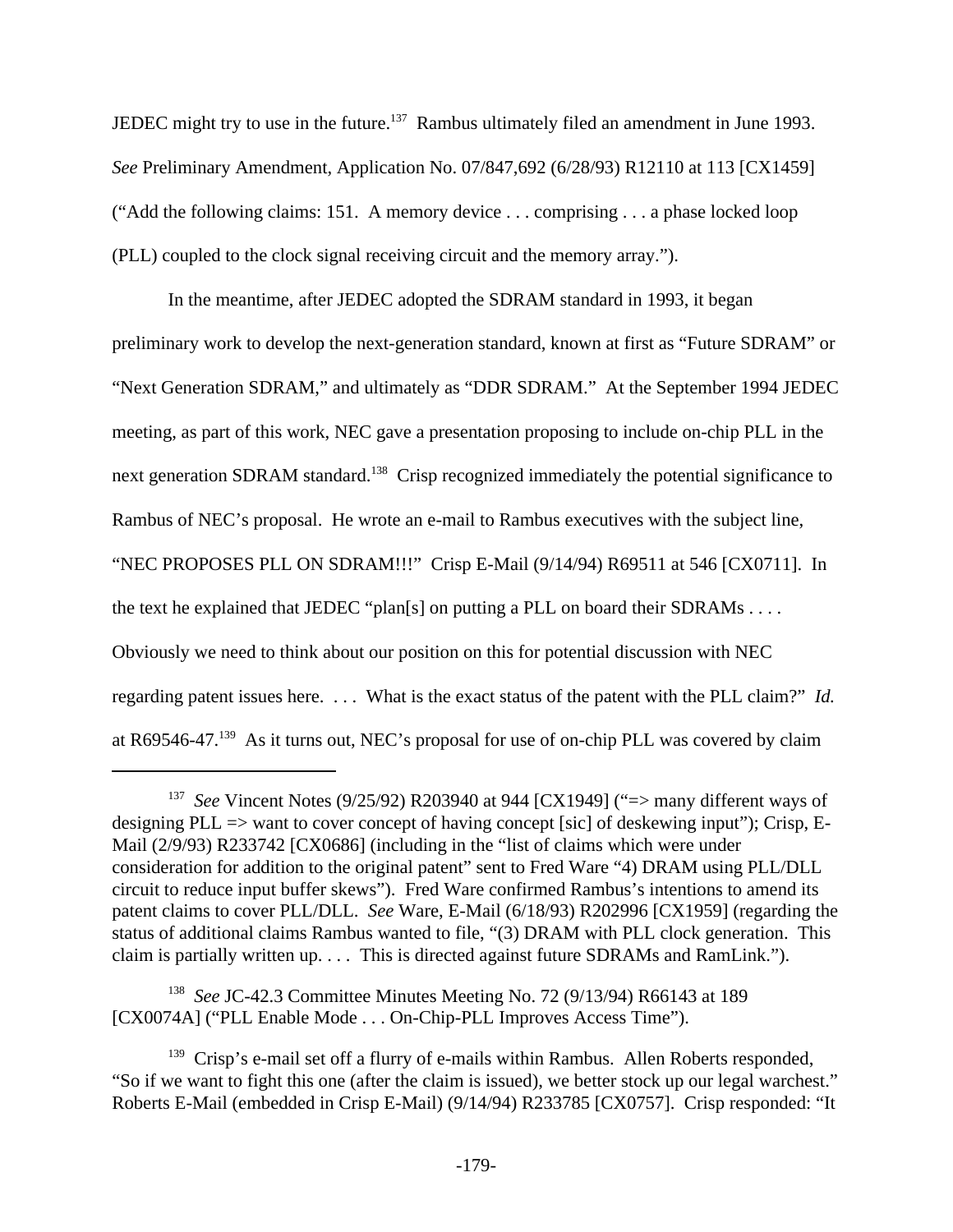JEDEC might try to use in the future.[137] Rambus ultimately filed an amendment in June 1993. *See* Preliminary Amendment, Application No. 07/847,692 (6/28/93) R12110 at 113 [CX1459] ("Add the following claims: 151. A memory device . . . comprising . . . a phase locked loop (PLL) coupled to the clock signal receiving circuit and the memory array.").

In the meantime, after JEDEC adopted the SDRAM standard in 1993, it began preliminary work to develop the next-generation standard, known at first as "Future SDRAM" or "Next Generation SDRAM," and ultimately as "DDR SDRAM." At the September 1994 JEDEC meeting, as part of this work, NEC gave a presentation proposing to include on-chip PLL in the next generation SDRAM standard.[138] Crisp recognized immediately the potential significance to Rambus of NEC's proposal. He wrote an e-mail to Rambus executives with the subject line, "NEC PROPOSES PLL ON SDRAM!!!" Crisp E-Mail (9/14/94) R69511 at 546 [CX0711]. In the text he explained that JEDEC "plan[s] on putting a PLL on board their SDRAMs . . . . Obviously we need to think about our position on this for potential discussion with NEC regarding patent issues here. . . . What is the exact status of the patent with the PLL claim?" *Id.* at R69546-47.[139] As it turns out, NEC's proposal for use of on-chip PLL was covered by claim

---

[137] *See* Vincent Notes (9/25/92) R203940 at 944 [CX1949] ("=> many different ways of designing PLL => want to cover concept of having concept [sic] of deskewing input"); Crisp, E-Mail (2/9/93) R233742 [CX0686] (including in the "list of claims which were under consideration for addition to the original patent" sent to Fred Ware "4) DRAM using PLL/DLL circuit to reduce input buffer skews"). Fred Ware confirmed Rambus's intentions to amend its patent claims to cover PLL/DLL. *See* Ware, E-Mail (6/18/93) R202996 [CX1959] (regarding the status of additional claims Rambus wanted to file, "(3) DRAM with PLL clock generation. This claim is partially written up. . . . This is directed against future SDRAMs and RamLink.").

[138] *See* JC-42.3 Committee Minutes Meeting No. 72 (9/13/94) R66143 at 189 [CX0074A] ("PLL Enable Mode . . . On-Chip-PLL Improves Access Time").

[139] Crisp's e-mail set off a flurry of e-mails within Rambus. Allen Roberts responded, "So if we want to fight this one (after the claim is issued), we better stock up our legal warchest." Roberts E-Mail (embedded in Crisp E-Mail) (9/14/94) R233785 [CX0757]. Crisp responded: "It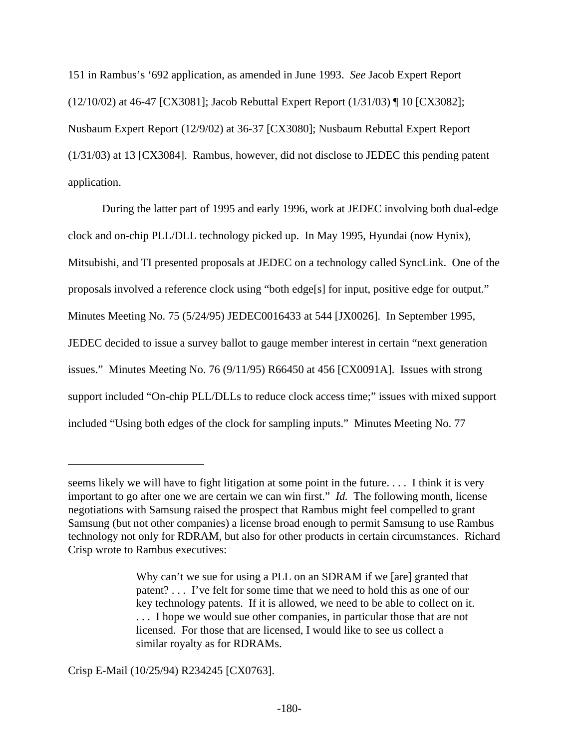151 in Rambus's '692 application, as amended in June 1993. *See* Jacob Expert Report (12/10/02) at 46-47 [CX3081]; Jacob Rebuttal Expert Report (1/31/03) ¶ 10 [CX3082]; Nusbaum Expert Report (12/9/02) at 36-37 [CX3080]; Nusbaum Rebuttal Expert Report (1/31/03) at 13 [CX3084]. Rambus, however, did not disclose to JEDEC this pending patent application.

During the latter part of 1995 and early 1996, work at JEDEC involving both dual-edge clock and on-chip PLL/DLL technology picked up. In May 1995, Hyundai (now Hynix), Mitsubishi, and TI presented proposals at JEDEC on a technology called SyncLink. One of the proposals involved a reference clock using "both edge[s] for input, positive edge for output." Minutes Meeting No. 75 (5/24/95) JEDEC0016433 at 544 [JX0026]. In September 1995, JEDEC decided to issue a survey ballot to gauge member interest in certain "next generation issues." Minutes Meeting No. 76 (9/11/95) R66450 at 456 [CX0091A]. Issues with strong support included "On-chip PLL/DLLs to reduce clock access time;" issues with mixed support included "Using both edges of the clock for sampling inputs." Minutes Meeting No. 77

---

seems likely we will have to fight litigation at some point in the future. . . . I think it is very important to go after one we are certain we can win first." *Id.* The following month, license negotiations with Samsung raised the prospect that Rambus might feel compelled to grant Samsung (but not other companies) a license broad enough to permit Samsung to use Rambus technology not only for RDRAM, but also for other products in certain circumstances. Richard Crisp wrote to Rambus executives:

> Why can't we sue for using a PLL on an SDRAM if we [are] granted that patent? . . . I've felt for some time that we need to hold this as one of our key technology patents. If it is allowed, we need to be able to collect on it. . . . I hope we would sue other companies, in particular those that are not licensed. For those that are licensed, I would like to see us collect a similar royalty as for RDRAMs.

Crisp E-Mail (10/25/94) R234245 [CX0763].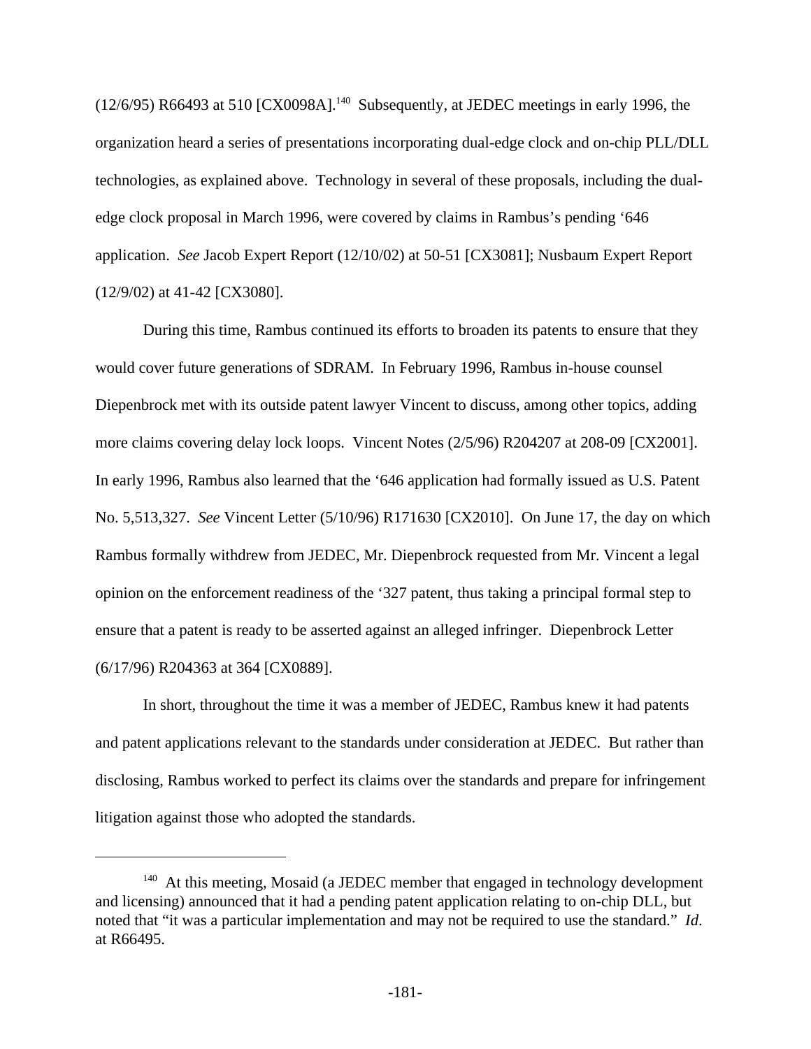(12/6/95) R66493 at 510 [CX0098A].[140] Subsequently, at JEDEC meetings in early 1996, the organization heard a series of presentations incorporating dual-edge clock and on-chip PLL/DLL technologies, as explained above. Technology in several of these proposals, including the dual-edge clock proposal in March 1996, were covered by claims in Rambus's pending '646 application. *See* Jacob Expert Report (12/10/02) at 50-51 [CX3081]; Nusbaum Expert Report (12/9/02) at 41-42 [CX3080].

During this time, Rambus continued its efforts to broaden its patents to ensure that they would cover future generations of SDRAM. In February 1996, Rambus in-house counsel Diepenbrock met with its outside patent lawyer Vincent to discuss, among other topics, adding more claims covering delay lock loops. Vincent Notes (2/5/96) R204207 at 208-09 [CX2001]. In early 1996, Rambus also learned that the '646 application had formally issued as U.S. Patent No. 5,513,327. *See* Vincent Letter (5/10/96) R171630 [CX2010]. On June 17, the day on which Rambus formally withdrew from JEDEC, Mr. Diepenbrock requested from Mr. Vincent a legal opinion on the enforcement readiness of the '327 patent, thus taking a principal formal step to ensure that a patent is ready to be asserted against an alleged infringer. Diepenbrock Letter (6/17/96) R204363 at 364 [CX0889].

In short, throughout the time it was a member of JEDEC, Rambus knew it had patents and patent applications relevant to the standards under consideration at JEDEC. But rather than disclosing, Rambus worked to perfect its claims over the standards and prepare for infringement litigation against those who adopted the standards.

---

[140] At this meeting, Mosaid (a JEDEC member that engaged in technology development and licensing) announced that it had a pending patent application relating to on-chip DLL, but noted that "it was a particular implementation and may not be required to use the standard." *Id*. at R66495.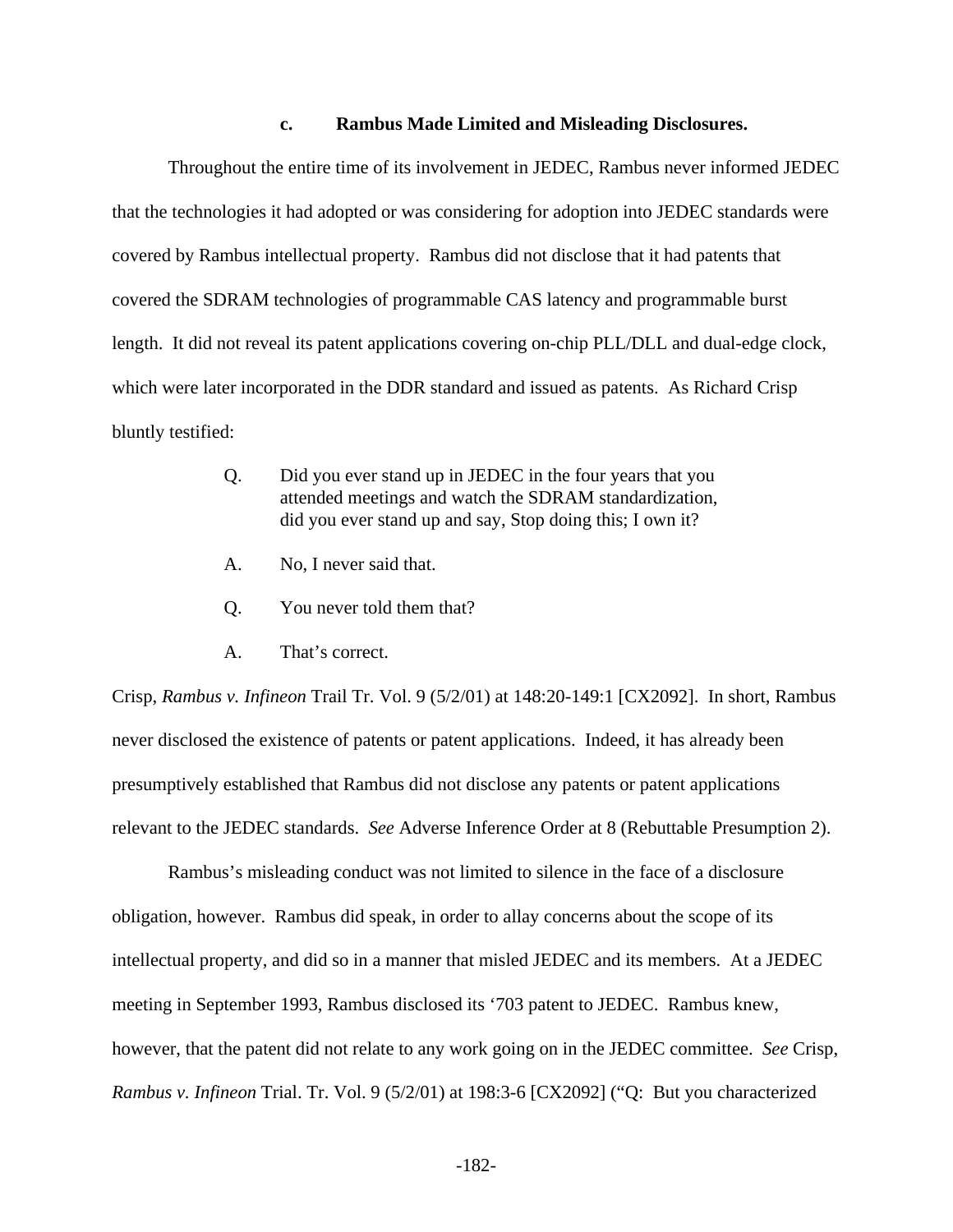#### c. Rambus Made Limited and Misleading Disclosures.

Throughout the entire time of its involvement in JEDEC, Rambus never informed JEDEC that the technologies it had adopted or was considering for adoption into JEDEC standards were covered by Rambus intellectual property. Rambus did not disclose that it had patents that covered the SDRAM technologies of programmable CAS latency and programmable burst length. It did not reveal its patent applications covering on-chip PLL/DLL and dual-edge clock, which were later incorporated in the DDR standard and issued as patents. As Richard Crisp bluntly testified:

> Q. Did you ever stand up in JEDEC in the four years that you attended meetings and watch the SDRAM standardization, did you ever stand up and say, Stop doing this; I own it?
>
> A. No, I never said that.
>
> Q. You never told them that?
>
> A. That's correct.

Crisp, *Rambus v. Infineon* Trail Tr. Vol. 9 (5/2/01) at 148:20-149:1 [CX2092]. In short, Rambus never disclosed the existence of patents or patent applications. Indeed, it has already been presumptively established that Rambus did not disclose any patents or patent applications relevant to the JEDEC standards. *See* Adverse Inference Order at 8 (Rebuttable Presumption 2).

Rambus's misleading conduct was not limited to silence in the face of a disclosure obligation, however. Rambus did speak, in order to allay concerns about the scope of its intellectual property, and did so in a manner that misled JEDEC and its members. At a JEDEC meeting in September 1993, Rambus disclosed its '703 patent to JEDEC. Rambus knew, however, that the patent did not relate to any work going on in the JEDEC committee. *See* Crisp, *Rambus v. Infineon* Trial. Tr. Vol. 9 (5/2/01) at 198:3-6 [CX2092] ("Q: But you characterized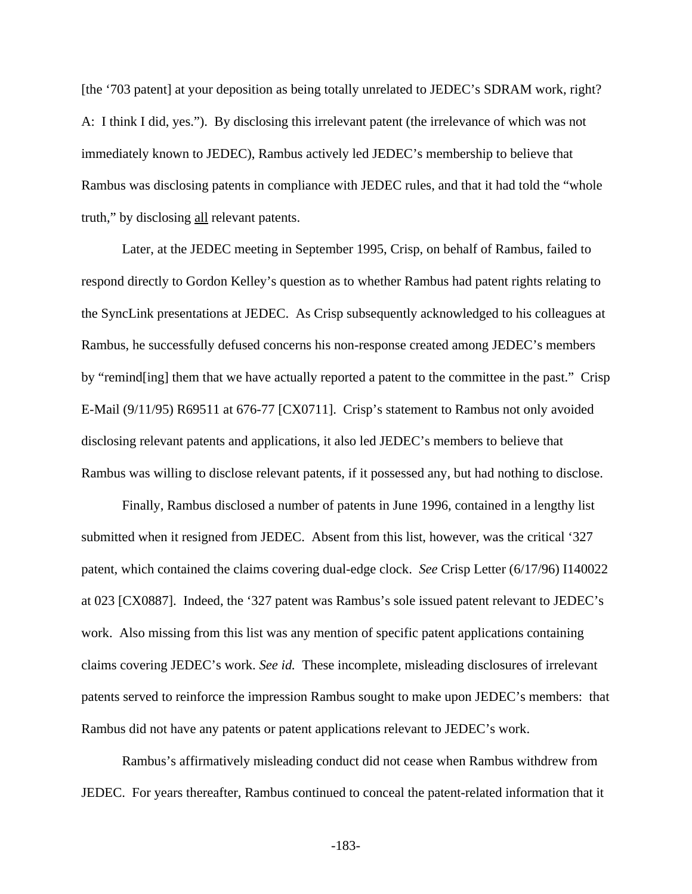[the '703 patent] at your deposition as being totally unrelated to JEDEC's SDRAM work, right? A: I think I did, yes."). By disclosing this irrelevant patent (the irrelevance of which was not immediately known to JEDEC), Rambus actively led JEDEC's membership to believe that Rambus was disclosing patents in compliance with JEDEC rules, and that it had told the "whole truth," by disclosing <u>all</u> relevant patents.

Later, at the JEDEC meeting in September 1995, Crisp, on behalf of Rambus, failed to respond directly to Gordon Kelley's question as to whether Rambus had patent rights relating to the SyncLink presentations at JEDEC. As Crisp subsequently acknowledged to his colleagues at Rambus, he successfully defused concerns his non-response created among JEDEC's members by "remind[ing] them that we have actually reported a patent to the committee in the past." Crisp E-Mail (9/11/95) R69511 at 676-77 [CX0711]. Crisp's statement to Rambus not only avoided disclosing relevant patents and applications, it also led JEDEC's members to believe that Rambus was willing to disclose relevant patents, if it possessed any, but had nothing to disclose.

Finally, Rambus disclosed a number of patents in June 1996, contained in a lengthy list submitted when it resigned from JEDEC. Absent from this list, however, was the critical '327 patent, which contained the claims covering dual-edge clock. *See* Crisp Letter (6/17/96) I140022 at 023 [CX0887]. Indeed, the '327 patent was Rambus's sole issued patent relevant to JEDEC's work. Also missing from this list was any mention of specific patent applications containing claims covering JEDEC's work. *See id.* These incomplete, misleading disclosures of irrelevant patents served to reinforce the impression Rambus sought to make upon JEDEC's members: that Rambus did not have any patents or patent applications relevant to JEDEC's work.

Rambus's affirmatively misleading conduct did not cease when Rambus withdrew from JEDEC. For years thereafter, Rambus continued to conceal the patent-related information that it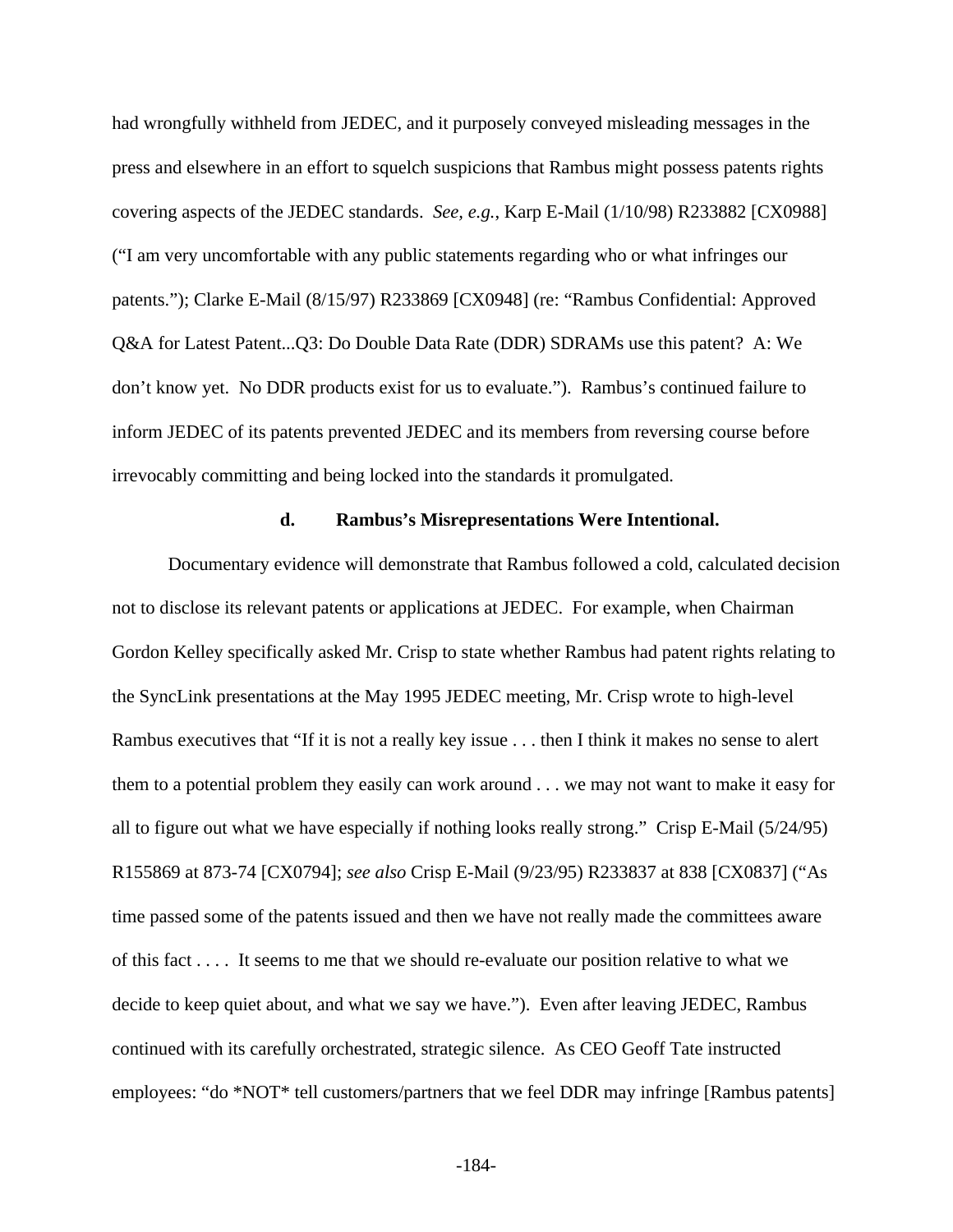had wrongfully withheld from JEDEC, and it purposely conveyed misleading messages in the press and elsewhere in an effort to squelch suspicions that Rambus might possess patents rights covering aspects of the JEDEC standards. *See, e.g.*, Karp E-Mail (1/10/98) R233882 [CX0988] ("I am very uncomfortable with any public statements regarding who or what infringes our patents."); Clarke E-Mail (8/15/97) R233869 [CX0948] (re: "Rambus Confidential: Approved Q&A for Latest Patent...Q3: Do Double Data Rate (DDR) SDRAMs use this patent? A: We don't know yet. No DDR products exist for us to evaluate."). Rambus's continued failure to inform JEDEC of its patents prevented JEDEC and its members from reversing course before irrevocably committing and being locked into the standards it promulgated.

#### d. Rambus's Misrepresentations Were Intentional.

Documentary evidence will demonstrate that Rambus followed a cold, calculated decision not to disclose its relevant patents or applications at JEDEC. For example, when Chairman Gordon Kelley specifically asked Mr. Crisp to state whether Rambus had patent rights relating to the SyncLink presentations at the May 1995 JEDEC meeting, Mr. Crisp wrote to high-level Rambus executives that "If it is not a really key issue . . . then I think it makes no sense to alert them to a potential problem they easily can work around . . . we may not want to make it easy for all to figure out what we have especially if nothing looks really strong." Crisp E-Mail (5/24/95) R155869 at 873-74 [CX0794]; *see also* Crisp E-Mail (9/23/95) R233837 at 838 [CX0837] ("As time passed some of the patents issued and then we have not really made the committees aware of this fact . . . . It seems to me that we should re-evaluate our position relative to what we decide to keep quiet about, and what we say we have."). Even after leaving JEDEC, Rambus continued with its carefully orchestrated, strategic silence. As CEO Geoff Tate instructed employees: "do *NOT* tell customers/partners that we feel DDR may infringe [Rambus patents]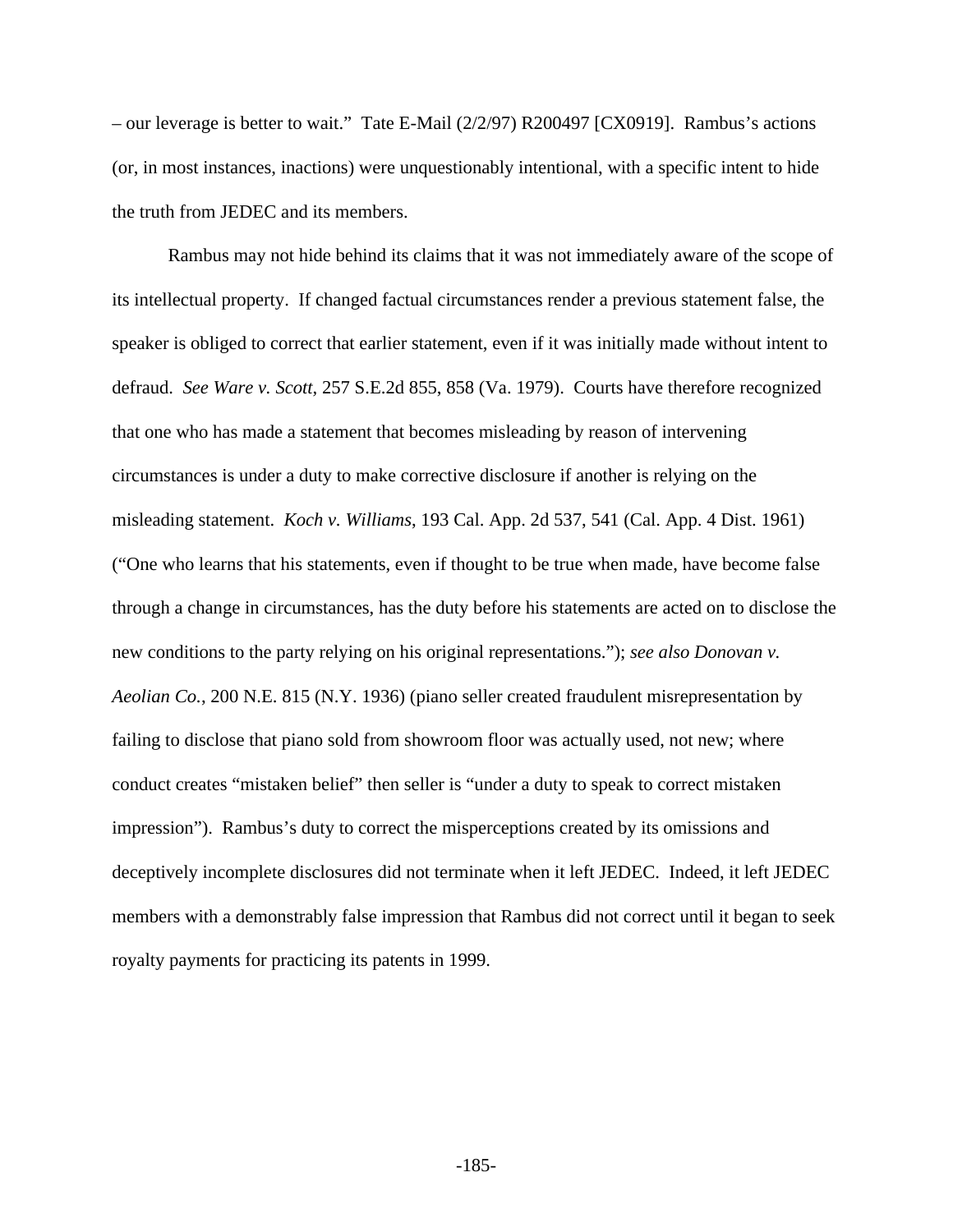– our leverage is better to wait." Tate E-Mail (2/2/97) R200497 [CX0919]. Rambus's actions (or, in most instances, inactions) were unquestionably intentional, with a specific intent to hide the truth from JEDEC and its members.

Rambus may not hide behind its claims that it was not immediately aware of the scope of its intellectual property. If changed factual circumstances render a previous statement false, the speaker is obliged to correct that earlier statement, even if it was initially made without intent to defraud. *See Ware v. Scott*, 257 S.E.2d 855, 858 (Va. 1979). Courts have therefore recognized that one who has made a statement that becomes misleading by reason of intervening circumstances is under a duty to make corrective disclosure if another is relying on the misleading statement. *Koch v. Williams*, 193 Cal. App. 2d 537, 541 (Cal. App. 4 Dist. 1961) ("One who learns that his statements, even if thought to be true when made, have become false through a change in circumstances, has the duty before his statements are acted on to disclose the new conditions to the party relying on his original representations."); *see also Donovan v. Aeolian Co.*, 200 N.E. 815 (N.Y. 1936) (piano seller created fraudulent misrepresentation by failing to disclose that piano sold from showroom floor was actually used, not new; where conduct creates "mistaken belief" then seller is "under a duty to speak to correct mistaken impression"). Rambus's duty to correct the misperceptions created by its omissions and deceptively incomplete disclosures did not terminate when it left JEDEC. Indeed, it left JEDEC members with a demonstrably false impression that Rambus did not correct until it began to seek royalty payments for practicing its patents in 1999.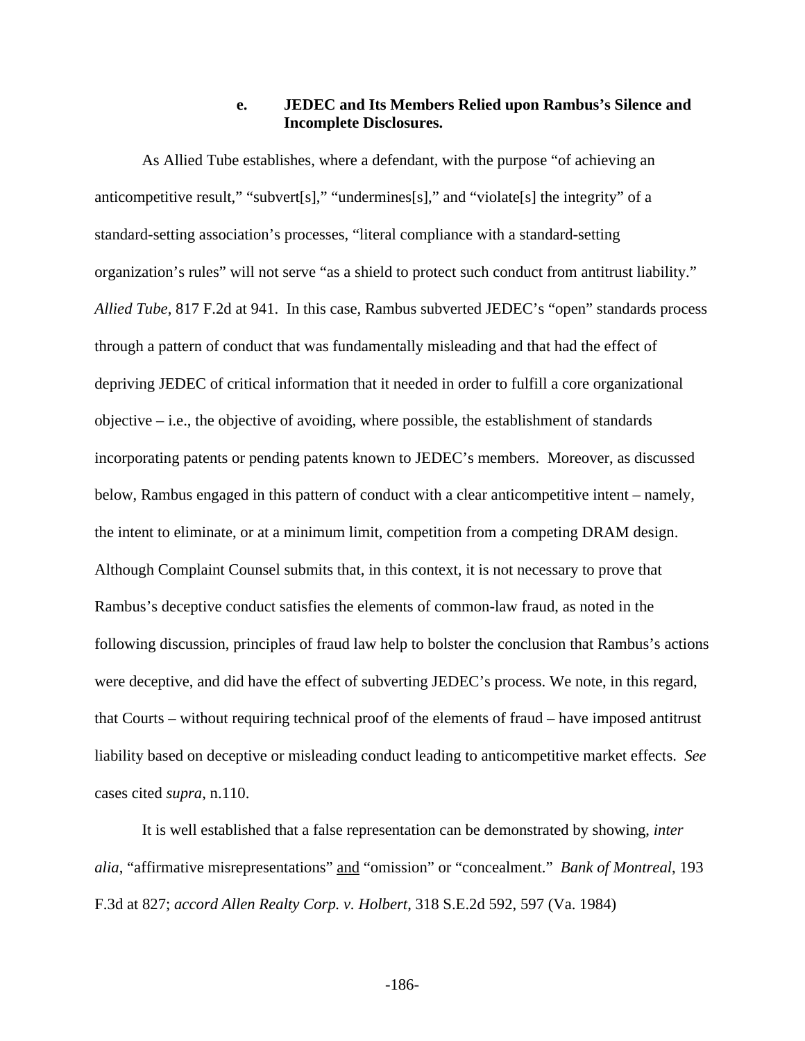#### e. JEDEC and Its Members Relied upon Rambus's Silence and Incomplete Disclosures.

As Allied Tube establishes, where a defendant, with the purpose "of achieving an anticompetitive result," "subvert[s]," "undermines[s]," and "violate[s] the integrity" of a standard-setting association's processes, "literal compliance with a standard-setting organization's rules" will not serve "as a shield to protect such conduct from antitrust liability." *Allied Tube*, 817 F.2d at 941. In this case, Rambus subverted JEDEC's "open" standards process through a pattern of conduct that was fundamentally misleading and that had the effect of depriving JEDEC of critical information that it needed in order to fulfill a core organizational objective – i.e., the objective of avoiding, where possible, the establishment of standards incorporating patents or pending patents known to JEDEC's members. Moreover, as discussed below, Rambus engaged in this pattern of conduct with a clear anticompetitive intent – namely, the intent to eliminate, or at a minimum limit, competition from a competing DRAM design. Although Complaint Counsel submits that, in this context, it is not necessary to prove that Rambus's deceptive conduct satisfies the elements of common-law fraud, as noted in the following discussion, principles of fraud law help to bolster the conclusion that Rambus's actions were deceptive, and did have the effect of subverting JEDEC's process. We note, in this regard, that Courts – without requiring technical proof of the elements of fraud – have imposed antitrust liability based on deceptive or misleading conduct leading to anticompetitive market effects. *See* cases cited *supra*, n.110.

It is well established that a false representation can be demonstrated by showing, *inter alia*, "affirmative misrepresentations" <u>and</u> "omission" or "concealment." *Bank of Montreal*, 193 F.3d at 827; *accord Allen Realty Corp. v. Holbert*, 318 S.E.2d 592, 597 (Va. 1984)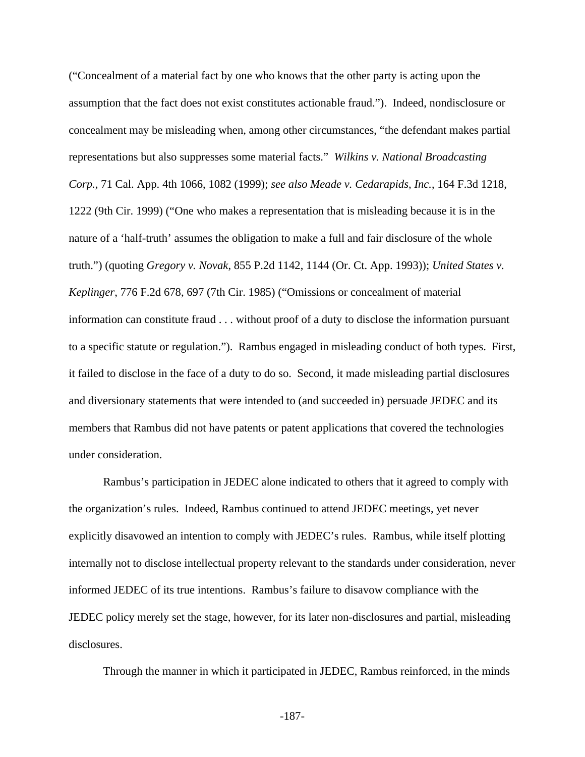("Concealment of a material fact by one who knows that the other party is acting upon the assumption that the fact does not exist constitutes actionable fraud."). Indeed, nondisclosure or concealment may be misleading when, among other circumstances, "the defendant makes partial representations but also suppresses some material facts." *Wilkins v. National Broadcasting Corp.*, 71 Cal. App. 4th 1066, 1082 (1999); *see also Meade v. Cedarapids, Inc.*, 164 F.3d 1218, 1222 (9th Cir. 1999) ("One who makes a representation that is misleading because it is in the nature of a 'half-truth' assumes the obligation to make a full and fair disclosure of the whole truth.") (quoting *Gregory v. Novak*, 855 P.2d 1142, 1144 (Or. Ct. App. 1993)); *United States v. Keplinger*, 776 F.2d 678, 697 (7th Cir. 1985) ("Omissions or concealment of material information can constitute fraud . . . without proof of a duty to disclose the information pursuant to a specific statute or regulation."). Rambus engaged in misleading conduct of both types. First, it failed to disclose in the face of a duty to do so. Second, it made misleading partial disclosures and diversionary statements that were intended to (and succeeded in) persuade JEDEC and its members that Rambus did not have patents or patent applications that covered the technologies under consideration.

Rambus's participation in JEDEC alone indicated to others that it agreed to comply with the organization's rules. Indeed, Rambus continued to attend JEDEC meetings, yet never explicitly disavowed an intention to comply with JEDEC's rules. Rambus, while itself plotting internally not to disclose intellectual property relevant to the standards under consideration, never informed JEDEC of its true intentions. Rambus's failure to disavow compliance with the JEDEC policy merely set the stage, however, for its later non-disclosures and partial, misleading disclosures.

Through the manner in which it participated in JEDEC, Rambus reinforced, in the minds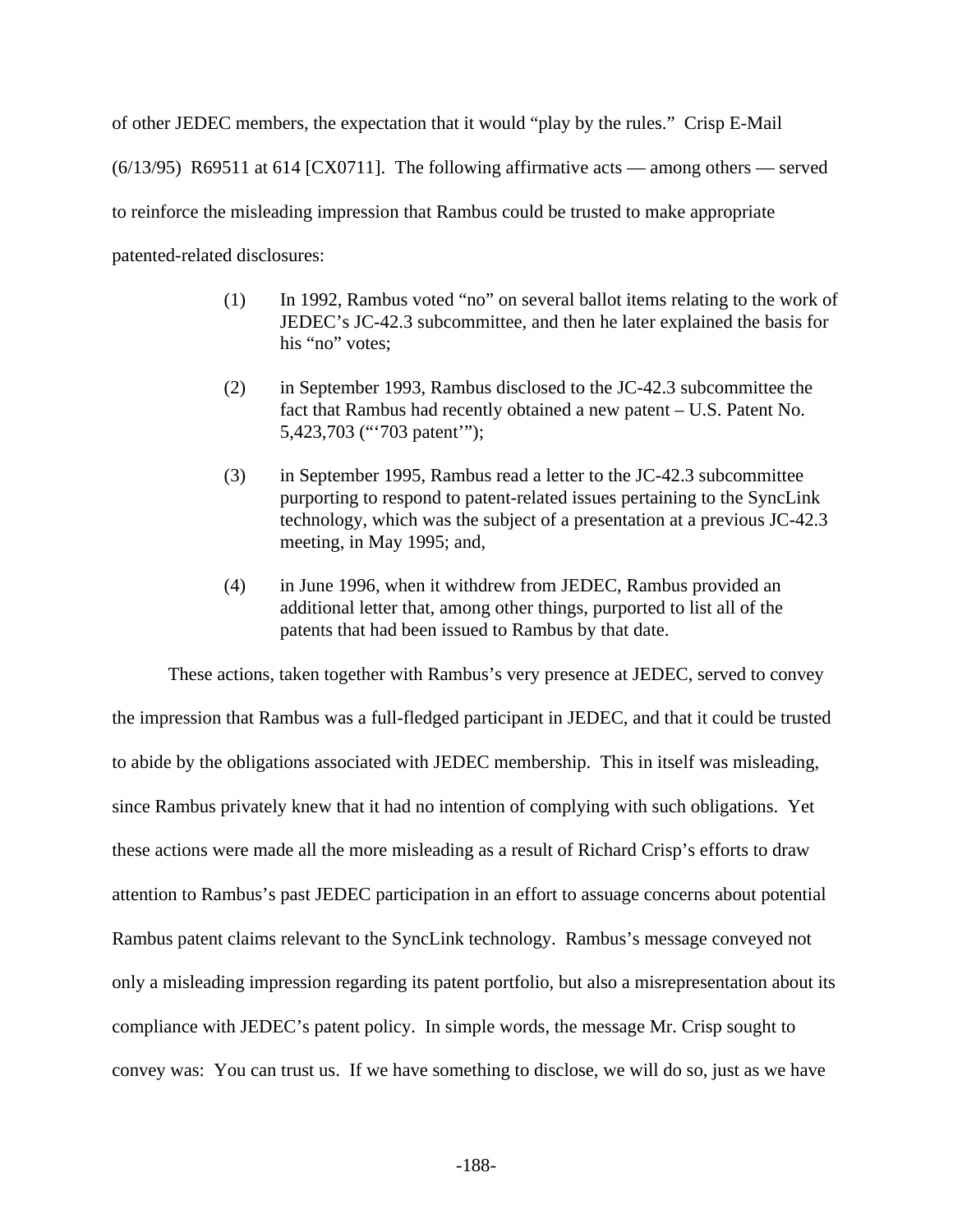of other JEDEC members, the expectation that it would "play by the rules." Crisp E-Mail (6/13/95) R69511 at 614 [CX0711]. The following affirmative acts — among others — served to reinforce the misleading impression that Rambus could be trusted to make appropriate patented-related disclosures:

> (1) In 1992, Rambus voted "no" on several ballot items relating to the work of JEDEC's JC-42.3 subcommittee, and then he later explained the basis for his "no" votes;
>
> (2) in September 1993, Rambus disclosed to the JC-42.3 subcommittee the fact that Rambus had recently obtained a new patent – U.S. Patent No. 5,423,703 ("'703 patent'");
>
> (3) in September 1995, Rambus read a letter to the JC-42.3 subcommittee purporting to respond to patent-related issues pertaining to the SyncLink technology, which was the subject of a presentation at a previous JC-42.3 meeting, in May 1995; and,
>
> (4) in June 1996, when it withdrew from JEDEC, Rambus provided an additional letter that, among other things, purported to list all of the patents that had been issued to Rambus by that date.

These actions, taken together with Rambus's very presence at JEDEC, served to convey the impression that Rambus was a full-fledged participant in JEDEC, and that it could be trusted to abide by the obligations associated with JEDEC membership. This in itself was misleading, since Rambus privately knew that it had no intention of complying with such obligations. Yet these actions were made all the more misleading as a result of Richard Crisp's efforts to draw attention to Rambus's past JEDEC participation in an effort to assuage concerns about potential Rambus patent claims relevant to the SyncLink technology. Rambus's message conveyed not only a misleading impression regarding its patent portfolio, but also a misrepresentation about its compliance with JEDEC's patent policy. In simple words, the message Mr. Crisp sought to convey was: You can trust us. If we have something to disclose, we will do so, just as we have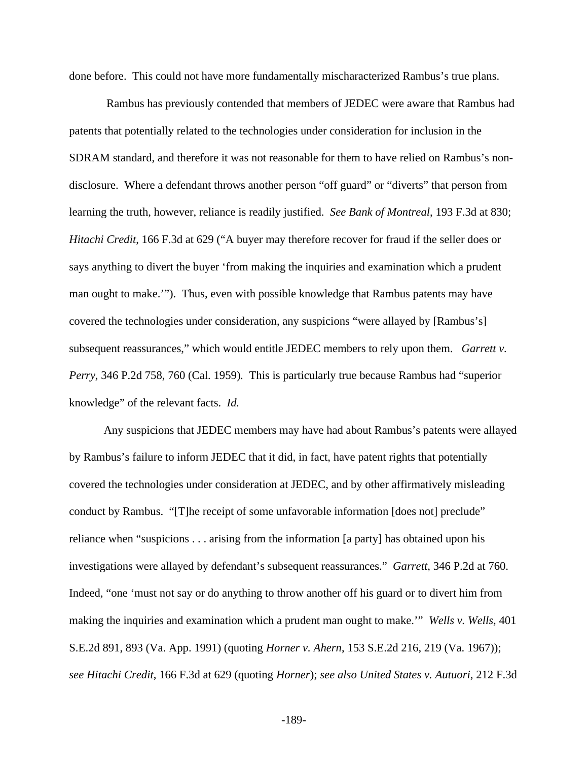done before. This could not have more fundamentally mischaracterized Rambus's true plans.

Rambus has previously contended that members of JEDEC were aware that Rambus had patents that potentially related to the technologies under consideration for inclusion in the SDRAM standard, and therefore it was not reasonable for them to have relied on Rambus's non-disclosure. Where a defendant throws another person "off guard" or "diverts" that person from learning the truth, however, reliance is readily justified. *See Bank of Montreal*, 193 F.3d at 830; *Hitachi Credit*, 166 F.3d at 629 ("A buyer may therefore recover for fraud if the seller does or says anything to divert the buyer 'from making the inquiries and examination which a prudent man ought to make.'"). Thus, even with possible knowledge that Rambus patents may have covered the technologies under consideration, any suspicions "were allayed by [Rambus's] subsequent reassurances," which would entitle JEDEC members to rely upon them. *Garrett v. Perry*, 346 P.2d 758, 760 (Cal. 1959). This is particularly true because Rambus had "superior knowledge" of the relevant facts. *Id.*

Any suspicions that JEDEC members may have had about Rambus's patents were allayed by Rambus's failure to inform JEDEC that it did, in fact, have patent rights that potentially covered the technologies under consideration at JEDEC, and by other affirmatively misleading conduct by Rambus. "[T]he receipt of some unfavorable information [does not] preclude" reliance when "suspicions . . . arising from the information [a party] has obtained upon his investigations were allayed by defendant's subsequent reassurances." *Garrett*, 346 P.2d at 760. Indeed, "one 'must not say or do anything to throw another off his guard or to divert him from making the inquiries and examination which a prudent man ought to make.'" *Wells v. Wells*, 401 S.E.2d 891, 893 (Va. App. 1991) (quoting *Horner v. Ahern*, 153 S.E.2d 216, 219 (Va. 1967)); *see Hitachi Credit*, 166 F.3d at 629 (quoting *Horner*); *see also United States v. Autuori*, 212 F.3d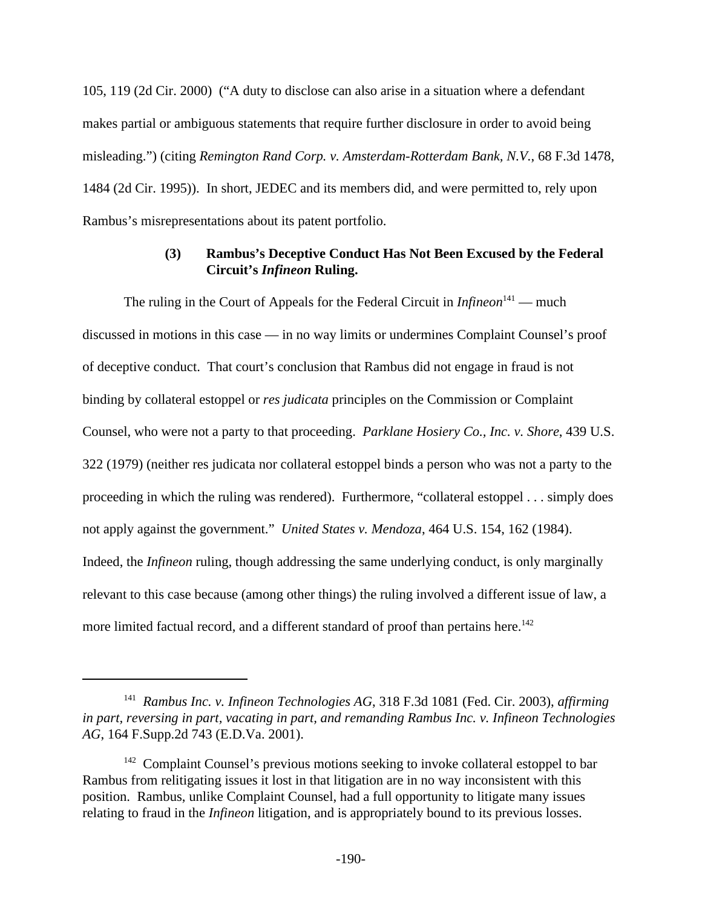105, 119 (2d Cir. 2000) ("A duty to disclose can also arise in a situation where a defendant makes partial or ambiguous statements that require further disclosure in order to avoid being misleading.") (citing *Remington Rand Corp. v. Amsterdam-Rotterdam Bank, N.V.*, 68 F.3d 1478, 1484 (2d Cir. 1995)). In short, JEDEC and its members did, and were permitted to, rely upon Rambus's misrepresentations about its patent portfolio.

#### (3) Rambus's Deceptive Conduct Has Not Been Excused by the Federal Circuit's *Infineon* Ruling.

The ruling in the Court of Appeals for the Federal Circuit in *Infineon*[141] — much discussed in motions in this case — in no way limits or undermines Complaint Counsel's proof of deceptive conduct. That court's conclusion that Rambus did not engage in fraud is not binding by collateral estoppel or *res judicata* principles on the Commission or Complaint Counsel, who were not a party to that proceeding. *Parklane Hosiery Co., Inc. v. Shore*, 439 U.S. 322 (1979) (neither res judicata nor collateral estoppel binds a person who was not a party to the proceeding in which the ruling was rendered). Furthermore, "collateral estoppel . . . simply does not apply against the government." *United States v. Mendoza*, 464 U.S. 154, 162 (1984). Indeed, the *Infineon* ruling, though addressing the same underlying conduct, is only marginally relevant to this case because (among other things) the ruling involved a different issue of law, a more limited factual record, and a different standard of proof than pertains here.[142]

---

[141] *Rambus Inc. v. Infineon Technologies AG*, 318 F.3d 1081 (Fed. Cir. 2003), *affirming in part, reversing in part, vacating in part, and remanding Rambus Inc. v. Infineon Technologies AG*, 164 F.Supp.2d 743 (E.D.Va. 2001).

[142] Complaint Counsel's previous motions seeking to invoke collateral estoppel to bar Rambus from relitigating issues it lost in that litigation are in no way inconsistent with this position. Rambus, unlike Complaint Counsel, had a full opportunity to litigate many issues relating to fraud in the *Infineon* litigation, and is appropriately bound to its previous losses.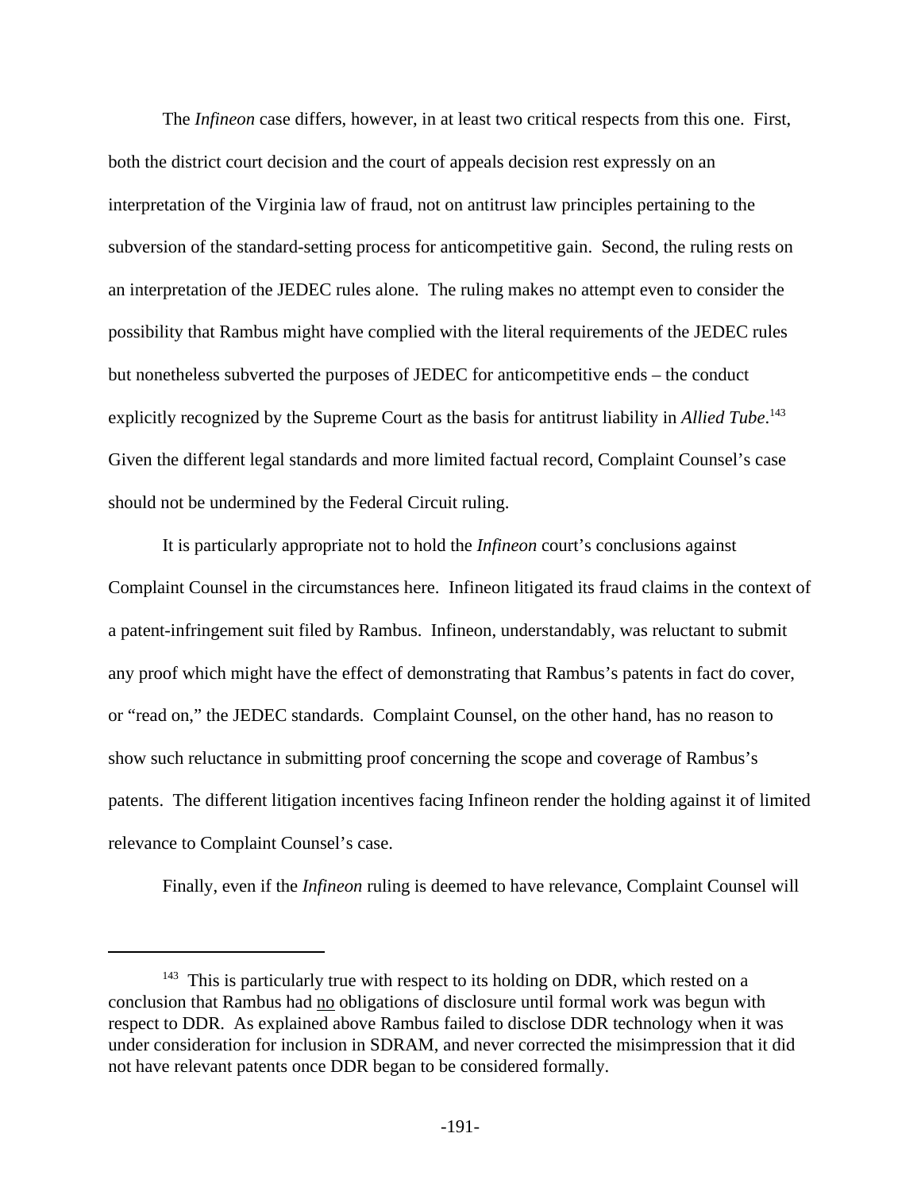The *Infineon* case differs, however, in at least two critical respects from this one. First, both the district court decision and the court of appeals decision rest expressly on an interpretation of the Virginia law of fraud, not on antitrust law principles pertaining to the subversion of the standard-setting process for anticompetitive gain. Second, the ruling rests on an interpretation of the JEDEC rules alone. The ruling makes no attempt even to consider the possibility that Rambus might have complied with the literal requirements of the JEDEC rules but nonetheless subverted the purposes of JEDEC for anticompetitive ends – the conduct explicitly recognized by the Supreme Court as the basis for antitrust liability in *Allied Tube*.[143] Given the different legal standards and more limited factual record, Complaint Counsel's case should not be undermined by the Federal Circuit ruling.

It is particularly appropriate not to hold the *Infineon* court's conclusions against Complaint Counsel in the circumstances here. Infineon litigated its fraud claims in the context of a patent-infringement suit filed by Rambus. Infineon, understandably, was reluctant to submit any proof which might have the effect of demonstrating that Rambus's patents in fact do cover, or "read on," the JEDEC standards. Complaint Counsel, on the other hand, has no reason to show such reluctance in submitting proof concerning the scope and coverage of Rambus's patents. The different litigation incentives facing Infineon render the holding against it of limited relevance to Complaint Counsel's case.

Finally, even if the *Infineon* ruling is deemed to have relevance, Complaint Counsel will

---

[143] This is particularly true with respect to its holding on DDR, which rested on a conclusion that Rambus had no obligations of disclosure until formal work was begun with respect to DDR. As explained above Rambus failed to disclose DDR technology when it was under consideration for inclusion in SDRAM, and never corrected the misimpression that it did not have relevant patents once DDR began to be considered formally.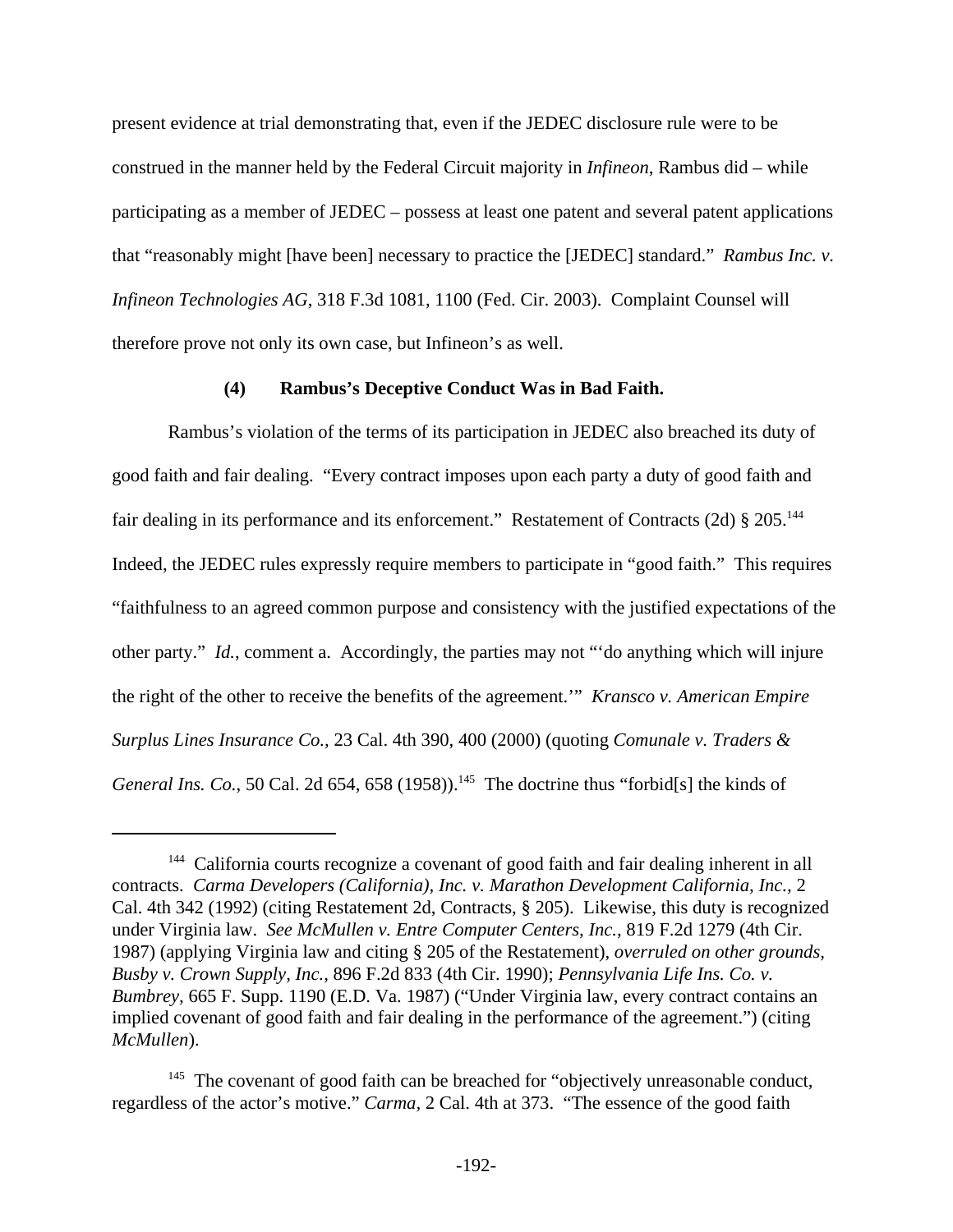present evidence at trial demonstrating that, even if the JEDEC disclosure rule were to be construed in the manner held by the Federal Circuit majority in *Infineon*, Rambus did – while participating as a member of JEDEC – possess at least one patent and several patent applications that "reasonably might [have been] necessary to practice the [JEDEC] standard." *Rambus Inc. v. Infineon Technologies AG*, 318 F.3d 1081, 1100 (Fed. Cir. 2003). Complaint Counsel will therefore prove not only its own case, but Infineon's as well.

#### (4) Rambus's Deceptive Conduct Was in Bad Faith.

Rambus's violation of the terms of its participation in JEDEC also breached its duty of good faith and fair dealing. "Every contract imposes upon each party a duty of good faith and fair dealing in its performance and its enforcement." Restatement of Contracts (2d) § 205.[144] Indeed, the JEDEC rules expressly require members to participate in "good faith." This requires "faithfulness to an agreed common purpose and consistency with the justified expectations of the other party." *Id.*, comment a. Accordingly, the parties may not "'do anything which will injure the right of the other to receive the benefits of the agreement.'" *Kransco v. American Empire Surplus Lines Insurance Co.,* 23 Cal. 4th 390, 400 (2000) (quoting *Comunale v. Traders & General Ins. Co.*, 50 Cal. 2d 654, 658 (1958)).[145] The doctrine thus "forbid[s] the kinds of

---

[144] California courts recognize a covenant of good faith and fair dealing inherent in all contracts. *Carma Developers (California), Inc. v. Marathon Development California, Inc.,* 2 Cal. 4th 342 (1992) (citing Restatement 2d, Contracts, § 205). Likewise, this duty is recognized under Virginia law. *See McMullen v. Entre Computer Centers, Inc.*, 819 F.2d 1279 (4th Cir. 1987) (applying Virginia law and citing § 205 of the Restatement), *overruled on other grounds, Busby v. Crown Supply, Inc.,* 896 F.2d 833 (4th Cir. 1990); *Pennsylvania Life Ins. Co. v. Bumbrey*, 665 F. Supp. 1190 (E.D. Va. 1987) ("Under Virginia law, every contract contains an implied covenant of good faith and fair dealing in the performance of the agreement.") (citing *McMullen*).

[145] The covenant of good faith can be breached for "objectively unreasonable conduct, regardless of the actor's motive." *Carma,* 2 Cal. 4th at 373. "The essence of the good faith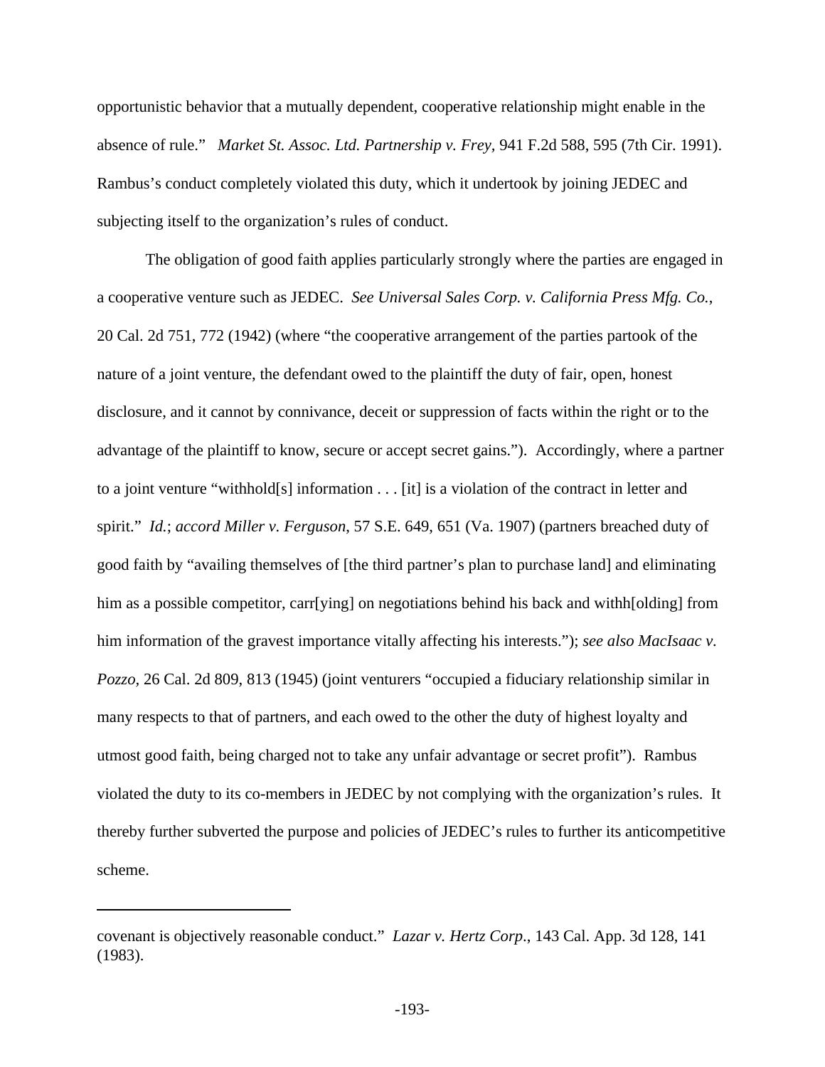opportunistic behavior that a mutually dependent, cooperative relationship might enable in the absence of rule." *Market St. Assoc. Ltd. Partnership v. Frey,* 941 F.2d 588, 595 (7th Cir. 1991). Rambus's conduct completely violated this duty, which it undertook by joining JEDEC and subjecting itself to the organization's rules of conduct.

The obligation of good faith applies particularly strongly where the parties are engaged in a cooperative venture such as JEDEC. *See Universal Sales Corp. v. California Press Mfg. Co.*, 20 Cal. 2d 751, 772 (1942) (where "the cooperative arrangement of the parties partook of the nature of a joint venture, the defendant owed to the plaintiff the duty of fair, open, honest disclosure, and it cannot by connivance, deceit or suppression of facts within the right or to the advantage of the plaintiff to know, secure or accept secret gains."). Accordingly, where a partner to a joint venture "withhold[s] information . . . [it] is a violation of the contract in letter and spirit." *Id.*; *accord Miller v. Ferguson*, 57 S.E. 649, 651 (Va. 1907) (partners breached duty of good faith by "availing themselves of [the third partner's plan to purchase land] and eliminating him as a possible competitor, carr[ying] on negotiations behind his back and withh[olding] from him information of the gravest importance vitally affecting his interests."); *see also MacIsaac v. Pozzo,* 26 Cal. 2d 809, 813 (1945) (joint venturers "occupied a fiduciary relationship similar in many respects to that of partners, and each owed to the other the duty of highest loyalty and utmost good faith, being charged not to take any unfair advantage or secret profit"). Rambus violated the duty to its co-members in JEDEC by not complying with the organization's rules. It thereby further subverted the purpose and policies of JEDEC's rules to further its anticompetitive scheme.

---

covenant is objectively reasonable conduct." *Lazar v. Hertz Corp*., 143 Cal. App. 3d 128, 141 (1983).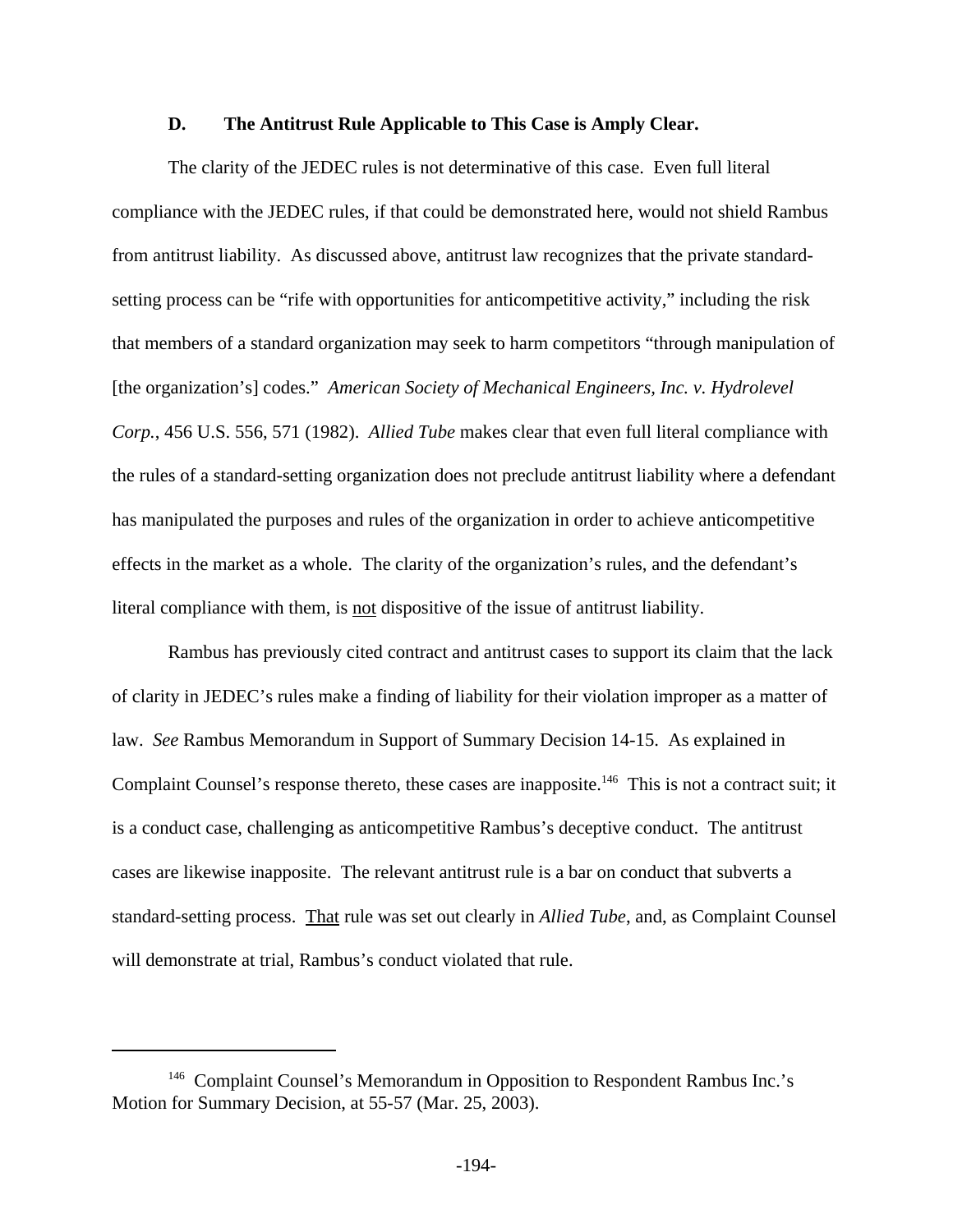### D. The Antitrust Rule Applicable to This Case is Amply Clear.

The clarity of the JEDEC rules is not determinative of this case. Even full literal compliance with the JEDEC rules, if that could be demonstrated here, would not shield Rambus from antitrust liability. As discussed above, antitrust law recognizes that the private standard-setting process can be "rife with opportunities for anticompetitive activity," including the risk that members of a standard organization may seek to harm competitors "through manipulation of [the organization's] codes." *American Society of Mechanical Engineers, Inc. v. Hydrolevel Corp.*, 456 U.S. 556, 571 (1982). *Allied Tube* makes clear that even full literal compliance with the rules of a standard-setting organization does not preclude antitrust liability where a defendant has manipulated the purposes and rules of the organization in order to achieve anticompetitive effects in the market as a whole. The clarity of the organization's rules, and the defendant's literal compliance with them, is <u>not</u> dispositive of the issue of antitrust liability.

Rambus has previously cited contract and antitrust cases to support its claim that the lack of clarity in JEDEC's rules make a finding of liability for their violation improper as a matter of law. *See* Rambus Memorandum in Support of Summary Decision 14-15. As explained in Complaint Counsel's response thereto, these cases are inapposite.[146] This is not a contract suit; it is a conduct case, challenging as anticompetitive Rambus's deceptive conduct. The antitrust cases are likewise inapposite. The relevant antitrust rule is a bar on conduct that subverts a standard-setting process. <u>That</u> rule was set out clearly in *Allied Tube*, and, as Complaint Counsel will demonstrate at trial, Rambus's conduct violated that rule.

---

[146] Complaint Counsel's Memorandum in Opposition to Respondent Rambus Inc.'s Motion for Summary Decision, at 55-57 (Mar. 25, 2003).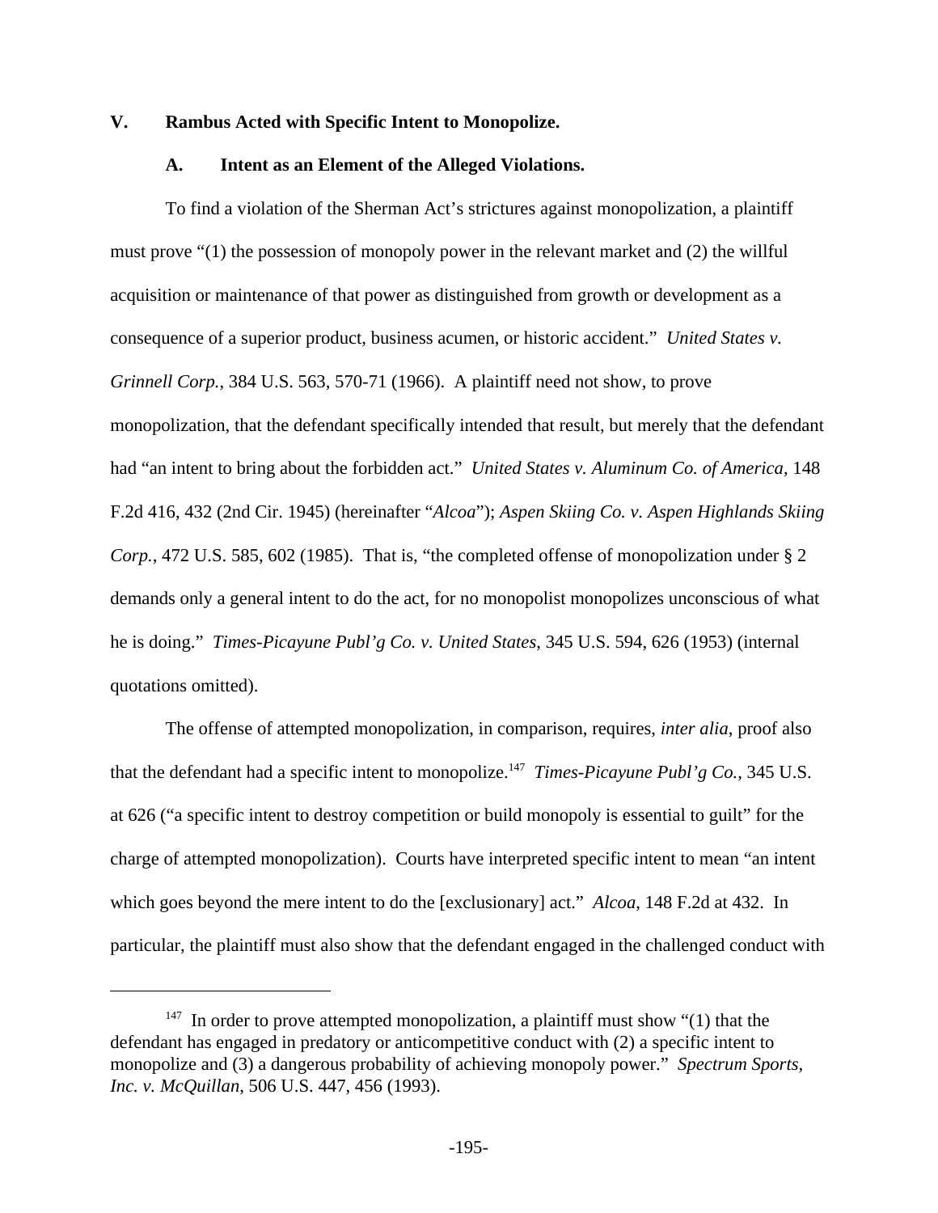## V. Rambus Acted with Specific Intent to Monopolize.

### A. Intent as an Element of the Alleged Violations.

To find a violation of the Sherman Act's strictures against monopolization, a plaintiff must prove "(1) the possession of monopoly power in the relevant market and (2) the willful acquisition or maintenance of that power as distinguished from growth or development as a consequence of a superior product, business acumen, or historic accident." *United States v. Grinnell Corp.*, 384 U.S. 563, 570-71 (1966). A plaintiff need not show, to prove monopolization, that the defendant specifically intended that result, but merely that the defendant had "an intent to bring about the forbidden act." *United States v. Aluminum Co. of America*, 148 F.2d 416, 432 (2nd Cir. 1945) (hereinafter "*Alcoa*"); *Aspen Skiing Co. v. Aspen Highlands Skiing Corp.*, 472 U.S. 585, 602 (1985). That is, "the completed offense of monopolization under § 2 demands only a general intent to do the act, for no monopolist monopolizes unconscious of what he is doing." *Times-Picayune Publ'g Co. v. United States*, 345 U.S. 594, 626 (1953) (internal quotations omitted).

The offense of attempted monopolization, in comparison, requires, *inter alia*, proof also that the defendant had a specific intent to monopolize.[147] *Times-Picayune Publ'g Co.,* 345 U.S. at 626 ("a specific intent to destroy competition or build monopoly is essential to guilt" for the charge of attempted monopolization). Courts have interpreted specific intent to mean "an intent which goes beyond the mere intent to do the [exclusionary] act." *Alcoa*, 148 F.2d at 432. In particular, the plaintiff must also show that the defendant engaged in the challenged conduct with

---

[147] In order to prove attempted monopolization, a plaintiff must show "(1) that the defendant has engaged in predatory or anticompetitive conduct with (2) a specific intent to monopolize and (3) a dangerous probability of achieving monopoly power." *Spectrum Sports, Inc. v. McQuillan*, 506 U.S. 447, 456 (1993).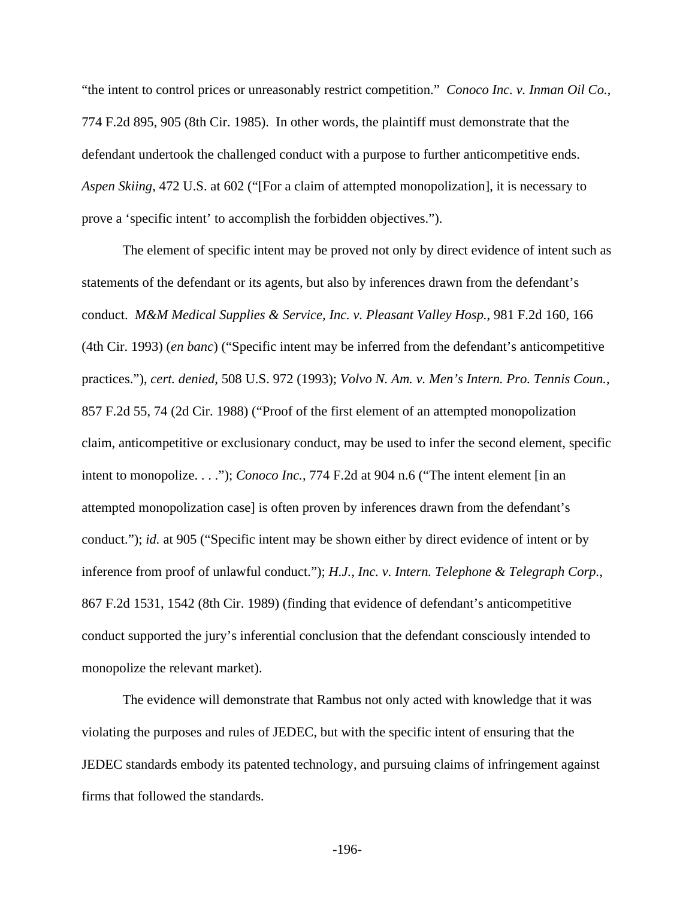"the intent to control prices or unreasonably restrict competition." *Conoco Inc. v. Inman Oil Co.*, 774 F.2d 895, 905 (8th Cir. 1985). In other words, the plaintiff must demonstrate that the defendant undertook the challenged conduct with a purpose to further anticompetitive ends. *Aspen Skiing*, 472 U.S. at 602 ("[For a claim of attempted monopolization], it is necessary to prove a 'specific intent' to accomplish the forbidden objectives.").

The element of specific intent may be proved not only by direct evidence of intent such as statements of the defendant or its agents, but also by inferences drawn from the defendant's conduct. *M&M Medical Supplies & Service, Inc. v. Pleasant Valley Hosp.*, 981 F.2d 160, 166 (4th Cir. 1993) (*en banc*) ("Specific intent may be inferred from the defendant's anticompetitive practices."), *cert. denied*, 508 U.S. 972 (1993); *Volvo N. Am. v. Men's Intern. Pro. Tennis Coun.*, 857 F.2d 55, 74 (2d Cir. 1988) ("Proof of the first element of an attempted monopolization claim, anticompetitive or exclusionary conduct, may be used to infer the second element, specific intent to monopolize. . . ."); *Conoco Inc.*, 774 F.2d at 904 n.6 ("The intent element [in an attempted monopolization case] is often proven by inferences drawn from the defendant's conduct."); *id.* at 905 ("Specific intent may be shown either by direct evidence of intent or by inference from proof of unlawful conduct."); *H.J., Inc. v. Intern. Telephone & Telegraph Corp.*, 867 F.2d 1531, 1542 (8th Cir. 1989) (finding that evidence of defendant's anticompetitive conduct supported the jury's inferential conclusion that the defendant consciously intended to monopolize the relevant market).

The evidence will demonstrate that Rambus not only acted with knowledge that it was violating the purposes and rules of JEDEC, but with the specific intent of ensuring that the JEDEC standards embody its patented technology, and pursuing claims of infringement against firms that followed the standards.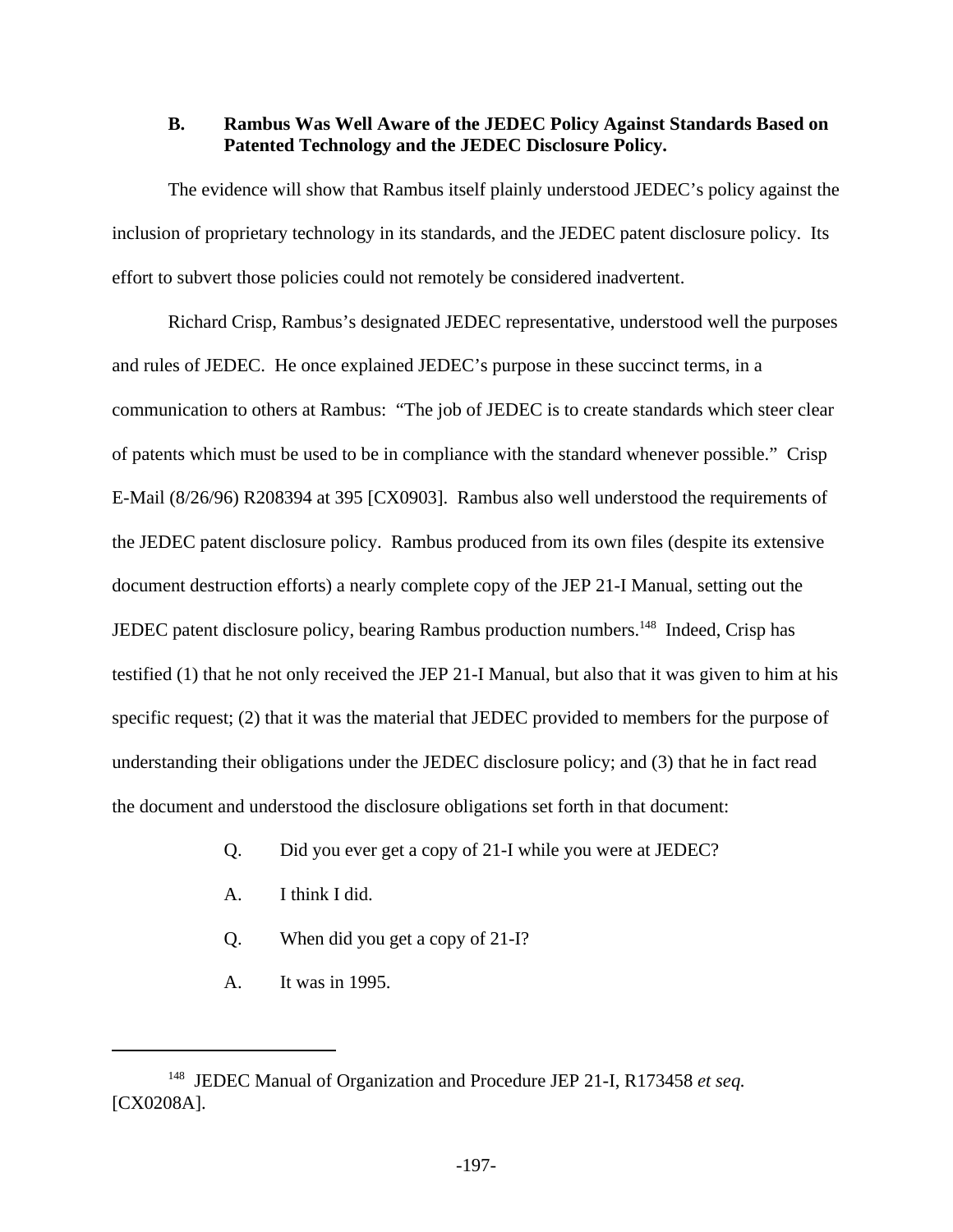### B. Rambus Was Well Aware of the JEDEC Policy Against Standards Based on Patented Technology and the JEDEC Disclosure Policy.

The evidence will show that Rambus itself plainly understood JEDEC's policy against the inclusion of proprietary technology in its standards, and the JEDEC patent disclosure policy. Its effort to subvert those policies could not remotely be considered inadvertent.

Richard Crisp, Rambus's designated JEDEC representative, understood well the purposes and rules of JEDEC. He once explained JEDEC's purpose in these succinct terms, in a communication to others at Rambus: "The job of JEDEC is to create standards which steer clear of patents which must be used to be in compliance with the standard whenever possible." Crisp E-Mail (8/26/96) R208394 at 395 [CX0903]. Rambus also well understood the requirements of the JEDEC patent disclosure policy. Rambus produced from its own files (despite its extensive document destruction efforts) a nearly complete copy of the JEP 21-I Manual, setting out the JEDEC patent disclosure policy, bearing Rambus production numbers.[148] Indeed, Crisp has testified (1) that he not only received the JEP 21-I Manual, but also that it was given to him at his specific request; (2) that it was the material that JEDEC provided to members for the purpose of understanding their obligations under the JEDEC disclosure policy; and (3) that he in fact read the document and understood the disclosure obligations set forth in that document:

> Q. Did you ever get a copy of 21-I while you were at JEDEC?
>
> A. I think I did.
>
> Q. When did you get a copy of 21-I?
>
> A. It was in 1995.

---

[148] JEDEC Manual of Organization and Procedure JEP 21-I, R173458 *et seq.* [CX0208A].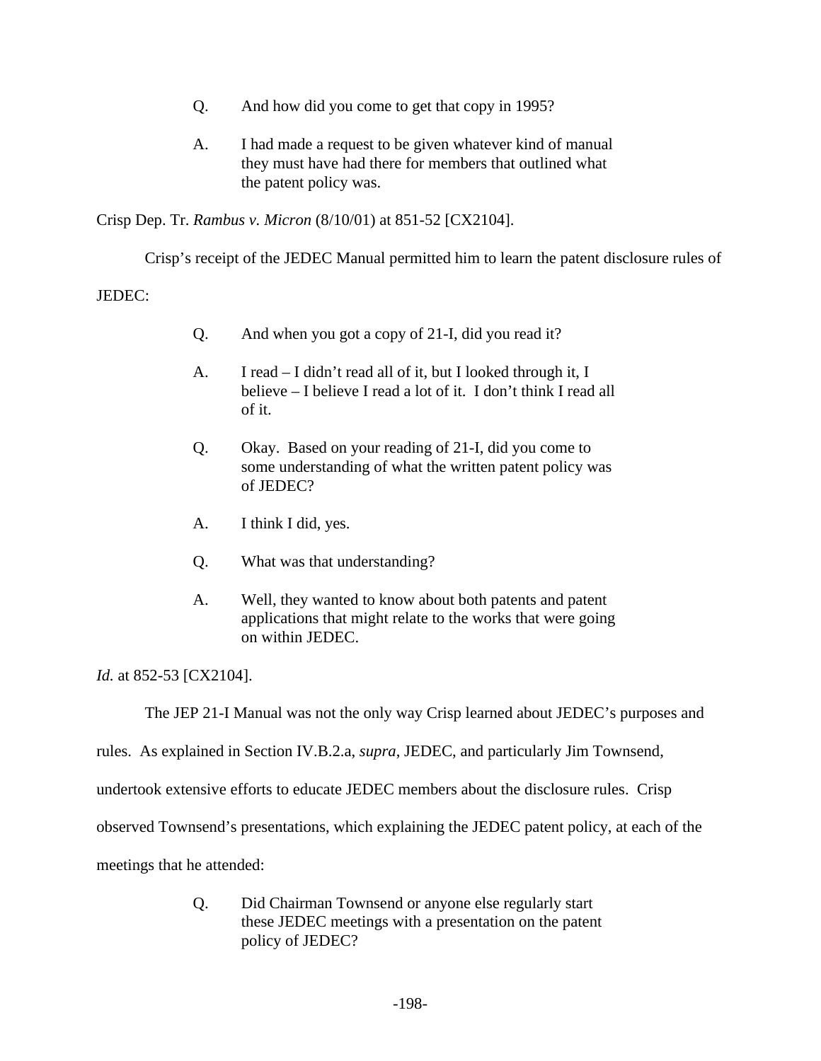> Q. And how did you come to get that copy in 1995?
>
> A. I had made a request to be given whatever kind of manual they must have had there for members that outlined what the patent policy was.

Crisp Dep. Tr. *Rambus v. Micron* (8/10/01) at 851-52 [CX2104].

Crisp's receipt of the JEDEC Manual permitted him to learn the patent disclosure rules of JEDEC:

> Q. And when you got a copy of 21-I, did you read it?
>
> A. I read – I didn't read all of it, but I looked through it, I believe – I believe I read a lot of it. I don't think I read all of it.
>
> Q. Okay. Based on your reading of 21-I, did you come to some understanding of what the written patent policy was of JEDEC?
>
> A. I think I did, yes.
>
> Q. What was that understanding?
>
> A. Well, they wanted to know about both patents and patent applications that might relate to the works that were going on within JEDEC.

*Id.* at 852-53 [CX2104].

The JEP 21-I Manual was not the only way Crisp learned about JEDEC's purposes and rules. As explained in Section IV.B.2.a, *supra*, JEDEC, and particularly Jim Townsend, undertook extensive efforts to educate JEDEC members about the disclosure rules. Crisp observed Townsend's presentations, which explaining the JEDEC patent policy, at each of the meetings that he attended:

> Q. Did Chairman Townsend or anyone else regularly start these JEDEC meetings with a presentation on the patent policy of JEDEC?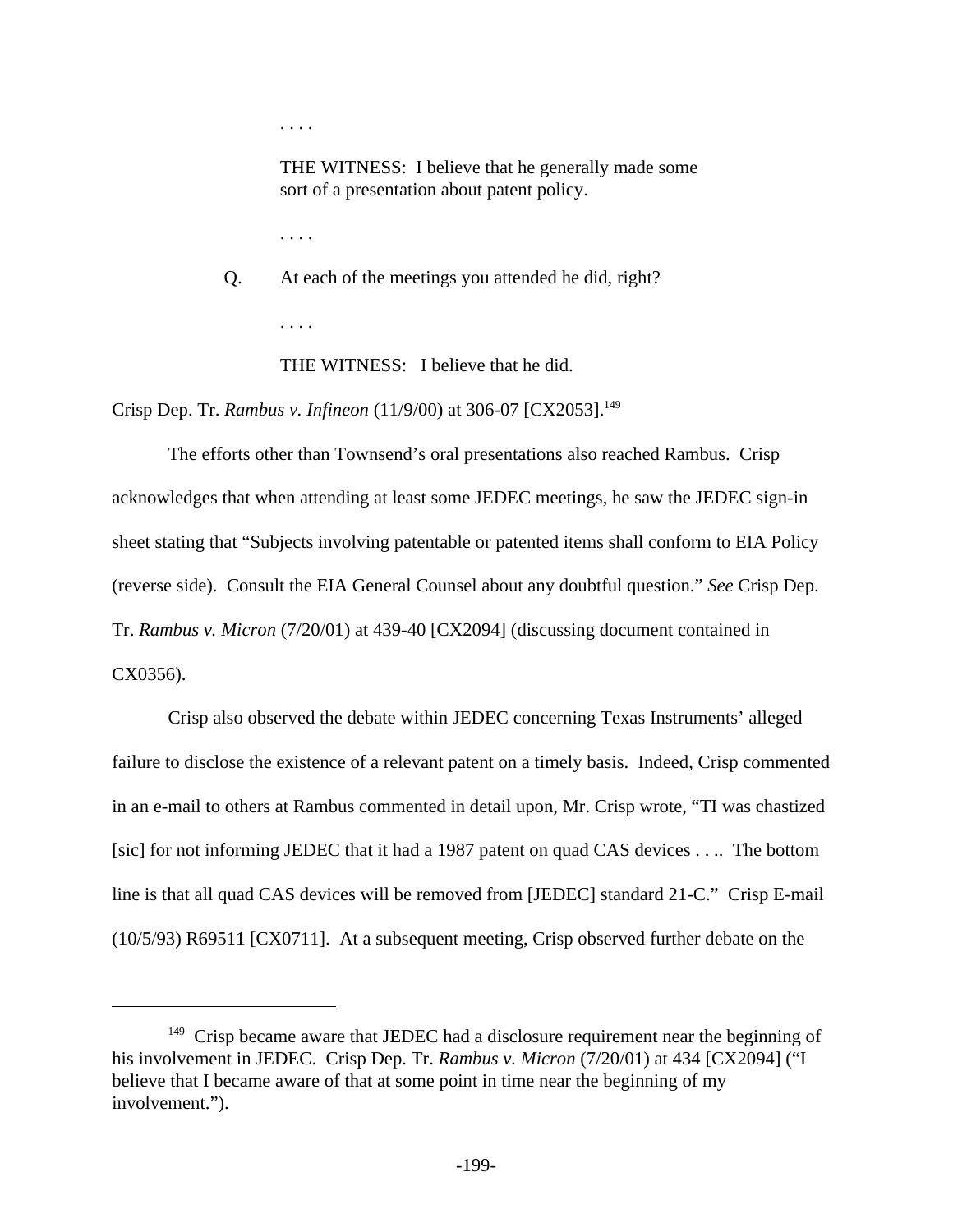. . . .

THE WITNESS: I believe that he generally made some sort of a presentation about patent policy.

. . . .

Q. At each of the meetings you attended he did, right?

. . . .

THE WITNESS: I believe that he did.

Crisp Dep. Tr. *Rambus v. Infineon* (11/9/00) at 306-07 [CX2053].[149]

The efforts other than Townsend's oral presentations also reached Rambus. Crisp acknowledges that when attending at least some JEDEC meetings, he saw the JEDEC sign-in sheet stating that "Subjects involving patentable or patented items shall conform to EIA Policy (reverse side). Consult the EIA General Counsel about any doubtful question." *See* Crisp Dep. Tr. *Rambus v. Micron* (7/20/01) at 439-40 [CX2094] (discussing document contained in CX0356).

Crisp also observed the debate within JEDEC concerning Texas Instruments' alleged failure to disclose the existence of a relevant patent on a timely basis. Indeed, Crisp commented in an e-mail to others at Rambus commented in detail upon, Mr. Crisp wrote, "TI was chastized [sic] for not informing JEDEC that it had a 1987 patent on quad CAS devices . . .. The bottom line is that all quad CAS devices will be removed from [JEDEC] standard 21-C." Crisp E-mail (10/5/93) R69511 [CX0711]. At a subsequent meeting, Crisp observed further debate on the

---

[149] Crisp became aware that JEDEC had a disclosure requirement near the beginning of his involvement in JEDEC. Crisp Dep. Tr. *Rambus v. Micron* (7/20/01) at 434 [CX2094] ("I believe that I became aware of that at some point in time near the beginning of my involvement.").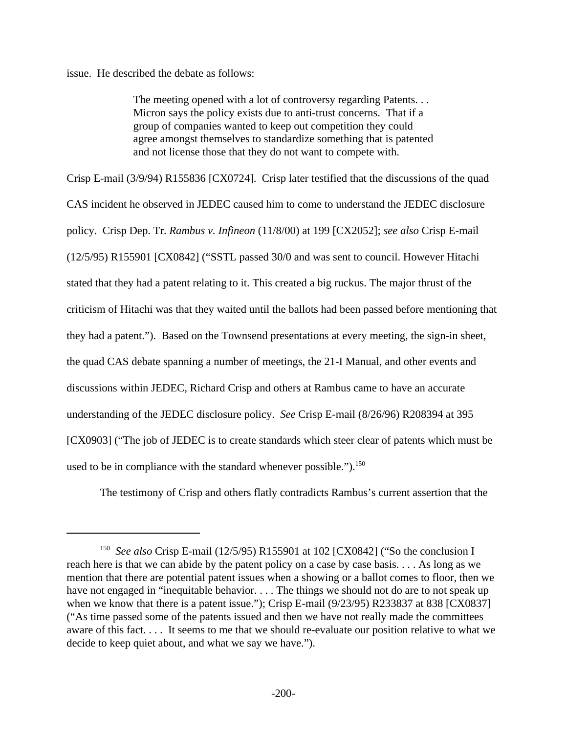issue. He described the debate as follows:

> The meeting opened with a lot of controversy regarding Patents. . . Micron says the policy exists due to anti-trust concerns. That if a group of companies wanted to keep out competition they could agree amongst themselves to standardize something that is patented and not license those that they do not want to compete with.

Crisp E-mail (3/9/94) R155836 [CX0724]. Crisp later testified that the discussions of the quad CAS incident he observed in JEDEC caused him to come to understand the JEDEC disclosure policy. Crisp Dep. Tr. *Rambus v. Infineon* (11/8/00) at 199 [CX2052]; *see also* Crisp E-mail (12/5/95) R155901 [CX0842] ("SSTL passed 30/0 and was sent to council. However Hitachi stated that they had a patent relating to it. This created a big ruckus. The major thrust of the criticism of Hitachi was that they waited until the ballots had been passed before mentioning that they had a patent."). Based on the Townsend presentations at every meeting, the sign-in sheet, the quad CAS debate spanning a number of meetings, the 21-I Manual, and other events and discussions within JEDEC, Richard Crisp and others at Rambus came to have an accurate understanding of the JEDEC disclosure policy. *See* Crisp E-mail (8/26/96) R208394 at 395 [CX0903] ("The job of JEDEC is to create standards which steer clear of patents which must be used to be in compliance with the standard whenever possible.").[150]

The testimony of Crisp and others flatly contradicts Rambus's current assertion that the

---

[150] *See also* Crisp E-mail (12/5/95) R155901 at 102 [CX0842] ("So the conclusion I reach here is that we can abide by the patent policy on a case by case basis. . . . As long as we mention that there are potential patent issues when a showing or a ballot comes to floor, then we have not engaged in "inequitable behavior. . . . The things we should not do are to not speak up when we know that there is a patent issue."); Crisp E-mail (9/23/95) R233837 at 838 [CX0837] ("As time passed some of the patents issued and then we have not really made the committees aware of this fact. . . . It seems to me that we should re-evaluate our position relative to what we decide to keep quiet about, and what we say we have.").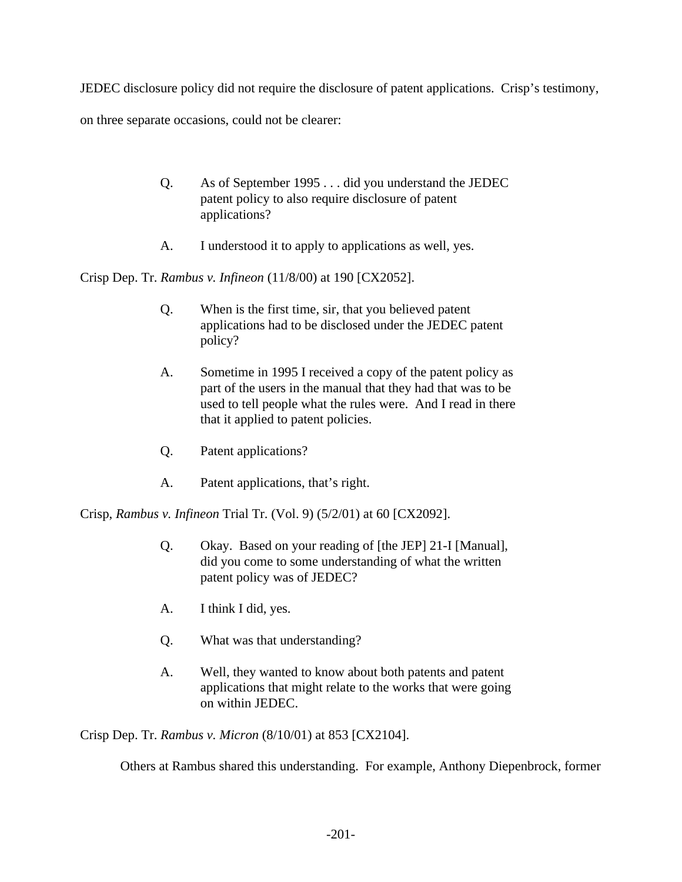JEDEC disclosure policy did not require the disclosure of patent applications. Crisp's testimony, on three separate occasions, could not be clearer:

> Q. As of September 1995 . . . did you understand the JEDEC patent policy to also require disclosure of patent applications?
>
> A. I understood it to apply to applications as well, yes.

Crisp Dep. Tr. *Rambus v. Infineon* (11/8/00) at 190 [CX2052].

> Q. When is the first time, sir, that you believed patent applications had to be disclosed under the JEDEC patent policy?
>
> A. Sometime in 1995 I received a copy of the patent policy as part of the users in the manual that they had that was to be used to tell people what the rules were. And I read in there that it applied to patent policies.
>
> Q. Patent applications?
>
> A. Patent applications, that's right.

Crisp, *Rambus v. Infineon* Trial Tr. (Vol. 9) (5/2/01) at 60 [CX2092].

> Q. Okay. Based on your reading of [the JEP] 21-I [Manual], did you come to some understanding of what the written patent policy was of JEDEC?
>
> A. I think I did, yes.
>
> Q. What was that understanding?
>
> A. Well, they wanted to know about both patents and patent applications that might relate to the works that were going on within JEDEC.

Crisp Dep. Tr. *Rambus v. Micron* (8/10/01) at 853 [CX2104].

Others at Rambus shared this understanding. For example, Anthony Diepenbrock, former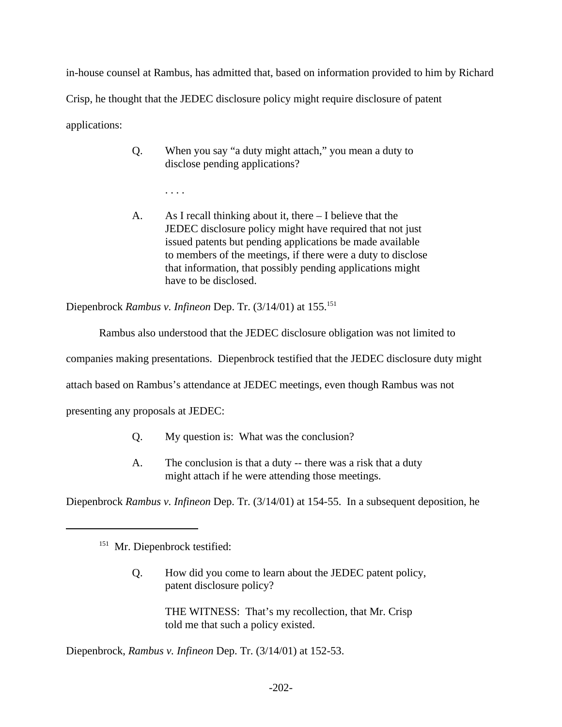in-house counsel at Rambus, has admitted that, based on information provided to him by Richard Crisp, he thought that the JEDEC disclosure policy might require disclosure of patent applications:

> Q. When you say "a duty might attach," you mean a duty to disclose pending applications?
>
> . . . .
>
> A. As I recall thinking about it, there – I believe that the JEDEC disclosure policy might have required that not just issued patents but pending applications be made available to members of the meetings, if there were a duty to disclose that information, that possibly pending applications might have to be disclosed.

Diepenbrock *Rambus v. Infineon* Dep. Tr. (3/14/01) at 155.[151]

Rambus also understood that the JEDEC disclosure obligation was not limited to companies making presentations. Diepenbrock testified that the JEDEC disclosure duty might attach based on Rambus's attendance at JEDEC meetings, even though Rambus was not presenting any proposals at JEDEC:

> Q. My question is: What was the conclusion?
>
> A. The conclusion is that a duty -- there was a risk that a duty might attach if he were attending those meetings.

Diepenbrock *Rambus v. Infineon* Dep. Tr. (3/14/01) at 154-55. In a subsequent deposition, he

---

[151] Mr. Diepenbrock testified:

> Q. How did you come to learn about the JEDEC patent policy, patent disclosure policy?
>
> THE WITNESS: That's my recollection, that Mr. Crisp told me that such a policy existed.

Diepenbrock, *Rambus v. Infineon* Dep. Tr. (3/14/01) at 152-53.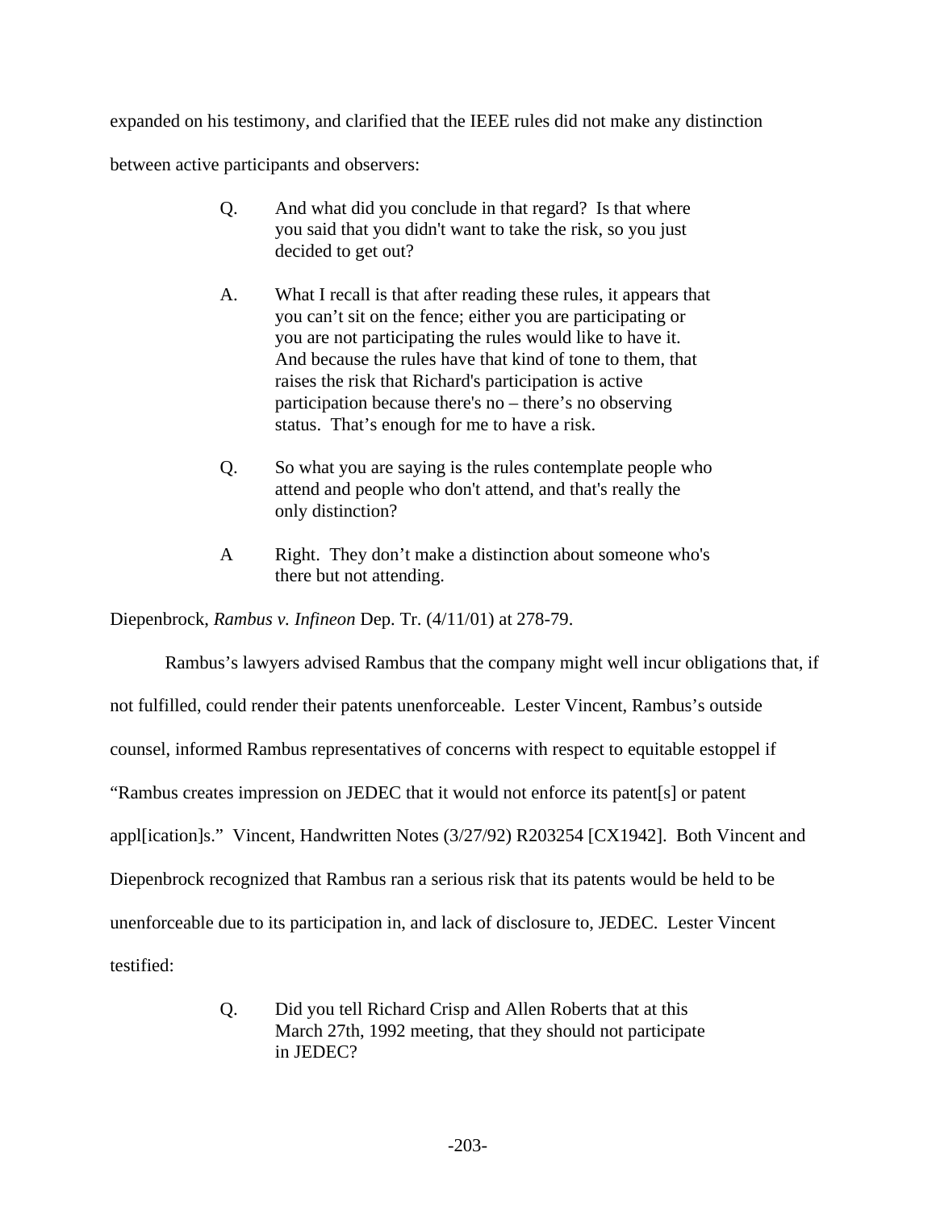expanded on his testimony, and clarified that the IEEE rules did not make any distinction between active participants and observers:

> Q. And what did you conclude in that regard? Is that where you said that you didn't want to take the risk, so you just decided to get out?
>
> A. What I recall is that after reading these rules, it appears that you can't sit on the fence; either you are participating or you are not participating the rules would like to have it. And because the rules have that kind of tone to them, that raises the risk that Richard's participation is active participation because there's no – there's no observing status. That's enough for me to have a risk.
>
> Q. So what you are saying is the rules contemplate people who attend and people who don't attend, and that's really the only distinction?
>
> A Right. They don't make a distinction about someone who's there but not attending.

Diepenbrock, *Rambus v. Infineon* Dep. Tr. (4/11/01) at 278-79.

Rambus's lawyers advised Rambus that the company might well incur obligations that, if not fulfilled, could render their patents unenforceable. Lester Vincent, Rambus's outside counsel, informed Rambus representatives of concerns with respect to equitable estoppel if "Rambus creates impression on JEDEC that it would not enforce its patent[s] or patent appl[ication]s." Vincent, Handwritten Notes (3/27/92) R203254 [CX1942]. Both Vincent and Diepenbrock recognized that Rambus ran a serious risk that its patents would be held to be unenforceable due to its participation in, and lack of disclosure to, JEDEC. Lester Vincent testified:

> Q. Did you tell Richard Crisp and Allen Roberts that at this March 27th, 1992 meeting, that they should not participate in JEDEC?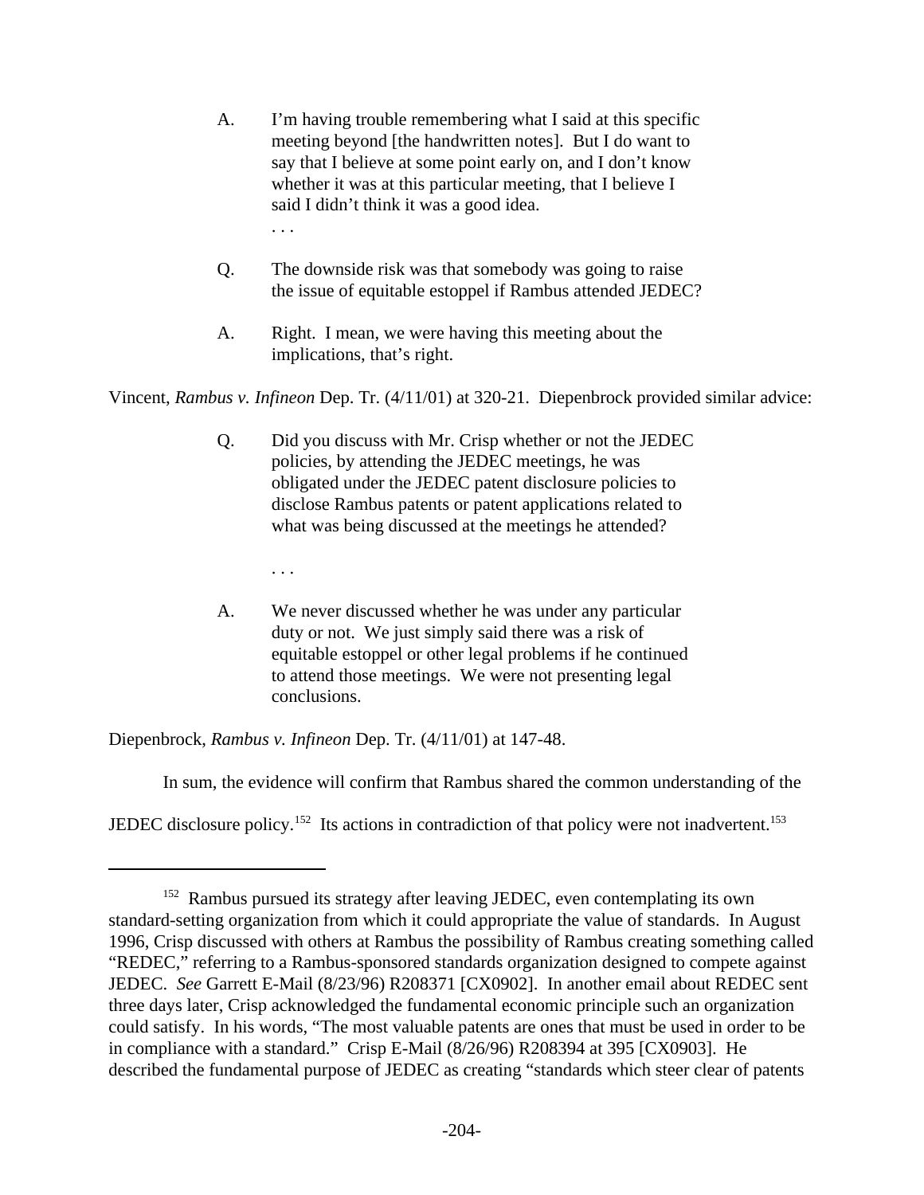> A. I'm having trouble remembering what I said at this specific meeting beyond [the handwritten notes]. But I do want to say that I believe at some point early on, and I don't know whether it was at this particular meeting, that I believe I said I didn't think it was a good idea.
>
> . . .
>
> Q. The downside risk was that somebody was going to raise the issue of equitable estoppel if Rambus attended JEDEC?
>
> A. Right. I mean, we were having this meeting about the implications, that's right.

Vincent, *Rambus v. Infineon* Dep. Tr. (4/11/01) at 320-21. Diepenbrock provided similar advice:

> Q. Did you discuss with Mr. Crisp whether or not the JEDEC policies, by attending the JEDEC meetings, he was obligated under the JEDEC patent disclosure policies to disclose Rambus patents or patent applications related to what was being discussed at the meetings he attended?
>
> . . .
>
> A. We never discussed whether he was under any particular duty or not. We just simply said there was a risk of equitable estoppel or other legal problems if he continued to attend those meetings. We were not presenting legal conclusions.

Diepenbrock, *Rambus v. Infineon* Dep. Tr. (4/11/01) at 147-48.

In sum, the evidence will confirm that Rambus shared the common understanding of the JEDEC disclosure policy.[152] Its actions in contradiction of that policy were not inadvertent.[153]

---

[152] Rambus pursued its strategy after leaving JEDEC, even contemplating its own standard-setting organization from which it could appropriate the value of standards. In August 1996, Crisp discussed with others at Rambus the possibility of Rambus creating something called "REDEC," referring to a Rambus-sponsored standards organization designed to compete against JEDEC. *See* Garrett E-Mail (8/23/96) R208371 [CX0902]. In another email about REDEC sent three days later, Crisp acknowledged the fundamental economic principle such an organization could satisfy. In his words, "The most valuable patents are ones that must be used in order to be in compliance with a standard." Crisp E-Mail (8/26/96) R208394 at 395 [CX0903]. He described the fundamental purpose of JEDEC as creating "standards which steer clear of patents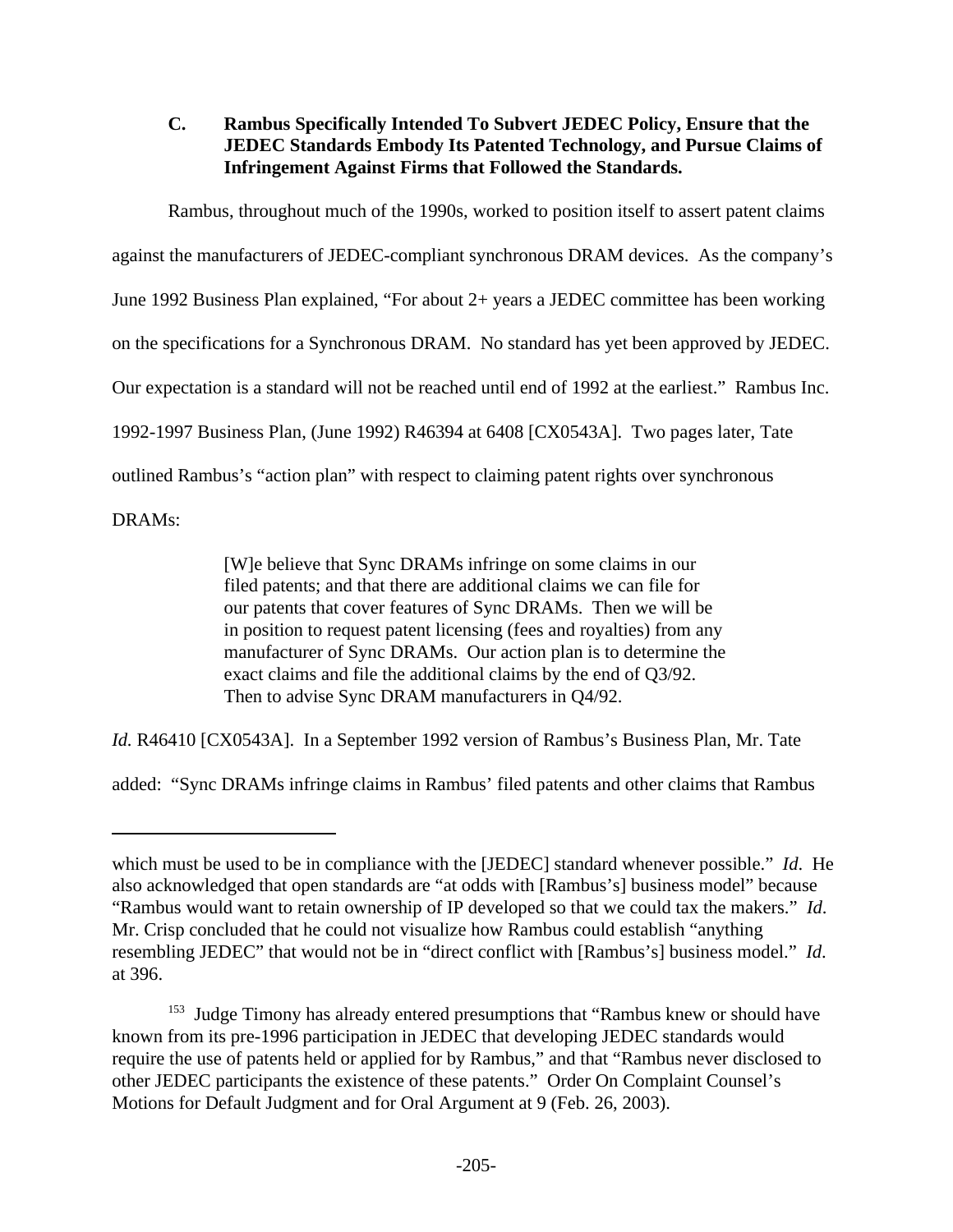### C. Rambus Specifically Intended To Subvert JEDEC Policy, Ensure that the JEDEC Standards Embody Its Patented Technology, and Pursue Claims of Infringement Against Firms that Followed the Standards.

Rambus, throughout much of the 1990s, worked to position itself to assert patent claims against the manufacturers of JEDEC-compliant synchronous DRAM devices. As the company's June 1992 Business Plan explained, "For about 2+ years a JEDEC committee has been working on the specifications for a Synchronous DRAM. No standard has yet been approved by JEDEC. Our expectation is a standard will not be reached until end of 1992 at the earliest." Rambus Inc. 1992-1997 Business Plan, (June 1992) R46394 at 6408 [CX0543A]. Two pages later, Tate outlined Rambus's "action plan" with respect to claiming patent rights over synchronous DRAMs:

> [W]e believe that Sync DRAMs infringe on some claims in our filed patents; and that there are additional claims we can file for our patents that cover features of Sync DRAMs. Then we will be in position to request patent licensing (fees and royalties) from any manufacturer of Sync DRAMs. Our action plan is to determine the exact claims and file the additional claims by the end of Q3/92. Then to advise Sync DRAM manufacturers in Q4/92.

*Id.* R46410 [CX0543A]. In a September 1992 version of Rambus's Business Plan, Mr. Tate added: "Sync DRAMs infringe claims in Rambus' filed patents and other claims that Rambus

---

which must be used to be in compliance with the [JEDEC] standard whenever possible." *Id*. He also acknowledged that open standards are "at odds with [Rambus's] business model" because "Rambus would want to retain ownership of IP developed so that we could tax the makers." *Id*. Mr. Crisp concluded that he could not visualize how Rambus could establish "anything resembling JEDEC" that would not be in "direct conflict with [Rambus's] business model." *Id*. at 396.

[153] Judge Timony has already entered presumptions that "Rambus knew or should have known from its pre-1996 participation in JEDEC that developing JEDEC standards would require the use of patents held or applied for by Rambus," and that "Rambus never disclosed to other JEDEC participants the existence of these patents." Order On Complaint Counsel's Motions for Default Judgment and for Oral Argument at 9 (Feb. 26, 2003).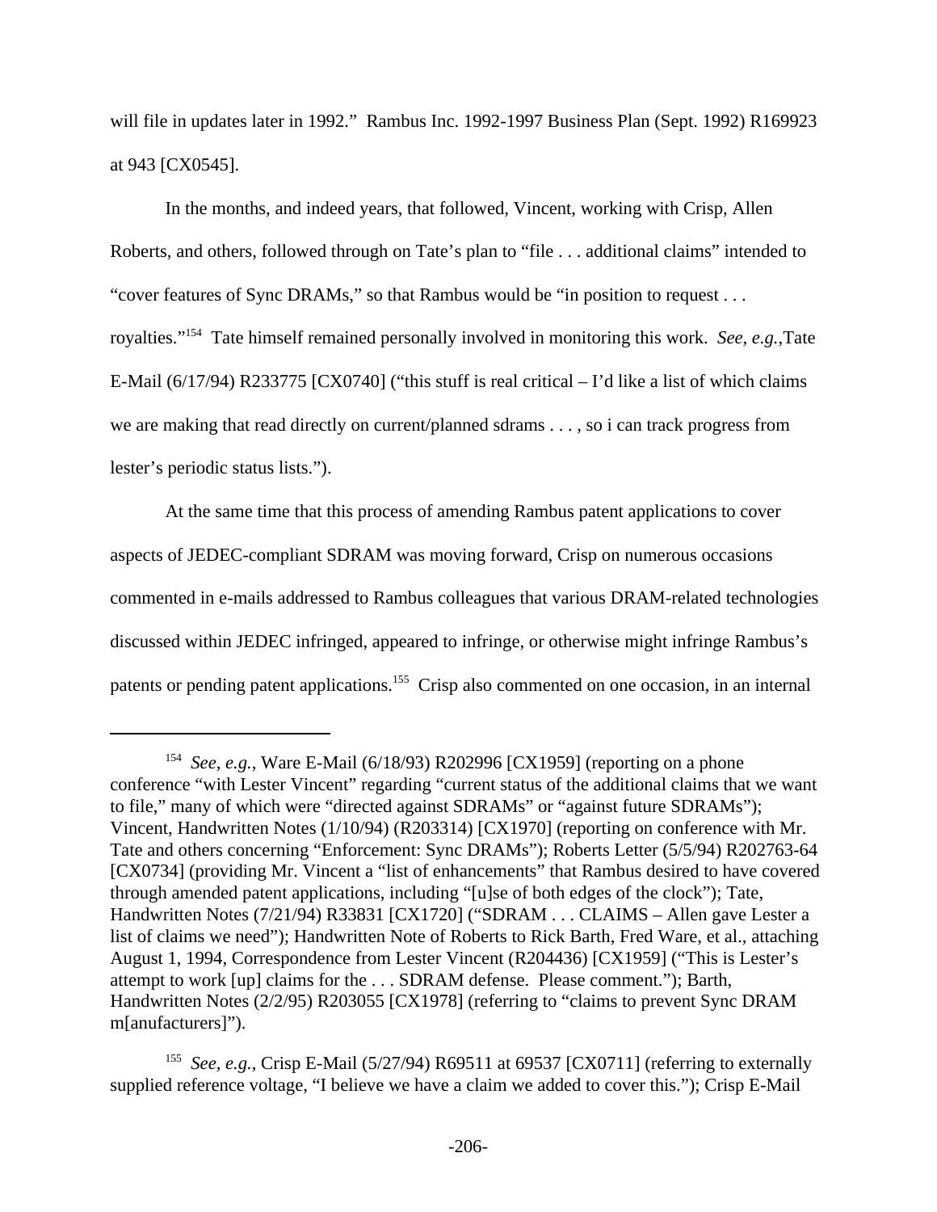will file in updates later in 1992." Rambus Inc. 1992-1997 Business Plan (Sept. 1992) R169923 at 943 [CX0545].

In the months, and indeed years, that followed, Vincent, working with Crisp, Allen Roberts, and others, followed through on Tate's plan to "file . . . additional claims" intended to "cover features of Sync DRAMs," so that Rambus would be "in position to request . . . royalties."[154] Tate himself remained personally involved in monitoring this work. *See, e.g.,*Tate E-Mail (6/17/94) R233775 [CX0740] ("this stuff is real critical – I'd like a list of which claims we are making that read directly on current/planned sdrams . . . , so i can track progress from lester's periodic status lists.").

At the same time that this process of amending Rambus patent applications to cover aspects of JEDEC-compliant SDRAM was moving forward, Crisp on numerous occasions commented in e-mails addressed to Rambus colleagues that various DRAM-related technologies discussed within JEDEC infringed, appeared to infringe, or otherwise might infringe Rambus's patents or pending patent applications.[155] Crisp also commented on one occasion, in an internal

---

[154] *See, e.g.*, Ware E-Mail (6/18/93) R202996 [CX1959] (reporting on a phone conference "with Lester Vincent" regarding "current status of the additional claims that we want to file," many of which were "directed against SDRAMs" or "against future SDRAMs"); Vincent, Handwritten Notes (1/10/94) (R203314) [CX1970] (reporting on conference with Mr. Tate and others concerning "Enforcement: Sync DRAMs"); Roberts Letter (5/5/94) R202763-64 [CX0734] (providing Mr. Vincent a "list of enhancements" that Rambus desired to have covered through amended patent applications, including "[u]se of both edges of the clock"); Tate, Handwritten Notes (7/21/94) R33831 [CX1720] ("SDRAM . . . CLAIMS – Allen gave Lester a list of claims we need"); Handwritten Note of Roberts to Rick Barth, Fred Ware, et al., attaching August 1, 1994, Correspondence from Lester Vincent (R204436) [CX1959] ("This is Lester's attempt to work [up] claims for the . . . SDRAM defense. Please comment."); Barth, Handwritten Notes (2/2/95) R203055 [CX1978] (referring to "claims to prevent Sync DRAM m[anufacturers]").

[155] *See, e.g.*, Crisp E-Mail (5/27/94) R69511 at 69537 [CX0711] (referring to externally supplied reference voltage, "I believe we have a claim we added to cover this."); Crisp E-Mail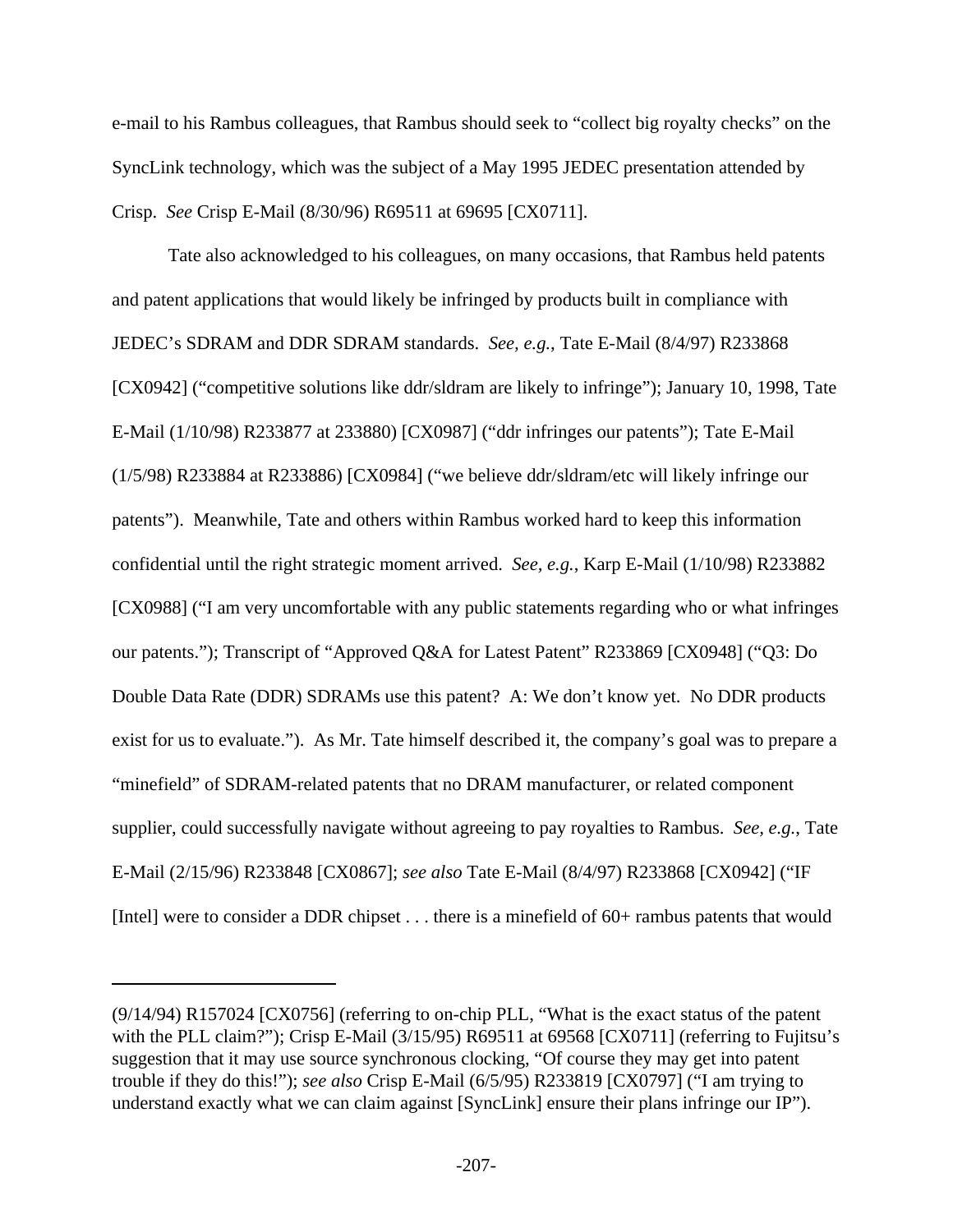e-mail to his Rambus colleagues, that Rambus should seek to "collect big royalty checks" on the SyncLink technology, which was the subject of a May 1995 JEDEC presentation attended by Crisp. *See* Crisp E-Mail (8/30/96) R69511 at 69695 [CX0711].

Tate also acknowledged to his colleagues, on many occasions, that Rambus held patents and patent applications that would likely be infringed by products built in compliance with JEDEC's SDRAM and DDR SDRAM standards. *See, e.g.*, Tate E-Mail (8/4/97) R233868 [CX0942] ("competitive solutions like ddr/sldram are likely to infringe"); January 10, 1998, Tate E-Mail (1/10/98) R233877 at 233880) [CX0987] ("ddr infringes our patents"); Tate E-Mail (1/5/98) R233884 at R233886) [CX0984] ("we believe ddr/sldram/etc will likely infringe our patents"). Meanwhile, Tate and others within Rambus worked hard to keep this information confidential until the right strategic moment arrived. *See, e.g.*, Karp E-Mail (1/10/98) R233882 [CX0988] ("I am very uncomfortable with any public statements regarding who or what infringes our patents."); Transcript of "Approved Q&A for Latest Patent" R233869 [CX0948] ("Q3: Do Double Data Rate (DDR) SDRAMs use this patent? A: We don't know yet. No DDR products exist for us to evaluate."). As Mr. Tate himself described it, the company's goal was to prepare a "minefield" of SDRAM-related patents that no DRAM manufacturer, or related component supplier, could successfully navigate without agreeing to pay royalties to Rambus. *See, e.g.*, Tate E-Mail (2/15/96) R233848 [CX0867]; *see also* Tate E-Mail (8/4/97) R233868 [CX0942] ("IF [Intel] were to consider a DDR chipset . . . there is a minefield of 60+ rambus patents that would

---

(9/14/94) R157024 [CX0756] (referring to on-chip PLL, "What is the exact status of the patent with the PLL claim?"); Crisp E-Mail (3/15/95) R69511 at 69568 [CX0711] (referring to Fujitsu's suggestion that it may use source synchronous clocking, "Of course they may get into patent trouble if they do this!"); *see also* Crisp E-Mail (6/5/95) R233819 [CX0797] ("I am trying to understand exactly what we can claim against [SyncLink] ensure their plans infringe our IP").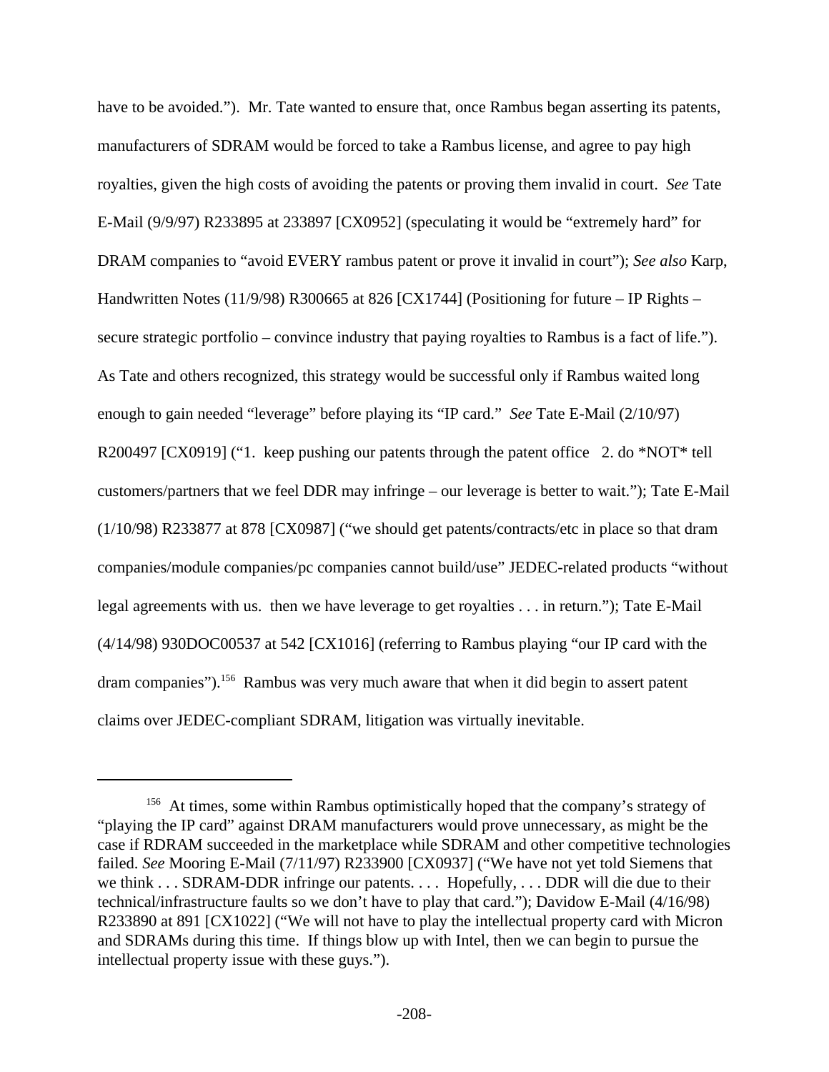have to be avoided."). Mr. Tate wanted to ensure that, once Rambus began asserting its patents, manufacturers of SDRAM would be forced to take a Rambus license, and agree to pay high royalties, given the high costs of avoiding the patents or proving them invalid in court. *See* Tate E-Mail (9/9/97) R233895 at 233897 [CX0952] (speculating it would be "extremely hard" for DRAM companies to "avoid EVERY rambus patent or prove it invalid in court"); *See also* Karp, Handwritten Notes (11/9/98) R300665 at 826 [CX1744] (Positioning for future – IP Rights – secure strategic portfolio – convince industry that paying royalties to Rambus is a fact of life."). As Tate and others recognized, this strategy would be successful only if Rambus waited long enough to gain needed "leverage" before playing its "IP card." *See* Tate E-Mail (2/10/97) R200497 [CX0919] ("1. keep pushing our patents through the patent office 2. do *NOT* tell customers/partners that we feel DDR may infringe – our leverage is better to wait."); Tate E-Mail (1/10/98) R233877 at 878 [CX0987] ("we should get patents/contracts/etc in place so that dram companies/module companies/pc companies cannot build/use" JEDEC-related products "without legal agreements with us. then we have leverage to get royalties . . . in return."); Tate E-Mail (4/14/98) 930DOC00537 at 542 [CX1016] (referring to Rambus playing "our IP card with the dram companies").[156] Rambus was very much aware that when it did begin to assert patent claims over JEDEC-compliant SDRAM, litigation was virtually inevitable.

---

[156] At times, some within Rambus optimistically hoped that the company's strategy of "playing the IP card" against DRAM manufacturers would prove unnecessary, as might be the case if RDRAM succeeded in the marketplace while SDRAM and other competitive technologies failed. *See* Mooring E-Mail (7/11/97) R233900 [CX0937] ("We have not yet told Siemens that we think . . . SDRAM-DDR infringe our patents. . . . Hopefully, . . . DDR will die due to their technical/infrastructure faults so we don't have to play that card."); Davidow E-Mail (4/16/98) R233890 at 891 [CX1022] ("We will not have to play the intellectual property card with Micron and SDRAMs during this time. If things blow up with Intel, then we can begin to pursue the intellectual property issue with these guys.").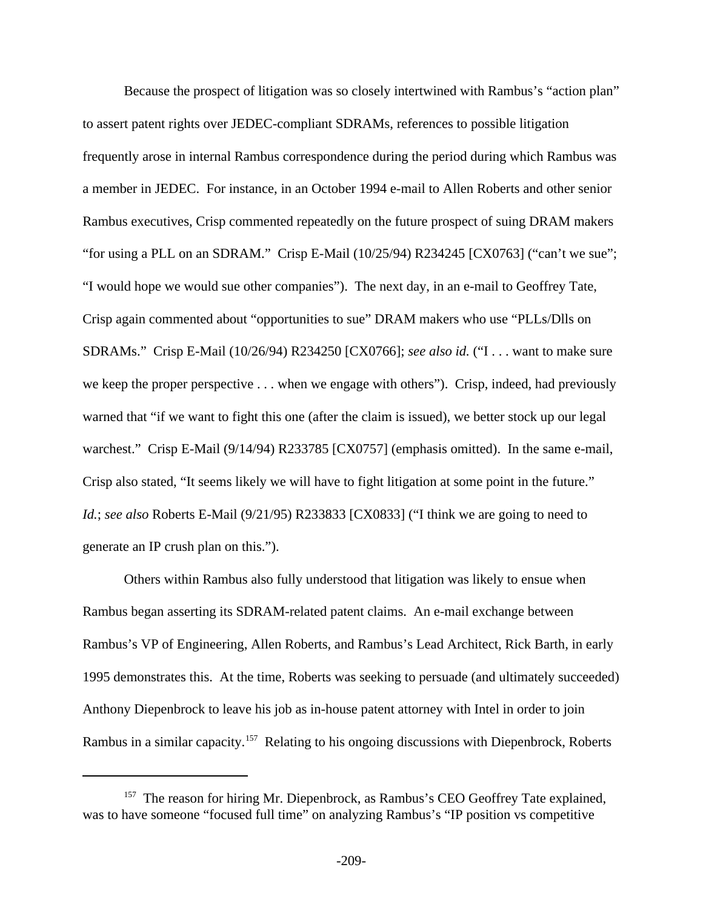Because the prospect of litigation was so closely intertwined with Rambus's "action plan" to assert patent rights over JEDEC-compliant SDRAMs, references to possible litigation frequently arose in internal Rambus correspondence during the period during which Rambus was a member in JEDEC. For instance, in an October 1994 e-mail to Allen Roberts and other senior Rambus executives, Crisp commented repeatedly on the future prospect of suing DRAM makers "for using a PLL on an SDRAM." Crisp E-Mail (10/25/94) R234245 [CX0763] ("can't we sue"; "I would hope we would sue other companies"). The next day, in an e-mail to Geoffrey Tate, Crisp again commented about "opportunities to sue" DRAM makers who use "PLLs/Dlls on SDRAMs." Crisp E-Mail (10/26/94) R234250 [CX0766]; *see also id.* ("I . . . want to make sure we keep the proper perspective . . . when we engage with others"). Crisp, indeed, had previously warned that "if we want to fight this one (after the claim is issued), we better stock up our legal warchest." Crisp E-Mail (9/14/94) R233785 [CX0757] (emphasis omitted). In the same e-mail, Crisp also stated, "It seems likely we will have to fight litigation at some point in the future." *Id.*; *see also* Roberts E-Mail (9/21/95) R233833 [CX0833] ("I think we are going to need to generate an IP crush plan on this.").

Others within Rambus also fully understood that litigation was likely to ensue when Rambus began asserting its SDRAM-related patent claims. An e-mail exchange between Rambus's VP of Engineering, Allen Roberts, and Rambus's Lead Architect, Rick Barth, in early 1995 demonstrates this. At the time, Roberts was seeking to persuade (and ultimately succeeded) Anthony Diepenbrock to leave his job as in-house patent attorney with Intel in order to join Rambus in a similar capacity.[157] Relating to his ongoing discussions with Diepenbrock, Roberts

---

[157] The reason for hiring Mr. Diepenbrock, as Rambus's CEO Geoffrey Tate explained, was to have someone "focused full time" on analyzing Rambus's "IP position vs competitive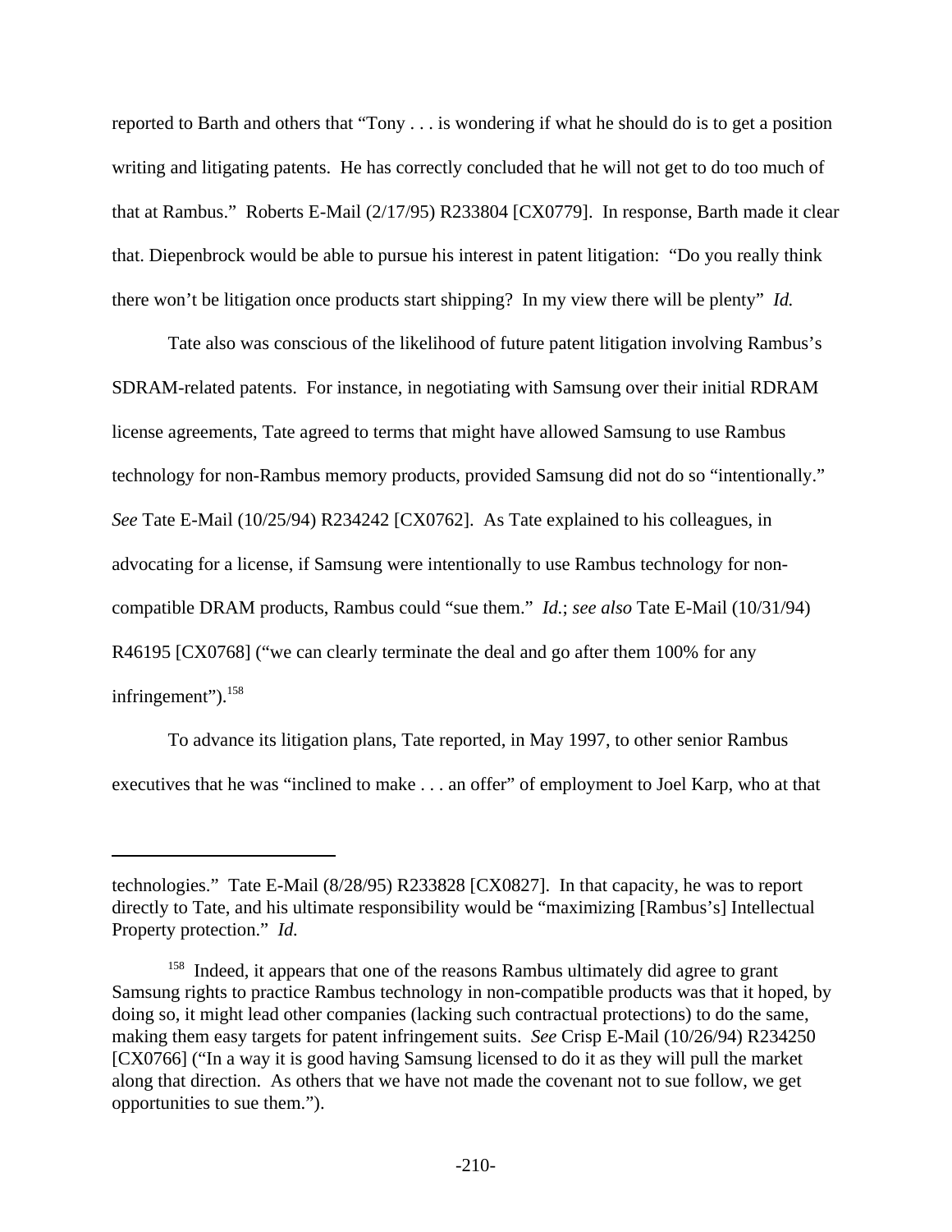reported to Barth and others that "Tony . . . is wondering if what he should do is to get a position writing and litigating patents. He has correctly concluded that he will not get to do too much of that at Rambus." Roberts E-Mail (2/17/95) R233804 [CX0779]. In response, Barth made it clear that. Diepenbrock would be able to pursue his interest in patent litigation: "Do you really think there won't be litigation once products start shipping? In my view there will be plenty" *Id.*

Tate also was conscious of the likelihood of future patent litigation involving Rambus's SDRAM-related patents. For instance, in negotiating with Samsung over their initial RDRAM license agreements, Tate agreed to terms that might have allowed Samsung to use Rambus technology for non-Rambus memory products, provided Samsung did not do so "intentionally." *See* Tate E-Mail (10/25/94) R234242 [CX0762]. As Tate explained to his colleagues, in advocating for a license, if Samsung were intentionally to use Rambus technology for non-compatible DRAM products, Rambus could "sue them." *Id.*; *see also* Tate E-Mail (10/31/94) R46195 [CX0768] ("we can clearly terminate the deal and go after them 100% for any infringement").[158]

To advance its litigation plans, Tate reported, in May 1997, to other senior Rambus executives that he was "inclined to make . . . an offer" of employment to Joel Karp, who at that

---

technologies." Tate E-Mail (8/28/95) R233828 [CX0827]. In that capacity, he was to report directly to Tate, and his ultimate responsibility would be "maximizing [Rambus's] Intellectual Property protection." *Id.*

[158] Indeed, it appears that one of the reasons Rambus ultimately did agree to grant Samsung rights to practice Rambus technology in non-compatible products was that it hoped, by doing so, it might lead other companies (lacking such contractual protections) to do the same, making them easy targets for patent infringement suits. *See* Crisp E-Mail (10/26/94) R234250 [CX0766] ("In a way it is good having Samsung licensed to do it as they will pull the market along that direction. As others that we have not made the covenant not to sue follow, we get opportunities to sue them.").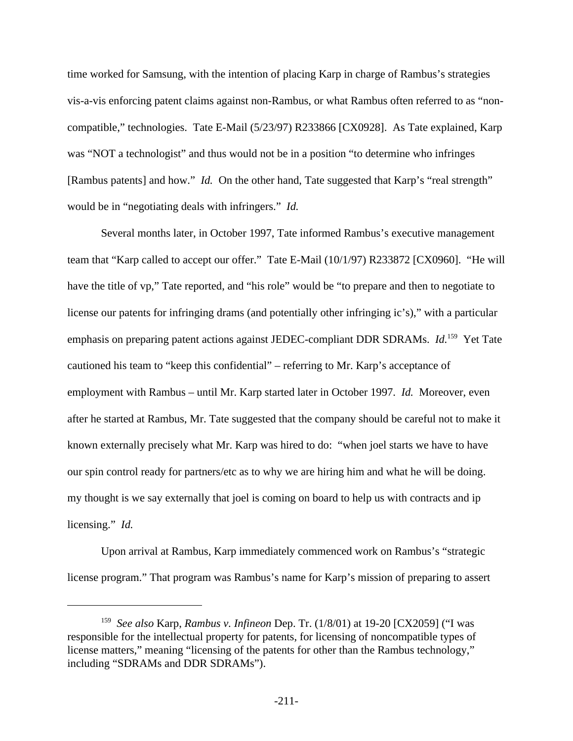time worked for Samsung, with the intention of placing Karp in charge of Rambus's strategies vis-a-vis enforcing patent claims against non-Rambus, or what Rambus often referred to as "non-compatible," technologies. Tate E-Mail (5/23/97) R233866 [CX0928]. As Tate explained, Karp was "NOT a technologist" and thus would not be in a position "to determine who infringes [Rambus patents] and how." *Id.* On the other hand, Tate suggested that Karp's "real strength" would be in "negotiating deals with infringers." *Id.*

Several months later, in October 1997, Tate informed Rambus's executive management team that "Karp called to accept our offer." Tate E-Mail (10/1/97) R233872 [CX0960]. "He will have the title of vp," Tate reported, and "his role" would be "to prepare and then to negotiate to license our patents for infringing drams (and potentially other infringing ic's)," with a particular emphasis on preparing patent actions against JEDEC-compliant DDR SDRAMs. *Id.*[159] Yet Tate cautioned his team to "keep this confidential" – referring to Mr. Karp's acceptance of employment with Rambus – until Mr. Karp started later in October 1997. *Id.* Moreover, even after he started at Rambus, Mr. Tate suggested that the company should be careful not to make it known externally precisely what Mr. Karp was hired to do: "when joel starts we have to have our spin control ready for partners/etc as to why we are hiring him and what he will be doing. my thought is we say externally that joel is coming on board to help us with contracts and ip licensing." *Id.*

Upon arrival at Rambus, Karp immediately commenced work on Rambus's "strategic license program." That program was Rambus's name for Karp's mission of preparing to assert

---

[159] *See also* Karp, *Rambus v. Infineon* Dep. Tr. (1/8/01) at 19-20 [CX2059] ("I was responsible for the intellectual property for patents, for licensing of noncompatible types of license matters," meaning "licensing of the patents for other than the Rambus technology," including "SDRAMs and DDR SDRAMs").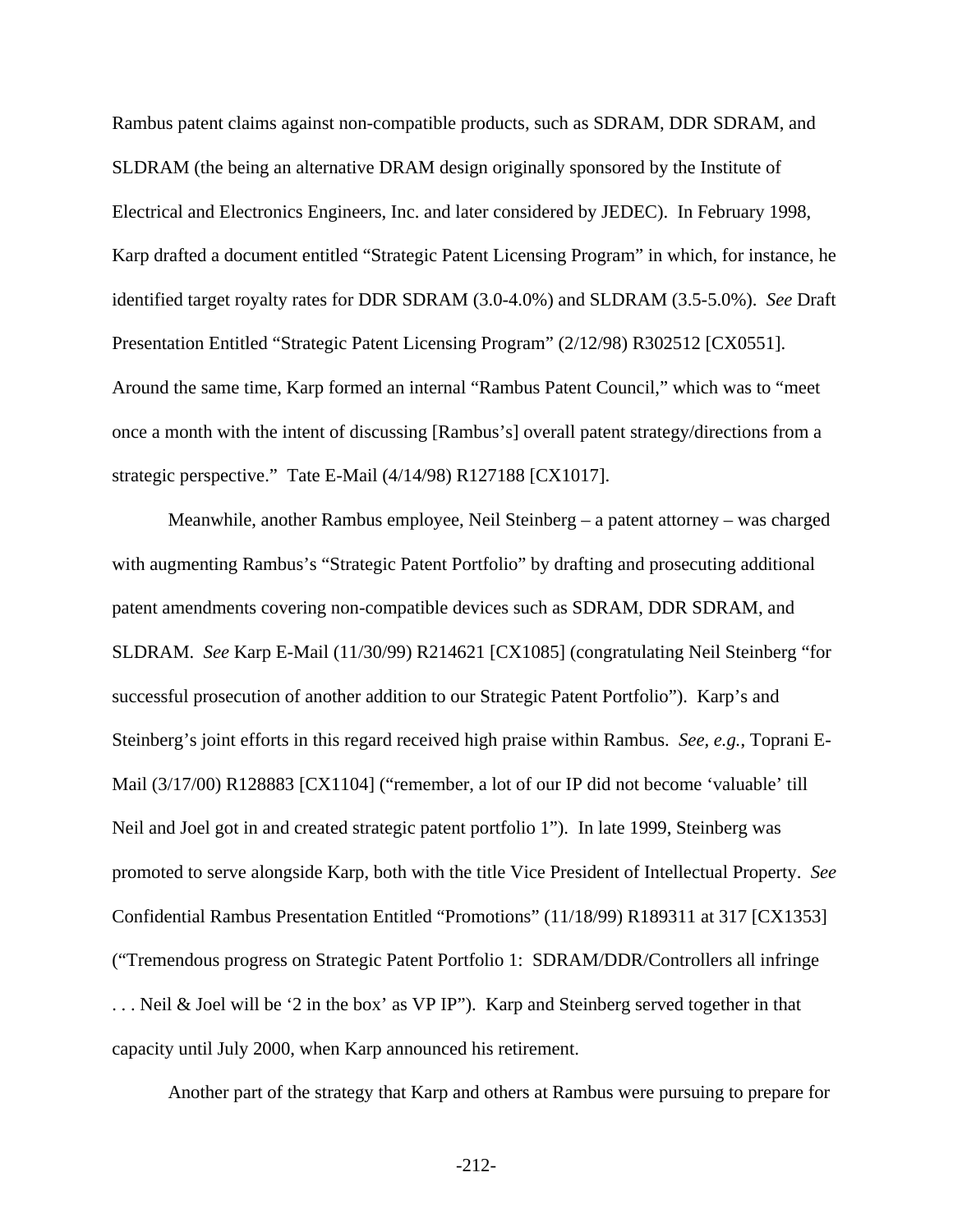Rambus patent claims against non-compatible products, such as SDRAM, DDR SDRAM, and SLDRAM (the being an alternative DRAM design originally sponsored by the Institute of Electrical and Electronics Engineers, Inc. and later considered by JEDEC). In February 1998, Karp drafted a document entitled "Strategic Patent Licensing Program" in which, for instance, he identified target royalty rates for DDR SDRAM (3.0-4.0%) and SLDRAM (3.5-5.0%). *See* Draft Presentation Entitled "Strategic Patent Licensing Program" (2/12/98) R302512 [CX0551]. Around the same time, Karp formed an internal "Rambus Patent Council," which was to "meet once a month with the intent of discussing [Rambus's] overall patent strategy/directions from a strategic perspective." Tate E-Mail (4/14/98) R127188 [CX1017].

Meanwhile, another Rambus employee, Neil Steinberg – a patent attorney – was charged with augmenting Rambus's "Strategic Patent Portfolio" by drafting and prosecuting additional patent amendments covering non-compatible devices such as SDRAM, DDR SDRAM, and SLDRAM. *See* Karp E-Mail (11/30/99) R214621 [CX1085] (congratulating Neil Steinberg "for successful prosecution of another addition to our Strategic Patent Portfolio"). Karp's and Steinberg's joint efforts in this regard received high praise within Rambus. *See, e.g.*, Toprani E-Mail (3/17/00) R128883 [CX1104] ("remember, a lot of our IP did not become 'valuable' till Neil and Joel got in and created strategic patent portfolio 1"). In late 1999, Steinberg was promoted to serve alongside Karp, both with the title Vice President of Intellectual Property. *See* Confidential Rambus Presentation Entitled "Promotions" (11/18/99) R189311 at 317 [CX1353] ("Tremendous progress on Strategic Patent Portfolio 1: SDRAM/DDR/Controllers all infringe . . . Neil & Joel will be '2 in the box' as VP IP"). Karp and Steinberg served together in that capacity until July 2000, when Karp announced his retirement.

Another part of the strategy that Karp and others at Rambus were pursuing to prepare for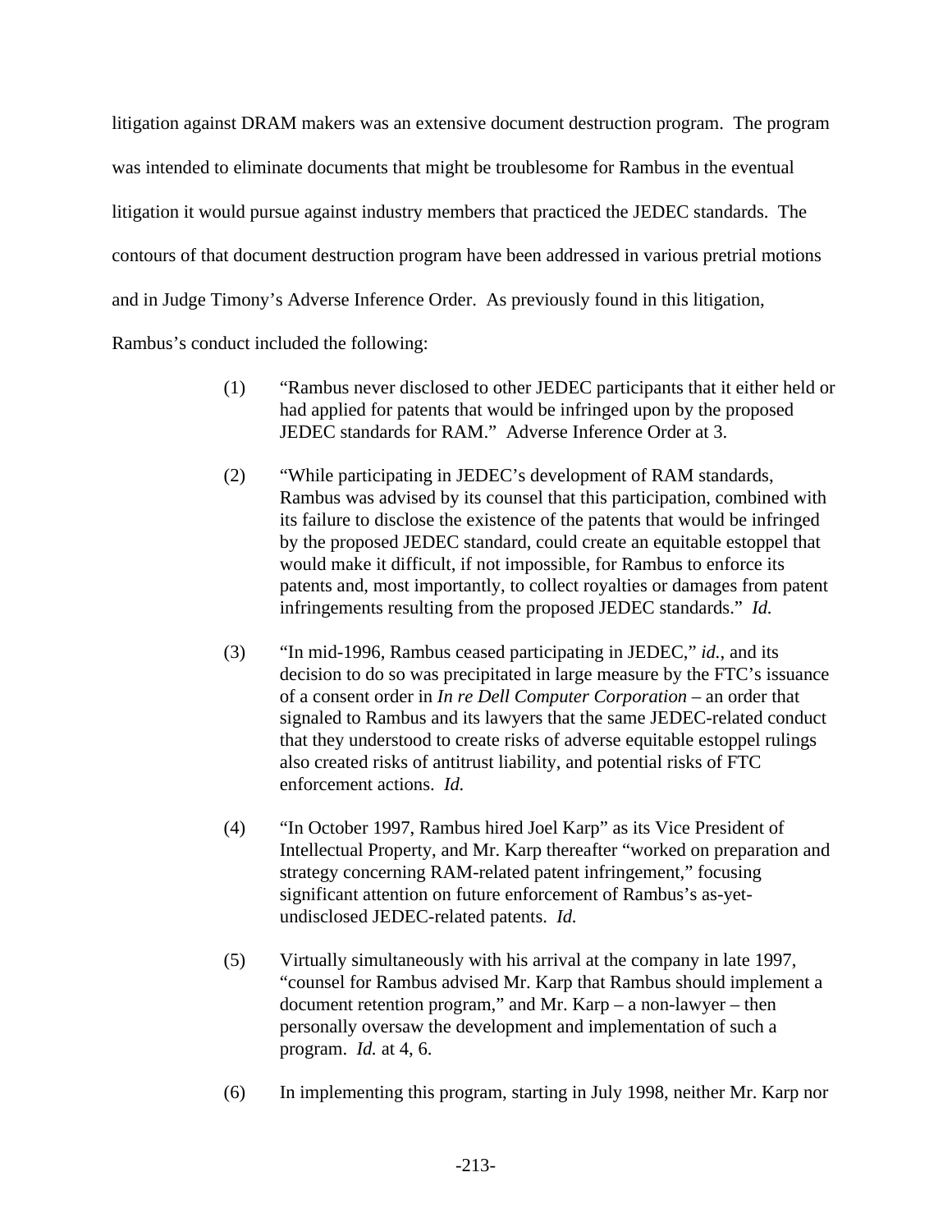litigation against DRAM makers was an extensive document destruction program. The program was intended to eliminate documents that might be troublesome for Rambus in the eventual litigation it would pursue against industry members that practiced the JEDEC standards. The contours of that document destruction program have been addressed in various pretrial motions and in Judge Timony's Adverse Inference Order. As previously found in this litigation, Rambus's conduct included the following:

> (1) "Rambus never disclosed to other JEDEC participants that it either held or had applied for patents that would be infringed upon by the proposed JEDEC standards for RAM." Adverse Inference Order at 3.
>
> (2) "While participating in JEDEC's development of RAM standards, Rambus was advised by its counsel that this participation, combined with its failure to disclose the existence of the patents that would be infringed by the proposed JEDEC standard, could create an equitable estoppel that would make it difficult, if not impossible, for Rambus to enforce its patents and, most importantly, to collect royalties or damages from patent infringements resulting from the proposed JEDEC standards." *Id.*
>
> (3) "In mid-1996, Rambus ceased participating in JEDEC," *id.*, and its decision to do so was precipitated in large measure by the FTC's issuance of a consent order in *In re Dell Computer Corporation* – an order that signaled to Rambus and its lawyers that the same JEDEC-related conduct that they understood to create risks of adverse equitable estoppel rulings also created risks of antitrust liability, and potential risks of FTC enforcement actions. *Id.*
>
> (4) "In October 1997, Rambus hired Joel Karp" as its Vice President of Intellectual Property, and Mr. Karp thereafter "worked on preparation and strategy concerning RAM-related patent infringement," focusing significant attention on future enforcement of Rambus's as-yet-undisclosed JEDEC-related patents. *Id.*
>
> (5) Virtually simultaneously with his arrival at the company in late 1997, "counsel for Rambus advised Mr. Karp that Rambus should implement a document retention program," and Mr. Karp – a non-lawyer – then personally oversaw the development and implementation of such a program. *Id.* at 4, 6.
>
> (6) In implementing this program, starting in July 1998, neither Mr. Karp nor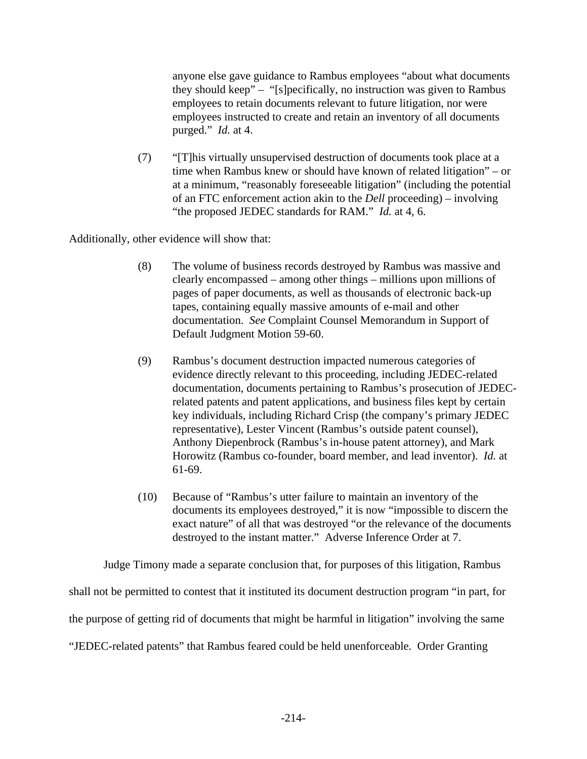anyone else gave guidance to Rambus employees "about what documents they should keep" – "[s]pecifically, no instruction was given to Rambus employees to retain documents relevant to future litigation, nor were employees instructed to create and retain an inventory of all documents purged." *Id.* at 4.

(7) "[T]his virtually unsupervised destruction of documents took place at a time when Rambus knew or should have known of related litigation" – or at a minimum, "reasonably foreseeable litigation" (including the potential of an FTC enforcement action akin to the *Dell* proceeding) – involving "the proposed JEDEC standards for RAM." *Id.* at 4, 6.

Additionally, other evidence will show that:

(8) The volume of business records destroyed by Rambus was massive and clearly encompassed – among other things – millions upon millions of pages of paper documents, as well as thousands of electronic back-up tapes, containing equally massive amounts of e-mail and other documentation. *See* Complaint Counsel Memorandum in Support of Default Judgment Motion 59-60.

(9) Rambus's document destruction impacted numerous categories of evidence directly relevant to this proceeding, including JEDEC-related documentation, documents pertaining to Rambus's prosecution of JEDEC-related patents and patent applications, and business files kept by certain key individuals, including Richard Crisp (the company's primary JEDEC representative), Lester Vincent (Rambus's outside patent counsel), Anthony Diepenbrock (Rambus's in-house patent attorney), and Mark Horowitz (Rambus co-founder, board member, and lead inventor). *Id.* at 61-69.

(10) Because of "Rambus's utter failure to maintain an inventory of the documents its employees destroyed," it is now "impossible to discern the exact nature" of all that was destroyed "or the relevance of the documents destroyed to the instant matter." Adverse Inference Order at 7.

Judge Timony made a separate conclusion that, for purposes of this litigation, Rambus shall not be permitted to contest that it instituted its document destruction program "in part, for the purpose of getting rid of documents that might be harmful in litigation" involving the same "JEDEC-related patents" that Rambus feared could be held unenforceable. Order Granting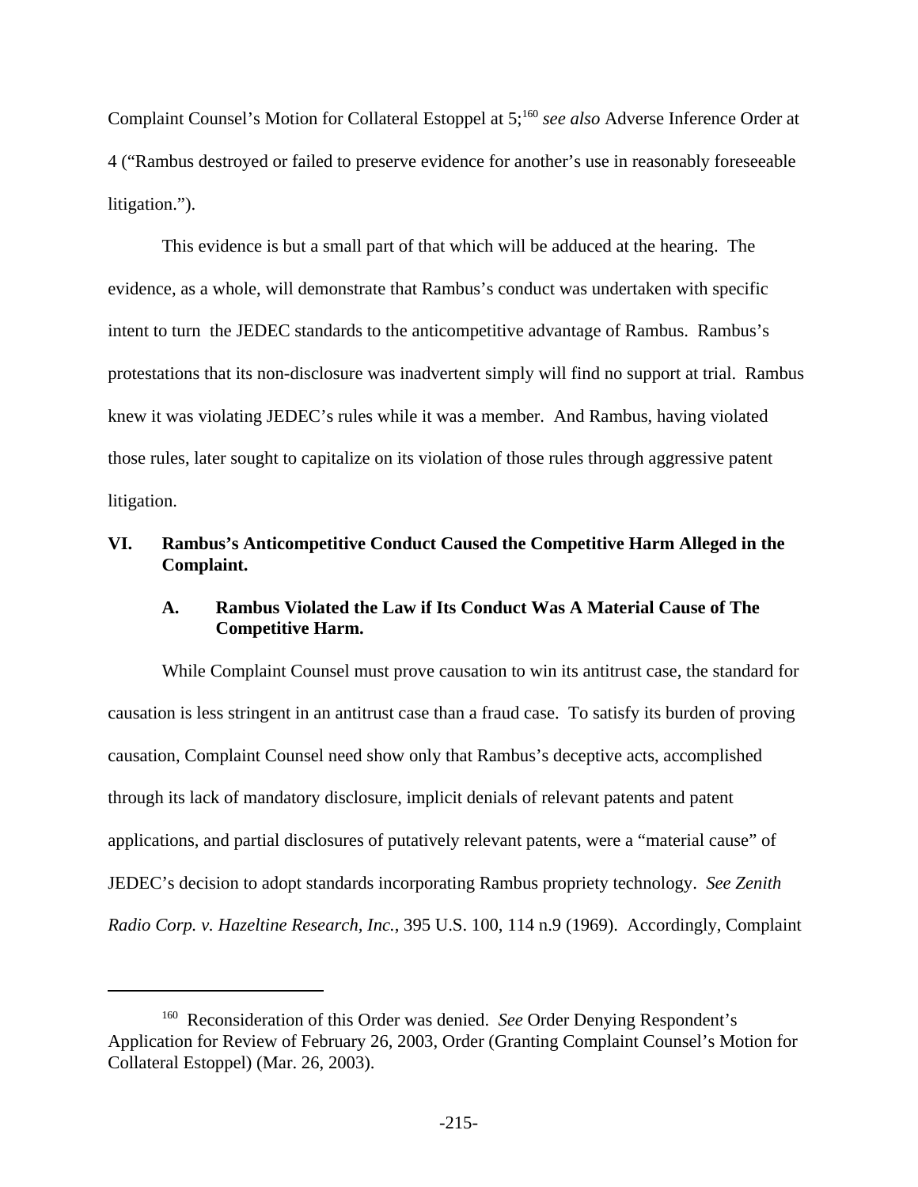Complaint Counsel's Motion for Collateral Estoppel at 5;[160] *see also* Adverse Inference Order at 4 ("Rambus destroyed or failed to preserve evidence for another's use in reasonably foreseeable litigation.").

This evidence is but a small part of that which will be adduced at the hearing. The evidence, as a whole, will demonstrate that Rambus's conduct was undertaken with specific intent to turn the JEDEC standards to the anticompetitive advantage of Rambus. Rambus's protestations that its non-disclosure was inadvertent simply will find no support at trial. Rambus knew it was violating JEDEC's rules while it was a member. And Rambus, having violated those rules, later sought to capitalize on its violation of those rules through aggressive patent litigation.

## VI. Rambus's Anticompetitive Conduct Caused the Competitive Harm Alleged in the Complaint.

### A. Rambus Violated the Law if Its Conduct Was A Material Cause of The Competitive Harm.

While Complaint Counsel must prove causation to win its antitrust case, the standard for causation is less stringent in an antitrust case than a fraud case. To satisfy its burden of proving causation, Complaint Counsel need show only that Rambus's deceptive acts, accomplished through its lack of mandatory disclosure, implicit denials of relevant patents and patent applications, and partial disclosures of putatively relevant patents, were a "material cause" of JEDEC's decision to adopt standards incorporating Rambus propriety technology. *See Zenith Radio Corp. v. Hazeltine Research, Inc.*, 395 U.S. 100, 114 n.9 (1969). Accordingly, Complaint

---

[160] Reconsideration of this Order was denied. *See* Order Denying Respondent's Application for Review of February 26, 2003, Order (Granting Complaint Counsel's Motion for Collateral Estoppel) (Mar. 26, 2003).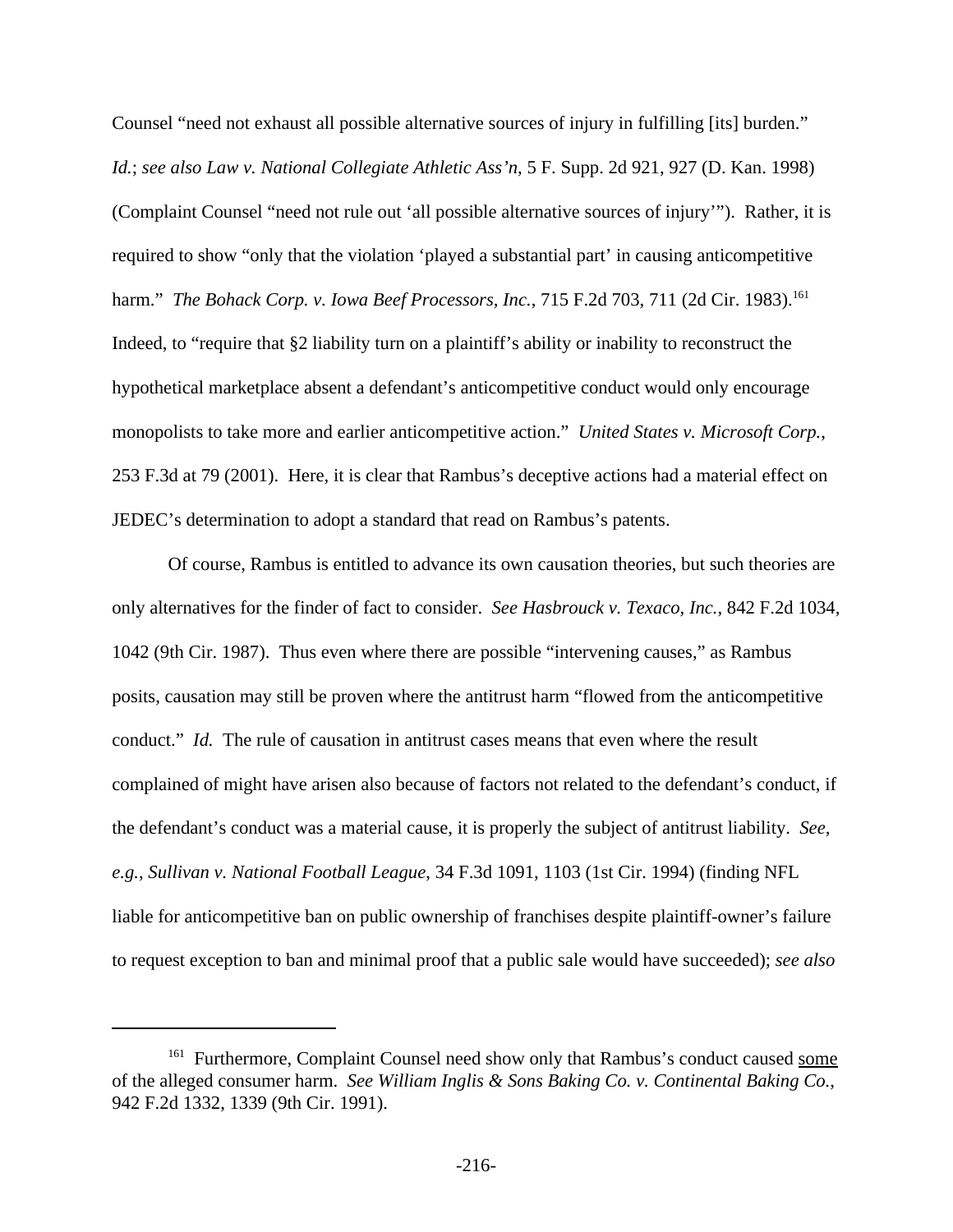Counsel "need not exhaust all possible alternative sources of injury in fulfilling [its] burden." *Id.*; *see also Law v. National Collegiate Athletic Ass'n*, 5 F. Supp. 2d 921, 927 (D. Kan. 1998) (Complaint Counsel "need not rule out 'all possible alternative sources of injury'"). Rather, it is required to show "only that the violation 'played a substantial part' in causing anticompetitive harm." *The Bohack Corp. v. Iowa Beef Processors, Inc.*, 715 F.2d 703, 711 (2d Cir. 1983).[161] Indeed, to "require that §2 liability turn on a plaintiff's ability or inability to reconstruct the hypothetical marketplace absent a defendant's anticompetitive conduct would only encourage monopolists to take more and earlier anticompetitive action." *United States v. Microsoft Corp.*, 253 F.3d at 79 (2001). Here, it is clear that Rambus's deceptive actions had a material effect on JEDEC's determination to adopt a standard that read on Rambus's patents.

Of course, Rambus is entitled to advance its own causation theories, but such theories are only alternatives for the finder of fact to consider. *See Hasbrouck v. Texaco, Inc.*, 842 F.2d 1034, 1042 (9th Cir. 1987). Thus even where there are possible "intervening causes," as Rambus posits, causation may still be proven where the antitrust harm "flowed from the anticompetitive conduct." *Id.* The rule of causation in antitrust cases means that even where the result complained of might have arisen also because of factors not related to the defendant's conduct, if the defendant's conduct was a material cause, it is properly the subject of antitrust liability. *See, e.g.*, *Sullivan v. National Football League*, 34 F.3d 1091, 1103 (1st Cir. 1994) (finding NFL liable for anticompetitive ban on public ownership of franchises despite plaintiff-owner's failure to request exception to ban and minimal proof that a public sale would have succeeded); *see also*

---

[161] Furthermore, Complaint Counsel need show only that Rambus's conduct caused some of the alleged consumer harm. *See William Inglis & Sons Baking Co. v. Continental Baking Co.*, 942 F.2d 1332, 1339 (9th Cir. 1991).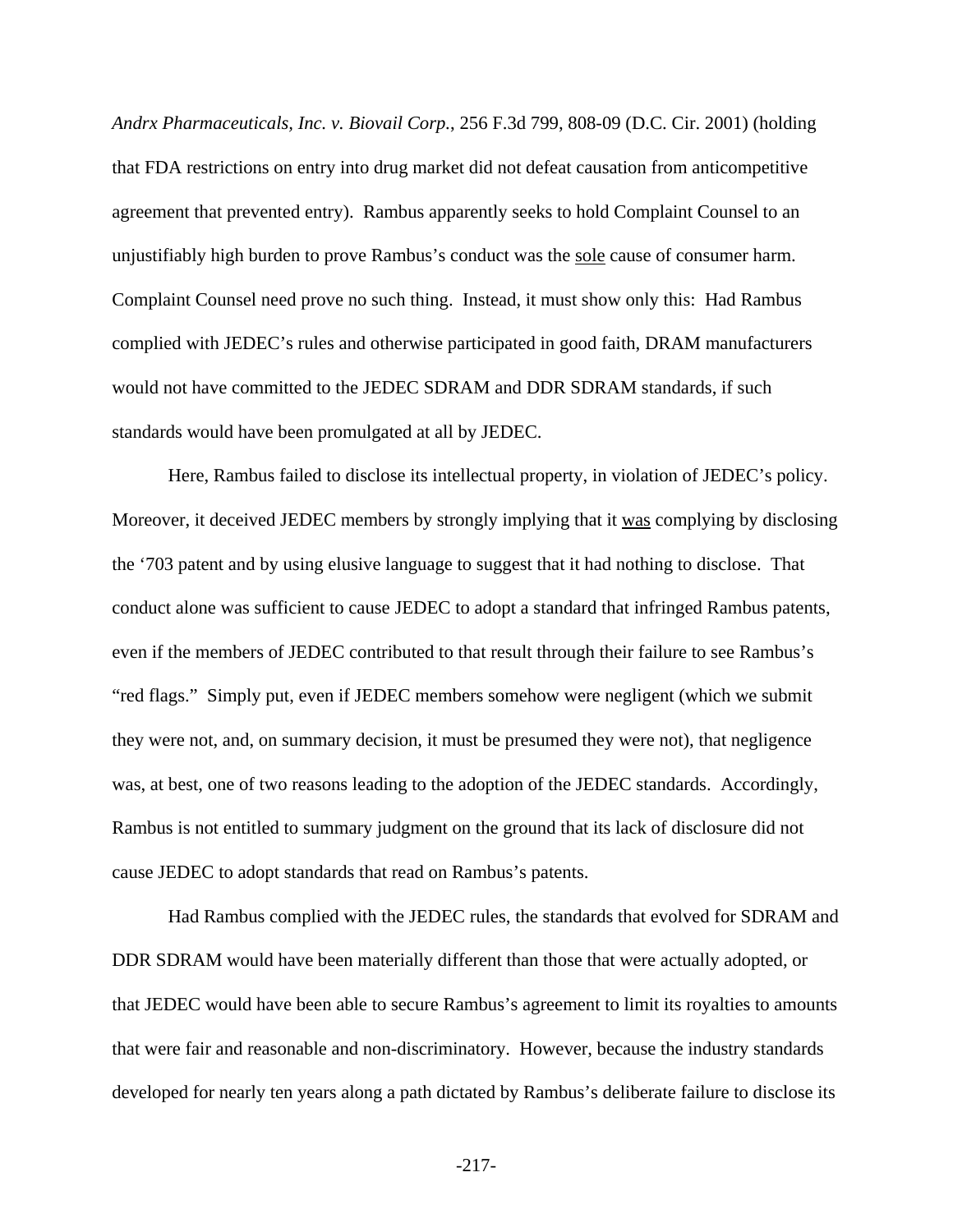*Andrx Pharmaceuticals, Inc. v. Biovail Corp.*, 256 F.3d 799, 808-09 (D.C. Cir. 2001) (holding that FDA restrictions on entry into drug market did not defeat causation from anticompetitive agreement that prevented entry). Rambus apparently seeks to hold Complaint Counsel to an unjustifiably high burden to prove Rambus's conduct was the <u>sole</u> cause of consumer harm. Complaint Counsel need prove no such thing. Instead, it must show only this: Had Rambus complied with JEDEC's rules and otherwise participated in good faith, DRAM manufacturers would not have committed to the JEDEC SDRAM and DDR SDRAM standards, if such standards would have been promulgated at all by JEDEC.

Here, Rambus failed to disclose its intellectual property, in violation of JEDEC's policy. Moreover, it deceived JEDEC members by strongly implying that it <u>was</u> complying by disclosing the '703 patent and by using elusive language to suggest that it had nothing to disclose. That conduct alone was sufficient to cause JEDEC to adopt a standard that infringed Rambus patents, even if the members of JEDEC contributed to that result through their failure to see Rambus's "red flags." Simply put, even if JEDEC members somehow were negligent (which we submit they were not, and, on summary decision, it must be presumed they were not), that negligence was, at best, one of two reasons leading to the adoption of the JEDEC standards. Accordingly, Rambus is not entitled to summary judgment on the ground that its lack of disclosure did not cause JEDEC to adopt standards that read on Rambus's patents.

Had Rambus complied with the JEDEC rules, the standards that evolved for SDRAM and DDR SDRAM would have been materially different than those that were actually adopted, or that JEDEC would have been able to secure Rambus's agreement to limit its royalties to amounts that were fair and reasonable and non-discriminatory. However, because the industry standards developed for nearly ten years along a path dictated by Rambus's deliberate failure to disclose its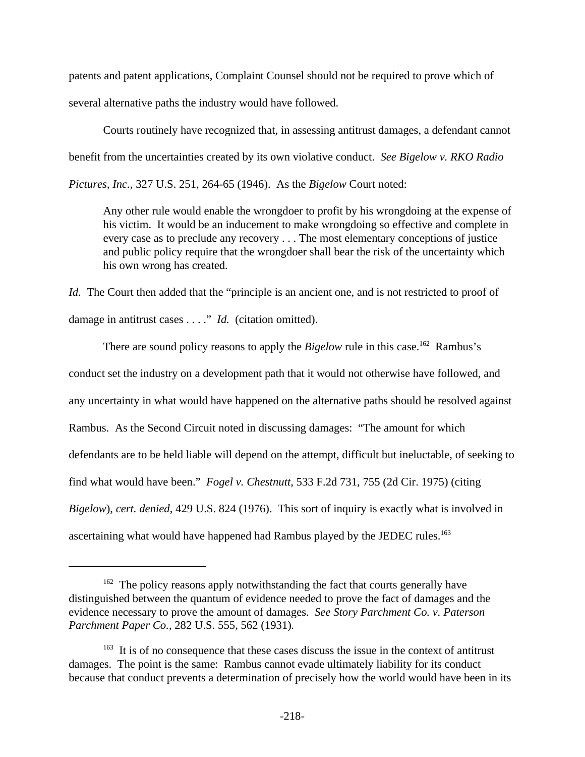patents and patent applications, Complaint Counsel should not be required to prove which of several alternative paths the industry would have followed.

Courts routinely have recognized that, in assessing antitrust damages, a defendant cannot benefit from the uncertainties created by its own violative conduct. *See Bigelow v. RKO Radio Pictures, Inc.*, 327 U.S. 251, 264-65 (1946). As the *Bigelow* Court noted:

> Any other rule would enable the wrongdoer to profit by his wrongdoing at the expense of his victim. It would be an inducement to make wrongdoing so effective and complete in every case as to preclude any recovery . . . The most elementary conceptions of justice and public policy require that the wrongdoer shall bear the risk of the uncertainty which his own wrong has created.

*Id.* The Court then added that the "principle is an ancient one, and is not restricted to proof of damage in antitrust cases . . . ." *Id.* (citation omitted).

There are sound policy reasons to apply the *Bigelow* rule in this case.[162] Rambus's conduct set the industry on a development path that it would not otherwise have followed, and any uncertainty in what would have happened on the alternative paths should be resolved against Rambus. As the Second Circuit noted in discussing damages: "The amount for which defendants are to be held liable will depend on the attempt, difficult but ineluctable, of seeking to find what would have been." *Fogel v. Chestnutt*, 533 F.2d 731, 755 (2d Cir. 1975) (citing *Bigelow*), *cert. denied*, 429 U.S. 824 (1976). This sort of inquiry is exactly what is involved in ascertaining what would have happened had Rambus played by the JEDEC rules.[163]

---

[162] The policy reasons apply notwithstanding the fact that courts generally have distinguished between the quantum of evidence needed to prove the fact of damages and the evidence necessary to prove the amount of damages. *See Story Parchment Co. v. Paterson Parchment Paper Co.*, 282 U.S. 555, 562 (1931).

[163] It is of no consequence that these cases discuss the issue in the context of antitrust damages. The point is the same: Rambus cannot evade ultimately liability for its conduct because that conduct prevents a determination of precisely how the world would have been in its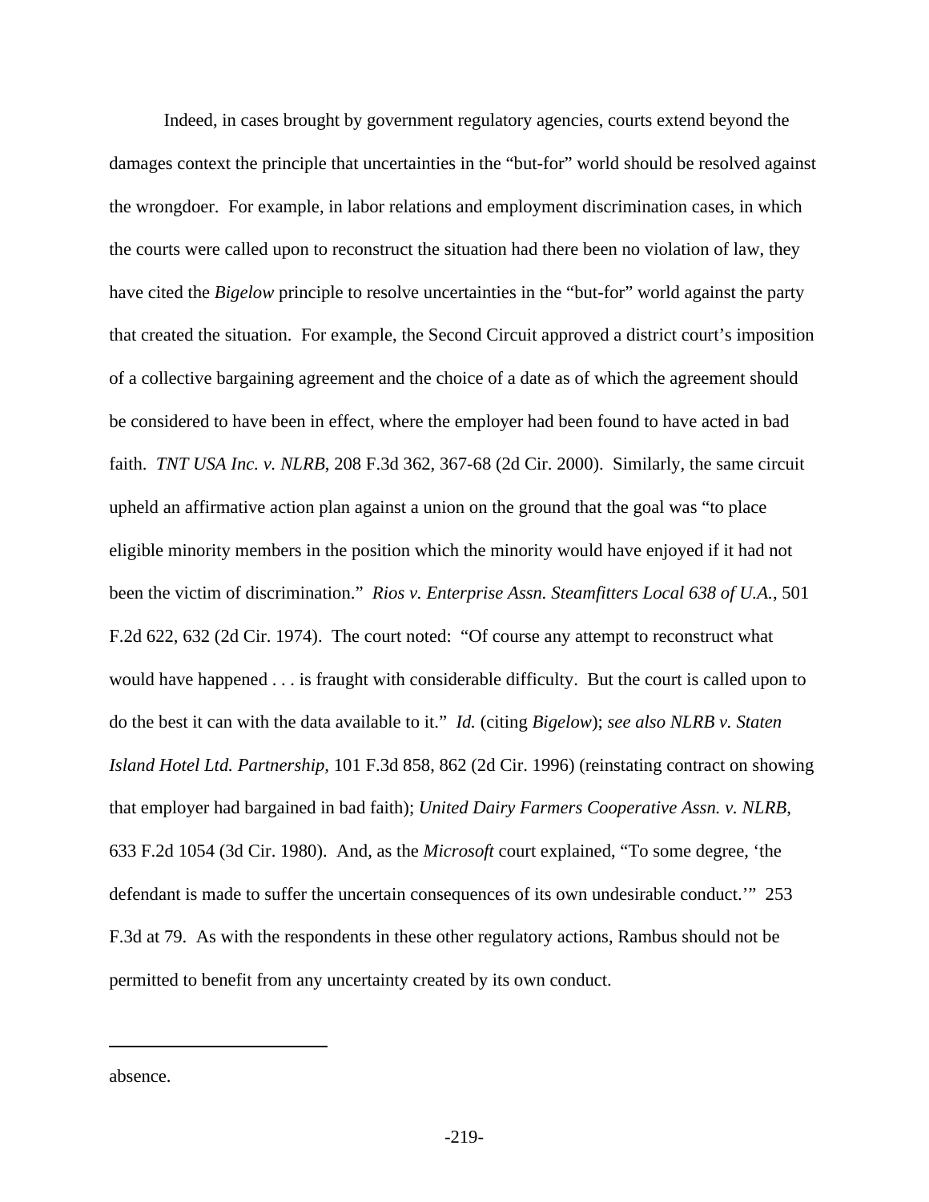Indeed, in cases brought by government regulatory agencies, courts extend beyond the damages context the principle that uncertainties in the "but-for" world should be resolved against the wrongdoer. For example, in labor relations and employment discrimination cases, in which the courts were called upon to reconstruct the situation had there been no violation of law, they have cited the *Bigelow* principle to resolve uncertainties in the "but-for" world against the party that created the situation. For example, the Second Circuit approved a district court's imposition of a collective bargaining agreement and the choice of a date as of which the agreement should be considered to have been in effect, where the employer had been found to have acted in bad faith. *TNT USA Inc. v. NLRB*, 208 F.3d 362, 367-68 (2d Cir. 2000). Similarly, the same circuit upheld an affirmative action plan against a union on the ground that the goal was "to place eligible minority members in the position which the minority would have enjoyed if it had not been the victim of discrimination." *Rios v. Enterprise Assn. Steamfitters Local 638 of U.A.*, 501 F.2d 622, 632 (2d Cir. 1974). The court noted: "Of course any attempt to reconstruct what would have happened . . . is fraught with considerable difficulty. But the court is called upon to do the best it can with the data available to it." *Id.* (citing *Bigelow*); *see also NLRB v. Staten Island Hotel Ltd. Partnership*, 101 F.3d 858, 862 (2d Cir. 1996) (reinstating contract on showing that employer had bargained in bad faith); *United Dairy Farmers Cooperative Assn. v. NLRB*, 633 F.2d 1054 (3d Cir. 1980). And, as the *Microsoft* court explained, "To some degree, 'the defendant is made to suffer the uncertain consequences of its own undesirable conduct.'" 253 F.3d at 79. As with the respondents in these other regulatory actions, Rambus should not be permitted to benefit from any uncertainty created by its own conduct.

---

absence.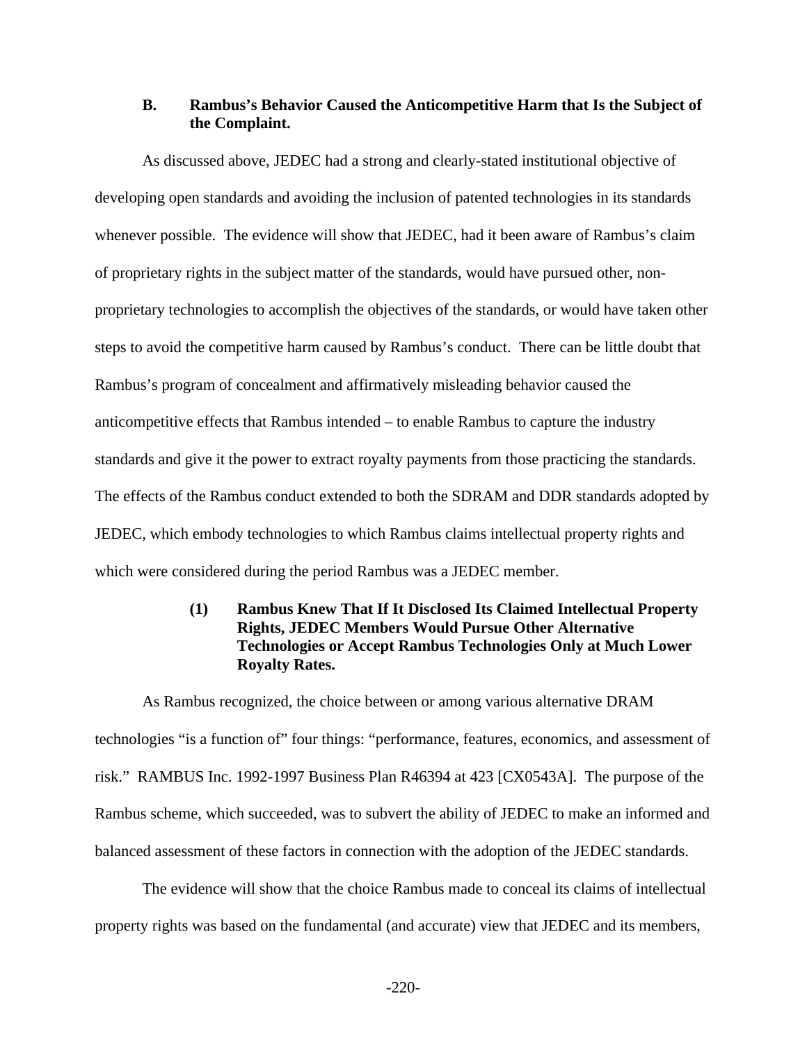### B. Rambus's Behavior Caused the Anticompetitive Harm that Is the Subject of the Complaint.

As discussed above, JEDEC had a strong and clearly-stated institutional objective of developing open standards and avoiding the inclusion of patented technologies in its standards whenever possible. The evidence will show that JEDEC, had it been aware of Rambus's claim of proprietary rights in the subject matter of the standards, would have pursued other, non-proprietary technologies to accomplish the objectives of the standards, or would have taken other steps to avoid the competitive harm caused by Rambus's conduct. There can be little doubt that Rambus's program of concealment and affirmatively misleading behavior caused the anticompetitive effects that Rambus intended – to enable Rambus to capture the industry standards and give it the power to extract royalty payments from those practicing the standards. The effects of the Rambus conduct extended to both the SDRAM and DDR standards adopted by JEDEC, which embody technologies to which Rambus claims intellectual property rights and which were considered during the period Rambus was a JEDEC member.

#### (1) Rambus Knew That If It Disclosed Its Claimed Intellectual Property Rights, JEDEC Members Would Pursue Other Alternative Technologies or Accept Rambus Technologies Only at Much Lower Royalty Rates.

As Rambus recognized, the choice between or among various alternative DRAM technologies "is a function of" four things: "performance, features, economics, and assessment of risk." RAMBUS Inc. 1992-1997 Business Plan R46394 at 423 [CX0543A]. The purpose of the Rambus scheme, which succeeded, was to subvert the ability of JEDEC to make an informed and balanced assessment of these factors in connection with the adoption of the JEDEC standards.

The evidence will show that the choice Rambus made to conceal its claims of intellectual property rights was based on the fundamental (and accurate) view that JEDEC and its members,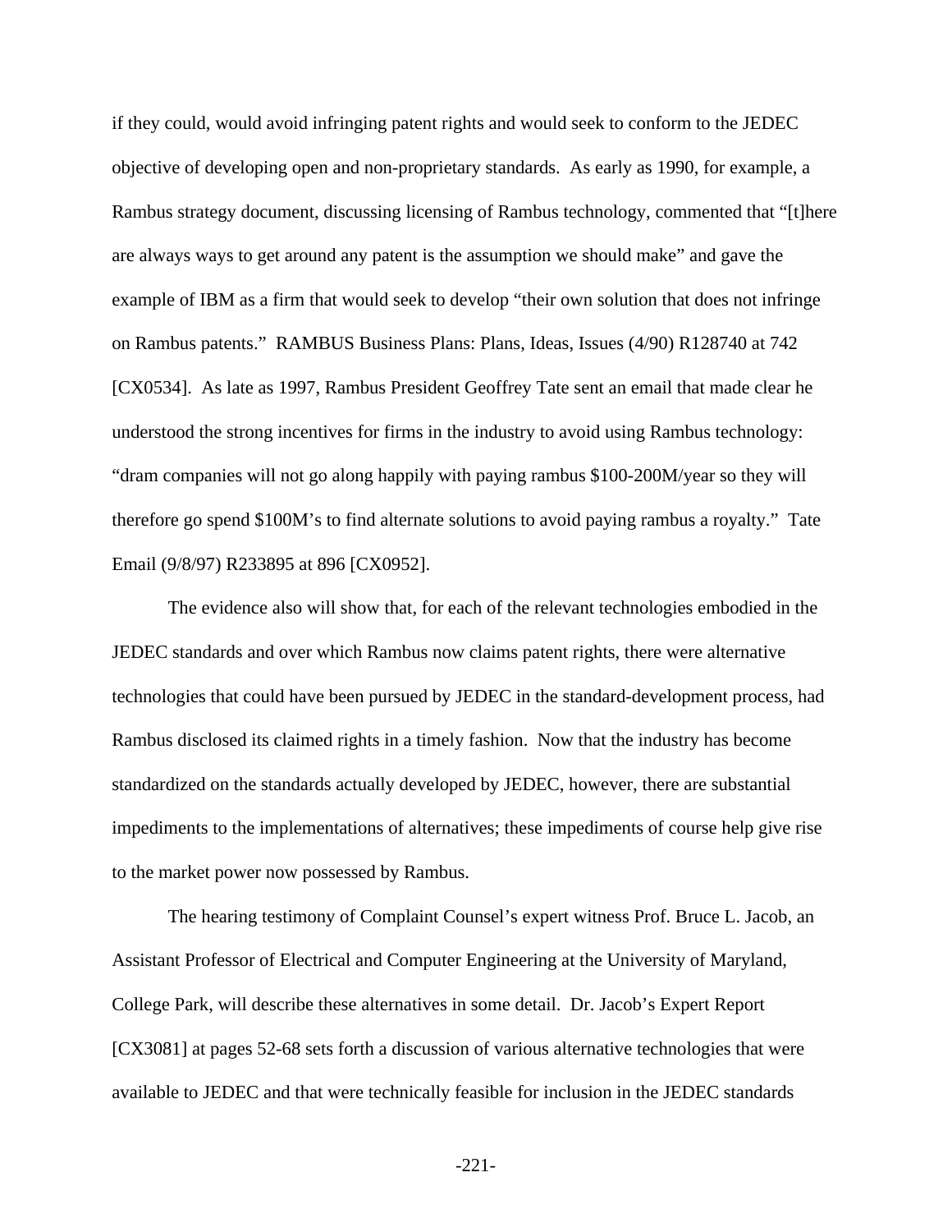if they could, would avoid infringing patent rights and would seek to conform to the JEDEC objective of developing open and non-proprietary standards. As early as 1990, for example, a Rambus strategy document, discussing licensing of Rambus technology, commented that "[t]here are always ways to get around any patent is the assumption we should make" and gave the example of IBM as a firm that would seek to develop "their own solution that does not infringe on Rambus patents." RAMBUS Business Plans: Plans, Ideas, Issues (4/90) R128740 at 742 [CX0534]. As late as 1997, Rambus President Geoffrey Tate sent an email that made clear he understood the strong incentives for firms in the industry to avoid using Rambus technology: "dram companies will not go along happily with paying rambus $100-200M/year so they will therefore go spend $100M's to find alternate solutions to avoid paying rambus a royalty." Tate Email (9/8/97) R233895 at 896 [CX0952].

The evidence also will show that, for each of the relevant technologies embodied in the JEDEC standards and over which Rambus now claims patent rights, there were alternative technologies that could have been pursued by JEDEC in the standard-development process, had Rambus disclosed its claimed rights in a timely fashion. Now that the industry has become standardized on the standards actually developed by JEDEC, however, there are substantial impediments to the implementations of alternatives; these impediments of course help give rise to the market power now possessed by Rambus.

The hearing testimony of Complaint Counsel's expert witness Prof. Bruce L. Jacob, an Assistant Professor of Electrical and Computer Engineering at the University of Maryland, College Park, will describe these alternatives in some detail. Dr. Jacob's Expert Report [CX3081] at pages 52-68 sets forth a discussion of various alternative technologies that were available to JEDEC and that were technically feasible for inclusion in the JEDEC standards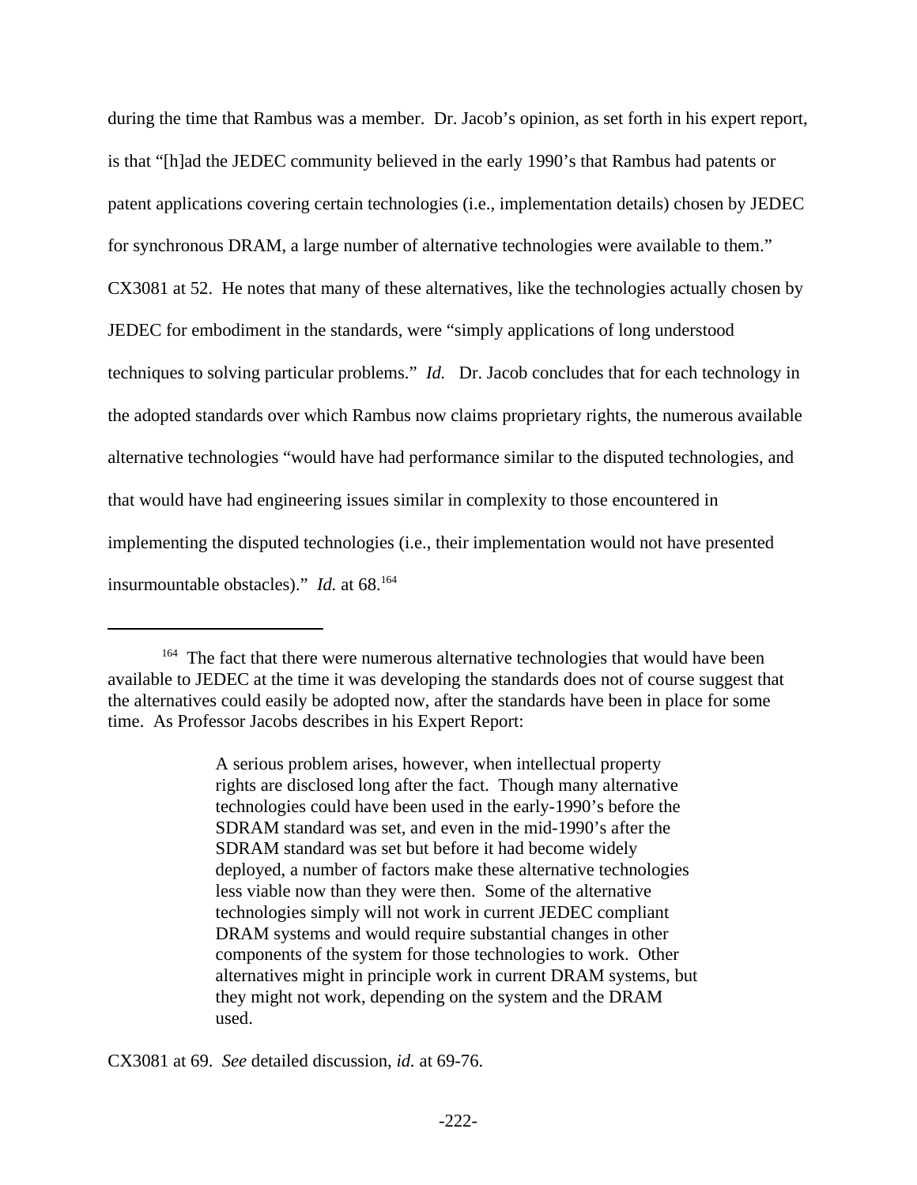during the time that Rambus was a member. Dr. Jacob's opinion, as set forth in his expert report, is that "[h]ad the JEDEC community believed in the early 1990's that Rambus had patents or patent applications covering certain technologies (i.e., implementation details) chosen by JEDEC for synchronous DRAM, a large number of alternative technologies were available to them." CX3081 at 52. He notes that many of these alternatives, like the technologies actually chosen by JEDEC for embodiment in the standards, were "simply applications of long understood techniques to solving particular problems." *Id.* Dr. Jacob concludes that for each technology in the adopted standards over which Rambus now claims proprietary rights, the numerous available alternative technologies "would have had performance similar to the disputed technologies, and that would have had engineering issues similar in complexity to those encountered in implementing the disputed technologies (i.e., their implementation would not have presented insurmountable obstacles)." *Id.* at 68.[164]

---

[164] The fact that there were numerous alternative technologies that would have been available to JEDEC at the time it was developing the standards does not of course suggest that the alternatives could easily be adopted now, after the standards have been in place for some time. As Professor Jacobs describes in his Expert Report:

> A serious problem arises, however, when intellectual property rights are disclosed long after the fact. Though many alternative technologies could have been used in the early-1990's before the SDRAM standard was set, and even in the mid-1990's after the SDRAM standard was set but before it had become widely deployed, a number of factors make these alternative technologies less viable now than they were then. Some of the alternative technologies simply will not work in current JEDEC compliant DRAM systems and would require substantial changes in other components of the system for those technologies to work. Other alternatives might in principle work in current DRAM systems, but they might not work, depending on the system and the DRAM used.

CX3081 at 69. *See* detailed discussion, *id.* at 69-76.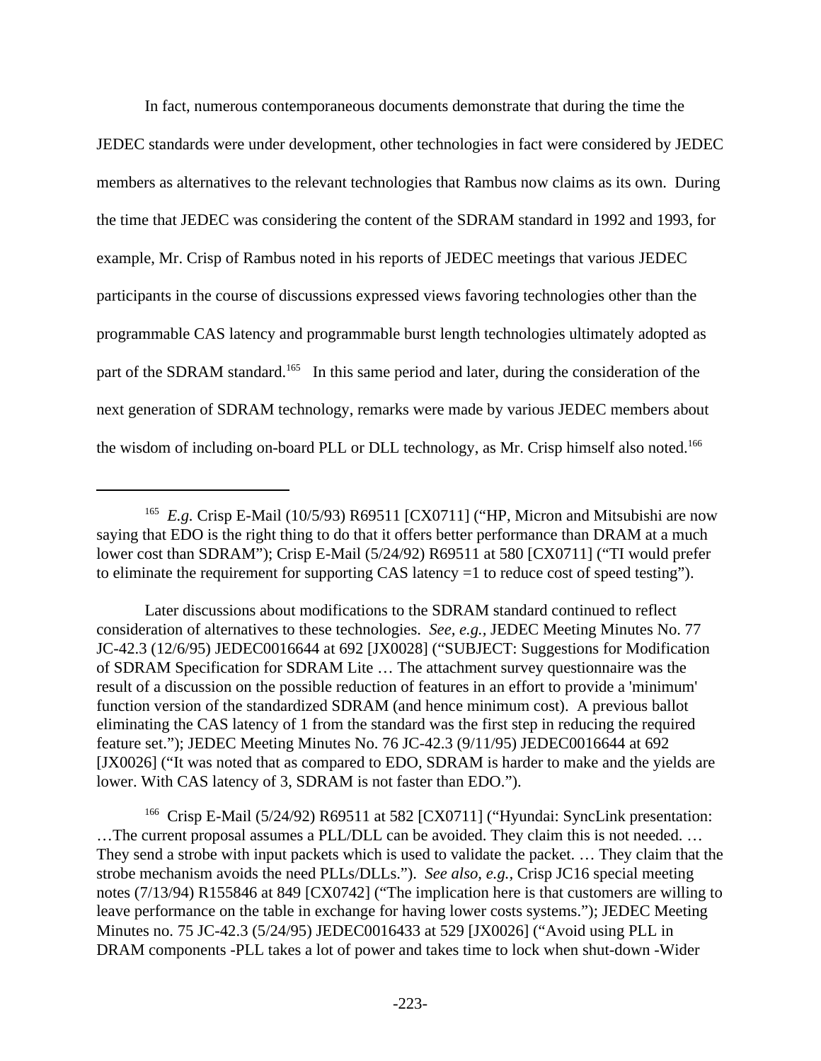In fact, numerous contemporaneous documents demonstrate that during the time the JEDEC standards were under development, other technologies in fact were considered by JEDEC members as alternatives to the relevant technologies that Rambus now claims as its own. During the time that JEDEC was considering the content of the SDRAM standard in 1992 and 1993, for example, Mr. Crisp of Rambus noted in his reports of JEDEC meetings that various JEDEC participants in the course of discussions expressed views favoring technologies other than the programmable CAS latency and programmable burst length technologies ultimately adopted as part of the SDRAM standard.[165] In this same period and later, during the consideration of the next generation of SDRAM technology, remarks were made by various JEDEC members about the wisdom of including on-board PLL or DLL technology, as Mr. Crisp himself also noted.[166]

---

[165] *E.g.* Crisp E-Mail (10/5/93) R69511 [CX0711] ("HP, Micron and Mitsubishi are now saying that EDO is the right thing to do that it offers better performance than DRAM at a much lower cost than SDRAM"); Crisp E-Mail (5/24/92) R69511 at 580 [CX0711] ("TI would prefer to eliminate the requirement for supporting CAS latency =1 to reduce cost of speed testing").

Later discussions about modifications to the SDRAM standard continued to reflect consideration of alternatives to these technologies. *See, e.g.*, JEDEC Meeting Minutes No. 77 JC-42.3 (12/6/95) JEDEC0016644 at 692 [JX0028] ("SUBJECT: Suggestions for Modification of SDRAM Specification for SDRAM Lite … The attachment survey questionnaire was the result of a discussion on the possible reduction of features in an effort to provide a 'minimum' function version of the standardized SDRAM (and hence minimum cost). A previous ballot eliminating the CAS latency of 1 from the standard was the first step in reducing the required feature set."); JEDEC Meeting Minutes No. 76 JC-42.3 (9/11/95) JEDEC0016644 at 692 [JX0026] ("It was noted that as compared to EDO, SDRAM is harder to make and the yields are lower. With CAS latency of 3, SDRAM is not faster than EDO.").

[166] Crisp E-Mail (5/24/92) R69511 at 582 [CX0711] ("Hyundai: SyncLink presentation: …The current proposal assumes a PLL/DLL can be avoided. They claim this is not needed. … They send a strobe with input packets which is used to validate the packet. … They claim that the strobe mechanism avoids the need PLLs/DLLs."). *See also, e.g.*, Crisp JC16 special meeting notes (7/13/94) R155846 at 849 [CX0742] ("The implication here is that customers are willing to leave performance on the table in exchange for having lower costs systems."); JEDEC Meeting Minutes no. 75 JC-42.3 (5/24/95) JEDEC0016433 at 529 [JX0026] ("Avoid using PLL in DRAM components -PLL takes a lot of power and takes time to lock when shut-down -Wider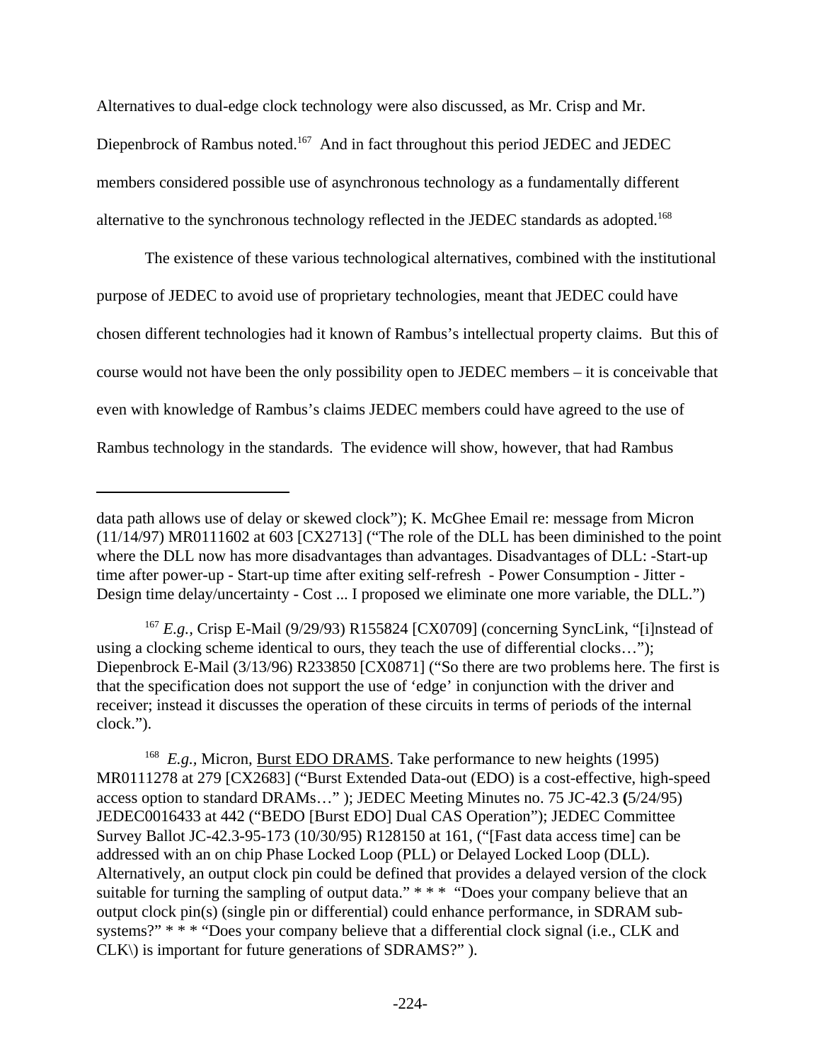Alternatives to dual-edge clock technology were also discussed, as Mr. Crisp and Mr. Diepenbrock of Rambus noted.[167] And in fact throughout this period JEDEC and JEDEC members considered possible use of asynchronous technology as a fundamentally different alternative to the synchronous technology reflected in the JEDEC standards as adopted.[168]

The existence of these various technological alternatives, combined with the institutional purpose of JEDEC to avoid use of proprietary technologies, meant that JEDEC could have chosen different technologies had it known of Rambus's intellectual property claims. But this of course would not have been the only possibility open to JEDEC members – it is conceivable that even with knowledge of Rambus's claims JEDEC members could have agreed to the use of Rambus technology in the standards. The evidence will show, however, that had Rambus

---

data path allows use of delay or skewed clock"); K. McGhee Email re: message from Micron (11/14/97) MR0111602 at 603 [CX2713] ("The role of the DLL has been diminished to the point where the DLL now has more disadvantages than advantages. Disadvantages of DLL: -Start-up time after power-up - Start-up time after exiting self-refresh - Power Consumption - Jitter - Design time delay/uncertainty - Cost ... I proposed we eliminate one more variable, the DLL.")

[167] *E.g.*, Crisp E-Mail (9/29/93) R155824 [CX0709] (concerning SyncLink, "[i]nstead of using a clocking scheme identical to ours, they teach the use of differential clocks…"); Diepenbrock E-Mail (3/13/96) R233850 [CX0871] ("So there are two problems here. The first is that the specification does not support the use of 'edge' in conjunction with the driver and receiver; instead it discusses the operation of these circuits in terms of periods of the internal clock.").

[168] *E.g.*, Micron, Burst EDO DRAMS. Take performance to new heights (1995) MR0111278 at 279 [CX2683] ("Burst Extended Data-out (EDO) is a cost-effective, high-speed access option to standard DRAMs…" ); JEDEC Meeting Minutes no. 75 JC-42.3 (5/24/95) JEDEC0016433 at 442 ("BEDO [Burst EDO] Dual CAS Operation"); JEDEC Committee Survey Ballot JC-42.3-95-173 (10/30/95) R128150 at 161, ("[Fast data access time] can be addressed with an on chip Phase Locked Loop (PLL) or Delayed Locked Loop (DLL). Alternatively, an output clock pin could be defined that provides a delayed version of the clock suitable for turning the sampling of output data." * * * "Does your company believe that an output clock pin(s) (single pin or differential) could enhance performance, in SDRAM sub-systems?" * * * "Does your company believe that a differential clock signal (i.e., CLK and CLK\) is important for future generations of SDRAMS?" ).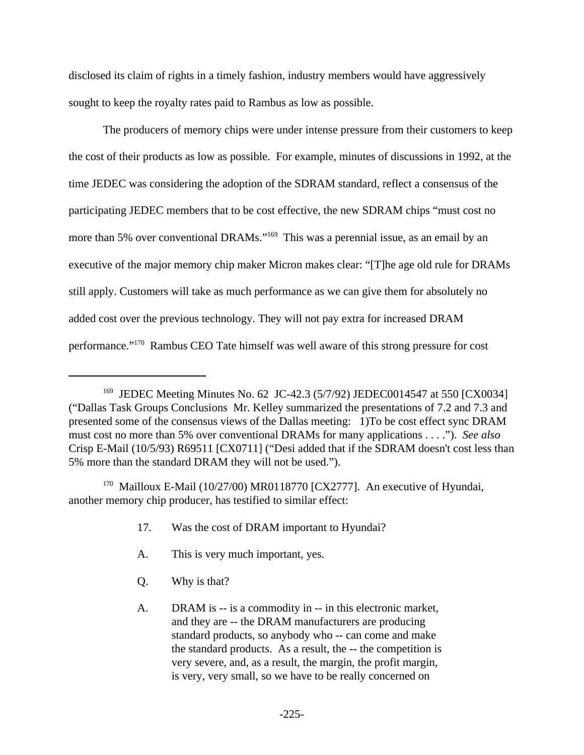disclosed its claim of rights in a timely fashion, industry members would have aggressively sought to keep the royalty rates paid to Rambus as low as possible.

The producers of memory chips were under intense pressure from their customers to keep the cost of their products as low as possible. For example, minutes of discussions in 1992, at the time JEDEC was considering the adoption of the SDRAM standard, reflect a consensus of the participating JEDEC members that to be cost effective, the new SDRAM chips "must cost no more than 5% over conventional DRAMs."[169] This was a perennial issue, as an email by an executive of the major memory chip maker Micron makes clear: "[T]he age old rule for DRAMs still apply. Customers will take as much performance as we can give them for absolutely no added cost over the previous technology. They will not pay extra for increased DRAM performance."[170] Rambus CEO Tate himself was well aware of this strong pressure for cost

---

[169] JEDEC Meeting Minutes No. 62 JC-42.3 (5/7/92) JEDEC0014547 at 550 [CX0034] ("Dallas Task Groups Conclusions Mr. Kelley summarized the presentations of 7.2 and 7.3 and presented some of the consensus views of the Dallas meeting: 1)To be cost effect sync DRAM must cost no more than 5% over conventional DRAMs for many applications . . . ."). *See also* Crisp E-Mail (10/5/93) R69511 [CX0711] ("Desi added that if the SDRAM doesn't cost less than 5% more than the standard DRAM they will not be used.").

[170] Mailloux E-Mail (10/27/00) MR0118770 [CX2777]. An executive of Hyundai, another memory chip producer, has testified to similar effect:

> 17. Was the cost of DRAM important to Hyundai?
>
> A. This is very much important, yes.
>
> Q. Why is that?
>
> A. DRAM is -- is a commodity in -- in this electronic market, and they are -- the DRAM manufacturers are producing standard products, so anybody who -- can come and make the standard products. As a result, the -- the competition is very severe, and, as a result, the margin, the profit margin, is very, very small, so we have to be really concerned on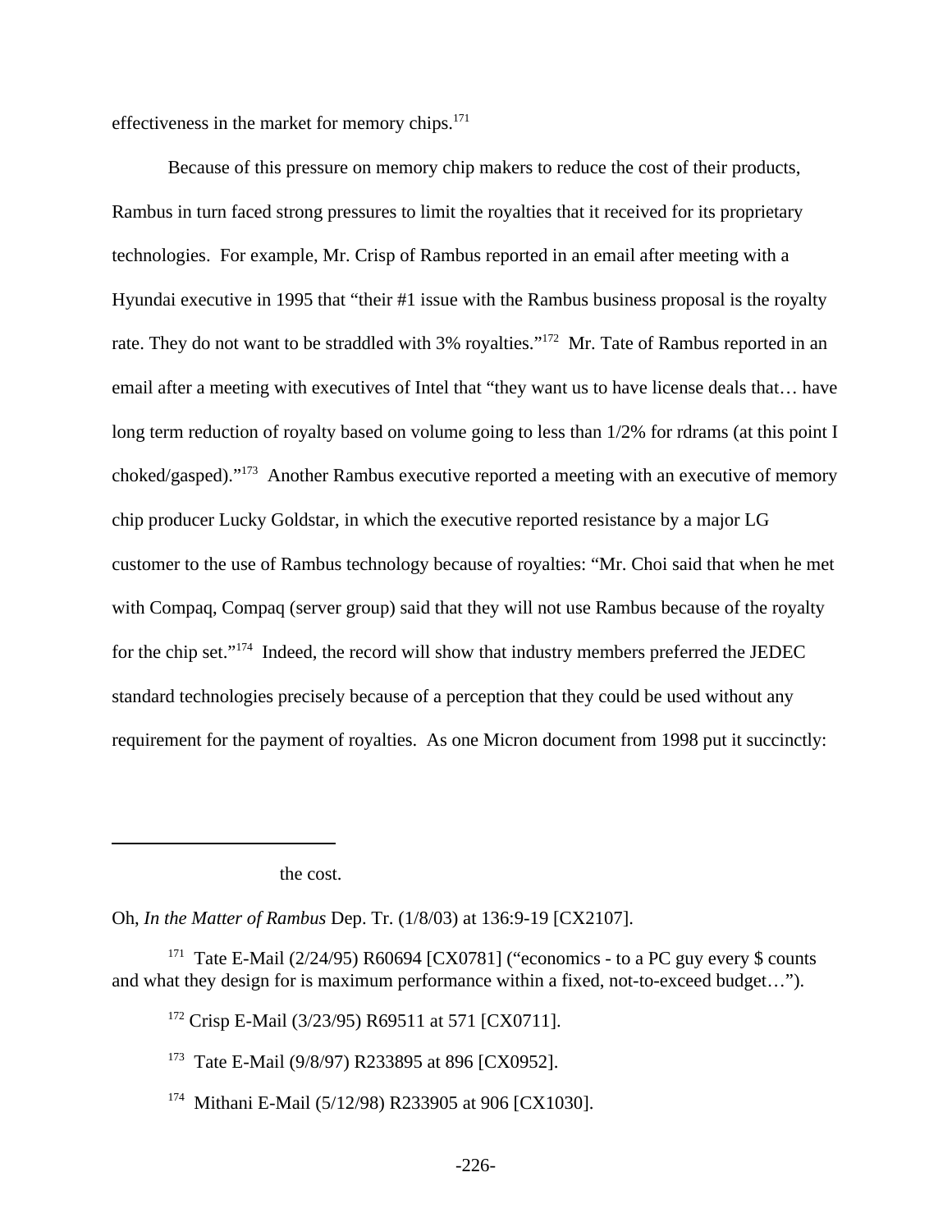effectiveness in the market for memory chips.[171]

Because of this pressure on memory chip makers to reduce the cost of their products, Rambus in turn faced strong pressures to limit the royalties that it received for its proprietary technologies. For example, Mr. Crisp of Rambus reported in an email after meeting with a Hyundai executive in 1995 that "their #1 issue with the Rambus business proposal is the royalty rate. They do not want to be straddled with 3% royalties."[172] Mr. Tate of Rambus reported in an email after a meeting with executives of Intel that "they want us to have license deals that… have long term reduction of royalty based on volume going to less than 1/2% for rdrams (at this point I choked/gasped)."[173] Another Rambus executive reported a meeting with an executive of memory chip producer Lucky Goldstar, in which the executive reported resistance by a major LG customer to the use of Rambus technology because of royalties: "Mr. Choi said that when he met with Compaq, Compaq (server group) said that they will not use Rambus because of the royalty for the chip set."[174] Indeed, the record will show that industry members preferred the JEDEC standard technologies precisely because of a perception that they could be used without any requirement for the payment of royalties. As one Micron document from 1998 put it succinctly:

---

the cost.

Oh, *In the Matter of Rambus* Dep. Tr. (1/8/03) at 136:9-19 [CX2107].

[171] Tate E-Mail (2/24/95) R60694 [CX0781] ("economics - to a PC guy every $ counts and what they design for is maximum performance within a fixed, not-to-exceed budget…").

[172] Crisp E-Mail (3/23/95) R69511 at 571 [CX0711].

[173] Tate E-Mail (9/8/97) R233895 at 896 [CX0952].

[174] Mithani E-Mail (5/12/98) R233905 at 906 [CX1030].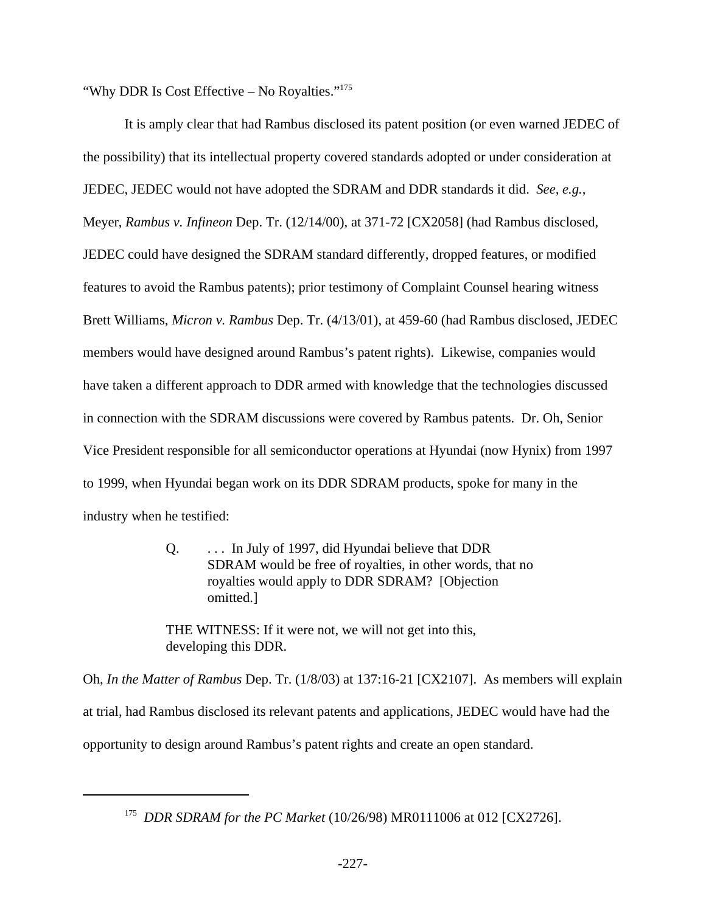"Why DDR Is Cost Effective – No Royalties."[175]

It is amply clear that had Rambus disclosed its patent position (or even warned JEDEC of the possibility) that its intellectual property covered standards adopted or under consideration at JEDEC, JEDEC would not have adopted the SDRAM and DDR standards it did. *See, e.g.*, Meyer, *Rambus v. Infineon* Dep. Tr. (12/14/00), at 371-72 [CX2058] (had Rambus disclosed, JEDEC could have designed the SDRAM standard differently, dropped features, or modified features to avoid the Rambus patents); prior testimony of Complaint Counsel hearing witness Brett Williams, *Micron v. Rambus* Dep. Tr. (4/13/01), at 459-60 (had Rambus disclosed, JEDEC members would have designed around Rambus's patent rights). Likewise, companies would have taken a different approach to DDR armed with knowledge that the technologies discussed in connection with the SDRAM discussions were covered by Rambus patents. Dr. Oh, Senior Vice President responsible for all semiconductor operations at Hyundai (now Hynix) from 1997 to 1999, when Hyundai began work on its DDR SDRAM products, spoke for many in the industry when he testified:

> Q. . . . In July of 1997, did Hyundai believe that DDR SDRAM would be free of royalties, in other words, that no royalties would apply to DDR SDRAM? [Objection omitted.]
>
> THE WITNESS: If it were not, we will not get into this, developing this DDR.

Oh, *In the Matter of Rambus* Dep. Tr. (1/8/03) at 137:16-21 [CX2107]. As members will explain at trial, had Rambus disclosed its relevant patents and applications, JEDEC would have had the opportunity to design around Rambus's patent rights and create an open standard.

---

[175] *DDR SDRAM for the PC Market* (10/26/98) MR0111006 at 012 [CX2726].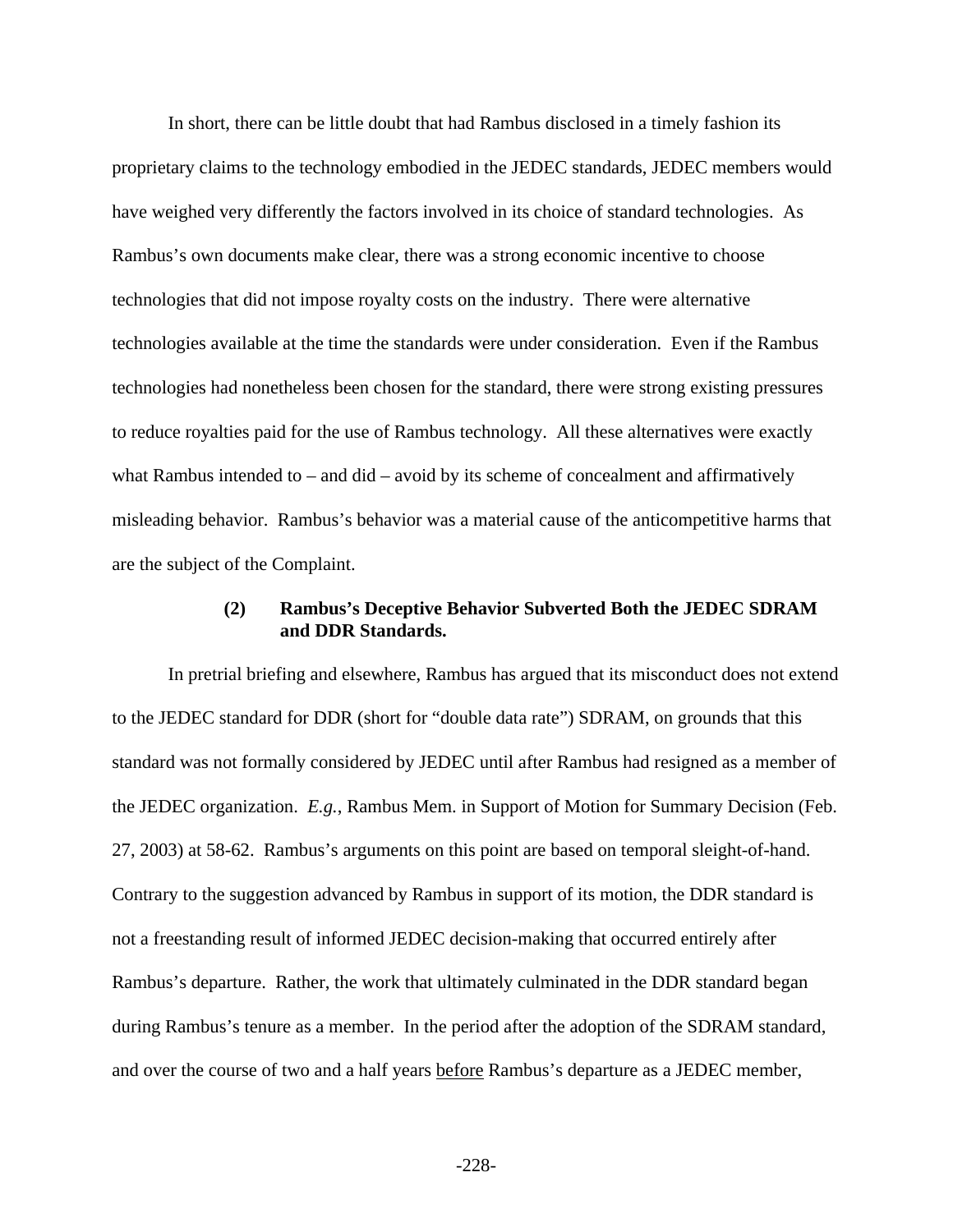In short, there can be little doubt that had Rambus disclosed in a timely fashion its proprietary claims to the technology embodied in the JEDEC standards, JEDEC members would have weighed very differently the factors involved in its choice of standard technologies. As Rambus's own documents make clear, there was a strong economic incentive to choose technologies that did not impose royalty costs on the industry. There were alternative technologies available at the time the standards were under consideration. Even if the Rambus technologies had nonetheless been chosen for the standard, there were strong existing pressures to reduce royalties paid for the use of Rambus technology. All these alternatives were exactly what Rambus intended to – and did – avoid by its scheme of concealment and affirmatively misleading behavior. Rambus's behavior was a material cause of the anticompetitive harms that are the subject of the Complaint.

#### (2) Rambus's Deceptive Behavior Subverted Both the JEDEC SDRAM and DDR Standards.

In pretrial briefing and elsewhere, Rambus has argued that its misconduct does not extend to the JEDEC standard for DDR (short for "double data rate") SDRAM, on grounds that this standard was not formally considered by JEDEC until after Rambus had resigned as a member of the JEDEC organization. *E.g.*, Rambus Mem. in Support of Motion for Summary Decision (Feb. 27, 2003) at 58-62. Rambus's arguments on this point are based on temporal sleight-of-hand. Contrary to the suggestion advanced by Rambus in support of its motion, the DDR standard is not a freestanding result of informed JEDEC decision-making that occurred entirely after Rambus's departure. Rather, the work that ultimately culminated in the DDR standard began during Rambus's tenure as a member. In the period after the adoption of the SDRAM standard, and over the course of two and a half years <u>before</u> Rambus's departure as a JEDEC member,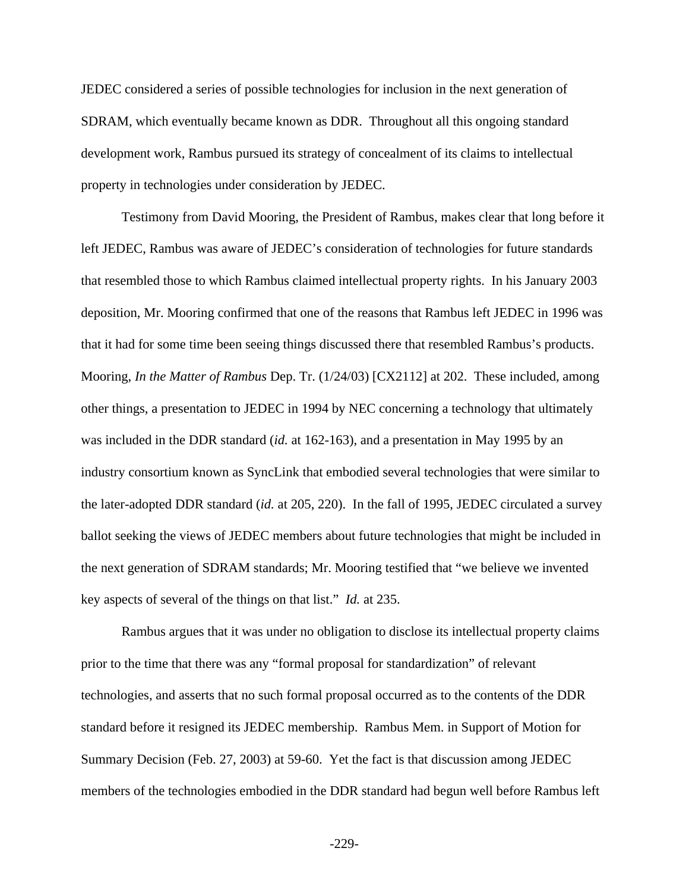JEDEC considered a series of possible technologies for inclusion in the next generation of SDRAM, which eventually became known as DDR. Throughout all this ongoing standard development work, Rambus pursued its strategy of concealment of its claims to intellectual property in technologies under consideration by JEDEC.

Testimony from David Mooring, the President of Rambus, makes clear that long before it left JEDEC, Rambus was aware of JEDEC's consideration of technologies for future standards that resembled those to which Rambus claimed intellectual property rights. In his January 2003 deposition, Mr. Mooring confirmed that one of the reasons that Rambus left JEDEC in 1996 was that it had for some time been seeing things discussed there that resembled Rambus's products. Mooring, *In the Matter of Rambus* Dep. Tr. (1/24/03) [CX2112] at 202. These included, among other things, a presentation to JEDEC in 1994 by NEC concerning a technology that ultimately was included in the DDR standard (*id.* at 162-163), and a presentation in May 1995 by an industry consortium known as SyncLink that embodied several technologies that were similar to the later-adopted DDR standard (*id.* at 205, 220). In the fall of 1995, JEDEC circulated a survey ballot seeking the views of JEDEC members about future technologies that might be included in the next generation of SDRAM standards; Mr. Mooring testified that "we believe we invented key aspects of several of the things on that list." *Id.* at 235.

Rambus argues that it was under no obligation to disclose its intellectual property claims prior to the time that there was any "formal proposal for standardization" of relevant technologies, and asserts that no such formal proposal occurred as to the contents of the DDR standard before it resigned its JEDEC membership. Rambus Mem. in Support of Motion for Summary Decision (Feb. 27, 2003) at 59-60. Yet the fact is that discussion among JEDEC members of the technologies embodied in the DDR standard had begun well before Rambus left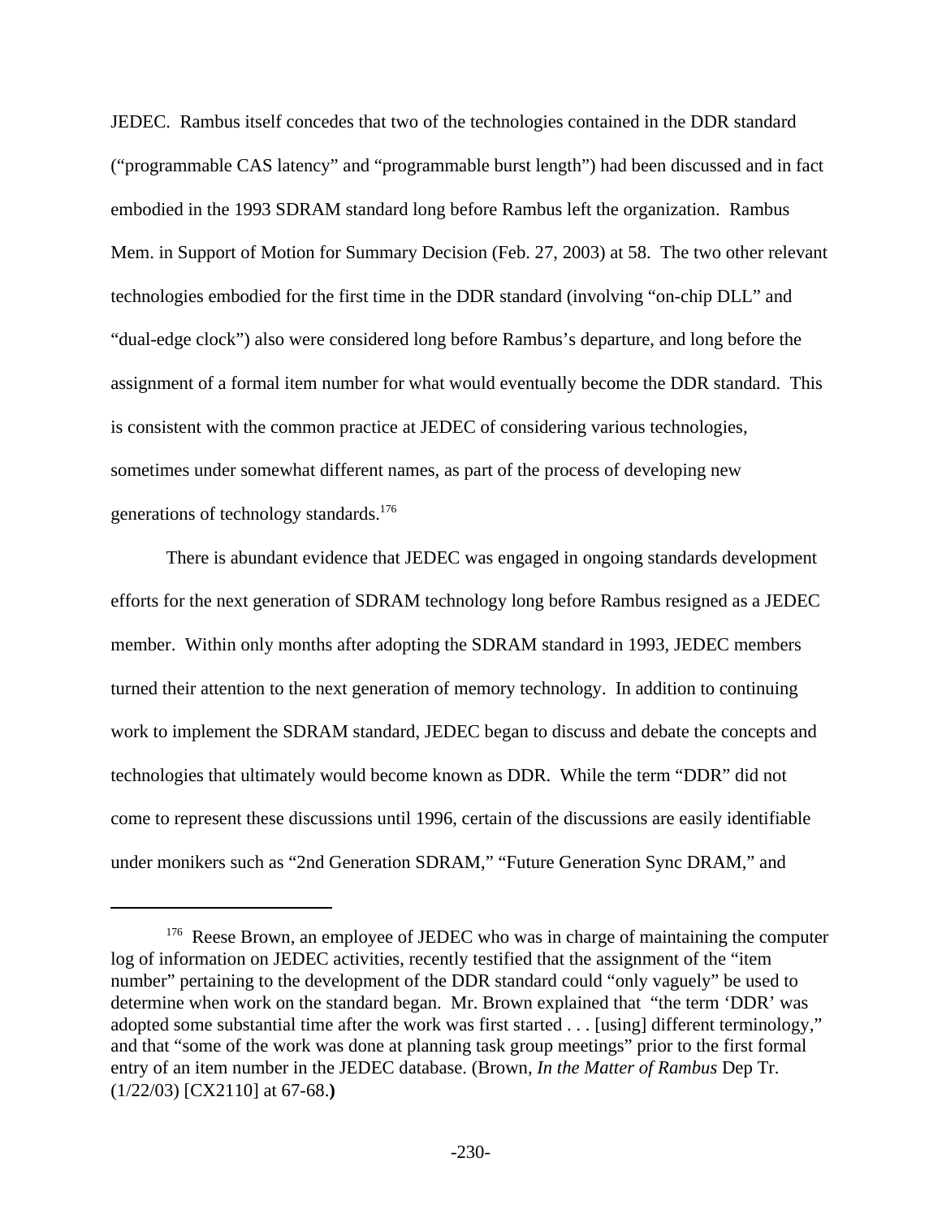JEDEC. Rambus itself concedes that two of the technologies contained in the DDR standard ("programmable CAS latency" and "programmable burst length") had been discussed and in fact embodied in the 1993 SDRAM standard long before Rambus left the organization. Rambus Mem. in Support of Motion for Summary Decision (Feb. 27, 2003) at 58. The two other relevant technologies embodied for the first time in the DDR standard (involving "on-chip DLL" and "dual-edge clock") also were considered long before Rambus's departure, and long before the assignment of a formal item number for what would eventually become the DDR standard. This is consistent with the common practice at JEDEC of considering various technologies, sometimes under somewhat different names, as part of the process of developing new generations of technology standards.[176]

There is abundant evidence that JEDEC was engaged in ongoing standards development efforts for the next generation of SDRAM technology long before Rambus resigned as a JEDEC member. Within only months after adopting the SDRAM standard in 1993, JEDEC members turned their attention to the next generation of memory technology. In addition to continuing work to implement the SDRAM standard, JEDEC began to discuss and debate the concepts and technologies that ultimately would become known as DDR. While the term "DDR" did not come to represent these discussions until 1996, certain of the discussions are easily identifiable under monikers such as "2nd Generation SDRAM," "Future Generation Sync DRAM," and

---

[176] Reese Brown, an employee of JEDEC who was in charge of maintaining the computer log of information on JEDEC activities, recently testified that the assignment of the "item number" pertaining to the development of the DDR standard could "only vaguely" be used to determine when work on the standard began. Mr. Brown explained that "the term 'DDR' was adopted some substantial time after the work was first started . . . [using] different terminology," and that "some of the work was done at planning task group meetings" prior to the first formal entry of an item number in the JEDEC database. (Brown, *In the Matter of Rambus* Dep Tr. (1/22/03) [CX2110] at 67-68.**)**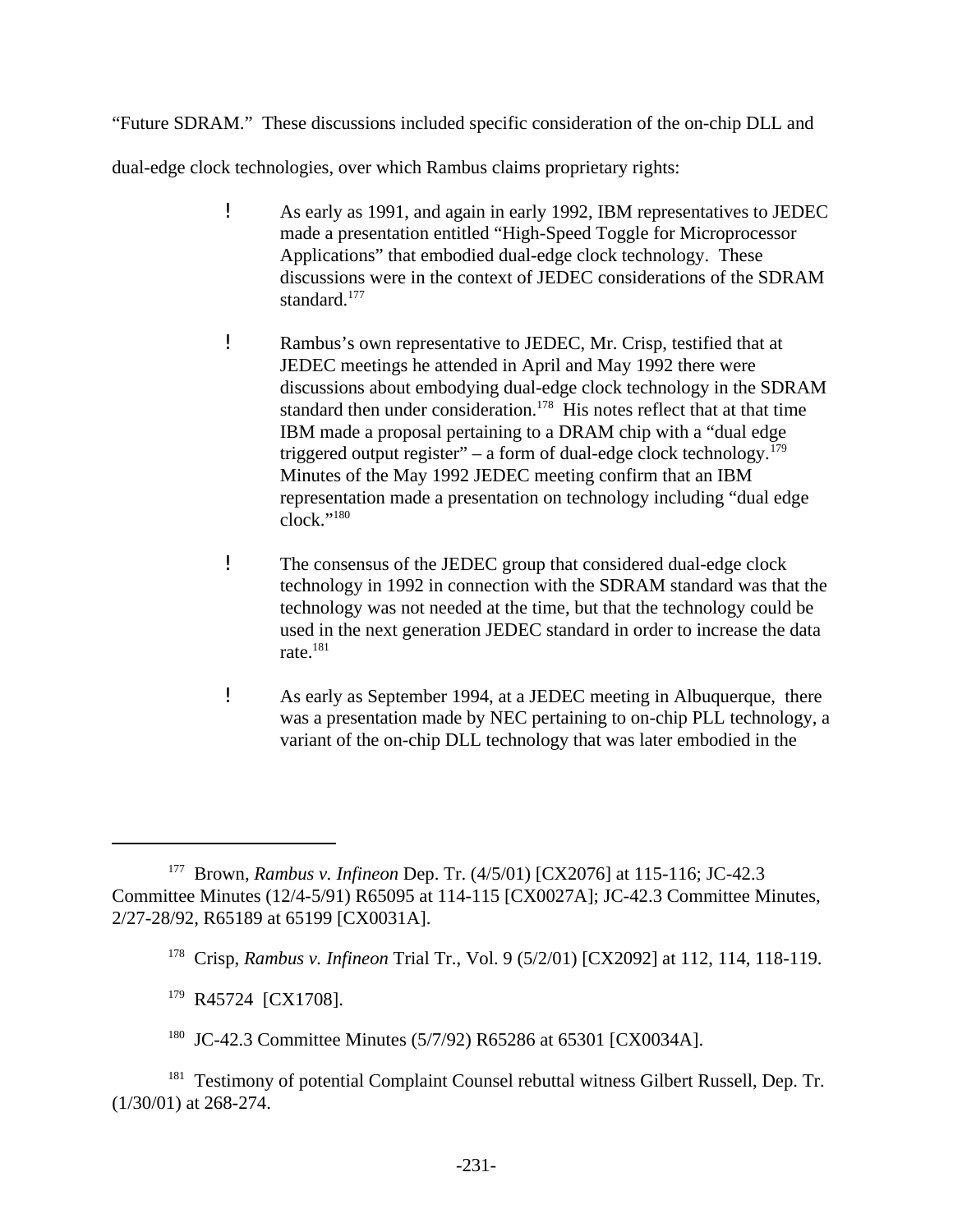"Future SDRAM." These discussions included specific consideration of the on-chip DLL and dual-edge clock technologies, over which Rambus claims proprietary rights:

- As early as 1991, and again in early 1992, IBM representatives to JEDEC made a presentation entitled "High-Speed Toggle for Microprocessor Applications" that embodied dual-edge clock technology. These discussions were in the context of JEDEC considerations of the SDRAM standard.[177]

- Rambus's own representative to JEDEC, Mr. Crisp, testified that at JEDEC meetings he attended in April and May 1992 there were discussions about embodying dual-edge clock technology in the SDRAM standard then under consideration.[178] His notes reflect that at that time IBM made a proposal pertaining to a DRAM chip with a "dual edge triggered output register" – a form of dual-edge clock technology.[179] Minutes of the May 1992 JEDEC meeting confirm that an IBM representation made a presentation on technology including "dual edge clock."[180]

- The consensus of the JEDEC group that considered dual-edge clock technology in 1992 in connection with the SDRAM standard was that the technology was not needed at the time, but that the technology could be used in the next generation JEDEC standard in order to increase the data rate.[181]

- As early as September 1994, at a JEDEC meeting in Albuquerque, there was a presentation made by NEC pertaining to on-chip PLL technology, a variant of the on-chip DLL technology that was later embodied in the

---

[177] Brown, *Rambus v. Infineon* Dep. Tr. (4/5/01) [CX2076] at 115-116; JC-42.3 Committee Minutes (12/4-5/91) R65095 at 114-115 [CX0027A]; JC-42.3 Committee Minutes, 2/27-28/92, R65189 at 65199 [CX0031A].

[178] Crisp, *Rambus v. Infineon* Trial Tr., Vol. 9 (5/2/01) [CX2092] at 112, 114, 118-119.

[179] R45724 [CX1708].

[180] JC-42.3 Committee Minutes (5/7/92) R65286 at 65301 [CX0034A].

[181] Testimony of potential Complaint Counsel rebuttal witness Gilbert Russell, Dep. Tr. (1/30/01) at 268-274.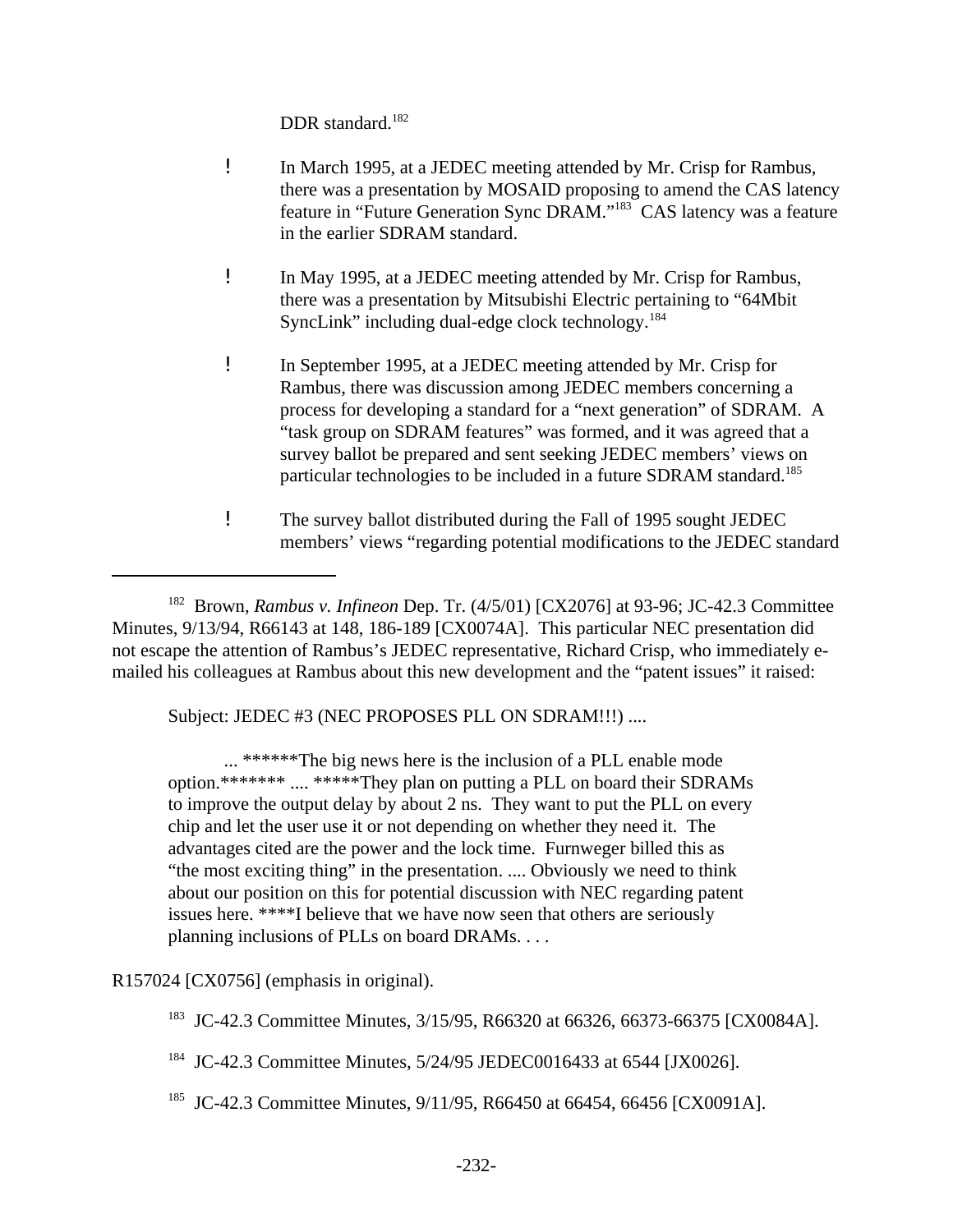DDR standard.[182]

- In March 1995, at a JEDEC meeting attended by Mr. Crisp for Rambus, there was a presentation by MOSAID proposing to amend the CAS latency feature in "Future Generation Sync DRAM."[183] CAS latency was a feature in the earlier SDRAM standard.

- In May 1995, at a JEDEC meeting attended by Mr. Crisp for Rambus, there was a presentation by Mitsubishi Electric pertaining to "64Mbit SyncLink" including dual-edge clock technology.[184]

- In September 1995, at a JEDEC meeting attended by Mr. Crisp for Rambus, there was discussion among JEDEC members concerning a process for developing a standard for a "next generation" of SDRAM. A "task group on SDRAM features" was formed, and it was agreed that a survey ballot be prepared and sent seeking JEDEC members' views on particular technologies to be included in a future SDRAM standard.[185]

- The survey ballot distributed during the Fall of 1995 sought JEDEC members' views "regarding potential modifications to the JEDEC standard

---

[182] Brown, *Rambus v. Infineon* Dep. Tr. (4/5/01) [CX2076] at 93-96; JC-42.3 Committee Minutes, 9/13/94, R66143 at 148, 186-189 [CX0074A]. This particular NEC presentation did not escape the attention of Rambus's JEDEC representative, Richard Crisp, who immediately e-mailed his colleagues at Rambus about this new development and the "patent issues" it raised:

> Subject: JEDEC #3 (NEC PROPOSES PLL ON SDRAM!!!) ....
>
> ... ******The big news here is the inclusion of a PLL enable mode option.******* .... *****They plan on putting a PLL on board their SDRAMs to improve the output delay by about 2 ns. They want to put the PLL on every chip and let the user use it or not depending on whether they need it. The advantages cited are the power and the lock time. Furnweger billed this as "the most exciting thing" in the presentation. .... Obviously we need to think about our position on this for potential discussion with NEC regarding patent issues here. ****I believe that we have now seen that others are seriously planning inclusions of PLLs on board DRAMs. . . .

R157024 [CX0756] (emphasis in original).

[183] JC-42.3 Committee Minutes, 3/15/95, R66320 at 66326, 66373-66375 [CX0084A].

[184] JC-42.3 Committee Minutes, 5/24/95 JEDEC0016433 at 6544 [JX0026].

[185] JC-42.3 Committee Minutes, 9/11/95, R66450 at 66454, 66456 [CX0091A].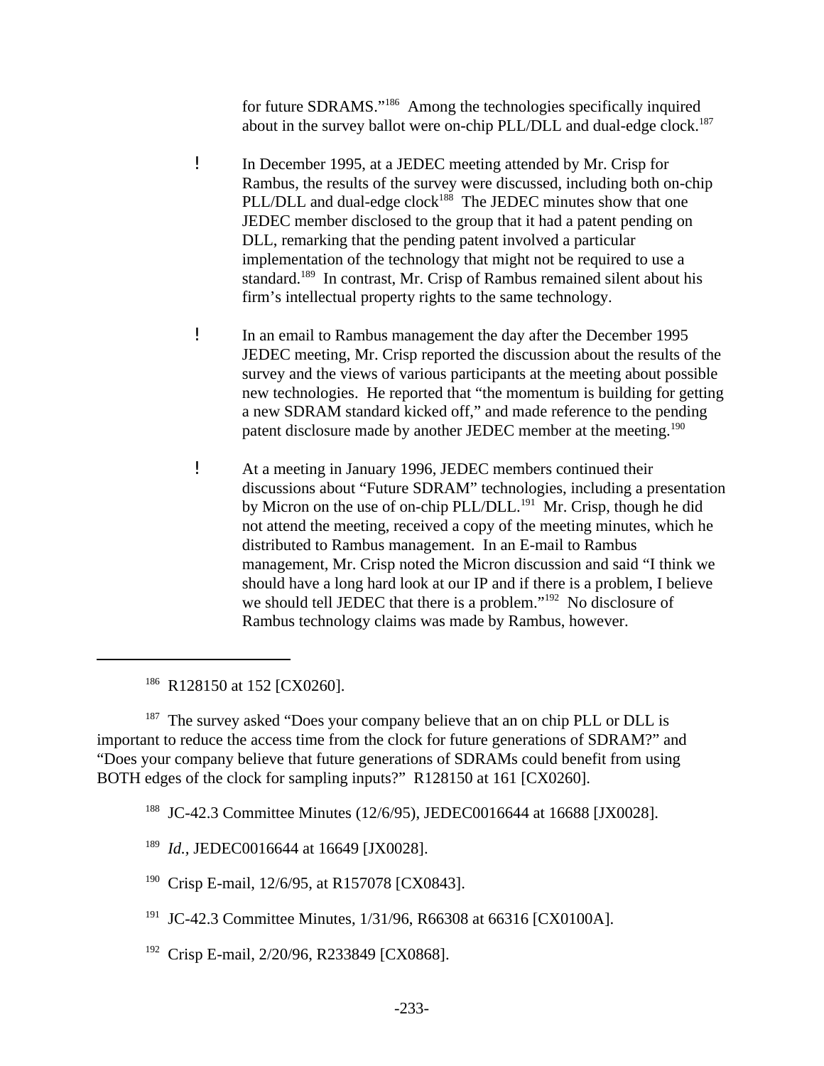for future SDRAMS."[186] Among the technologies specifically inquired about in the survey ballot were on-chip PLL/DLL and dual-edge clock.[187]

- In December 1995, at a JEDEC meeting attended by Mr. Crisp for Rambus, the results of the survey were discussed, including both on-chip PLL/DLL and dual-edge clock[188] The JEDEC minutes show that one JEDEC member disclosed to the group that it had a patent pending on DLL, remarking that the pending patent involved a particular implementation of the technology that might not be required to use a standard.[189] In contrast, Mr. Crisp of Rambus remained silent about his firm's intellectual property rights to the same technology.

- In an email to Rambus management the day after the December 1995 JEDEC meeting, Mr. Crisp reported the discussion about the results of the survey and the views of various participants at the meeting about possible new technologies. He reported that "the momentum is building for getting a new SDRAM standard kicked off," and made reference to the pending patent disclosure made by another JEDEC member at the meeting.[190]

- At a meeting in January 1996, JEDEC members continued their discussions about "Future SDRAM" technologies, including a presentation by Micron on the use of on-chip PLL/DLL.[191] Mr. Crisp, though he did not attend the meeting, received a copy of the meeting minutes, which he distributed to Rambus management. In an E-mail to Rambus management, Mr. Crisp noted the Micron discussion and said "I think we should have a long hard look at our IP and if there is a problem, I believe we should tell JEDEC that there is a problem."[192] No disclosure of Rambus technology claims was made by Rambus, however.

---

[186] R128150 at 152 [CX0260].

[187] The survey asked "Does your company believe that an on chip PLL or DLL is important to reduce the access time from the clock for future generations of SDRAM?" and "Does your company believe that future generations of SDRAMs could benefit from using BOTH edges of the clock for sampling inputs?" R128150 at 161 [CX0260].

[188] JC-42.3 Committee Minutes (12/6/95), JEDEC0016644 at 16688 [JX0028].

[189] *Id.*, JEDEC0016644 at 16649 [JX0028].

[190] Crisp E-mail, 12/6/95, at R157078 [CX0843].

[191] JC-42.3 Committee Minutes, 1/31/96, R66308 at 66316 [CX0100A].

[192] Crisp E-mail, 2/20/96, R233849 [CX0868].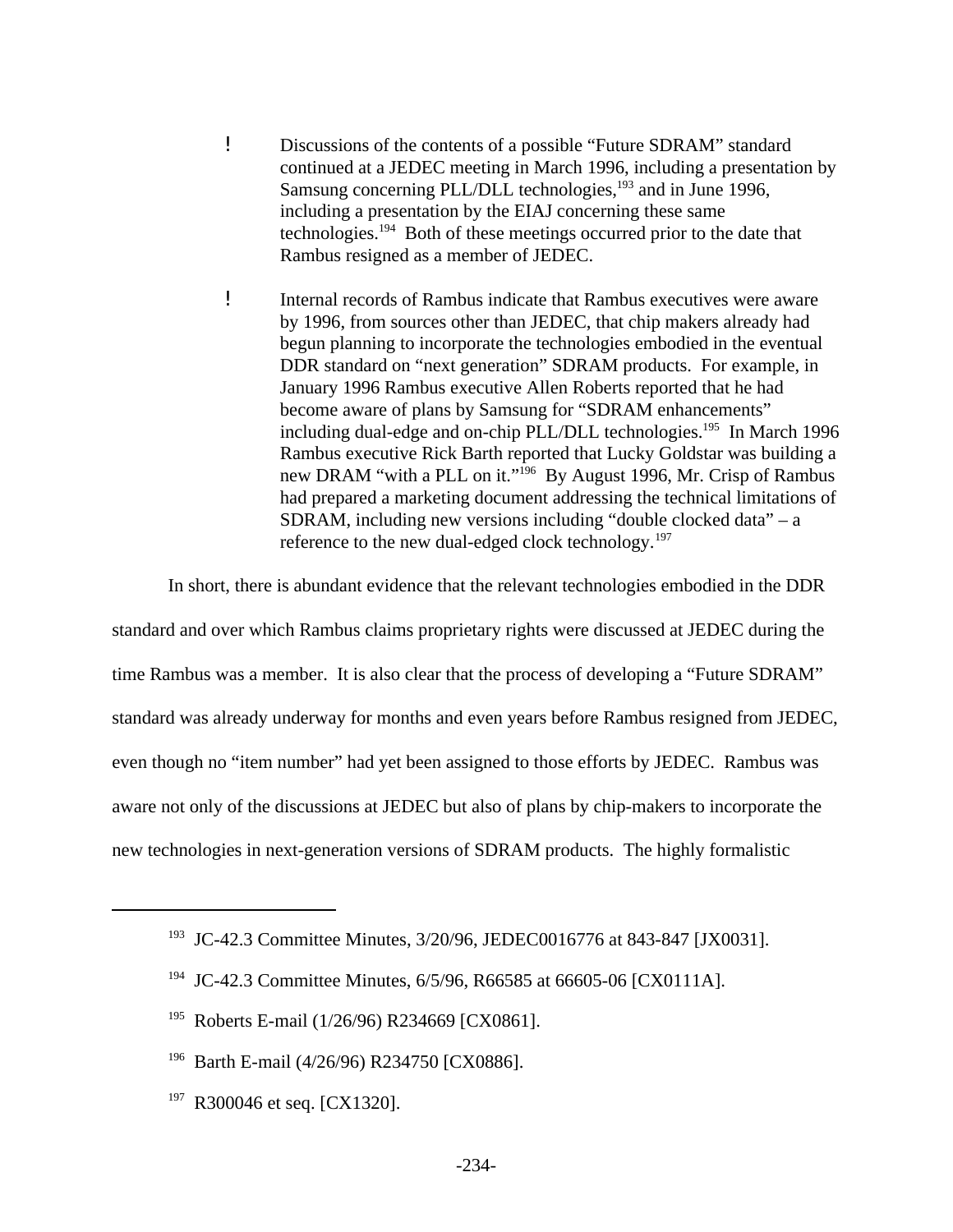- Discussions of the contents of a possible “Future SDRAM” standard continued at a JEDEC meeting in March 1996, including a presentation by Samsung concerning PLL/DLL technologies,[193] and in June 1996, including a presentation by the EIAJ concerning these same technologies.[194] Both of these meetings occurred prior to the date that Rambus resigned as a member of JEDEC.

- Internal records of Rambus indicate that Rambus executives were aware by 1996, from sources other than JEDEC, that chip makers already had begun planning to incorporate the technologies embodied in the eventual DDR standard on “next generation” SDRAM products. For example, in January 1996 Rambus executive Allen Roberts reported that he had become aware of plans by Samsung for “SDRAM enhancements” including dual-edge and on-chip PLL/DLL technologies.[195] In March 1996 Rambus executive Rick Barth reported that Lucky Goldstar was building a new DRAM “with a PLL on it.”[196] By August 1996, Mr. Crisp of Rambus had prepared a marketing document addressing the technical limitations of SDRAM, including new versions including “double clocked data” – a reference to the new dual-edged clock technology.[197]

In short, there is abundant evidence that the relevant technologies embodied in the DDR standard and over which Rambus claims proprietary rights were discussed at JEDEC during the time Rambus was a member. It is also clear that the process of developing a “Future SDRAM” standard was already underway for months and even years before Rambus resigned from JEDEC, even though no “item number” had yet been assigned to those efforts by JEDEC. Rambus was aware not only of the discussions at JEDEC but also of plans by chip-makers to incorporate the new technologies in next-generation versions of SDRAM products. The highly formalistic

---

[193] JC-42.3 Committee Minutes, 3/20/96, JEDEC0016776 at 843-847 [JX0031].

[194] JC-42.3 Committee Minutes, 6/5/96, R66585 at 66605-06 [CX0111A].

[195] Roberts E-mail (1/26/96) R234669 [CX0861].

[196] Barth E-mail (4/26/96) R234750 [CX0886].

[197] R300046 et seq. [CX1320].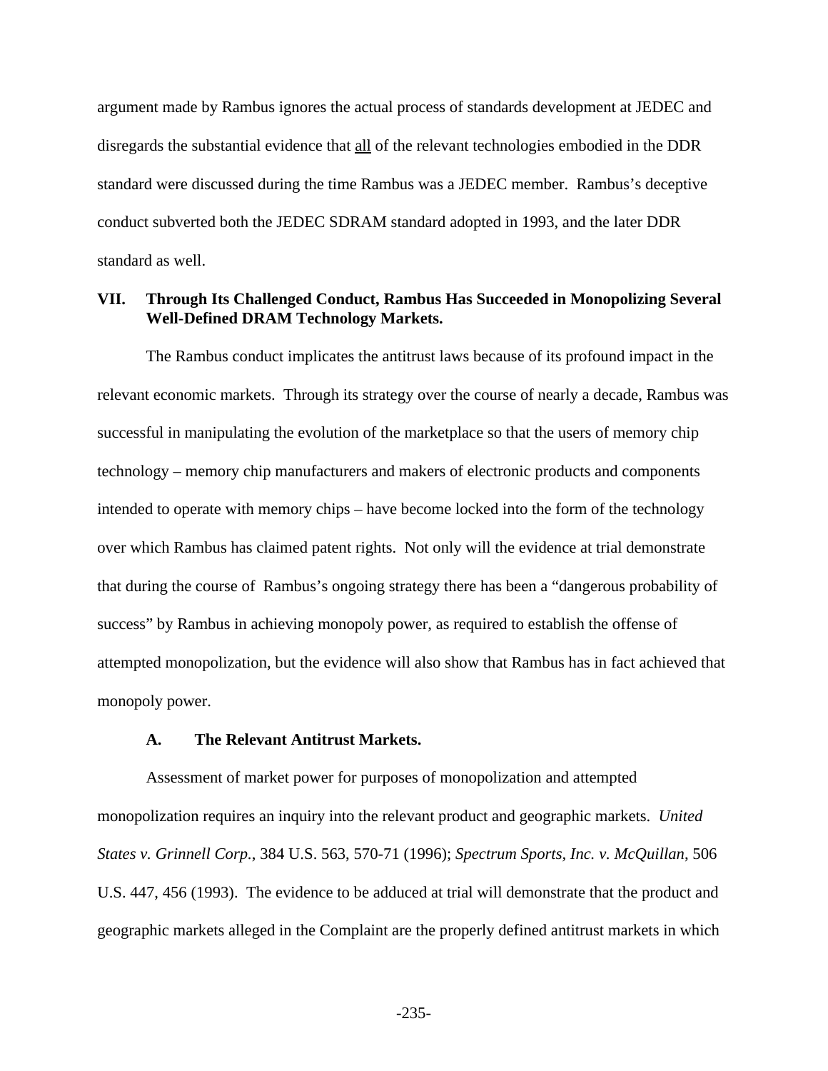argument made by Rambus ignores the actual process of standards development at JEDEC and disregards the substantial evidence that <u>all</u> of the relevant technologies embodied in the DDR standard were discussed during the time Rambus was a JEDEC member. Rambus's deceptive conduct subverted both the JEDEC SDRAM standard adopted in 1993, and the later DDR standard as well.

## VII. Through Its Challenged Conduct, Rambus Has Succeeded in Monopolizing Several Well-Defined DRAM Technology Markets.

The Rambus conduct implicates the antitrust laws because of its profound impact in the relevant economic markets. Through its strategy over the course of nearly a decade, Rambus was successful in manipulating the evolution of the marketplace so that the users of memory chip technology – memory chip manufacturers and makers of electronic products and components intended to operate with memory chips – have become locked into the form of the technology over which Rambus has claimed patent rights. Not only will the evidence at trial demonstrate that during the course of Rambus's ongoing strategy there has been a "dangerous probability of success" by Rambus in achieving monopoly power, as required to establish the offense of attempted monopolization, but the evidence will also show that Rambus has in fact achieved that monopoly power.

### A. The Relevant Antitrust Markets.

Assessment of market power for purposes of monopolization and attempted monopolization requires an inquiry into the relevant product and geographic markets. *United States v. Grinnell Corp.*, 384 U.S. 563, 570-71 (1996); *Spectrum Sports, Inc. v. McQuillan*, 506 U.S. 447, 456 (1993). The evidence to be adduced at trial will demonstrate that the product and geographic markets alleged in the Complaint are the properly defined antitrust markets in which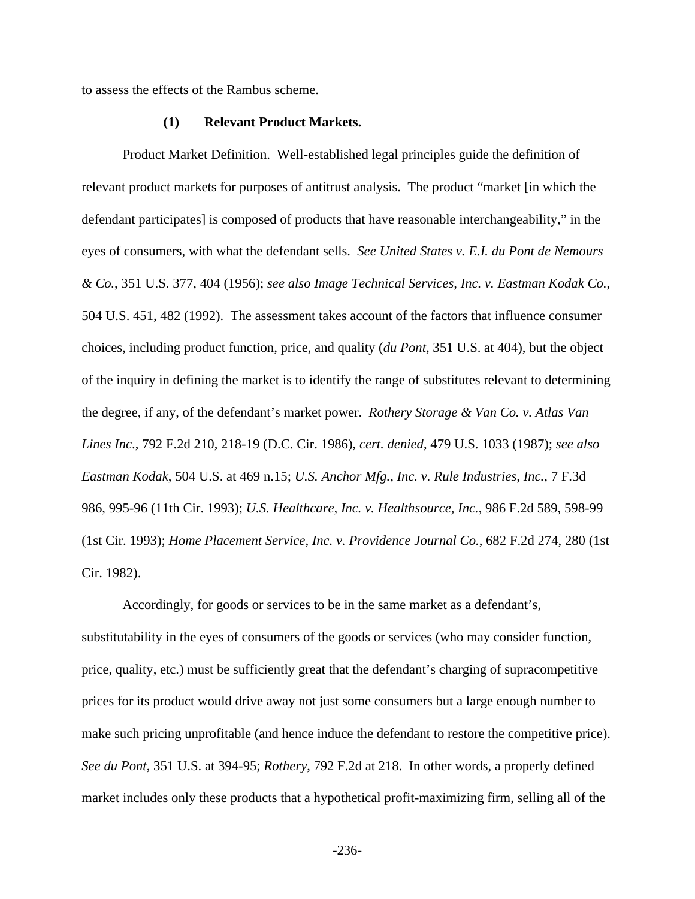to assess the effects of the Rambus scheme.

### (1) Relevant Product Markets.

Product Market Definition. Well-established legal principles guide the definition of relevant product markets for purposes of antitrust analysis. The product "market [in which the defendant participates] is composed of products that have reasonable interchangeability," in the eyes of consumers, with what the defendant sells. *See United States v. E.I. du Pont de Nemours & Co.*, 351 U.S. 377, 404 (1956); *see also Image Technical Services, Inc. v. Eastman Kodak Co.*, 504 U.S. 451, 482 (1992). The assessment takes account of the factors that influence consumer choices, including product function, price, and quality (*du Pont*, 351 U.S. at 404), but the object of the inquiry in defining the market is to identify the range of substitutes relevant to determining the degree, if any, of the defendant's market power. *Rothery Storage & Van Co. v. Atlas Van Lines Inc*., 792 F.2d 210, 218-19 (D.C. Cir. 1986), *cert. denied*, 479 U.S. 1033 (1987); *see also Eastman Kodak*, 504 U.S. at 469 n.15; *U.S. Anchor Mfg., Inc. v. Rule Industries, Inc.*, 7 F.3d 986, 995-96 (11th Cir. 1993); *U.S. Healthcare, Inc. v. Healthsource, Inc.*, 986 F.2d 589, 598-99 (1st Cir. 1993); *Home Placement Service, Inc. v. Providence Journal Co.*, 682 F.2d 274, 280 (1st Cir. 1982).

Accordingly, for goods or services to be in the same market as a defendant's, substitutability in the eyes of consumers of the goods or services (who may consider function, price, quality, etc.) must be sufficiently great that the defendant's charging of supracompetitive prices for its product would drive away not just some consumers but a large enough number to make such pricing unprofitable (and hence induce the defendant to restore the competitive price). *See du Pont*, 351 U.S. at 394-95; *Rothery*, 792 F.2d at 218. In other words, a properly defined market includes only these products that a hypothetical profit-maximizing firm, selling all of the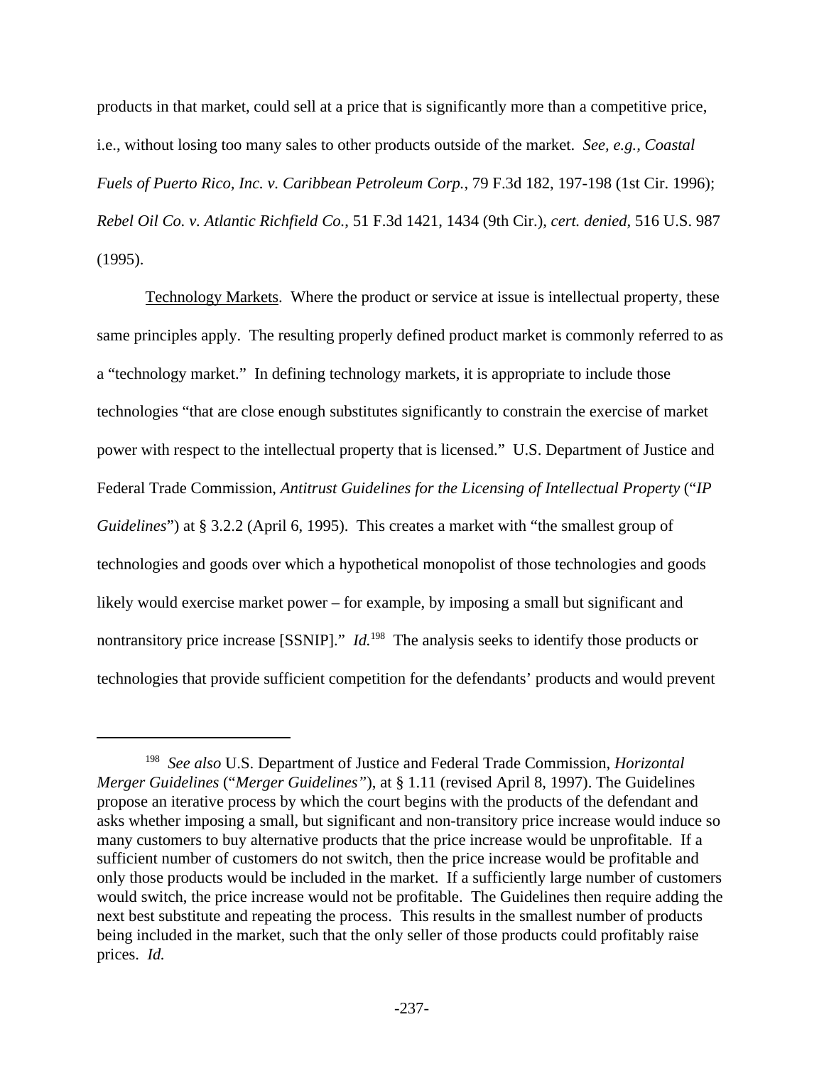products in that market, could sell at a price that is significantly more than a competitive price, i.e., without losing too many sales to other products outside of the market. *See, e.g., Coastal Fuels of Puerto Rico, Inc. v. Caribbean Petroleum Corp.*, 79 F.3d 182, 197-198 (1st Cir. 1996); *Rebel Oil Co. v. Atlantic Richfield Co.*, 51 F.3d 1421, 1434 (9th Cir.), *cert. denied*, 516 U.S. 987 (1995).

Technology Markets. Where the product or service at issue is intellectual property, these same principles apply. The resulting properly defined product market is commonly referred to as a "technology market." In defining technology markets, it is appropriate to include those technologies "that are close enough substitutes significantly to constrain the exercise of market power with respect to the intellectual property that is licensed." U.S. Department of Justice and Federal Trade Commission, *Antitrust Guidelines for the Licensing of Intellectual Property* ("*IP Guidelines*") at § 3.2.2 (April 6, 1995). This creates a market with "the smallest group of technologies and goods over which a hypothetical monopolist of those technologies and goods likely would exercise market power – for example, by imposing a small but significant and nontransitory price increase [SSNIP]." *Id.*[198] The analysis seeks to identify those products or technologies that provide sufficient competition for the defendants' products and would prevent

---

[198] *See also* U.S. Department of Justice and Federal Trade Commission, *Horizontal Merger Guidelines* ("*Merger Guidelines"*), at § 1.11 (revised April 8, 1997). The Guidelines propose an iterative process by which the court begins with the products of the defendant and asks whether imposing a small, but significant and non-transitory price increase would induce so many customers to buy alternative products that the price increase would be unprofitable. If a sufficient number of customers do not switch, then the price increase would be profitable and only those products would be included in the market. If a sufficiently large number of customers would switch, the price increase would not be profitable. The Guidelines then require adding the next best substitute and repeating the process. This results in the smallest number of products being included in the market, such that the only seller of those products could profitably raise prices. *Id.*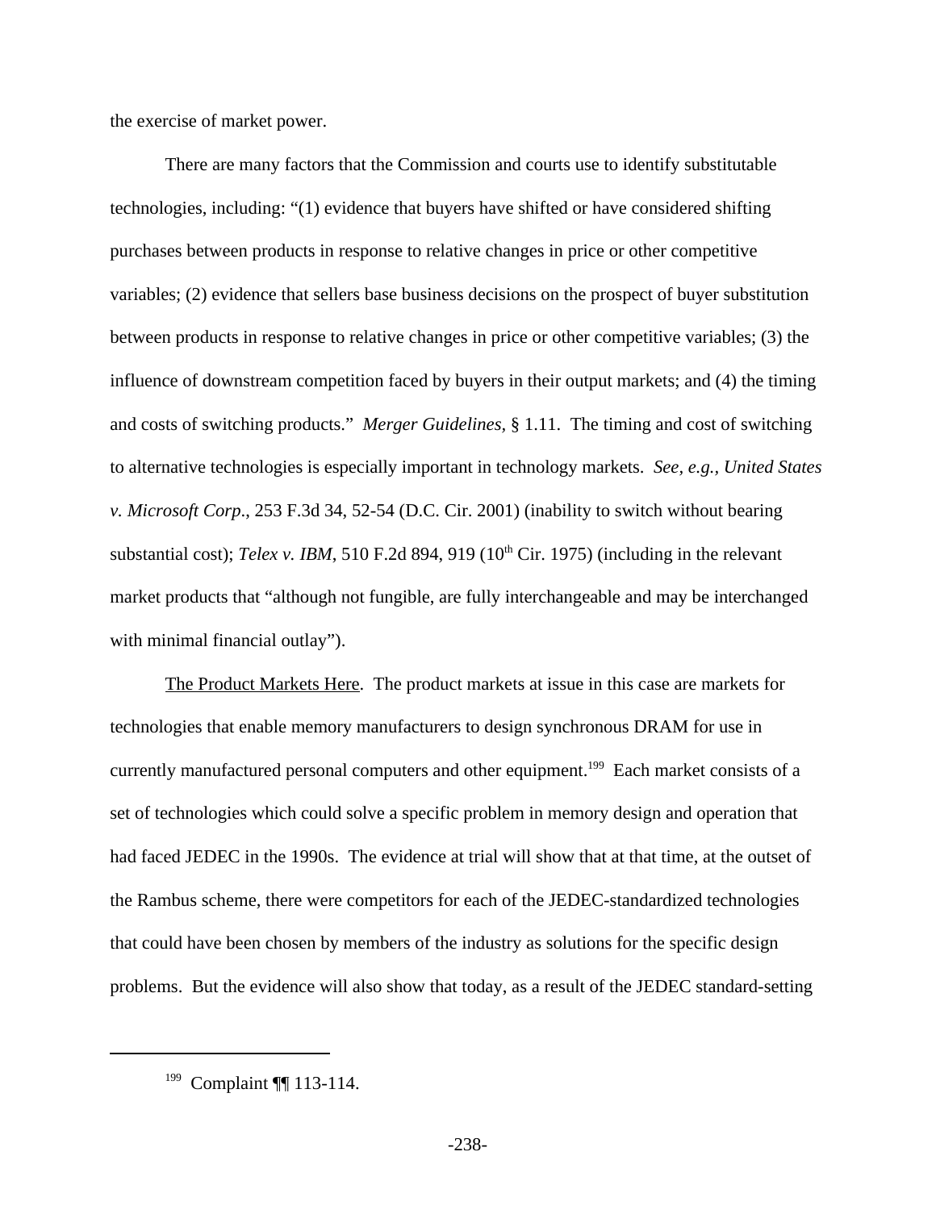the exercise of market power.

There are many factors that the Commission and courts use to identify substitutable technologies, including: "(1) evidence that buyers have shifted or have considered shifting purchases between products in response to relative changes in price or other competitive variables; (2) evidence that sellers base business decisions on the prospect of buyer substitution between products in response to relative changes in price or other competitive variables; (3) the influence of downstream competition faced by buyers in their output markets; and (4) the timing and costs of switching products." *Merger Guidelines*, § 1.11. The timing and cost of switching to alternative technologies is especially important in technology markets. *See, e.g., United States v. Microsoft Corp.*, 253 F.3d 34, 52-54 (D.C. Cir. 2001) (inability to switch without bearing substantial cost); *Telex v. IBM*, 510 F.2d 894, 919 (10th Cir. 1975) (including in the relevant market products that "although not fungible, are fully interchangeable and may be interchanged with minimal financial outlay").

The Product Markets Here. The product markets at issue in this case are markets for technologies that enable memory manufacturers to design synchronous DRAM for use in currently manufactured personal computers and other equipment.[199] Each market consists of a set of technologies which could solve a specific problem in memory design and operation that had faced JEDEC in the 1990s. The evidence at trial will show that at that time, at the outset of the Rambus scheme, there were competitors for each of the JEDEC-standardized technologies that could have been chosen by members of the industry as solutions for the specific design problems. But the evidence will also show that today, as a result of the JEDEC standard-setting

[199] Complaint ¶¶ 113-114.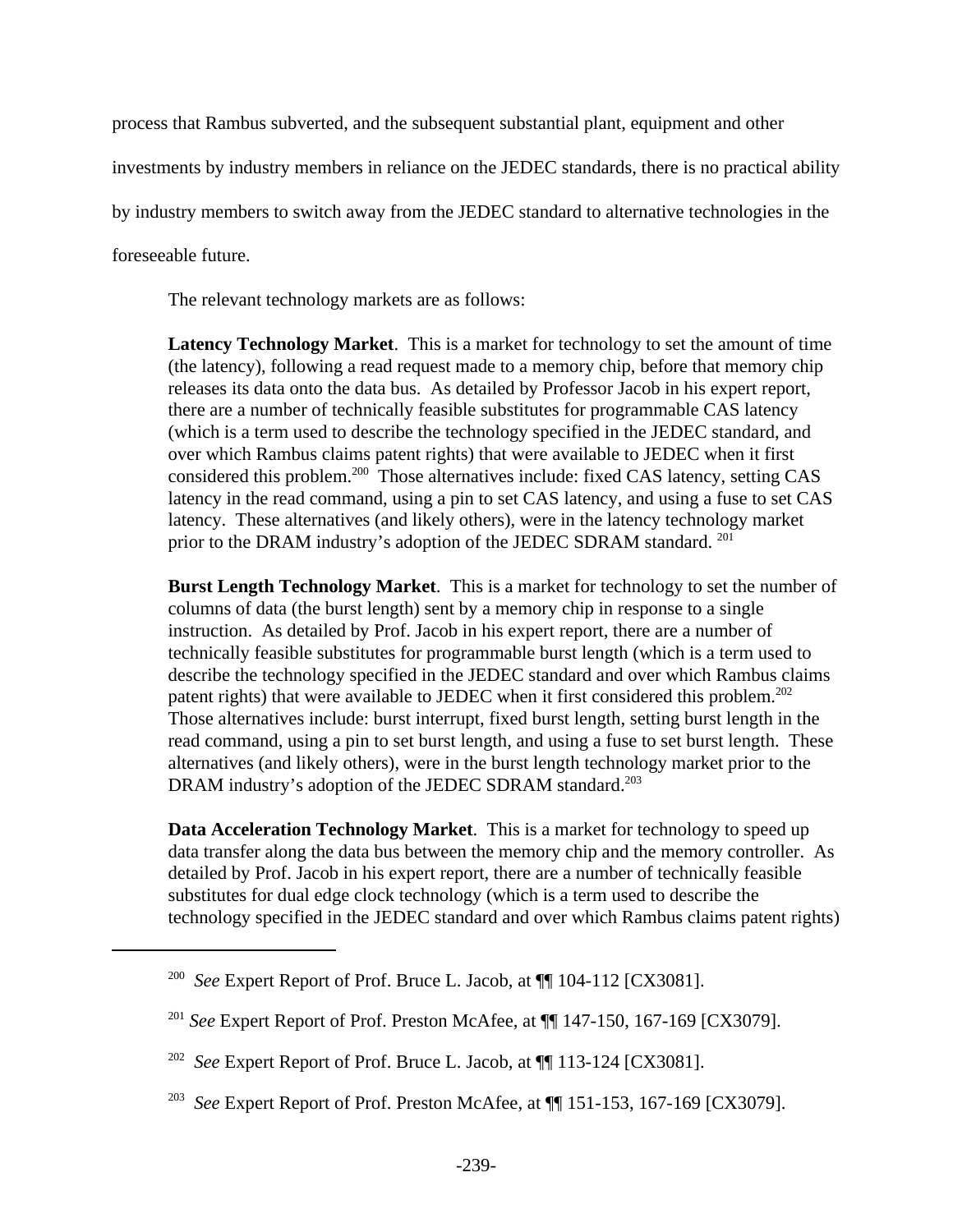process that Rambus subverted, and the subsequent substantial plant, equipment and other investments by industry members in reliance on the JEDEC standards, there is no practical ability by industry members to switch away from the JEDEC standard to alternative technologies in the foreseeable future.

The relevant technology markets are as follows:

> **Latency Technology Market**. This is a market for technology to set the amount of time (the latency), following a read request made to a memory chip, before that memory chip releases its data onto the data bus. As detailed by Professor Jacob in his expert report, there are a number of technically feasible substitutes for programmable CAS latency (which is a term used to describe the technology specified in the JEDEC standard, and over which Rambus claims patent rights) that were available to JEDEC when it first considered this problem.[200] Those alternatives include: fixed CAS latency, setting CAS latency in the read command, using a pin to set CAS latency, and using a fuse to set CAS latency. These alternatives (and likely others), were in the latency technology market prior to the DRAM industry's adoption of the JEDEC SDRAM standard. [201]
>
> **Burst Length Technology Market**. This is a market for technology to set the number of columns of data (the burst length) sent by a memory chip in response to a single instruction. As detailed by Prof. Jacob in his expert report, there are a number of technically feasible substitutes for programmable burst length (which is a term used to describe the technology specified in the JEDEC standard and over which Rambus claims patent rights) that were available to JEDEC when it first considered this problem.[202] Those alternatives include: burst interrupt, fixed burst length, setting burst length in the read command, using a pin to set burst length, and using a fuse to set burst length. These alternatives (and likely others), were in the burst length technology market prior to the DRAM industry's adoption of the JEDEC SDRAM standard.[203]
>
> **Data Acceleration Technology Market**. This is a market for technology to speed up data transfer along the data bus between the memory chip and the memory controller. As detailed by Prof. Jacob in his expert report, there are a number of technically feasible substitutes for dual edge clock technology (which is a term used to describe the technology specified in the JEDEC standard and over which Rambus claims patent rights)

---

[200] *See* Expert Report of Prof. Bruce L. Jacob, at ¶¶ 104-112 [CX3081].

[201] *See* Expert Report of Prof. Preston McAfee, at ¶¶ 147-150, 167-169 [CX3079].

[202] *See* Expert Report of Prof. Bruce L. Jacob, at ¶¶ 113-124 [CX3081].

[203] *See* Expert Report of Prof. Preston McAfee, at ¶¶ 151-153, 167-169 [CX3079].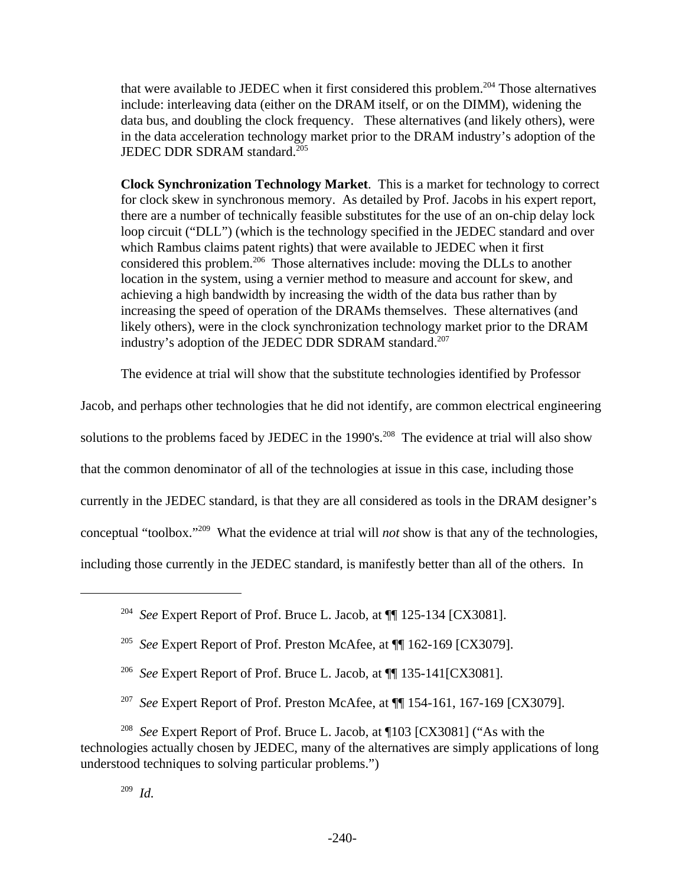that were available to JEDEC when it first considered this problem.[204] Those alternatives include: interleaving data (either on the DRAM itself, or on the DIMM), widening the data bus, and doubling the clock frequency. These alternatives (and likely others), were in the data acceleration technology market prior to the DRAM industry's adoption of the JEDEC DDR SDRAM standard.[205]

**Clock Synchronization Technology Market**. This is a market for technology to correct for clock skew in synchronous memory. As detailed by Prof. Jacobs in his expert report, there are a number of technically feasible substitutes for the use of an on-chip delay lock loop circuit ("DLL") (which is the technology specified in the JEDEC standard and over which Rambus claims patent rights) that were available to JEDEC when it first considered this problem.[206] Those alternatives include: moving the DLLs to another location in the system, using a vernier method to measure and account for skew, and achieving a high bandwidth by increasing the width of the data bus rather than by increasing the speed of operation of the DRAMs themselves. These alternatives (and likely others), were in the clock synchronization technology market prior to the DRAM industry's adoption of the JEDEC DDR SDRAM standard.[207]

The evidence at trial will show that the substitute technologies identified by Professor Jacob, and perhaps other technologies that he did not identify, are common electrical engineering solutions to the problems faced by JEDEC in the 1990's.[208] The evidence at trial will also show that the common denominator of all of the technologies at issue in this case, including those currently in the JEDEC standard, is that they are all considered as tools in the DRAM designer's conceptual "toolbox."[209] What the evidence at trial will *not* show is that any of the technologies, including those currently in the JEDEC standard, is manifestly better than all of the others. In

---

[204] *See* Expert Report of Prof. Bruce L. Jacob, at ¶¶ 125-134 [CX3081].

[205] *See* Expert Report of Prof. Preston McAfee, at ¶¶ 162-169 [CX3079].

[206] *See* Expert Report of Prof. Bruce L. Jacob, at ¶¶ 135-141[CX3081].

[207] *See* Expert Report of Prof. Preston McAfee, at ¶¶ 154-161, 167-169 [CX3079].

[208] *See* Expert Report of Prof. Bruce L. Jacob, at ¶103 [CX3081] ("As with the technologies actually chosen by JEDEC, many of the alternatives are simply applications of long understood techniques to solving particular problems.")

[209] *Id.*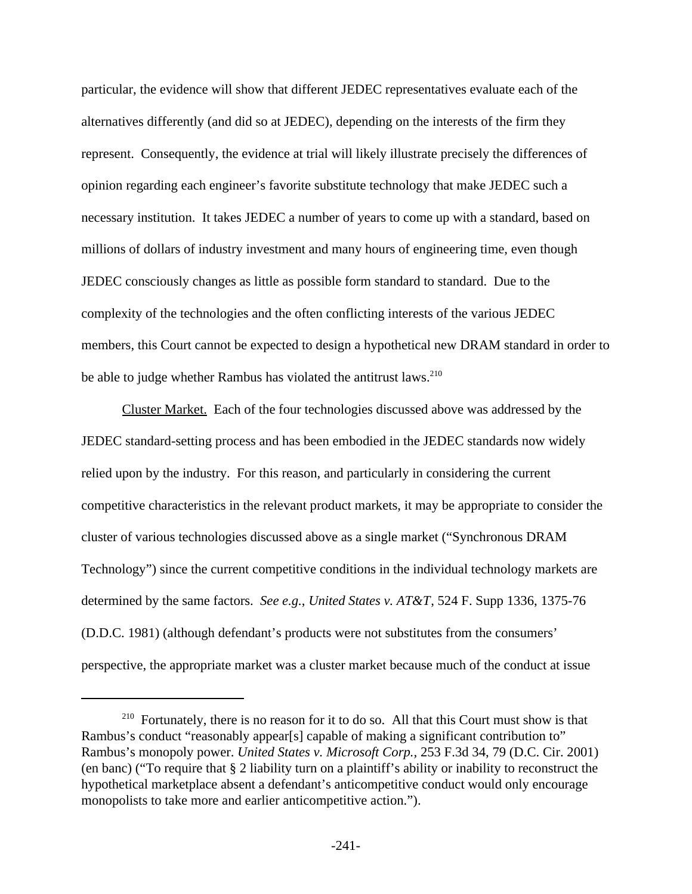particular, the evidence will show that different JEDEC representatives evaluate each of the alternatives differently (and did so at JEDEC), depending on the interests of the firm they represent. Consequently, the evidence at trial will likely illustrate precisely the differences of opinion regarding each engineer's favorite substitute technology that make JEDEC such a necessary institution. It takes JEDEC a number of years to come up with a standard, based on millions of dollars of industry investment and many hours of engineering time, even though JEDEC consciously changes as little as possible form standard to standard. Due to the complexity of the technologies and the often conflicting interests of the various JEDEC members, this Court cannot be expected to design a hypothetical new DRAM standard in order to be able to judge whether Rambus has violated the antitrust laws.[210]

Cluster Market. Each of the four technologies discussed above was addressed by the JEDEC standard-setting process and has been embodied in the JEDEC standards now widely relied upon by the industry. For this reason, and particularly in considering the current competitive characteristics in the relevant product markets, it may be appropriate to consider the cluster of various technologies discussed above as a single market ("Synchronous DRAM Technology") since the current competitive conditions in the individual technology markets are determined by the same factors. *See e.g.*, *United States v. AT&T*, 524 F. Supp 1336, 1375-76 (D.D.C. 1981) (although defendant's products were not substitutes from the consumers' perspective, the appropriate market was a cluster market because much of the conduct at issue

---

[210] Fortunately, there is no reason for it to do so. All that this Court must show is that Rambus's conduct "reasonably appear[s] capable of making a significant contribution to" Rambus's monopoly power. *United States v. Microsoft Corp.*, 253 F.3d 34, 79 (D.C. Cir. 2001) (en banc) ("To require that § 2 liability turn on a plaintiff's ability or inability to reconstruct the hypothetical marketplace absent a defendant's anticompetitive conduct would only encourage monopolists to take more and earlier anticompetitive action.").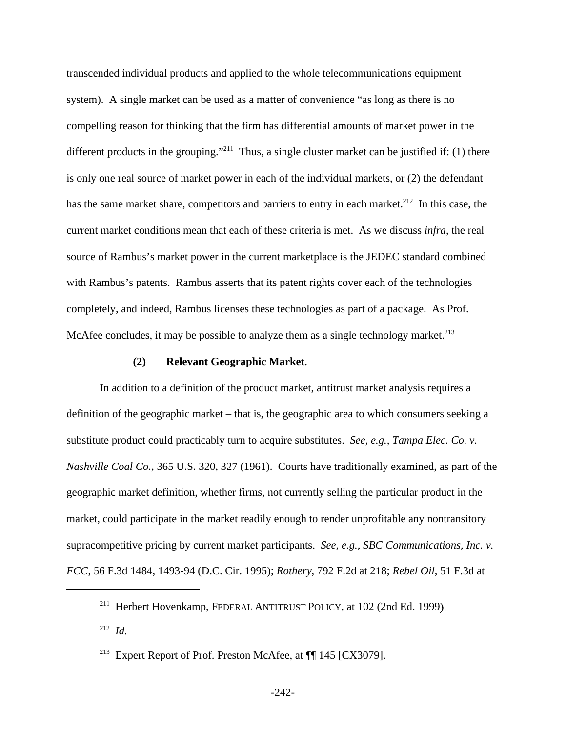transcended individual products and applied to the whole telecommunications equipment system). A single market can be used as a matter of convenience "as long as there is no compelling reason for thinking that the firm has differential amounts of market power in the different products in the grouping."[211] Thus, a single cluster market can be justified if: (1) there is only one real source of market power in each of the individual markets, or (2) the defendant has the same market share, competitors and barriers to entry in each market.[212] In this case, the current market conditions mean that each of these criteria is met. As we discuss *infra*, the real source of Rambus's market power in the current marketplace is the JEDEC standard combined with Rambus's patents. Rambus asserts that its patent rights cover each of the technologies completely, and indeed, Rambus licenses these technologies as part of a package. As Prof. McAfee concludes, it may be possible to analyze them as a single technology market.[213]

**(2) Relevant Geographic Market**.

In addition to a definition of the product market, antitrust market analysis requires a definition of the geographic market – that is, the geographic area to which consumers seeking a substitute product could practicably turn to acquire substitutes. *See, e.g., Tampa Elec. Co. v. Nashville Coal Co.*, 365 U.S. 320, 327 (1961). Courts have traditionally examined, as part of the geographic market definition, whether firms, not currently selling the particular product in the market, could participate in the market readily enough to render unprofitable any nontransitory supracompetitive pricing by current market participants. *See, e.g., SBC Communications, Inc. v. FCC*, 56 F.3d 1484, 1493-94 (D.C. Cir. 1995); *Rothery*, 792 F.2d at 218; *Rebel Oil*, 51 F.3d at

---

[211] Herbert Hovenkamp, FEDERAL ANTITRUST POLICY, at 102 (2nd Ed. 1999).

[212] *Id.*

[213] Expert Report of Prof. Preston McAfee, at ¶¶ 145 [CX3079].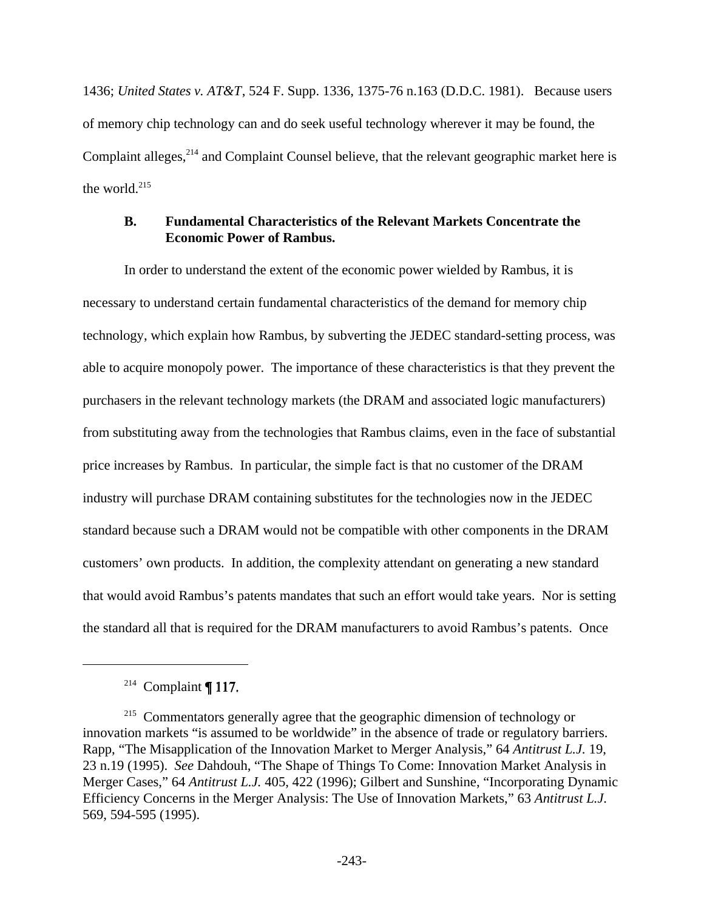1436; *United States v. AT&T*, 524 F. Supp. 1336, 1375-76 n.163 (D.D.C. 1981). Because users of memory chip technology can and do seek useful technology wherever it may be found, the Complaint alleges,[214] and Complaint Counsel believe, that the relevant geographic market here is the world.[215]

### B. Fundamental Characteristics of the Relevant Markets Concentrate the Economic Power of Rambus.

In order to understand the extent of the economic power wielded by Rambus, it is necessary to understand certain fundamental characteristics of the demand for memory chip technology, which explain how Rambus, by subverting the JEDEC standard-setting process, was able to acquire monopoly power. The importance of these characteristics is that they prevent the purchasers in the relevant technology markets (the DRAM and associated logic manufacturers) from substituting away from the technologies that Rambus claims, even in the face of substantial price increases by Rambus. In particular, the simple fact is that no customer of the DRAM industry will purchase DRAM containing substitutes for the technologies now in the JEDEC standard because such a DRAM would not be compatible with other components in the DRAM customers' own products. In addition, the complexity attendant on generating a new standard that would avoid Rambus's patents mandates that such an effort would take years. Nor is setting the standard all that is required for the DRAM manufacturers to avoid Rambus's patents. Once

---

[214] Complaint ¶ 117.

[215] Commentators generally agree that the geographic dimension of technology or innovation markets "is assumed to be worldwide" in the absence of trade or regulatory barriers. Rapp, "The Misapplication of the Innovation Market to Merger Analysis," 64 *Antitrust L.J.* 19, 23 n.19 (1995). *See* Dahdouh, "The Shape of Things To Come: Innovation Market Analysis in Merger Cases," 64 *Antitrust L.J.* 405, 422 (1996); Gilbert and Sunshine, "Incorporating Dynamic Efficiency Concerns in the Merger Analysis: The Use of Innovation Markets," 63 *Antitrust L.J.* 569, 594-595 (1995).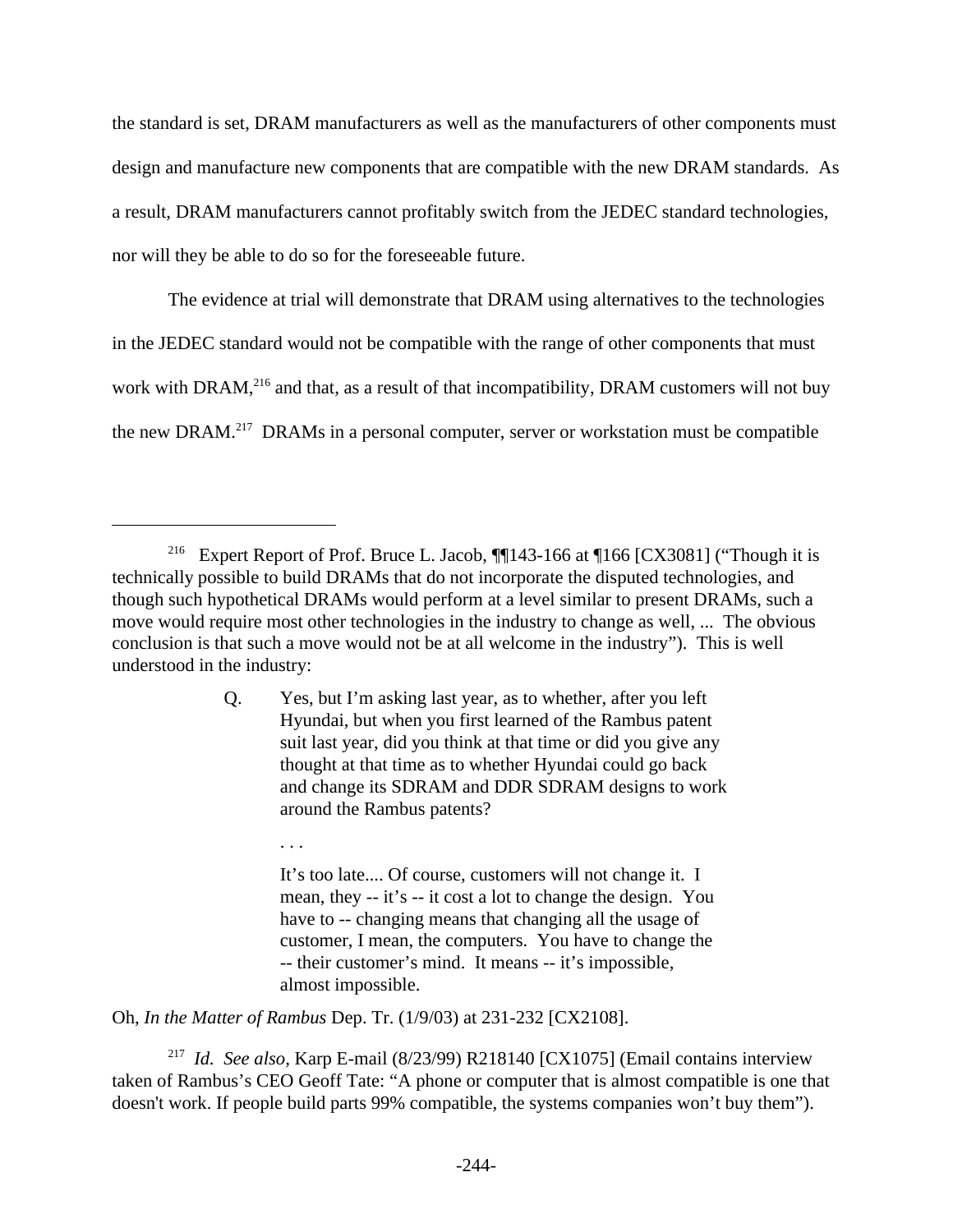the standard is set, DRAM manufacturers as well as the manufacturers of other components must design and manufacture new components that are compatible with the new DRAM standards. As a result, DRAM manufacturers cannot profitably switch from the JEDEC standard technologies, nor will they be able to do so for the foreseeable future.

The evidence at trial will demonstrate that DRAM using alternatives to the technologies in the JEDEC standard would not be compatible with the range of other components that must work with DRAM,[216] and that, as a result of that incompatibility, DRAM customers will not buy the new DRAM.[217] DRAMs in a personal computer, server or workstation must be compatible

---

[216] Expert Report of Prof. Bruce L. Jacob, ¶¶143-166 at ¶166 [CX3081] ("Though it is technically possible to build DRAMs that do not incorporate the disputed technologies, and though such hypothetical DRAMs would perform at a level similar to present DRAMs, such a move would require most other technologies in the industry to change as well, ... The obvious conclusion is that such a move would not be at all welcome in the industry"). This is well understood in the industry:

> Q. Yes, but I'm asking last year, as to whether, after you left Hyundai, but when you first learned of the Rambus patent suit last year, did you think at that time or did you give any thought at that time as to whether Hyundai could go back and change its SDRAM and DDR SDRAM designs to work around the Rambus patents?
>
> . . .
>
> It's too late.... Of course, customers will not change it. I mean, they -- it's -- it cost a lot to change the design. You have to -- changing means that changing all the usage of customer, I mean, the computers. You have to change the -- their customer's mind. It means -- it's impossible, almost impossible.

Oh, *In the Matter of Rambus* Dep. Tr. (1/9/03) at 231-232 [CX2108].

[217] *Id. See also,* Karp E-mail (8/23/99) R218140 [CX1075] (Email contains interview taken of Rambus's CEO Geoff Tate: "A phone or computer that is almost compatible is one that doesn't work. If people build parts 99% compatible, the systems companies won't buy them").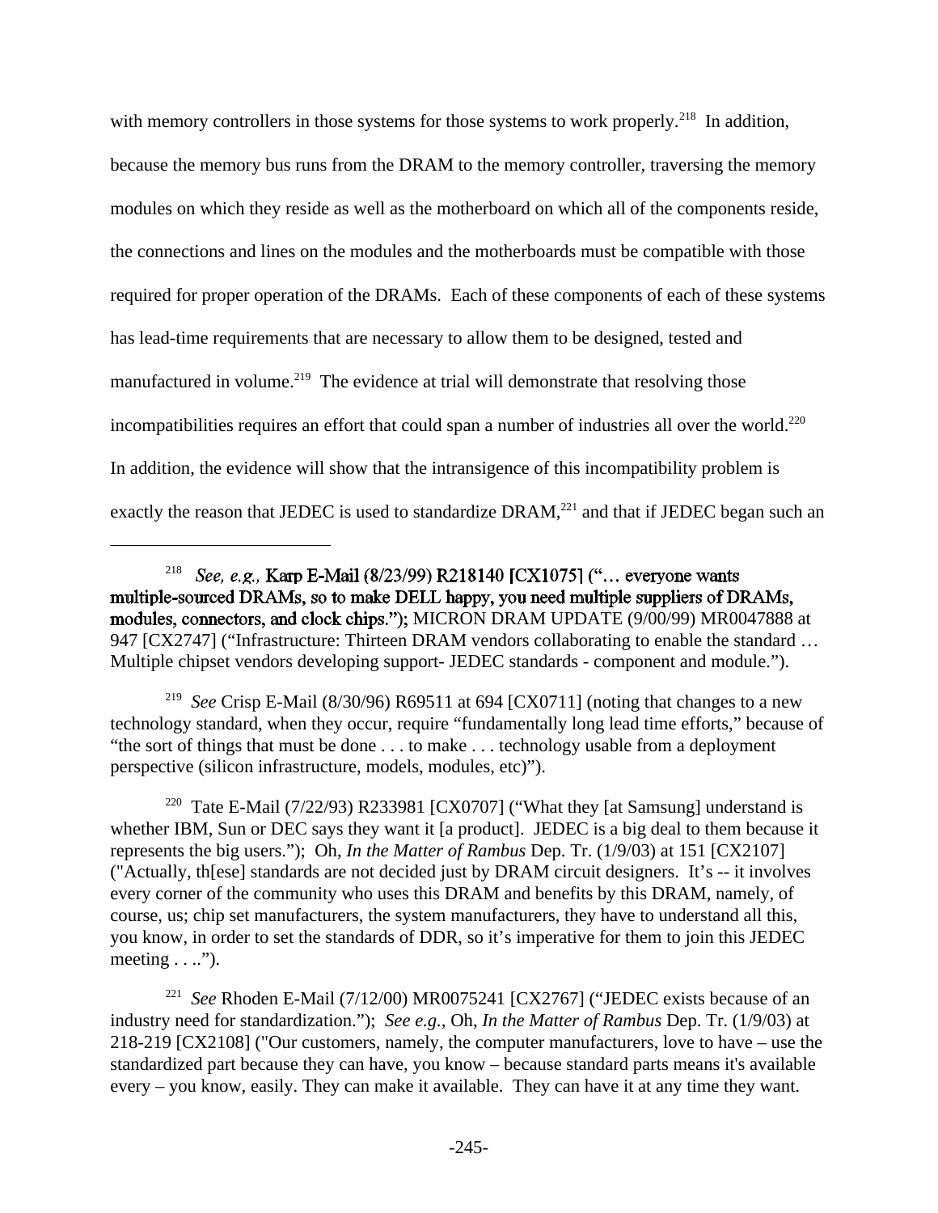with memory controllers in those systems for those systems to work properly.[218] In addition, because the memory bus runs from the DRAM to the memory controller, traversing the memory modules on which they reside as well as the motherboard on which all of the components reside, the connections and lines on the modules and the motherboards must be compatible with those required for proper operation of the DRAMs. Each of these components of each of these systems has lead-time requirements that are necessary to allow them to be designed, tested and manufactured in volume.[219] The evidence at trial will demonstrate that resolving those incompatibilities requires an effort that could span a number of industries all over the world.[220] In addition, the evidence will show that the intransigence of this incompatibility problem is exactly the reason that JEDEC is used to standardize DRAM,[221] and that if JEDEC began such an

---

[218] *See, e.g.,* Karp E-Mail (8/23/99) R218140 [CX1075] ("… everyone wants multiple-sourced DRAMs, so to make DELL happy, you need multiple suppliers of DRAMs, modules, connectors, and clock chips."); MICRON DRAM UPDATE (9/00/99) MR0047888 at 947 [CX2747] ("Infrastructure: Thirteen DRAM vendors collaborating to enable the standard … Multiple chipset vendors developing support- JEDEC standards - component and module.").

[219] *See* Crisp E-Mail (8/30/96) R69511 at 694 [CX0711] (noting that changes to a new technology standard, when they occur, require "fundamentally long lead time efforts," because of "the sort of things that must be done . . . to make . . . technology usable from a deployment perspective (silicon infrastructure, models, modules, etc)").

[220] Tate E-Mail (7/22/93) R233981 [CX0707] ("What they [at Samsung] understand is whether IBM, Sun or DEC says they want it [a product]. JEDEC is a big deal to them because it represents the big users."); Oh, *In the Matter of Rambus* Dep. Tr. (1/9/03) at 151 [CX2107] ("Actually, th[ese] standards are not decided just by DRAM circuit designers. It's -- it involves every corner of the community who uses this DRAM and benefits by this DRAM, namely, of course, us; chip set manufacturers, the system manufacturers, they have to understand all this, you know, in order to set the standards of DDR, so it's imperative for them to join this JEDEC meeting . . ..").

[221] *See* Rhoden E-Mail (7/12/00) MR0075241 [CX2767] ("JEDEC exists because of an industry need for standardization."); *See e.g.,* Oh, *In the Matter of Rambus* Dep. Tr. (1/9/03) at 218-219 [CX2108] ("Our customers, namely, the computer manufacturers, love to have – use the standardized part because they can have, you know – because standard parts means it's available every – you know, easily. They can make it available. They can have it at any time they want.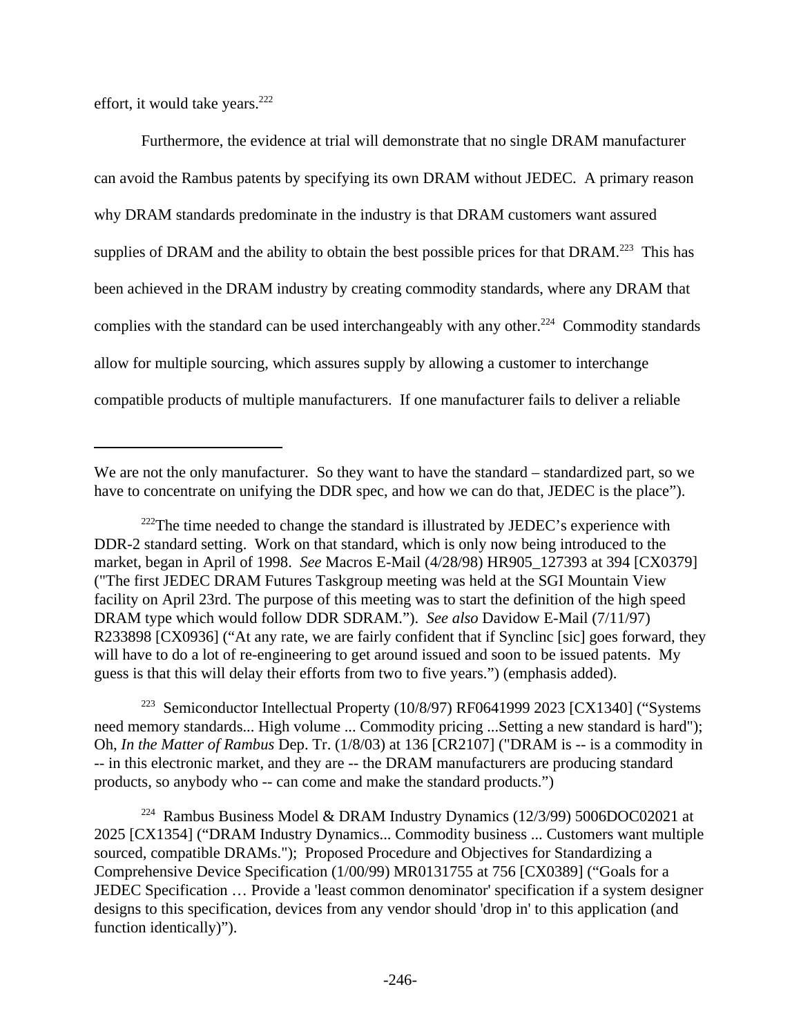effort, it would take years.[222]

Furthermore, the evidence at trial will demonstrate that no single DRAM manufacturer can avoid the Rambus patents by specifying its own DRAM without JEDEC. A primary reason why DRAM standards predominate in the industry is that DRAM customers want assured supplies of DRAM and the ability to obtain the best possible prices for that DRAM.[223] This has been achieved in the DRAM industry by creating commodity standards, where any DRAM that complies with the standard can be used interchangeably with any other.[224] Commodity standards allow for multiple sourcing, which assures supply by allowing a customer to interchange compatible products of multiple manufacturers. If one manufacturer fails to deliver a reliable

---

We are not the only manufacturer. So they want to have the standard – standardized part, so we have to concentrate on unifying the DDR spec, and how we can do that, JEDEC is the place").

[222]The time needed to change the standard is illustrated by JEDEC's experience with DDR-2 standard setting. Work on that standard, which is only now being introduced to the market, began in April of 1998. *See* Macros E-Mail (4/28/98) HR905_127393 at 394 [CX0379] ("The first JEDEC DRAM Futures Taskgroup meeting was held at the SGI Mountain View facility on April 23rd. The purpose of this meeting was to start the definition of the high speed DRAM type which would follow DDR SDRAM."). *See also* Davidow E-Mail (7/11/97) R233898 [CX0936] ("At any rate, we are fairly confident that if Synclinc [sic] goes forward, they will have to do a lot of re-engineering to get around issued and soon to be issued patents. My guess is that this will delay their efforts from two to five years.") (emphasis added).

[223] Semiconductor Intellectual Property (10/8/97) RF0641999 2023 [CX1340] ("Systems need memory standards... High volume ... Commodity pricing ...Setting a new standard is hard"); Oh, *In the Matter of Rambus* Dep. Tr. (1/8/03) at 136 [CR2107] ("DRAM is -- is a commodity in -- in this electronic market, and they are -- the DRAM manufacturers are producing standard products, so anybody who -- can come and make the standard products.")

[224] Rambus Business Model & DRAM Industry Dynamics (12/3/99) 5006DOC02021 at 2025 [CX1354] ("DRAM Industry Dynamics... Commodity business ... Customers want multiple sourced, compatible DRAMs."); Proposed Procedure and Objectives for Standardizing a Comprehensive Device Specification (1/00/99) MR0131755 at 756 [CX0389] ("Goals for a JEDEC Specification … Provide a 'least common denominator' specification if a system designer designs to this specification, devices from any vendor should 'drop in' to this application (and function identically)").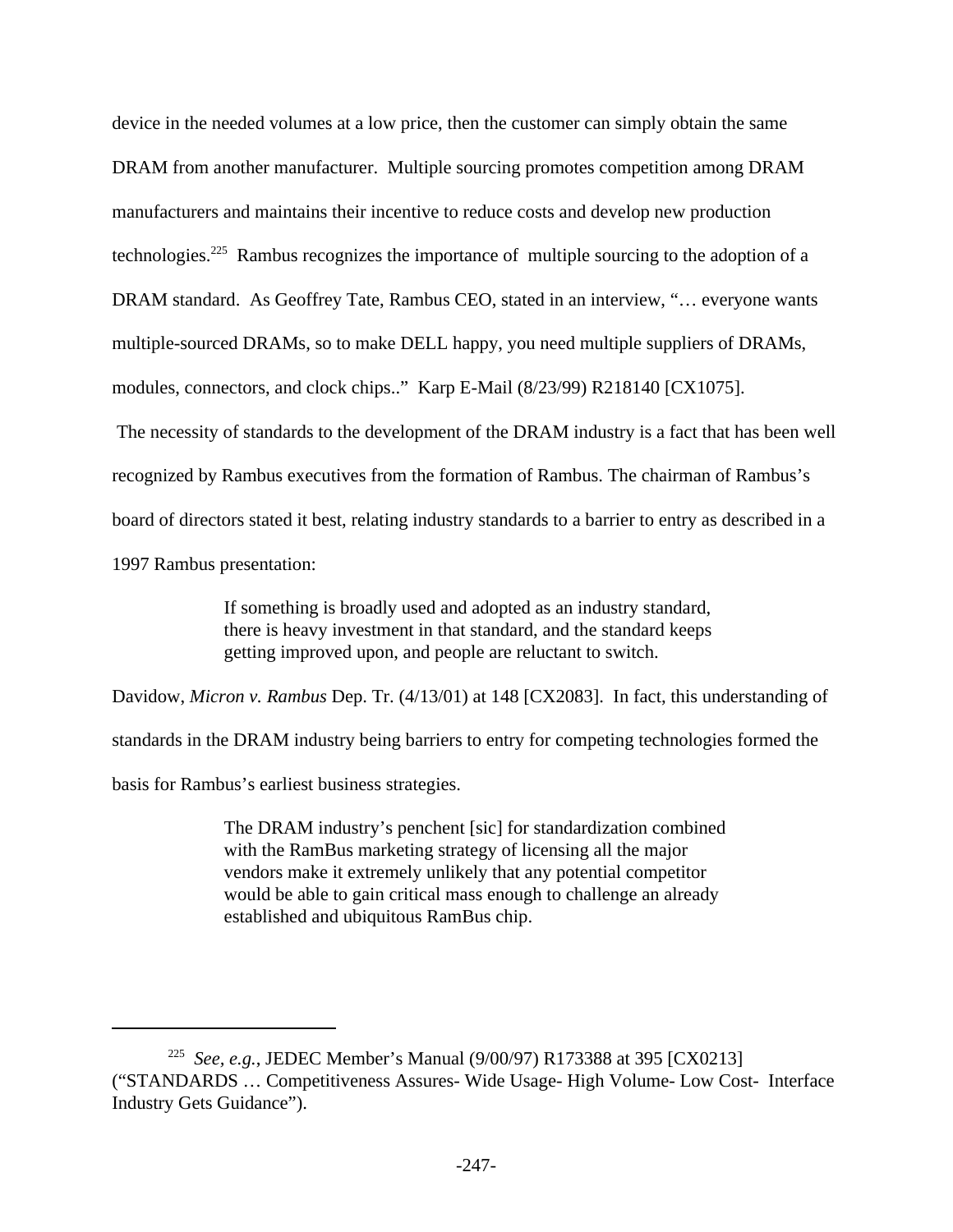device in the needed volumes at a low price, then the customer can simply obtain the same DRAM from another manufacturer. Multiple sourcing promotes competition among DRAM manufacturers and maintains their incentive to reduce costs and develop new production technologies.[225] Rambus recognizes the importance of multiple sourcing to the adoption of a DRAM standard. As Geoffrey Tate, Rambus CEO, stated in an interview, "… everyone wants multiple-sourced DRAMs, so to make DELL happy, you need multiple suppliers of DRAMs, modules, connectors, and clock chips.." Karp E-Mail (8/23/99) R218140 [CX1075].

The necessity of standards to the development of the DRAM industry is a fact that has been well recognized by Rambus executives from the formation of Rambus. The chairman of Rambus's board of directors stated it best, relating industry standards to a barrier to entry as described in a 1997 Rambus presentation:

> If something is broadly used and adopted as an industry standard, there is heavy investment in that standard, and the standard keeps getting improved upon, and people are reluctant to switch.

Davidow, *Micron v. Rambus* Dep. Tr. (4/13/01) at 148 [CX2083]. In fact, this understanding of standards in the DRAM industry being barriers to entry for competing technologies formed the basis for Rambus's earliest business strategies.

> The DRAM industry's penchent [sic] for standardization combined with the RamBus marketing strategy of licensing all the major vendors make it extremely unlikely that any potential competitor would be able to gain critical mass enough to challenge an already established and ubiquitous RamBus chip.

---

[225] *See, e.g.*, JEDEC Member's Manual (9/00/97) R173388 at 395 [CX0213] ("STANDARDS … Competitiveness Assures- Wide Usage- High Volume- Low Cost- Interface Industry Gets Guidance").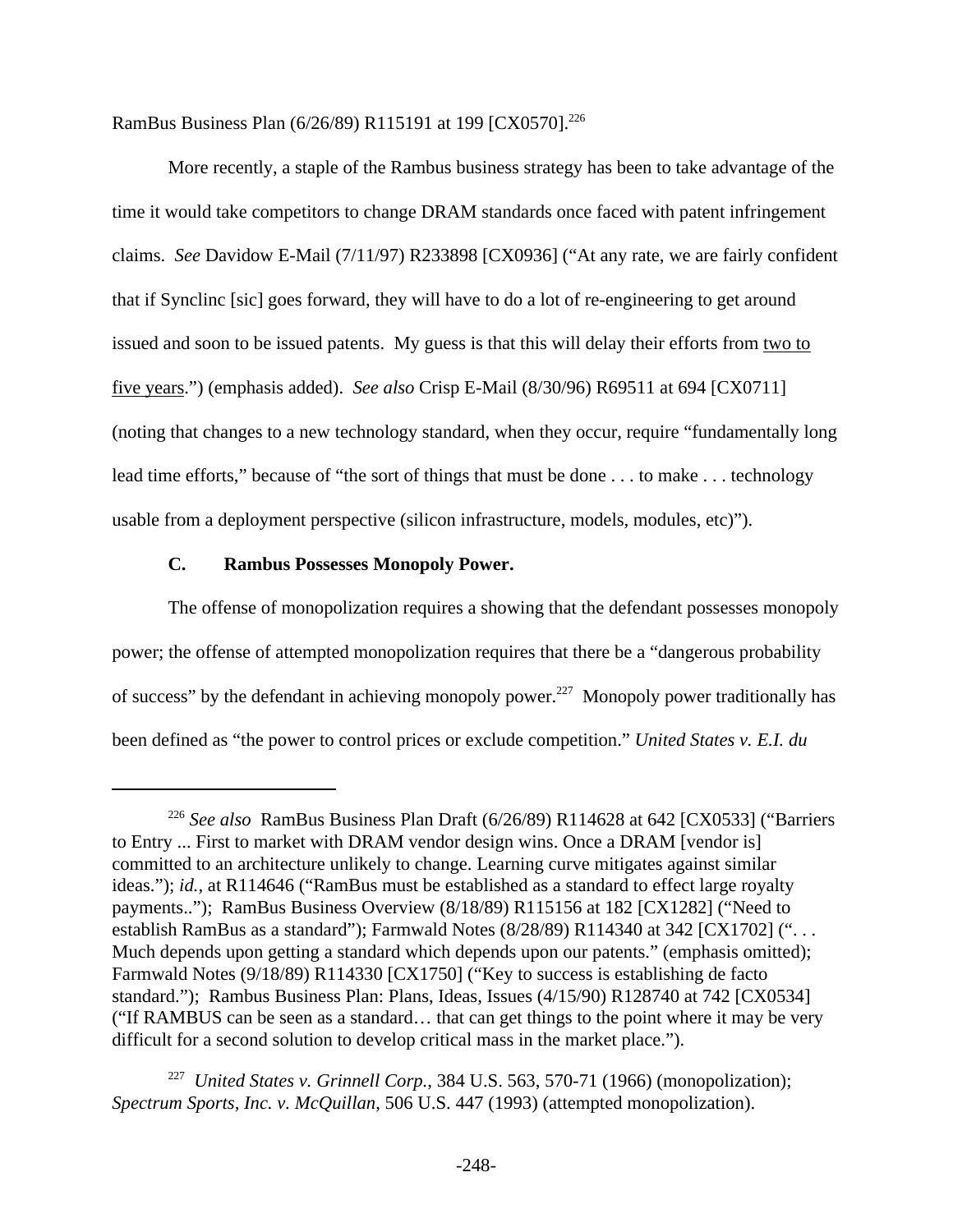RamBus Business Plan (6/26/89) R115191 at 199 [CX0570].[226]

More recently, a staple of the Rambus business strategy has been to take advantage of the time it would take competitors to change DRAM standards once faced with patent infringement claims. *See* Davidow E-Mail (7/11/97) R233898 [CX0936] ("At any rate, we are fairly confident that if Synclinc [sic] goes forward, they will have to do a lot of re-engineering to get around issued and soon to be issued patents. My guess is that this will delay their efforts from <u>two to five years</u>.") (emphasis added). *See also* Crisp E-Mail (8/30/96) R69511 at 694 [CX0711] (noting that changes to a new technology standard, when they occur, require "fundamentally long lead time efforts," because of "the sort of things that must be done . . . to make . . . technology usable from a deployment perspective (silicon infrastructure, models, modules, etc)").

### C. Rambus Possesses Monopoly Power.

The offense of monopolization requires a showing that the defendant possesses monopoly power; the offense of attempted monopolization requires that there be a "dangerous probability of success" by the defendant in achieving monopoly power.[227] Monopoly power traditionally has been defined as "the power to control prices or exclude competition." *United States v. E.I. du*

---

[226] *See also* RamBus Business Plan Draft (6/26/89) R114628 at 642 [CX0533] ("Barriers to Entry ... First to market with DRAM vendor design wins. Once a DRAM [vendor is] committed to an architecture unlikely to change. Learning curve mitigates against similar ideas."); *id.*, at R114646 ("RamBus must be established as a standard to effect large royalty payments.."); RamBus Business Overview (8/18/89) R115156 at 182 [CX1282] ("Need to establish RamBus as a standard"); Farmwald Notes (8/28/89) R114340 at 342 [CX1702] (". . . Much depends upon getting a standard which depends upon our patents." (emphasis omitted); Farmwald Notes (9/18/89) R114330 [CX1750] ("Key to success is establishing de facto standard."); Rambus Business Plan: Plans, Ideas, Issues (4/15/90) R128740 at 742 [CX0534] ("If RAMBUS can be seen as a standard… that can get things to the point where it may be very difficult for a second solution to develop critical mass in the market place.").

[227] *United States v. Grinnell Corp.*, 384 U.S. 563, 570-71 (1966) (monopolization); *Spectrum Sports, Inc. v. McQuillan*, 506 U.S. 447 (1993) (attempted monopolization).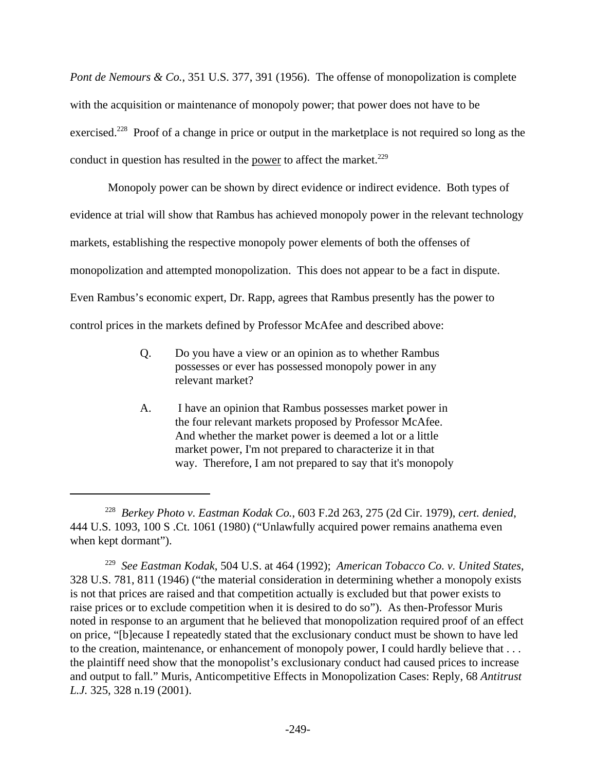*Pont de Nemours & Co.*, 351 U.S. 377, 391 (1956). The offense of monopolization is complete with the acquisition or maintenance of monopoly power; that power does not have to be exercised.[228] Proof of a change in price or output in the marketplace is not required so long as the conduct in question has resulted in the power to affect the market.[229]

Monopoly power can be shown by direct evidence or indirect evidence. Both types of evidence at trial will show that Rambus has achieved monopoly power in the relevant technology markets, establishing the respective monopoly power elements of both the offenses of monopolization and attempted monopolization. This does not appear to be a fact in dispute. Even Rambus's economic expert, Dr. Rapp, agrees that Rambus presently has the power to control prices in the markets defined by Professor McAfee and described above:

> Q. Do you have a view or an opinion as to whether Rambus possesses or ever has possessed monopoly power in any relevant market?
>
> A. I have an opinion that Rambus possesses market power in the four relevant markets proposed by Professor McAfee. And whether the market power is deemed a lot or a little market power, I'm not prepared to characterize it in that way. Therefore, I am not prepared to say that it's monopoly

---

[228] *Berkey Photo v. Eastman Kodak Co.*, 603 F.2d 263, 275 (2d Cir. 1979), *cert. denied*, 444 U.S. 1093, 100 S .Ct. 1061 (1980) ("Unlawfully acquired power remains anathema even when kept dormant").

[229] *See Eastman Kodak*, 504 U.S. at 464 (1992); *American Tobacco Co. v. United States*, 328 U.S. 781, 811 (1946) ("the material consideration in determining whether a monopoly exists is not that prices are raised and that competition actually is excluded but that power exists to raise prices or to exclude competition when it is desired to do so"). As then-Professor Muris noted in response to an argument that he believed that monopolization required proof of an effect on price, "[b]ecause I repeatedly stated that the exclusionary conduct must be shown to have led to the creation, maintenance, or enhancement of monopoly power, I could hardly believe that . . . the plaintiff need show that the monopolist's exclusionary conduct had caused prices to increase and output to fall." Muris, Anticompetitive Effects in Monopolization Cases: Reply, 68 *Antitrust L.J.* 325, 328 n.19 (2001).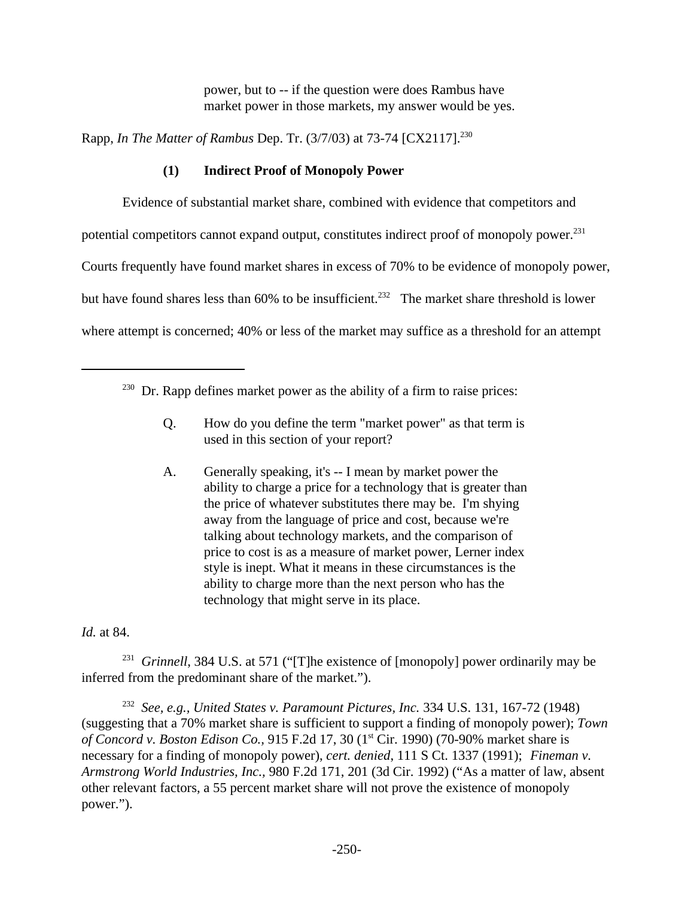> power, but to -- if the question were does Rambus have market power in those markets, my answer would be yes.

Rapp, *In The Matter of Rambus* Dep. Tr. (3/7/03) at 73-74 [CX2117].[230]

### (1) Indirect Proof of Monopoly Power

Evidence of substantial market share, combined with evidence that competitors and potential competitors cannot expand output, constitutes indirect proof of monopoly power.[231] Courts frequently have found market shares in excess of 70% to be evidence of monopoly power, but have found shares less than 60% to be insufficient.[232] The market share threshold is lower where attempt is concerned; 40% or less of the market may suffice as a threshold for an attempt

---

[230] Dr. Rapp defines market power as the ability of a firm to raise prices:

> Q. How do you define the term "market power" as that term is used in this section of your report?
>
> A. Generally speaking, it's -- I mean by market power the ability to charge a price for a technology that is greater than the price of whatever substitutes there may be. I'm shying away from the language of price and cost, because we're talking about technology markets, and the comparison of price to cost is as a measure of market power, Lerner index style is inept. What it means in these circumstances is the ability to charge more than the next person who has the technology that might serve in its place.

*Id.* at 84.

[231] *Grinnell*, 384 U.S. at 571 ("[T]he existence of [monopoly] power ordinarily may be inferred from the predominant share of the market.").

[232] *See, e.g.*, *United States v. Paramount Pictures, Inc.* 334 U.S. 131, 167-72 (1948) (suggesting that a 70% market share is sufficient to support a finding of monopoly power); *Town of Concord v. Boston Edison Co.,* 915 F.2d 17, 30 (1st Cir. 1990) (70-90% market share is necessary for a finding of monopoly power), *cert. denied*, 111 S Ct. 1337 (1991); *Fineman v. Armstrong World Industries, Inc.,* 980 F.2d 171, 201 (3d Cir. 1992) ("As a matter of law, absent other relevant factors, a 55 percent market share will not prove the existence of monopoly power.").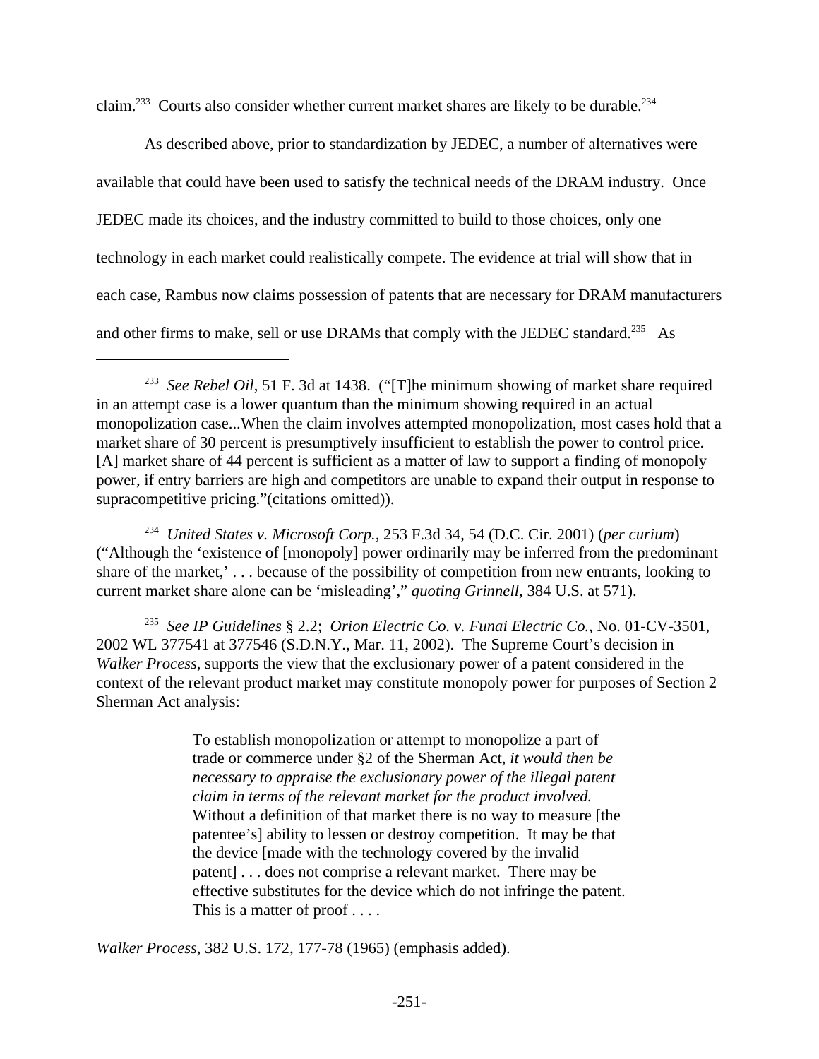claim.[233] Courts also consider whether current market shares are likely to be durable.[234]

As described above, prior to standardization by JEDEC, a number of alternatives were available that could have been used to satisfy the technical needs of the DRAM industry. Once JEDEC made its choices, and the industry committed to build to those choices, only one technology in each market could realistically compete. The evidence at trial will show that in each case, Rambus now claims possession of patents that are necessary for DRAM manufacturers and other firms to make, sell or use DRAMs that comply with the JEDEC standard.[235] As

---

[233] *See Rebel Oil*, 51 F. 3d at 1438. ("[T]he minimum showing of market share required in an attempt case is a lower quantum than the minimum showing required in an actual monopolization case...When the claim involves attempted monopolization, most cases hold that a market share of 30 percent is presumptively insufficient to establish the power to control price. [A] market share of 44 percent is sufficient as a matter of law to support a finding of monopoly power, if entry barriers are high and competitors are unable to expand their output in response to supracompetitive pricing."(citations omitted)).

[234] *United States v. Microsoft Corp.,* 253 F.3d 34, 54 (D.C. Cir. 2001) (*per curium*) ("Although the 'existence of [monopoly] power ordinarily may be inferred from the predominant share of the market,' . . . because of the possibility of competition from new entrants, looking to current market share alone can be 'misleading'," *quoting Grinnell,* 384 U.S. at 571).

[235] *See IP Guidelines* § 2.2; *Orion Electric Co. v. Funai Electric Co.*, No. 01-CV-3501, 2002 WL 377541 at 377546 (S.D.N.Y., Mar. 11, 2002). The Supreme Court's decision in *Walker Process*, supports the view that the exclusionary power of a patent considered in the context of the relevant product market may constitute monopoly power for purposes of Section 2 Sherman Act analysis:

> To establish monopolization or attempt to monopolize a part of trade or commerce under §2 of the Sherman Act, *it would then be necessary to appraise the exclusionary power of the illegal patent claim in terms of the relevant market for the product involved.* Without a definition of that market there is no way to measure [the patentee's] ability to lessen or destroy competition. It may be that the device [made with the technology covered by the invalid patent] . . . does not comprise a relevant market. There may be effective substitutes for the device which do not infringe the patent. This is a matter of proof . . . .

*Walker Process*, 382 U.S. 172, 177-78 (1965) (emphasis added).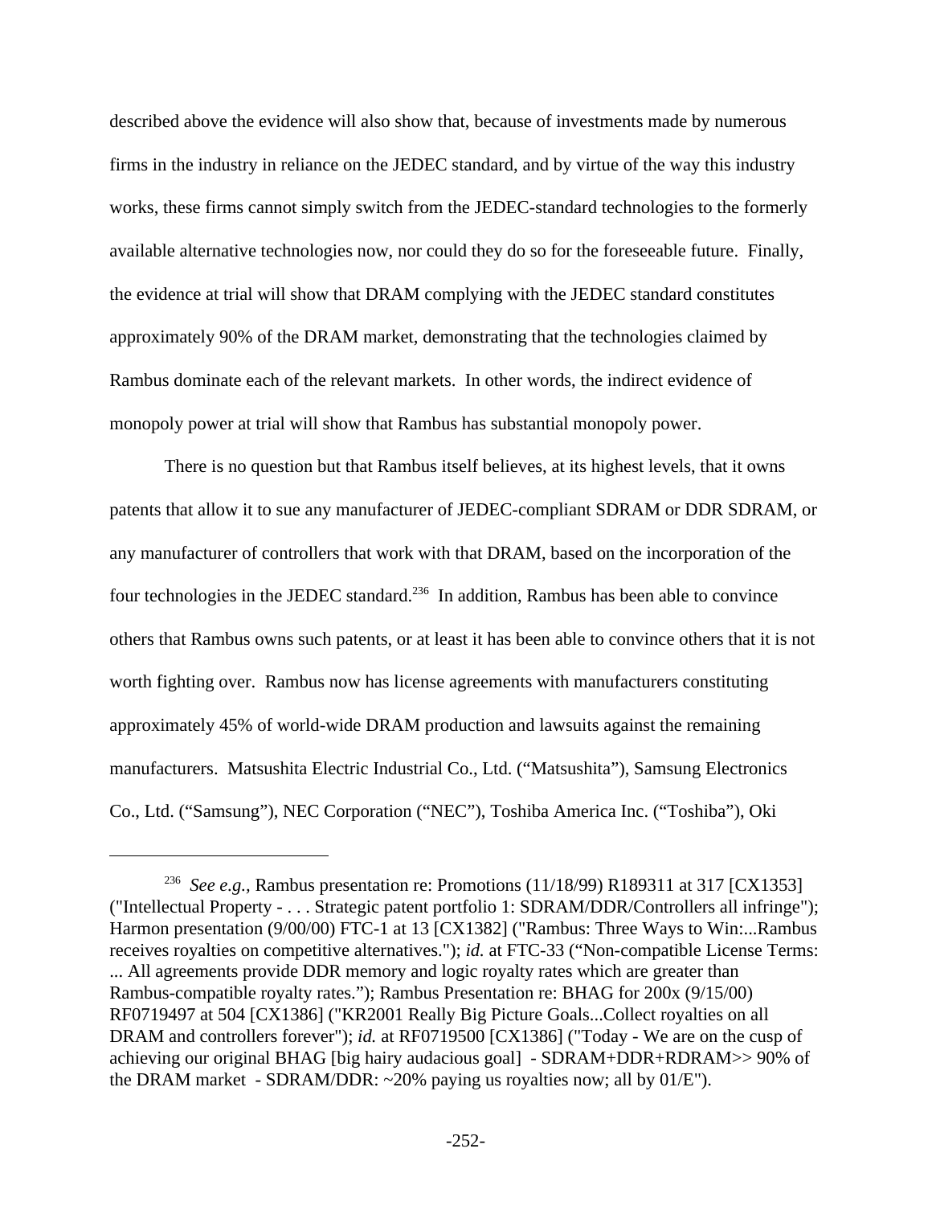described above the evidence will also show that, because of investments made by numerous firms in the industry in reliance on the JEDEC standard, and by virtue of the way this industry works, these firms cannot simply switch from the JEDEC-standard technologies to the formerly available alternative technologies now, nor could they do so for the foreseeable future. Finally, the evidence at trial will show that DRAM complying with the JEDEC standard constitutes approximately 90% of the DRAM market, demonstrating that the technologies claimed by Rambus dominate each of the relevant markets. In other words, the indirect evidence of monopoly power at trial will show that Rambus has substantial monopoly power.

There is no question but that Rambus itself believes, at its highest levels, that it owns patents that allow it to sue any manufacturer of JEDEC-compliant SDRAM or DDR SDRAM, or any manufacturer of controllers that work with that DRAM, based on the incorporation of the four technologies in the JEDEC standard.[236] In addition, Rambus has been able to convince others that Rambus owns such patents, or at least it has been able to convince others that it is not worth fighting over. Rambus now has license agreements with manufacturers constituting approximately 45% of world-wide DRAM production and lawsuits against the remaining manufacturers. Matsushita Electric Industrial Co., Ltd. ("Matsushita"), Samsung Electronics Co., Ltd. ("Samsung"), NEC Corporation ("NEC"), Toshiba America Inc. ("Toshiba"), Oki

---

[236] *See e.g.,* Rambus presentation re: Promotions (11/18/99) R189311 at 317 [CX1353] ("Intellectual Property - . . . Strategic patent portfolio 1: SDRAM/DDR/Controllers all infringe"); Harmon presentation (9/00/00) FTC-1 at 13 [CX1382] ("Rambus: Three Ways to Win:...Rambus receives royalties on competitive alternatives."); *id.* at FTC-33 ("Non-compatible License Terms: ... All agreements provide DDR memory and logic royalty rates which are greater than Rambus-compatible royalty rates."); Rambus Presentation re: BHAG for 200x (9/15/00) RF0719497 at 504 [CX1386] ("KR2001 Really Big Picture Goals...Collect royalties on all DRAM and controllers forever"); *id.* at RF0719500 [CX1386] ("Today - We are on the cusp of achieving our original BHAG [big hairy audacious goal] - SDRAM+DDR+RDRAM>> 90% of the DRAM market - SDRAM/DDR: ~20% paying us royalties now; all by 01/E").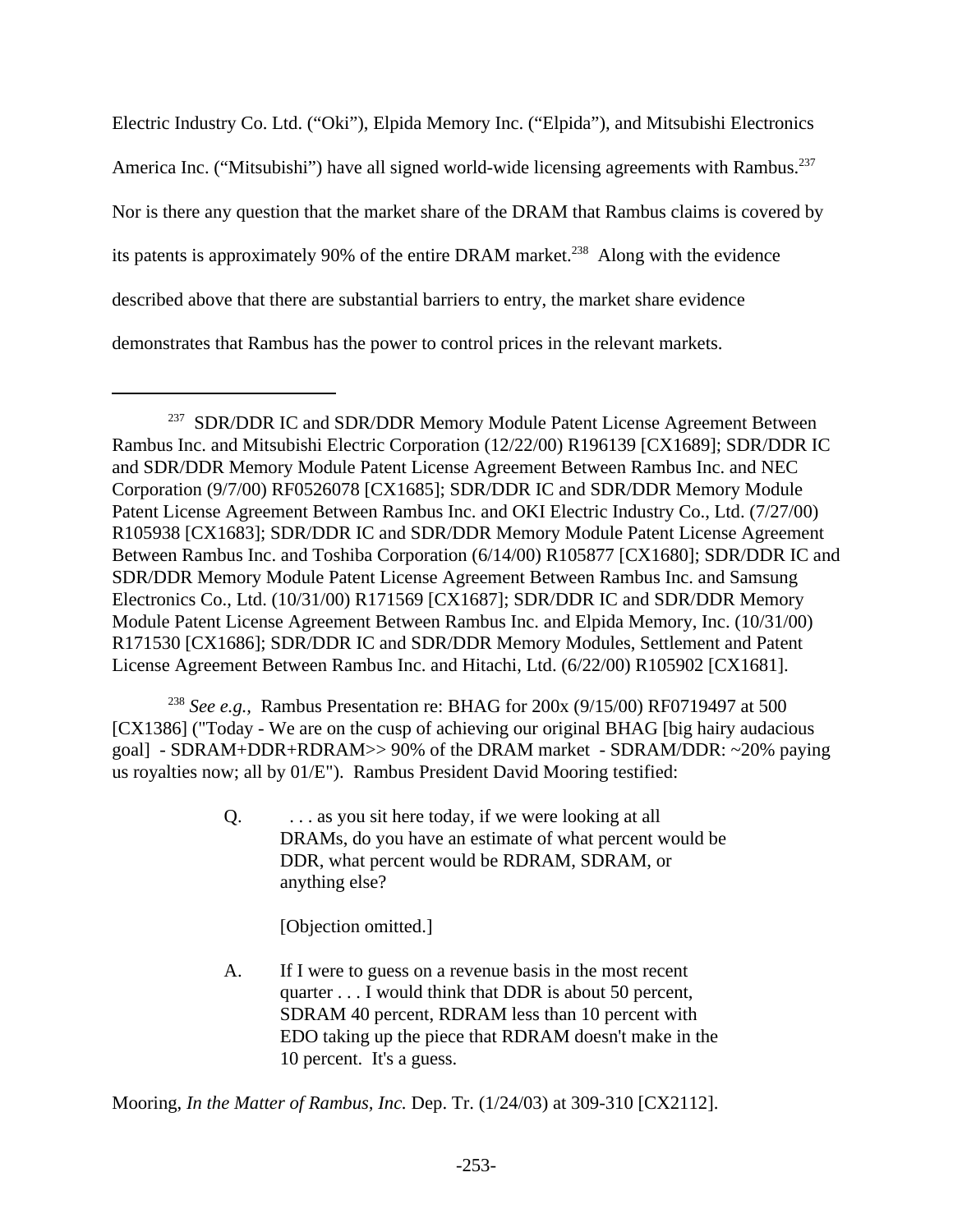Electric Industry Co. Ltd. ("Oki"), Elpida Memory Inc. ("Elpida"), and Mitsubishi Electronics America Inc. ("Mitsubishi") have all signed world-wide licensing agreements with Rambus.[237] Nor is there any question that the market share of the DRAM that Rambus claims is covered by its patents is approximately 90% of the entire DRAM market.[238] Along with the evidence described above that there are substantial barriers to entry, the market share evidence demonstrates that Rambus has the power to control prices in the relevant markets.

---

[237] SDR/DDR IC and SDR/DDR Memory Module Patent License Agreement Between Rambus Inc. and Mitsubishi Electric Corporation (12/22/00) R196139 [CX1689]; SDR/DDR IC and SDR/DDR Memory Module Patent License Agreement Between Rambus Inc. and NEC Corporation (9/7/00) RF0526078 [CX1685]; SDR/DDR IC and SDR/DDR Memory Module Patent License Agreement Between Rambus Inc. and OKI Electric Industry Co., Ltd. (7/27/00) R105938 [CX1683]; SDR/DDR IC and SDR/DDR Memory Module Patent License Agreement Between Rambus Inc. and Toshiba Corporation (6/14/00) R105877 [CX1680]; SDR/DDR IC and SDR/DDR Memory Module Patent License Agreement Between Rambus Inc. and Samsung Electronics Co., Ltd. (10/31/00) R171569 [CX1687]; SDR/DDR IC and SDR/DDR Memory Module Patent License Agreement Between Rambus Inc. and Elpida Memory, Inc. (10/31/00) R171530 [CX1686]; SDR/DDR IC and SDR/DDR Memory Modules, Settlement and Patent License Agreement Between Rambus Inc. and Hitachi, Ltd. (6/22/00) R105902 [CX1681].

[238] *See e.g.,* Rambus Presentation re: BHAG for 200x (9/15/00) RF0719497 at 500 [CX1386] ("Today - We are on the cusp of achieving our original BHAG [big hairy audacious goal] - SDRAM+DDR+RDRAM>> 90% of the DRAM market - SDRAM/DDR: ~20% paying us royalties now; all by 01/E"). Rambus President David Mooring testified:

> Q. . . . as you sit here today, if we were looking at all DRAMs, do you have an estimate of what percent would be DDR, what percent would be RDRAM, SDRAM, or anything else?
>
> [Objection omitted.]
>
> A. If I were to guess on a revenue basis in the most recent quarter . . . I would think that DDR is about 50 percent, SDRAM 40 percent, RDRAM less than 10 percent with EDO taking up the piece that RDRAM doesn't make in the 10 percent. It's a guess.

Mooring, *In the Matter of Rambus, Inc.* Dep. Tr. (1/24/03) at 309-310 [CX2112].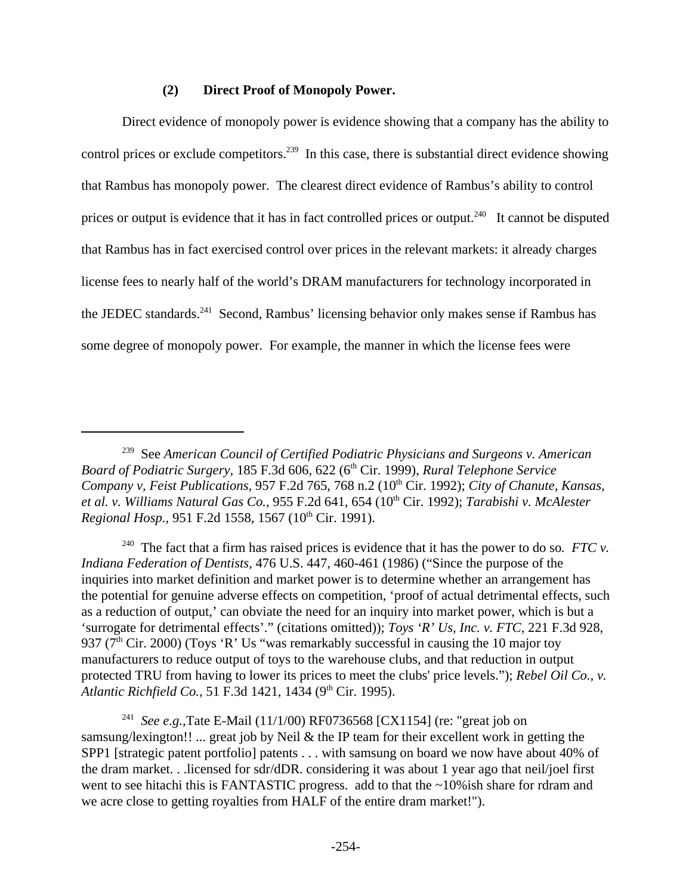#### (2) Direct Proof of Monopoly Power.

Direct evidence of monopoly power is evidence showing that a company has the ability to control prices or exclude competitors.[239] In this case, there is substantial direct evidence showing that Rambus has monopoly power. The clearest direct evidence of Rambus's ability to control prices or output is evidence that it has in fact controlled prices or output.[240] It cannot be disputed that Rambus has in fact exercised control over prices in the relevant markets: it already charges license fees to nearly half of the world's DRAM manufacturers for technology incorporated in the JEDEC standards.[241] Second, Rambus' licensing behavior only makes sense if Rambus has some degree of monopoly power. For example, the manner in which the license fees were

---

[239] See *American Council of Certified Podiatric Physicians and Surgeons v. American Board of Podiatric Surgery,* 185 F.3d 606, 622 (6th Cir. 1999), *Rural Telephone Service Company v, Feist Publications,* 957 F.2d 765, 768 n.2 (10th Cir. 1992); *City of Chanute, Kansas, et al. v. Williams Natural Gas Co.,* 955 F.2d 641, 654 (10th Cir. 1992); *Tarabishi v. McAlester Regional Hosp.,* 951 F.2d 1558, 1567 (10th Cir. 1991).

[240] The fact that a firm has raised prices is evidence that it has the power to do so. *FTC v. Indiana Federation of Dentists,* 476 U.S. 447, 460-461 (1986) ("Since the purpose of the inquiries into market definition and market power is to determine whether an arrangement has the potential for genuine adverse effects on competition, 'proof of actual detrimental effects, such as a reduction of output,' can obviate the need for an inquiry into market power, which is but a 'surrogate for detrimental effects'." (citations omitted)); *Toys 'R' Us, Inc. v. FTC,* 221 F.3d 928, 937 (7th Cir. 2000) (Toys 'R' Us "was remarkably successful in causing the 10 major toy manufacturers to reduce output of toys to the warehouse clubs, and that reduction in output protected TRU from having to lower its prices to meet the clubs' price levels."); *Rebel Oil Co., v. Atlantic Richfield Co.,* 51 F.3d 1421, 1434 (9th Cir. 1995).

[241] *See e.g.,*Tate E-Mail (11/1/00) RF0736568 [CX1154] (re: "great job on samsung/lexington!! ... great job by Neil & the IP team for their excellent work in getting the SPP1 [strategic patent portfolio] patents . . . with samsung on board we now have about 40% of the dram market. . .licensed for sdr/dDR. considering it was about 1 year ago that neil/joel first went to see hitachi this is FANTASTIC progress. add to that the ~10%ish share for rdram and we acre close to getting royalties from HALF of the entire dram market!").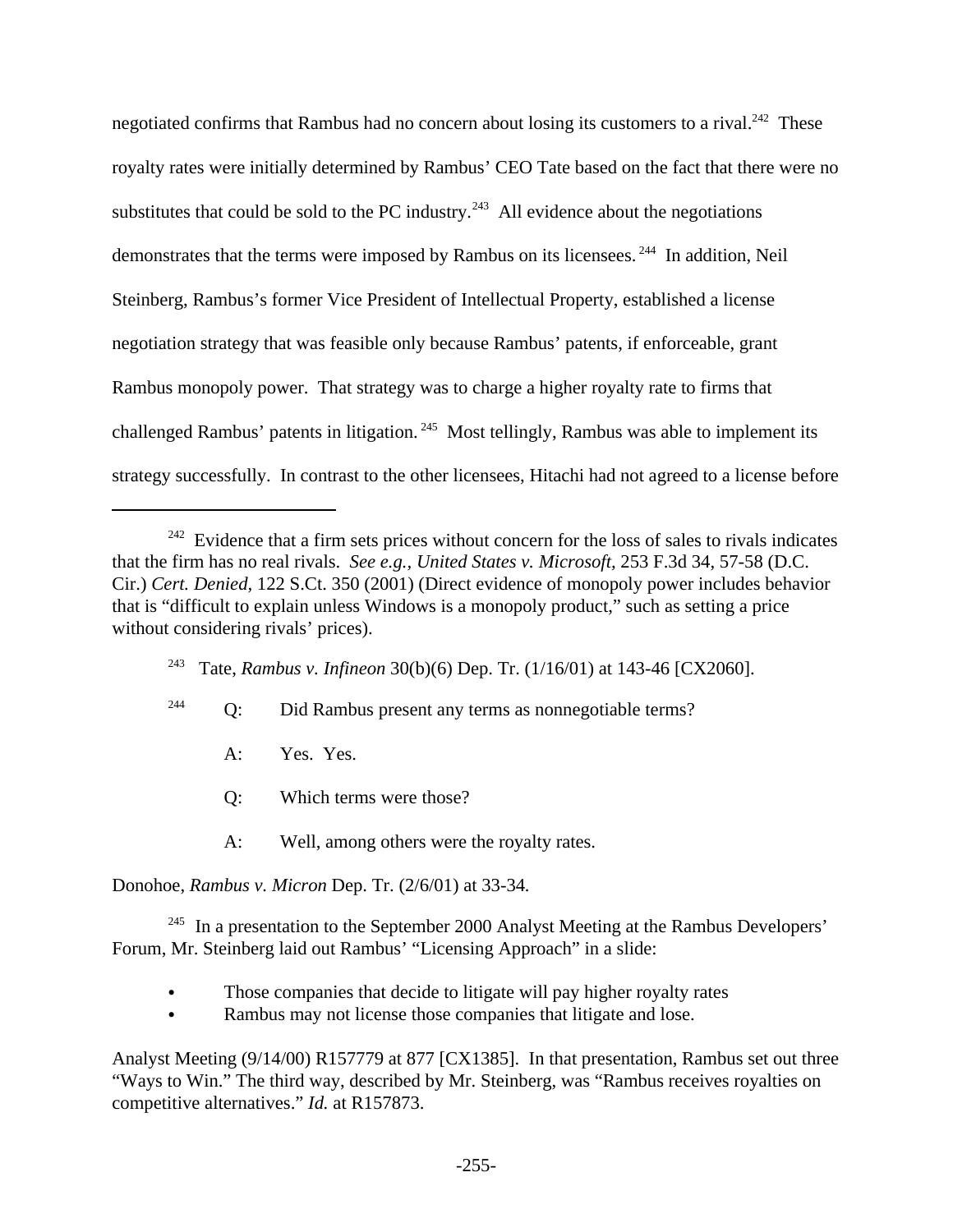negotiated confirms that Rambus had no concern about losing its customers to a rival.[242] These royalty rates were initially determined by Rambus' CEO Tate based on the fact that there were no substitutes that could be sold to the PC industry.[243] All evidence about the negotiations demonstrates that the terms were imposed by Rambus on its licensees.[244] In addition, Neil Steinberg, Rambus's former Vice President of Intellectual Property, established a license negotiation strategy that was feasible only because Rambus' patents, if enforceable, grant Rambus monopoly power. That strategy was to charge a higher royalty rate to firms that challenged Rambus' patents in litigation.[245] Most tellingly, Rambus was able to implement its strategy successfully. In contrast to the other licensees, Hitachi had not agreed to a license before

---

[242] Evidence that a firm sets prices without concern for the loss of sales to rivals indicates that the firm has no real rivals. *See e.g., United States v. Microsoft,* 253 F.3d 34, 57-58 (D.C. Cir.) *Cert. Denied,* 122 S.Ct. 350 (2001) (Direct evidence of monopoly power includes behavior that is "difficult to explain unless Windows is a monopoly product," such as setting a price without considering rivals' prices).

[243] Tate, *Rambus v. Infineon* 30(b)(6) Dep. Tr. (1/16/01) at 143-46 [CX2060].

[244] Q: Did Rambus present any terms as nonnegotiable terms?

A: Yes. Yes.

Q: Which terms were those?

A: Well, among others were the royalty rates.

Donohoe, *Rambus v. Micron* Dep. Tr. (2/6/01) at 33-34.

[245] In a presentation to the September 2000 Analyst Meeting at the Rambus Developers' Forum, Mr. Steinberg laid out Rambus' "Licensing Approach" in a slide:

- Those companies that decide to litigate will pay higher royalty rates
- Rambus may not license those companies that litigate and lose.

Analyst Meeting (9/14/00) R157779 at 877 [CX1385]. In that presentation, Rambus set out three "Ways to Win." The third way, described by Mr. Steinberg, was "Rambus receives royalties on competitive alternatives." *Id.* at R157873.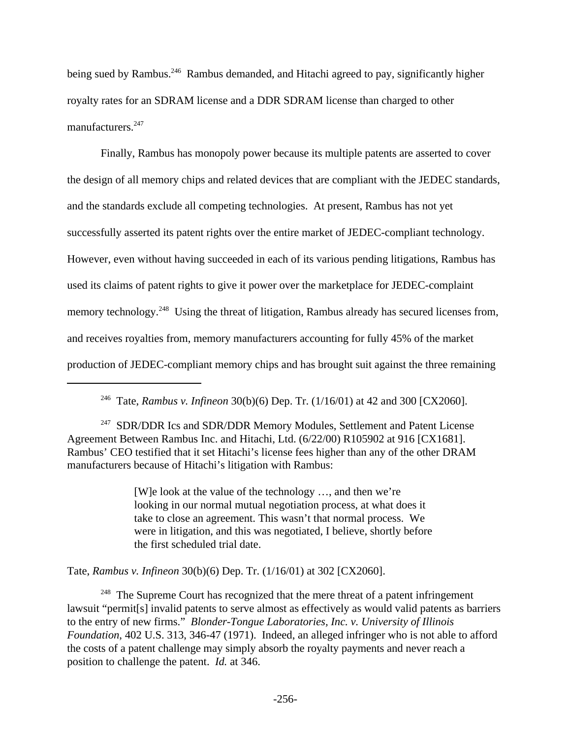being sued by Rambus.[246] Rambus demanded, and Hitachi agreed to pay, significantly higher royalty rates for an SDRAM license and a DDR SDRAM license than charged to other manufacturers.[247]

Finally, Rambus has monopoly power because its multiple patents are asserted to cover the design of all memory chips and related devices that are compliant with the JEDEC standards, and the standards exclude all competing technologies. At present, Rambus has not yet successfully asserted its patent rights over the entire market of JEDEC-compliant technology. However, even without having succeeded in each of its various pending litigations, Rambus has used its claims of patent rights to give it power over the marketplace for JEDEC-complaint memory technology.[248] Using the threat of litigation, Rambus already has secured licenses from, and receives royalties from, memory manufacturers accounting for fully 45% of the market production of JEDEC-compliant memory chips and has brought suit against the three remaining

---

[246] Tate, *Rambus v. Infineon* 30(b)(6) Dep. Tr. (1/16/01) at 42 and 300 [CX2060].

[247] SDR/DDR Ics and SDR/DDR Memory Modules, Settlement and Patent License Agreement Between Rambus Inc. and Hitachi, Ltd. (6/22/00) R105902 at 916 [CX1681]. Rambus' CEO testified that it set Hitachi's license fees higher than any of the other DRAM manufacturers because of Hitachi's litigation with Rambus:

> [W]e look at the value of the technology …, and then we're looking in our normal mutual negotiation process, at what does it take to close an agreement. This wasn't that normal process. We were in litigation, and this was negotiated, I believe, shortly before the first scheduled trial date.

Tate, *Rambus v. Infineon* 30(b)(6) Dep. Tr. (1/16/01) at 302 [CX2060].

[248] The Supreme Court has recognized that the mere threat of a patent infringement lawsuit "permit[s] invalid patents to serve almost as effectively as would valid patents as barriers to the entry of new firms." *Blonder-Tongue Laboratories, Inc. v. University of Illinois Foundation*, 402 U.S. 313, 346-47 (1971). Indeed, an alleged infringer who is not able to afford the costs of a patent challenge may simply absorb the royalty payments and never reach a position to challenge the patent. *Id.* at 346.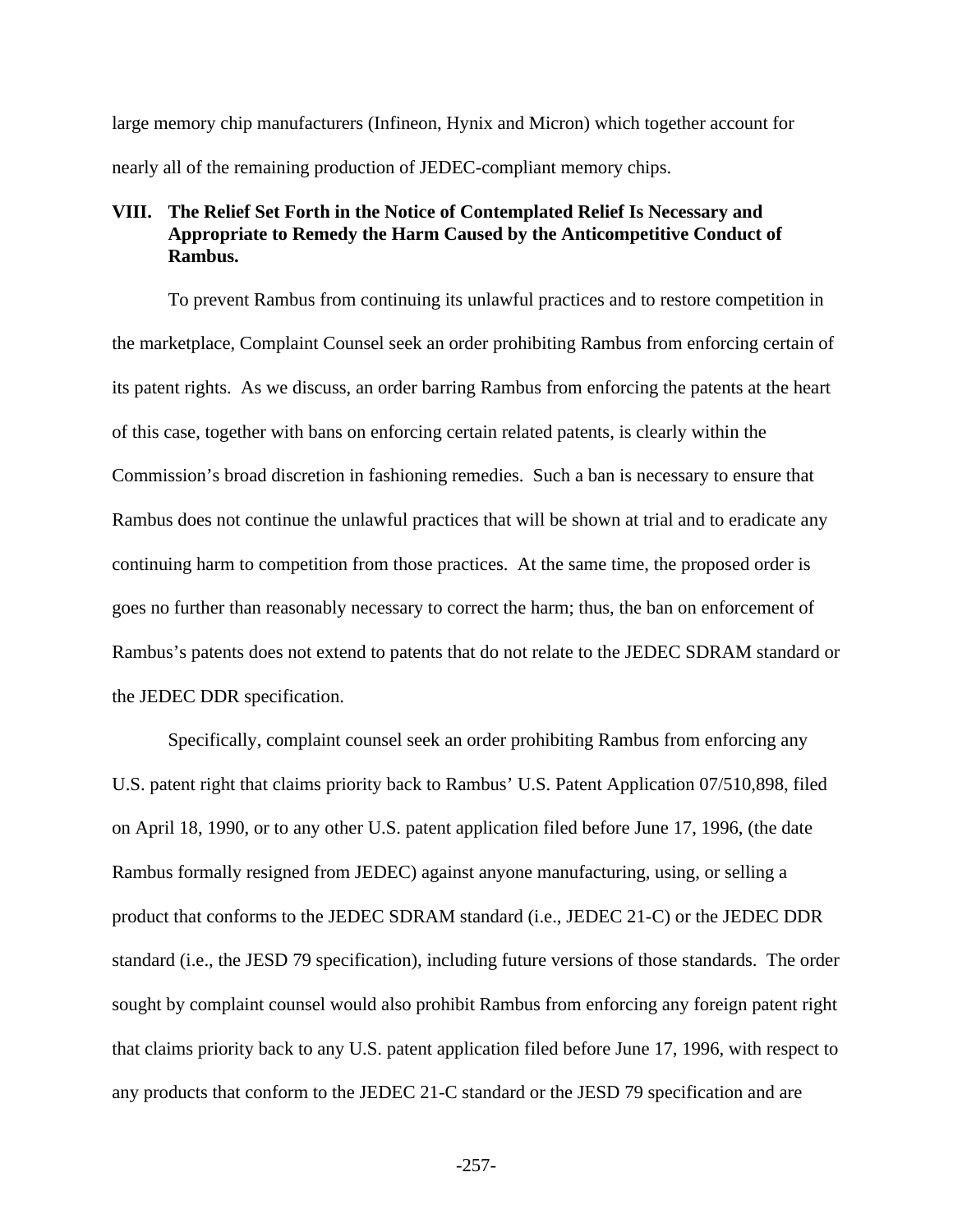large memory chip manufacturers (Infineon, Hynix and Micron) which together account for nearly all of the remaining production of JEDEC-compliant memory chips.

## VIII. The Relief Set Forth in the Notice of Contemplated Relief Is Necessary and Appropriate to Remedy the Harm Caused by the Anticompetitive Conduct of Rambus.

To prevent Rambus from continuing its unlawful practices and to restore competition in the marketplace, Complaint Counsel seek an order prohibiting Rambus from enforcing certain of its patent rights. As we discuss, an order barring Rambus from enforcing the patents at the heart of this case, together with bans on enforcing certain related patents, is clearly within the Commission's broad discretion in fashioning remedies. Such a ban is necessary to ensure that Rambus does not continue the unlawful practices that will be shown at trial and to eradicate any continuing harm to competition from those practices. At the same time, the proposed order is goes no further than reasonably necessary to correct the harm; thus, the ban on enforcement of Rambus's patents does not extend to patents that do not relate to the JEDEC SDRAM standard or the JEDEC DDR specification.

Specifically, complaint counsel seek an order prohibiting Rambus from enforcing any U.S. patent right that claims priority back to Rambus' U.S. Patent Application 07/510,898, filed on April 18, 1990, or to any other U.S. patent application filed before June 17, 1996, (the date Rambus formally resigned from JEDEC) against anyone manufacturing, using, or selling a product that conforms to the JEDEC SDRAM standard (i.e., JEDEC 21-C) or the JEDEC DDR standard (i.e., the JESD 79 specification), including future versions of those standards. The order sought by complaint counsel would also prohibit Rambus from enforcing any foreign patent right that claims priority back to any U.S. patent application filed before June 17, 1996, with respect to any products that conform to the JEDEC 21-C standard or the JESD 79 specification and are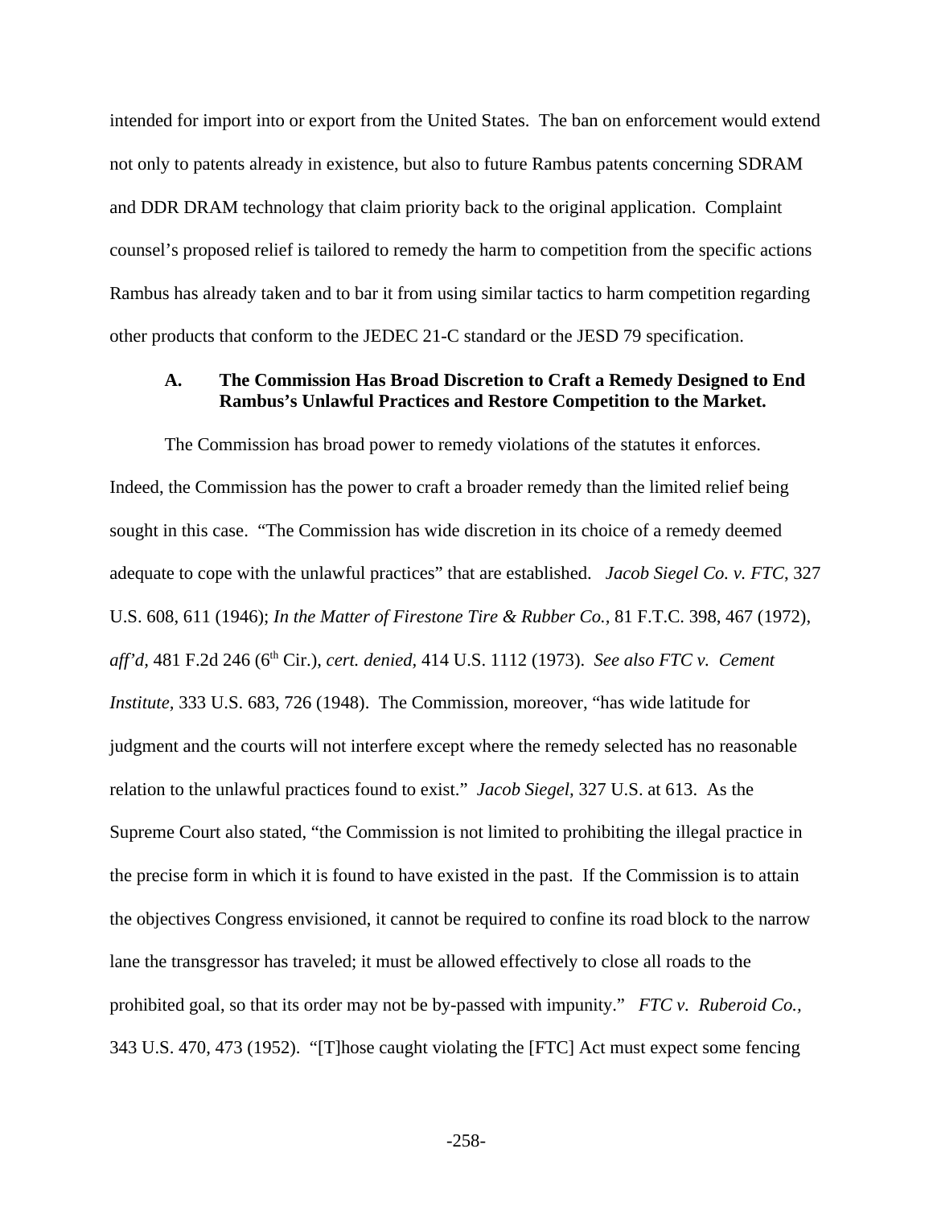intended for import into or export from the United States. The ban on enforcement would extend not only to patents already in existence, but also to future Rambus patents concerning SDRAM and DDR DRAM technology that claim priority back to the original application. Complaint counsel's proposed relief is tailored to remedy the harm to competition from the specific actions Rambus has already taken and to bar it from using similar tactics to harm competition regarding other products that conform to the JEDEC 21-C standard or the JESD 79 specification.

### A. The Commission Has Broad Discretion to Craft a Remedy Designed to End Rambus's Unlawful Practices and Restore Competition to the Market.

The Commission has broad power to remedy violations of the statutes it enforces. Indeed, the Commission has the power to craft a broader remedy than the limited relief being sought in this case. "The Commission has wide discretion in its choice of a remedy deemed adequate to cope with the unlawful practices" that are established. *Jacob Siegel Co. v. FTC*, 327 U.S. 608, 611 (1946); *In the Matter of Firestone Tire & Rubber Co.*, 81 F.T.C. 398, 467 (1972), *aff'd*, 481 F.2d 246 (6th Cir.), *cert. denied*, 414 U.S. 1112 (1973). *See also FTC v. Cement Institute*, 333 U.S. 683, 726 (1948). The Commission, moreover, "has wide latitude for judgment and the courts will not interfere except where the remedy selected has no reasonable relation to the unlawful practices found to exist." *Jacob Siegel*, 327 U.S. at 613. As the Supreme Court also stated, "the Commission is not limited to prohibiting the illegal practice in the precise form in which it is found to have existed in the past. If the Commission is to attain the objectives Congress envisioned, it cannot be required to confine its road block to the narrow lane the transgressor has traveled; it must be allowed effectively to close all roads to the prohibited goal, so that its order may not be by-passed with impunity." *FTC v. Ruberoid Co.*, 343 U.S. 470, 473 (1952). "[T]hose caught violating the [FTC] Act must expect some fencing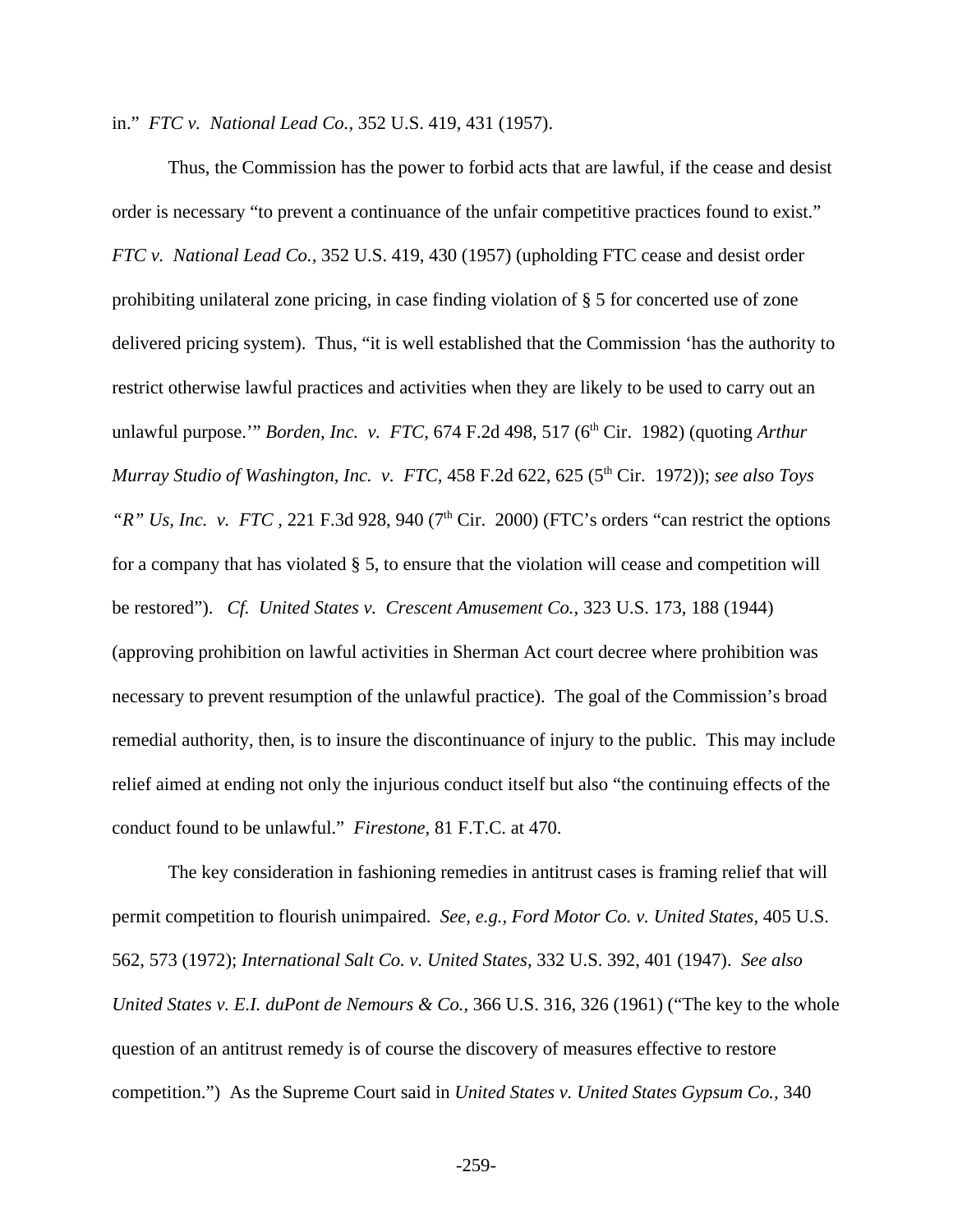in." *FTC v. National Lead Co.*, 352 U.S. 419, 431 (1957).

Thus, the Commission has the power to forbid acts that are lawful, if the cease and desist order is necessary "to prevent a continuance of the unfair competitive practices found to exist." *FTC v. National Lead Co.*, 352 U.S. 419, 430 (1957) (upholding FTC cease and desist order prohibiting unilateral zone pricing, in case finding violation of § 5 for concerted use of zone delivered pricing system). Thus, "it is well established that the Commission 'has the authority to restrict otherwise lawful practices and activities when they are likely to be used to carry out an unlawful purpose.'" *Borden, Inc. v. FTC*, 674 F.2d 498, 517 (6th Cir. 1982) (quoting *Arthur Murray Studio of Washington, Inc. v. FTC*, 458 F.2d 622, 625 (5th Cir. 1972)); *see also Toys "R" Us, Inc. v. FTC* , 221 F.3d 928, 940 (7th Cir. 2000) (FTC's orders "can restrict the options for a company that has violated § 5, to ensure that the violation will cease and competition will be restored"). *Cf. United States v. Crescent Amusement Co.*, 323 U.S. 173, 188 (1944) (approving prohibition on lawful activities in Sherman Act court decree where prohibition was necessary to prevent resumption of the unlawful practice). The goal of the Commission's broad remedial authority, then, is to insure the discontinuance of injury to the public. This may include relief aimed at ending not only the injurious conduct itself but also "the continuing effects of the conduct found to be unlawful." *Firestone*, 81 F.T.C. at 470.

The key consideration in fashioning remedies in antitrust cases is framing relief that will permit competition to flourish unimpaired. *See, e.g., Ford Motor Co. v. United States*, 405 U.S. 562, 573 (1972); *International Salt Co. v. United States*, 332 U.S. 392, 401 (1947). *See also United States v. E.I. duPont de Nemours & Co.*, 366 U.S. 316, 326 (1961) ("The key to the whole question of an antitrust remedy is of course the discovery of measures effective to restore competition.") As the Supreme Court said in *United States v. United States Gypsum Co.*, 340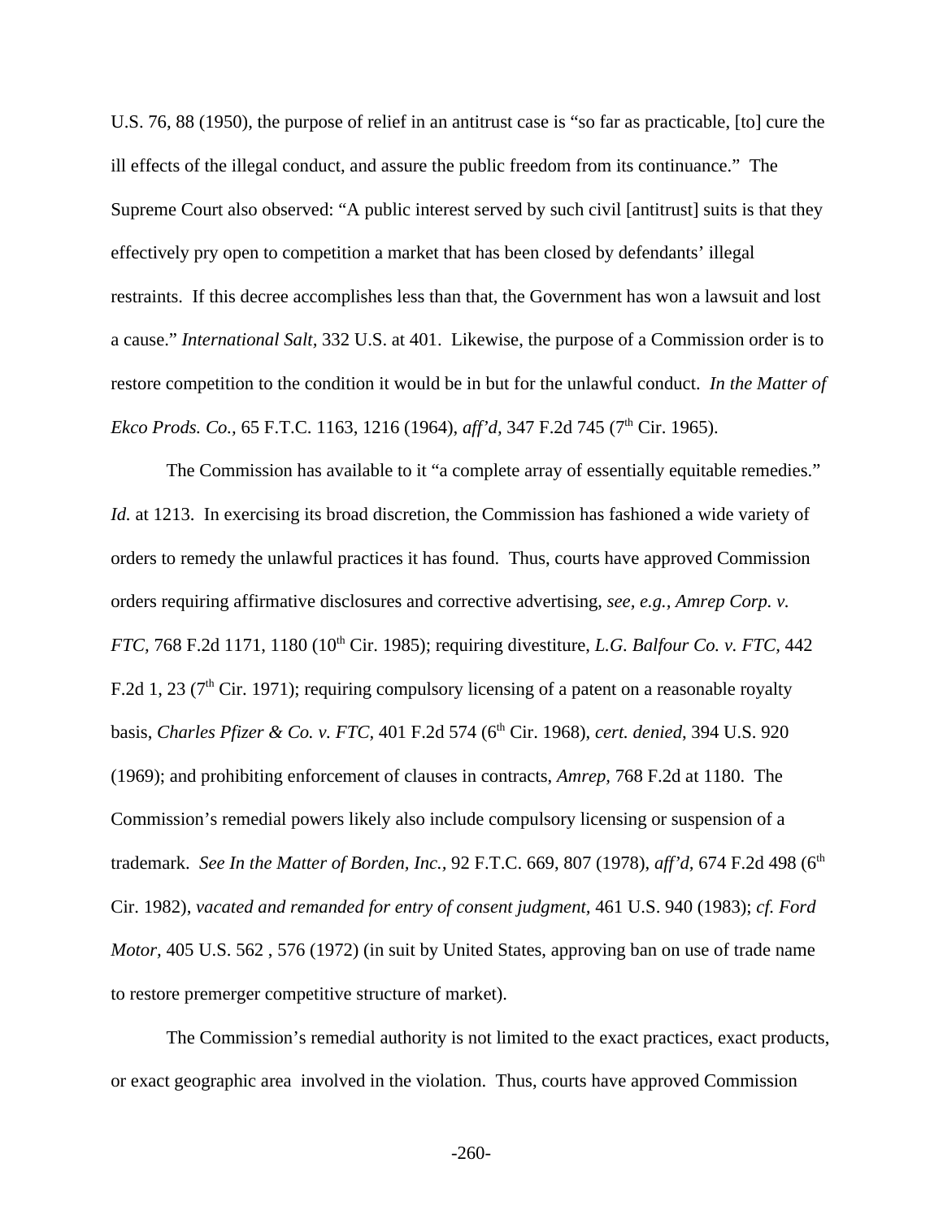U.S. 76, 88 (1950), the purpose of relief in an antitrust case is "so far as practicable, [to] cure the ill effects of the illegal conduct, and assure the public freedom from its continuance." The Supreme Court also observed: "A public interest served by such civil [antitrust] suits is that they effectively pry open to competition a market that has been closed by defendants' illegal restraints. If this decree accomplishes less than that, the Government has won a lawsuit and lost a cause." *International Salt,* 332 U.S. at 401. Likewise, the purpose of a Commission order is to restore competition to the condition it would be in but for the unlawful conduct. *In the Matter of Ekco Prods. Co.,* 65 F.T.C. 1163, 1216 (1964), *aff'd,* 347 F.2d 745 (7th Cir. 1965).

The Commission has available to it "a complete array of essentially equitable remedies." *Id.* at 1213. In exercising its broad discretion, the Commission has fashioned a wide variety of orders to remedy the unlawful practices it has found. Thus, courts have approved Commission orders requiring affirmative disclosures and corrective advertising, *see, e.g., Amrep Corp. v. FTC,* 768 F.2d 1171, 1180 (10th Cir. 1985); requiring divestiture, *L.G. Balfour Co. v. FTC,* 442 F.2d 1, 23 (7th Cir. 1971); requiring compulsory licensing of a patent on a reasonable royalty basis, *Charles Pfizer & Co. v. FTC,* 401 F.2d 574 (6th Cir. 1968), *cert. denied*, 394 U.S. 920 (1969); and prohibiting enforcement of clauses in contracts, *Amrep,* 768 F.2d at 1180. The Commission's remedial powers likely also include compulsory licensing or suspension of a trademark. *See In the Matter of Borden, Inc.,* 92 F.T.C. 669, 807 (1978), *aff'd,* 674 F.2d 498 (6th Cir. 1982), *vacated and remanded for entry of consent judgment,* 461 U.S. 940 (1983); *cf. Ford Motor,* 405 U.S. 562 , 576 (1972) (in suit by United States, approving ban on use of trade name to restore premerger competitive structure of market).

The Commission's remedial authority is not limited to the exact practices, exact products, or exact geographic area involved in the violation. Thus, courts have approved Commission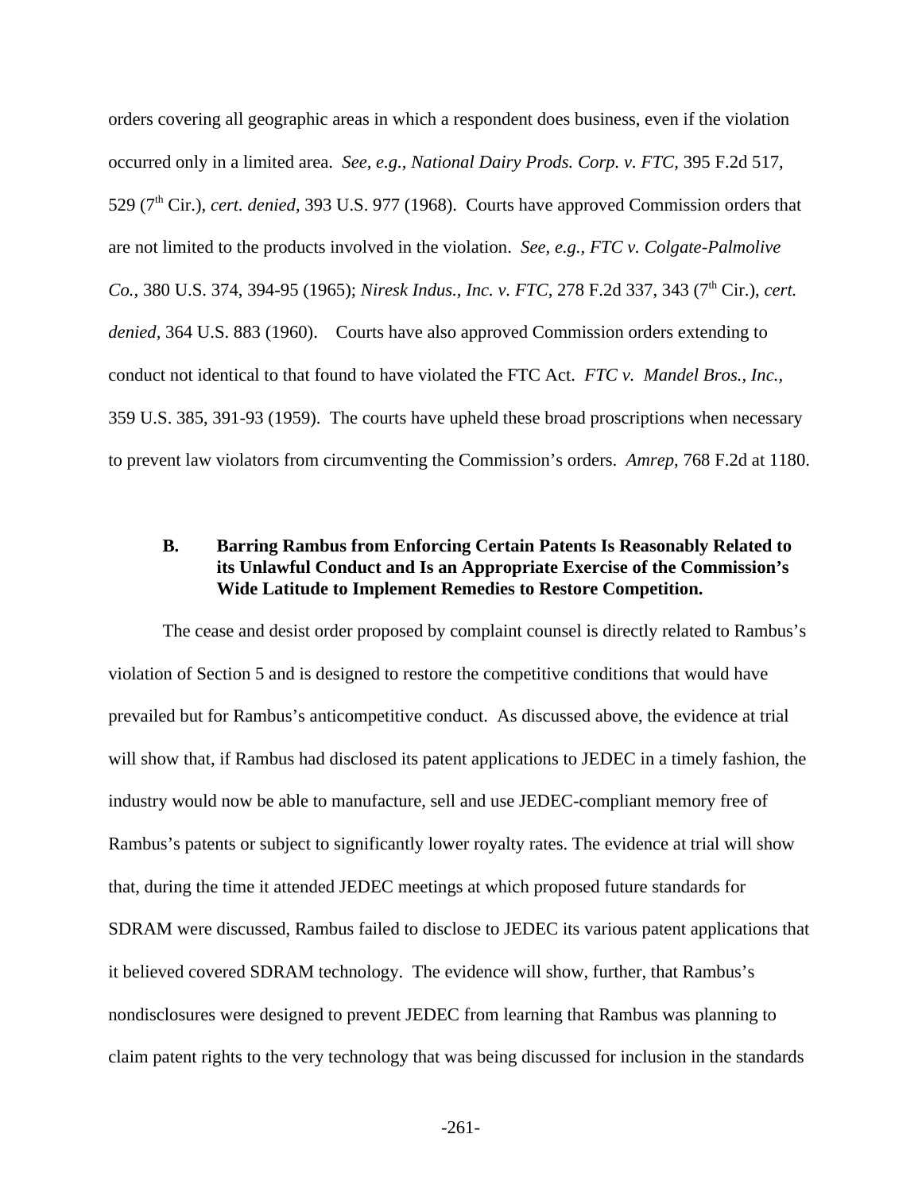orders covering all geographic areas in which a respondent does business, even if the violation occurred only in a limited area. *See, e.g., National Dairy Prods. Corp. v. FTC*, 395 F.2d 517, 529 (7th Cir.), *cert. denied*, 393 U.S. 977 (1968). Courts have approved Commission orders that are not limited to the products involved in the violation. *See, e.g., FTC v. Colgate-Palmolive Co.*, 380 U.S. 374, 394-95 (1965); *Niresk Indus., Inc. v. FTC*, 278 F.2d 337, 343 (7th Cir.), *cert. denied*, 364 U.S. 883 (1960). Courts have also approved Commission orders extending to conduct not identical to that found to have violated the FTC Act. *FTC v. Mandel Bros., Inc.*, 359 U.S. 385, 391-93 (1959). The courts have upheld these broad proscriptions when necessary to prevent law violators from circumventing the Commission's orders. *Amrep*, 768 F.2d at 1180.

### B. Barring Rambus from Enforcing Certain Patents Is Reasonably Related to its Unlawful Conduct and Is an Appropriate Exercise of the Commission's Wide Latitude to Implement Remedies to Restore Competition.

The cease and desist order proposed by complaint counsel is directly related to Rambus's violation of Section 5 and is designed to restore the competitive conditions that would have prevailed but for Rambus's anticompetitive conduct. As discussed above, the evidence at trial will show that, if Rambus had disclosed its patent applications to JEDEC in a timely fashion, the industry would now be able to manufacture, sell and use JEDEC-compliant memory free of Rambus's patents or subject to significantly lower royalty rates. The evidence at trial will show that, during the time it attended JEDEC meetings at which proposed future standards for SDRAM were discussed, Rambus failed to disclose to JEDEC its various patent applications that it believed covered SDRAM technology. The evidence will show, further, that Rambus's nondisclosures were designed to prevent JEDEC from learning that Rambus was planning to claim patent rights to the very technology that was being discussed for inclusion in the standards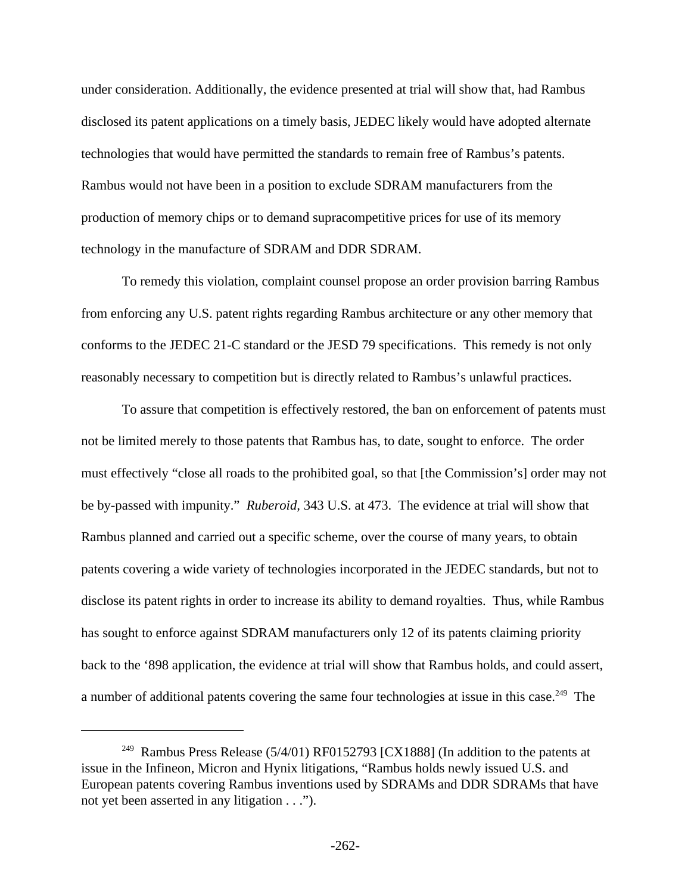under consideration. Additionally, the evidence presented at trial will show that, had Rambus disclosed its patent applications on a timely basis, JEDEC likely would have adopted alternate technologies that would have permitted the standards to remain free of Rambus's patents. Rambus would not have been in a position to exclude SDRAM manufacturers from the production of memory chips or to demand supracompetitive prices for use of its memory technology in the manufacture of SDRAM and DDR SDRAM.

To remedy this violation, complaint counsel propose an order provision barring Rambus from enforcing any U.S. patent rights regarding Rambus architecture or any other memory that conforms to the JEDEC 21-C standard or the JESD 79 specifications. This remedy is not only reasonably necessary to competition but is directly related to Rambus's unlawful practices.

To assure that competition is effectively restored, the ban on enforcement of patents must not be limited merely to those patents that Rambus has, to date, sought to enforce. The order must effectively "close all roads to the prohibited goal, so that [the Commission's] order may not be by-passed with impunity." *Ruberoid*, 343 U.S. at 473. The evidence at trial will show that Rambus planned and carried out a specific scheme, over the course of many years, to obtain patents covering a wide variety of technologies incorporated in the JEDEC standards, but not to disclose its patent rights in order to increase its ability to demand royalties. Thus, while Rambus has sought to enforce against SDRAM manufacturers only 12 of its patents claiming priority back to the '898 application, the evidence at trial will show that Rambus holds, and could assert, a number of additional patents covering the same four technologies at issue in this case.[249] The

---

[249] Rambus Press Release (5/4/01) RF0152793 [CX1888] (In addition to the patents at issue in the Infineon, Micron and Hynix litigations, "Rambus holds newly issued U.S. and European patents covering Rambus inventions used by SDRAMs and DDR SDRAMs that have not yet been asserted in any litigation . . .").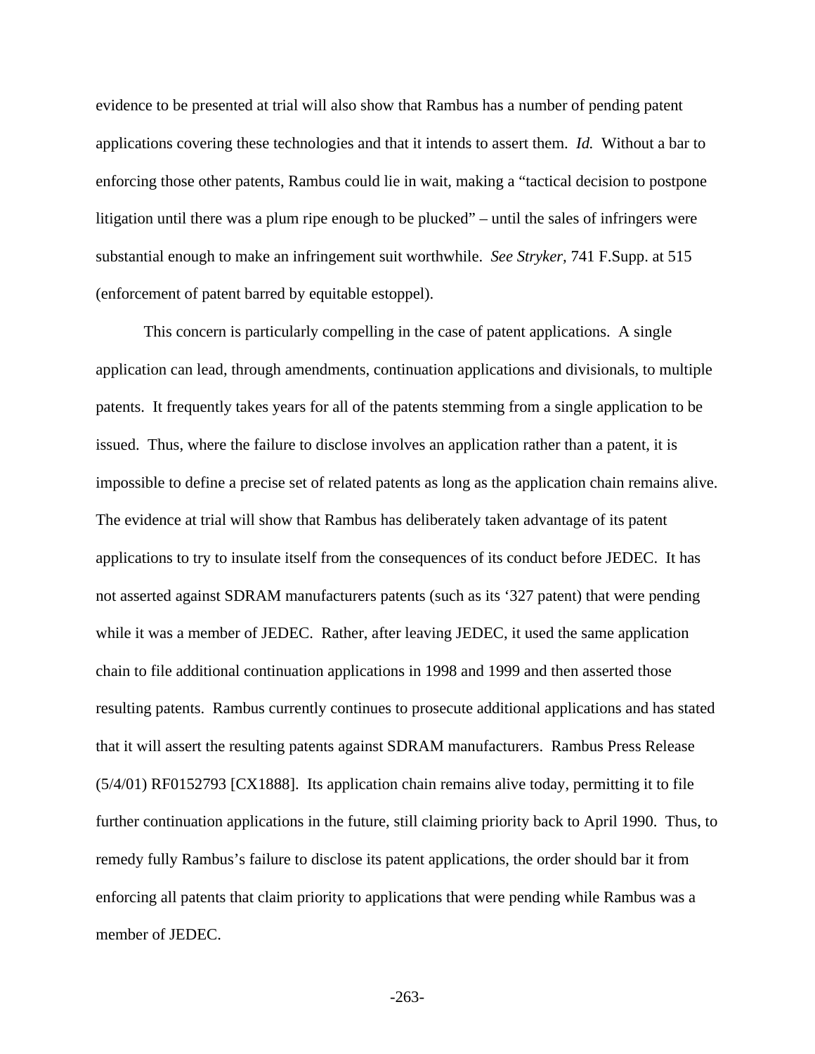evidence to be presented at trial will also show that Rambus has a number of pending patent applications covering these technologies and that it intends to assert them. *Id.* Without a bar to enforcing those other patents, Rambus could lie in wait, making a "tactical decision to postpone litigation until there was a plum ripe enough to be plucked" – until the sales of infringers were substantial enough to make an infringement suit worthwhile. *See Stryker*, 741 F.Supp. at 515 (enforcement of patent barred by equitable estoppel).

This concern is particularly compelling in the case of patent applications. A single application can lead, through amendments, continuation applications and divisionals, to multiple patents. It frequently takes years for all of the patents stemming from a single application to be issued. Thus, where the failure to disclose involves an application rather than a patent, it is impossible to define a precise set of related patents as long as the application chain remains alive. The evidence at trial will show that Rambus has deliberately taken advantage of its patent applications to try to insulate itself from the consequences of its conduct before JEDEC. It has not asserted against SDRAM manufacturers patents (such as its '327 patent) that were pending while it was a member of JEDEC. Rather, after leaving JEDEC, it used the same application chain to file additional continuation applications in 1998 and 1999 and then asserted those resulting patents. Rambus currently continues to prosecute additional applications and has stated that it will assert the resulting patents against SDRAM manufacturers. Rambus Press Release (5/4/01) RF0152793 [CX1888]. Its application chain remains alive today, permitting it to file further continuation applications in the future, still claiming priority back to April 1990. Thus, to remedy fully Rambus's failure to disclose its patent applications, the order should bar it from enforcing all patents that claim priority to applications that were pending while Rambus was a member of JEDEC.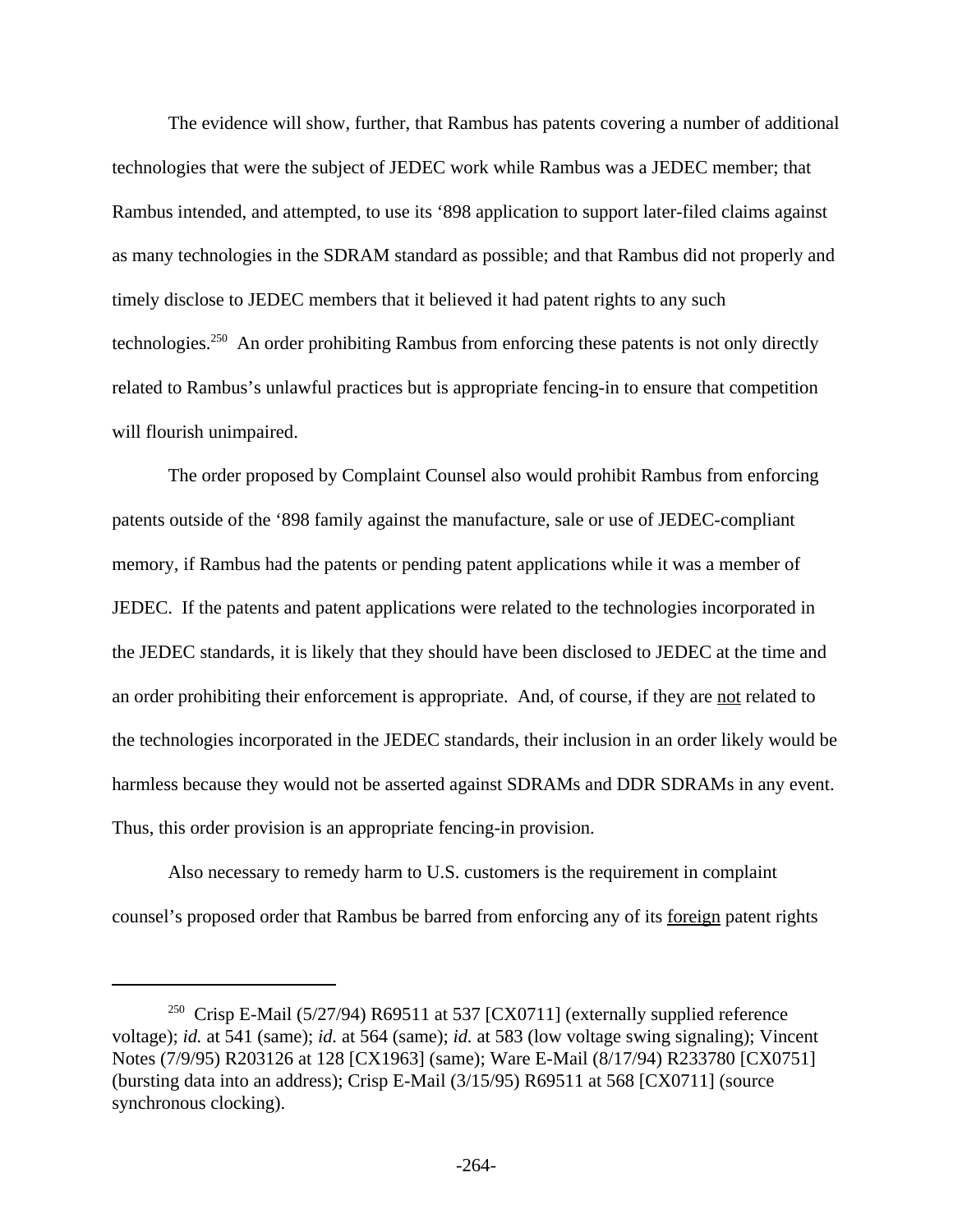The evidence will show, further, that Rambus has patents covering a number of additional technologies that were the subject of JEDEC work while Rambus was a JEDEC member; that Rambus intended, and attempted, to use its '898 application to support later-filed claims against as many technologies in the SDRAM standard as possible; and that Rambus did not properly and timely disclose to JEDEC members that it believed it had patent rights to any such technologies.[250] An order prohibiting Rambus from enforcing these patents is not only directly related to Rambus's unlawful practices but is appropriate fencing-in to ensure that competition will flourish unimpaired.

The order proposed by Complaint Counsel also would prohibit Rambus from enforcing patents outside of the '898 family against the manufacture, sale or use of JEDEC-compliant memory, if Rambus had the patents or pending patent applications while it was a member of JEDEC. If the patents and patent applications were related to the technologies incorporated in the JEDEC standards, it is likely that they should have been disclosed to JEDEC at the time and an order prohibiting their enforcement is appropriate. And, of course, if they are <u>not</u> related to the technologies incorporated in the JEDEC standards, their inclusion in an order likely would be harmless because they would not be asserted against SDRAMs and DDR SDRAMs in any event. Thus, this order provision is an appropriate fencing-in provision.

Also necessary to remedy harm to U.S. customers is the requirement in complaint counsel's proposed order that Rambus be barred from enforcing any of its <u>foreign</u> patent rights

---

[250] Crisp E-Mail (5/27/94) R69511 at 537 [CX0711] (externally supplied reference voltage); *id.* at 541 (same); *id.* at 564 (same); *id.* at 583 (low voltage swing signaling); Vincent Notes (7/9/95) R203126 at 128 [CX1963] (same); Ware E-Mail (8/17/94) R233780 [CX0751] (bursting data into an address); Crisp E-Mail (3/15/95) R69511 at 568 [CX0711] (source synchronous clocking).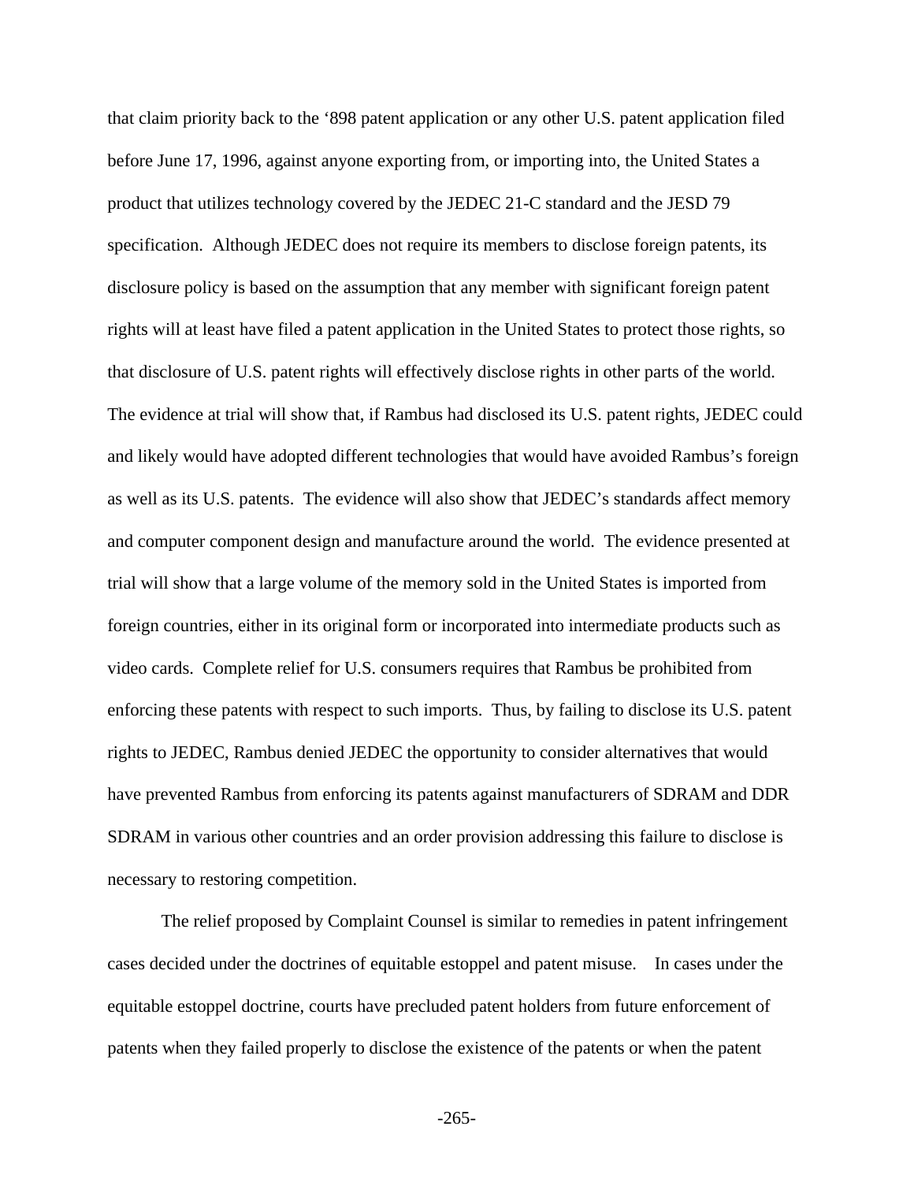that claim priority back to the '898 patent application or any other U.S. patent application filed before June 17, 1996, against anyone exporting from, or importing into, the United States a product that utilizes technology covered by the JEDEC 21-C standard and the JESD 79 specification. Although JEDEC does not require its members to disclose foreign patents, its disclosure policy is based on the assumption that any member with significant foreign patent rights will at least have filed a patent application in the United States to protect those rights, so that disclosure of U.S. patent rights will effectively disclose rights in other parts of the world. The evidence at trial will show that, if Rambus had disclosed its U.S. patent rights, JEDEC could and likely would have adopted different technologies that would have avoided Rambus's foreign as well as its U.S. patents. The evidence will also show that JEDEC's standards affect memory and computer component design and manufacture around the world. The evidence presented at trial will show that a large volume of the memory sold in the United States is imported from foreign countries, either in its original form or incorporated into intermediate products such as video cards. Complete relief for U.S. consumers requires that Rambus be prohibited from enforcing these patents with respect to such imports. Thus, by failing to disclose its U.S. patent rights to JEDEC, Rambus denied JEDEC the opportunity to consider alternatives that would have prevented Rambus from enforcing its patents against manufacturers of SDRAM and DDR SDRAM in various other countries and an order provision addressing this failure to disclose is necessary to restoring competition.

The relief proposed by Complaint Counsel is similar to remedies in patent infringement cases decided under the doctrines of equitable estoppel and patent misuse. In cases under the equitable estoppel doctrine, courts have precluded patent holders from future enforcement of patents when they failed properly to disclose the existence of the patents or when the patent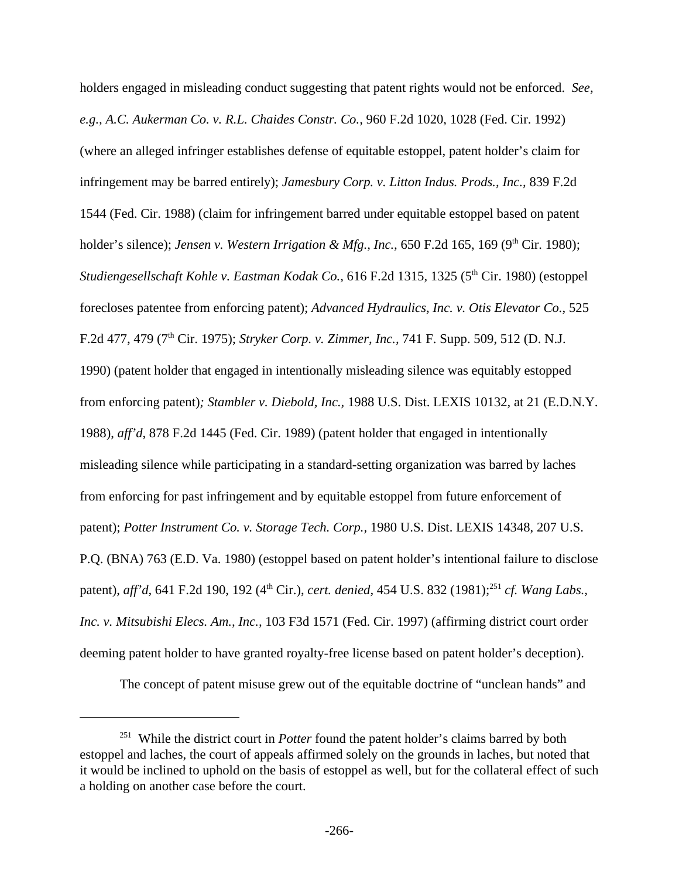holders engaged in misleading conduct suggesting that patent rights would not be enforced. *See, e.g.*, *A.C. Aukerman Co. v. R.L. Chaides Constr. Co.*, 960 F.2d 1020, 1028 (Fed. Cir. 1992) (where an alleged infringer establishes defense of equitable estoppel, patent holder's claim for infringement may be barred entirely); *Jamesbury Corp. v. Litton Indus. Prods., Inc.*, 839 F.2d 1544 (Fed. Cir. 1988) (claim for infringement barred under equitable estoppel based on patent holder's silence); *Jensen v. Western Irrigation & Mfg., Inc.*, 650 F.2d 165, 169 (9th Cir. 1980); *Studiengesellschaft Kohle v. Eastman Kodak Co.*, 616 F.2d 1315, 1325 (5th Cir. 1980) (estoppel forecloses patentee from enforcing patent); *Advanced Hydraulics, Inc. v. Otis Elevator Co.*, 525 F.2d 477, 479 (7th Cir. 1975); *Stryker Corp. v. Zimmer, Inc.*, 741 F. Supp. 509, 512 (D. N.J. 1990) (patent holder that engaged in intentionally misleading silence was equitably estopped from enforcing patent); *Stambler v. Diebold, Inc.*, 1988 U.S. Dist. LEXIS 10132, at 21 (E.D.N.Y. 1988), *aff'd*, 878 F.2d 1445 (Fed. Cir. 1989) (patent holder that engaged in intentionally misleading silence while participating in a standard-setting organization was barred by laches from enforcing for past infringement and by equitable estoppel from future enforcement of patent); *Potter Instrument Co. v. Storage Tech. Corp.*, 1980 U.S. Dist. LEXIS 14348, 207 U.S. P.Q. (BNA) 763 (E.D. Va. 1980) (estoppel based on patent holder's intentional failure to disclose patent), *aff'd*, 641 F.2d 190, 192 (4th Cir.), *cert. denied*, 454 U.S. 832 (1981);[251] *cf. Wang Labs., Inc. v. Mitsubishi Elecs. Am., Inc.*, 103 F3d 1571 (Fed. Cir. 1997) (affirming district court order deeming patent holder to have granted royalty-free license based on patent holder's deception).

The concept of patent misuse grew out of the equitable doctrine of "unclean hands" and

[251] While the district court in *Potter* found the patent holder's claims barred by both estoppel and laches, the court of appeals affirmed solely on the grounds in laches, but noted that it would be inclined to uphold on the basis of estoppel as well, but for the collateral effect of such a holding on another case before the court.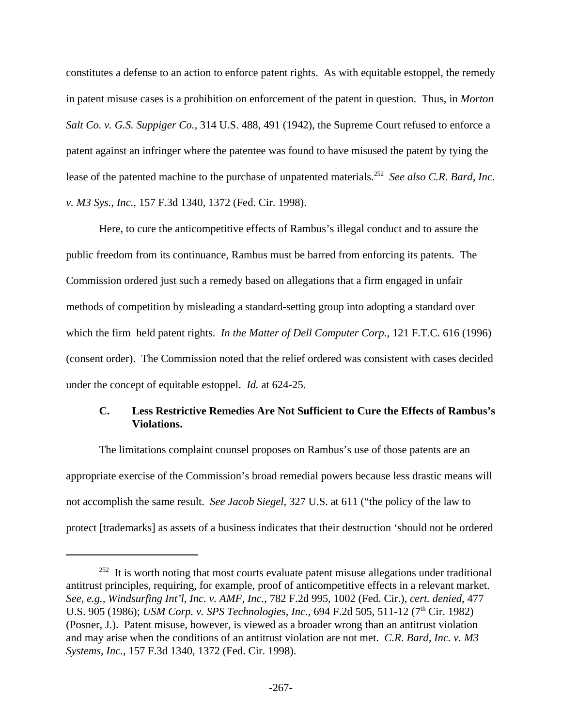constitutes a defense to an action to enforce patent rights. As with equitable estoppel, the remedy in patent misuse cases is a prohibition on enforcement of the patent in question. Thus, in *Morton Salt Co. v. G.S. Suppiger Co.*, 314 U.S. 488, 491 (1942), the Supreme Court refused to enforce a patent against an infringer where the patentee was found to have misused the patent by tying the lease of the patented machine to the purchase of unpatented materials.[252] *See also C.R. Bard, Inc. v. M3 Sys., Inc.*, 157 F.3d 1340, 1372 (Fed. Cir. 1998).

Here, to cure the anticompetitive effects of Rambus's illegal conduct and to assure the public freedom from its continuance, Rambus must be barred from enforcing its patents. The Commission ordered just such a remedy based on allegations that a firm engaged in unfair methods of competition by misleading a standard-setting group into adopting a standard over which the firm held patent rights. *In the Matter of Dell Computer Corp.*, 121 F.T.C. 616 (1996) (consent order). The Commission noted that the relief ordered was consistent with cases decided under the concept of equitable estoppel. *Id.* at 624-25.

### C. Less Restrictive Remedies Are Not Sufficient to Cure the Effects of Rambus's Violations.

The limitations complaint counsel proposes on Rambus's use of those patents are an appropriate exercise of the Commission's broad remedial powers because less drastic means will not accomplish the same result. *See Jacob Siegel*, 327 U.S. at 611 ("the policy of the law to protect [trademarks] as assets of a business indicates that their destruction 'should not be ordered

---

[252] It is worth noting that most courts evaluate patent misuse allegations under traditional antitrust principles, requiring, for example, proof of anticompetitive effects in a relevant market. *See, e.g.*, *Windsurfing Int'l, Inc. v. AMF, Inc.*, 782 F.2d 995, 1002 (Fed. Cir.), *cert. denied*, 477 U.S. 905 (1986); *USM Corp. v. SPS Technologies, Inc.*, 694 F.2d 505, 511-12 (7th Cir. 1982) (Posner, J.). Patent misuse, however, is viewed as a broader wrong than an antitrust violation and may arise when the conditions of an antitrust violation are not met. *C.R. Bard, Inc. v. M3 Systems, Inc.*, 157 F.3d 1340, 1372 (Fed. Cir. 1998).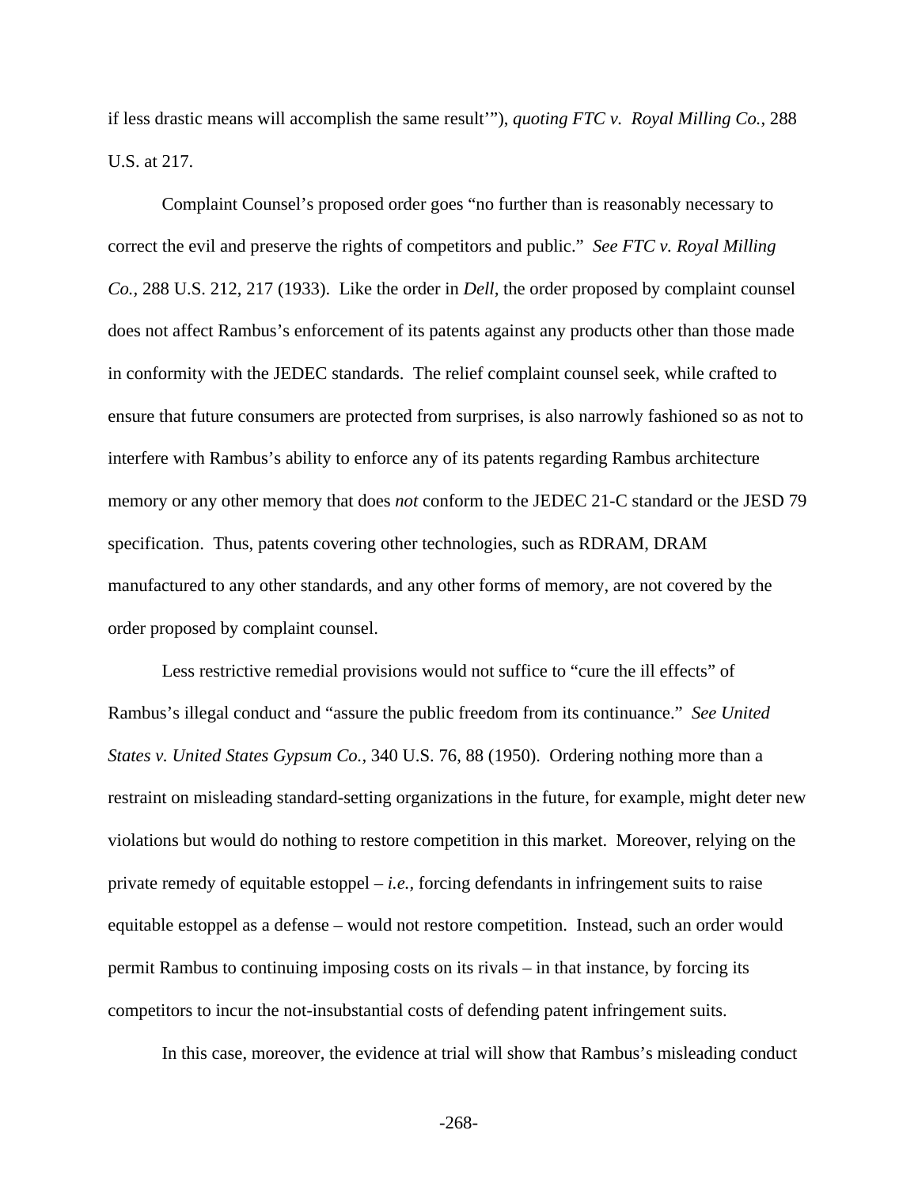if less drastic means will accomplish the same result'"), *quoting FTC v. Royal Milling Co.*, 288 U.S. at 217.

Complaint Counsel's proposed order goes "no further than is reasonably necessary to correct the evil and preserve the rights of competitors and public." *See FTC v. Royal Milling Co.*, 288 U.S. 212, 217 (1933). Like the order in *Dell*, the order proposed by complaint counsel does not affect Rambus's enforcement of its patents against any products other than those made in conformity with the JEDEC standards. The relief complaint counsel seek, while crafted to ensure that future consumers are protected from surprises, is also narrowly fashioned so as not to interfere with Rambus's ability to enforce any of its patents regarding Rambus architecture memory or any other memory that does *not* conform to the JEDEC 21-C standard or the JESD 79 specification. Thus, patents covering other technologies, such as RDRAM, DRAM manufactured to any other standards, and any other forms of memory, are not covered by the order proposed by complaint counsel.

Less restrictive remedial provisions would not suffice to "cure the ill effects" of Rambus's illegal conduct and "assure the public freedom from its continuance." *See United States v. United States Gypsum Co.*, 340 U.S. 76, 88 (1950). Ordering nothing more than a restraint on misleading standard-setting organizations in the future, for example, might deter new violations but would do nothing to restore competition in this market. Moreover, relying on the private remedy of equitable estoppel – *i.e.*, forcing defendants in infringement suits to raise equitable estoppel as a defense – would not restore competition. Instead, such an order would permit Rambus to continuing imposing costs on its rivals – in that instance, by forcing its competitors to incur the not-insubstantial costs of defending patent infringement suits.

In this case, moreover, the evidence at trial will show that Rambus's misleading conduct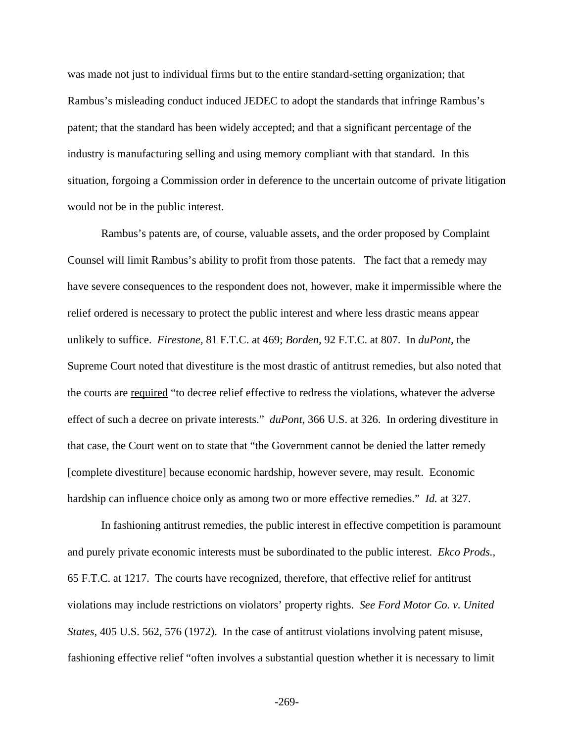was made not just to individual firms but to the entire standard-setting organization; that Rambus's misleading conduct induced JEDEC to adopt the standards that infringe Rambus's patent; that the standard has been widely accepted; and that a significant percentage of the industry is manufacturing selling and using memory compliant with that standard. In this situation, forgoing a Commission order in deference to the uncertain outcome of private litigation would not be in the public interest.

Rambus's patents are, of course, valuable assets, and the order proposed by Complaint Counsel will limit Rambus's ability to profit from those patents. The fact that a remedy may have severe consequences to the respondent does not, however, make it impermissible where the relief ordered is necessary to protect the public interest and where less drastic means appear unlikely to suffice. *Firestone,* 81 F.T.C. at 469; *Borden*, 92 F.T.C. at 807. In *duPont*, the Supreme Court noted that divestiture is the most drastic of antitrust remedies, but also noted that the courts are <u>required</u> "to decree relief effective to redress the violations, whatever the adverse effect of such a decree on private interests." *duPont*, 366 U.S. at 326. In ordering divestiture in that case, the Court went on to state that "the Government cannot be denied the latter remedy [complete divestiture] because economic hardship, however severe, may result. Economic hardship can influence choice only as among two or more effective remedies." *Id.* at 327.

In fashioning antitrust remedies, the public interest in effective competition is paramount and purely private economic interests must be subordinated to the public interest. *Ekco Prods.,* 65 F.T.C. at 1217. The courts have recognized, therefore, that effective relief for antitrust violations may include restrictions on violators' property rights. *See Ford Motor Co. v. United States,* 405 U.S. 562, 576 (1972). In the case of antitrust violations involving patent misuse, fashioning effective relief "often involves a substantial question whether it is necessary to limit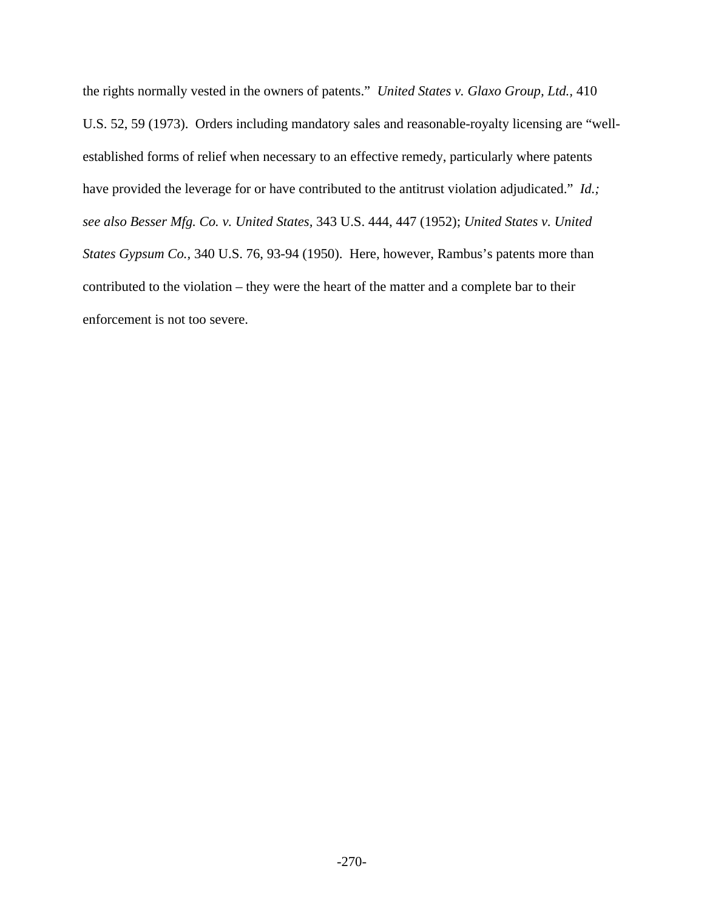the rights normally vested in the owners of patents." *United States v. Glaxo Group, Ltd.*, 410 U.S. 52, 59 (1973). Orders including mandatory sales and reasonable-royalty licensing are "well-established forms of relief when necessary to an effective remedy, particularly where patents have provided the leverage for or have contributed to the antitrust violation adjudicated." *Id.; see also Besser Mfg. Co. v. United States*, 343 U.S. 444, 447 (1952); *United States v. United States Gypsum Co.*, 340 U.S. 76, 93-94 (1950). Here, however, Rambus's patents more than contributed to the violation – they were the heart of the matter and a complete bar to their enforcement is not too severe.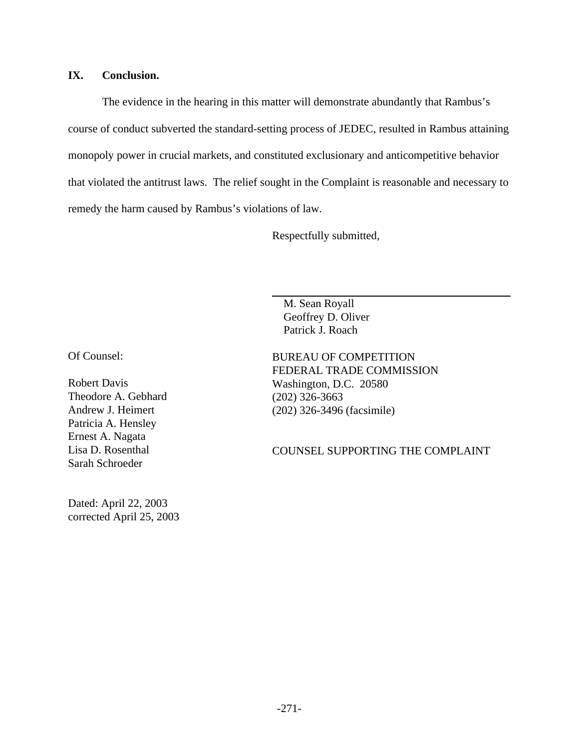## IX. Conclusion.

The evidence in the hearing in this matter will demonstrate abundantly that Rambus's course of conduct subverted the standard-setting process of JEDEC, resulted in Rambus attaining monopoly power in crucial markets, and constituted exclusionary and anticompetitive behavior that violated the antitrust laws. The relief sought in the Complaint is reasonable and necessary to remedy the harm caused by Rambus's violations of law.

Respectfully submitted,

\_\_\_\_\_\_\_\_\_\_\_\_\_\_\_\_\_\_\_\_\_\_\_\_\_\_\_\_\_\_\_\_\_\_\_\_

M. Sean Royall
Geoffrey D. Oliver
Patrick J. Roach

BUREAU OF COMPETITION
FEDERAL TRADE COMMISSION
Washington, D.C. 20580
(202) 326-3663
(202) 326-3496 (facsimile)

COUNSEL SUPPORTING THE COMPLAINT

Of Counsel:

Robert Davis
Theodore A. Gebhard
Andrew J. Heimert
Patricia A. Hensley
Ernest A. Nagata
Lisa D. Rosenthal
Sarah Schroeder

Dated: April 22, 2003
corrected April 25, 2003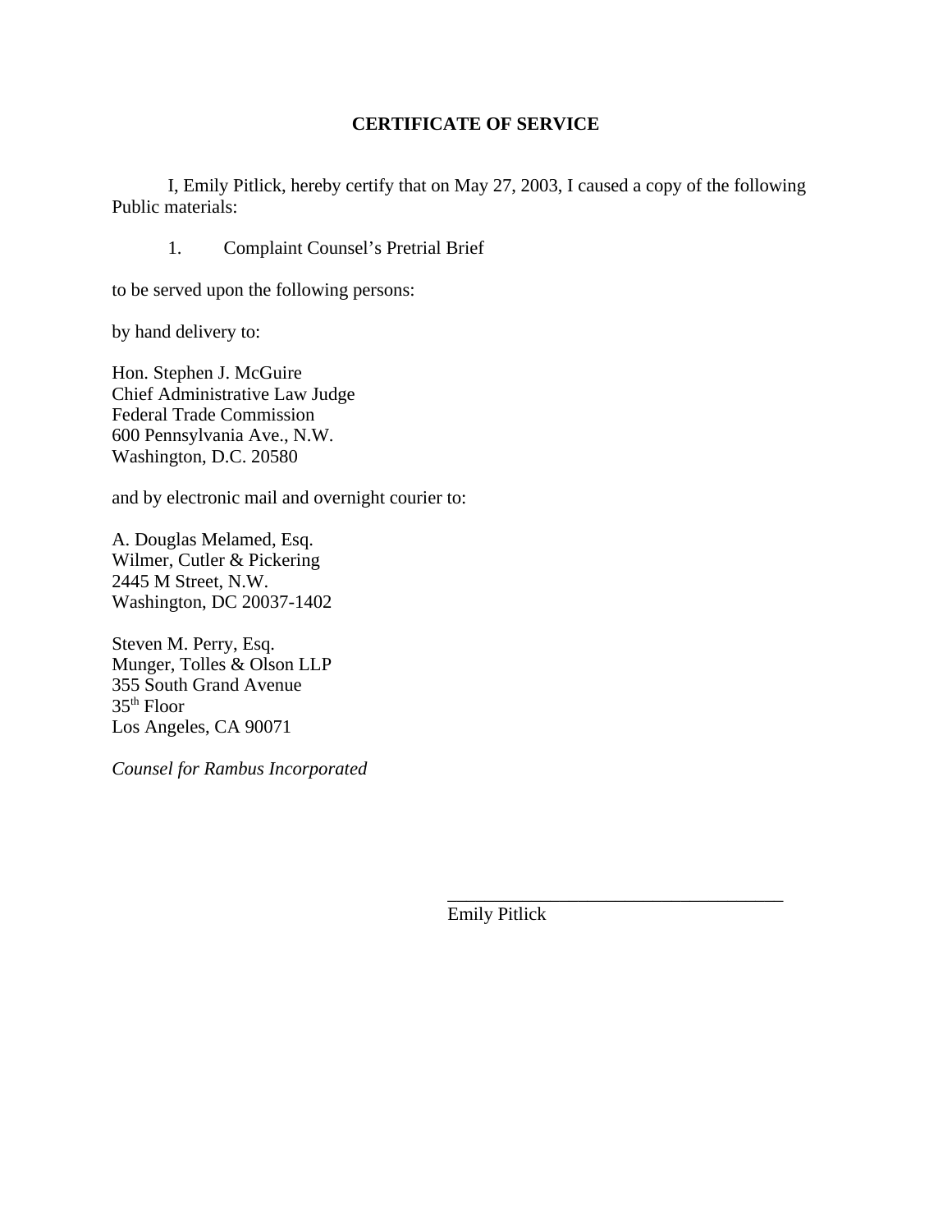## CERTIFICATE OF SERVICE

I, Emily Pitlick, hereby certify that on May 27, 2003, I caused a copy of the following Public materials:

1. Complaint Counsel's Pretrial Brief

to be served upon the following persons:

by hand delivery to:

Hon. Stephen J. McGuire  
Chief Administrative Law Judge  
Federal Trade Commission  
600 Pennsylvania Ave., N.W.  
Washington, D.C. 20580

and by electronic mail and overnight courier to:

A. Douglas Melamed, Esq.  
Wilmer, Cutler & Pickering  
2445 M Street, N.W.  
Washington, DC 20037-1402

Steven M. Perry, Esq.  
Munger, Tolles & Olson LLP  
355 South Grand Avenue  
35th Floor  
Los Angeles, CA 90071

*Counsel for Rambus Incorporated*

\_\_\_\_\_\_\_\_\_\_\_\_\_\_\_\_\_\_\_\_\_\_\_\_\_\_\_\_\_\_\_\_\_\_\_\_\_  
Emily Pitlick